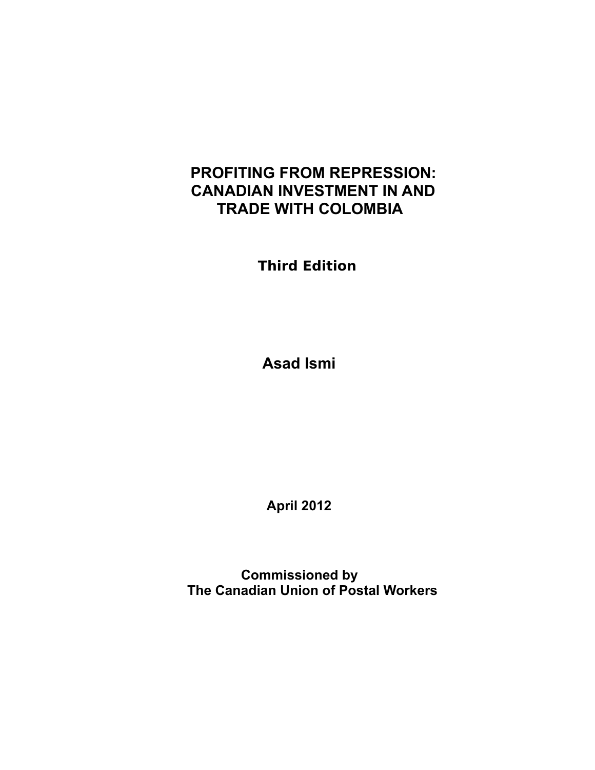# PROFITING FROM REPRESSION: CANADIAN INVESTMENT IN AND TRADE WITH COLOMBIA

**Third Edition**

**Asad Ismi**

**April 2012**

**Commissioned by**
**The Canadian Union of Postal Workers**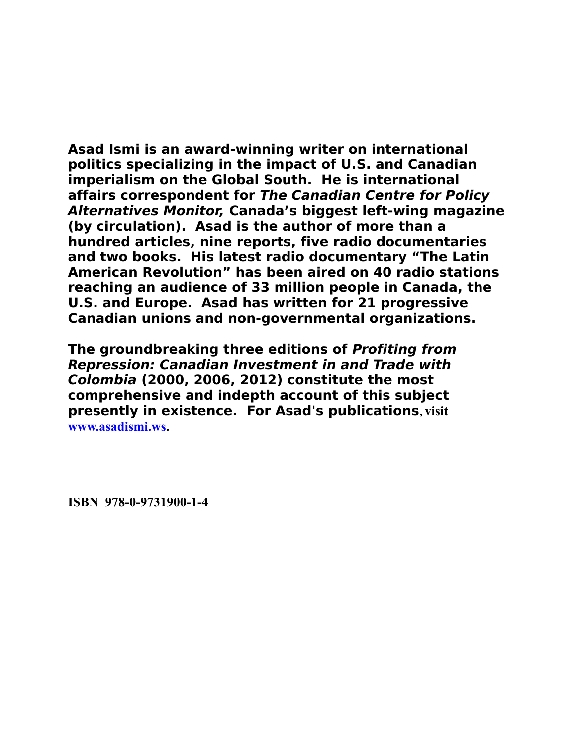**Asad Ismi is an award-winning writer on international politics specializing in the impact of U.S. and Canadian imperialism on the Global South. He is international affairs correspondent for *The Canadian Centre for Policy Alternatives Monitor,* Canada's biggest left-wing magazine (by circulation). Asad is the author of more than a hundred articles, nine reports, five radio documentaries and two books. His latest radio documentary "The Latin American Revolution" has been aired on 40 radio stations reaching an audience of 33 million people in Canada, the U.S. and Europe. Asad has written for 21 progressive Canadian unions and non-governmental organizations.**

**The groundbreaking three editions of *Profiting from Repression: Canadian Investment in and Trade with Colombia* (2000, 2006, 2012) constitute the most comprehensive and indepth account of this subject presently in existence. For Asad's publications, visit [www.asadismi.ws](www.asadismi.ws).**

**ISBN 978-0-9731900-1-4**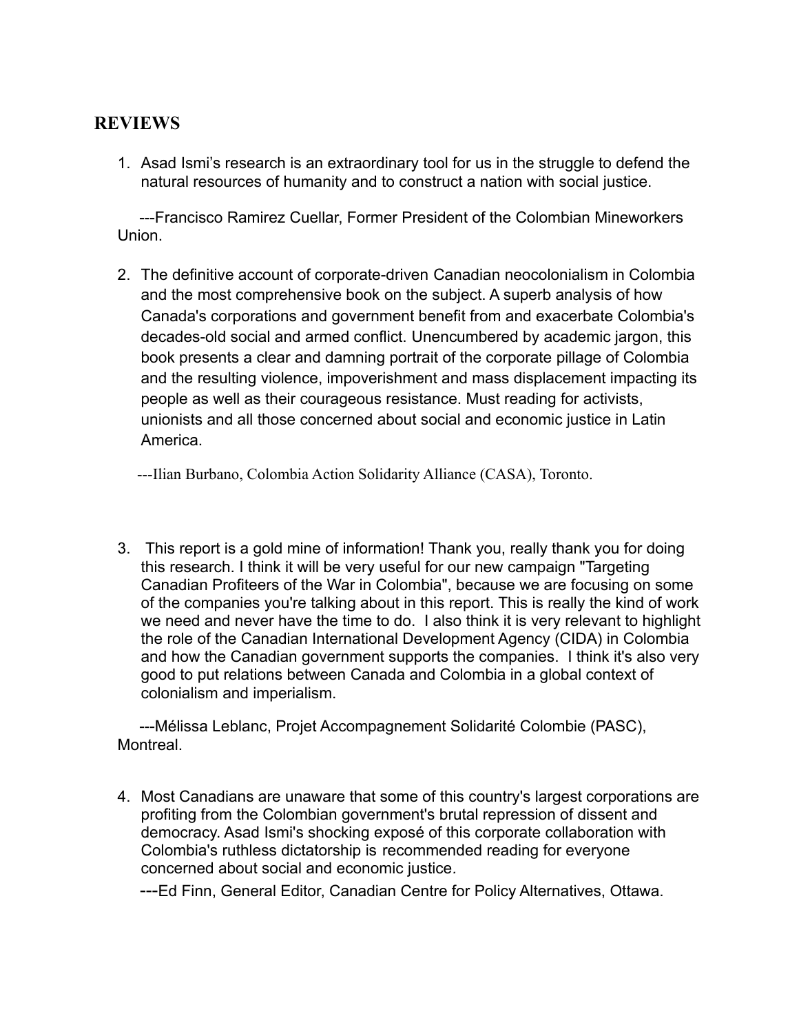## REVIEWS

1. Asad Ismi's research is an extraordinary tool for us in the struggle to defend the natural resources of humanity and to construct a nation with social justice.

   ---Francisco Ramirez Cuellar, Former President of the Colombian Mineworkers Union.

2. The definitive account of corporate-driven Canadian neocolonialism in Colombia and the most comprehensive book on the subject. A superb analysis of how Canada's corporations and government benefit from and exacerbate Colombia's decades-old social and armed conflict. Unencumbered by academic jargon, this book presents a clear and damning portrait of the corporate pillage of Colombia and the resulting violence, impoverishment and mass displacement impacting its people as well as their courageous resistance. Must reading for activists, unionists and all those concerned about social and economic justice in Latin America.

   ---Ilian Burbano, Colombia Action Solidarity Alliance (CASA), Toronto.

3. This report is a gold mine of information! Thank you, really thank you for doing this research. I think it will be very useful for our new campaign "Targeting Canadian Profiteers of the War in Colombia", because we are focusing on some of the companies you're talking about in this report. This is really the kind of work we need and never have the time to do. I also think it is very relevant to highlight the role of the Canadian International Development Agency (CIDA) in Colombia and how the Canadian government supports the companies. I think it's also very good to put relations between Canada and Colombia in a global context of colonialism and imperialism.

   ---Mélissa Leblanc, Projet Accompagnement Solidarité Colombie (PASC), Montreal.

4. Most Canadians are unaware that some of this country's largest corporations are profiting from the Colombian government's brutal repression of dissent and democracy. Asad Ismi's shocking exposé of this corporate collaboration with Colombia's ruthless dictatorship is recommended reading for everyone concerned about social and economic justice.

   ---Ed Finn, General Editor, Canadian Centre for Policy Alternatives, Ottawa.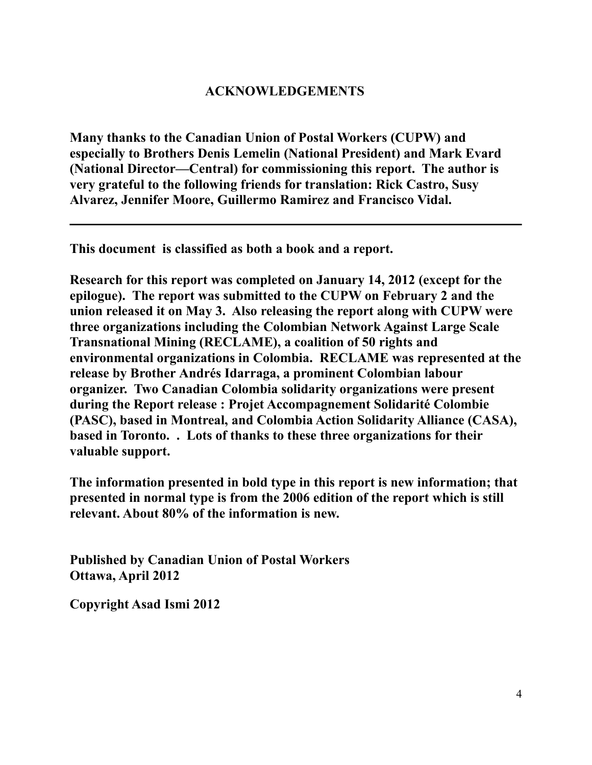# ACKNOWLEDGEMENTS

**Many thanks to the Canadian Union of Postal Workers (CUPW) and especially to Brothers Denis Lemelin (National President) and Mark Evard (National Director—Central) for commissioning this report. The author is very grateful to the following friends for translation: Rick Castro, Susy Alvarez, Jennifer Moore, Guillermo Ramirez and Francisco Vidal.**

---

**This document is classified as both a book and a report.**

**Research for this report was completed on January 14, 2012 (except for the epilogue). The report was submitted to the CUPW on February 2 and the union released it on May 3. Also releasing the report along with CUPW were three organizations including the Colombian Network Against Large Scale Transnational Mining (RECLAME), a coalition of 50 rights and environmental organizations in Colombia. RECLAME was represented at the release by Brother Andrés Idarraga, a prominent Colombian labour organizer. Two Canadian Colombia solidarity organizations were present during the Report release : Projet Accompagnement Solidarité Colombie (PASC), based in Montreal, and Colombia Action Solidarity Alliance (CASA), based in Toronto. . Lots of thanks to these three organizations for their valuable support.**

**The information presented in bold type in this report is new information; that presented in normal type is from the 2006 edition of the report which is still relevant. About 80% of the information is new.**

**Published by Canadian Union of Postal Workers**
**Ottawa, April 2012**

**Copyright Asad Ismi 2012**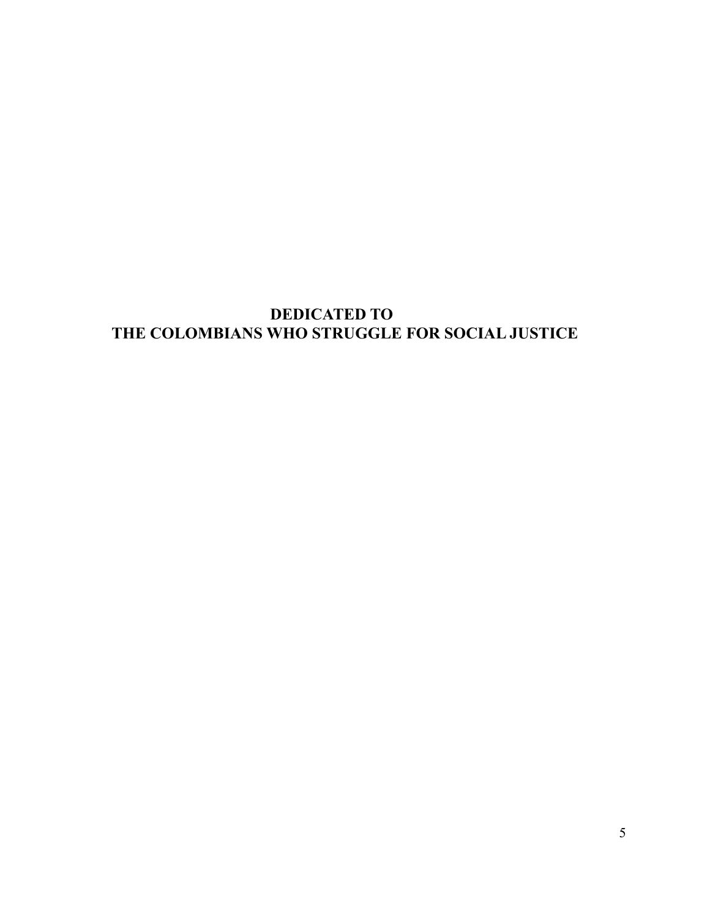**DEDICATED TO**
**THE COLOMBIANS WHO STRUGGLE FOR SOCIAL JUSTICE**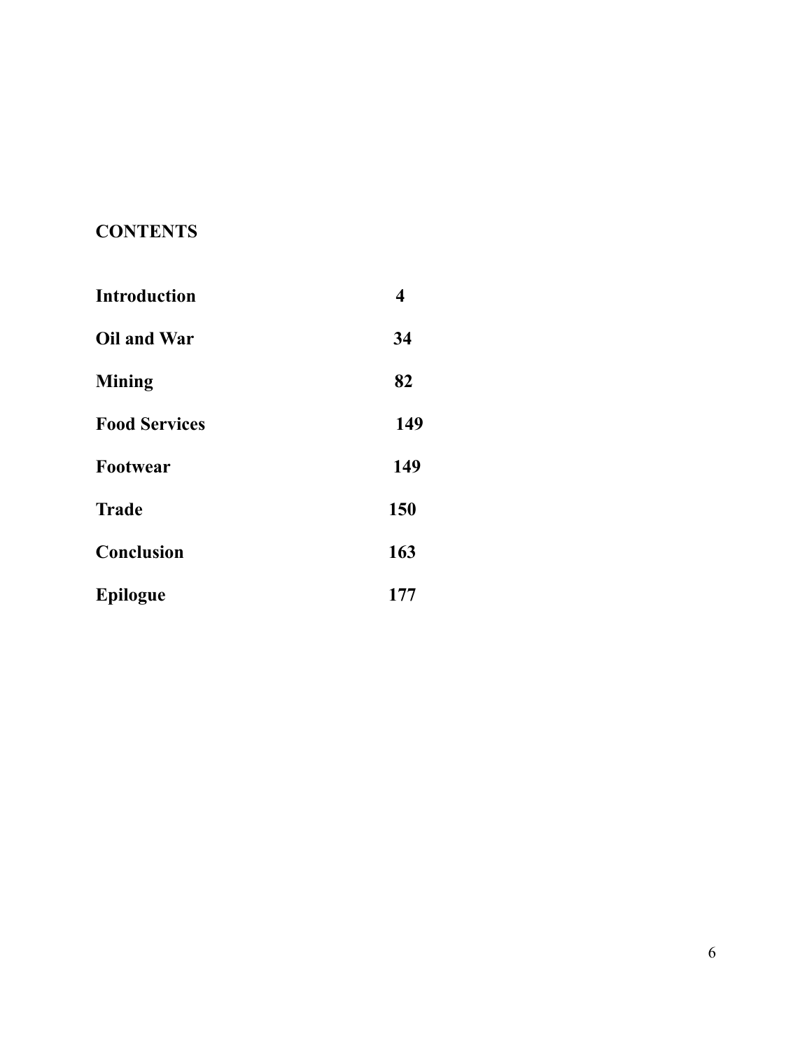# CONTENTS

| | |
|---|---|
| **Introduction** | **4** |
| **Oil and War** | **34** |
| **Mining** | **82** |
| **Food Services** | **149** |
| **Footwear** | **149** |
| **Trade** | **150** |
| **Conclusion** | **163** |
| **Epilogue** | **177** |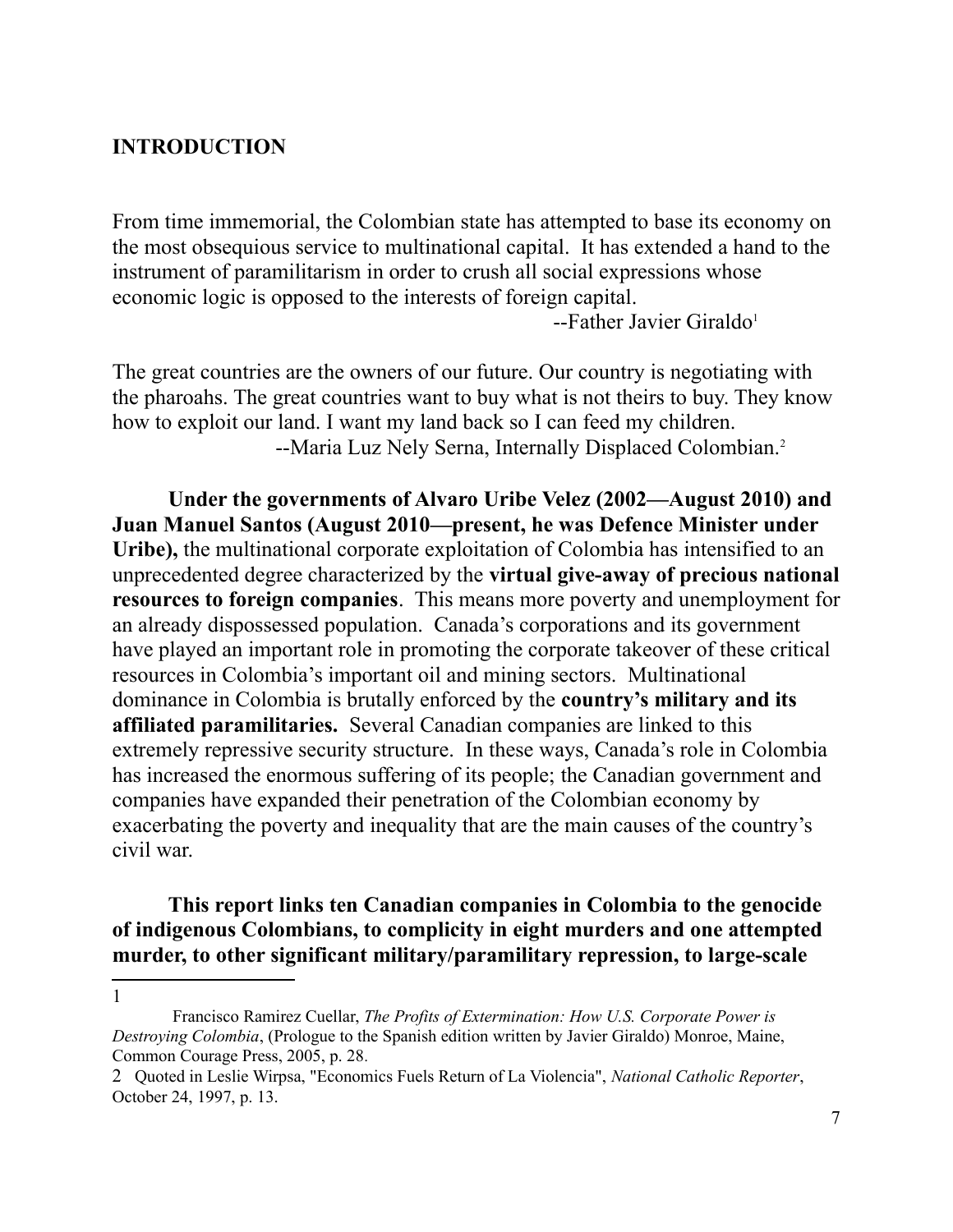## INTRODUCTION

From time immemorial, the Colombian state has attempted to base its economy on the most obsequious service to multinational capital. It has extended a hand to the instrument of paramilitarism in order to crush all social expressions whose economic logic is opposed to the interests of foreign capital.

--Father Javier Giraldo[1]

The great countries are the owners of our future. Our country is negotiating with the pharoahs. The great countries want to buy what is not theirs to buy. They know how to exploit our land. I want my land back so I can feed my children.

--Maria Luz Nely Serna, Internally Displaced Colombian.[2]

**Under the governments of Alvaro Uribe Velez (2002—August 2010) and Juan Manuel Santos (August 2010—present, he was Defence Minister under Uribe),** the multinational corporate exploitation of Colombia has intensified to an unprecedented degree characterized by the **virtual give-away of precious national resources to foreign companies**. This means more poverty and unemployment for an already dispossessed population. Canada's corporations and its government have played an important role in promoting the corporate takeover of these critical resources in Colombia's important oil and mining sectors. Multinational dominance in Colombia is brutally enforced by the **country's military and its affiliated paramilitaries.** Several Canadian companies are linked to this extremely repressive security structure. In these ways, Canada's role in Colombia has increased the enormous suffering of its people; the Canadian government and companies have expanded their penetration of the Colombian economy by exacerbating the poverty and inequality that are the main causes of the country's civil war.

**This report links ten Canadian companies in Colombia to the genocide of indigenous Colombians, to complicity in eight murders and one attempted murder, to other significant military/paramilitary repression, to large-scale**

---

1 Francisco Ramirez Cuellar, *The Profits of Extermination: How U.S. Corporate Power is Destroying Colombia*, (Prologue to the Spanish edition written by Javier Giraldo) Monroe, Maine, Common Courage Press, 2005, p. 28.

2 Quoted in Leslie Wirpsa, "Economics Fuels Return of La Violencia", *National Catholic Reporter*, October 24, 1997, p. 13.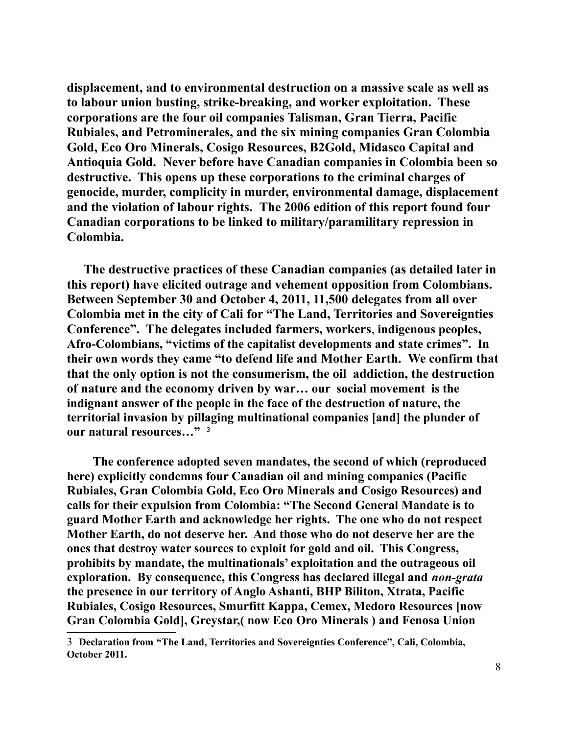**displacement, and to environmental destruction on a massive scale as well as to labour union busting, strike-breaking, and worker exploitation. These corporations are the four oil companies Talisman, Gran Tierra, Pacific Rubiales, and Petrominerales, and the six mining companies Gran Colombia Gold, Eco Oro Minerals, Cosigo Resources, B2Gold, Midasco Capital and Antioquia Gold. Never before have Canadian companies in Colombia been so destructive. This opens up these corporations to the criminal charges of genocide, murder, complicity in murder, environmental damage, displacement and the violation of labour rights. The 2006 edition of this report found four Canadian corporations to be linked to military/paramilitary repression in Colombia.**

**The destructive practices of these Canadian companies (as detailed later in this report) have elicited outrage and vehement opposition from Colombians. Between September 30 and October 4, 2011, 11,500 delegates from all over Colombia met in the city of Cali for "The Land, Territories and Sovereignties Conference". The delegates included farmers, workers, indigenous peoples, Afro-Colombians, "victims of the capitalist developments and state crimes". In their own words they came "to defend life and Mother Earth. We confirm that that the only option is not the consumerism, the oil addiction, the destruction of nature and the economy driven by war… our social movement is the indignant answer of the people in the face of the destruction of nature, the territorial invasion by pillaging multinational companies [and] the plunder of our natural resources…"** [3]

**The conference adopted seven mandates, the second of which (reproduced here) explicitly condemns four Canadian oil and mining companies (Pacific Rubiales, Gran Colombia Gold, Eco Oro Minerals and Cosigo Resources) and calls for their expulsion from Colombia: "The Second General Mandate is to guard Mother Earth and acknowledge her rights. The one who do not respect Mother Earth, do not deserve her. And those who do not deserve her are the ones that destroy water sources to exploit for gold and oil. This Congress, prohibits by mandate, the multinationals' exploitation and the outrageous oil exploration. By consequence, this Congress has declared illegal and *non-grata* the presence in our territory of Anglo Ashanti, BHP Biliton, Xtrata, Pacific Rubiales, Cosigo Resources, Smurfitt Kappa, Cemex, Medoro Resources [now Gran Colombia Gold], Greystar,( now Eco Oro Minerals ) and Fenosa Union**

---

3 **Declaration from "The Land, Territories and Sovereignties Conference", Cali, Colombia, October 2011.**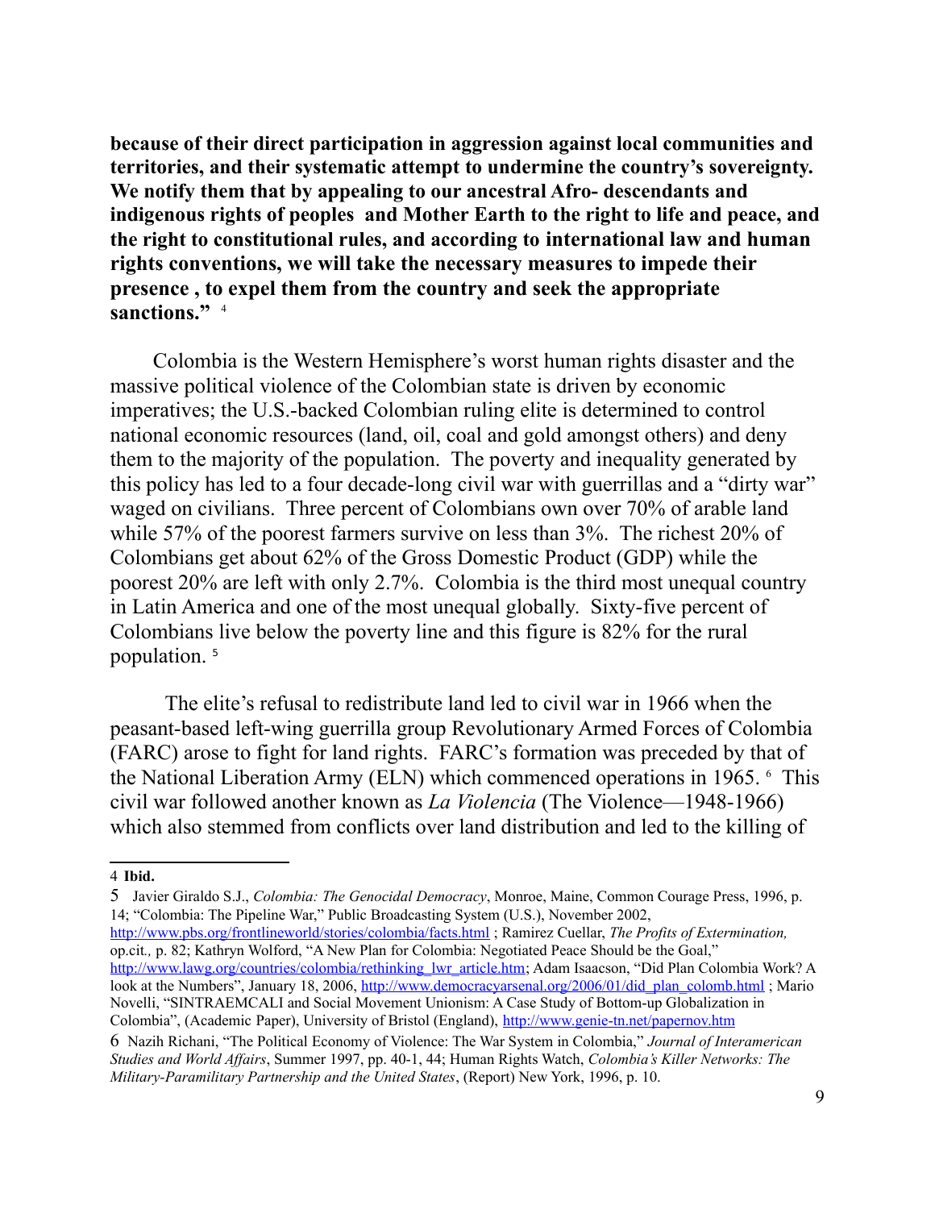**because of their direct participation in aggression against local communities and territories, and their systematic attempt to undermine the country's sovereignty. We notify them that by appealing to our ancestral Afro- descendants and indigenous rights of peoples and Mother Earth to the right to life and peace, and the right to constitutional rules, and according to international law and human rights conventions, we will take the necessary measures to impede their presence , to expel them from the country and seek the appropriate sanctions."** [4]

Colombia is the Western Hemisphere's worst human rights disaster and the massive political violence of the Colombian state is driven by economic imperatives; the U.S.-backed Colombian ruling elite is determined to control national economic resources (land, oil, coal and gold amongst others) and deny them to the majority of the population. The poverty and inequality generated by this policy has led to a four decade-long civil war with guerrillas and a "dirty war" waged on civilians. Three percent of Colombians own over 70% of arable land while 57% of the poorest farmers survive on less than 3%. The richest 20% of Colombians get about 62% of the Gross Domestic Product (GDP) while the poorest 20% are left with only 2.7%. Colombia is the third most unequal country in Latin America and one of the most unequal globally. Sixty-five percent of Colombians live below the poverty line and this figure is 82% for the rural population. [5]

The elite's refusal to redistribute land led to civil war in 1966 when the peasant-based left-wing guerrilla group Revolutionary Armed Forces of Colombia (FARC) arose to fight for land rights. FARC's formation was preceded by that of the National Liberation Army (ELN) which commenced operations in 1965. [6] This civil war followed another known as *La Violencia* (The Violence—1948-1966) which also stemmed from conflicts over land distribution and led to the killing of

---

4 **Ibid.**

5 Javier Giraldo S.J., *Colombia: The Genocidal Democracy*, Monroe, Maine, Common Courage Press, 1996, p. 14; "Colombia: The Pipeline War," Public Broadcasting System (U.S.), November 2002, http://www.pbs.org/frontlineworld/stories/colombia/facts.html ; Ramirez Cuellar, *The Profits of Extermination,* op.cit*.,* p. 82; Kathryn Wolford, "A New Plan for Colombia: Negotiated Peace Should be the Goal," http://www.lawg.org/countries/colombia/rethinking_lwr_article.htm; Adam Isaacson, "Did Plan Colombia Work? A look at the Numbers", January 18, 2006, http://www.democracyarsenal.org/2006/01/did_plan_colomb.html ; Mario Novelli, "SINTRAEMCALI and Social Movement Unionism: A Case Study of Bottom-up Globalization in Colombia", (Academic Paper), University of Bristol (England), http://www.genie-tn.net/papernov.htm

6 Nazih Richani, "The Political Economy of Violence: The War System in Colombia," *Journal of Interamerican Studies and World Affairs*, Summer 1997, pp. 40-1, 44; Human Rights Watch, *Colombia's Killer Networks: The Military-Paramilitary Partnership and the United States*, (Report) New York, 1996, p. 10.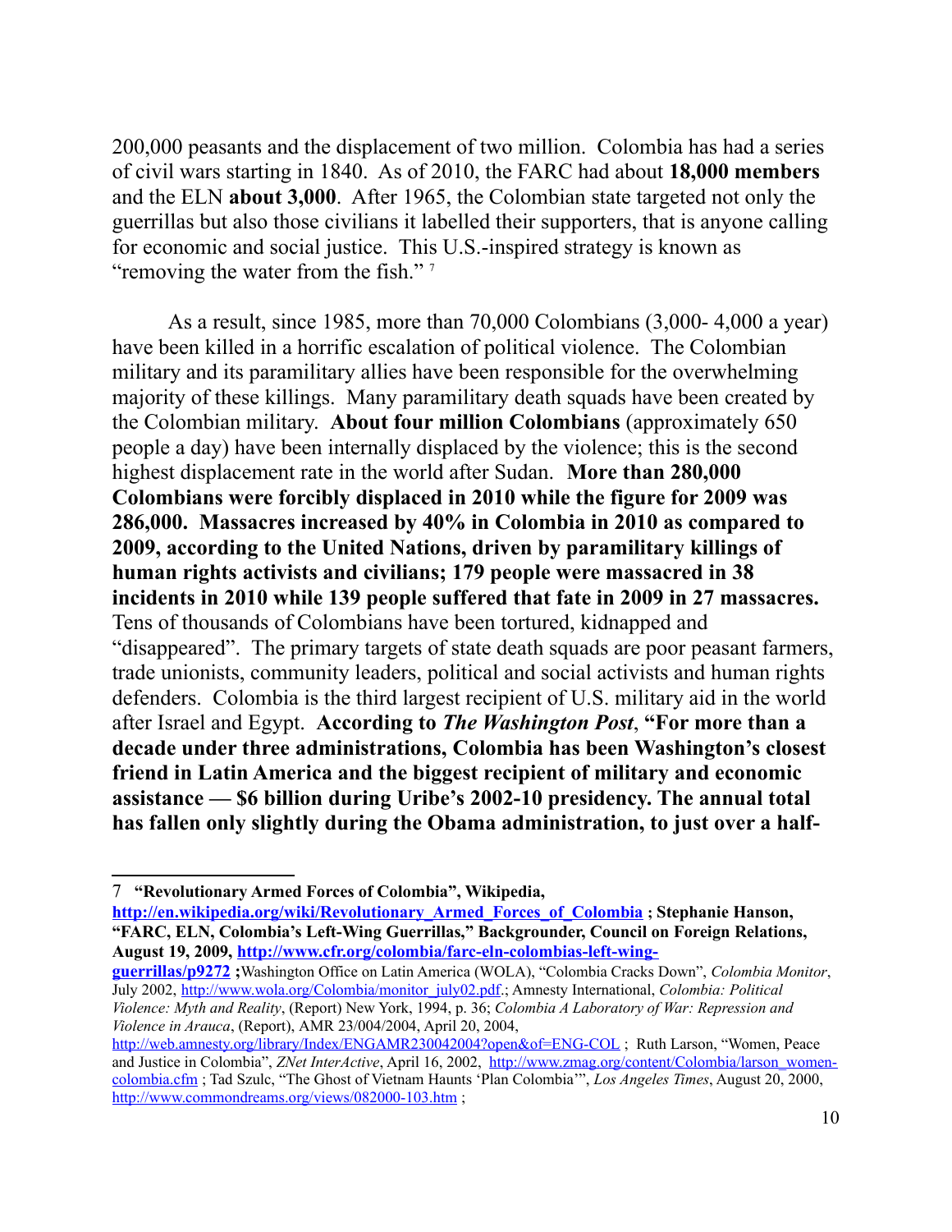200,000 peasants and the displacement of two million. Colombia has had a series of civil wars starting in 1840. As of 2010, the FARC had about **18,000 members** and the ELN **about 3,000**. After 1965, the Colombian state targeted not only the guerrillas but also those civilians it labelled their supporters, that is anyone calling for economic and social justice. This U.S.-inspired strategy is known as "removing the water from the fish." [7]

As a result, since 1985, more than 70,000 Colombians (3,000- 4,000 a year) have been killed in a horrific escalation of political violence. The Colombian military and its paramilitary allies have been responsible for the overwhelming majority of these killings. Many paramilitary death squads have been created by the Colombian military. **About four million Colombians** (approximately 650 people a day) have been internally displaced by the violence; this is the second highest displacement rate in the world after Sudan. **More than 280,000 Colombians were forcibly displaced in 2010 while the figure for 2009 was 286,000. Massacres increased by 40% in Colombia in 2010 as compared to 2009, according to the United Nations, driven by paramilitary killings of human rights activists and civilians; 179 people were massacred in 38 incidents in 2010 while 139 people suffered that fate in 2009 in 27 massacres.** Tens of thousands of Colombians have been tortured, kidnapped and "disappeared". The primary targets of state death squads are poor peasant farmers, trade unionists, community leaders, political and social activists and human rights defenders. Colombia is the third largest recipient of U.S. military aid in the world after Israel and Egypt. **According to *The Washington Post*, "For more than a decade under three administrations, Colombia has been Washington's closest friend in Latin America and the biggest recipient of military and economic assistance — $6 billion during Uribe's 2002-10 presidency. The annual total has fallen only slightly during the Obama administration, to just over a half-**

---

7 **"Revolutionary Armed Forces of Colombia", Wikipedia, http://en.wikipedia.org/wiki/Revolutionary_Armed_Forces_of_Colombia ; Stephanie Hanson, "FARC, ELN, Colombia's Left-Wing Guerrillas," Backgrounder, Council on Foreign Relations, August 19, 2009, http://www.cfr.org/colombia/farc-eln-colombias-left-wing-guerrillas/p9272 ;**Washington Office on Latin America (WOLA), "Colombia Cracks Down", *Colombia Monitor*, July 2002, http://www.wola.org/Colombia/monitor_july02.pdf.; Amnesty International, *Colombia: Political Violence: Myth and Reality*, (Report) New York, 1994, p. 36; *Colombia A Laboratory of War: Repression and Violence in Arauca*, (Report), AMR 23/004/2004, April 20, 2004, http://web.amnesty.org/library/Index/ENGAMR230042004?open&of=ENG-COL ; Ruth Larson, "Women, Peace and Justice in Colombia", *ZNet InterActive*, April 16, 2002, http://www.zmag.org/content/Colombia/larson_women-colombia.cfm ; Tad Szulc, "The Ghost of Vietnam Haunts 'Plan Colombia'", *Los Angeles Times*, August 20, 2000, http://www.commondreams.org/views/082000-103.htm ;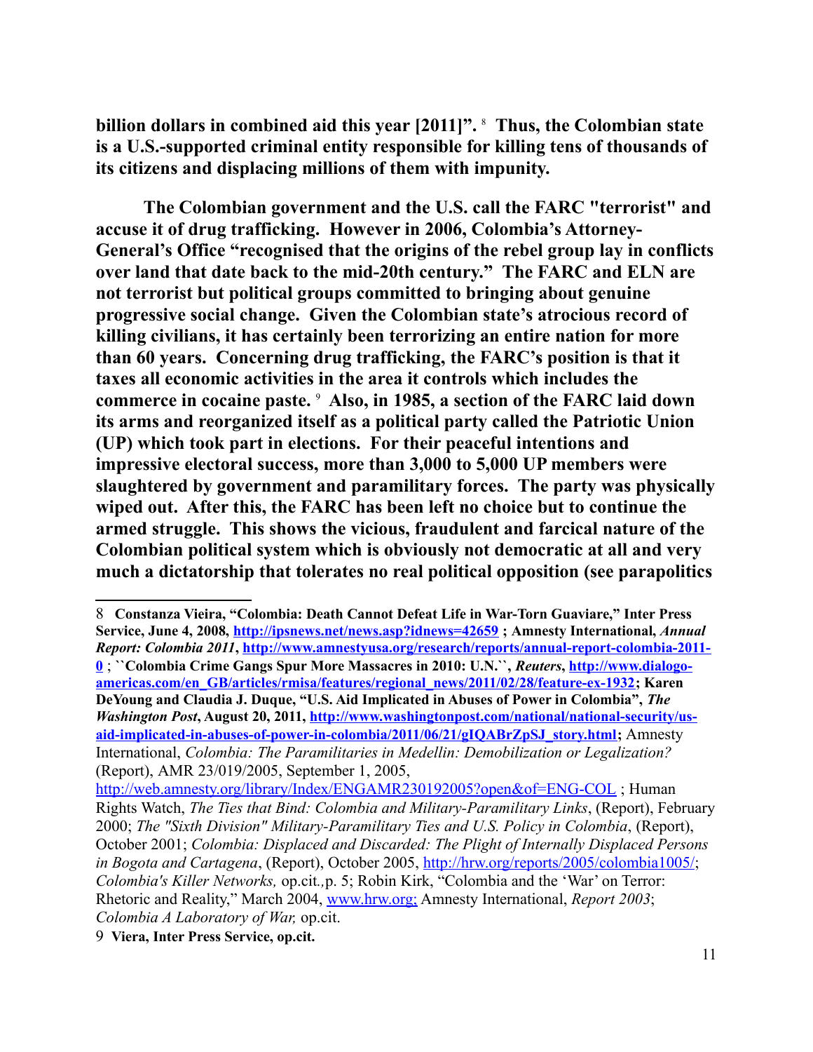**billion dollars in combined aid this year [2011]".** [8] **Thus, the Colombian state is a U.S.-supported criminal entity responsible for killing tens of thousands of its citizens and displacing millions of them with impunity.**

**The Colombian government and the U.S. call the FARC "terrorist" and accuse it of drug trafficking. However in 2006, Colombia's Attorney-General's Office "recognised that the origins of the rebel group lay in conflicts over land that date back to the mid-20th century." The FARC and ELN are not terrorist but political groups committed to bringing about genuine progressive social change. Given the Colombian state's atrocious record of killing civilians, it has certainly been terrorizing an entire nation for more than 60 years. Concerning drug trafficking, the FARC's position is that it taxes all economic activities in the area it controls which includes the commerce in cocaine paste.** [9] **Also, in 1985, a section of the FARC laid down its arms and reorganized itself as a political party called the Patriotic Union (UP) which took part in elections. For their peaceful intentions and impressive electoral success, more than 3,000 to 5,000 UP members were slaughtered by government and paramilitary forces. The party was physically wiped out. After this, the FARC has been left no choice but to continue the armed struggle. This shows the vicious, fraudulent and farcical nature of the Colombian political system which is obviously not democratic at all and very much a dictatorship that tolerates no real political opposition (see parapolitics**

---

8 **Constanza Vieira, "Colombia: Death Cannot Defeat Life in War-Torn Guaviare," Inter Press Service, June 4, 2008, http://ipsnews.net/news.asp?idnews=42659 ; Amnesty International, *Annual Report: Colombia 2011*, http://www.amnestyusa.org/research/reports/annual-report-colombia-2011-0** ; **``Colombia Crime Gangs Spur More Massacres in 2010: U.N.``, *Reuters*, http://www.dialogo-americas.com/en_GB/articles/rmisa/features/regional_news/2011/02/28/feature-ex-1932; Karen DeYoung and Claudia J. Duque, "U.S. Aid Implicated in Abuses of Power in Colombia", *The Washington Post*, August 20, 2011, http://www.washingtonpost.com/national/national-security/us-aid-implicated-in-abuses-of-power-in-colombia/2011/06/21/gIQABrZpSJ_story.html;** Amnesty International, *Colombia: The Paramilitaries in Medellin: Demobilization or Legalization?* (Report), AMR 23/019/2005, September 1, 2005, http://web.amnesty.org/library/Index/ENGAMR230192005?open&of=ENG-COL ; Human Rights Watch, *The Ties that Bind: Colombia and Military-Paramilitary Links*, (Report), February 2000; *The "Sixth Division" Military-Paramilitary Ties and U.S. Policy in Colombia*, (Report), October 2001; *Colombia: Displaced and Discarded: The Plight of Internally Displaced Persons in Bogota and Cartagena*, (Report), October 2005, http://hrw.org/reports/2005/colombia1005/; *Colombia's Killer Networks,* op.cit.,p. 5; Robin Kirk, "Colombia and the 'War' on Terror: Rhetoric and Reality," March 2004, www.hrw.org; Amnesty International, *Report 2003*; *Colombia A Laboratory of War,* op.cit.

9 **Viera, Inter Press Service, op.cit.**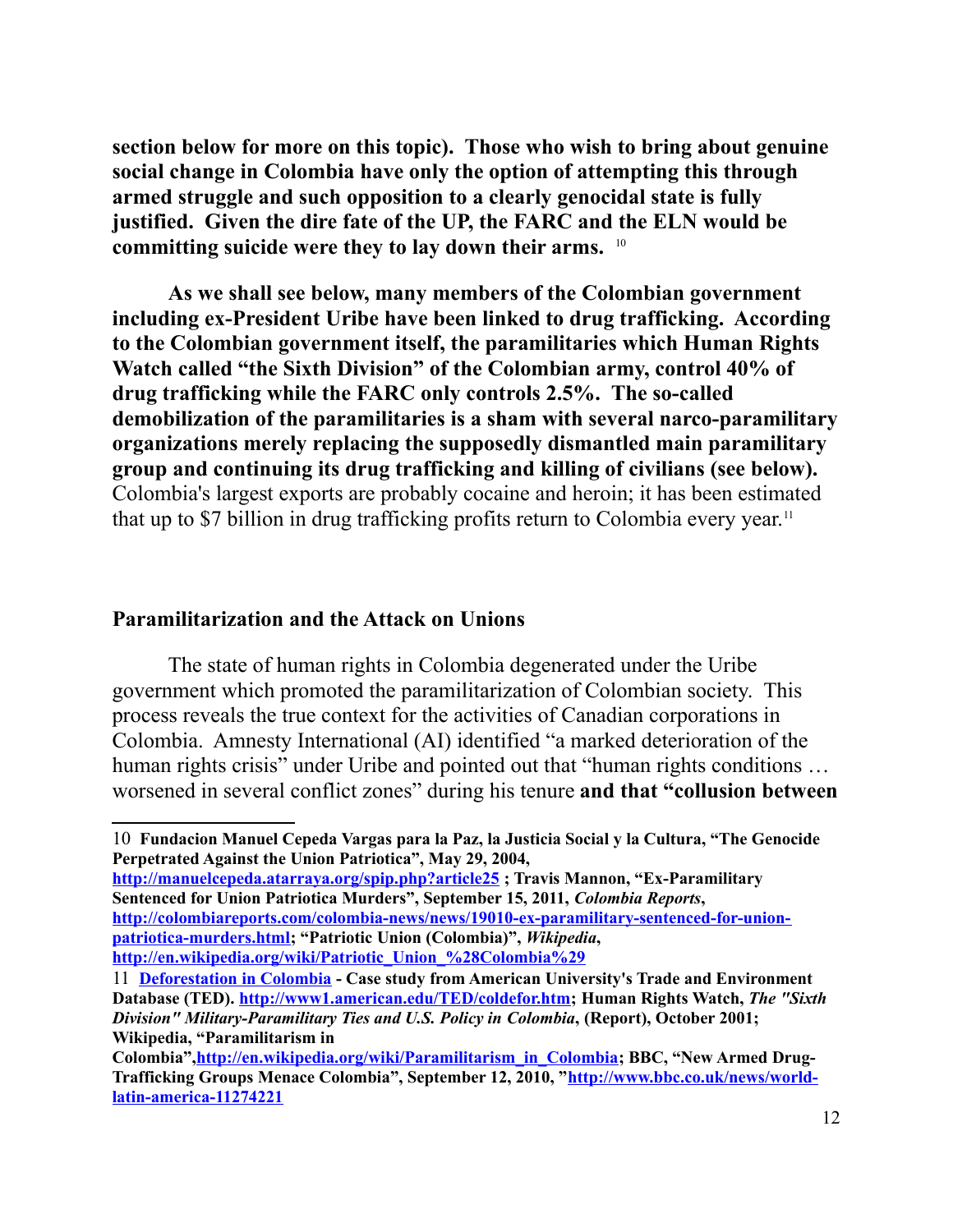**section below for more on this topic). Those who wish to bring about genuine social change in Colombia have only the option of attempting this through armed struggle and such opposition to a clearly genocidal state is fully justified. Given the dire fate of the UP, the FARC and the ELN would be committing suicide were they to lay down their arms.** [10]

**As we shall see below, many members of the Colombian government including ex-President Uribe have been linked to drug trafficking. According to the Colombian government itself, the paramilitaries which Human Rights Watch called "the Sixth Division" of the Colombian army, control 40% of drug trafficking while the FARC only controls 2.5%. The so-called demobilization of the paramilitaries is a sham with several narco-paramilitary organizations merely replacing the supposedly dismantled main paramilitary group and continuing its drug trafficking and killing of civilians (see below).** Colombia's largest exports are probably cocaine and heroin; it has been estimated that up to $7 billion in drug trafficking profits return to Colombia every year.[11]

## Paramilitarization and the Attack on Unions

The state of human rights in Colombia degenerated under the Uribe government which promoted the paramilitarization of Colombian society. This process reveals the true context for the activities of Canadian corporations in Colombia. Amnesty International (AI) identified "a marked deterioration of the human rights crisis" under Uribe and pointed out that "human rights conditions … worsened in several conflict zones" during his tenure **and that "collusion between**

---

10 **Fundacion Manuel Cepeda Vargas para la Paz, la Justicia Social y la Cultura, "The Genocide Perpetrated Against the Union Patriotica", May 29, 2004, http://manuelcepeda.atarraya.org/spip.php?article25 ; Travis Mannon, "Ex-Paramilitary Sentenced for Union Patriotica Murders", September 15, 2011, *Colombia Reports*, http://colombiareports.com/colombia-news/news/19010-ex-paramilitary-sentenced-for-union-patriotica-murders.html; "Patriotic Union (Colombia)", *Wikipedia*, http://en.wikipedia.org/wiki/Patriotic_Union_%28Colombia%29**

11 **Deforestation in Colombia - Case study from American University's Trade and Environment Database (TED). http://www1.american.edu/TED/coldefor.htm; Human Rights Watch, *The "Sixth Division" Military-Paramilitary Ties and U.S. Policy in Colombia*, (Report), October 2001; Wikipedia, "Paramilitarism in Colombia",http://en.wikipedia.org/wiki/Paramilitarism_in_Colombia; BBC, "New Armed Drug-Trafficking Groups Menace Colombia", September 12, 2010, "http://www.bbc.co.uk/news/world-latin-america-11274221**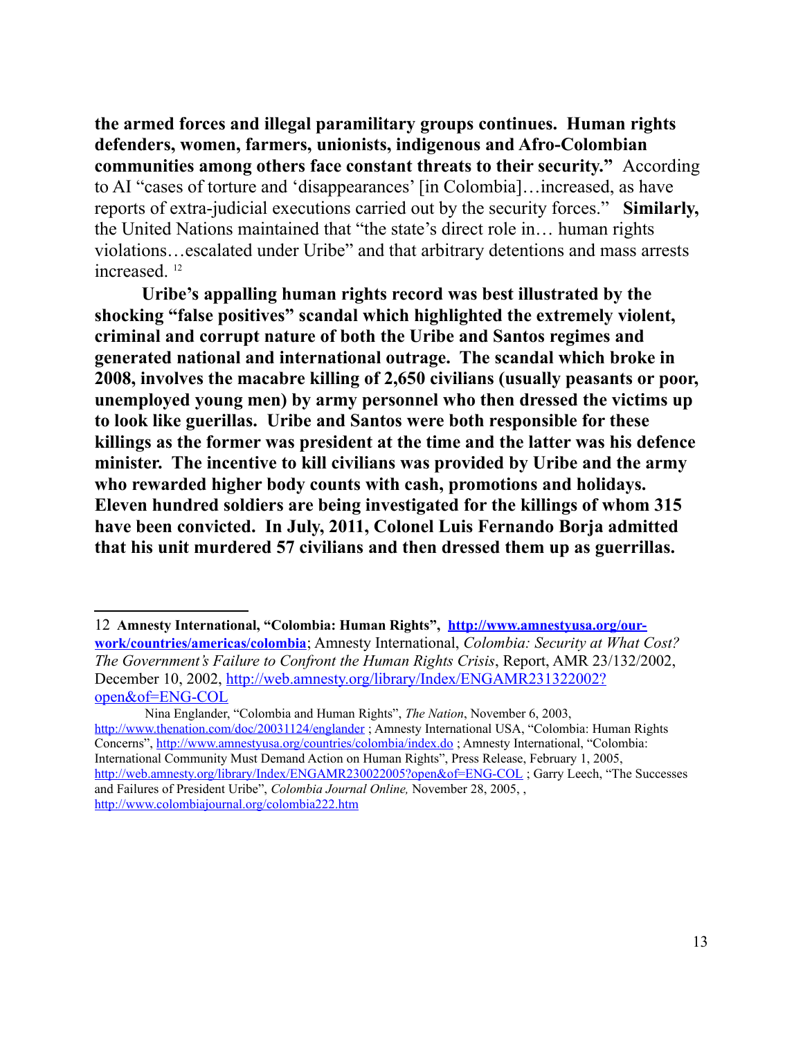**the armed forces and illegal paramilitary groups continues. Human rights defenders, women, farmers, unionists, indigenous and Afro-Colombian communities among others face constant threats to their security."** According to AI "cases of torture and 'disappearances' [in Colombia]…increased, as have reports of extra-judicial executions carried out by the security forces." **Similarly,** the United Nations maintained that "the state's direct role in… human rights violations…escalated under Uribe" and that arbitrary detentions and mass arrests increased. [12]

**Uribe's appalling human rights record was best illustrated by the shocking "false positives" scandal which highlighted the extremely violent, criminal and corrupt nature of both the Uribe and Santos regimes and generated national and international outrage. The scandal which broke in 2008, involves the macabre killing of 2,650 civilians (usually peasants or poor, unemployed young men) by army personnel who then dressed the victims up to look like guerillas. Uribe and Santos were both responsible for these killings as the former was president at the time and the latter was his defence minister. The incentive to kill civilians was provided by Uribe and the army who rewarded higher body counts with cash, promotions and holidays. Eleven hundred soldiers are being investigated for the killings of whom 315 have been convicted. In July, 2011, Colonel Luis Fernando Borja admitted that his unit murdered 57 civilians and then dressed them up as guerrillas.**

---

12 **Amnesty International, "Colombia: Human Rights", [http://www.amnestyusa.org/our-work/countries/americas/colombia](http://www.amnestyusa.org/our-work/countries/americas/colombia)**; Amnesty International, *Colombia: Security at What Cost? The Government's Failure to Confront the Human Rights Crisis*, Report, AMR 23/132/2002, December 10, 2002, [http://web.amnesty.org/library/Index/ENGAMR231322002?open&of=ENG-COL](http://web.amnesty.org/library/Index/ENGAMR231322002?open&of=ENG-COL)

Nina Englander, "Colombia and Human Rights", *The Nation*, November 6, 2003, [http://www.thenation.com/doc/20031124/englander](http://www.thenation.com/doc/20031124/englander) ; Amnesty International USA, "Colombia: Human Rights Concerns", [http://www.amnestyusa.org/countries/colombia/index.do](http://www.amnestyusa.org/countries/colombia/index.do) ; Amnesty International, "Colombia: International Community Must Demand Action on Human Rights", Press Release, February 1, 2005, [http://web.amnesty.org/library/Index/ENGAMR230022005?open&of=ENG-COL](http://web.amnesty.org/library/Index/ENGAMR230022005?open&of=ENG-COL) ; Garry Leech, "The Successes and Failures of President Uribe", *Colombia Journal Online,* November 28, 2005, , [http://www.colombiajournal.org/colombia222.htm](http://www.colombiajournal.org/colombia222.htm)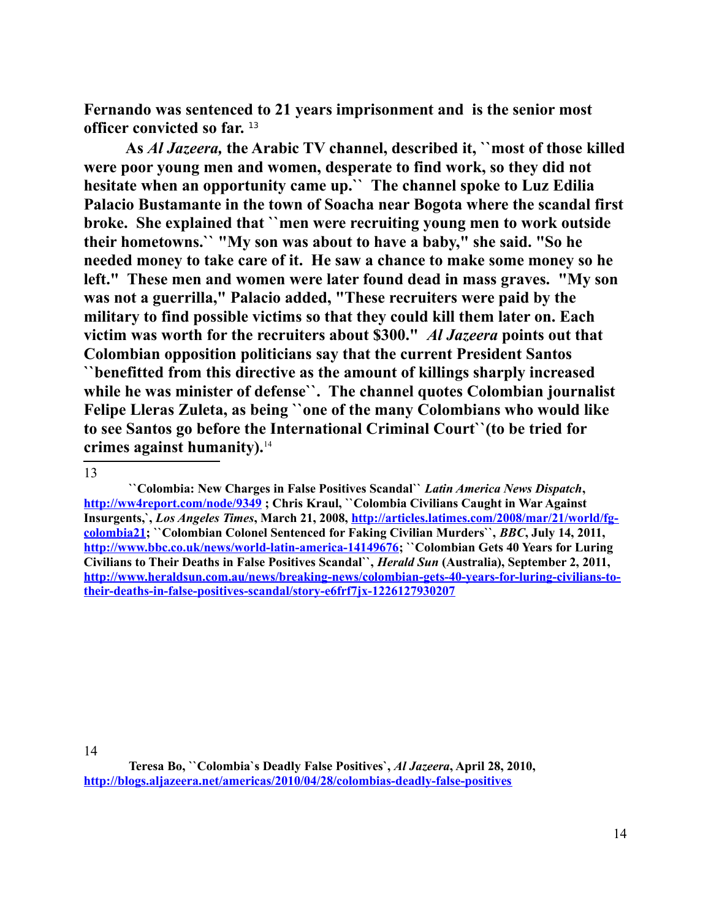**Fernando was sentenced to 21 years imprisonment and is the senior most officer convicted so far.** [13]

**As *Al Jazeera,* the Arabic TV channel, described it, ``most of those killed were poor young men and women, desperate to find work, so they did not hesitate when an opportunity came up.`` The channel spoke to Luz Edilia Palacio Bustamante in the town of Soacha near Bogota where the scandal first broke. She explained that ``men were recruiting young men to work outside their hometowns.`` "My son was about to have a baby," she said. "So he needed money to take care of it. He saw a chance to make some money so he left." These men and women were later found dead in mass graves. "My son was not a guerrilla," Palacio added, "These recruiters were paid by the military to find possible victims so that they could kill them later on. Each victim was worth for the recruiters about $300." *Al Jazeera* points out that Colombian opposition politicians say that the current President Santos ``benefitted from this directive as the amount of killings sharply increased while he was minister of defense``. The channel quotes Colombian journalist Felipe Lleras Zuleta, as being ``one of the many Colombians who would like to see Santos go before the International Criminal Court``(to be tried for crimes against humanity).**[14]

---

13 **``Colombia: New Charges in False Positives Scandal`` *Latin America News Dispatch*, http://ww4report.com/node/9349 ; Chris Kraul, ``Colombia Civilians Caught in War Against Insurgents,`, *Los Angeles Times*, March 21, 2008, http://articles.latimes.com/2008/mar/21/world/fg-colombia21; ``Colombian Colonel Sentenced for Faking Civilian Murders``, *BBC*, July 14, 2011, http://www.bbc.co.uk/news/world-latin-america-14149676; ``Colombian Gets 40 Years for Luring Civilians to Their Deaths in False Positives Scandal``, *Herald Sun* (Australia), September 2, 2011, http://www.heraldsun.com.au/news/breaking-news/colombian-gets-40-years-for-luring-civilians-to-their-deaths-in-false-positives-scandal/story-e6frf7jx-1226127930207**

14 **Teresa Bo, ``Colombia`s Deadly False Positives`, *Al Jazeera*, April 28, 2010, http://blogs.aljazeera.net/americas/2010/04/28/colombias-deadly-false-positives**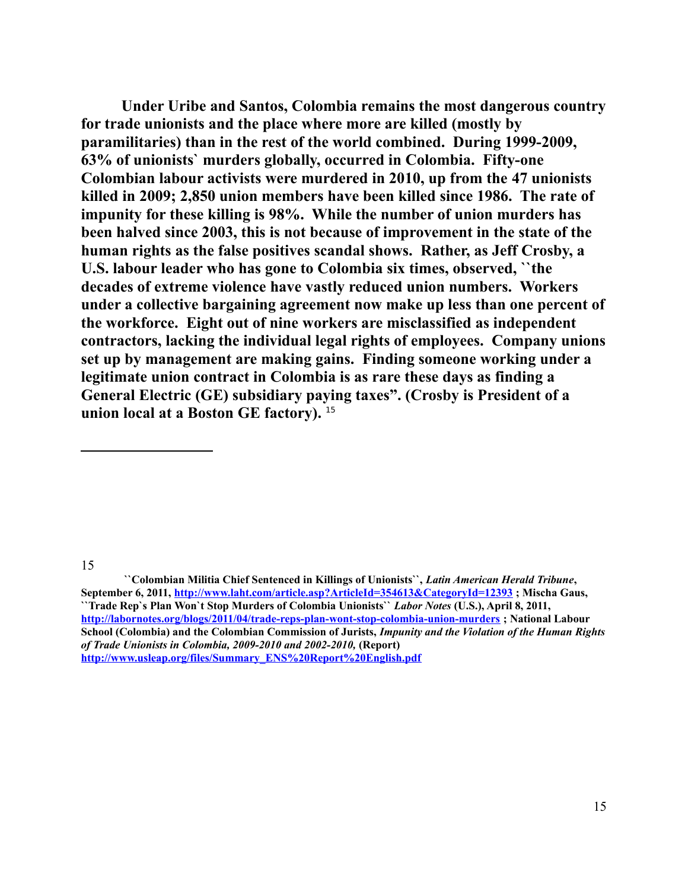**Under Uribe and Santos, Colombia remains the most dangerous country for trade unionists and the place where more are killed (mostly by paramilitaries) than in the rest of the world combined. During 1999-2009, 63% of unionists` murders globally, occurred in Colombia. Fifty-one Colombian labour activists were murdered in 2010, up from the 47 unionists killed in 2009; 2,850 union members have been killed since 1986. The rate of impunity for these killing is 98%. While the number of union murders has been halved since 2003, this is not because of improvement in the state of the human rights as the false positives scandal shows. Rather, as Jeff Crosby, a U.S. labour leader who has gone to Colombia six times, observed, ``the decades of extreme violence have vastly reduced union numbers. Workers under a collective bargaining agreement now make up less than one percent of the workforce. Eight out of nine workers are misclassified as independent contractors, lacking the individual legal rights of employees. Company unions set up by management are making gains. Finding someone working under a legitimate union contract in Colombia is as rare these days as finding a General Electric (GE) subsidiary paying taxes". (Crosby is President of a union local at a Boston GE factory).** [15]

---

[15] **``Colombian Militia Chief Sentenced in Killings of Unionists``, *Latin American Herald Tribune*, September 6, 2011, http://www.laht.com/article.asp?ArticleId=354613&CategoryId=12393 ; Mischa Gaus, ``Trade Rep`s Plan Won`t Stop Murders of Colombia Unionists`` *Labor Notes* (U.S.), April 8, 2011, http://labornotes.org/blogs/2011/04/trade-reps-plan-wont-stop-colombia-union-murders ; National Labour School (Colombia) and the Colombian Commission of Jurists, *Impunity and the Violation of the Human Rights of Trade Unionists in Colombia, 2009-2010 and 2002-2010,* (Report) http://www.usleap.org/files/Summary_ENS%20Report%20English.pdf**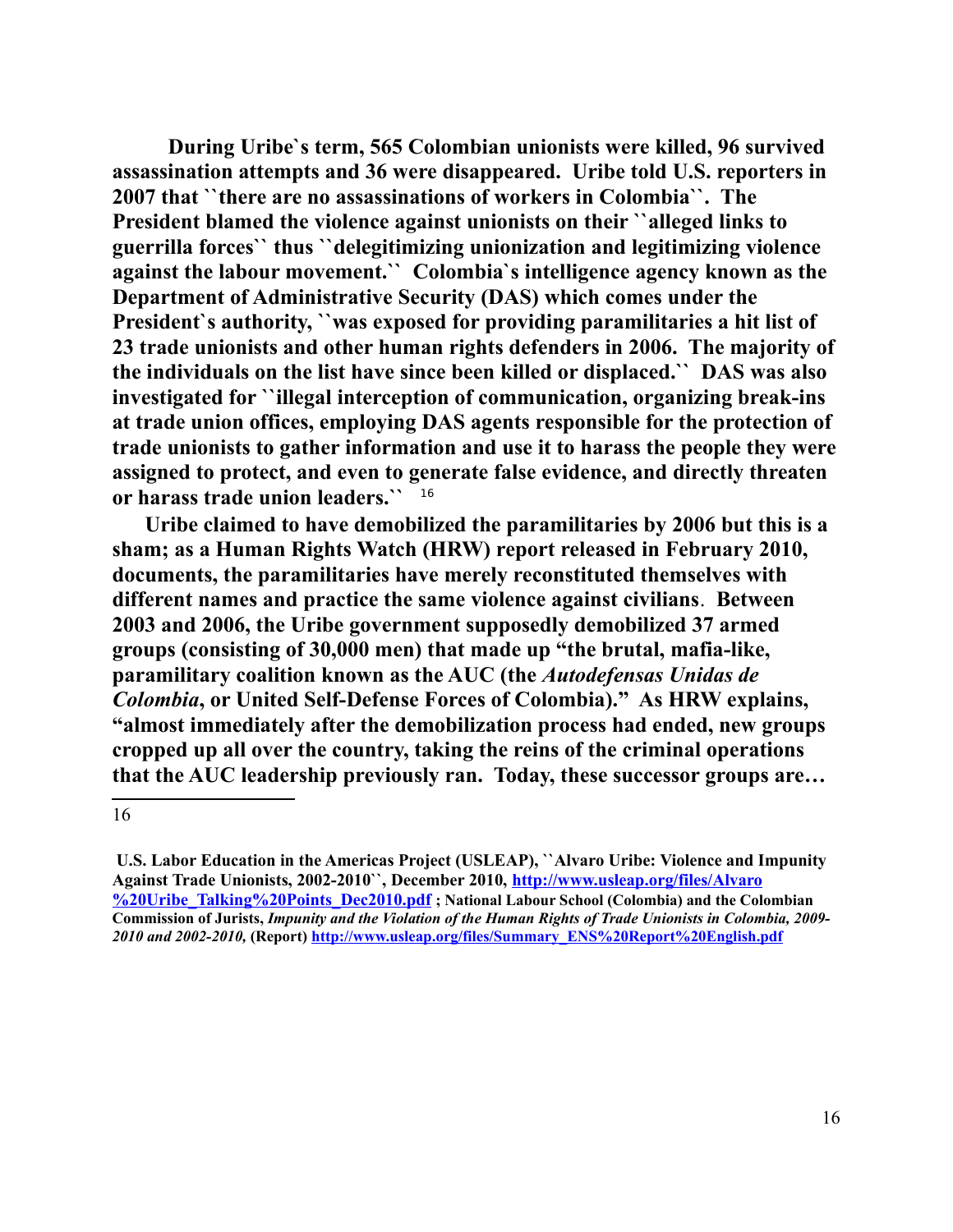**During Uribe`s term, 565 Colombian unionists were killed, 96 survived assassination attempts and 36 were disappeared. Uribe told U.S. reporters in 2007 that ``there are no assassinations of workers in Colombia``. The President blamed the violence against unionists on their ``alleged links to guerrilla forces`` thus ``delegitimizing unionization and legitimizing violence against the labour movement.`` Colombia`s intelligence agency known as the Department of Administrative Security (DAS) which comes under the President`s authority, ``was exposed for providing paramilitaries a hit list of 23 trade unionists and other human rights defenders in 2006. The majority of the individuals on the list have since been killed or displaced.`` DAS was also investigated for ``illegal interception of communication, organizing break-ins at trade union offices, employing DAS agents responsible for the protection of trade unionists to gather information and use it to harass the people they were assigned to protect, and even to generate false evidence, and directly threaten or harass trade union leaders.``** [16]

**Uribe claimed to have demobilized the paramilitaries by 2006 but this is a sham; as a Human Rights Watch (HRW) report released in February 2010, documents, the paramilitaries have merely reconstituted themselves with different names and practice the same violence against civilians. Between 2003 and 2006, the Uribe government supposedly demobilized 37 armed groups (consisting of 30,000 men) that made up "the brutal, mafia-like, paramilitary coalition known as the AUC (the *Autodefensas Unidas de Colombia*, or United Self-Defense Forces of Colombia)." As HRW explains, "almost immediately after the demobilization process had ended, new groups cropped up all over the country, taking the reins of the criminal operations that the AUC leadership previously ran. Today, these successor groups are…**

---

16 **U.S. Labor Education in the Americas Project (USLEAP), ``Alvaro Uribe: Violence and Impunity Against Trade Unionists, 2002-2010``, December 2010, http://www.usleap.org/files/Alvaro%20Uribe_Talking%20Points_Dec2010.pdf ; National Labour School (Colombia) and the Colombian Commission of Jurists, *Impunity and the Violation of the Human Rights of Trade Unionists in Colombia, 2009-2010 and 2002-2010,* (Report) http://www.usleap.org/files/Summary_ENS%20Report%20English.pdf**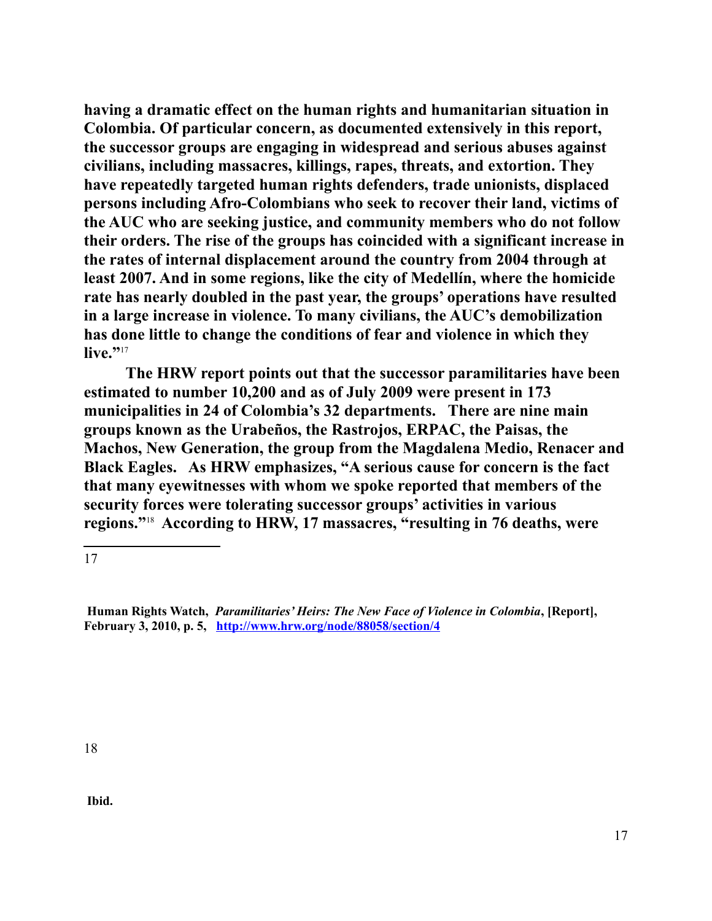**having a dramatic effect on the human rights and humanitarian situation in Colombia. Of particular concern, as documented extensively in this report, the successor groups are engaging in widespread and serious abuses against civilians, including massacres, killings, rapes, threats, and extortion. They have repeatedly targeted human rights defenders, trade unionists, displaced persons including Afro-Colombians who seek to recover their land, victims of the AUC who are seeking justice, and community members who do not follow their orders. The rise of the groups has coincided with a significant increase in the rates of internal displacement around the country from 2004 through at least 2007. And in some regions, like the city of Medellín, where the homicide rate has nearly doubled in the past year, the groups' operations have resulted in a large increase in violence. To many civilians, the AUC's demobilization has done little to change the conditions of fear and violence in which they live."**[17]

**The HRW report points out that the successor paramilitaries have been estimated to number 10,200 and as of July 2009 were present in 173 municipalities in 24 of Colombia's 32 departments. There are nine main groups known as the Urabeños, the Rastrojos, ERPAC, the Paisas, the Machos, New Generation, the group from the Magdalena Medio, Renacer and Black Eagles. As HRW emphasizes, "A serious cause for concern is the fact that many eyewitnesses with whom we spoke reported that members of the security forces were tolerating successor groups' activities in various regions."**[18] **According to HRW, 17 massacres, "resulting in 76 deaths, were**

---

17 **Human Rights Watch, *Paramilitaries' Heirs: The New Face of Violence in Colombia*, [Report], February 3, 2010, p. 5, http://www.hrw.org/node/88058/section/4**

18 **Ibid.**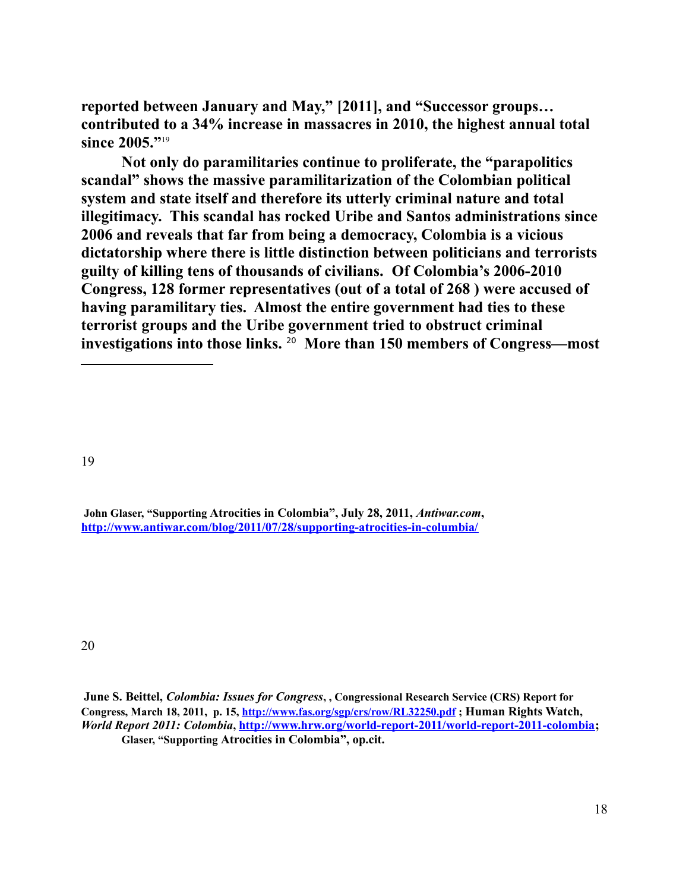**reported between January and May," [2011], and "Successor groups… contributed to a 34% increase in massacres in 2010, the highest annual total since 2005."**[19]

**Not only do paramilitaries continue to proliferate, the "parapolitics scandal" shows the massive paramilitarization of the Colombian political system and state itself and therefore its utterly criminal nature and total illegitimacy. This scandal has rocked Uribe and Santos administrations since 2006 and reveals that far from being a democracy, Colombia is a vicious dictatorship where there is little distinction between politicians and terrorists guilty of killing tens of thousands of civilians. Of Colombia's 2006-2010 Congress, 128 former representatives (out of a total of 268 ) were accused of having paramilitary ties. Almost the entire government had ties to these terrorist groups and the Uribe government tried to obstruct criminal investigations into those links.** [20] **More than 150 members of Congress—most**

---

19

**John Glaser, "Supporting Atrocities in Colombia", July 28, 2011, *Antiwar.com*, http://www.antiwar.com/blog/2011/07/28/supporting-atrocities-in-columbia/**

20

**June S. Beittel, *Colombia: Issues for Congress*, , Congressional Research Service (CRS) Report for Congress, March 18, 2011, p. 15, http://www.fas.org/sgp/crs/row/RL32250.pdf ; Human Rights Watch, *World Report 2011: Colombia*, http://www.hrw.org/world-report-2011/world-report-2011-colombia; Glaser, "Supporting Atrocities in Colombia", op.cit.**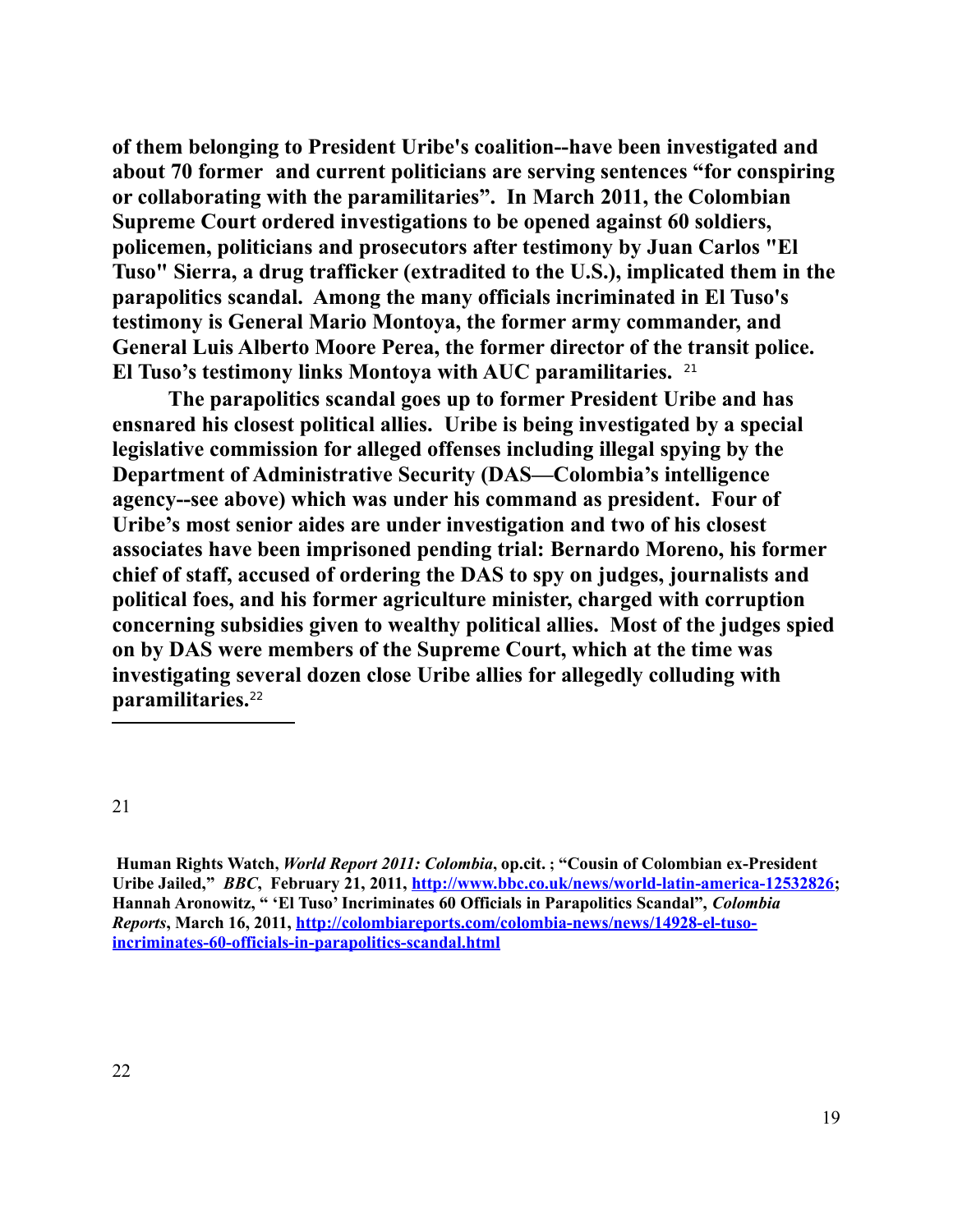**of them belonging to President Uribe's coalition--have been investigated and about 70 former and current politicians are serving sentences "for conspiring or collaborating with the paramilitaries". In March 2011, the Colombian Supreme Court ordered investigations to be opened against 60 soldiers, policemen, politicians and prosecutors after testimony by Juan Carlos "El Tuso" Sierra, a drug trafficker (extradited to the U.S.), implicated them in the parapolitics scandal. Among the many officials incriminated in El Tuso's testimony is General Mario Montoya, the former army commander, and General Luis Alberto Moore Perea, the former director of the transit police. El Tuso's testimony links Montoya with AUC paramilitaries.** [21]

**The parapolitics scandal goes up to former President Uribe and has ensnared his closest political allies. Uribe is being investigated by a special legislative commission for alleged offenses including illegal spying by the Department of Administrative Security (DAS—Colombia's intelligence agency--see above) which was under his command as president. Four of Uribe's most senior aides are under investigation and two of his closest associates have been imprisoned pending trial: Bernardo Moreno, his former chief of staff, accused of ordering the DAS to spy on judges, journalists and political foes, and his former agriculture minister, charged with corruption concerning subsidies given to wealthy political allies. Most of the judges spied on by DAS were members of the Supreme Court, which at the time was investigating several dozen close Uribe allies for allegedly colluding with paramilitaries.**[22]

---

21

**Human Rights Watch, *World Report 2011: Colombia*, op.cit. ; "Cousin of Colombian ex-President Uribe Jailed," *BBC*, February 21, 2011, [http://www.bbc.co.uk/news/world-latin-america-12532826](http://www.bbc.co.uk/news/world-latin-america-12532826); Hannah Aronowitz, " 'El Tuso' Incriminates 60 Officials in Parapolitics Scandal", *Colombia Reports*, March 16, 2011, [http://colombiareports.com/colombia-news/news/14928-el-tuso-incriminates-60-officials-in-parapolitics-scandal.html](http://colombiareports.com/colombia-news/news/14928-el-tuso-incriminates-60-officials-in-parapolitics-scandal.html)**

22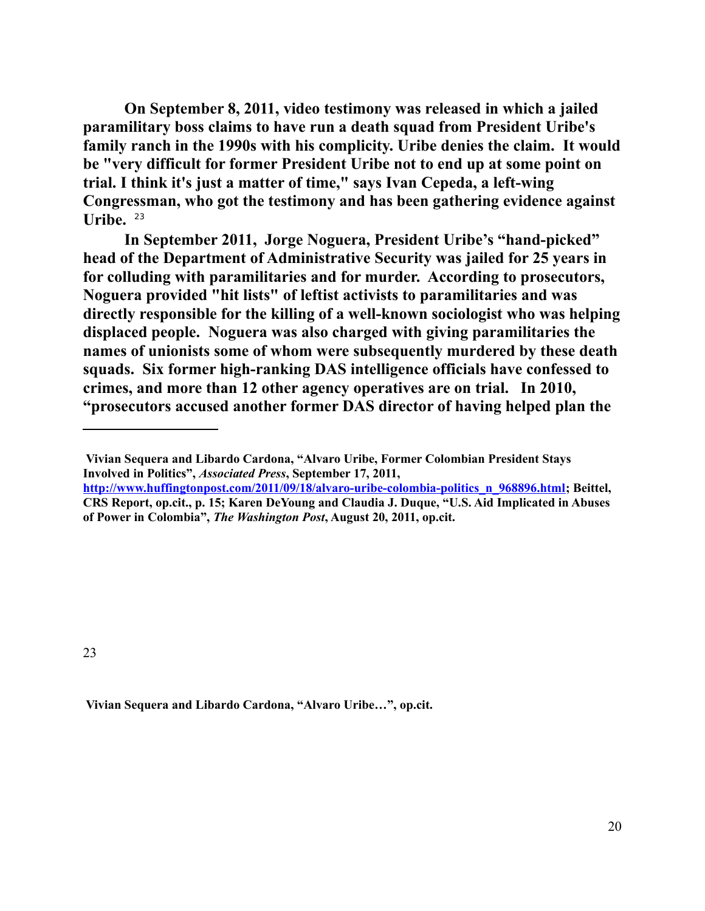**On September 8, 2011, video testimony was released in which a jailed paramilitary boss claims to have run a death squad from President Uribe's family ranch in the 1990s with his complicity. Uribe denies the claim. It would be "very difficult for former President Uribe not to end up at some point on trial. I think it's just a matter of time," says Ivan Cepeda, a left-wing Congressman, who got the testimony and has been gathering evidence against Uribe.** [23]

**In September 2011, Jorge Noguera, President Uribe's "hand-picked" head of the Department of Administrative Security was jailed for 25 years in for colluding with paramilitaries and for murder. According to prosecutors, Noguera provided "hit lists" of leftist activists to paramilitaries and was directly responsible for the killing of a well-known sociologist who was helping displaced people. Noguera was also charged with giving paramilitaries the names of unionists some of whom were subsequently murdered by these death squads. Six former high-ranking DAS intelligence officials have confessed to crimes, and more than 12 other agency operatives are on trial. In 2010, "prosecutors accused another former DAS director of having helped plan the**

---

**Vivian Sequera and Libardo Cardona, "Alvaro Uribe, Former Colombian President Stays Involved in Politics",** ***Associated Press*****, September 17, 2011, [http://www.huffingtonpost.com/2011/09/18/alvaro-uribe-colombia-politics_n_968896.html](http://www.huffingtonpost.com/2011/09/18/alvaro-uribe-colombia-politics_n_968896.html); Beittel, CRS Report, op.cit., p. 15; Karen DeYoung and Claudia J. Duque, "U.S. Aid Implicated in Abuses of Power in Colombia",** ***The Washington Post*****, August 20, 2011, op.cit.**

[23] **Vivian Sequera and Libardo Cardona, "Alvaro Uribe…", op.cit.**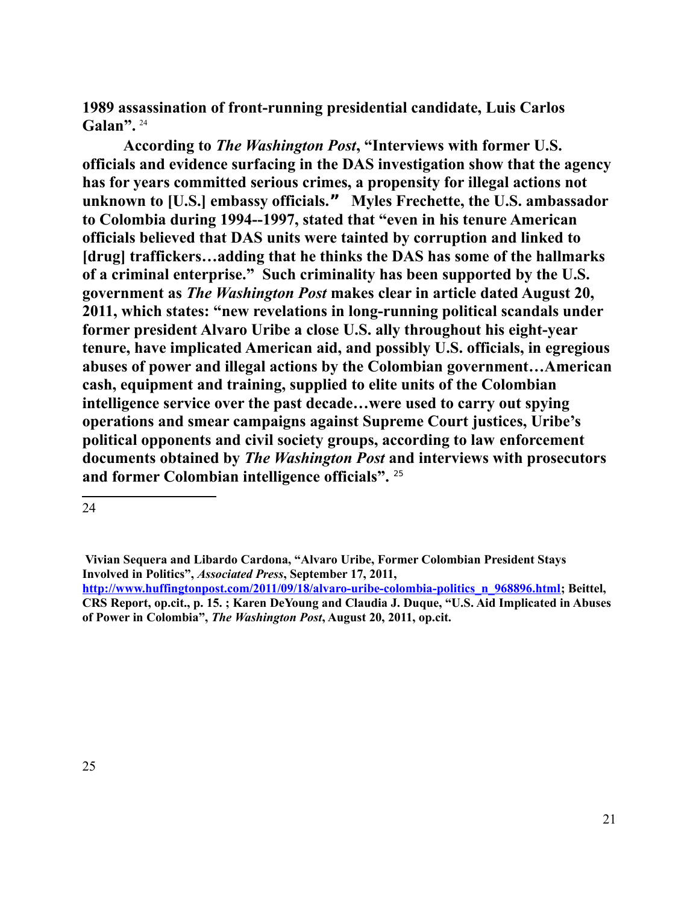**1989 assassination of front-running presidential candidate, Luis Carlos Galan".** [24]

**According to *The Washington Post*, "Interviews with former U.S. officials and evidence surfacing in the DAS investigation show that the agency has for years committed serious crimes, a propensity for illegal actions not unknown to [U.S.] embassy officials." Myles Frechette, the U.S. ambassador to Colombia during 1994--1997, stated that "even in his tenure American officials believed that DAS units were tainted by corruption and linked to [drug] traffickers…adding that he thinks the DAS has some of the hallmarks of a criminal enterprise." Such criminality has been supported by the U.S. government as *The Washington Post* makes clear in article dated August 20, 2011, which states: "new revelations in long-running political scandals under former president Alvaro Uribe a close U.S. ally throughout his eight-year tenure, have implicated American aid, and possibly U.S. officials, in egregious abuses of power and illegal actions by the Colombian government…American cash, equipment and training, supplied to elite units of the Colombian intelligence service over the past decade…were used to carry out spying operations and smear campaigns against Supreme Court justices, Uribe's political opponents and civil society groups, according to law enforcement documents obtained by *The Washington Post* and interviews with prosecutors and former Colombian intelligence officials".** [25]

---

24

**Vivian Sequera and Libardo Cardona, "Alvaro Uribe, Former Colombian President Stays Involved in Politics", *Associated Press*, September 17, 2011, http://www.huffingtonpost.com/2011/09/18/alvaro-uribe-colombia-politics_n_968896.html; Beittel, CRS Report, op.cit., p. 15. ; Karen DeYoung and Claudia J. Duque, "U.S. Aid Implicated in Abuses of Power in Colombia", *The Washington Post*, August 20, 2011, op.cit.**

25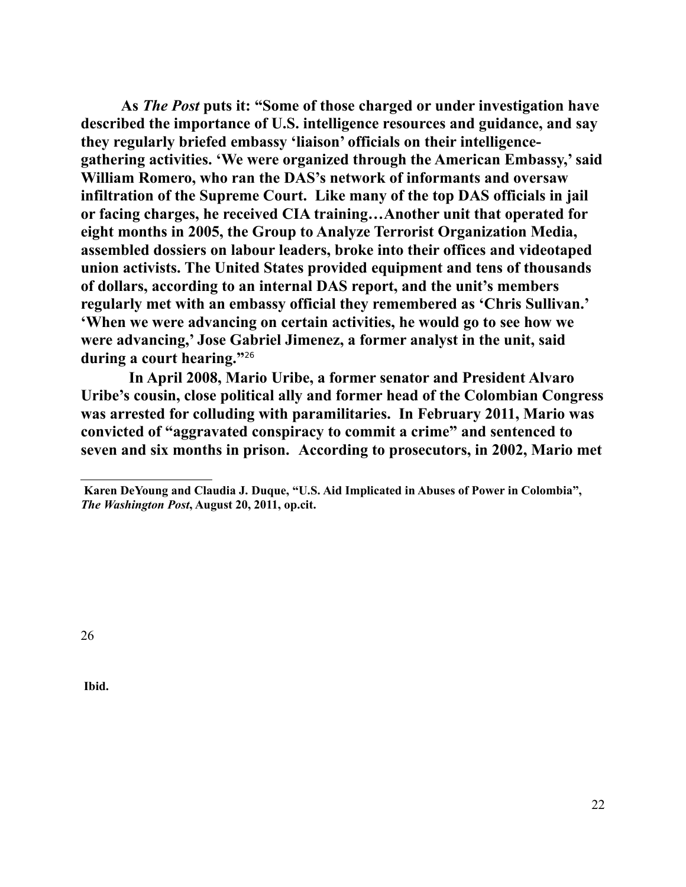**As *The Post* puts it: "Some of those charged or under investigation have described the importance of U.S. intelligence resources and guidance, and say they regularly briefed embassy 'liaison' officials on their intelligence-gathering activities. 'We were organized through the American Embassy,' said William Romero, who ran the DAS's network of informants and oversaw infiltration of the Supreme Court. Like many of the top DAS officials in jail or facing charges, he received CIA training…Another unit that operated for eight months in 2005, the Group to Analyze Terrorist Organization Media, assembled dossiers on labour leaders, broke into their offices and videotaped union activists. The United States provided equipment and tens of thousands of dollars, according to an internal DAS report, and the unit's members regularly met with an embassy official they remembered as 'Chris Sullivan.' 'When we were advancing on certain activities, he would go to see how we were advancing,' Jose Gabriel Jimenez, a former analyst in the unit, said during a court hearing."[26]**

**In April 2008, Mario Uribe, a former senator and President Alvaro Uribe's cousin, close political ally and former head of the Colombian Congress was arrested for colluding with paramilitaries. In February 2011, Mario was convicted of "aggravated conspiracy to commit a crime" and sentenced to seven and six months in prison. According to prosecutors, in 2002, Mario met**

---

**Karen DeYoung and Claudia J. Duque, "U.S. Aid Implicated in Abuses of Power in Colombia", *The Washington Post*, August 20, 2011, op.cit.**

26

**Ibid.**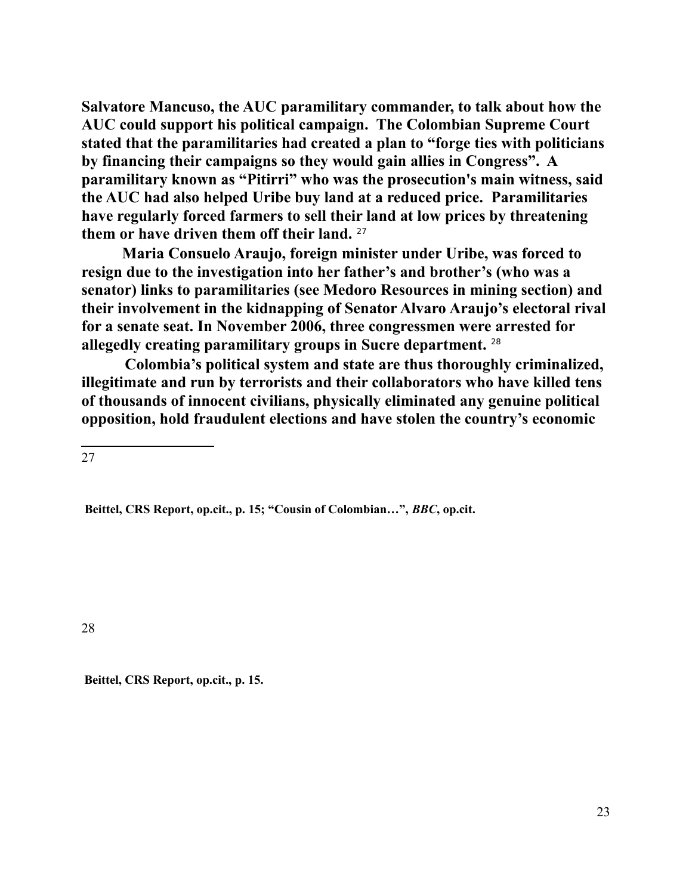**Salvatore Mancuso, the AUC paramilitary commander, to talk about how the AUC could support his political campaign. The Colombian Supreme Court stated that the paramilitaries had created a plan to "forge ties with politicians by financing their campaigns so they would gain allies in Congress". A paramilitary known as "Pitirri" who was the prosecution's main witness, said the AUC had also helped Uribe buy land at a reduced price. Paramilitaries have regularly forced farmers to sell their land at low prices by threatening them or have driven them off their land.** [27]

**Maria Consuelo Araujo, foreign minister under Uribe, was forced to resign due to the investigation into her father's and brother's (who was a senator) links to paramilitaries (see Medoro Resources in mining section) and their involvement in the kidnapping of Senator Alvaro Araujo's electoral rival for a senate seat. In November 2006, three congressmen were arrested for allegedly creating paramilitary groups in Sucre department.** [28]

**Colombia's political system and state are thus thoroughly criminalized, illegitimate and run by terrorists and their collaborators who have killed tens of thousands of innocent civilians, physically eliminated any genuine political opposition, hold fraudulent elections and have stolen the country's economic**

---

27

**Beittel, CRS Report, op.cit., p. 15; "Cousin of Colombian…", *BBC*, op.cit.**

28

**Beittel, CRS Report, op.cit., p. 15.**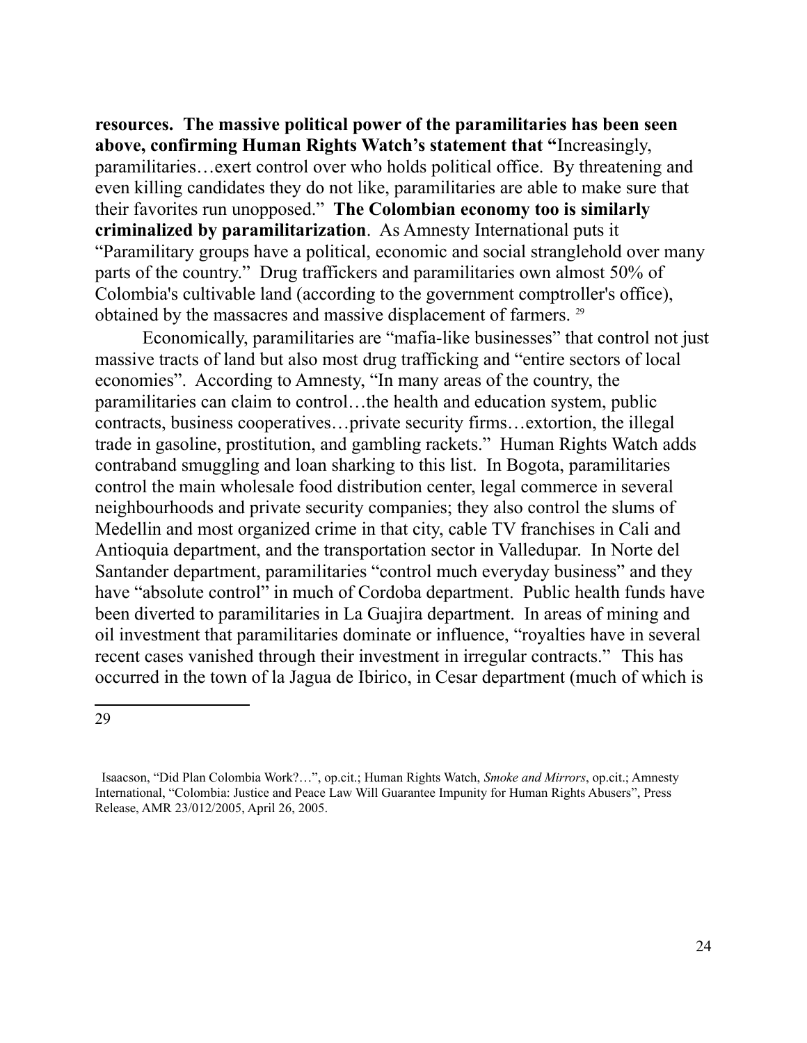**resources. The massive political power of the paramilitaries has been seen above, confirming Human Rights Watch's statement that "**Increasingly, paramilitaries…exert control over who holds political office. By threatening and even killing candidates they do not like, paramilitaries are able to make sure that their favorites run unopposed." **The Colombian economy too is similarly criminalized by paramilitarization**. As Amnesty International puts it "Paramilitary groups have a political, economic and social stranglehold over many parts of the country." Drug traffickers and paramilitaries own almost 50% of Colombia's cultivable land (according to the government comptroller's office), obtained by the massacres and massive displacement of farmers. [29]

Economically, paramilitaries are "mafia-like businesses" that control not just massive tracts of land but also most drug trafficking and "entire sectors of local economies". According to Amnesty, "In many areas of the country, the paramilitaries can claim to control…the health and education system, public contracts, business cooperatives…private security firms…extortion, the illegal trade in gasoline, prostitution, and gambling rackets." Human Rights Watch adds contraband smuggling and loan sharking to this list. In Bogota, paramilitaries control the main wholesale food distribution center, legal commerce in several neighbourhoods and private security companies; they also control the slums of Medellin and most organized crime in that city, cable TV franchises in Cali and Antioquia department, and the transportation sector in Valledupar. In Norte del Santander department, paramilitaries "control much everyday business" and they have "absolute control" in much of Cordoba department. Public health funds have been diverted to paramilitaries in La Guajira department. In areas of mining and oil investment that paramilitaries dominate or influence, "royalties have in several recent cases vanished through their investment in irregular contracts." This has occurred in the town of la Jagua de Ibirico, in Cesar department (much of which is

---

29

Isaacson, "Did Plan Colombia Work?…", op.cit.; Human Rights Watch, *Smoke and Mirrors*, op.cit.; Amnesty International, "Colombia: Justice and Peace Law Will Guarantee Impunity for Human Rights Abusers", Press Release, AMR 23/012/2005, April 26, 2005.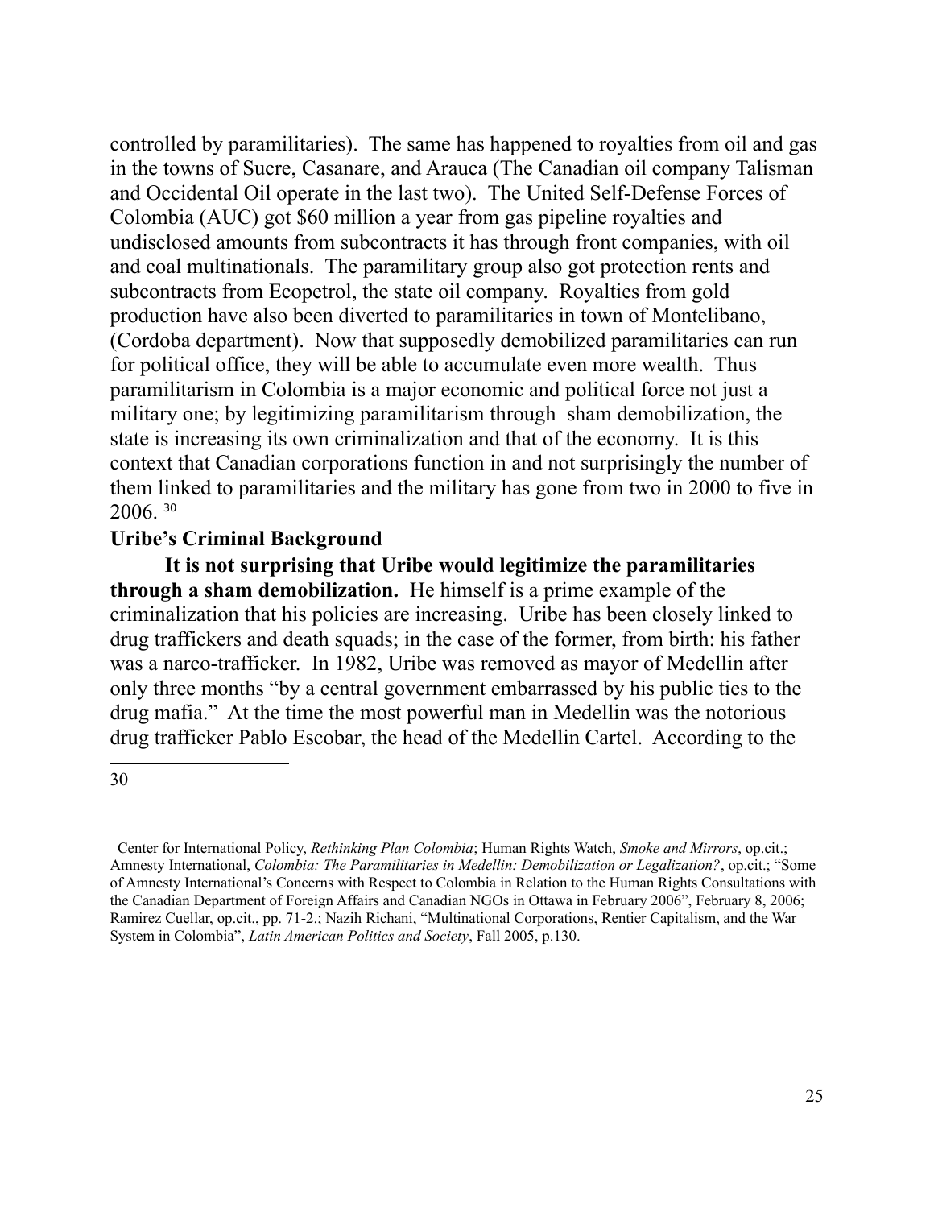controlled by paramilitaries). The same has happened to royalties from oil and gas in the towns of Sucre, Casanare, and Arauca (The Canadian oil company Talisman and Occidental Oil operate in the last two). The United Self-Defense Forces of Colombia (AUC) got $60 million a year from gas pipeline royalties and undisclosed amounts from subcontracts it has through front companies, with oil and coal multinationals. The paramilitary group also got protection rents and subcontracts from Ecopetrol, the state oil company. Royalties from gold production have also been diverted to paramilitaries in town of Montelibano, (Cordoba department). Now that supposedly demobilized paramilitaries can run for political office, they will be able to accumulate even more wealth. Thus paramilitarism in Colombia is a major economic and political force not just a military one; by legitimizing paramilitarism through sham demobilization, the state is increasing its own criminalization and that of the economy. It is this context that Canadian corporations function in and not surprisingly the number of them linked to paramilitaries and the military has gone from two in 2000 to five in 2006. [30]

**Uribe's Criminal Background**

**It is not surprising that Uribe would legitimize the paramilitaries through a sham demobilization.** He himself is a prime example of the criminalization that his policies are increasing. Uribe has been closely linked to drug traffickers and death squads; in the case of the former, from birth: his father was a narco-trafficker. In 1982, Uribe was removed as mayor of Medellin after only three months "by a central government embarrassed by his public ties to the drug mafia." At the time the most powerful man in Medellin was the notorious drug trafficker Pablo Escobar, the head of the Medellin Cartel. According to the

---

30

Center for International Policy, *Rethinking Plan Colombia*; Human Rights Watch, *Smoke and Mirrors*, op.cit.; Amnesty International, *Colombia: The Paramilitaries in Medellin: Demobilization or Legalization?*, op.cit.; "Some of Amnesty International's Concerns with Respect to Colombia in Relation to the Human Rights Consultations with the Canadian Department of Foreign Affairs and Canadian NGOs in Ottawa in February 2006", February 8, 2006; Ramirez Cuellar, op.cit., pp. 71-2.; Nazih Richani, "Multinational Corporations, Rentier Capitalism, and the War System in Colombia", *Latin American Politics and Society*, Fall 2005, p.130.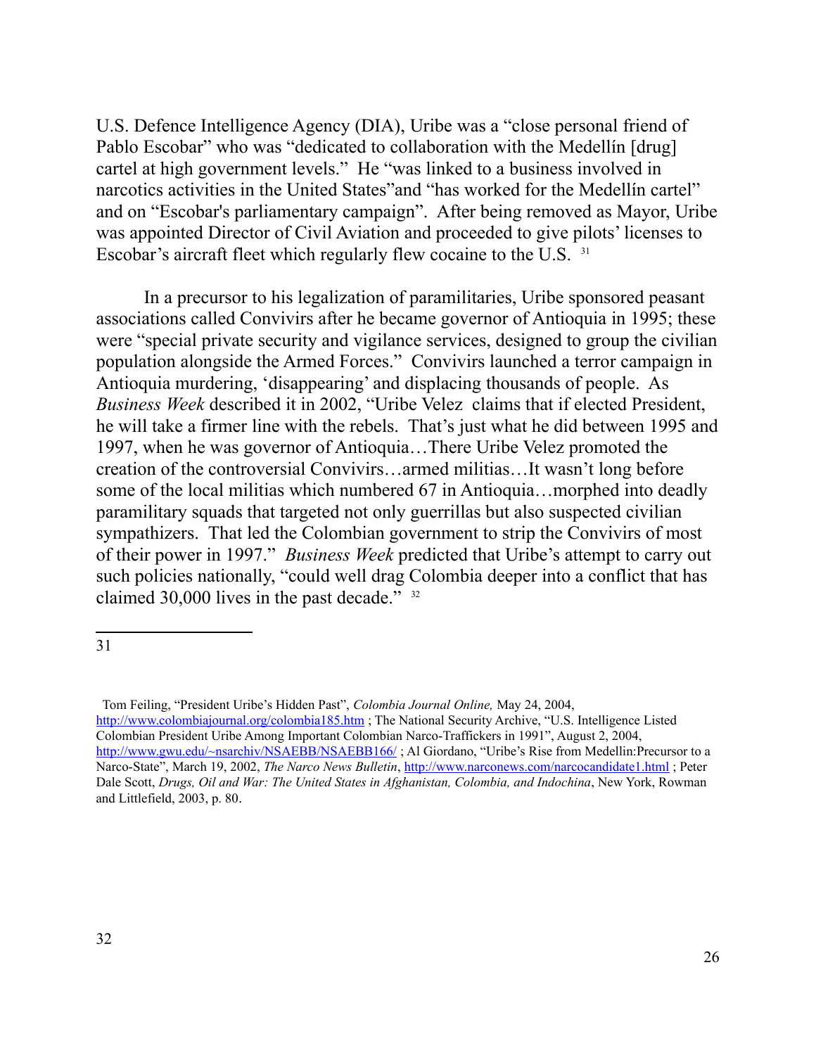U.S. Defence Intelligence Agency (DIA), Uribe was a "close personal friend of Pablo Escobar" who was "dedicated to collaboration with the Medellín [drug] cartel at high government levels." He "was linked to a business involved in narcotics activities in the United States"and "has worked for the Medellín cartel" and on "Escobar's parliamentary campaign". After being removed as Mayor, Uribe was appointed Director of Civil Aviation and proceeded to give pilots' licenses to Escobar's aircraft fleet which regularly flew cocaine to the U.S. [31]

In a precursor to his legalization of paramilitaries, Uribe sponsored peasant associations called Convivirs after he became governor of Antioquia in 1995; these were "special private security and vigilance services, designed to group the civilian population alongside the Armed Forces." Convivirs launched a terror campaign in Antioquia murdering, 'disappearing' and displacing thousands of people. As *Business Week* described it in 2002, "Uribe Velez claims that if elected President, he will take a firmer line with the rebels. That's just what he did between 1995 and 1997, when he was governor of Antioquia…There Uribe Velez promoted the creation of the controversial Convivirs…armed militias…It wasn't long before some of the local militias which numbered 67 in Antioquia…morphed into deadly paramilitary squads that targeted not only guerrillas but also suspected civilian sympathizers. That led the Colombian government to strip the Convivirs of most of their power in 1997." *Business Week* predicted that Uribe's attempt to carry out such policies nationally, "could well drag Colombia deeper into a conflict that has claimed 30,000 lives in the past decade." [32]

---

31

Tom Feiling, "President Uribe's Hidden Past", *Colombia Journal Online,* May 24, 2004, http://www.colombiajournal.org/colombia185.htm ; The National Security Archive, "U.S. Intelligence Listed Colombian President Uribe Among Important Colombian Narco-Traffickers in 1991", August 2, 2004, http://www.gwu.edu/~nsarchiv/NSAEBB/NSAEBB166/ ; Al Giordano, "Uribe's Rise from Medellin:Precursor to a Narco-State", March 19, 2002, *The Narco News Bulletin*, http://www.narconews.com/narcocandidate1.html ; Peter Dale Scott, *Drugs, Oil and War: The United States in Afghanistan, Colombia, and Indochina*, New York, Rowman and Littlefield, 2003, p. 80.

32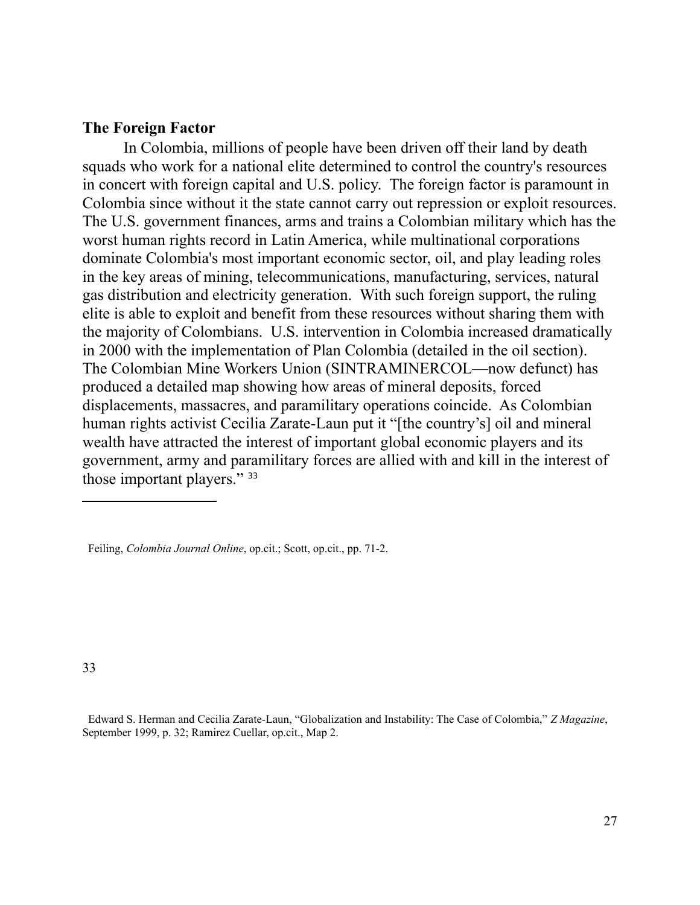### The Foreign Factor

In Colombia, millions of people have been driven off their land by death squads who work for a national elite determined to control the country's resources in concert with foreign capital and U.S. policy. The foreign factor is paramount in Colombia since without it the state cannot carry out repression or exploit resources. The U.S. government finances, arms and trains a Colombian military which has the worst human rights record in Latin America, while multinational corporations dominate Colombia's most important economic sector, oil, and play leading roles in the key areas of mining, telecommunications, manufacturing, services, natural gas distribution and electricity generation. With such foreign support, the ruling elite is able to exploit and benefit from these resources without sharing them with the majority of Colombians. U.S. intervention in Colombia increased dramatically in 2000 with the implementation of Plan Colombia (detailed in the oil section). The Colombian Mine Workers Union (SINTRAMINERCOL—now defunct) has produced a detailed map showing how areas of mineral deposits, forced displacements, massacres, and paramilitary operations coincide. As Colombian human rights activist Cecilia Zarate-Laun put it "[the country's] oil and mineral wealth have attracted the interest of important global economic players and its government, army and paramilitary forces are allied with and kill in the interest of those important players." [33]

---

Feiling, *Colombia Journal Online*, op.cit.; Scott, op.cit., pp. 71-2.

33

Edward S. Herman and Cecilia Zarate-Laun, "Globalization and Instability: The Case of Colombia," *Z Magazine*, September 1999, p. 32; Ramirez Cuellar, op.cit., Map 2.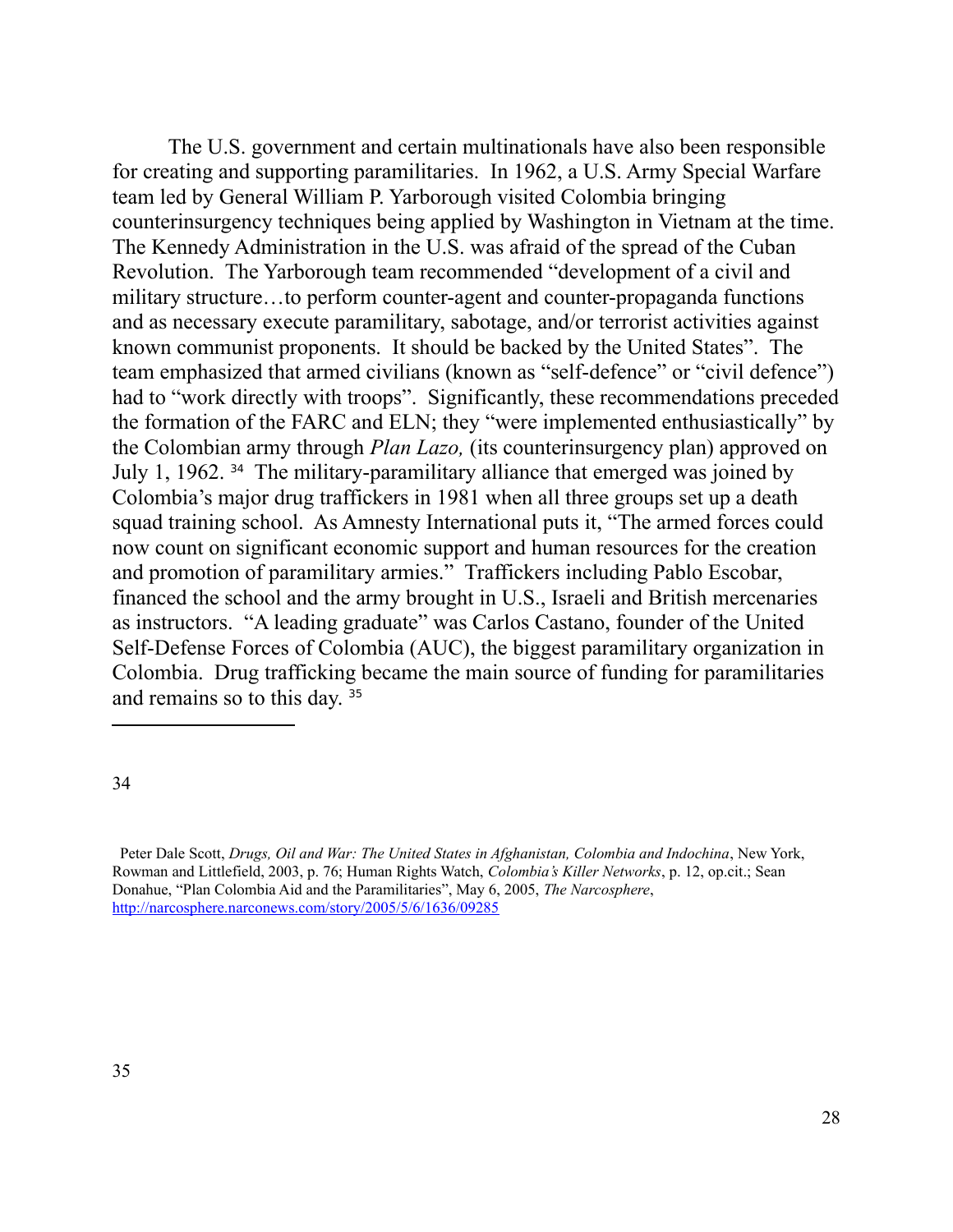The U.S. government and certain multinationals have also been responsible for creating and supporting paramilitaries. In 1962, a U.S. Army Special Warfare team led by General William P. Yarborough visited Colombia bringing counterinsurgency techniques being applied by Washington in Vietnam at the time. The Kennedy Administration in the U.S. was afraid of the spread of the Cuban Revolution. The Yarborough team recommended "development of a civil and military structure…to perform counter-agent and counter-propaganda functions and as necessary execute paramilitary, sabotage, and/or terrorist activities against known communist proponents. It should be backed by the United States". The team emphasized that armed civilians (known as "self-defence" or "civil defence") had to "work directly with troops". Significantly, these recommendations preceded the formation of the FARC and ELN; they "were implemented enthusiastically" by the Colombian army through *Plan Lazo,* (its counterinsurgency plan) approved on July 1, 1962. [34] The military-paramilitary alliance that emerged was joined by Colombia's major drug traffickers in 1981 when all three groups set up a death squad training school. As Amnesty International puts it, "The armed forces could now count on significant economic support and human resources for the creation and promotion of paramilitary armies." Traffickers including Pablo Escobar, financed the school and the army brought in U.S., Israeli and British mercenaries as instructors. "A leading graduate" was Carlos Castano, founder of the United Self-Defense Forces of Colombia (AUC), the biggest paramilitary organization in Colombia. Drug trafficking became the main source of funding for paramilitaries and remains so to this day. [35]

---

34

Peter Dale Scott, *Drugs, Oil and War: The United States in Afghanistan, Colombia and Indochina*, New York, Rowman and Littlefield, 2003, p. 76; Human Rights Watch, *Colombia's Killer Networks*, p. 12, op.cit.; Sean Donahue, "Plan Colombia Aid and the Paramilitaries", May 6, 2005, *The Narcosphere*, http://narcosphere.narconews.com/story/2005/5/6/1636/09285

35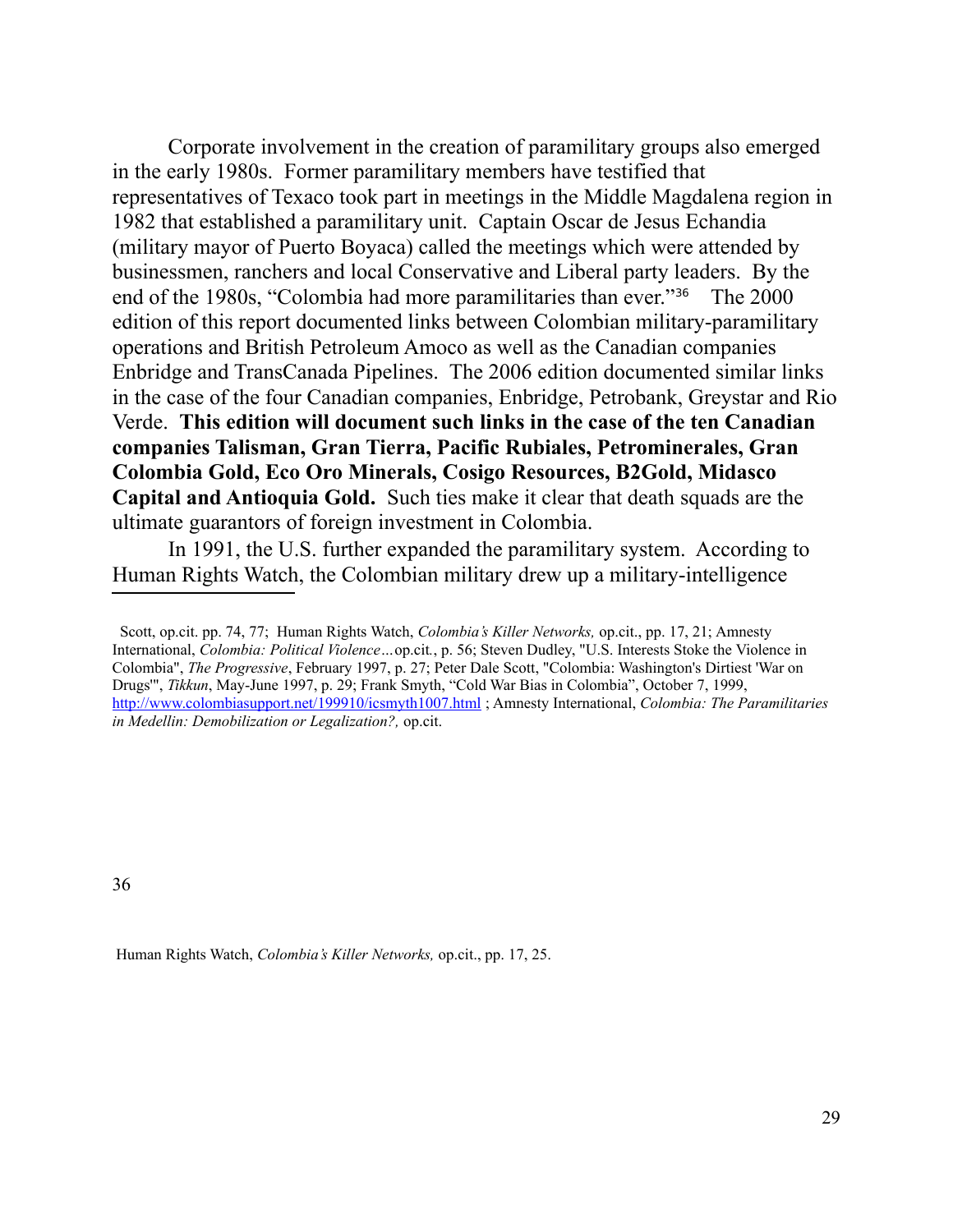Corporate involvement in the creation of paramilitary groups also emerged in the early 1980s. Former paramilitary members have testified that representatives of Texaco took part in meetings in the Middle Magdalena region in 1982 that established a paramilitary unit. Captain Oscar de Jesus Echandia (military mayor of Puerto Boyaca) called the meetings which were attended by businessmen, ranchers and local Conservative and Liberal party leaders. By the end of the 1980s, "Colombia had more paramilitaries than ever."[36] The 2000 edition of this report documented links between Colombian military-paramilitary operations and British Petroleum Amoco as well as the Canadian companies Enbridge and TransCanada Pipelines. The 2006 edition documented similar links in the case of the four Canadian companies, Enbridge, Petrobank, Greystar and Rio Verde. **This edition will document such links in the case of the ten Canadian companies Talisman, Gran Tierra, Pacific Rubiales, Petrominerales, Gran Colombia Gold, Eco Oro Minerals, Cosigo Resources, B2Gold, Midasco Capital and Antioquia Gold.** Such ties make it clear that death squads are the ultimate guarantors of foreign investment in Colombia.

In 1991, the U.S. further expanded the paramilitary system. According to Human Rights Watch, the Colombian military drew up a military-intelligence

---

Scott, op.cit. pp. 74, 77; Human Rights Watch, *Colombia's Killer Networks,* op.cit., pp. 17, 21; Amnesty International, *Colombia: Political Violence…*op.cit., p. 56; Steven Dudley, "U.S. Interests Stoke the Violence in Colombia", *The Progressive*, February 1997, p. 27; Peter Dale Scott, "Colombia: Washington's Dirtiest 'War on Drugs'", *Tikkun*, May-June 1997, p. 29; Frank Smyth, "Cold War Bias in Colombia", October 7, 1999, http://www.colombiasupport.net/199910/icsmyth1007.html ; Amnesty International, *Colombia: The Paramilitaries in Medellin: Demobilization or Legalization?,* op.cit.

[36] Human Rights Watch, *Colombia's Killer Networks,* op.cit., pp. 17, 25.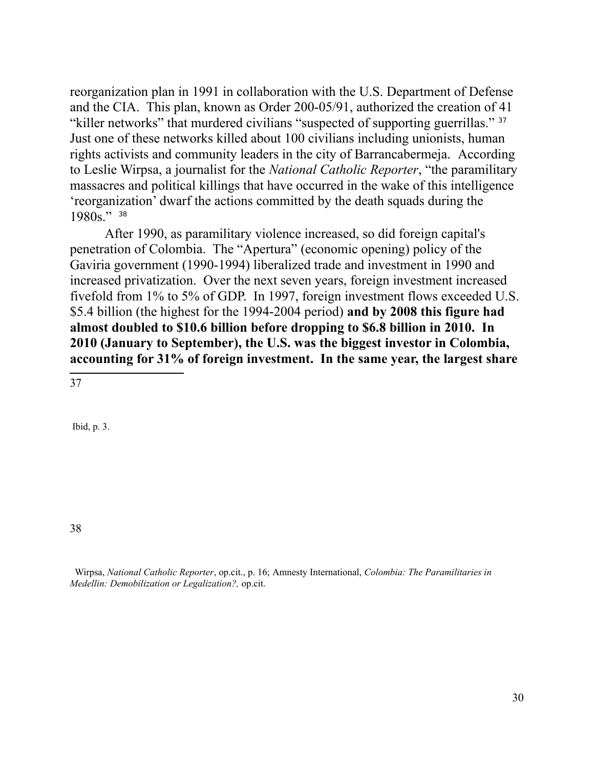reorganization plan in 1991 in collaboration with the U.S. Department of Defense and the CIA. This plan, known as Order 200-05/91, authorized the creation of 41 "killer networks" that murdered civilians "suspected of supporting guerrillas." [37] Just one of these networks killed about 100 civilians including unionists, human rights activists and community leaders in the city of Barrancabermeja. According to Leslie Wirpsa, a journalist for the *National Catholic Reporter*, "the paramilitary massacres and political killings that have occurred in the wake of this intelligence 'reorganization' dwarf the actions committed by the death squads during the 1980s." [38]

After 1990, as paramilitary violence increased, so did foreign capital's penetration of Colombia. The "Apertura" (economic opening) policy of the Gaviria government (1990-1994) liberalized trade and investment in 1990 and increased privatization. Over the next seven years, foreign investment increased fivefold from 1% to 5% of GDP. In 1997, foreign investment flows exceeded U.S. $5.4 billion (the highest for the 1994-2004 period) **and by 2008 this figure had almost doubled to $10.6 billion before dropping to $6.8 billion in 2010. In 2010 (January to September), the U.S. was the biggest investor in Colombia, accounting for 31% of foreign investment. In the same year, the largest share**

---

[37] Ibid, p. 3.

[38] Wirpsa, *National Catholic Reporter*, op.cit., p. 16; Amnesty International, *Colombia: The Paramilitaries in Medellin: Demobilization or Legalization?,* op.cit.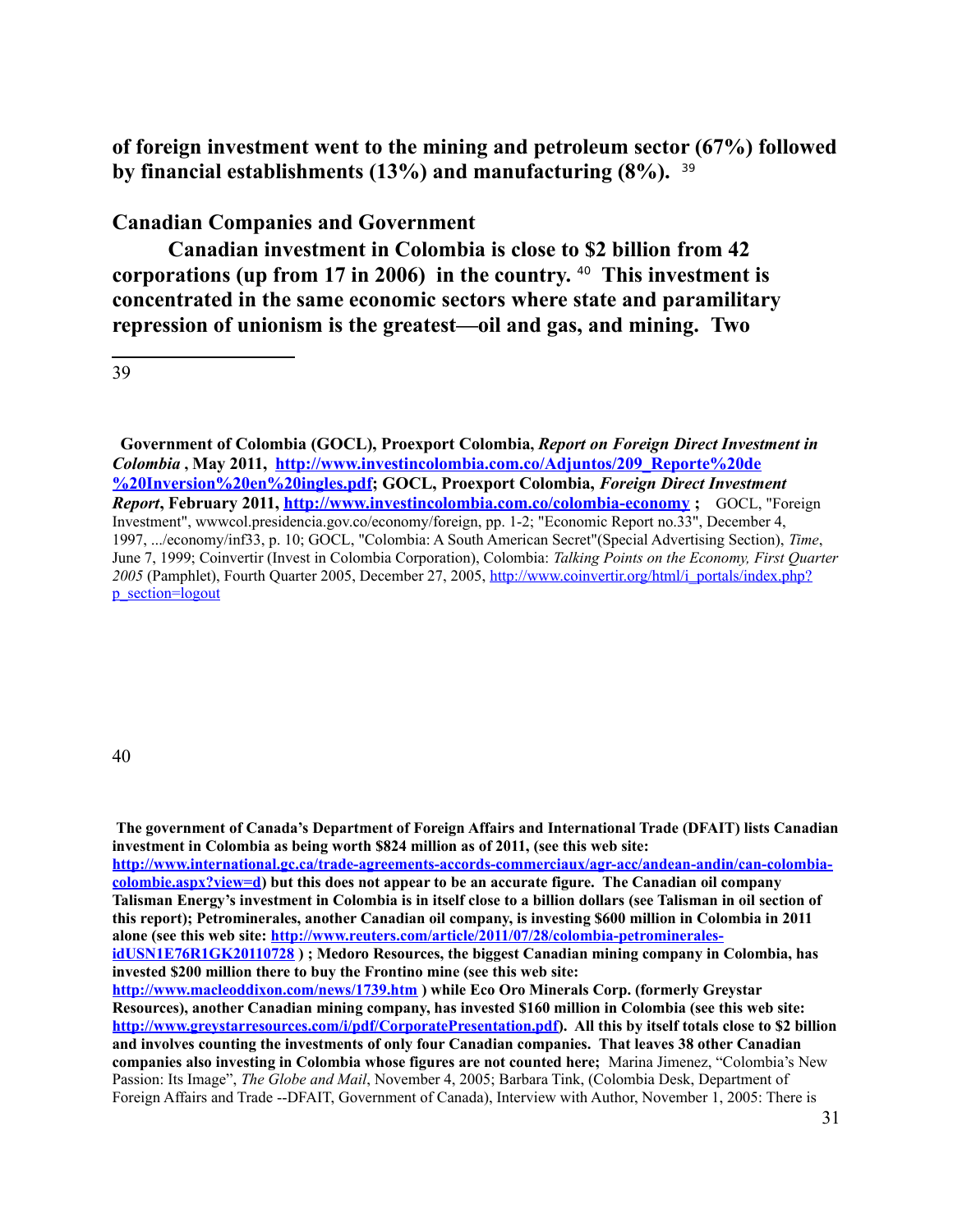**of foreign investment went to the mining and petroleum sector (67%) followed by financial establishments (13%) and manufacturing (8%).** [39]

## Canadian Companies and Government

**Canadian investment in Colombia is close to $2 billion from 42 corporations (up from 17 in 2006) in the country.** [40] **This investment is concentrated in the same economic sectors where state and paramilitary repression of unionism is the greatest—oil and gas, and mining. Two**

---

39

**Government of Colombia (GOCL), Proexport Colombia, *Report on Foreign Direct Investment in Colombia*, May 2011, http://www.investincolombia.com.co/Adjuntos/209_Reporte%20de%20Inversion%20en%20ingles.pdf; GOCL, Proexport Colombia, *Foreign Direct Investment Report*, February 2011, http://www.investincolombia.com.co/colombia-economy ;** GOCL, "Foreign Investment", wwwcol.presidencia.gov.co/economy/foreign, pp. 1-2; "Economic Report no.33", December 4, 1997, .../economy/inf33, p. 10; GOCL, "Colombia: A South American Secret"(Special Advertising Section), *Time*, June 7, 1999; Coinvertir (Invest in Colombia Corporation), Colombia: *Talking Points on the Economy, First Quarter 2005* (Pamphlet), Fourth Quarter 2005, December 27, 2005, http://www.coinvertir.org/html/i_portals/index.php?p_section=logout

40

**The government of Canada's Department of Foreign Affairs and International Trade (DFAIT) lists Canadian investment in Colombia as being worth $824 million as of 2011, (see this web site: http://www.international.gc.ca/trade-agreements-accords-commerciaux/agr-acc/andean-andin/can-colombia-colombie.aspx?view=d) but this does not appear to be an accurate figure. The Canadian oil company Talisman Energy's investment in Colombia is in itself close to a billion dollars (see Talisman in oil section of this report); Petrominerales, another Canadian oil company, is investing $600 million in Colombia in 2011 alone (see this web site: http://www.reuters.com/article/2011/07/28/colombia-petrominerales-idUSN1E76R1GK20110728 ) ; Medoro Resources, the biggest Canadian mining company in Colombia, has invested $200 million there to buy the Frontino mine (see this web site: http://www.macleoddixon.com/news/1739.htm ) while Eco Oro Minerals Corp. (formerly Greystar Resources), another Canadian mining company, has invested $160 million in Colombia (see this web site: http://www.greystarresources.com/i/pdf/CorporatePresentation.pdf). All this by itself totals close to $2 billion and involves counting the investments of only four Canadian companies. That leaves 38 other Canadian companies also investing in Colombia whose figures are not counted here;** Marina Jimenez, "Colombia's New Passion: Its Image", *The Globe and Mail*, November 4, 2005; Barbara Tink, (Colombia Desk, Department of Foreign Affairs and Trade --DFAIT, Government of Canada), Interview with Author, November 1, 2005: There is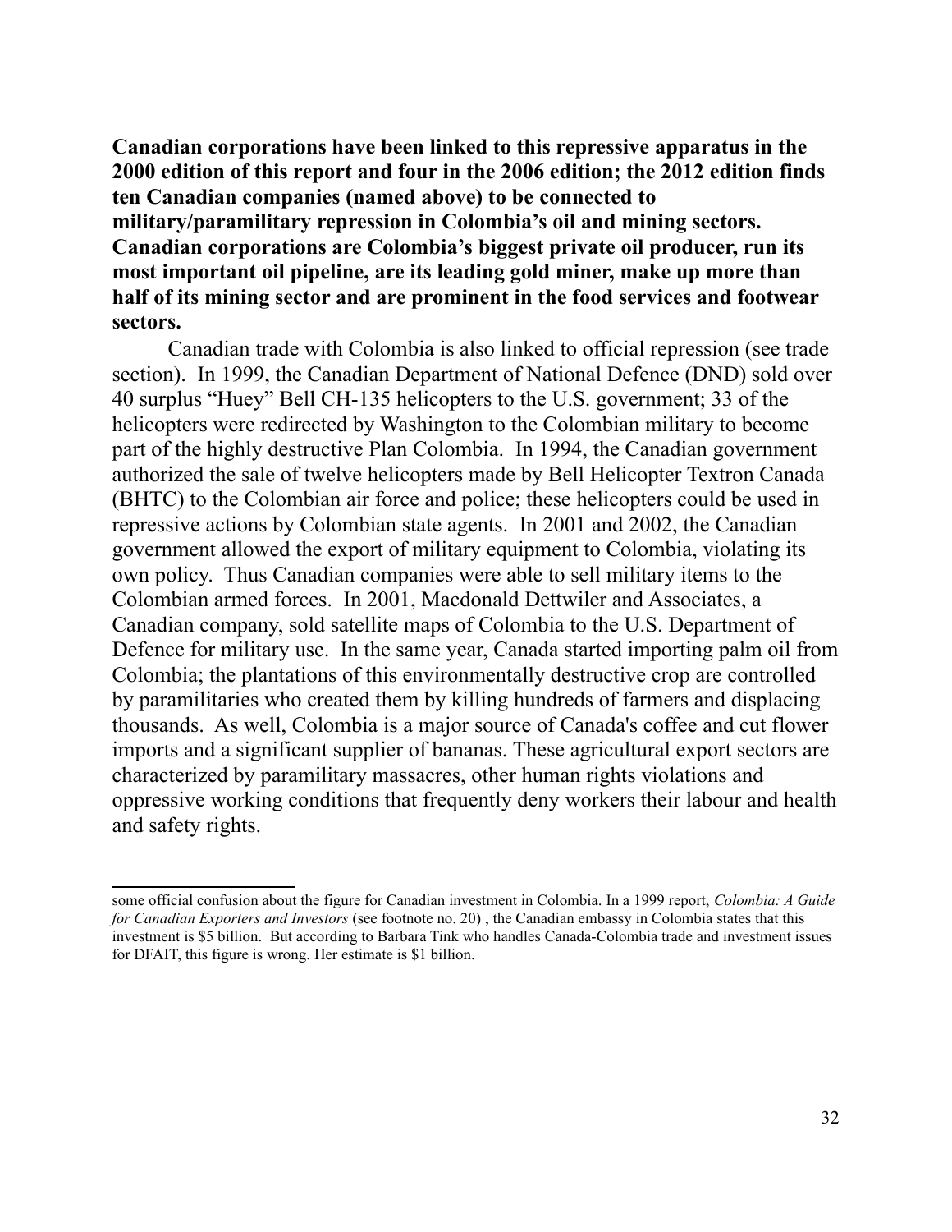**Canadian corporations have been linked to this repressive apparatus in the 2000 edition of this report and four in the 2006 edition; the 2012 edition finds ten Canadian companies (named above) to be connected to military/paramilitary repression in Colombia's oil and mining sectors. Canadian corporations are Colombia's biggest private oil producer, run its most important oil pipeline, are its leading gold miner, make up more than half of its mining sector and are prominent in the food services and footwear sectors.**

Canadian trade with Colombia is also linked to official repression (see trade section). In 1999, the Canadian Department of National Defence (DND) sold over 40 surplus "Huey" Bell CH-135 helicopters to the U.S. government; 33 of the helicopters were redirected by Washington to the Colombian military to become part of the highly destructive Plan Colombia. In 1994, the Canadian government authorized the sale of twelve helicopters made by Bell Helicopter Textron Canada (BHTC) to the Colombian air force and police; these helicopters could be used in repressive actions by Colombian state agents. In 2001 and 2002, the Canadian government allowed the export of military equipment to Colombia, violating its own policy. Thus Canadian companies were able to sell military items to the Colombian armed forces. In 2001, Macdonald Dettwiler and Associates, a Canadian company, sold satellite maps of Colombia to the U.S. Department of Defence for military use. In the same year, Canada started importing palm oil from Colombia; the plantations of this environmentally destructive crop are controlled by paramilitaries who created them by killing hundreds of farmers and displacing thousands. As well, Colombia is a major source of Canada's coffee and cut flower imports and a significant supplier of bananas. These agricultural export sectors are characterized by paramilitary massacres, other human rights violations and oppressive working conditions that frequently deny workers their labour and health and safety rights.

---

some official confusion about the figure for Canadian investment in Colombia. In a 1999 report, *Colombia: A Guide for Canadian Exporters and Investors* (see footnote no. 20) , the Canadian embassy in Colombia states that this investment is $5 billion. But according to Barbara Tink who handles Canada-Colombia trade and investment issues for DFAIT, this figure is wrong. Her estimate is $1 billion.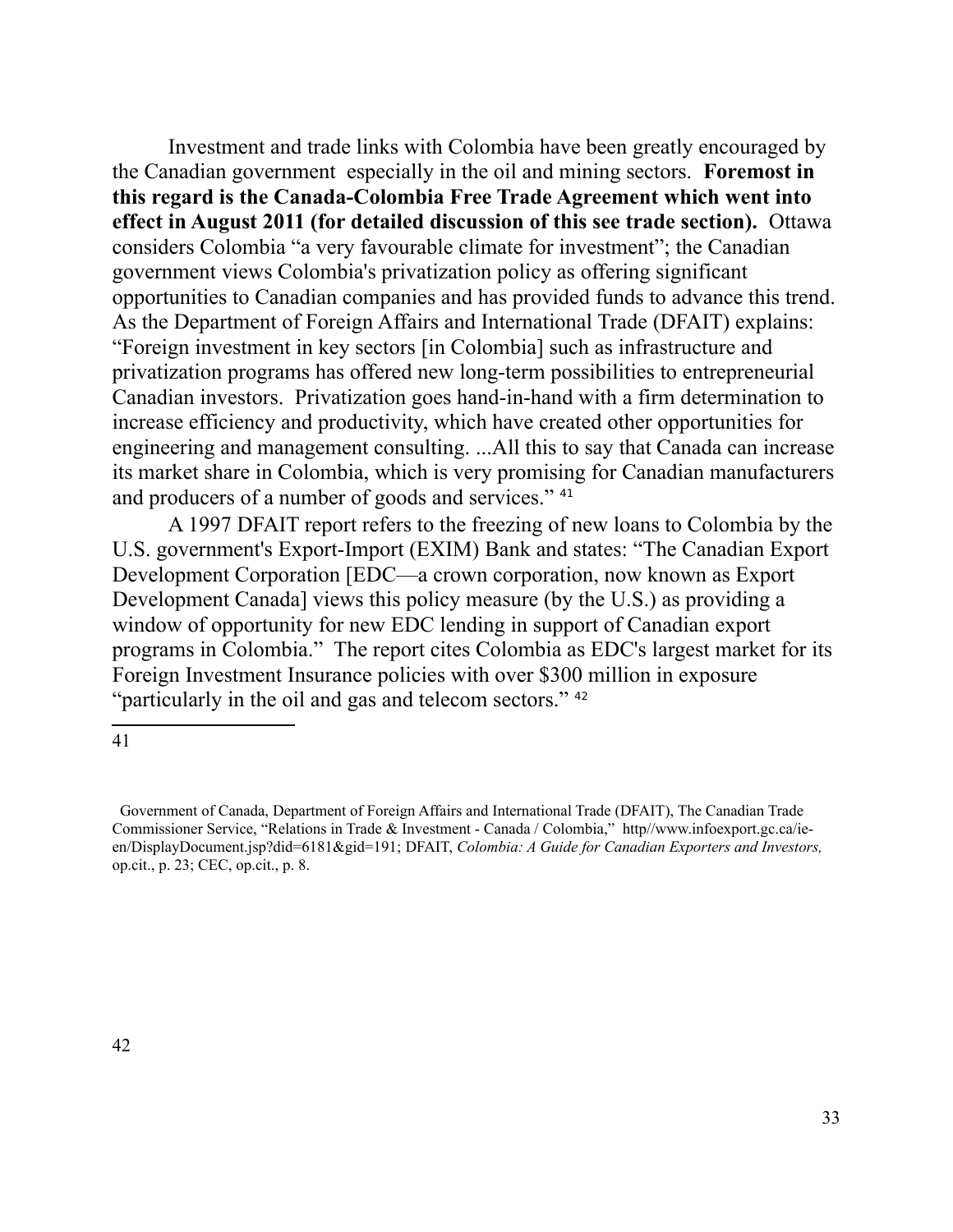Investment and trade links with Colombia have been greatly encouraged by the Canadian government especially in the oil and mining sectors. **Foremost in this regard is the Canada-Colombia Free Trade Agreement which went into effect in August 2011 (for detailed discussion of this see trade section).** Ottawa considers Colombia "a very favourable climate for investment"; the Canadian government views Colombia's privatization policy as offering significant opportunities to Canadian companies and has provided funds to advance this trend. As the Department of Foreign Affairs and International Trade (DFAIT) explains: "Foreign investment in key sectors [in Colombia] such as infrastructure and privatization programs has offered new long-term possibilities to entrepreneurial Canadian investors. Privatization goes hand-in-hand with a firm determination to increase efficiency and productivity, which have created other opportunities for engineering and management consulting. ...All this to say that Canada can increase its market share in Colombia, which is very promising for Canadian manufacturers and producers of a number of goods and services." [41]

A 1997 DFAIT report refers to the freezing of new loans to Colombia by the U.S. government's Export-Import (EXIM) Bank and states: "The Canadian Export Development Corporation [EDC—a crown corporation, now known as Export Development Canada] views this policy measure (by the U.S.) as providing a window of opportunity for new EDC lending in support of Canadian export programs in Colombia." The report cites Colombia as EDC's largest market for its Foreign Investment Insurance policies with over $300 million in exposure "particularly in the oil and gas and telecom sectors." [42]

---

41

Government of Canada, Department of Foreign Affairs and International Trade (DFAIT), The Canadian Trade Commissioner Service, "Relations in Trade & Investment - Canada / Colombia," http//www.infoexport.gc.ca/ie-en/DisplayDocument.jsp?did=6181&gid=191; DFAIT, *Colombia: A Guide for Canadian Exporters and Investors,* op.cit., p. 23; CEC, op.cit., p. 8.

42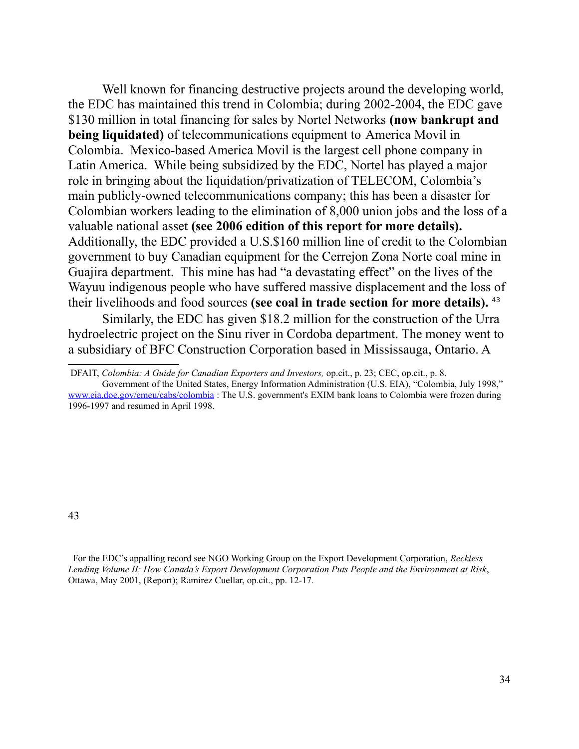Well known for financing destructive projects around the developing world, the EDC has maintained this trend in Colombia; during 2002-2004, the EDC gave $130 million in total financing for sales by Nortel Networks **(now bankrupt and being liquidated)** of telecommunications equipment to America Movil in Colombia. Mexico-based America Movil is the largest cell phone company in Latin America. While being subsidized by the EDC, Nortel has played a major role in bringing about the liquidation/privatization of TELECOM, Colombia's main publicly-owned telecommunications company; this has been a disaster for Colombian workers leading to the elimination of 8,000 union jobs and the loss of a valuable national asset **(see 2006 edition of this report for more details).** Additionally, the EDC provided a U.S.$160 million line of credit to the Colombian government to buy Canadian equipment for the Cerrejon Zona Norte coal mine in Guajira department. This mine has had "a devastating effect" on the lives of the Wayuu indigenous people who have suffered massive displacement and the loss of their livelihoods and food sources **(see coal in trade section for more details).** [43]

Similarly, the EDC has given $18.2 million for the construction of the Urra hydroelectric project on the Sinu river in Cordoba department. The money went to a subsidiary of BFC Construction Corporation based in Mississauga, Ontario. A

---

DFAIT, *Colombia: A Guide for Canadian Exporters and Investors,* op.cit., p. 23; CEC, op.cit., p. 8.

Government of the United States, Energy Information Administration (U.S. EIA), "Colombia, July 1998," www.eia.doe.gov/emeu/cabs/colombia : The U.S. government's EXIM bank loans to Colombia were frozen during 1996-1997 and resumed in April 1998.

43

For the EDC's appalling record see NGO Working Group on the Export Development Corporation, *Reckless Lending Volume II: How Canada's Export Development Corporation Puts People and the Environment at Risk*, Ottawa, May 2001, (Report); Ramirez Cuellar, op.cit., pp. 12-17.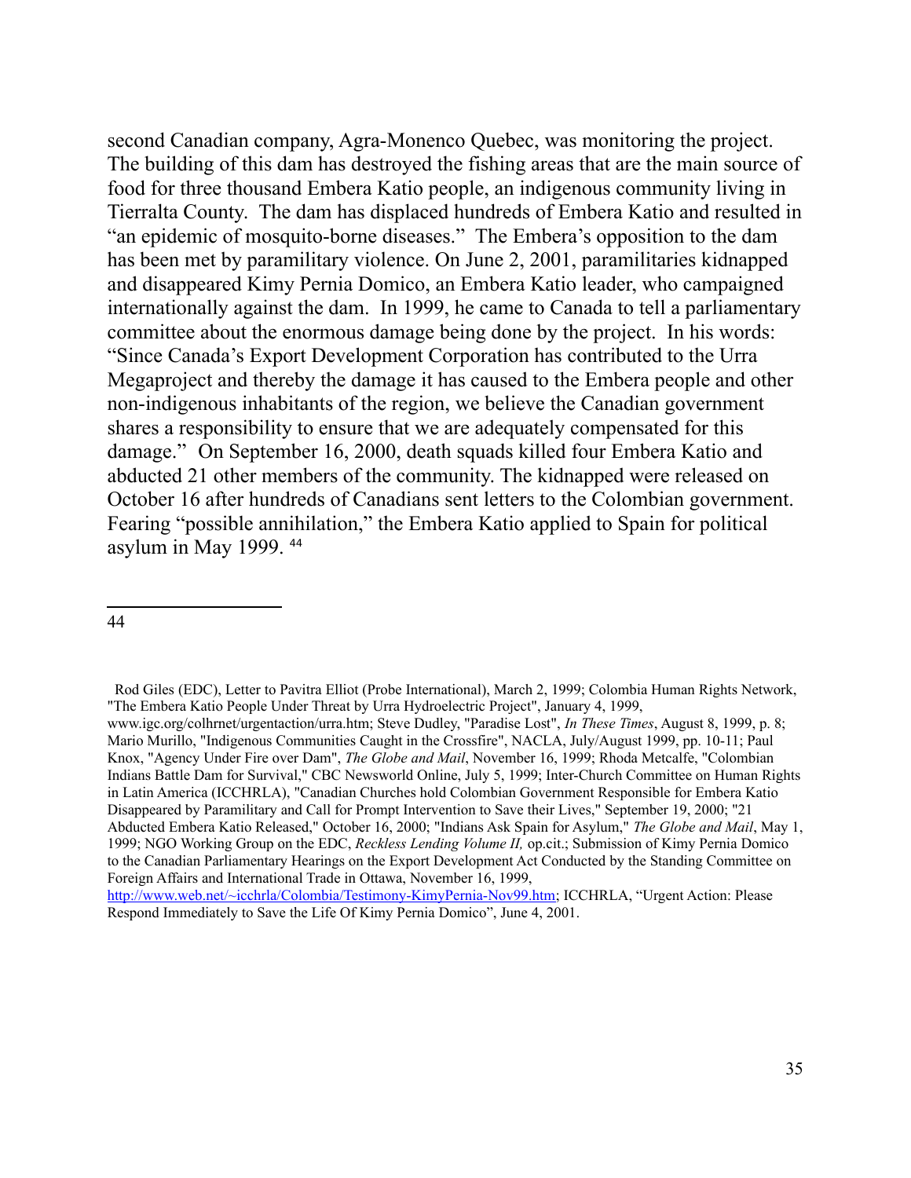second Canadian company, Agra-Monenco Quebec, was monitoring the project. The building of this dam has destroyed the fishing areas that are the main source of food for three thousand Embera Katio people, an indigenous community living in Tierralta County. The dam has displaced hundreds of Embera Katio and resulted in "an epidemic of mosquito-borne diseases." The Embera's opposition to the dam has been met by paramilitary violence. On June 2, 2001, paramilitaries kidnapped and disappeared Kimy Pernia Domico, an Embera Katio leader, who campaigned internationally against the dam. In 1999, he came to Canada to tell a parliamentary committee about the enormous damage being done by the project. In his words: "Since Canada's Export Development Corporation has contributed to the Urra Megaproject and thereby the damage it has caused to the Embera people and other non-indigenous inhabitants of the region, we believe the Canadian government shares a responsibility to ensure that we are adequately compensated for this damage." On September 16, 2000, death squads killed four Embera Katio and abducted 21 other members of the community. The kidnapped were released on October 16 after hundreds of Canadians sent letters to the Colombian government. Fearing "possible annihilation," the Embera Katio applied to Spain for political asylum in May 1999. [44]

---

44 Rod Giles (EDC), Letter to Pavitra Elliot (Probe International), March 2, 1999; Colombia Human Rights Network, "The Embera Katio People Under Threat by Urra Hydroelectric Project", January 4, 1999, www.igc.org/colhrnet/urgentaction/urra.htm; Steve Dudley, "Paradise Lost", *In These Times*, August 8, 1999, p. 8; Mario Murillo, "Indigenous Communities Caught in the Crossfire", NACLA, July/August 1999, pp. 10-11; Paul Knox, "Agency Under Fire over Dam", *The Globe and Mail*, November 16, 1999; Rhoda Metcalfe, "Colombian Indians Battle Dam for Survival," CBC Newsworld Online, July 5, 1999; Inter-Church Committee on Human Rights in Latin America (ICCHRLA), "Canadian Churches hold Colombian Government Responsible for Embera Katio Disappeared by Paramilitary and Call for Prompt Intervention to Save their Lives," September 19, 2000; "21 Abducted Embera Katio Released," October 16, 2000; "Indians Ask Spain for Asylum," *The Globe and Mail*, May 1, 1999; NGO Working Group on the EDC, *Reckless Lending Volume II,* op.cit.; Submission of Kimy Pernia Domico to the Canadian Parliamentary Hearings on the Export Development Act Conducted by the Standing Committee on Foreign Affairs and International Trade in Ottawa, November 16, 1999, http://www.web.net/~icchrla/Colombia/Testimony-KimyPernia-Nov99.htm; ICCHRLA, "Urgent Action: Please Respond Immediately to Save the Life Of Kimy Pernia Domico", June 4, 2001.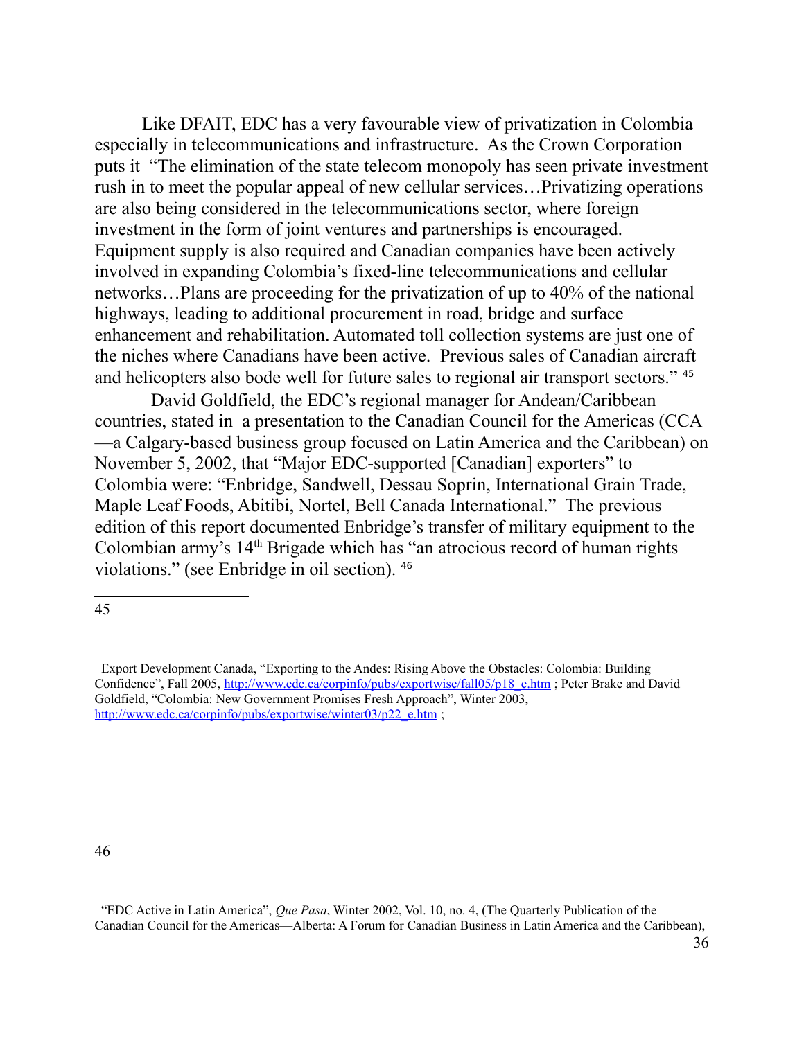Like DFAIT, EDC has a very favourable view of privatization in Colombia especially in telecommunications and infrastructure. As the Crown Corporation puts it "The elimination of the state telecom monopoly has seen private investment rush in to meet the popular appeal of new cellular services…Privatizing operations are also being considered in the telecommunications sector, where foreign investment in the form of joint ventures and partnerships is encouraged. Equipment supply is also required and Canadian companies have been actively involved in expanding Colombia's fixed-line telecommunications and cellular networks…Plans are proceeding for the privatization of up to 40% of the national highways, leading to additional procurement in road, bridge and surface enhancement and rehabilitation. Automated toll collection systems are just one of the niches where Canadians have been active. Previous sales of Canadian aircraft and helicopters also bode well for future sales to regional air transport sectors." [45]

David Goldfield, the EDC's regional manager for Andean/Caribbean countries, stated in a presentation to the Canadian Council for the Americas (CCA—a Calgary-based business group focused on Latin America and the Caribbean) on November 5, 2002, that "Major EDC-supported [Canadian] exporters" to Colombia were: "Enbridge, Sandwell, Dessau Soprin, International Grain Trade, Maple Leaf Foods, Abitibi, Nortel, Bell Canada International." The previous edition of this report documented Enbridge's transfer of military equipment to the Colombian army's 14th Brigade which has "an atrocious record of human rights violations." (see Enbridge in oil section). [46]

---

45 Export Development Canada, "Exporting to the Andes: Rising Above the Obstacles: Colombia: Building Confidence", Fall 2005, http://www.edc.ca/corpinfo/pubs/exportwise/fall05/p18_e.htm ; Peter Brake and David Goldfield, "Colombia: New Government Promises Fresh Approach", Winter 2003, http://www.edc.ca/corpinfo/pubs/exportwise/winter03/p22_e.htm ;

46 "EDC Active in Latin America", *Que Pasa*, Winter 2002, Vol. 10, no. 4, (The Quarterly Publication of the Canadian Council for the Americas—Alberta: A Forum for Canadian Business in Latin America and the Caribbean),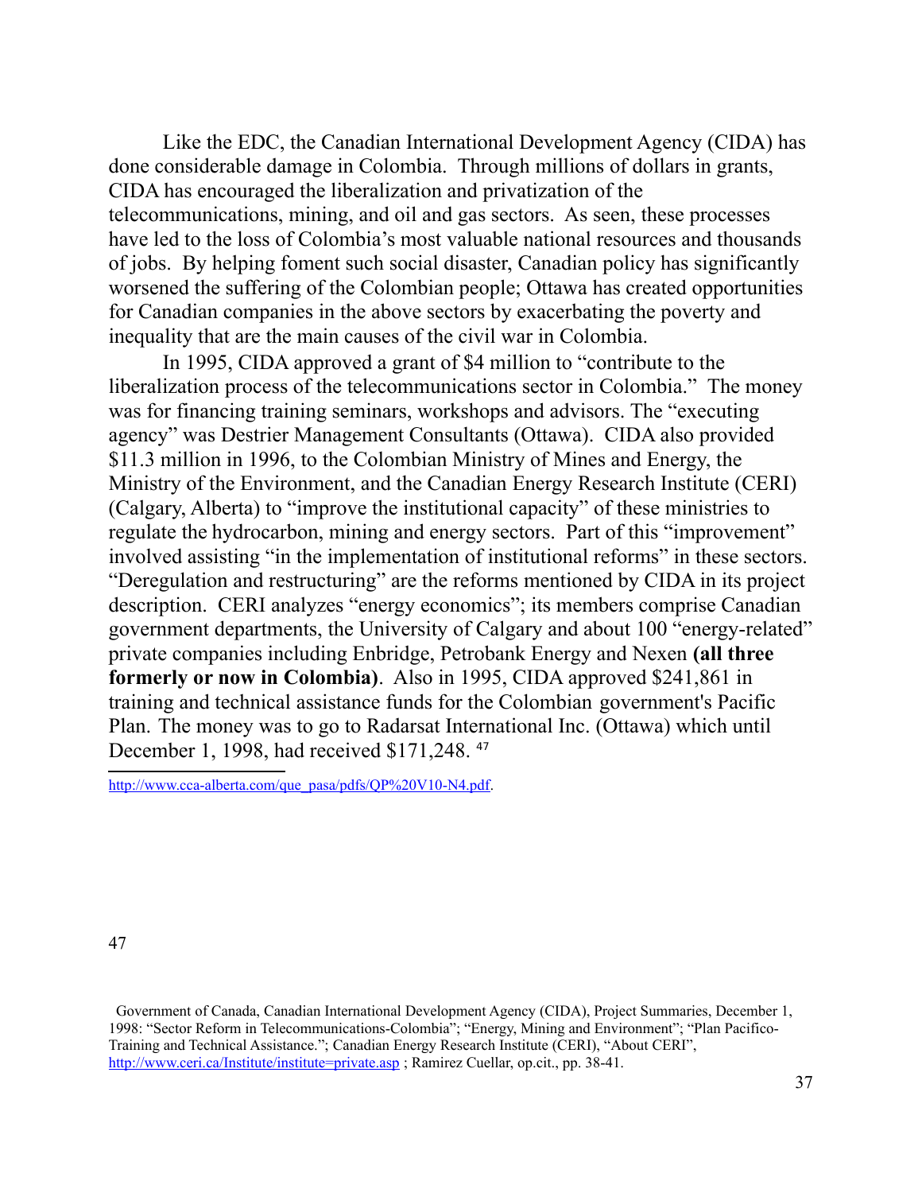Like the EDC, the Canadian International Development Agency (CIDA) has done considerable damage in Colombia. Through millions of dollars in grants, CIDA has encouraged the liberalization and privatization of the telecommunications, mining, and oil and gas sectors. As seen, these processes have led to the loss of Colombia's most valuable national resources and thousands of jobs. By helping foment such social disaster, Canadian policy has significantly worsened the suffering of the Colombian people; Ottawa has created opportunities for Canadian companies in the above sectors by exacerbating the poverty and inequality that are the main causes of the civil war in Colombia.

In 1995, CIDA approved a grant of $4 million to "contribute to the liberalization process of the telecommunications sector in Colombia." The money was for financing training seminars, workshops and advisors. The "executing agency" was Destrier Management Consultants (Ottawa). CIDA also provided $11.3 million in 1996, to the Colombian Ministry of Mines and Energy, the Ministry of the Environment, and the Canadian Energy Research Institute (CERI) (Calgary, Alberta) to "improve the institutional capacity" of these ministries to regulate the hydrocarbon, mining and energy sectors. Part of this "improvement" involved assisting "in the implementation of institutional reforms" in these sectors. "Deregulation and restructuring" are the reforms mentioned by CIDA in its project description. CERI analyzes "energy economics"; its members comprise Canadian government departments, the University of Calgary and about 100 "energy-related" private companies including Enbridge, Petrobank Energy and Nexen **(all three formerly or now in Colombia)**. Also in 1995, CIDA approved $241,861 in training and technical assistance funds for the Colombian government's Pacific Plan. The money was to go to Radarsat International Inc. (Ottawa) which until December 1, 1998, had received $171,248. [47]

---

http://www.cca-alberta.com/que_pasa/pdfs/QP%20V10-N4.pdf.

[47] Government of Canada, Canadian International Development Agency (CIDA), Project Summaries, December 1, 1998: "Sector Reform in Telecommunications-Colombia"; "Energy, Mining and Environment"; "Plan Pacifico-Training and Technical Assistance."; Canadian Energy Research Institute (CERI), "About CERI", http://www.ceri.ca/Institute/institute=private.asp ; Ramirez Cuellar, op.cit., pp. 38-41.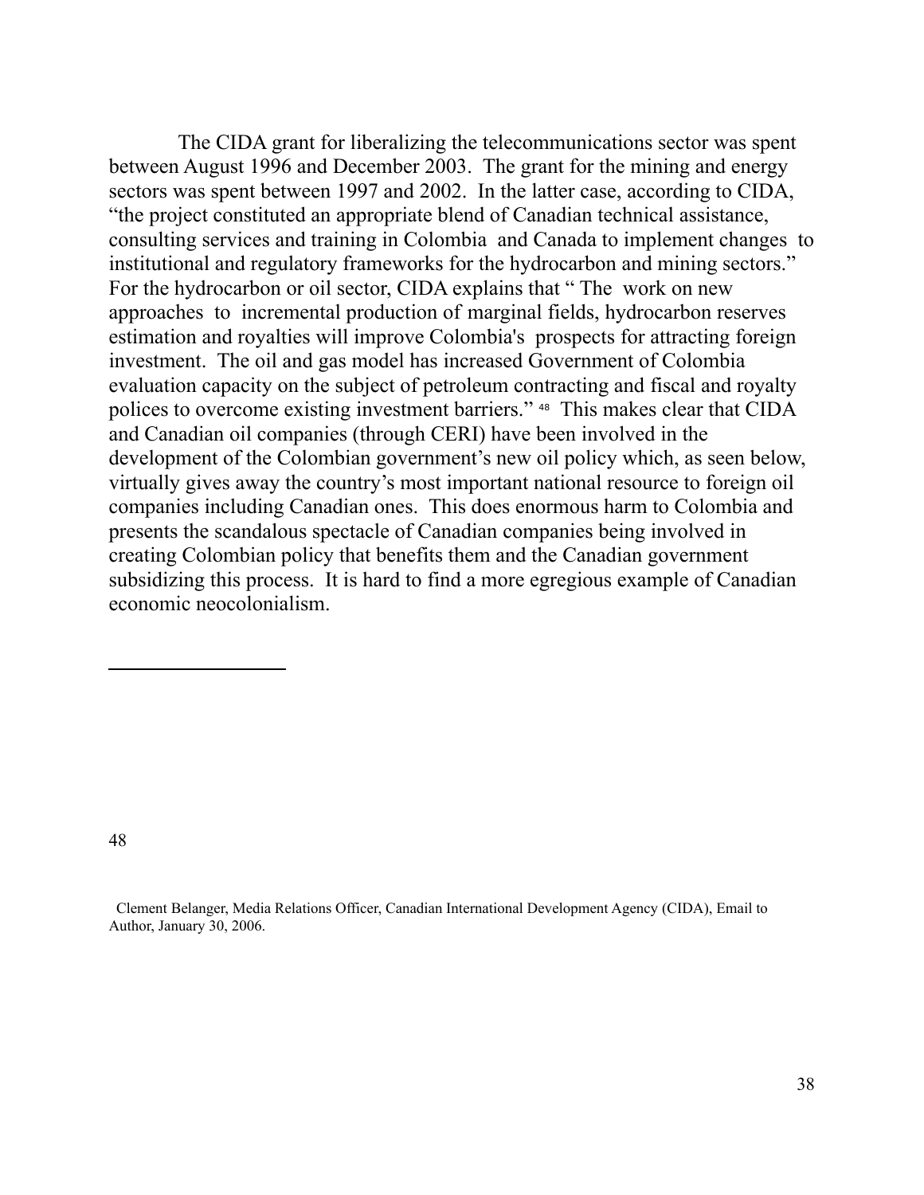The CIDA grant for liberalizing the telecommunications sector was spent between August 1996 and December 2003. The grant for the mining and energy sectors was spent between 1997 and 2002. In the latter case, according to CIDA, "the project constituted an appropriate blend of Canadian technical assistance, consulting services and training in Colombia and Canada to implement changes to institutional and regulatory frameworks for the hydrocarbon and mining sectors." For the hydrocarbon or oil sector, CIDA explains that " The work on new approaches to incremental production of marginal fields, hydrocarbon reserves estimation and royalties will improve Colombia's prospects for attracting foreign investment. The oil and gas model has increased Government of Colombia evaluation capacity on the subject of petroleum contracting and fiscal and royalty polices to overcome existing investment barriers." [48] This makes clear that CIDA and Canadian oil companies (through CERI) have been involved in the development of the Colombian government's new oil policy which, as seen below, virtually gives away the country's most important national resource to foreign oil companies including Canadian ones. This does enormous harm to Colombia and presents the scandalous spectacle of Canadian companies being involved in creating Colombian policy that benefits them and the Canadian government subsidizing this process. It is hard to find a more egregious example of Canadian economic neocolonialism.

---

48 Clement Belanger, Media Relations Officer, Canadian International Development Agency (CIDA), Email to Author, January 30, 2006.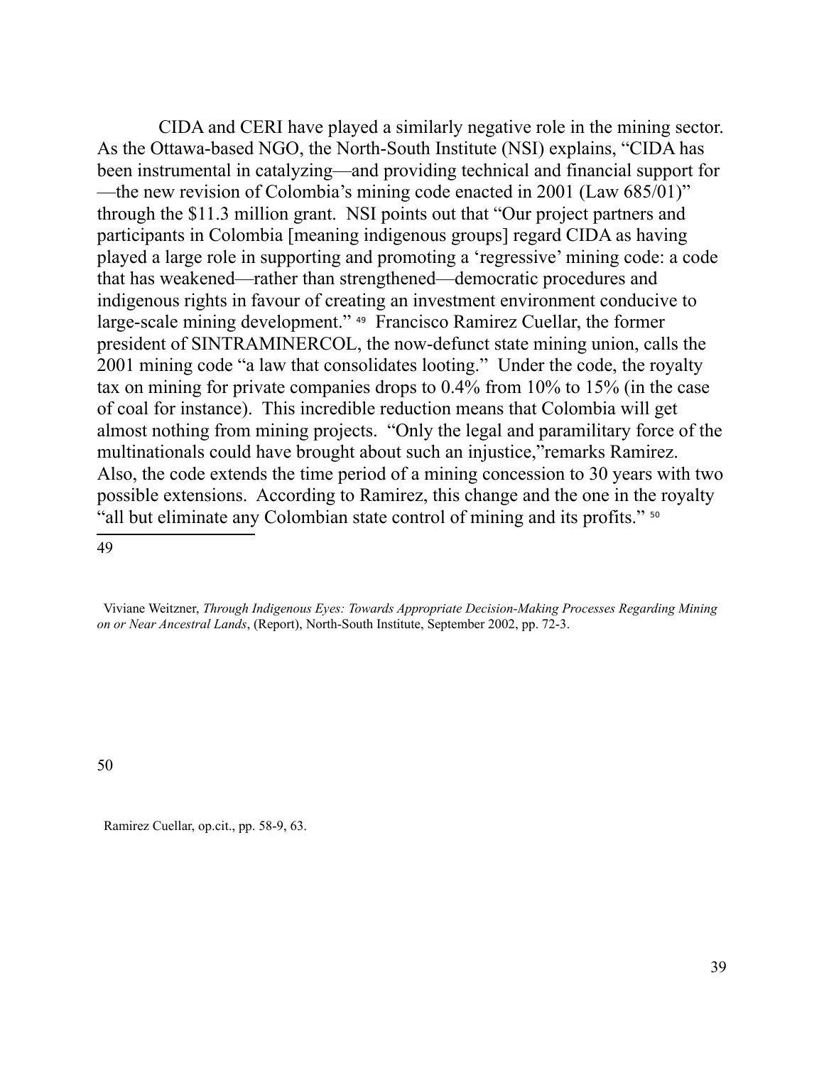CIDA and CERI have played a similarly negative role in the mining sector. As the Ottawa-based NGO, the North-South Institute (NSI) explains, "CIDA has been instrumental in catalyzing—and providing technical and financial support for—the new revision of Colombia's mining code enacted in 2001 (Law 685/01)" through the $11.3 million grant. NSI points out that "Our project partners and participants in Colombia [meaning indigenous groups] regard CIDA as having played a large role in supporting and promoting a 'regressive' mining code: a code that has weakened—rather than strengthened—democratic procedures and indigenous rights in favour of creating an investment environment conducive to large-scale mining development." [49] Francisco Ramirez Cuellar, the former president of SINTRAMINERCOL, the now-defunct state mining union, calls the 2001 mining code "a law that consolidates looting." Under the code, the royalty tax on mining for private companies drops to 0.4% from 10% to 15% (in the case of coal for instance). This incredible reduction means that Colombia will get almost nothing from mining projects. "Only the legal and paramilitary force of the multinationals could have brought about such an injustice,"remarks Ramirez. Also, the code extends the time period of a mining concession to 30 years with two possible extensions. According to Ramirez, this change and the one in the royalty "all but eliminate any Colombian state control of mining and its profits." [50]

---

49 Viviane Weitzner, *Through Indigenous Eyes: Towards Appropriate Decision-Making Processes Regarding Mining on or Near Ancestral Lands*, (Report), North-South Institute, September 2002, pp. 72-3.

50 Ramirez Cuellar, op.cit., pp. 58-9, 63.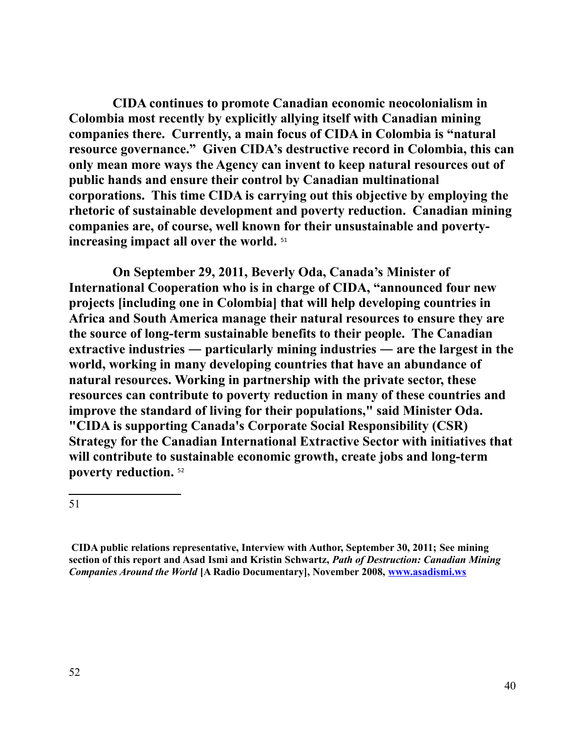**CIDA continues to promote Canadian economic neocolonialism in Colombia most recently by explicitly allying itself with Canadian mining companies there. Currently, a main focus of CIDA in Colombia is "natural resource governance." Given CIDA's destructive record in Colombia, this can only mean more ways the Agency can invent to keep natural resources out of public hands and ensure their control by Canadian multinational corporations. This time CIDA is carrying out this objective by employing the rhetoric of sustainable development and poverty reduction. Canadian mining companies are, of course, well known for their unsustainable and poverty-increasing impact all over the world.** [51]

**On September 29, 2011, Beverly Oda, Canada's Minister of International Cooperation who is in charge of CIDA, "announced four new projects [including one in Colombia] that will help developing countries in Africa and South America manage their natural resources to ensure they are the source of long-term sustainable benefits to their people. The Canadian extractive industries — particularly mining industries — are the largest in the world, working in many developing countries that have an abundance of natural resources. Working in partnership with the private sector, these resources can contribute to poverty reduction in many of these countries and improve the standard of living for their populations," said Minister Oda. "CIDA is supporting Canada's Corporate Social Responsibility (CSR) Strategy for the Canadian International Extractive Sector with initiatives that will contribute to sustainable economic growth, create jobs and long-term poverty reduction.** [52]

---

51 **CIDA public relations representative, Interview with Author, September 30, 2011; See mining section of this report and Asad Ismi and Kristin Schwartz, *Path of Destruction: Canadian Mining Companies Around the World* [A Radio Documentary], November 2008, [www.asadismi.ws](http://www.asadismi.ws)**

52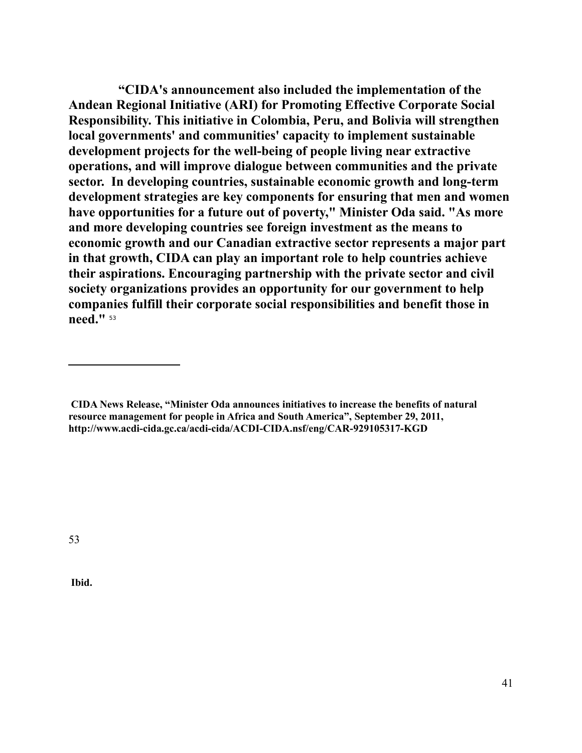**"CIDA's announcement also included the implementation of the Andean Regional Initiative (ARI) for Promoting Effective Corporate Social Responsibility. This initiative in Colombia, Peru, and Bolivia will strengthen local governments' and communities' capacity to implement sustainable development projects for the well-being of people living near extractive operations, and will improve dialogue between communities and the private sector. In developing countries, sustainable economic growth and long-term development strategies are key components for ensuring that men and women have opportunities for a future out of poverty," Minister Oda said. "As more and more developing countries see foreign investment as the means to economic growth and our Canadian extractive sector represents a major part in that growth, CIDA can play an important role to help countries achieve their aspirations. Encouraging partnership with the private sector and civil society organizations provides an opportunity for our government to help companies fulfill their corporate social responsibilities and benefit those in need."** [53]

---

**CIDA News Release, "Minister Oda announces initiatives to increase the benefits of natural resource management for people in Africa and South America", September 29, 2011, http://www.acdi-cida.gc.ca/acdi-cida/ACDI-CIDA.nsf/eng/CAR-929105317-KGD**

53

**Ibid.**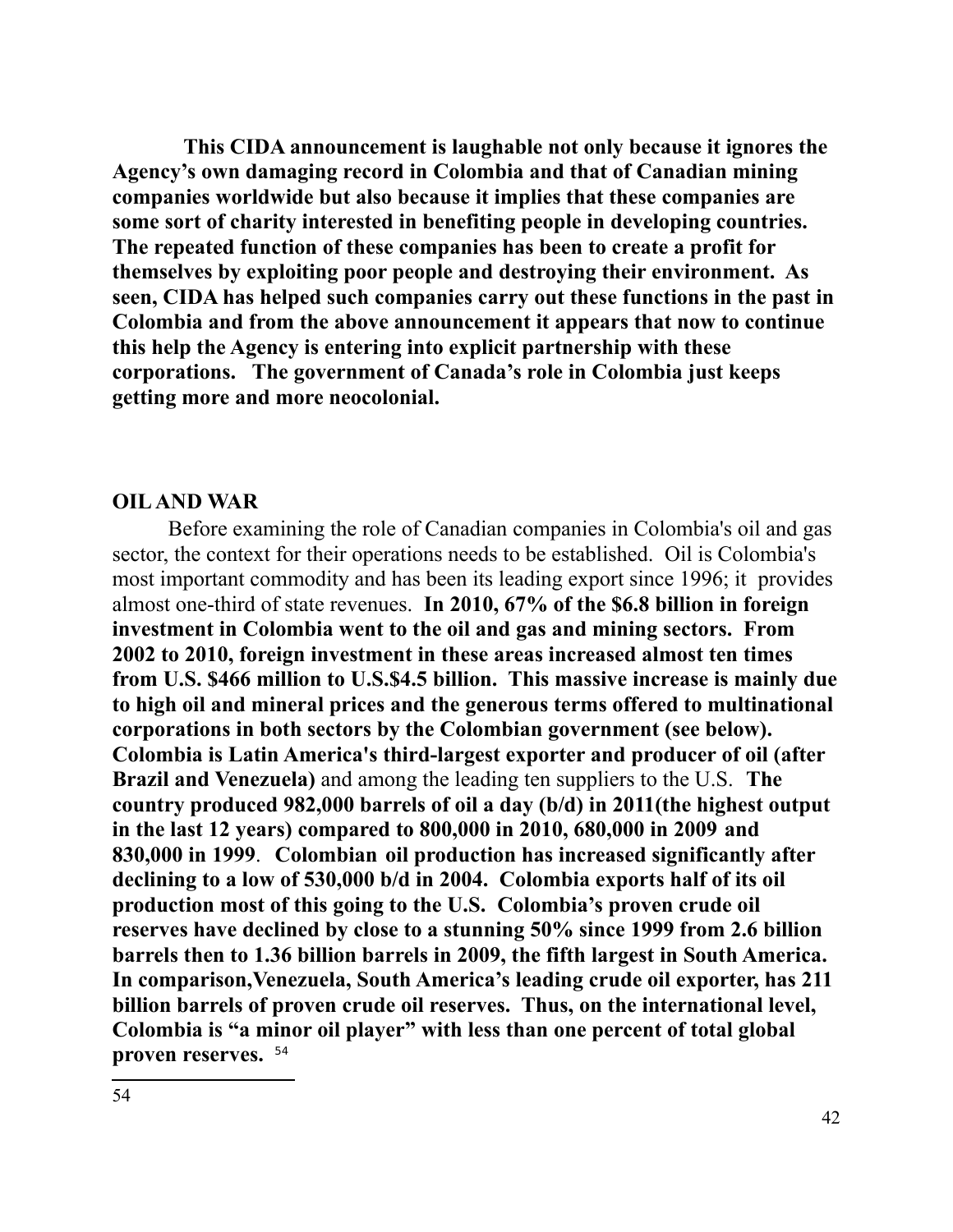**This CIDA announcement is laughable not only because it ignores the Agency's own damaging record in Colombia and that of Canadian mining companies worldwide but also because it implies that these companies are some sort of charity interested in benefiting people in developing countries. The repeated function of these companies has been to create a profit for themselves by exploiting poor people and destroying their environment. As seen, CIDA has helped such companies carry out these functions in the past in Colombia and from the above announcement it appears that now to continue this help the Agency is entering into explicit partnership with these corporations. The government of Canada's role in Colombia just keeps getting more and more neocolonial.**

**OIL AND WAR**

Before examining the role of Canadian companies in Colombia's oil and gas sector, the context for their operations needs to be established. Oil is Colombia's most important commodity and has been its leading export since 1996; it provides almost one-third of state revenues. **In 2010, 67% of the $6.8 billion in foreign investment in Colombia went to the oil and gas and mining sectors. From 2002 to 2010, foreign investment in these areas increased almost ten times from U.S. $466 million to U.S.$4.5 billion. This massive increase is mainly due to high oil and mineral prices and the generous terms offered to multinational corporations in both sectors by the Colombian government (see below). Colombia is Latin America's third-largest exporter and producer of oil (after Brazil and Venezuela)** and among the leading ten suppliers to the U.S. **The country produced 982,000 barrels of oil a day (b/d) in 2011(the highest output in the last 12 years) compared to 800,000 in 2010, 680,000 in 2009 and 830,000 in 1999**. **Colombian oil production has increased significantly after declining to a low of 530,000 b/d in 2004. Colombia exports half of its oil production most of this going to the U.S. Colombia's proven crude oil reserves have declined by close to a stunning 50% since 1999 from 2.6 billion barrels then to 1.36 billion barrels in 2009, the fifth largest in South America. In comparison,Venezuela, South America's leading crude oil exporter, has 211 billion barrels of proven crude oil reserves. Thus, on the international level, Colombia is "a minor oil player" with less than one percent of total global proven reserves.** [54]

---

54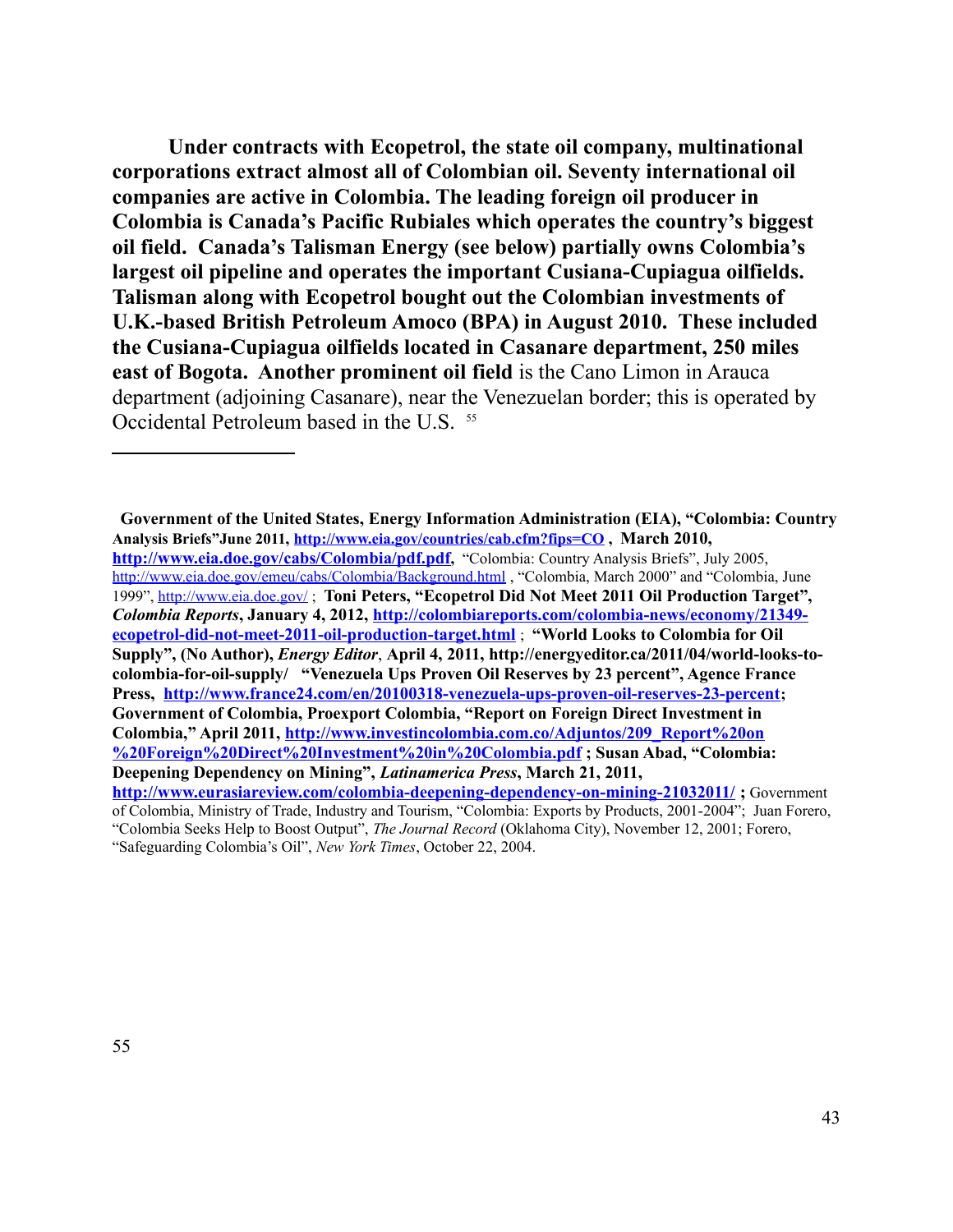**Under contracts with Ecopetrol, the state oil company, multinational corporations extract almost all of Colombian oil. Seventy international oil companies are active in Colombia. The leading foreign oil producer in Colombia is Canada's Pacific Rubiales which operates the country's biggest oil field. Canada's Talisman Energy (see below) partially owns Colombia's largest oil pipeline and operates the important Cusiana-Cupiagua oilfields. Talisman along with Ecopetrol bought out the Colombian investments of U.K.-based British Petroleum Amoco (BPA) in August 2010. These included the Cusiana-Cupiagua oilfields located in Casanare department, 250 miles east of Bogota. Another prominent oil field** is the Cano Limon in Arauca department (adjoining Casanare), near the Venezuelan border; this is operated by Occidental Petroleum based in the U.S. [55]

---

[55] **Government of the United States, Energy Information Administration (EIA), "Colombia: Country Analysis Briefs"June 2011, http://www.eia.gov/countries/cab.cfm?fips=CO , March 2010, http://www.eia.doe.gov/cabs/Colombia/pdf.pdf,** "Colombia: Country Analysis Briefs", July 2005, http://www.eia.doe.gov/emeu/cabs/Colombia/Background.html , "Colombia, March 2000" and "Colombia, June 1999", http://www.eia.doe.gov/ ; **Toni Peters, "Ecopetrol Did Not Meet 2011 Oil Production Target",** ***Colombia Reports*****, January 4, 2012, http://colombiareports.com/colombia-news/economy/21349-ecopetrol-did-not-meet-2011-oil-production-target.html** ; **"World Looks to Colombia for Oil Supply", (No Author),** ***Energy Editor*****, April 4, 2011, http://energyeditor.ca/2011/04/world-looks-to-colombia-for-oil-supply/ "Venezuela Ups Proven Oil Reserves by 23 percent", Agence France Press, http://www.france24.com/en/20100318-venezuela-ups-proven-oil-reserves-23-percent; Government of Colombia, Proexport Colombia, "Report on Foreign Direct Investment in Colombia," April 2011, http://www.investincolombia.com.co/Adjuntos/209_Report%20on%20Foreign%20Direct%20Investment%20in%20Colombia.pdf ; Susan Abad, "Colombia: Deepening Dependency on Mining",** ***Latinamerica Press*****, March 21, 2011, http://www.eurasiareview.com/colombia-deepening-dependency-on-mining-21032011/ ;** Government of Colombia, Ministry of Trade, Industry and Tourism, "Colombia: Exports by Products, 2001-2004"; Juan Forero, "Colombia Seeks Help to Boost Output", *The Journal Record* (Oklahoma City), November 12, 2001; Forero, "Safeguarding Colombia's Oil", *New York Times*, October 22, 2004.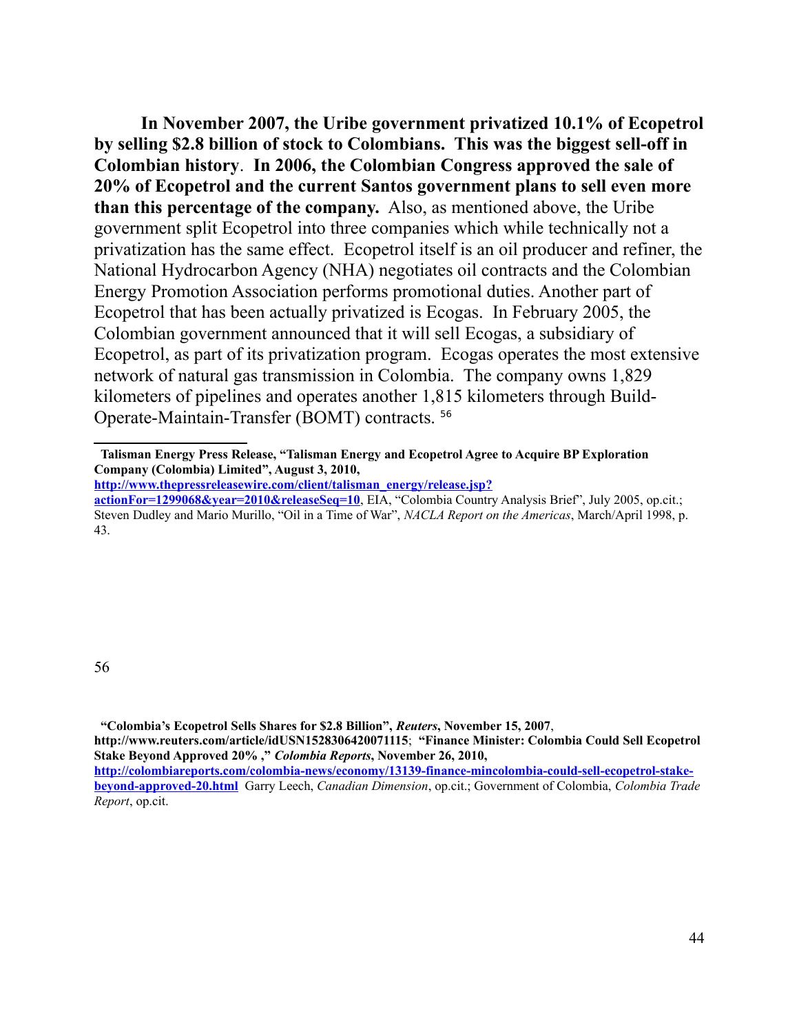**In November 2007, the Uribe government privatized 10.1% of Ecopetrol by selling $2.8 billion of stock to Colombians. This was the biggest sell-off in Colombian history**. **In 2006, the Colombian Congress approved the sale of 20% of Ecopetrol and the current Santos government plans to sell even more than this percentage of the company.** Also, as mentioned above, the Uribe government split Ecopetrol into three companies which while technically not a privatization has the same effect. Ecopetrol itself is an oil producer and refiner, the National Hydrocarbon Agency (NHA) negotiates oil contracts and the Colombian Energy Promotion Association performs promotional duties. Another part of Ecopetrol that has been actually privatized is Ecogas. In February 2005, the Colombian government announced that it will sell Ecogas, a subsidiary of Ecopetrol, as part of its privatization program. Ecogas operates the most extensive network of natural gas transmission in Colombia. The company owns 1,829 kilometers of pipelines and operates another 1,815 kilometers through Build-Operate-Maintain-Transfer (BOMT) contracts. [56]

---

**Talisman Energy Press Release, "Talisman Energy and Ecopetrol Agree to Acquire BP Exploration Company (Colombia) Limited", August 3, 2010,** http://www.thepressreleasewire.com/client/talisman_energy/release.jsp?actionFor=1299068&year=2010&releaseSeq=10, EIA, "Colombia Country Analysis Brief", July 2005, op.cit.; Steven Dudley and Mario Murillo, "Oil in a Time of War", *NACLA Report on the Americas*, March/April 1998, p. 43.

56

**"Colombia's Ecopetrol Sells Shares for $2.8 Billion",** ***Reuters*****, November 15, 2007**, **http://www.reuters.com/article/idUSN1528306420071115**; **"Finance Minister: Colombia Could Sell Ecopetrol Stake Beyond Approved 20% ,"** ***Colombia Reports*****, November 26, 2010,** http://colombiareports.com/colombia-news/economy/13139-finance-mincolombia-could-sell-ecopetrol-stake-beyond-approved-20.html Garry Leech, *Canadian Dimension*, op.cit.; Government of Colombia, *Colombia Trade Report*, op.cit.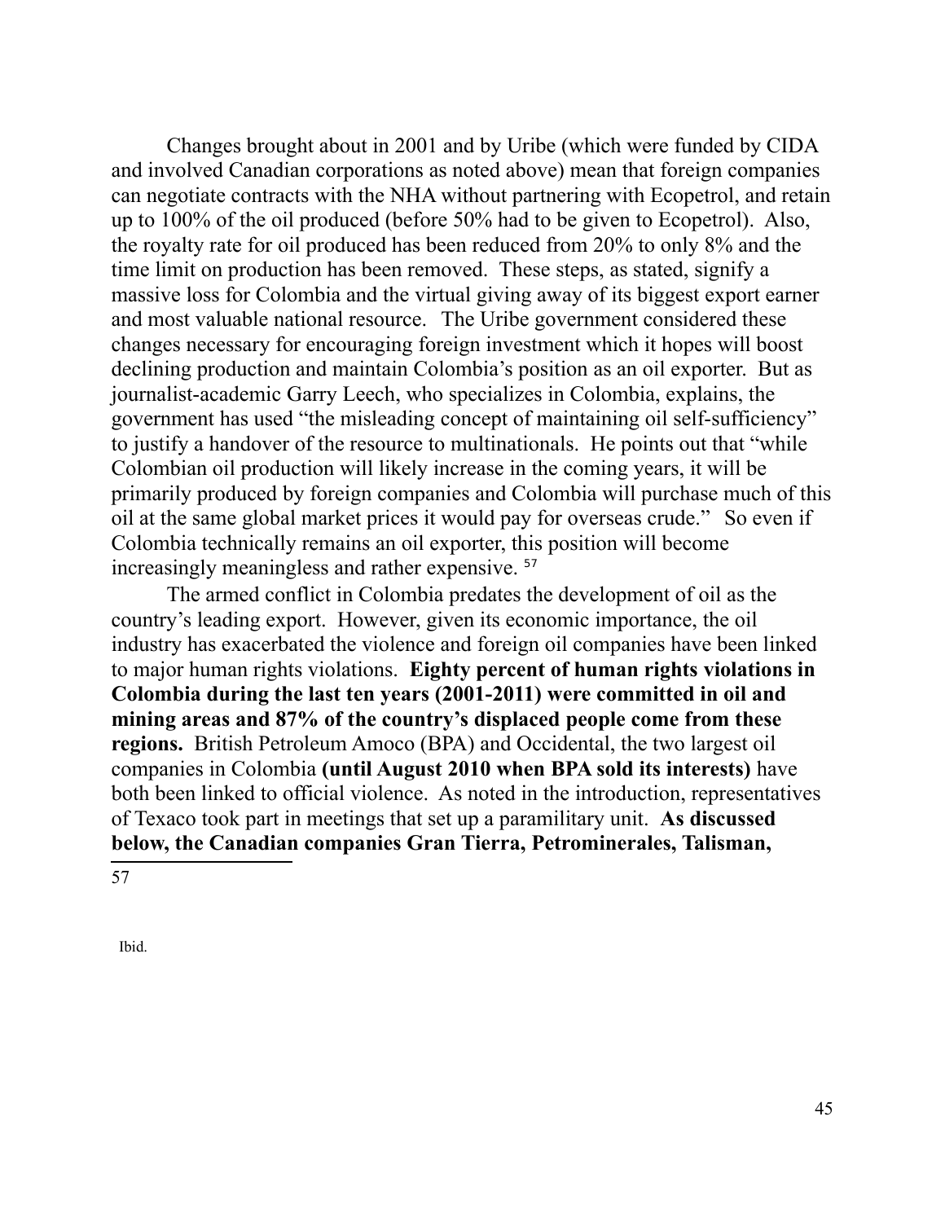Changes brought about in 2001 and by Uribe (which were funded by CIDA and involved Canadian corporations as noted above) mean that foreign companies can negotiate contracts with the NHA without partnering with Ecopetrol, and retain up to 100% of the oil produced (before 50% had to be given to Ecopetrol). Also, the royalty rate for oil produced has been reduced from 20% to only 8% and the time limit on production has been removed. These steps, as stated, signify a massive loss for Colombia and the virtual giving away of its biggest export earner and most valuable national resource. The Uribe government considered these changes necessary for encouraging foreign investment which it hopes will boost declining production and maintain Colombia's position as an oil exporter. But as journalist-academic Garry Leech, who specializes in Colombia, explains, the government has used "the misleading concept of maintaining oil self-sufficiency" to justify a handover of the resource to multinationals. He points out that "while Colombian oil production will likely increase in the coming years, it will be primarily produced by foreign companies and Colombia will purchase much of this oil at the same global market prices it would pay for overseas crude." So even if Colombia technically remains an oil exporter, this position will become increasingly meaningless and rather expensive. [57]

The armed conflict in Colombia predates the development of oil as the country's leading export. However, given its economic importance, the oil industry has exacerbated the violence and foreign oil companies have been linked to major human rights violations. **Eighty percent of human rights violations in Colombia during the last ten years (2001-2011) were committed in oil and mining areas and 87% of the country's displaced people come from these regions.** British Petroleum Amoco (BPA) and Occidental, the two largest oil companies in Colombia **(until August 2010 when BPA sold its interests)** have both been linked to official violence. As noted in the introduction, representatives of Texaco took part in meetings that set up a paramilitary unit. **As discussed below, the Canadian companies Gran Tierra, Petrominerales, Talisman,**

---

57 Ibid.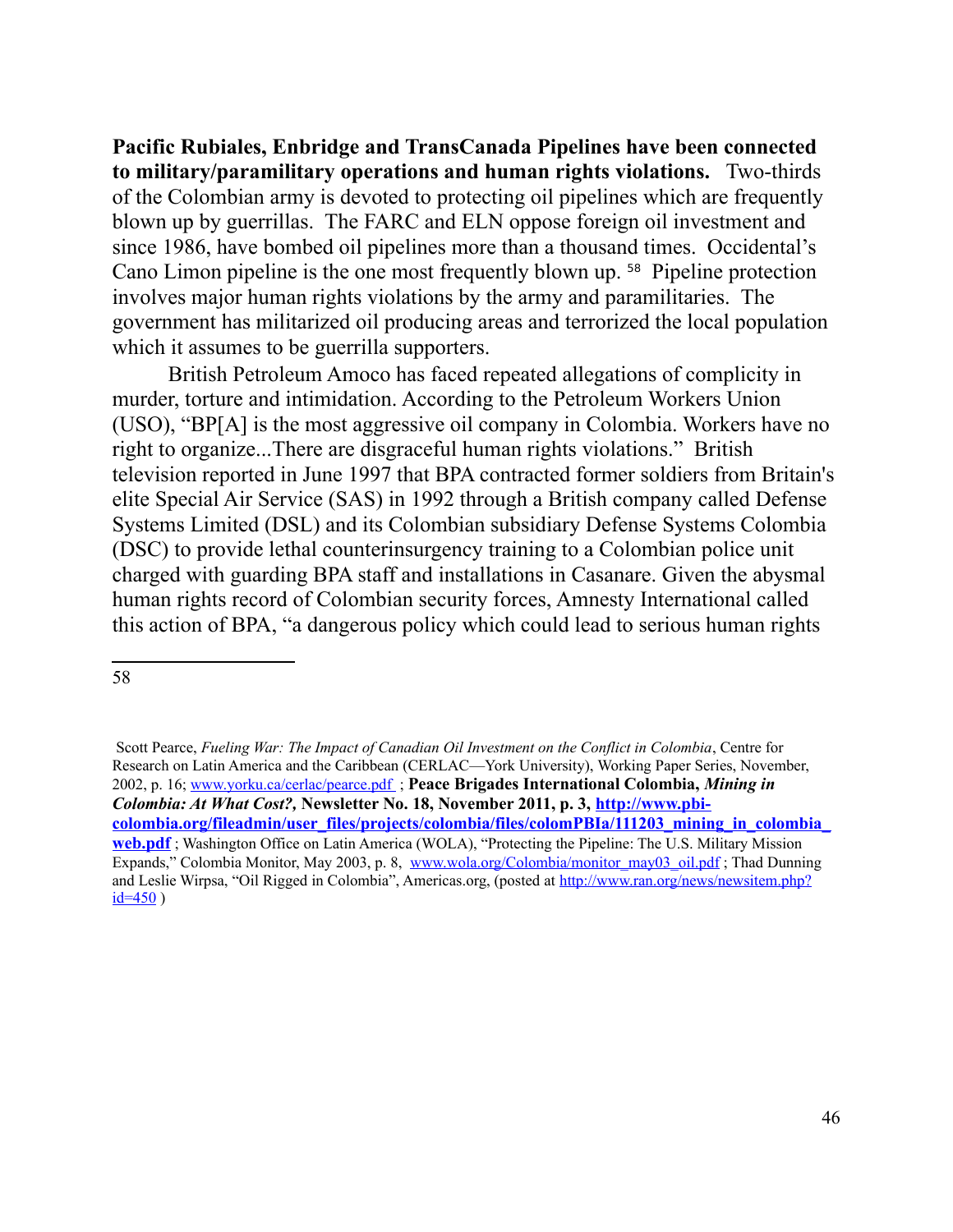**Pacific Rubiales, Enbridge and TransCanada Pipelines have been connected to military/paramilitary operations and human rights violations.** Two-thirds of the Colombian army is devoted to protecting oil pipelines which are frequently blown up by guerrillas. The FARC and ELN oppose foreign oil investment and since 1986, have bombed oil pipelines more than a thousand times. Occidental's Cano Limon pipeline is the one most frequently blown up. [58] Pipeline protection involves major human rights violations by the army and paramilitaries. The government has militarized oil producing areas and terrorized the local population which it assumes to be guerrilla supporters.

British Petroleum Amoco has faced repeated allegations of complicity in murder, torture and intimidation. According to the Petroleum Workers Union (USO), "BP[A] is the most aggressive oil company in Colombia. Workers have no right to organize...There are disgraceful human rights violations." British television reported in June 1997 that BPA contracted former soldiers from Britain's elite Special Air Service (SAS) in 1992 through a British company called Defense Systems Limited (DSL) and its Colombian subsidiary Defense Systems Colombia (DSC) to provide lethal counterinsurgency training to a Colombian police unit charged with guarding BPA staff and installations in Casanare. Given the abysmal human rights record of Colombian security forces, Amnesty International called this action of BPA, "a dangerous policy which could lead to serious human rights

---

58

Scott Pearce, *Fueling War: The Impact of Canadian Oil Investment on the Conflict in Colombia*, Centre for Research on Latin America and the Caribbean (CERLAC—York University), Working Paper Series, November, 2002, p. 16; www.yorku.ca/cerlac/pearce.pdf ; **Peace Brigades International Colombia, *Mining in Colombia: At What Cost?,* Newsletter No. 18, November 2011, p. 3, http://www.pbi-colombia.org/fileadmin/user_files/projects/colombia/files/colomPBIa/111203_mining_in_colombia_web.pdf** ; Washington Office on Latin America (WOLA), "Protecting the Pipeline: The U.S. Military Mission Expands," Colombia Monitor, May 2003, p. 8, www.wola.org/Colombia/monitor_may03_oil.pdf ; Thad Dunning and Leslie Wirpsa, "Oil Rigged in Colombia", Americas.org, (posted at http://www.ran.org/news/newsitem.php?id=450 )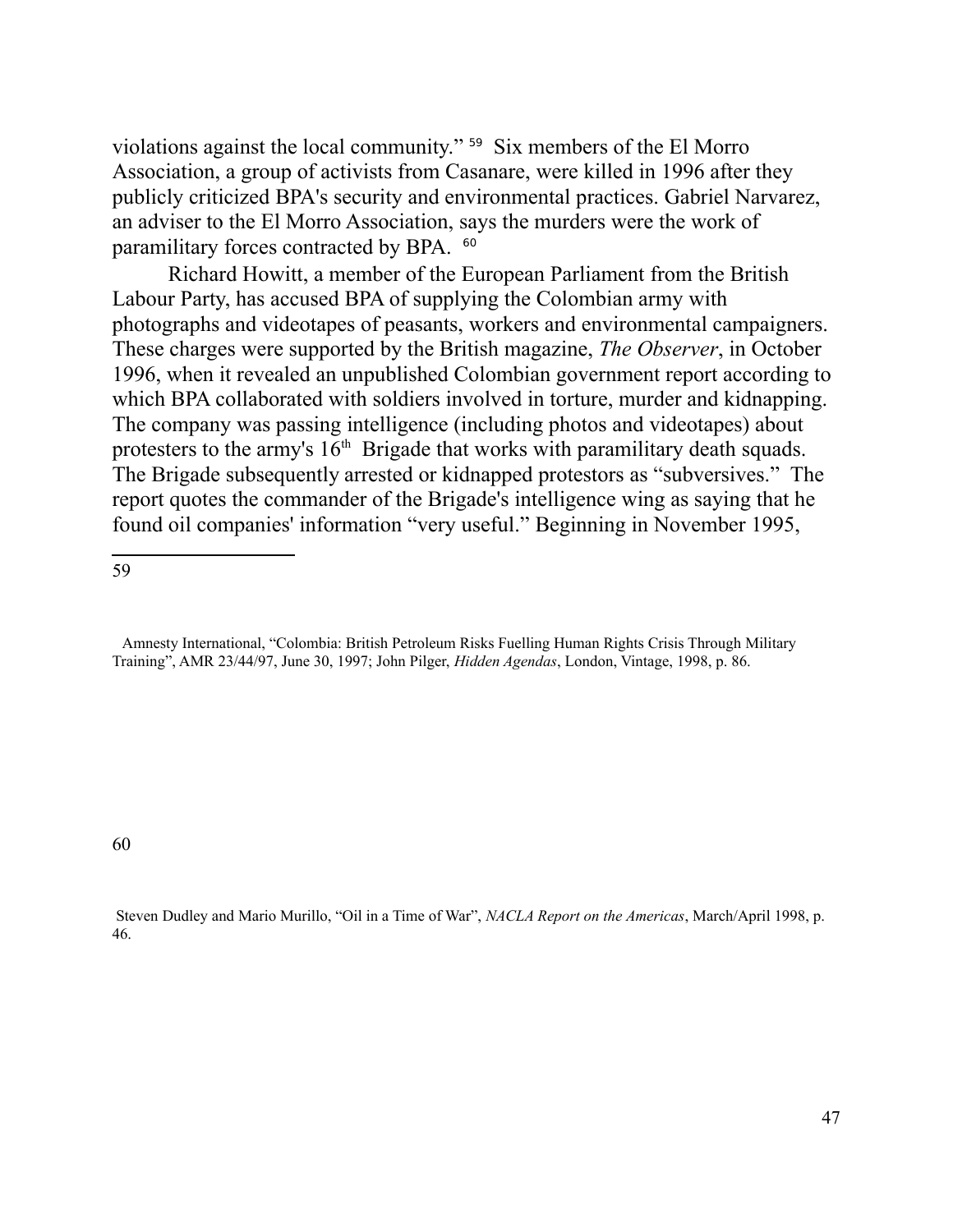violations against the local community."[59] Six members of the El Morro Association, a group of activists from Casanare, were killed in 1996 after they publicly criticized BPA's security and environmental practices. Gabriel Narvarez, an adviser to the El Morro Association, says the murders were the work of paramilitary forces contracted by BPA.[60]

Richard Howitt, a member of the European Parliament from the British Labour Party, has accused BPA of supplying the Colombian army with photographs and videotapes of peasants, workers and environmental campaigners. These charges were supported by the British magazine, *The Observer*, in October 1996, when it revealed an unpublished Colombian government report according to which BPA collaborated with soldiers involved in torture, murder and kidnapping. The company was passing intelligence (including photos and videotapes) about protesters to the army's 16th Brigade that works with paramilitary death squads. The Brigade subsequently arrested or kidnapped protestors as "subversives." The report quotes the commander of the Brigade's intelligence wing as saying that he found oil companies' information "very useful." Beginning in November 1995,

---

[59] Amnesty International, "Colombia: British Petroleum Risks Fuelling Human Rights Crisis Through Military Training", AMR 23/44/97, June 30, 1997; John Pilger, *Hidden Agendas*, London, Vintage, 1998, p. 86.

[60] Steven Dudley and Mario Murillo, "Oil in a Time of War", *NACLA Report on the Americas*, March/April 1998, p. 46.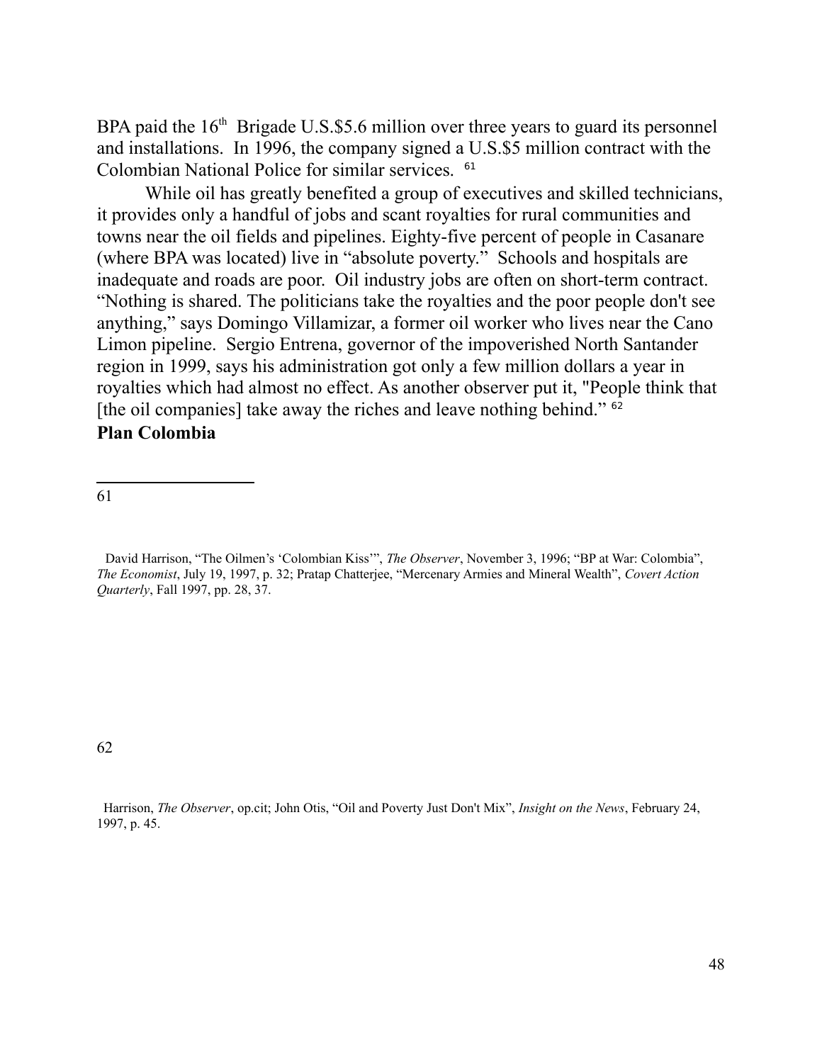BPA paid the 16th Brigade U.S.$5.6 million over three years to guard its personnel and installations. In 1996, the company signed a U.S.$5 million contract with the Colombian National Police for similar services. [61]

While oil has greatly benefited a group of executives and skilled technicians, it provides only a handful of jobs and scant royalties for rural communities and towns near the oil fields and pipelines. Eighty-five percent of people in Casanare (where BPA was located) live in "absolute poverty." Schools and hospitals are inadequate and roads are poor. Oil industry jobs are often on short-term contract. "Nothing is shared. The politicians take the royalties and the poor people don't see anything," says Domingo Villamizar, a former oil worker who lives near the Cano Limon pipeline. Sergio Entrena, governor of the impoverished North Santander region in 1999, says his administration got only a few million dollars a year in royalties which had almost no effect. As another observer put it, "People think that [the oil companies] take away the riches and leave nothing behind." [62]

**Plan Colombia**

---

61 David Harrison, "The Oilmen's 'Colombian Kiss'", *The Observer*, November 3, 1996; "BP at War: Colombia", *The Economist*, July 19, 1997, p. 32; Pratap Chatterjee, "Mercenary Armies and Mineral Wealth", *Covert Action Quarterly*, Fall 1997, pp. 28, 37.

62 Harrison, *The Observer*, op.cit; John Otis, "Oil and Poverty Just Don't Mix", *Insight on the News*, February 24, 1997, p. 45.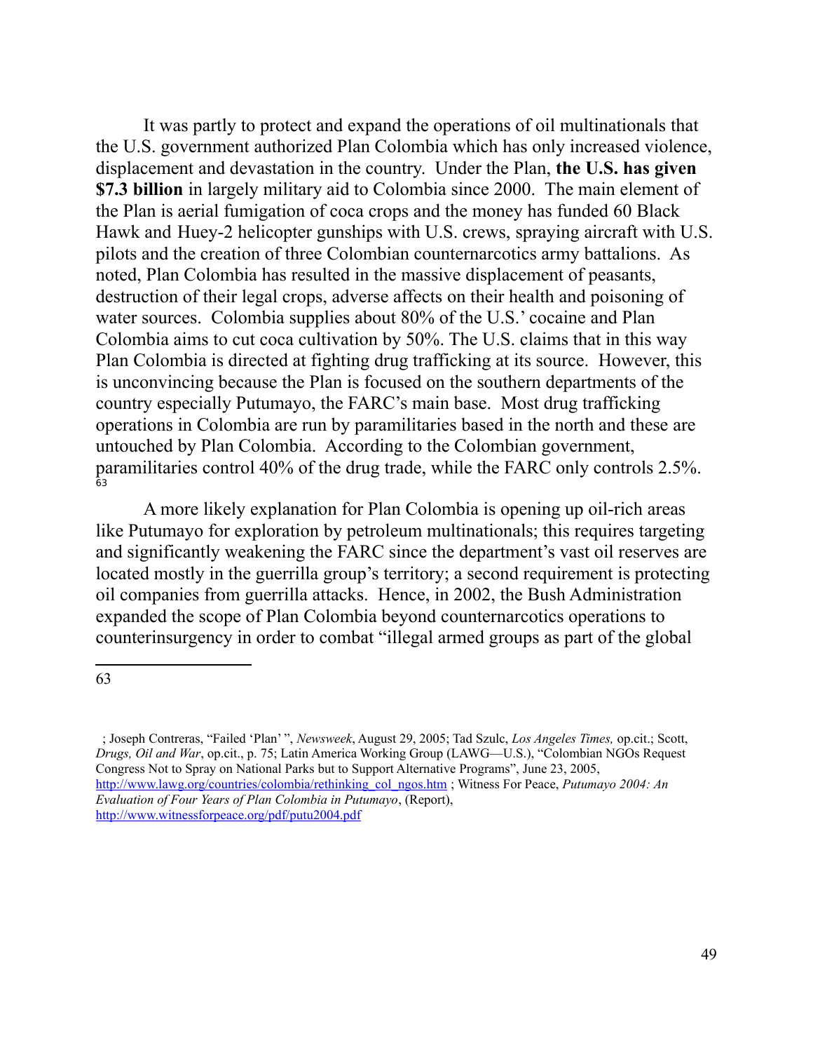It was partly to protect and expand the operations of oil multinationals that the U.S. government authorized Plan Colombia which has only increased violence, displacement and devastation in the country. Under the Plan, **the U.S. has given $7.3 billion** in largely military aid to Colombia since 2000. The main element of the Plan is aerial fumigation of coca crops and the money has funded 60 Black Hawk and Huey-2 helicopter gunships with U.S. crews, spraying aircraft with U.S. pilots and the creation of three Colombian counternarcotics army battalions. As noted, Plan Colombia has resulted in the massive displacement of peasants, destruction of their legal crops, adverse affects on their health and poisoning of water sources. Colombia supplies about 80% of the U.S.' cocaine and Plan Colombia aims to cut coca cultivation by 50%. The U.S. claims that in this way Plan Colombia is directed at fighting drug trafficking at its source. However, this is unconvincing because the Plan is focused on the southern departments of the country especially Putumayo, the FARC's main base. Most drug trafficking operations in Colombia are run by paramilitaries based in the north and these are untouched by Plan Colombia. According to the Colombian government, paramilitaries control 40% of the drug trade, while the FARC only controls 2.5%. [63]

A more likely explanation for Plan Colombia is opening up oil-rich areas like Putumayo for exploration by petroleum multinationals; this requires targeting and significantly weakening the FARC since the department's vast oil reserves are located mostly in the guerrilla group's territory; a second requirement is protecting oil companies from guerrilla attacks. Hence, in 2002, the Bush Administration expanded the scope of Plan Colombia beyond counternarcotics operations to counterinsurgency in order to combat "illegal armed groups as part of the global

---

63

; Joseph Contreras, "Failed 'Plan' ", *Newsweek*, August 29, 2005; Tad Szulc, *Los Angeles Times,* op.cit.; Scott, *Drugs, Oil and War*, op.cit., p. 75; Latin America Working Group (LAWG—U.S.), "Colombian NGOs Request Congress Not to Spray on National Parks but to Support Alternative Programs", June 23, 2005, http://www.lawg.org/countries/colombia/rethinking_col_ngos.htm ; Witness For Peace, *Putumayo 2004: An Evaluation of Four Years of Plan Colombia in Putumayo*, (Report), http://www.witnessforpeace.org/pdf/putu2004.pdf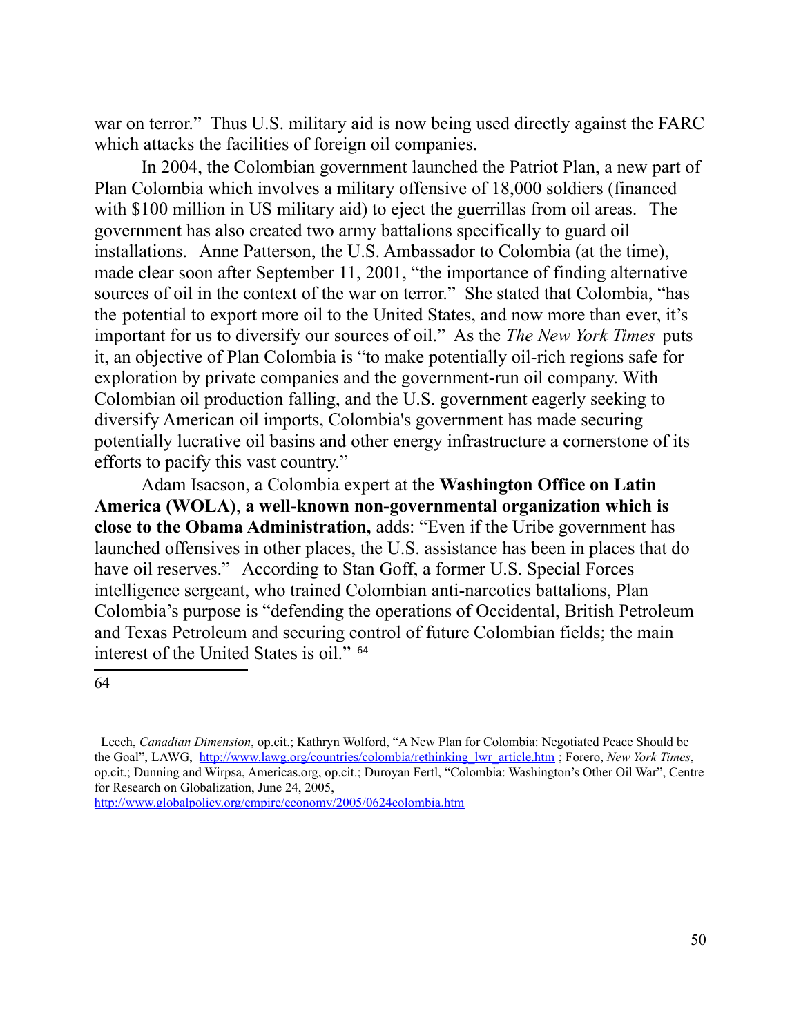war on terror." Thus U.S. military aid is now being used directly against the FARC which attacks the facilities of foreign oil companies.

In 2004, the Colombian government launched the Patriot Plan, a new part of Plan Colombia which involves a military offensive of 18,000 soldiers (financed with $100 million in US military aid) to eject the guerrillas from oil areas. The government has also created two army battalions specifically to guard oil installations. Anne Patterson, the U.S. Ambassador to Colombia (at the time), made clear soon after September 11, 2001, "the importance of finding alternative sources of oil in the context of the war on terror." She stated that Colombia, "has the potential to export more oil to the United States, and now more than ever, it's important for us to diversify our sources of oil." As the *The New York Times* puts it, an objective of Plan Colombia is "to make potentially oil-rich regions safe for exploration by private companies and the government-run oil company. With Colombian oil production falling, and the U.S. government eagerly seeking to diversify American oil imports, Colombia's government has made securing potentially lucrative oil basins and other energy infrastructure a cornerstone of its efforts to pacify this vast country."

Adam Isacson, a Colombia expert at the **Washington Office on Latin America (WOLA)**, **a well-known non-governmental organization which is close to the Obama Administration,** adds: "Even if the Uribe government has launched offensives in other places, the U.S. assistance has been in places that do have oil reserves." According to Stan Goff, a former U.S. Special Forces intelligence sergeant, who trained Colombian anti-narcotics battalions, Plan Colombia's purpose is "defending the operations of Occidental, British Petroleum and Texas Petroleum and securing control of future Colombian fields; the main interest of the United States is oil." [64]

---

64

Leech, *Canadian Dimension*, op.cit.; Kathryn Wolford, "A New Plan for Colombia: Negotiated Peace Should be the Goal", LAWG, http://www.lawg.org/countries/colombia/rethinking_lwr_article.htm ; Forero, *New York Times*, op.cit.; Dunning and Wirpsa, Americas.org, op.cit.; Duroyan Fertl, "Colombia: Washington's Other Oil War", Centre for Research on Globalization, June 24, 2005, http://www.globalpolicy.org/empire/economy/2005/0624colombia.htm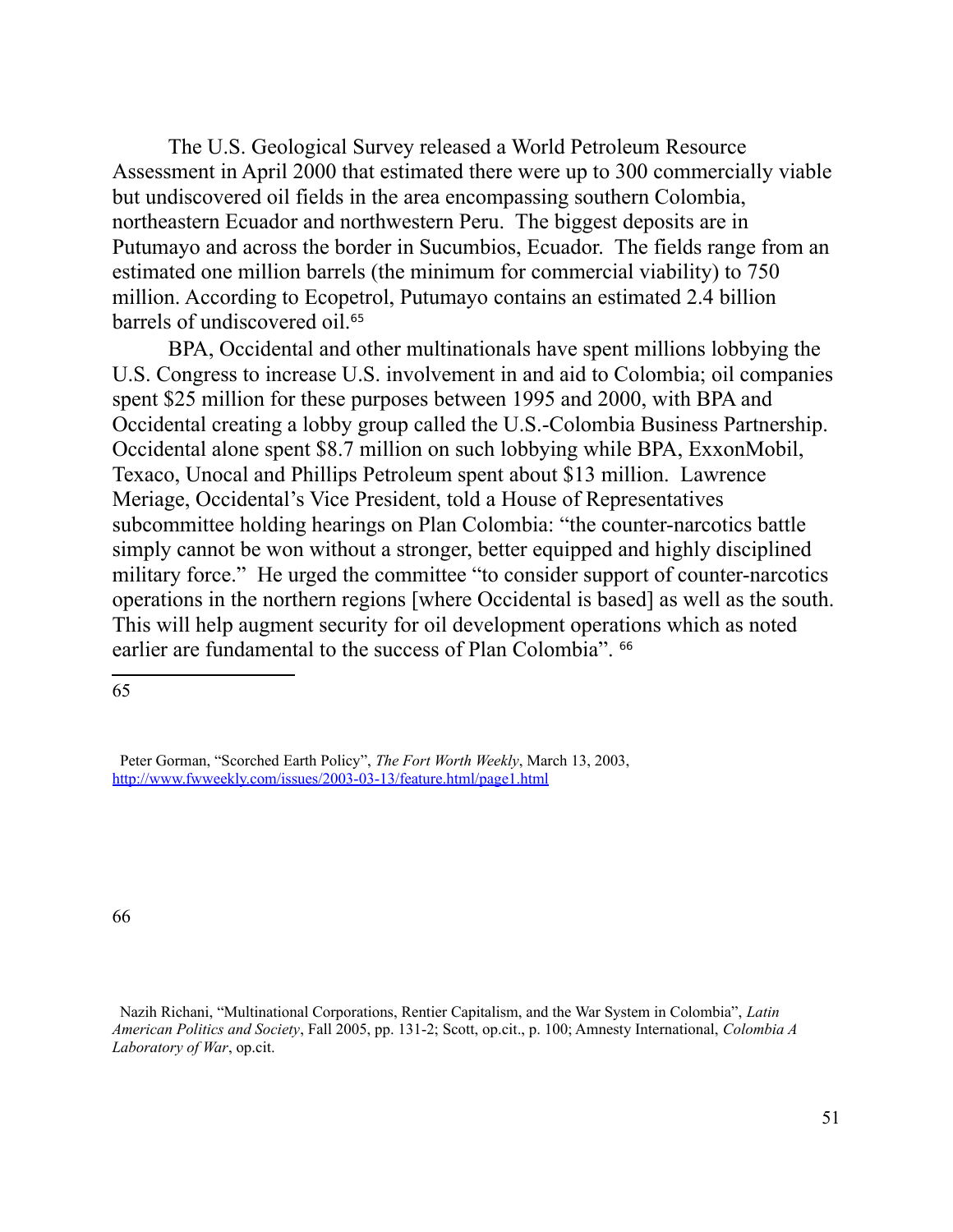The U.S. Geological Survey released a World Petroleum Resource Assessment in April 2000 that estimated there were up to 300 commercially viable but undiscovered oil fields in the area encompassing southern Colombia, northeastern Ecuador and northwestern Peru. The biggest deposits are in Putumayo and across the border in Sucumbios, Ecuador. The fields range from an estimated one million barrels (the minimum for commercial viability) to 750 million. According to Ecopetrol, Putumayo contains an estimated 2.4 billion barrels of undiscovered oil.[65]

BPA, Occidental and other multinationals have spent millions lobbying the U.S. Congress to increase U.S. involvement in and aid to Colombia; oil companies spent $25 million for these purposes between 1995 and 2000, with BPA and Occidental creating a lobby group called the U.S.-Colombia Business Partnership. Occidental alone spent $8.7 million on such lobbying while BPA, ExxonMobil, Texaco, Unocal and Phillips Petroleum spent about $13 million. Lawrence Meriage, Occidental's Vice President, told a House of Representatives subcommittee holding hearings on Plan Colombia: "the counter-narcotics battle simply cannot be won without a stronger, better equipped and highly disciplined military force." He urged the committee "to consider support of counter-narcotics operations in the northern regions [where Occidental is based] as well as the south. This will help augment security for oil development operations which as noted earlier are fundamental to the success of Plan Colombia". [66]

---

[65] Peter Gorman, "Scorched Earth Policy", *The Fort Worth Weekly*, March 13, 2003, http://www.fwweekly.com/issues/2003-03-13/feature.html/page1.html

[66] Nazih Richani, "Multinational Corporations, Rentier Capitalism, and the War System in Colombia", *Latin American Politics and Society*, Fall 2005, pp. 131-2; Scott, op.cit., p. 100; Amnesty International, *Colombia A Laboratory of War*, op.cit.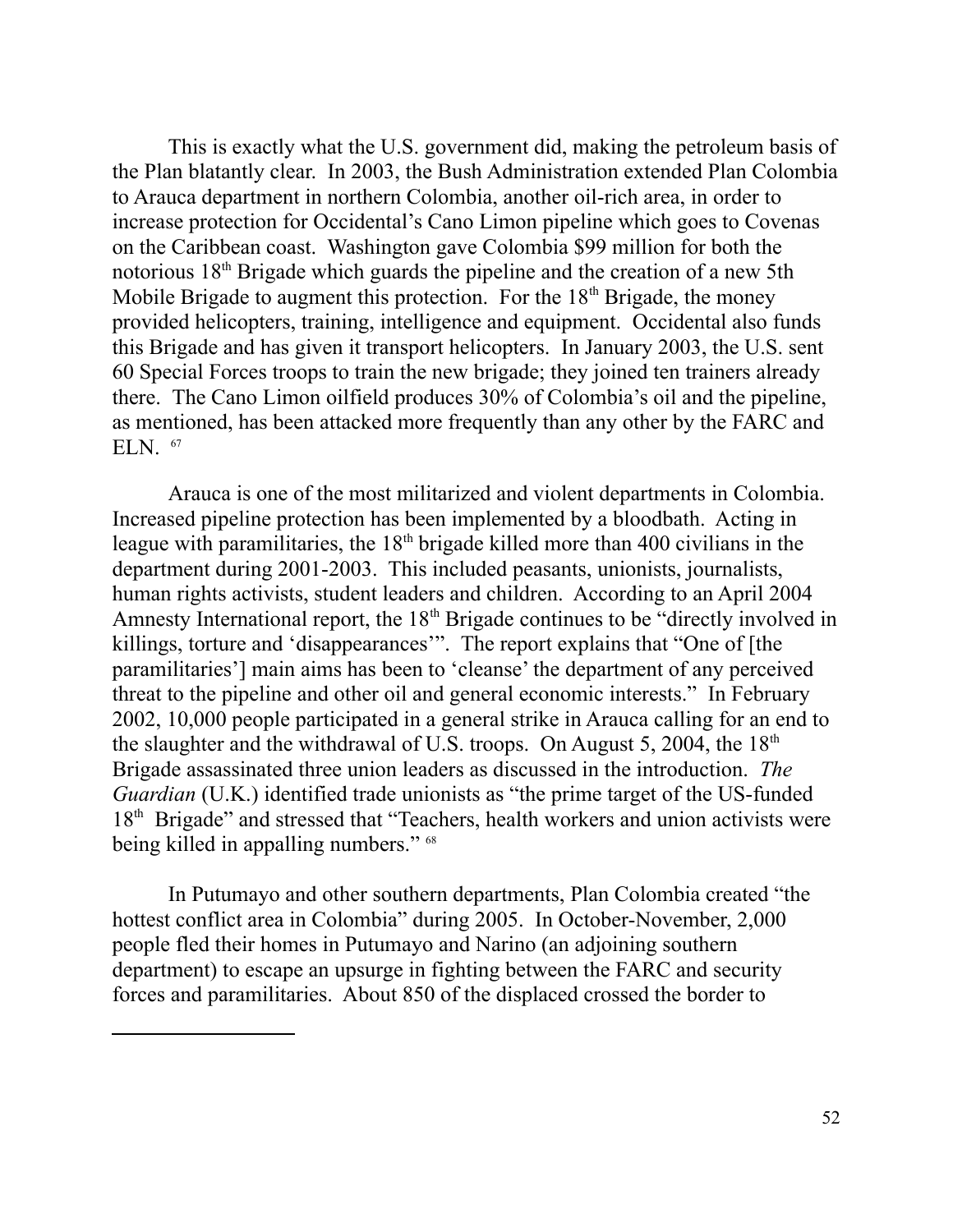This is exactly what the U.S. government did, making the petroleum basis of the Plan blatantly clear. In 2003, the Bush Administration extended Plan Colombia to Arauca department in northern Colombia, another oil-rich area, in order to increase protection for Occidental's Cano Limon pipeline which goes to Covenas on the Caribbean coast. Washington gave Colombia $99 million for both the notorious 18th Brigade which guards the pipeline and the creation of a new 5th Mobile Brigade to augment this protection. For the 18th Brigade, the money provided helicopters, training, intelligence and equipment. Occidental also funds this Brigade and has given it transport helicopters. In January 2003, the U.S. sent 60 Special Forces troops to train the new brigade; they joined ten trainers already there. The Cano Limon oilfield produces 30% of Colombia's oil and the pipeline, as mentioned, has been attacked more frequently than any other by the FARC and ELN. [67]

Arauca is one of the most militarized and violent departments in Colombia. Increased pipeline protection has been implemented by a bloodbath. Acting in league with paramilitaries, the 18th brigade killed more than 400 civilians in the department during 2001-2003. This included peasants, unionists, journalists, human rights activists, student leaders and children. According to an April 2004 Amnesty International report, the 18th Brigade continues to be "directly involved in killings, torture and 'disappearances'". The report explains that "One of [the paramilitaries'] main aims has been to 'cleanse' the department of any perceived threat to the pipeline and other oil and general economic interests." In February 2002, 10,000 people participated in a general strike in Arauca calling for an end to the slaughter and the withdrawal of U.S. troops. On August 5, 2004, the 18th Brigade assassinated three union leaders as discussed in the introduction. *The Guardian* (U.K.) identified trade unionists as "the prime target of the US-funded 18th Brigade" and stressed that "Teachers, health workers and union activists were being killed in appalling numbers." [68]

In Putumayo and other southern departments, Plan Colombia created "the hottest conflict area in Colombia" during 2005. In October-November, 2,000 people fled their homes in Putumayo and Narino (an adjoining southern department) to escape an upsurge in fighting between the FARC and security forces and paramilitaries. About 850 of the displaced crossed the border to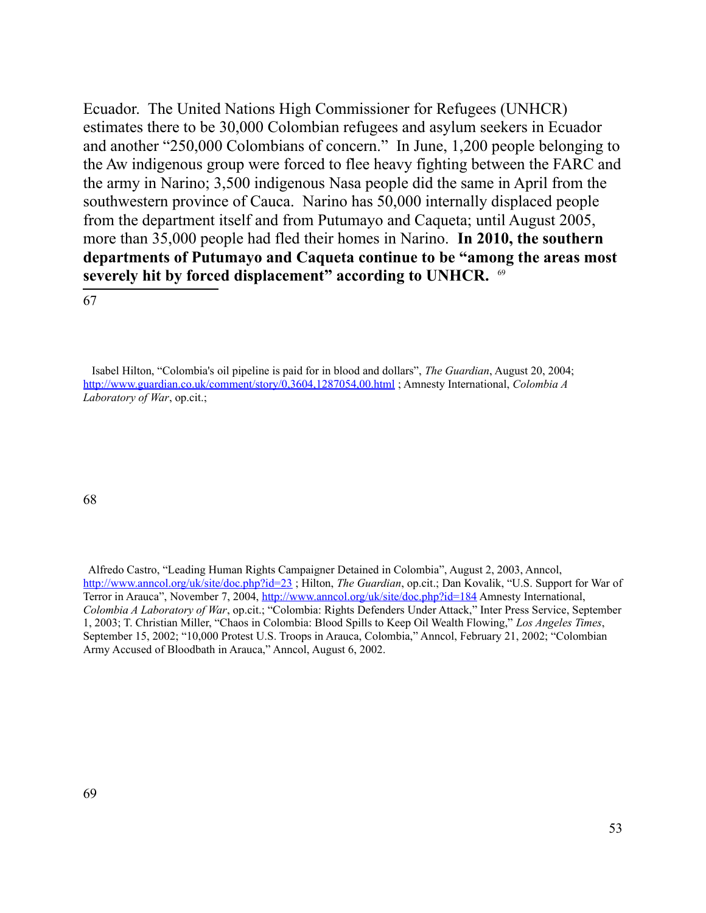Ecuador. The United Nations High Commissioner for Refugees (UNHCR) estimates there to be 30,000 Colombian refugees and asylum seekers in Ecuador and another “250,000 Colombians of concern.” In June, 1,200 people belonging to the Aw indigenous group were forced to flee heavy fighting between the FARC and the army in Narino; 3,500 indigenous Nasa people did the same in April from the southwestern province of Cauca. Narino has 50,000 internally displaced people from the department itself and from Putumayo and Caqueta; until August 2005, more than 35,000 people had fled their homes in Narino. **In 2010, the southern departments of Putumayo and Caqueta continue to be “among the areas most severely hit by forced displacement” according to UNHCR.** [69]

---

67

Isabel Hilton, “Colombia's oil pipeline is paid for in blood and dollars”, *The Guardian*, August 20, 2004; http://www.guardian.co.uk/comment/story/0,3604,1287054,00.html ; Amnesty International, *Colombia A Laboratory of War*, op.cit.;

68

Alfredo Castro, “Leading Human Rights Campaigner Detained in Colombia”, August 2, 2003, Anncol, http://www.anncol.org/uk/site/doc.php?id=23 ; Hilton, *The Guardian*, op.cit.; Dan Kovalik, “U.S. Support for War of Terror in Arauca”, November 7, 2004, http://www.anncol.org/uk/site/doc.php?id=184 Amnesty International, *Colombia A Laboratory of War*, op.cit.; “Colombia: Rights Defenders Under Attack,” Inter Press Service, September 1, 2003; T. Christian Miller, “Chaos in Colombia: Blood Spills to Keep Oil Wealth Flowing,” *Los Angeles Times*, September 15, 2002; “10,000 Protest U.S. Troops in Arauca, Colombia,” Anncol, February 21, 2002; “Colombian Army Accused of Bloodbath in Arauca,” Anncol, August 6, 2002.

69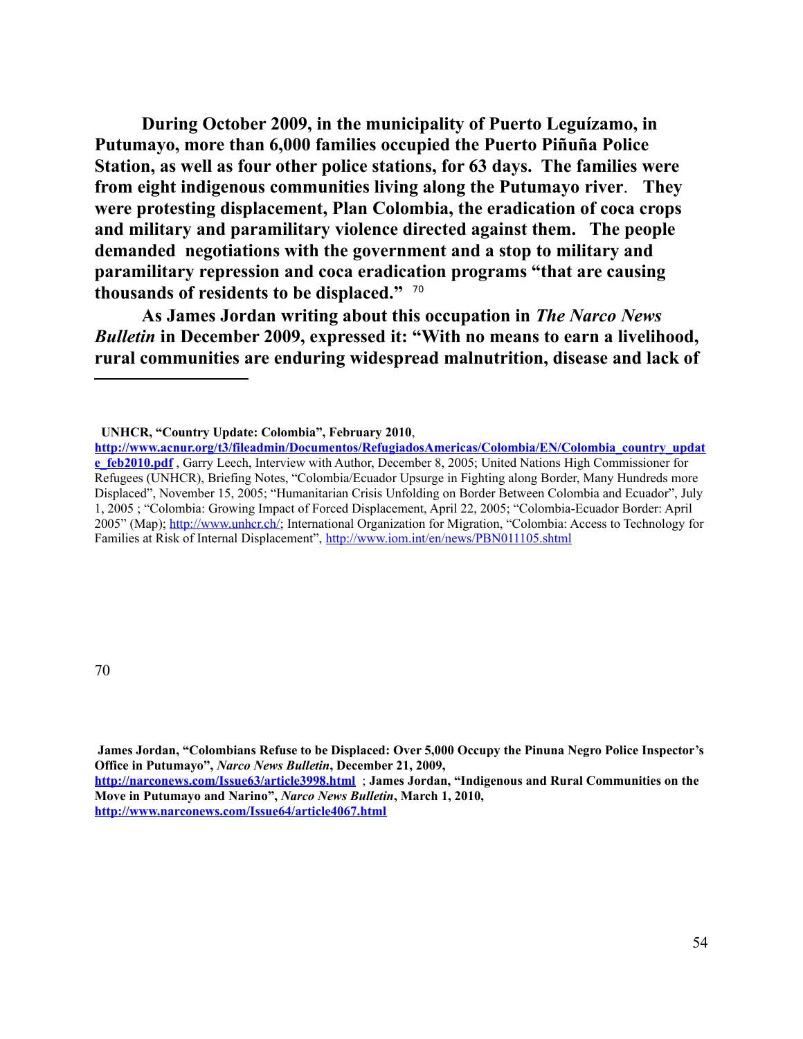**During October 2009, in the municipality of Puerto Leguízamo, in Putumayo, more than 6,000 families occupied the Puerto Piñuña Police Station, as well as four other police stations, for 63 days. The families were from eight indigenous communities living along the Putumayo river. They were protesting displacement, Plan Colombia, the eradication of coca crops and military and paramilitary violence directed against them. The people demanded negotiations with the government and a stop to military and paramilitary repression and coca eradication programs "that are causing thousands of residents to be displaced."** [70]

**As James Jordan writing about this occupation in *The Narco News Bulletin* in December 2009, expressed it: "With no means to earn a livelihood, rural communities are enduring widespread malnutrition, disease and lack of**

---

**UNHCR, "Country Update: Colombia", February 2010**, **http://www.acnur.org/t3/fileadmin/Documentos/RefugiadosAmericas/Colombia/EN/Colombia_country_update_feb2010.pdf** , Garry Leech, Interview with Author, December 8, 2005; United Nations High Commissioner for Refugees (UNHCR), Briefing Notes, "Colombia/Ecuador Upsurge in Fighting along Border, Many Hundreds more Displaced", November 15, 2005; "Humanitarian Crisis Unfolding on Border Between Colombia and Ecuador", July 1, 2005 ; "Colombia: Growing Impact of Forced Displacement, April 22, 2005; "Colombia-Ecuador Border: April 2005" (Map); http://www.unhcr.ch/; International Organization for Migration, "Colombia: Access to Technology for Families at Risk of Internal Displacement", http://www.iom.int/en/news/PBN011105.shtml

70

**James Jordan, "Colombians Refuse to be Displaced: Over 5,000 Occupy the Pinuna Negro Police Inspector's Office in Putumayo", *Narco News Bulletin*, December 21, 2009, http://narconews.com/Issue63/article3998.html** ; **James Jordan, "Indigenous and Rural Communities on the Move in Putumayo and Narino", *Narco News Bulletin*, March 1, 2010, http://www.narconews.com/Issue64/article4067.html**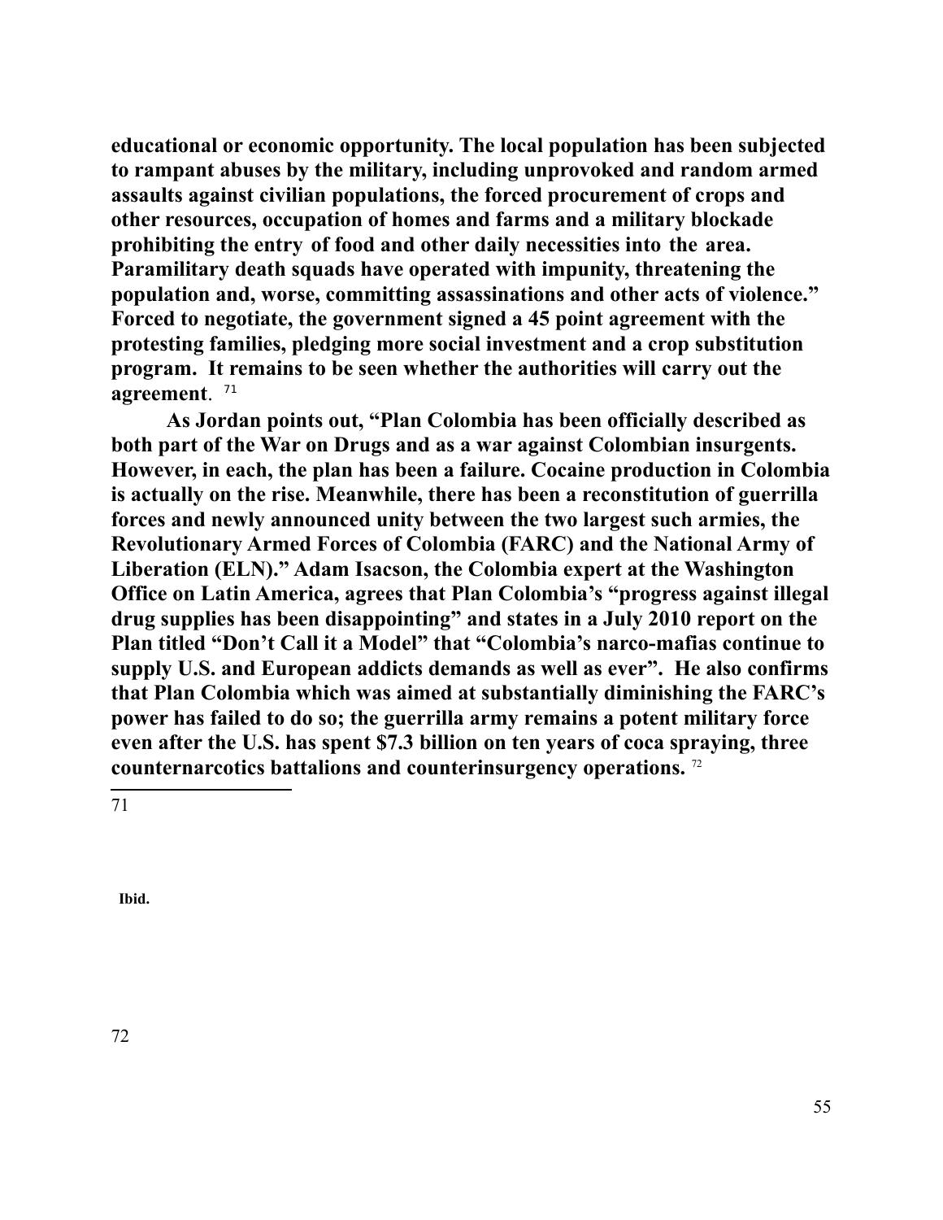**educational or economic opportunity. The local population has been subjected to rampant abuses by the military, including unprovoked and random armed assaults against civilian populations, the forced procurement of crops and other resources, occupation of homes and farms and a military blockade prohibiting the entry of food and other daily necessities into the area. Paramilitary death squads have operated with impunity, threatening the population and, worse, committing assassinations and other acts of violence." Forced to negotiate, the government signed a 45 point agreement with the protesting families, pledging more social investment and a crop substitution program. It remains to be seen whether the authorities will carry out the agreement**. [71]

**As Jordan points out, "Plan Colombia has been officially described as both part of the War on Drugs and as a war against Colombian insurgents. However, in each, the plan has been a failure. Cocaine production in Colombia is actually on the rise. Meanwhile, there has been a reconstitution of guerrilla forces and newly announced unity between the two largest such armies, the Revolutionary Armed Forces of Colombia (FARC) and the National Army of Liberation (ELN)." Adam Isacson, the Colombia expert at the Washington Office on Latin America, agrees that Plan Colombia's "progress against illegal drug supplies has been disappointing" and states in a July 2010 report on the Plan titled "Don't Call it a Model" that "Colombia's narco-mafias continue to supply U.S. and European addicts demands as well as ever". He also confirms that Plan Colombia which was aimed at substantially diminishing the FARC's power has failed to do so; the guerrilla army remains a potent military force even after the U.S. has spent $7.3 billion on ten years of coca spraying, three counternarcotics battalions and counterinsurgency operations.** [72]

---

71

**Ibid.**

72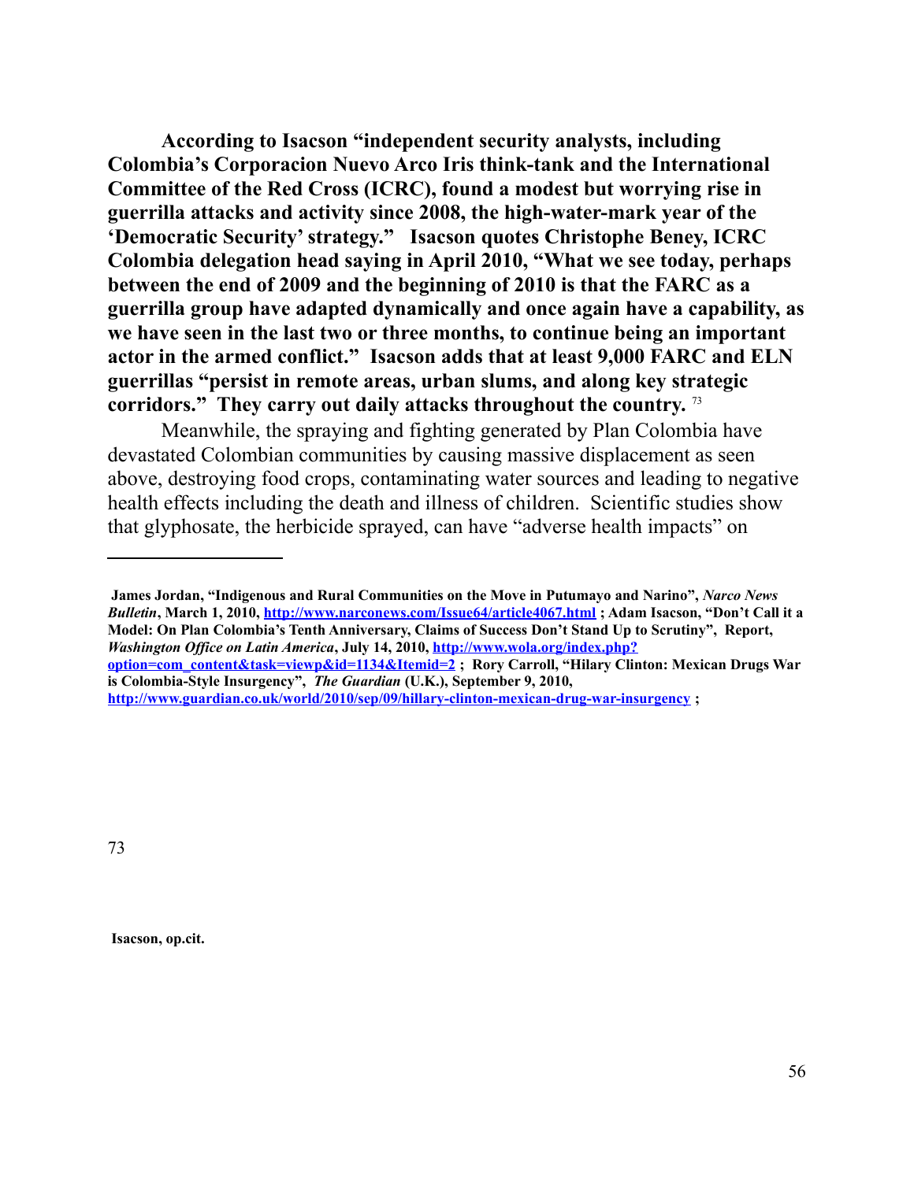**According to Isacson "independent security analysts, including Colombia's Corporacion Nuevo Arco Iris think-tank and the International Committee of the Red Cross (ICRC), found a modest but worrying rise in guerrilla attacks and activity since 2008, the high-water-mark year of the 'Democratic Security' strategy." Isacson quotes Christophe Beney, ICRC Colombia delegation head saying in April 2010, "What we see today, perhaps between the end of 2009 and the beginning of 2010 is that the FARC as a guerrilla group have adapted dynamically and once again have a capability, as we have seen in the last two or three months, to continue being an important actor in the armed conflict." Isacson adds that at least 9,000 FARC and ELN guerrillas "persist in remote areas, urban slums, and along key strategic corridors." They carry out daily attacks throughout the country.** [73]

Meanwhile, the spraying and fighting generated by Plan Colombia have devastated Colombian communities by causing massive displacement as seen above, destroying food crops, contaminating water sources and leading to negative health effects including the death and illness of children. Scientific studies show that glyphosate, the herbicide sprayed, can have "adverse health impacts" on

---

**James Jordan, "Indigenous and Rural Communities on the Move in Putumayo and Narino",** ***Narco News Bulletin*****, March 1, 2010, http://www.narconews.com/Issue64/article4067.html ; Adam Isacson, "Don't Call it a Model: On Plan Colombia's Tenth Anniversary, Claims of Success Don't Stand Up to Scrutiny", Report,** ***Washington Office on Latin America*****, July 14, 2010, http://www.wola.org/index.php?option=com_content&task=viewp&id=1134&Itemid=2 ; Rory Carroll, "Hilary Clinton: Mexican Drugs War is Colombia-Style Insurgency",** ***The Guardian*** **(U.K.), September 9, 2010, http://www.guardian.co.uk/world/2010/sep/09/hillary-clinton-mexican-drug-war-insurgency ;**

73

**Isacson, op.cit.**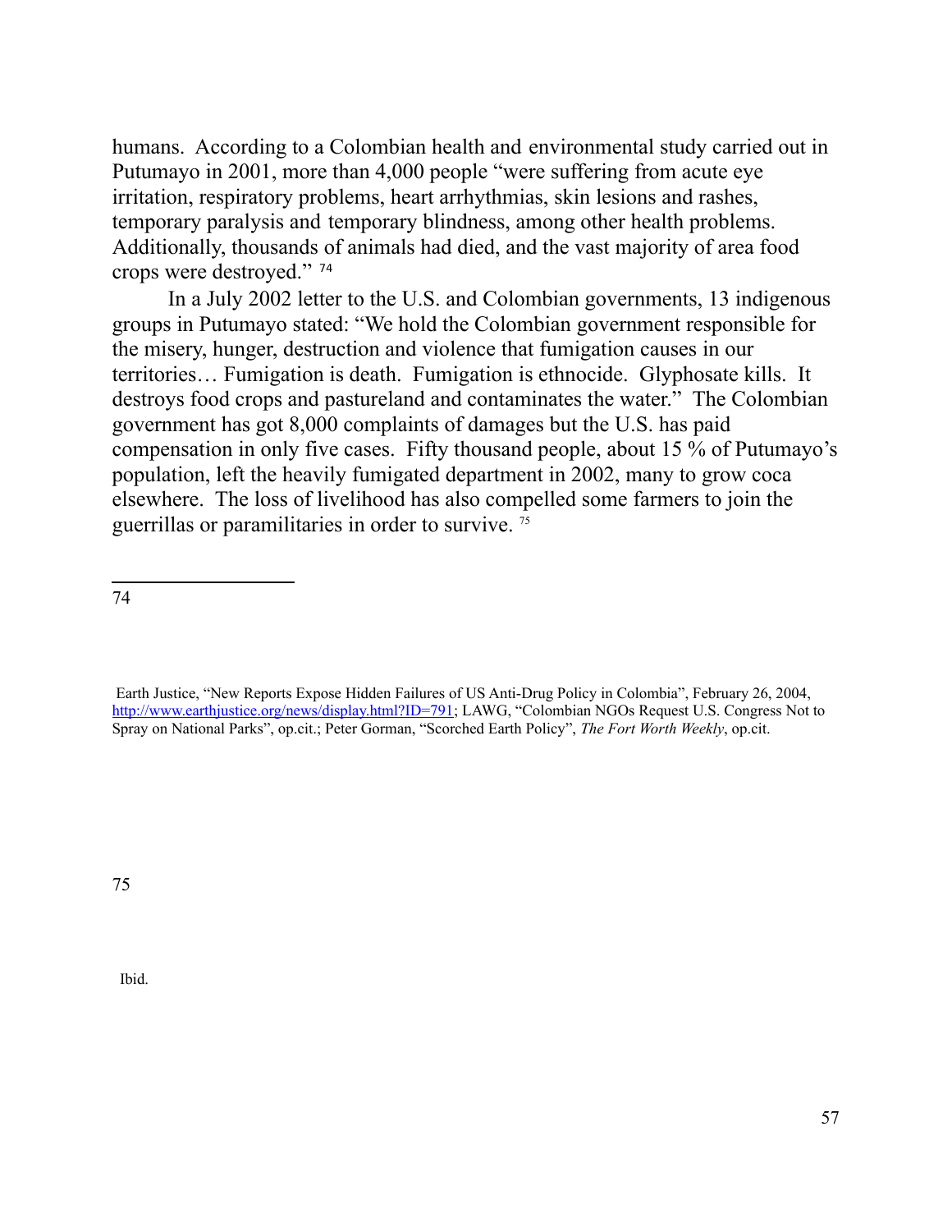humans. According to a Colombian health and environmental study carried out in Putumayo in 2001, more than 4,000 people "were suffering from acute eye irritation, respiratory problems, heart arrhythmias, skin lesions and rashes, temporary paralysis and temporary blindness, among other health problems. Additionally, thousands of animals had died, and the vast majority of area food crops were destroyed." [74]

In a July 2002 letter to the U.S. and Colombian governments, 13 indigenous groups in Putumayo stated: "We hold the Colombian government responsible for the misery, hunger, destruction and violence that fumigation causes in our territories… Fumigation is death. Fumigation is ethnocide. Glyphosate kills. It destroys food crops and pastureland and contaminates the water." The Colombian government has got 8,000 complaints of damages but the U.S. has paid compensation in only five cases. Fifty thousand people, about 15 % of Putumayo's population, left the heavily fumigated department in 2002, many to grow coca elsewhere. The loss of livelihood has also compelled some farmers to join the guerrillas or paramilitaries in order to survive. [75]

---

74 Earth Justice, "New Reports Expose Hidden Failures of US Anti-Drug Policy in Colombia", February 26, 2004, http://www.earthjustice.org/news/display.html?ID=791; LAWG, "Colombian NGOs Request U.S. Congress Not to Spray on National Parks", op.cit.; Peter Gorman, "Scorched Earth Policy", *The Fort Worth Weekly*, op.cit.

75 Ibid.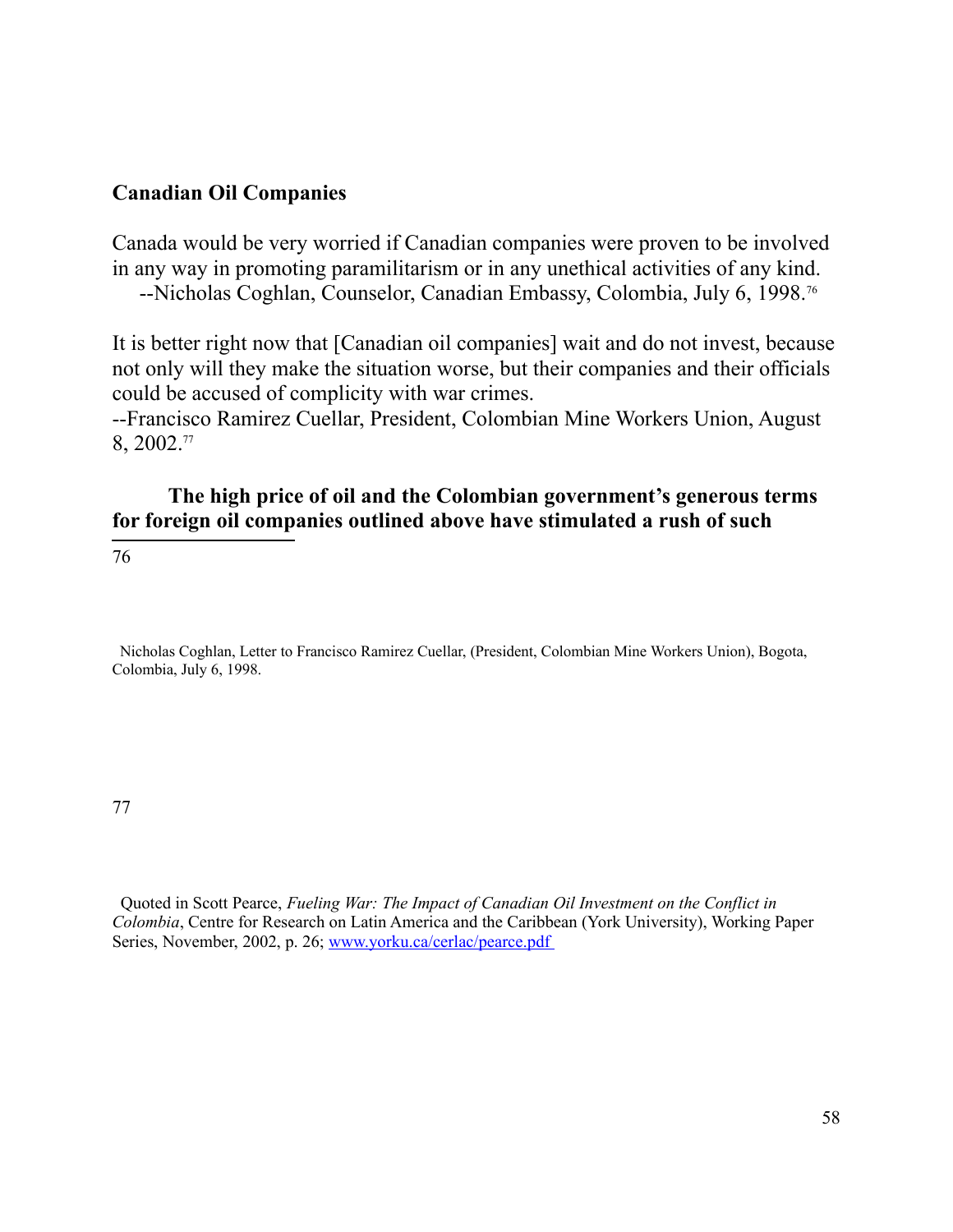**Canadian Oil Companies**

Canada would be very worried if Canadian companies were proven to be involved in any way in promoting paramilitarism or in any unethical activities of any kind.
--Nicholas Coghlan, Counselor, Canadian Embassy, Colombia, July 6, 1998.[76]

It is better right now that [Canadian oil companies] wait and do not invest, because not only will they make the situation worse, but their companies and their officials could be accused of complicity with war crimes.
--Francisco Ramirez Cuellar, President, Colombian Mine Workers Union, August 8, 2002.[77]

**The high price of oil and the Colombian government's generous terms for foreign oil companies outlined above have stimulated a rush of such**

---

76 Nicholas Coghlan, Letter to Francisco Ramirez Cuellar, (President, Colombian Mine Workers Union), Bogota, Colombia, July 6, 1998.

77 Quoted in Scott Pearce, *Fueling War: The Impact of Canadian Oil Investment on the Conflict in Colombia*, Centre for Research on Latin America and the Caribbean (York University), Working Paper Series, November, 2002, p. 26; www.yorku.ca/cerlac/pearce.pdf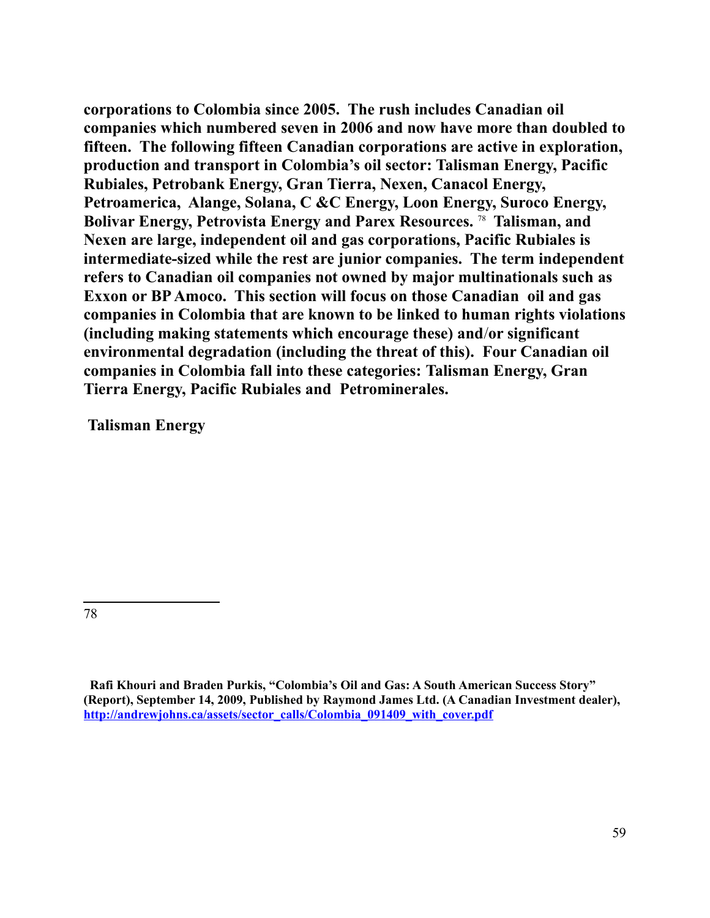**corporations to Colombia since 2005. The rush includes Canadian oil companies which numbered seven in 2006 and now have more than doubled to fifteen. The following fifteen Canadian corporations are active in exploration, production and transport in Colombia's oil sector: Talisman Energy, Pacific Rubiales, Petrobank Energy, Gran Tierra, Nexen, Canacol Energy, Petroamerica, Alange, Solana, C &C Energy, Loon Energy, Suroco Energy, Bolivar Energy, Petrovista Energy and Parex Resources.** [78] **Talisman, and Nexen are large, independent oil and gas corporations, Pacific Rubiales is intermediate-sized while the rest are junior companies. The term independent refers to Canadian oil companies not owned by major multinationals such as Exxon or BP Amoco. This section will focus on those Canadian oil and gas companies in Colombia that are known to be linked to human rights violations (including making statements which encourage these) and/or significant environmental degradation (including the threat of this). Four Canadian oil companies in Colombia fall into these categories: Talisman Energy, Gran Tierra Energy, Pacific Rubiales and Petrominerales.**

**Talisman Energy**

---

78

**Rafi Khouri and Braden Purkis, "Colombia's Oil and Gas: A South American Success Story" (Report), September 14, 2009, Published by Raymond James Ltd. (A Canadian Investment dealer), http://andrewjohns.ca/assets/sector_calls/Colombia_091409_with_cover.pdf**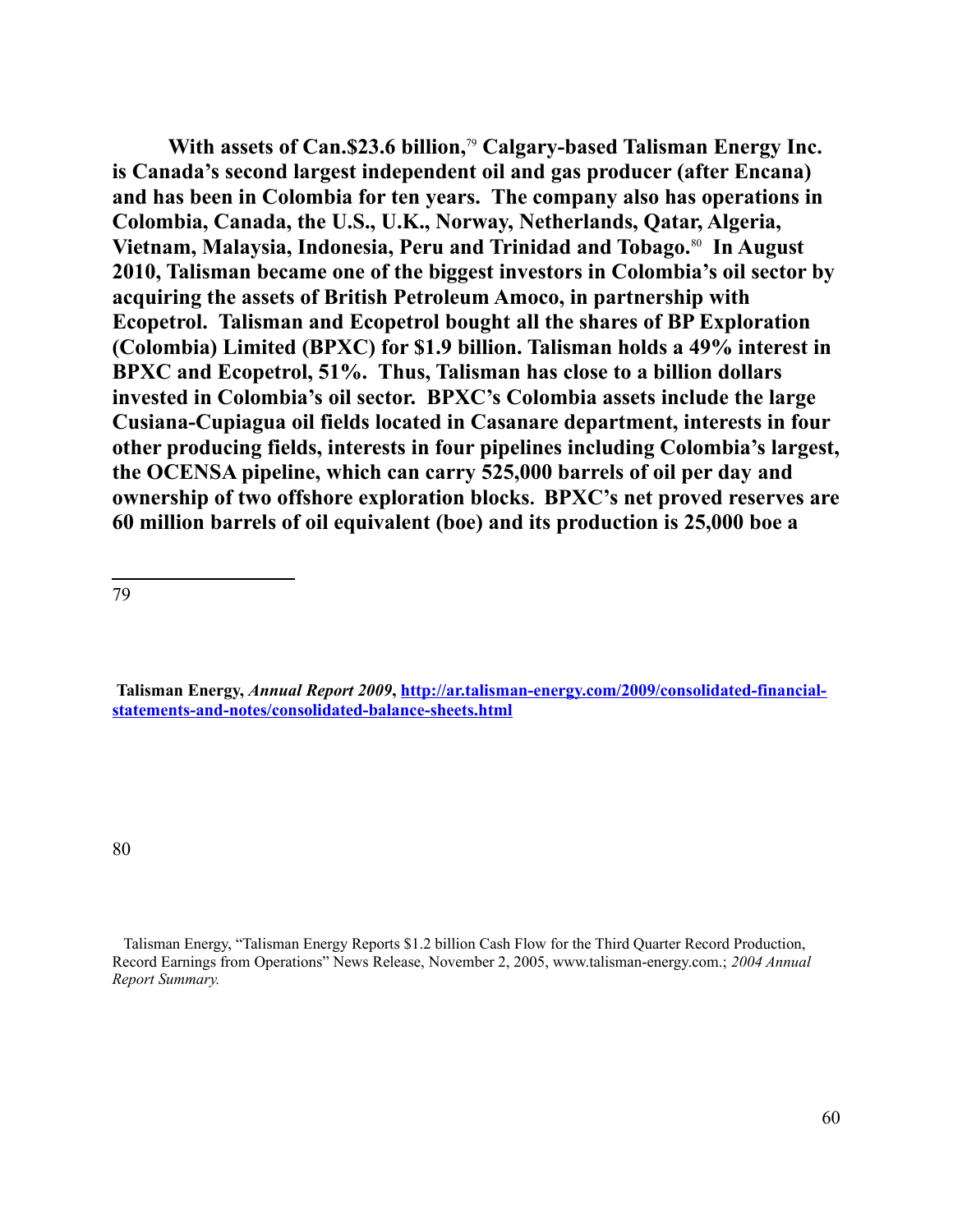**With assets of Can.$23.6 billion,[79] Calgary-based Talisman Energy Inc. is Canada's second largest independent oil and gas producer (after Encana) and has been in Colombia for ten years. The company also has operations in Colombia, Canada, the U.S., U.K., Norway, Netherlands, Qatar, Algeria, Vietnam, Malaysia, Indonesia, Peru and Trinidad and Tobago.[80] In August 2010, Talisman became one of the biggest investors in Colombia's oil sector by acquiring the assets of British Petroleum Amoco, in partnership with Ecopetrol. Talisman and Ecopetrol bought all the shares of BP Exploration (Colombia) Limited (BPXC) for $1.9 billion. Talisman holds a 49% interest in BPXC and Ecopetrol, 51%. Thus, Talisman has close to a billion dollars invested in Colombia's oil sector. BPXC's Colombia assets include the large Cusiana-Cupiagua oil fields located in Casanare department, interests in four other producing fields, interests in four pipelines including Colombia's largest, the OCENSA pipeline, which can carry 525,000 barrels of oil per day and ownership of two offshore exploration blocks. BPXC's net proved reserves are 60 million barrels of oil equivalent (boe) and its production is 25,000 boe a**

---

79

**Talisman Energy, *Annual Report 2009*, [http://ar.talisman-energy.com/2009/consolidated-financial-statements-and-notes/consolidated-balance-sheets.html](http://ar.talisman-energy.com/2009/consolidated-financial-statements-and-notes/consolidated-balance-sheets.html)**

80

Talisman Energy, "Talisman Energy Reports $1.2 billion Cash Flow for the Third Quarter Record Production, Record Earnings from Operations" News Release, November 2, 2005, www.talisman-energy.com.; *2004 Annual Report Summary.*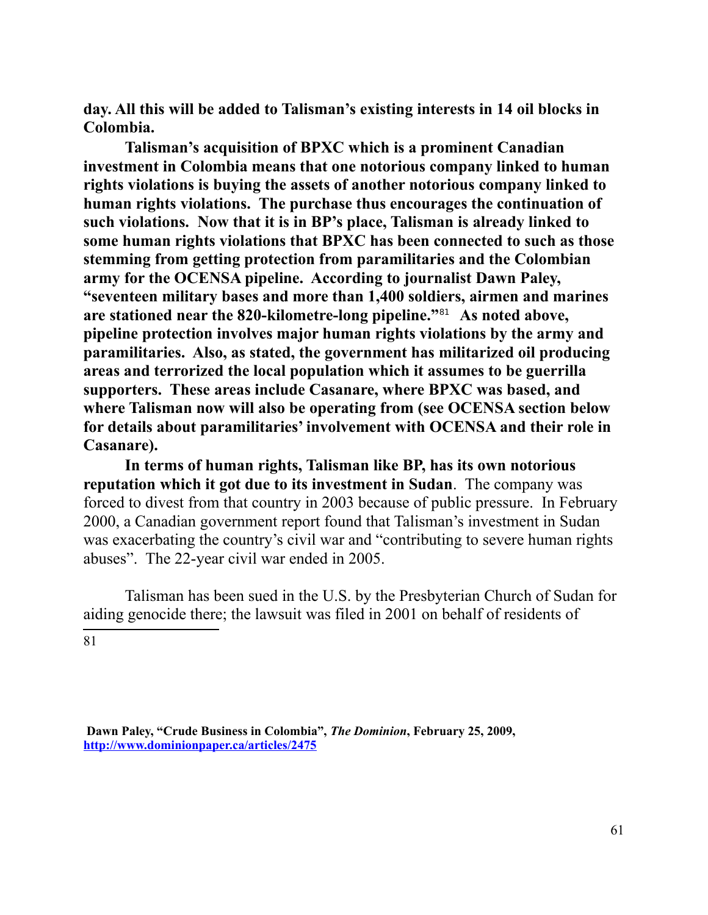**day. All this will be added to Talisman's existing interests in 14 oil blocks in Colombia.**

**Talisman's acquisition of BPXC which is a prominent Canadian investment in Colombia means that one notorious company linked to human rights violations is buying the assets of another notorious company linked to human rights violations. The purchase thus encourages the continuation of such violations. Now that it is in BP's place, Talisman is already linked to some human rights violations that BPXC has been connected to such as those stemming from getting protection from paramilitaries and the Colombian army for the OCENSA pipeline. According to journalist Dawn Paley, "seventeen military bases and more than 1,400 soldiers, airmen and marines are stationed near the 820-kilometre-long pipeline."[81] As noted above, pipeline protection involves major human rights violations by the army and paramilitaries. Also, as stated, the government has militarized oil producing areas and terrorized the local population which it assumes to be guerrilla supporters. These areas include Casanare, where BPXC was based, and where Talisman now will also be operating from (see OCENSA section below for details about paramilitaries' involvement with OCENSA and their role in Casanare).**

**In terms of human rights, Talisman like BP, has its own notorious reputation which it got due to its investment in Sudan**. The company was forced to divest from that country in 2003 because of public pressure. In February 2000, a Canadian government report found that Talisman's investment in Sudan was exacerbating the country's civil war and "contributing to severe human rights abuses". The 22-year civil war ended in 2005.

Talisman has been sued in the U.S. by the Presbyterian Church of Sudan for aiding genocide there; the lawsuit was filed in 2001 on behalf of residents of

---

81

**Dawn Paley, "Crude Business in Colombia", *The Dominion*, February 25, 2009, http://www.dominionpaper.ca/articles/2475**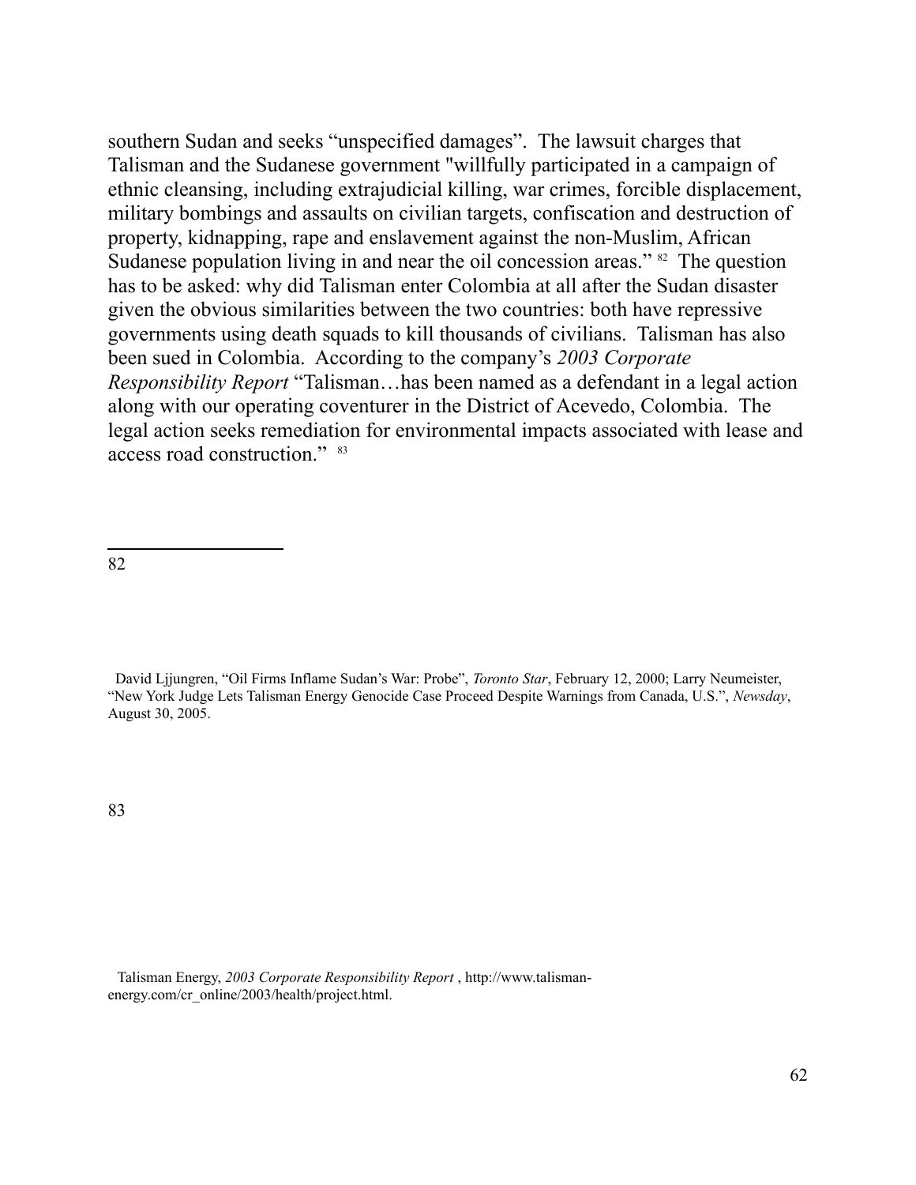southern Sudan and seeks “unspecified damages”. The lawsuit charges that Talisman and the Sudanese government "willfully participated in a campaign of ethnic cleansing, including extrajudicial killing, war crimes, forcible displacement, military bombings and assaults on civilian targets, confiscation and destruction of property, kidnapping, rape and enslavement against the non-Muslim, African Sudanese population living in and near the oil concession areas.” [82] The question has to be asked: why did Talisman enter Colombia at all after the Sudan disaster given the obvious similarities between the two countries: both have repressive governments using death squads to kill thousands of civilians. Talisman has also been sued in Colombia. According to the company’s *2003 Corporate Responsibility Report* “Talisman…has been named as a defendant in a legal action along with our operating coventurer in the District of Acevedo, Colombia. The legal action seeks remediation for environmental impacts associated with lease and access road construction.” [83]

---

82 David Ljjungren, “Oil Firms Inflame Sudan’s War: Probe”, *Toronto Star*, February 12, 2000; Larry Neumeister, “New York Judge Lets Talisman Energy Genocide Case Proceed Despite Warnings from Canada, U.S.”, *Newsday*, August 30, 2005.

83 Talisman Energy, *2003 Corporate Responsibility Report* , http://www.talisman-energy.com/cr_online/2003/health/project.html.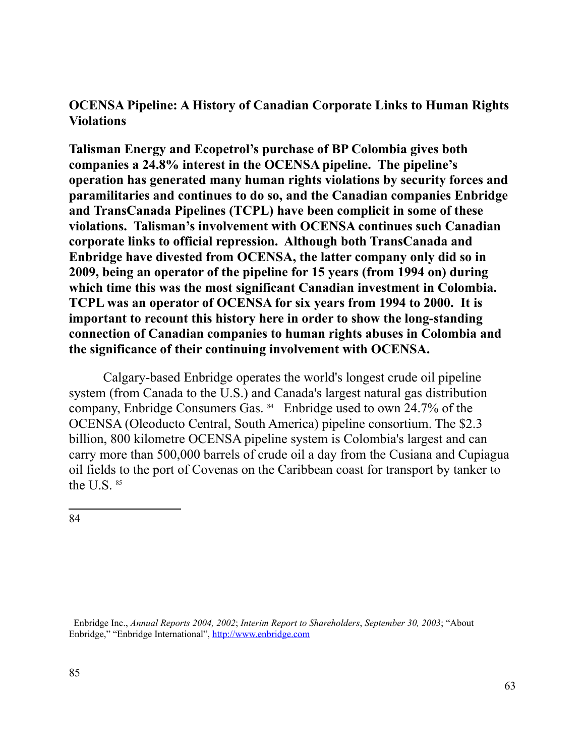## OCENSA Pipeline: A History of Canadian Corporate Links to Human Rights Violations

**Talisman Energy and Ecopetrol's purchase of BP Colombia gives both companies a 24.8% interest in the OCENSA pipeline. The pipeline's operation has generated many human rights violations by security forces and paramilitaries and continues to do so, and the Canadian companies Enbridge and TransCanada Pipelines (TCPL) have been complicit in some of these violations. Talisman's involvement with OCENSA continues such Canadian corporate links to official repression. Although both TransCanada and Enbridge have divested from OCENSA, the latter company only did so in 2009, being an operator of the pipeline for 15 years (from 1994 on) during which time this was the most significant Canadian investment in Colombia. TCPL was an operator of OCENSA for six years from 1994 to 2000. It is important to recount this history here in order to show the long-standing connection of Canadian companies to human rights abuses in Colombia and the significance of their continuing involvement with OCENSA.**

Calgary-based Enbridge operates the world's longest crude oil pipeline system (from Canada to the U.S.) and Canada's largest natural gas distribution company, Enbridge Consumers Gas. [84] Enbridge used to own 24.7% of the OCENSA (Oleoducto Central, South America) pipeline consortium. The $2.3 billion, 800 kilometre OCENSA pipeline system is Colombia's largest and can carry more than 500,000 barrels of crude oil a day from the Cusiana and Cupiagua oil fields to the port of Covenas on the Caribbean coast for transport by tanker to the U.S. [85]

---

84

Enbridge Inc., *Annual Reports 2004, 2002*; *Interim Report to Shareholders*, *September 30, 2003*; "About Enbridge," "Enbridge International", http://www.enbridge.com

85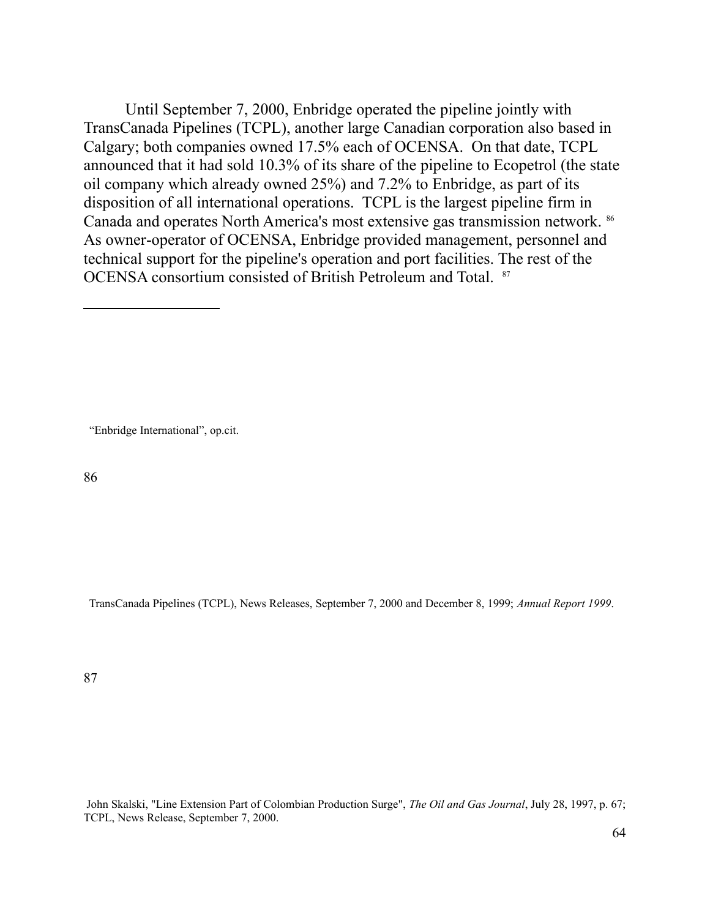Until September 7, 2000, Enbridge operated the pipeline jointly with TransCanada Pipelines (TCPL), another large Canadian corporation also based in Calgary; both companies owned 17.5% each of OCENSA. On that date, TCPL announced that it had sold 10.3% of its share of the pipeline to Ecopetrol (the state oil company which already owned 25%) and 7.2% to Enbridge, as part of its disposition of all international operations. TCPL is the largest pipeline firm in Canada and operates North America's most extensive gas transmission network. [86] As owner-operator of OCENSA, Enbridge provided management, personnel and technical support for the pipeline's operation and port facilities. The rest of the OCENSA consortium consisted of British Petroleum and Total. [87]

---

"Enbridge International", op.cit.

86 TransCanada Pipelines (TCPL), News Releases, September 7, 2000 and December 8, 1999; *Annual Report 1999*.

87 John Skalski, "Line Extension Part of Colombian Production Surge", *The Oil and Gas Journal*, July 28, 1997, p. 67; TCPL, News Release, September 7, 2000.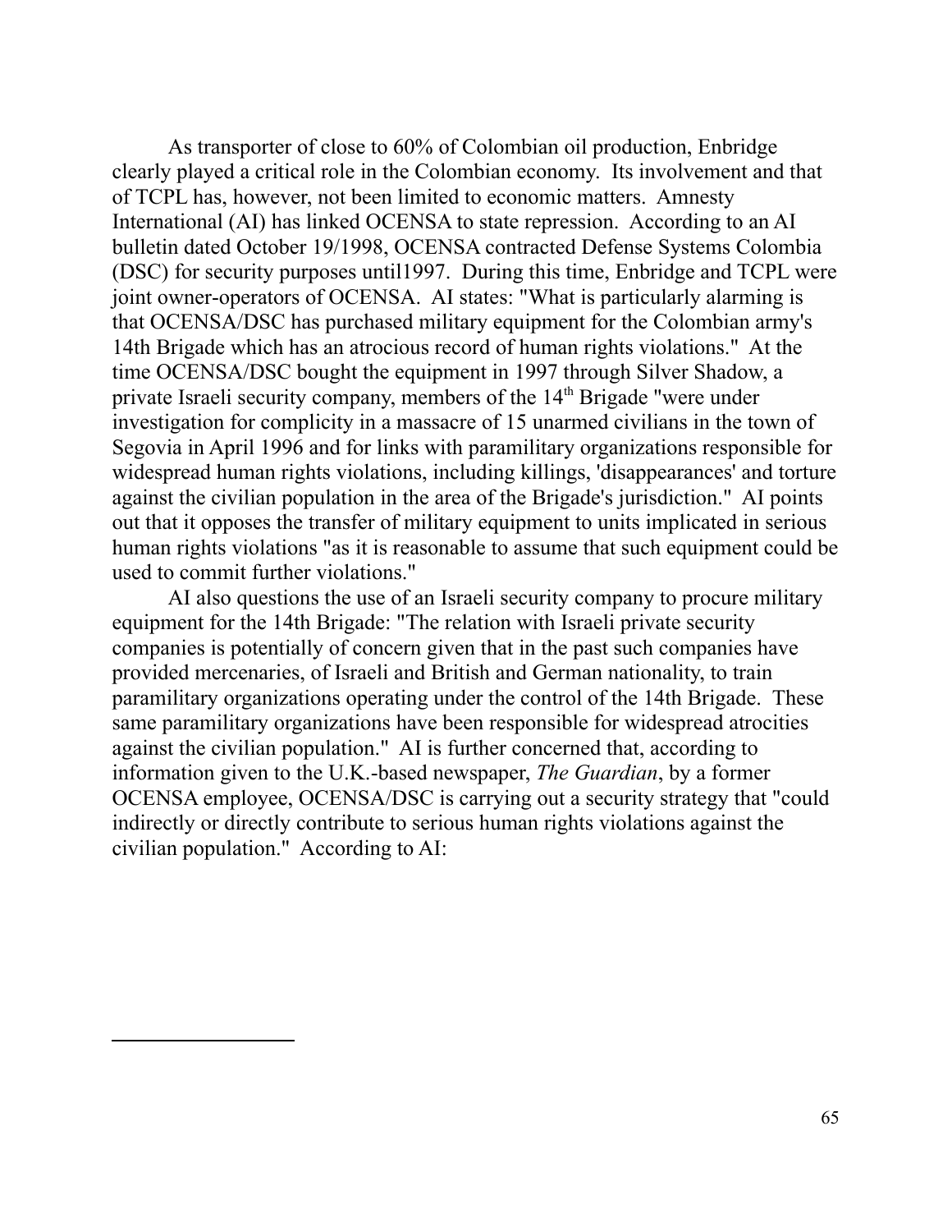As transporter of close to 60% of Colombian oil production, Enbridge clearly played a critical role in the Colombian economy. Its involvement and that of TCPL has, however, not been limited to economic matters. Amnesty International (AI) has linked OCENSA to state repression. According to an AI bulletin dated October 19/1998, OCENSA contracted Defense Systems Colombia (DSC) for security purposes until1997. During this time, Enbridge and TCPL were joint owner-operators of OCENSA. AI states: "What is particularly alarming is that OCENSA/DSC has purchased military equipment for the Colombian army's 14th Brigade which has an atrocious record of human rights violations." At the time OCENSA/DSC bought the equipment in 1997 through Silver Shadow, a private Israeli security company, members of the 14th Brigade "were under investigation for complicity in a massacre of 15 unarmed civilians in the town of Segovia in April 1996 and for links with paramilitary organizations responsible for widespread human rights violations, including killings, 'disappearances' and torture against the civilian population in the area of the Brigade's jurisdiction." AI points out that it opposes the transfer of military equipment to units implicated in serious human rights violations "as it is reasonable to assume that such equipment could be used to commit further violations."

AI also questions the use of an Israeli security company to procure military equipment for the 14th Brigade: "The relation with Israeli private security companies is potentially of concern given that in the past such companies have provided mercenaries, of Israeli and British and German nationality, to train paramilitary organizations operating under the control of the 14th Brigade. These same paramilitary organizations have been responsible for widespread atrocities against the civilian population." AI is further concerned that, according to information given to the U.K.-based newspaper, *The Guardian*, by a former OCENSA employee, OCENSA/DSC is carrying out a security strategy that "could indirectly or directly contribute to serious human rights violations against the civilian population." According to AI: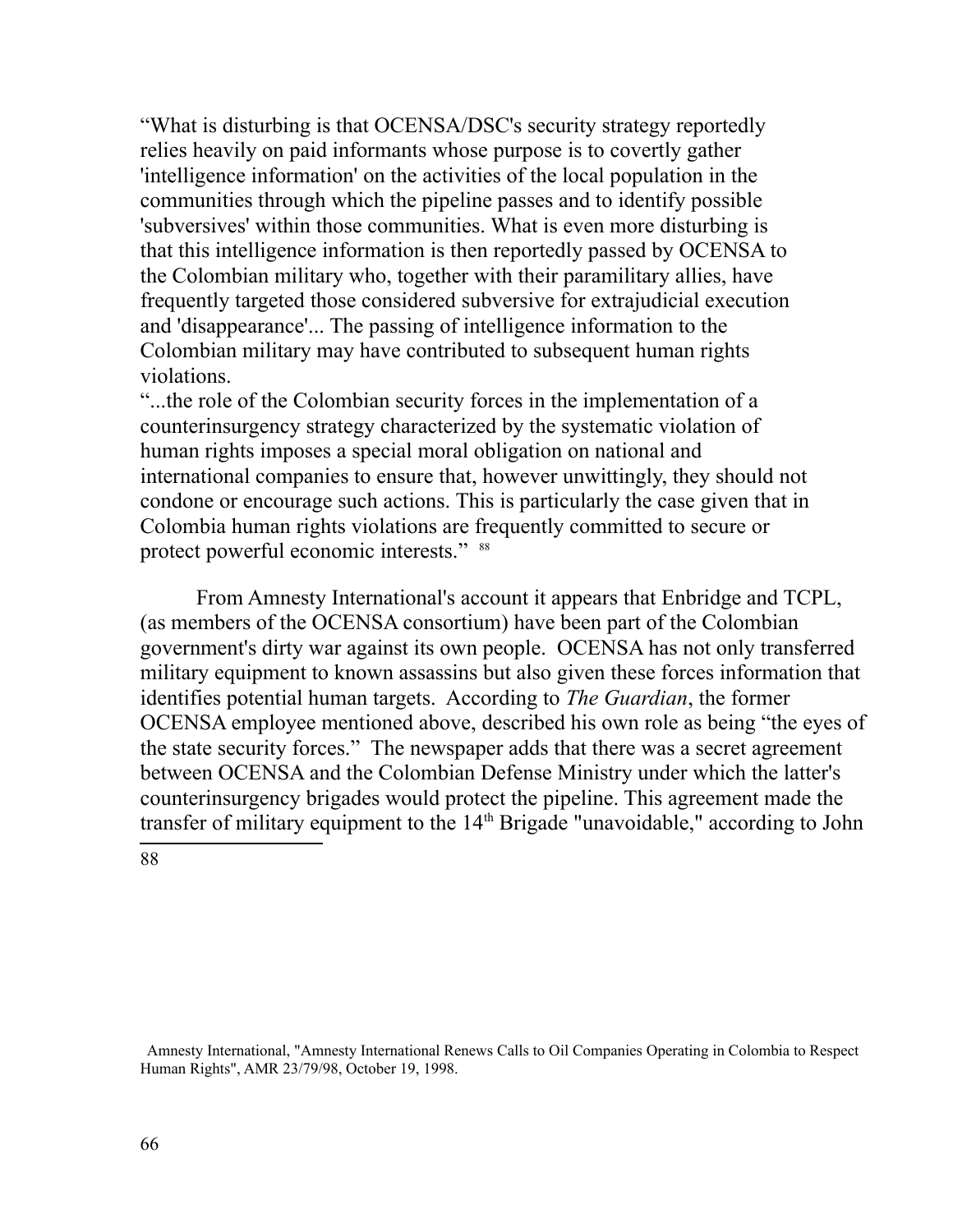"What is disturbing is that OCENSA/DSC's security strategy reportedly relies heavily on paid informants whose purpose is to covertly gather 'intelligence information' on the activities of the local population in the communities through which the pipeline passes and to identify possible 'subversives' within those communities. What is even more disturbing is that this intelligence information is then reportedly passed by OCENSA to the Colombian military who, together with their paramilitary allies, have frequently targeted those considered subversive for extrajudicial execution and 'disappearance'... The passing of intelligence information to the Colombian military may have contributed to subsequent human rights violations.

"...the role of the Colombian security forces in the implementation of a counterinsurgency strategy characterized by the systematic violation of human rights imposes a special moral obligation on national and international companies to ensure that, however unwittingly, they should not condone or encourage such actions. This is particularly the case given that in Colombia human rights violations are frequently committed to secure or protect powerful economic interests." [88]

From Amnesty International's account it appears that Enbridge and TCPL, (as members of the OCENSA consortium) have been part of the Colombian government's dirty war against its own people. OCENSA has not only transferred military equipment to known assassins but also given these forces information that identifies potential human targets. According to *The Guardian*, the former OCENSA employee mentioned above, described his own role as being "the eyes of the state security forces." The newspaper adds that there was a secret agreement between OCENSA and the Colombian Defense Ministry under which the latter's counterinsurgency brigades would protect the pipeline. This agreement made the transfer of military equipment to the 14th Brigade "unavoidable," according to John

---

88 Amnesty International, "Amnesty International Renews Calls to Oil Companies Operating in Colombia to Respect Human Rights", AMR 23/79/98, October 19, 1998.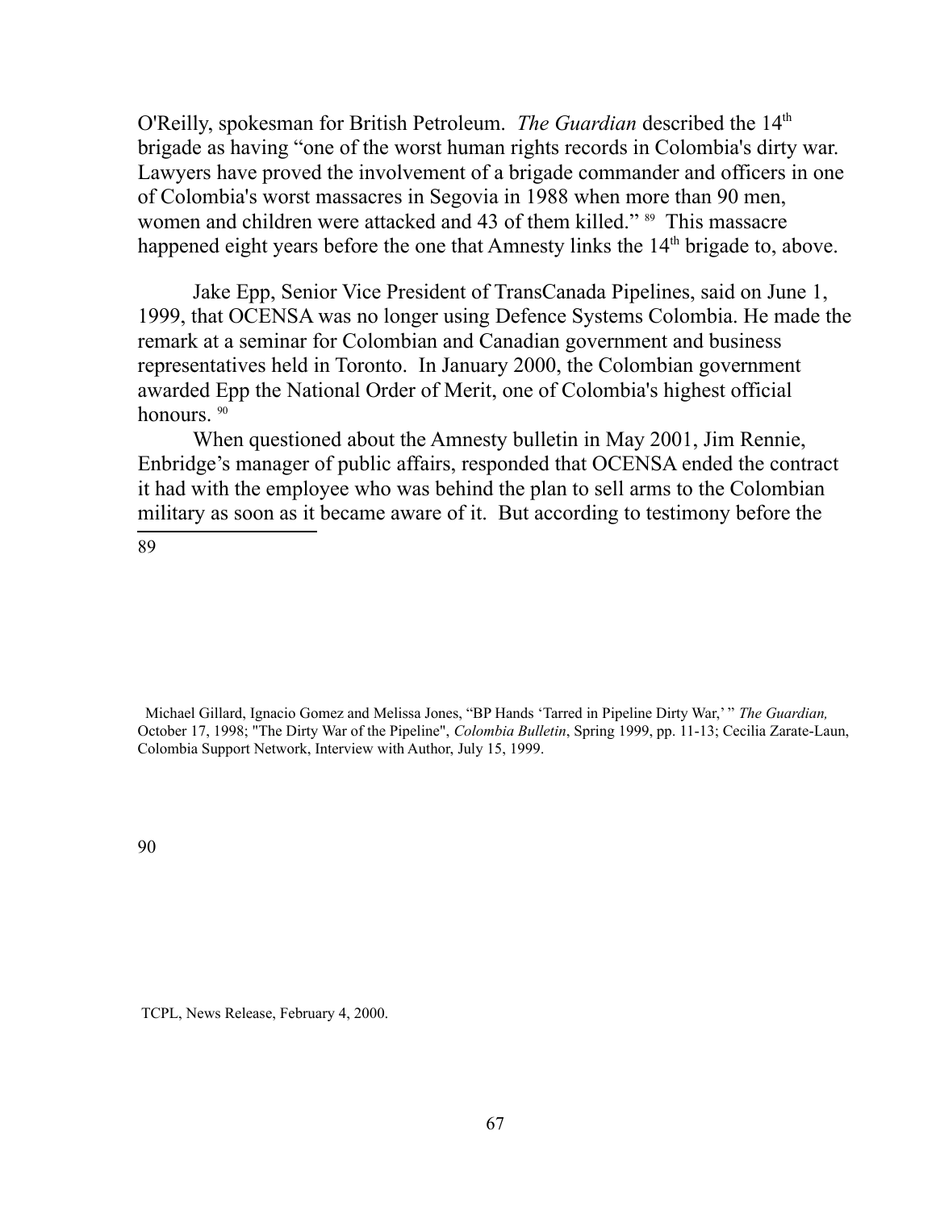O'Reilly, spokesman for British Petroleum. *The Guardian* described the 14th brigade as having "one of the worst human rights records in Colombia's dirty war. Lawyers have proved the involvement of a brigade commander and officers in one of Colombia's worst massacres in Segovia in 1988 when more than 90 men, women and children were attacked and 43 of them killed." [89] This massacre happened eight years before the one that Amnesty links the 14th brigade to, above.

Jake Epp, Senior Vice President of TransCanada Pipelines, said on June 1, 1999, that OCENSA was no longer using Defence Systems Colombia. He made the remark at a seminar for Colombian and Canadian government and business representatives held in Toronto. In January 2000, the Colombian government awarded Epp the National Order of Merit, one of Colombia's highest official honours. [90]

When questioned about the Amnesty bulletin in May 2001, Jim Rennie, Enbridge's manager of public affairs, responded that OCENSA ended the contract it had with the employee who was behind the plan to sell arms to the Colombian military as soon as it became aware of it. But according to testimony before the

---

89 Michael Gillard, Ignacio Gomez and Melissa Jones, "BP Hands 'Tarred in Pipeline Dirty War,' " *The Guardian,* October 17, 1998; "The Dirty War of the Pipeline", *Colombia Bulletin*, Spring 1999, pp. 11-13; Cecilia Zarate-Laun, Colombia Support Network, Interview with Author, July 15, 1999.

90 TCPL, News Release, February 4, 2000.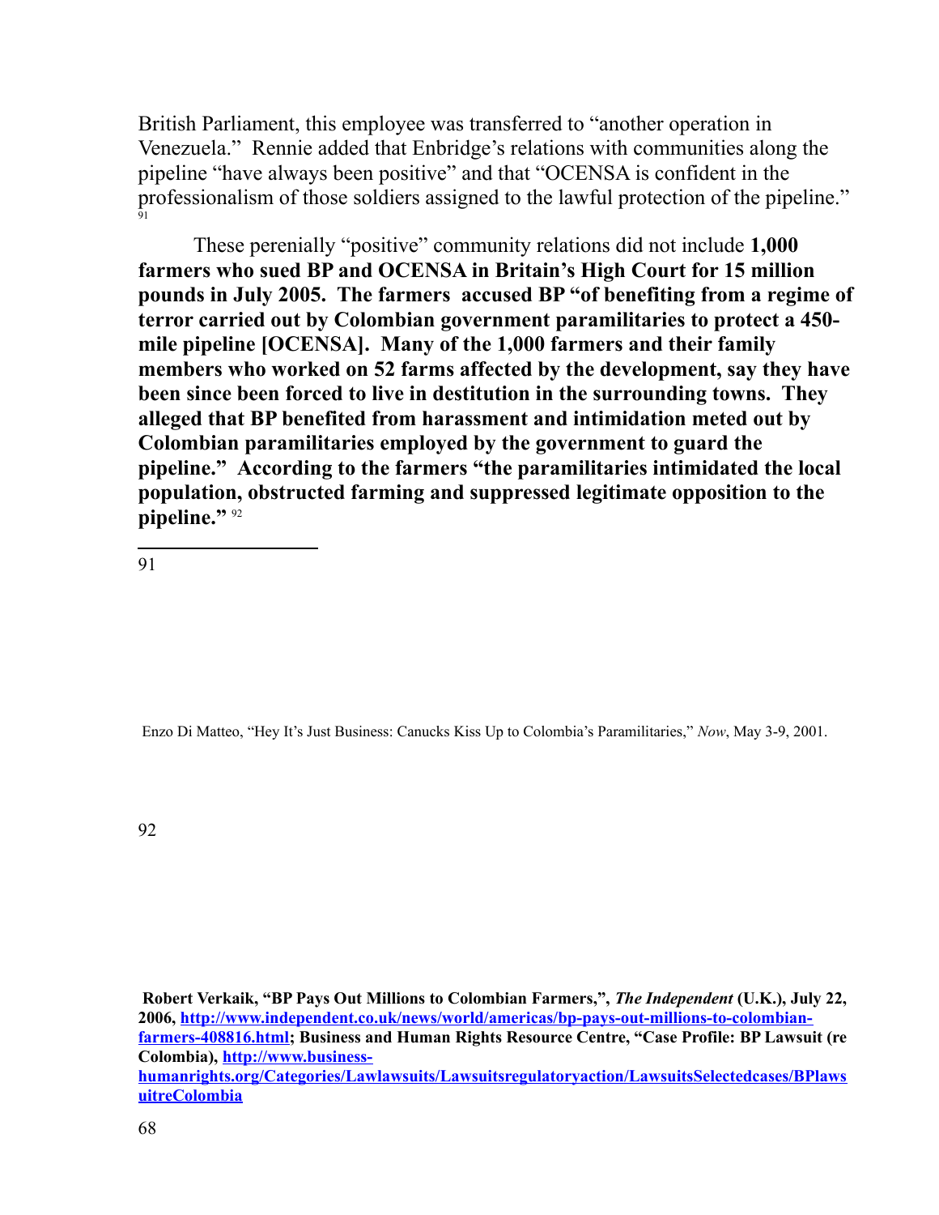British Parliament, this employee was transferred to "another operation in Venezuela." Rennie added that Enbridge's relations with communities along the pipeline "have always been positive" and that "OCENSA is confident in the professionalism of those soldiers assigned to the lawful protection of the pipeline." [91]

These perenially "positive" community relations did not include **1,000 farmers who sued BP and OCENSA in Britain's High Court for 15 million pounds in July 2005. The farmers accused BP "of benefiting from a regime of terror carried out by Colombian government paramilitaries to protect a 450-mile pipeline [OCENSA]. Many of the 1,000 farmers and their family members who worked on 52 farms affected by the development, say they have been since been forced to live in destitution in the surrounding towns. They alleged that BP benefited from harassment and intimidation meted out by Colombian paramilitaries employed by the government to guard the pipeline." According to the farmers "the paramilitaries intimidated the local population, obstructed farming and suppressed legitimate opposition to the pipeline."** [92]

---

91 Enzo Di Matteo, "Hey It's Just Business: Canucks Kiss Up to Colombia's Paramilitaries," *Now*, May 3-9, 2001.

92 **Robert Verkaik, "BP Pays Out Millions to Colombian Farmers,", *The Independent* (U.K.), July 22, 2006, [http://www.independent.co.uk/news/world/americas/bp-pays-out-millions-to-colombian-farmers-408816.html](http://www.independent.co.uk/news/world/americas/bp-pays-out-millions-to-colombian-farmers-408816.html); Business and Human Rights Resource Centre, "Case Profile: BP Lawsuit (re Colombia), [http://www.business-humanrights.org/Categories/Lawlawsuits/Lawsuitsregulatoryaction/LawsuitsSelectedcases/BPlawsuitreColombia](http://www.business-humanrights.org/Categories/Lawlawsuits/Lawsuitsregulatoryaction/LawsuitsSelectedcases/BPlawsuitreColombia)**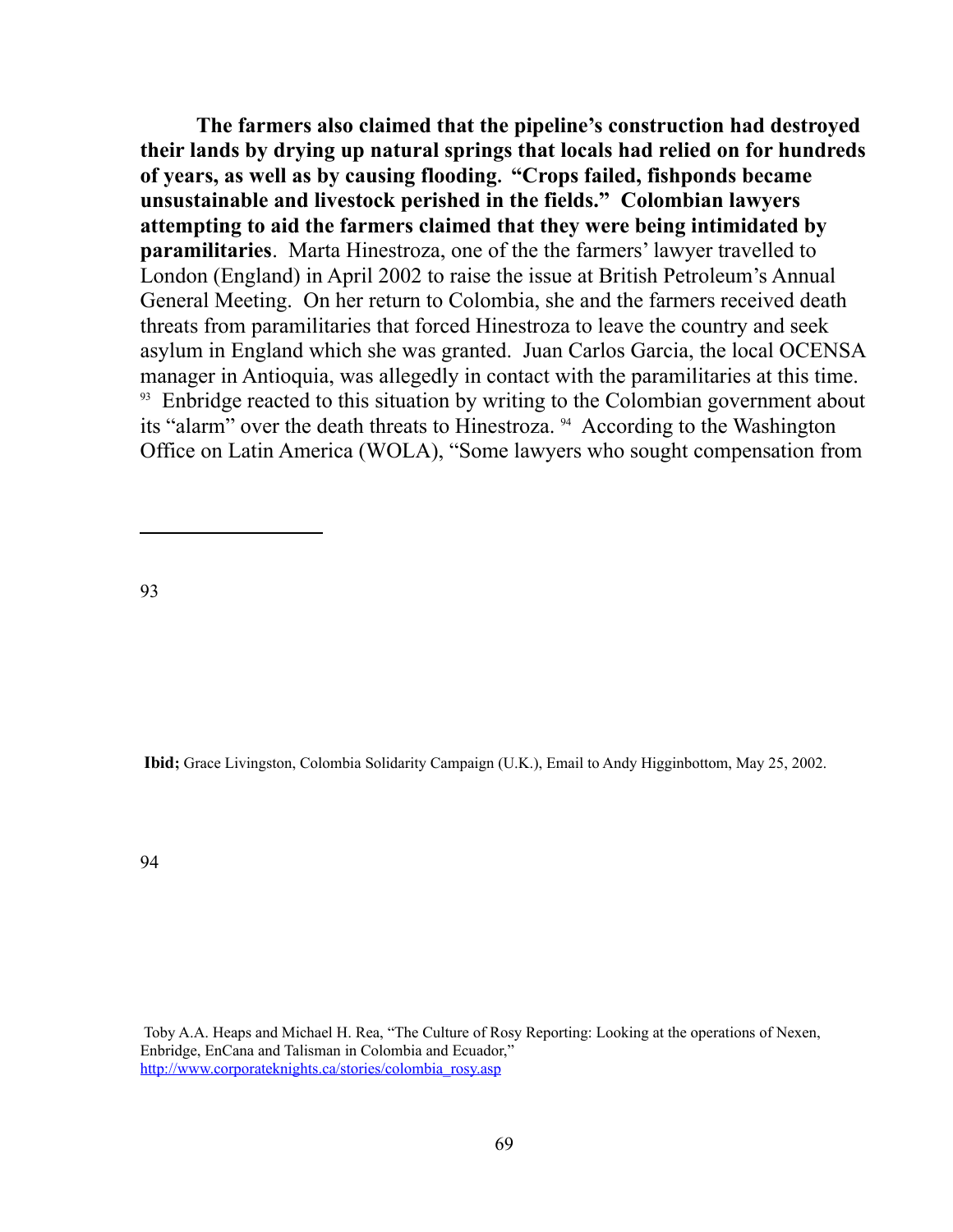**The farmers also claimed that the pipeline's construction had destroyed their lands by drying up natural springs that locals had relied on for hundreds of years, as well as by causing flooding. "Crops failed, fishponds became unsustainable and livestock perished in the fields." Colombian lawyers attempting to aid the farmers claimed that they were being intimidated by paramilitaries**. Marta Hinestroza, one of the the farmers' lawyer travelled to London (England) in April 2002 to raise the issue at British Petroleum's Annual General Meeting. On her return to Colombia, she and the farmers received death threats from paramilitaries that forced Hinestroza to leave the country and seek asylum in England which she was granted. Juan Carlos Garcia, the local OCENSA manager in Antioquia, was allegedly in contact with the paramilitaries at this time.[93] Enbridge reacted to this situation by writing to the Colombian government about its "alarm" over the death threats to Hinestroza.[94] According to the Washington Office on Latin America (WOLA), "Some lawyers who sought compensation from

---

93 **Ibid;** Grace Livingston, Colombia Solidarity Campaign (U.K.), Email to Andy Higginbottom, May 25, 2002.

94 Toby A.A. Heaps and Michael H. Rea, "The Culture of Rosy Reporting: Looking at the operations of Nexen, Enbridge, EnCana and Talisman in Colombia and Ecuador," http://www.corporateknights.ca/stories/colombia_rosy.asp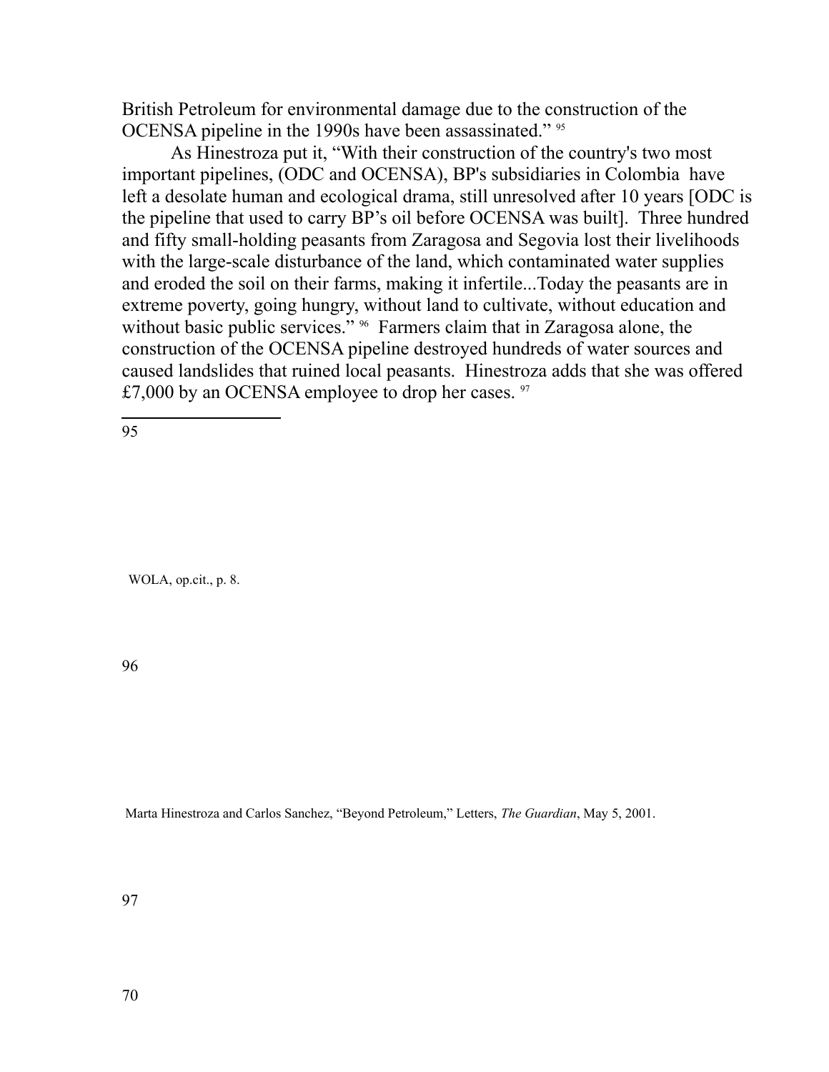British Petroleum for environmental damage due to the construction of the OCENSA pipeline in the 1990s have been assassinated." [95]

As Hinestroza put it, "With their construction of the country's two most important pipelines, (ODC and OCENSA), BP's subsidiaries in Colombia have left a desolate human and ecological drama, still unresolved after 10 years [ODC is the pipeline that used to carry BP's oil before OCENSA was built]. Three hundred and fifty small-holding peasants from Zaragosa and Segovia lost their livelihoods with the large-scale disturbance of the land, which contaminated water supplies and eroded the soil on their farms, making it infertile...Today the peasants are in extreme poverty, going hungry, without land to cultivate, without education and without basic public services." [96] Farmers claim that in Zaragosa alone, the construction of the OCENSA pipeline destroyed hundreds of water sources and caused landslides that ruined local peasants. Hinestroza adds that she was offered £7,000 by an OCENSA employee to drop her cases. [97]

---

95 WOLA, op.cit., p. 8.

96 Marta Hinestroza and Carlos Sanchez, "Beyond Petroleum," Letters, *The Guardian*, May 5, 2001.

97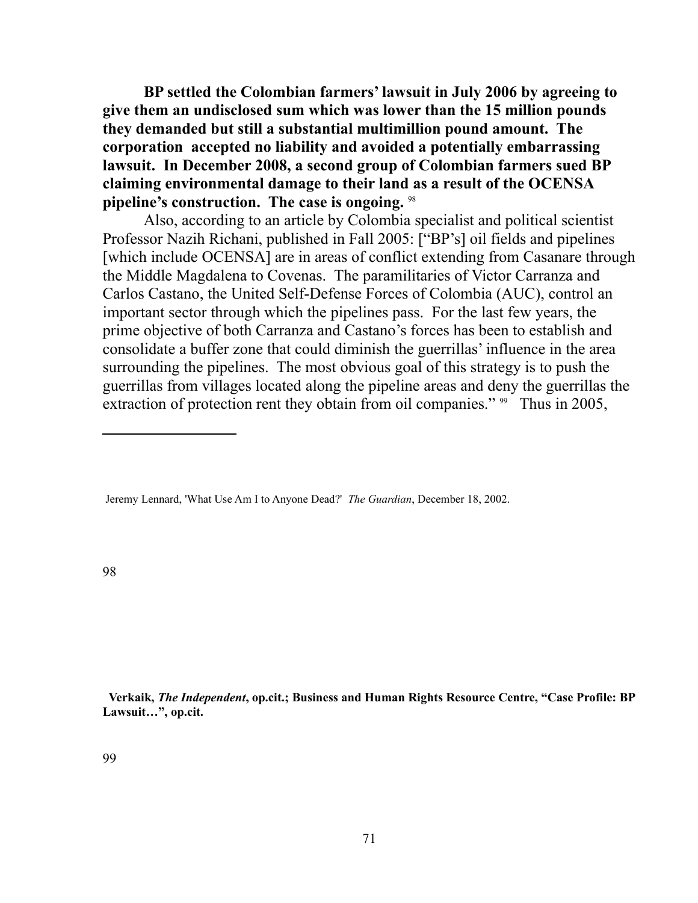**BP settled the Colombian farmers' lawsuit in July 2006 by agreeing to give them an undisclosed sum which was lower than the 15 million pounds they demanded but still a substantial multimillion pound amount. The corporation accepted no liability and avoided a potentially embarrassing lawsuit. In December 2008, a second group of Colombian farmers sued BP claiming environmental damage to their land as a result of the OCENSA pipeline's construction. The case is ongoing.** [98]

Also, according to an article by Colombia specialist and political scientist Professor Nazih Richani, published in Fall 2005: ["BP's] oil fields and pipelines [which include OCENSA] are in areas of conflict extending from Casanare through the Middle Magdalena to Covenas. The paramilitaries of Victor Carranza and Carlos Castano, the United Self-Defense Forces of Colombia (AUC), control an important sector through which the pipelines pass. For the last few years, the prime objective of both Carranza and Castano's forces has been to establish and consolidate a buffer zone that could diminish the guerrillas' influence in the area surrounding the pipelines. The most obvious goal of this strategy is to push the guerrillas from villages located along the pipeline areas and deny the guerrillas the extraction of protection rent they obtain from oil companies." [99] Thus in 2005,

---

Jeremy Lennard, 'What Use Am I to Anyone Dead?' *The Guardian*, December 18, 2002.

98 **Verkaik, *The Independent*, op.cit.; Business and Human Rights Resource Centre, "Case Profile: BP Lawsuit…", op.cit.**

99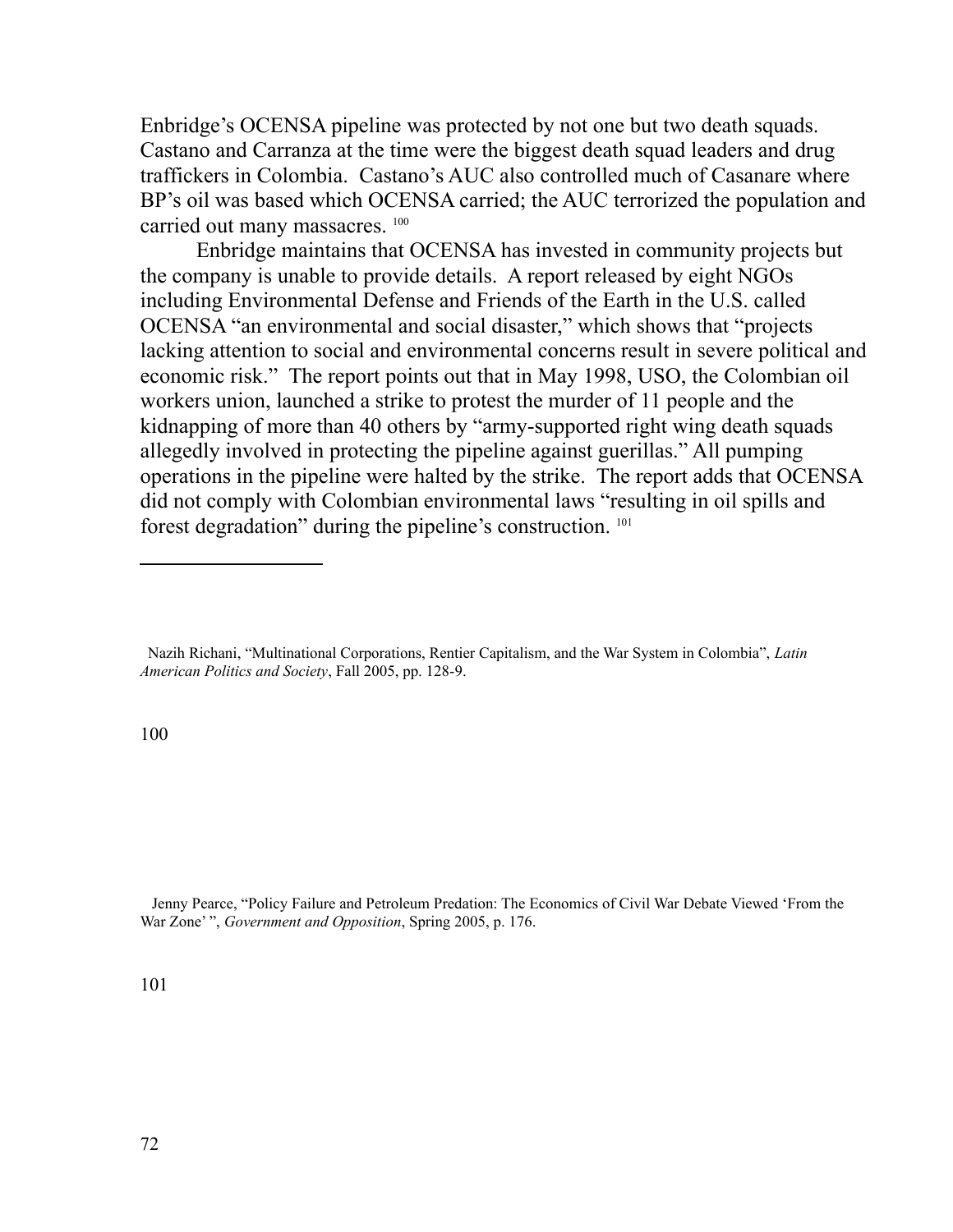Enbridge's OCENSA pipeline was protected by not one but two death squads. Castano and Carranza at the time were the biggest death squad leaders and drug traffickers in Colombia. Castano's AUC also controlled much of Casanare where BP's oil was based which OCENSA carried; the AUC terrorized the population and carried out many massacres. [100]

Enbridge maintains that OCENSA has invested in community projects but the company is unable to provide details. A report released by eight NGOs including Environmental Defense and Friends of the Earth in the U.S. called OCENSA "an environmental and social disaster," which shows that "projects lacking attention to social and environmental concerns result in severe political and economic risk." The report points out that in May 1998, USO, the Colombian oil workers union, launched a strike to protest the murder of 11 people and the kidnapping of more than 40 others by "army-supported right wing death squads allegedly involved in protecting the pipeline against guerillas." All pumping operations in the pipeline were halted by the strike. The report adds that OCENSA did not comply with Colombian environmental laws "resulting in oil spills and forest degradation" during the pipeline's construction. [101]

---

[100] Nazih Richani, "Multinational Corporations, Rentier Capitalism, and the War System in Colombia", *Latin American Politics and Society*, Fall 2005, pp. 128-9.

[101] Jenny Pearce, "Policy Failure and Petroleum Predation: The Economics of Civil War Debate Viewed 'From the War Zone' ", *Government and Opposition*, Spring 2005, p. 176.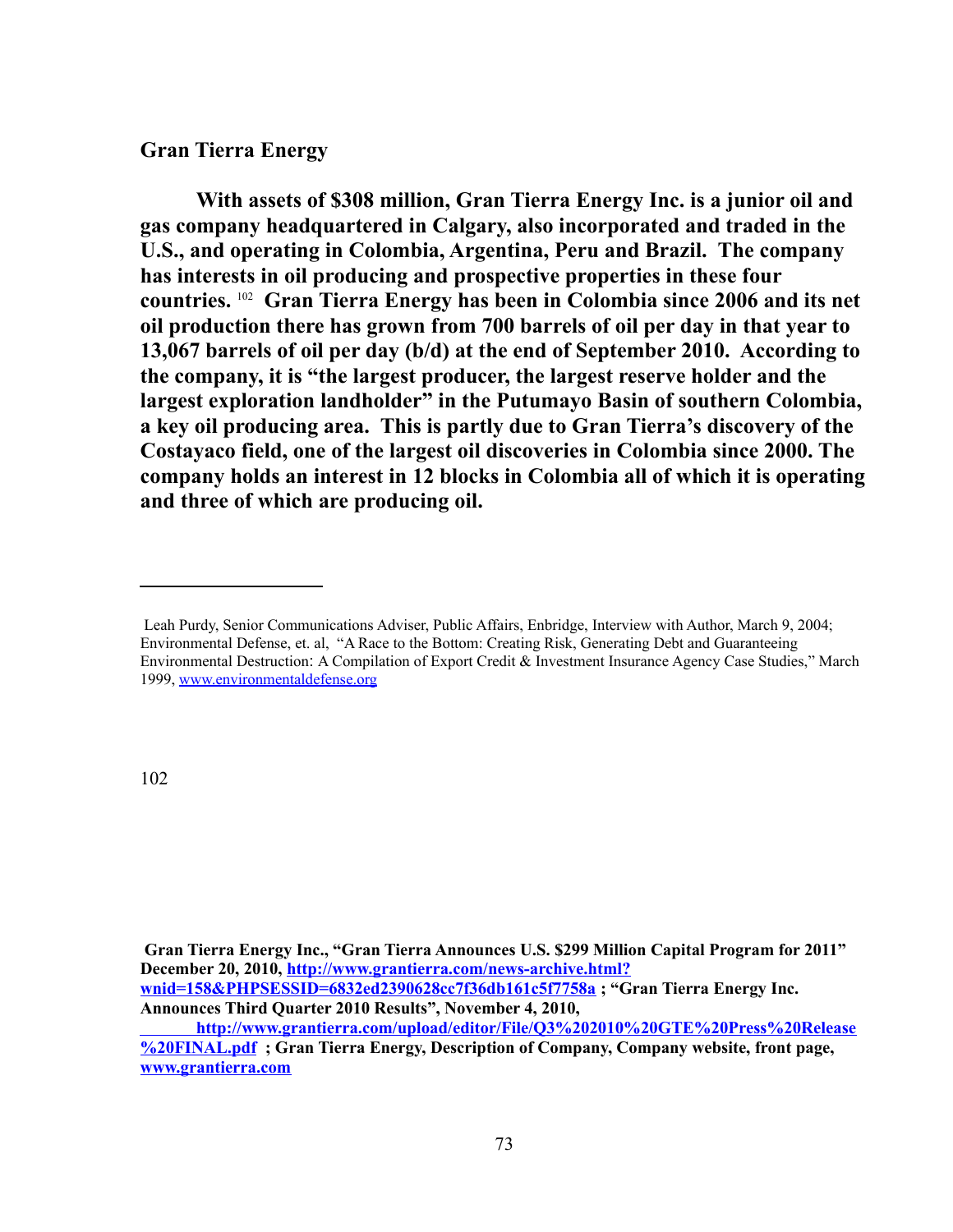**Gran Tierra Energy**

**With assets of $308 million, Gran Tierra Energy Inc. is a junior oil and gas company headquartered in Calgary, also incorporated and traded in the U.S., and operating in Colombia, Argentina, Peru and Brazil. The company has interests in oil producing and prospective properties in these four countries.** [102] **Gran Tierra Energy has been in Colombia since 2006 and its net oil production there has grown from 700 barrels of oil per day in that year to 13,067 barrels of oil per day (b/d) at the end of September 2010. According to the company, it is "the largest producer, the largest reserve holder and the largest exploration landholder" in the Putumayo Basin of southern Colombia, a key oil producing area. This is partly due to Gran Tierra's discovery of the Costayaco field, one of the largest oil discoveries in Colombia since 2000. The company holds an interest in 12 blocks in Colombia all of which it is operating and three of which are producing oil.**

---

Leah Purdy, Senior Communications Adviser, Public Affairs, Enbridge, Interview with Author, March 9, 2004; Environmental Defense, et. al, "A Race to the Bottom: Creating Risk, Generating Debt and Guaranteeing Environmental Destruction: A Compilation of Export Credit & Investment Insurance Agency Case Studies," March 1999, www.environmentaldefense.org

102

**Gran Tierra Energy Inc., "Gran Tierra Announces U.S. $299 Million Capital Program for 2011" December 20, 2010, http://www.grantierra.com/news-archive.html?wnid=158&PHPSESSID=6832ed2390628cc7f36db161c5f7758a ; "Gran Tierra Energy Inc. Announces Third Quarter 2010 Results", November 4, 2010, http://www.grantierra.com/upload/editor/File/Q3%202010%20GTE%20Press%20Release%20FINAL.pdf ; Gran Tierra Energy, Description of Company, Company website, front page, www.grantierra.com**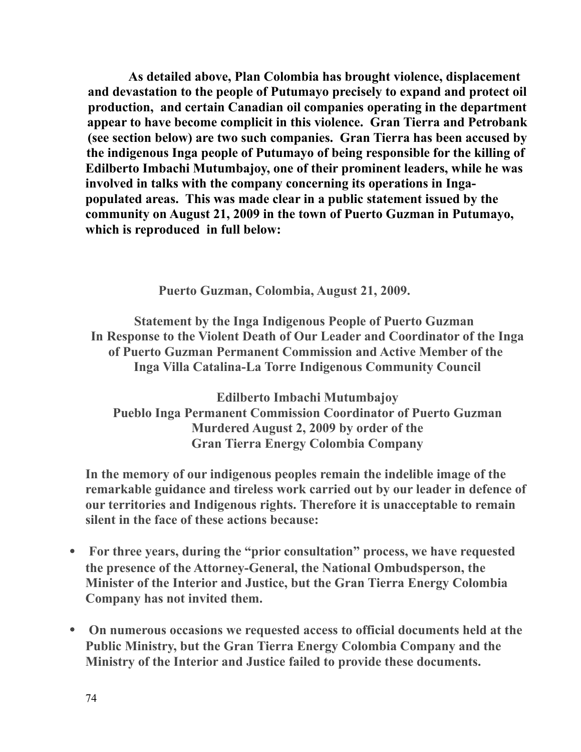**As detailed above, Plan Colombia has brought violence, displacement and devastation to the people of Putumayo precisely to expand and protect oil production, and certain Canadian oil companies operating in the department appear to have become complicit in this violence. Gran Tierra and Petrobank (see section below) are two such companies. Gran Tierra has been accused by the indigenous Inga people of Putumayo of being responsible for the killing of Edilberto Imbachi Mutumbajoy, one of their prominent leaders, while he was involved in talks with the company concerning its operations in Inga-populated areas. This was made clear in a public statement issued by the community on August 21, 2009 in the town of Puerto Guzman in Putumayo, which is reproduced in full below:**

**Puerto Guzman, Colombia, August 21, 2009.**

**Statement by the Inga Indigenous People of Puerto Guzman In Response to the Violent Death of Our Leader and Coordinator of the Inga of Puerto Guzman Permanent Commission and Active Member of the Inga Villa Catalina-La Torre Indigenous Community Council**

**Edilberto Imbachi Mutumbajoy**
**Pueblo Inga Permanent Commission Coordinator of Puerto Guzman**
**Murdered August 2, 2009 by order of the**
**Gran Tierra Energy Colombia Company**

**In the memory of our indigenous peoples remain the indelible image of the remarkable guidance and tireless work carried out by our leader in defence of our territories and Indigenous rights. Therefore it is unacceptable to remain silent in the face of these actions because:**

- **For three years, during the "prior consultation" process, we have requested the presence of the Attorney-General, the National Ombudsperson, the Minister of the Interior and Justice, but the Gran Tierra Energy Colombia Company has not invited them.**
- **On numerous occasions we requested access to official documents held at the Public Ministry, but the Gran Tierra Energy Colombia Company and the Ministry of the Interior and Justice failed to provide these documents.**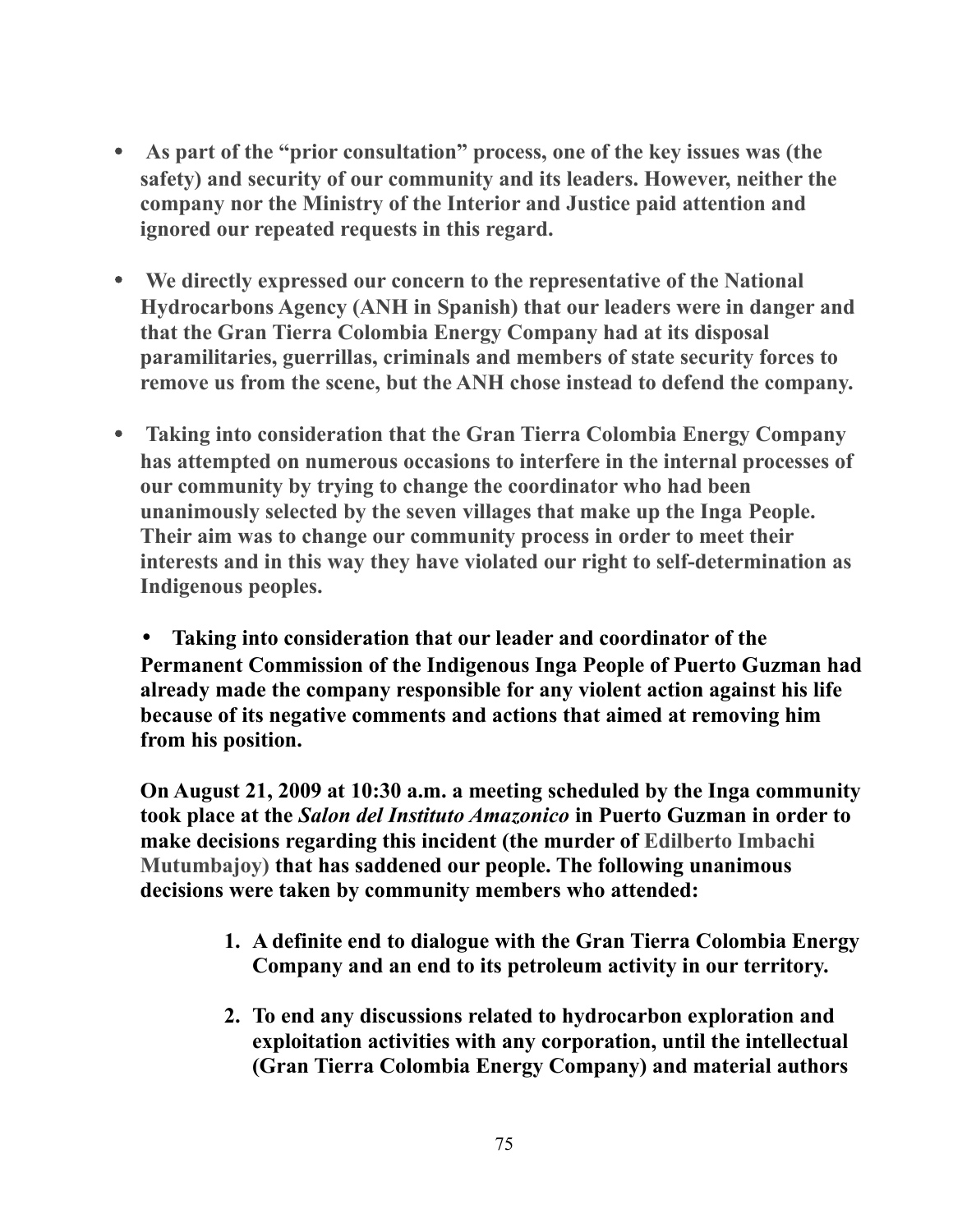- **As part of the "prior consultation" process, one of the key issues was (the safety) and security of our community and its leaders. However, neither the company nor the Ministry of the Interior and Justice paid attention and ignored our repeated requests in this regard.**

- **We directly expressed our concern to the representative of the National Hydrocarbons Agency (ANH in Spanish) that our leaders were in danger and that the Gran Tierra Colombia Energy Company had at its disposal paramilitaries, guerrillas, criminals and members of state security forces to remove us from the scene, but the ANH chose instead to defend the company.**

- **Taking into consideration that the Gran Tierra Colombia Energy Company has attempted on numerous occasions to interfere in the internal processes of our community by trying to change the coordinator who had been unanimously selected by the seven villages that make up the Inga People. Their aim was to change our community process in order to meet their interests and in this way they have violated our right to self-determination as Indigenous peoples.**

- **Taking into consideration that our leader and coordinator of the Permanent Commission of the Indigenous Inga People of Puerto Guzman had already made the company responsible for any violent action against his life because of its negative comments and actions that aimed at removing him from his position.**

**On August 21, 2009 at 10:30 a.m. a meeting scheduled by the Inga community took place at the *Salon del Instituto Amazonico* in Puerto Guzman in order to make decisions regarding this incident (the murder of Edilberto Imbachi Mutumbajoy) that has saddened our people. The following unanimous decisions were taken by community members who attended:**

1. **A definite end to dialogue with the Gran Tierra Colombia Energy Company and an end to its petroleum activity in our territory.**

2. **To end any discussions related to hydrocarbon exploration and exploitation activities with any corporation, until the intellectual (Gran Tierra Colombia Energy Company) and material authors**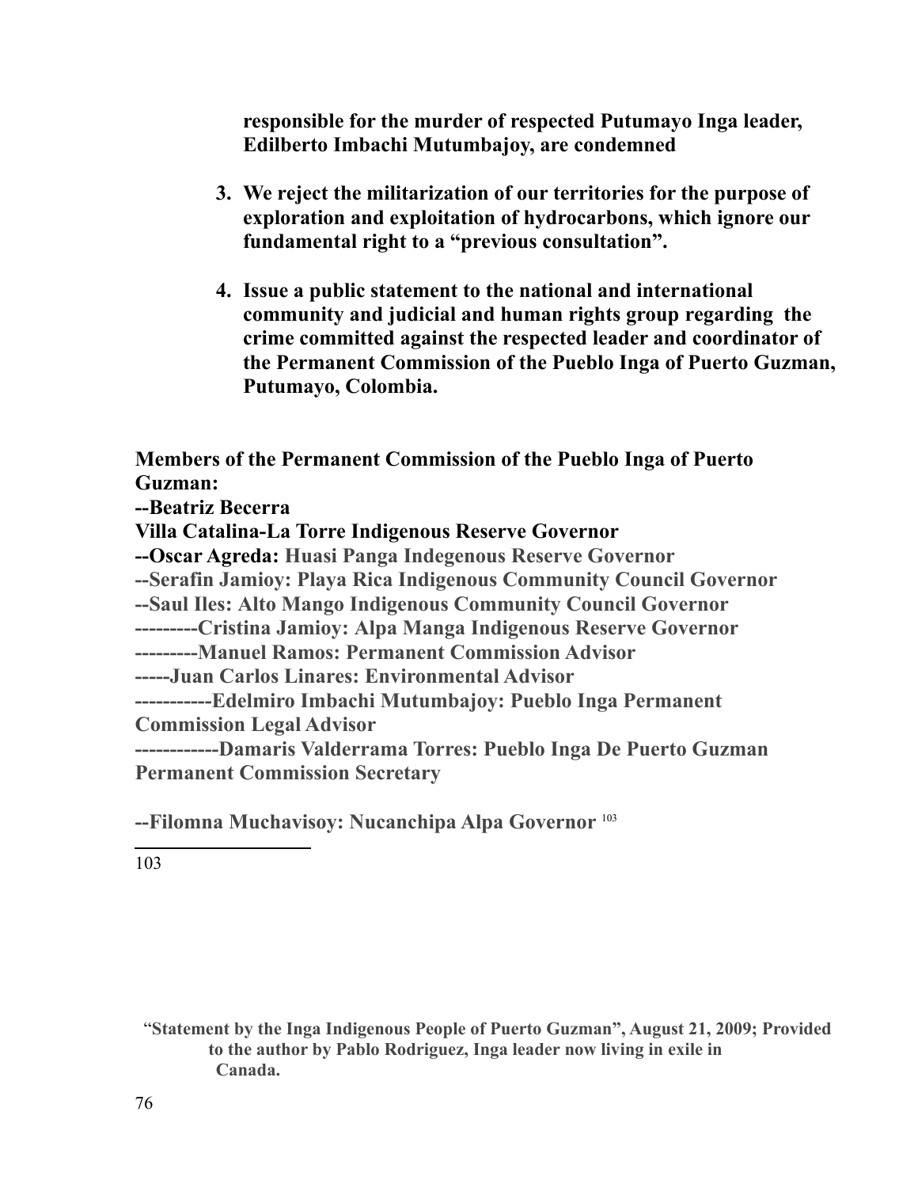**responsible for the murder of respected Putumayo Inga leader, Edilberto Imbachi Mutumbajoy, are condemned**

3. **We reject the militarization of our territories for the purpose of exploration and exploitation of hydrocarbons, which ignore our fundamental right to a "previous consultation".**

4. **Issue a public statement to the national and international community and judicial and human rights group regarding the crime committed against the respected leader and coordinator of the Permanent Commission of the Pueblo Inga of Puerto Guzman, Putumayo, Colombia.**

**Members of the Permanent Commission of the Pueblo Inga of Puerto Guzman:**

**--Beatriz Becerra**

**Villa Catalina-La Torre Indigenous Reserve Governor**

**--Oscar Agreda: Huasi Panga Indegenous Reserve Governor**

**--Serafin Jamioy: Playa Rica Indigenous Community Council Governor**

**--Saul Iles: Alto Mango Indigenous Community Council Governor**

**---------Cristina Jamioy: Alpa Manga Indigenous Reserve Governor**

**---------Manuel Ramos: Permanent Commission Advisor**

**-----Juan Carlos Linares: Environmental Advisor**

**-----------Edelmiro Imbachi Mutumbajoy: Pueblo Inga Permanent Commission Legal Advisor**

**------------Damaris Valderrama Torres: Pueblo Inga De Puerto Guzman Permanent Commission Secretary**

**--Filomna Muchavisoy: Nucanchipa Alpa Governor** [103]

---

103 **"Statement by the Inga Indigenous People of Puerto Guzman", August 21, 2009; Provided to the author by Pablo Rodriguez, Inga leader now living in exile in Canada.**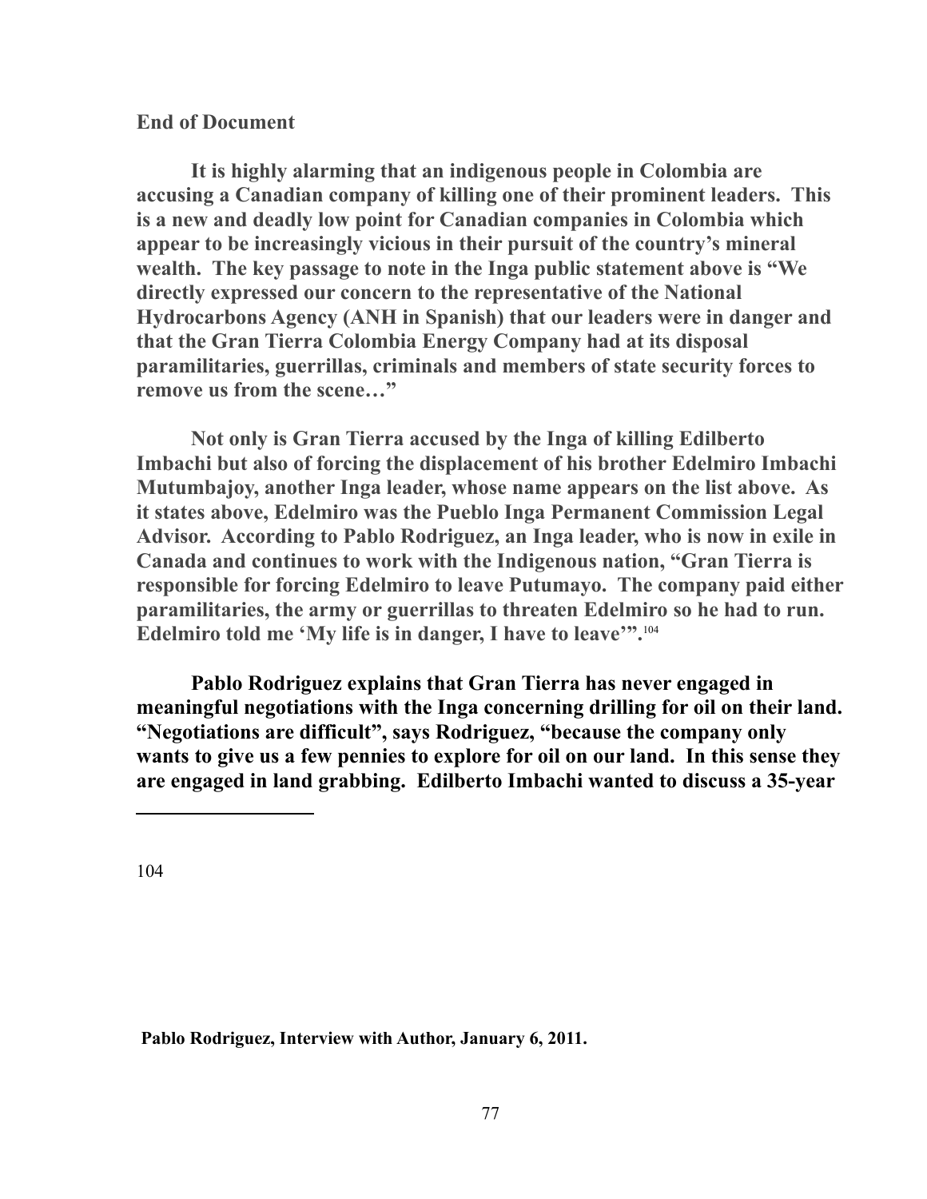**End of Document**

**It is highly alarming that an indigenous people in Colombia are accusing a Canadian company of killing one of their prominent leaders. This is a new and deadly low point for Canadian companies in Colombia which appear to be increasingly vicious in their pursuit of the country's mineral wealth. The key passage to note in the Inga public statement above is "We directly expressed our concern to the representative of the National Hydrocarbons Agency (ANH in Spanish) that our leaders were in danger and that the Gran Tierra Colombia Energy Company had at its disposal paramilitaries, guerrillas, criminals and members of state security forces to remove us from the scene…"**

**Not only is Gran Tierra accused by the Inga of killing Edilberto Imbachi but also of forcing the displacement of his brother Edelmiro Imbachi Mutumbajoy, another Inga leader, whose name appears on the list above. As it states above, Edelmiro was the Pueblo Inga Permanent Commission Legal Advisor. According to Pablo Rodriguez, an Inga leader, who is now in exile in Canada and continues to work with the Indigenous nation, "Gran Tierra is responsible for forcing Edelmiro to leave Putumayo. The company paid either paramilitaries, the army or guerrillas to threaten Edelmiro so he had to run. Edelmiro told me 'My life is in danger, I have to leave'".**[104]

**Pablo Rodriguez explains that Gran Tierra has never engaged in meaningful negotiations with the Inga concerning drilling for oil on their land. "Negotiations are difficult", says Rodriguez, "because the company only wants to give us a few pennies to explore for oil on our land. In this sense they are engaged in land grabbing. Edilberto Imbachi wanted to discuss a 35-year**

---

104 **Pablo Rodriguez, Interview with Author, January 6, 2011.**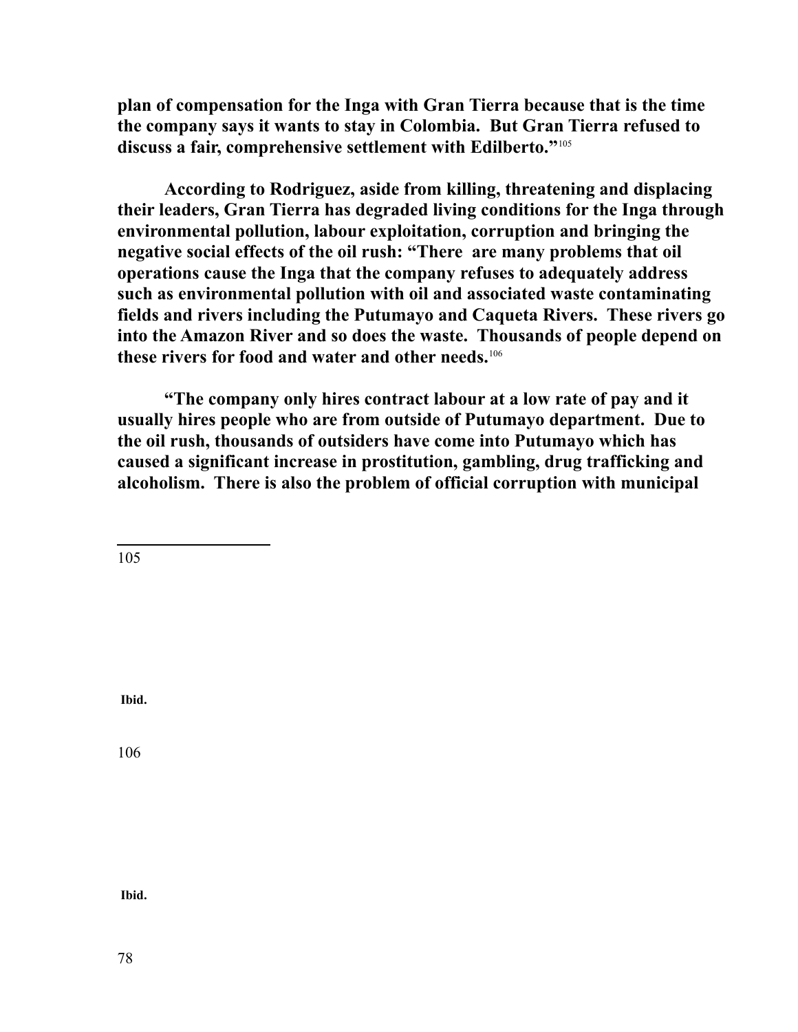**plan of compensation for the Inga with Gran Tierra because that is the time the company says it wants to stay in Colombia. But Gran Tierra refused to discuss a fair, comprehensive settlement with Edilberto."**[105]

**According to Rodriguez, aside from killing, threatening and displacing their leaders, Gran Tierra has degraded living conditions for the Inga through environmental pollution, labour exploitation, corruption and bringing the negative social effects of the oil rush: "There are many problems that oil operations cause the Inga that the company refuses to adequately address such as environmental pollution with oil and associated waste contaminating fields and rivers including the Putumayo and Caqueta Rivers. These rivers go into the Amazon River and so does the waste. Thousands of people depend on these rivers for food and water and other needs.**[106]

**"The company only hires contract labour at a low rate of pay and it usually hires people who are from outside of Putumayo department. Due to the oil rush, thousands of outsiders have come into Putumayo which has caused a significant increase in prostitution, gambling, drug trafficking and alcoholism. There is also the problem of official corruption with municipal**

---

105 **Ibid.**

106 **Ibid.**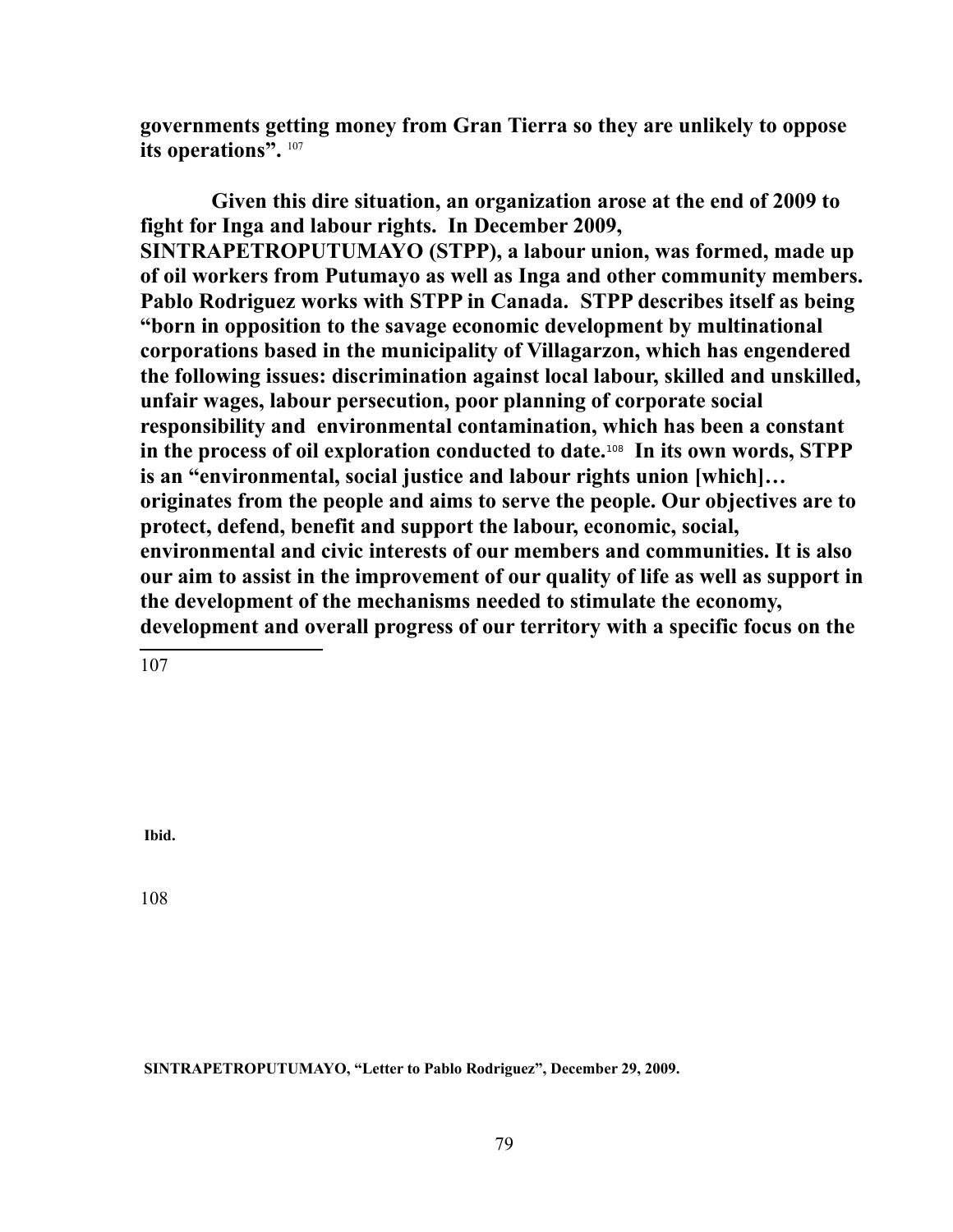**governments getting money from Gran Tierra so they are unlikely to oppose its operations".** [107]

**Given this dire situation, an organization arose at the end of 2009 to fight for Inga and labour rights. In December 2009, SINTRAPETROPUTUMAYO (STPP), a labour union, was formed, made up of oil workers from Putumayo as well as Inga and other community members. Pablo Rodriguez works with STPP in Canada. STPP describes itself as being "born in opposition to the savage economic development by multinational corporations based in the municipality of Villagarzon, which has engendered the following issues: discrimination against local labour, skilled and unskilled, unfair wages, labour persecution, poor planning of corporate social responsibility and environmental contamination, which has been a constant in the process of oil exploration conducted to date.**[108] **In its own words, STPP is an "environmental, social justice and labour rights union [which]… originates from the people and aims to serve the people. Our objectives are to protect, defend, benefit and support the labour, economic, social, environmental and civic interests of our members and communities. It is also our aim to assist in the improvement of our quality of life as well as support in the development of the mechanisms needed to stimulate the economy, development and overall progress of our territory with a specific focus on the**

---

107 **Ibid.**

108 **SINTRAPETROPUTUMAYO, "Letter to Pablo Rodriguez", December 29, 2009.**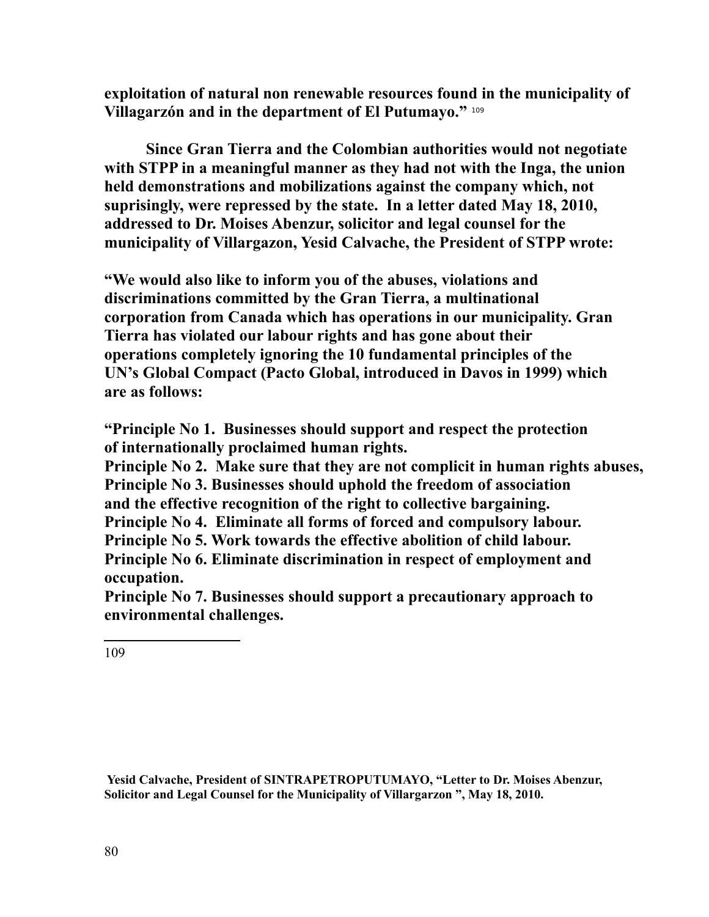**exploitation of natural non renewable resources found in the municipality of Villagarzón and in the department of El Putumayo."** [109]

**Since Gran Tierra and the Colombian authorities would not negotiate with STPP in a meaningful manner as they had not with the Inga, the union held demonstrations and mobilizations against the company which, not suprisingly, were repressed by the state. In a letter dated May 18, 2010, addressed to Dr. Moises Abenzur, solicitor and legal counsel for the municipality of Villargazon, Yesid Calvache, the President of STPP wrote:**

**"We would also like to inform you of the abuses, violations and discriminations committed by the Gran Tierra, a multinational corporation from Canada which has operations in our municipality. Gran Tierra has violated our labour rights and has gone about their operations completely ignoring the 10 fundamental principles of the UN's Global Compact (Pacto Global, introduced in Davos in 1999) which are as follows:**

**"Principle No 1. Businesses should support and respect the protection of internationally proclaimed human rights.**
**Principle No 2. Make sure that they are not complicit in human rights abuses,**
**Principle No 3. Businesses should uphold the freedom of association and the effective recognition of the right to collective bargaining.**
**Principle No 4. Eliminate all forms of forced and compulsory labour.**
**Principle No 5. Work towards the effective abolition of child labour.**
**Principle No 6. Eliminate discrimination in respect of employment and occupation.**
**Principle No 7. Businesses should support a precautionary approach to environmental challenges.**

---

109 **Yesid Calvache, President of SINTRAPETROPUTUMAYO, "Letter to Dr. Moises Abenzur, Solicitor and Legal Counsel for the Municipality of Villargarzon ", May 18, 2010.**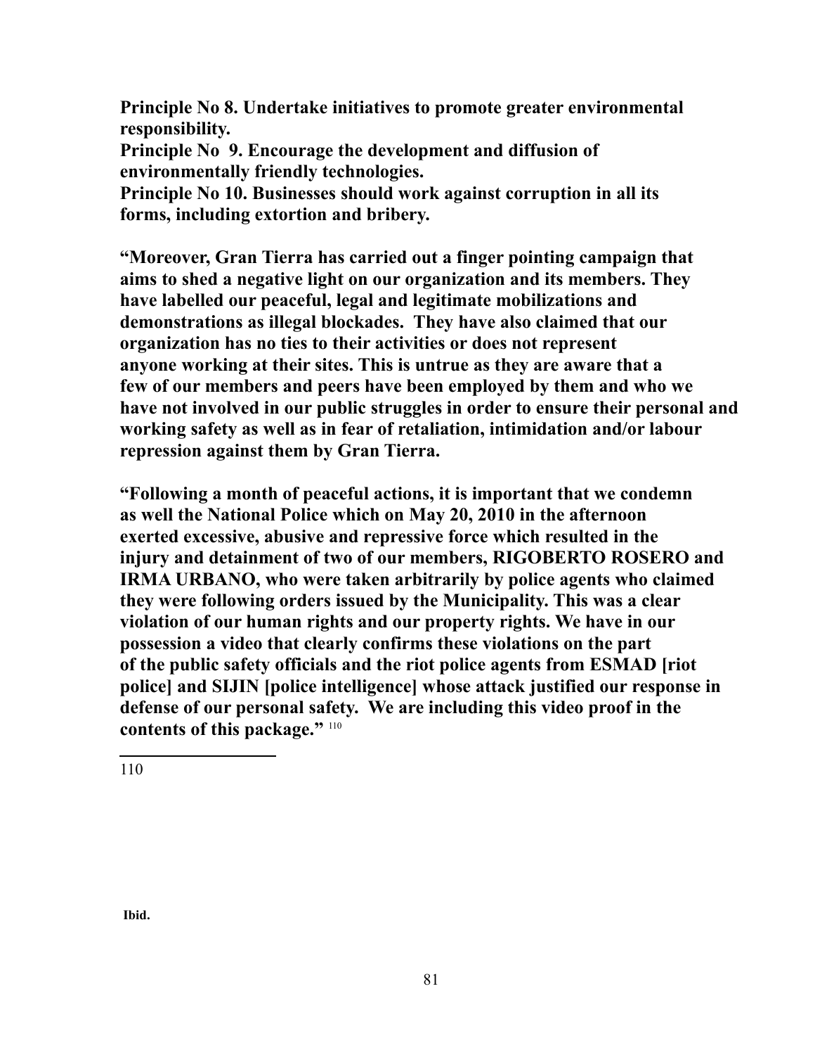**Principle No 8. Undertake initiatives to promote greater environmental responsibility.**
**Principle No 9. Encourage the development and diffusion of environmentally friendly technologies.**
**Principle No 10. Businesses should work against corruption in all its forms, including extortion and bribery.**

**"Moreover, Gran Tierra has carried out a finger pointing campaign that aims to shed a negative light on our organization and its members. They have labelled our peaceful, legal and legitimate mobilizations and demonstrations as illegal blockades. They have also claimed that our organization has no ties to their activities or does not represent anyone working at their sites. This is untrue as they are aware that a few of our members and peers have been employed by them and who we have not involved in our public struggles in order to ensure their personal and working safety as well as in fear of retaliation, intimidation and/or labour repression against them by Gran Tierra.**

**"Following a month of peaceful actions, it is important that we condemn as well the National Police which on May 20, 2010 in the afternoon exerted excessive, abusive and repressive force which resulted in the injury and detainment of two of our members, RIGOBERTO ROSERO and IRMA URBANO, who were taken arbitrarily by police agents who claimed they were following orders issued by the Municipality. This was a clear violation of our human rights and our property rights. We have in our possession a video that clearly confirms these violations on the part of the public safety officials and the riot police agents from ESMAD [riot police] and SIJIN [police intelligence] whose attack justified our response in defense of our personal safety. We are including this video proof in the contents of this package."** [110]

---

110 **Ibid.**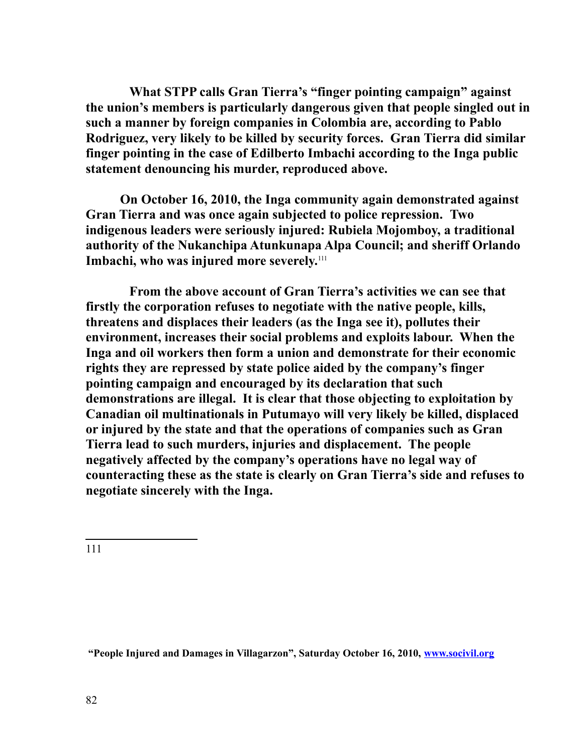**What STPP calls Gran Tierra's "finger pointing campaign" against the union's members is particularly dangerous given that people singled out in such a manner by foreign companies in Colombia are, according to Pablo Rodriguez, very likely to be killed by security forces. Gran Tierra did similar finger pointing in the case of Edilberto Imbachi according to the Inga public statement denouncing his murder, reproduced above.**

**On October 16, 2010, the Inga community again demonstrated against Gran Tierra and was once again subjected to police repression. Two indigenous leaders were seriously injured: Rubiela Mojomboy, a traditional authority of the Nukanchipa Atunkunapa Alpa Council; and sheriff Orlando Imbachi, who was injured more severely.**[111]

**From the above account of Gran Tierra's activities we can see that firstly the corporation refuses to negotiate with the native people, kills, threatens and displaces their leaders (as the Inga see it), pollutes their environment, increases their social problems and exploits labour. When the Inga and oil workers then form a union and demonstrate for their economic rights they are repressed by state police aided by the company's finger pointing campaign and encouraged by its declaration that such demonstrations are illegal. It is clear that those objecting to exploitation by Canadian oil multinationals in Putumayo will very likely be killed, displaced or injured by the state and that the operations of companies such as Gran Tierra lead to such murders, injuries and displacement. The people negatively affected by the company's operations have no legal way of counteracting these as the state is clearly on Gran Tierra's side and refuses to negotiate sincerely with the Inga.**

---

111

**"People Injured and Damages in Villagarzon", Saturday October 16, 2010, www.socivil.org**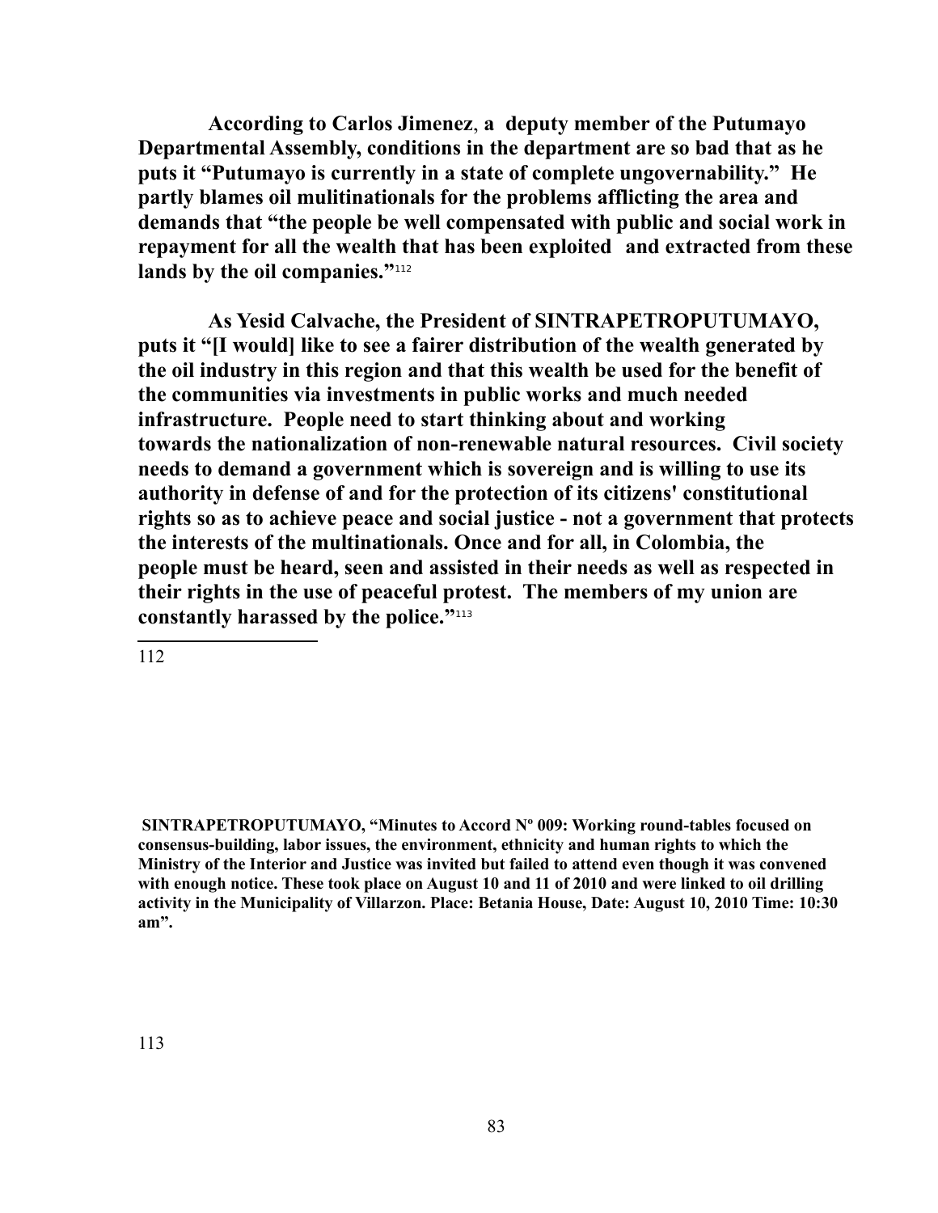**According to Carlos Jimenez, a deputy member of the Putumayo Departmental Assembly, conditions in the department are so bad that as he puts it "Putumayo is currently in a state of complete ungovernability." He partly blames oil mulitinationals for the problems afflicting the area and demands that "the people be well compensated with public and social work in repayment for all the wealth that has been exploited and extracted from these lands by the oil companies."[112]**

**As Yesid Calvache, the President of SINTRAPETROPUTUMAYO, puts it "[I would] like to see a fairer distribution of the wealth generated by the oil industry in this region and that this wealth be used for the benefit of the communities via investments in public works and much needed infrastructure. People need to start thinking about and working towards the nationalization of non-renewable natural resources. Civil society needs to demand a government which is sovereign and is willing to use its authority in defense of and for the protection of its citizens' constitutional rights so as to achieve peace and social justice - not a government that protects the interests of the multinationals. Once and for all, in Colombia, the people must be heard, seen and assisted in their needs as well as respected in their rights in the use of peaceful protest. The members of my union are constantly harassed by the police."[113]**

---

112

**SINTRAPETROPUTUMAYO, "Minutes to Accord Nº 009: Working round-tables focused on consensus-building, labor issues, the environment, ethnicity and human rights to which the Ministry of the Interior and Justice was invited but failed to attend even though it was convened with enough notice. These took place on August 10 and 11 of 2010 and were linked to oil drilling activity in the Municipality of Villarzon. Place: Betania House, Date: August 10, 2010 Time: 10:30 am".**

113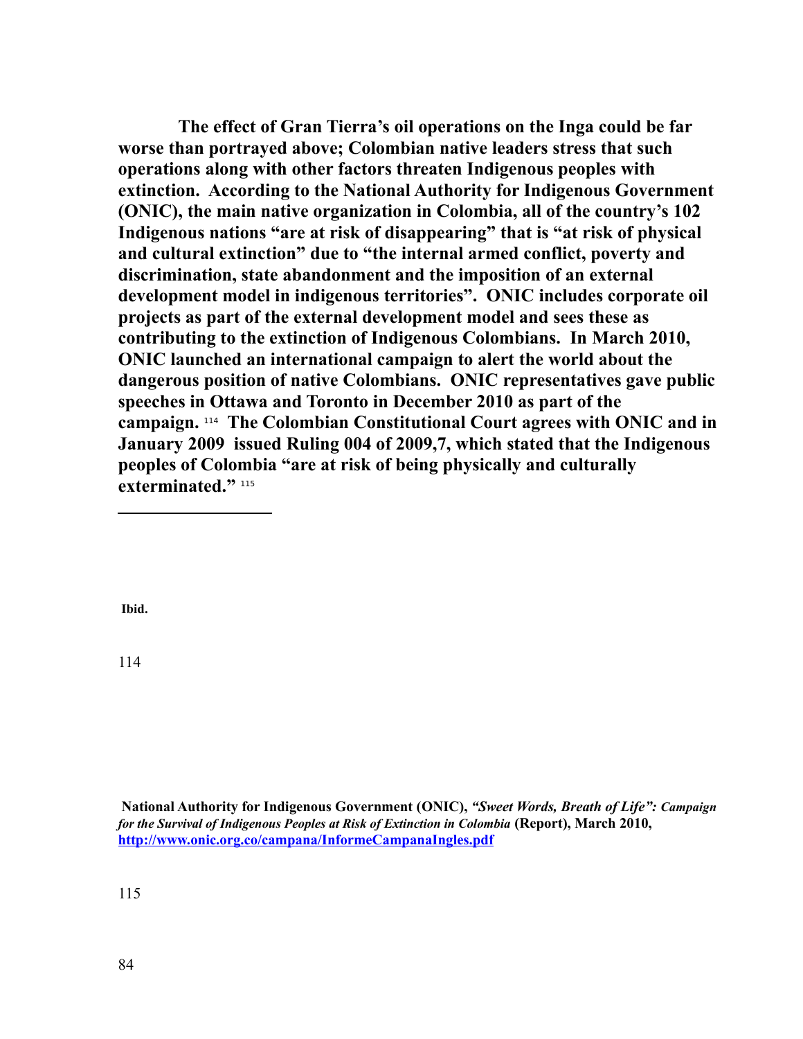**The effect of Gran Tierra's oil operations on the Inga could be far worse than portrayed above; Colombian native leaders stress that such operations along with other factors threaten Indigenous peoples with extinction. According to the National Authority for Indigenous Government (ONIC), the main native organization in Colombia, all of the country's 102 Indigenous nations "are at risk of disappearing" that is "at risk of physical and cultural extinction" due to "the internal armed conflict, poverty and discrimination, state abandonment and the imposition of an external development model in indigenous territories". ONIC includes corporate oil projects as part of the external development model and sees these as contributing to the extinction of Indigenous Colombians. In March 2010, ONIC launched an international campaign to alert the world about the dangerous position of native Colombians. ONIC representatives gave public speeches in Ottawa and Toronto in December 2010 as part of the campaign.** [114] **The Colombian Constitutional Court agrees with ONIC and in January 2009 issued Ruling 004 of 2009,7, which stated that the Indigenous peoples of Colombia "are at risk of being physically and culturally exterminated."** [115]

---

**Ibid.**

114

**National Authority for Indigenous Government (ONIC),** ***"Sweet Words, Breath of Life": Campaign for the Survival of Indigenous Peoples at Risk of Extinction in Colombia*** **(Report), March 2010,** **[http://www.onic.org.co/campana/InformeCampanaIngles.pdf](http://www.onic.org.co/campana/InformeCampanaIngles.pdf)**

115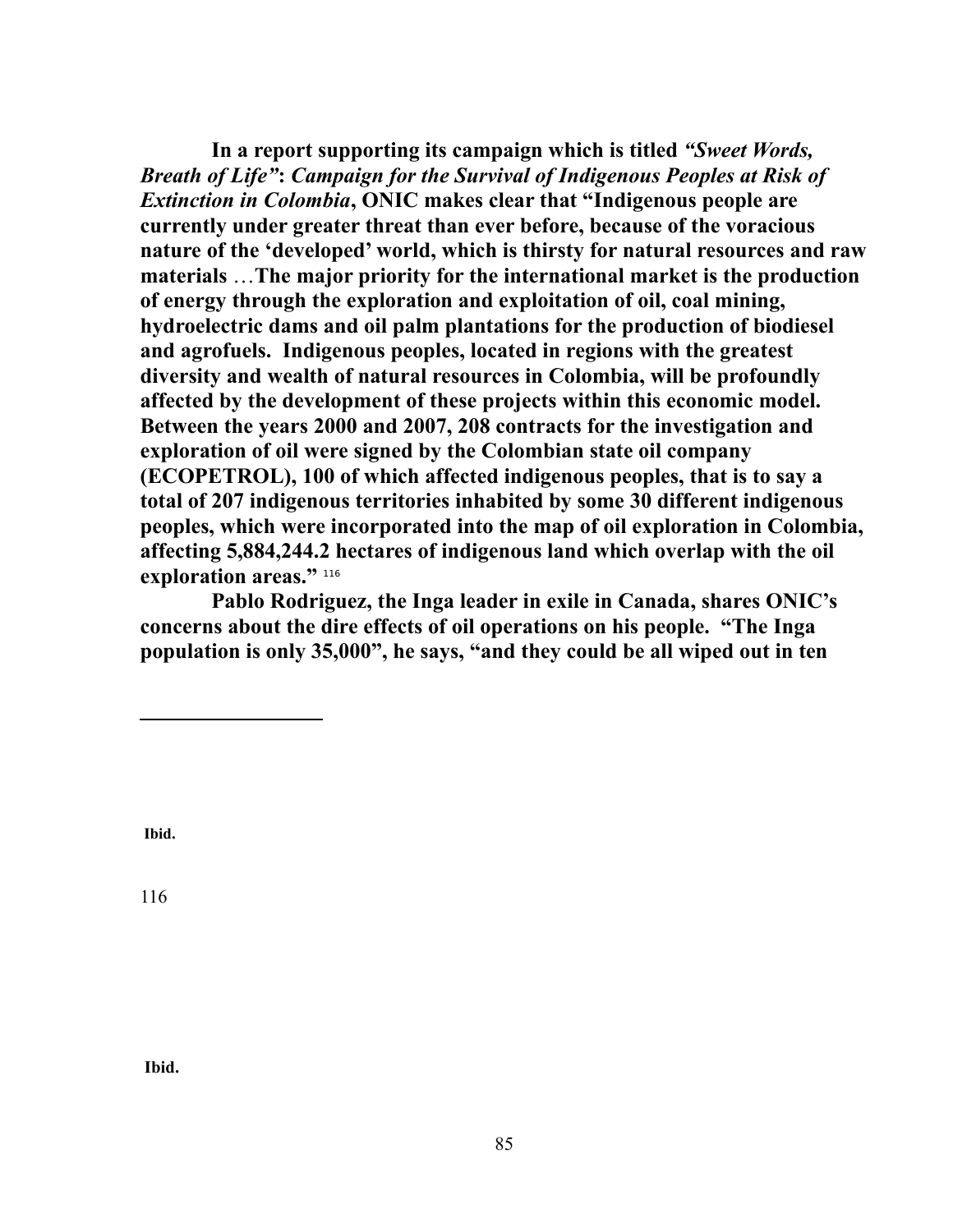**In a report supporting its campaign which is titled *"Sweet Words, Breath of Life"*: *Campaign for the Survival of Indigenous Peoples at Risk of Extinction in Colombia*, ONIC makes clear that "Indigenous people are currently under greater threat than ever before, because of the voracious nature of the 'developed' world, which is thirsty for natural resources and raw materials …The major priority for the international market is the production of energy through the exploration and exploitation of oil, coal mining, hydroelectric dams and oil palm plantations for the production of biodiesel and agrofuels. Indigenous peoples, located in regions with the greatest diversity and wealth of natural resources in Colombia, will be profoundly affected by the development of these projects within this economic model. Between the years 2000 and 2007, 208 contracts for the investigation and exploration of oil were signed by the Colombian state oil company (ECOPETROL), 100 of which affected indigenous peoples, that is to say a total of 207 indigenous territories inhabited by some 30 different indigenous peoples, which were incorporated into the map of oil exploration in Colombia, affecting 5,884,244.2 hectares of indigenous land which overlap with the oil exploration areas."** [116]

**Pablo Rodriguez, the Inga leader in exile in Canada, shares ONIC's concerns about the dire effects of oil operations on his people. "The Inga population is only 35,000", he says, "and they could be all wiped out in ten**

---

**Ibid.**

116

**Ibid.**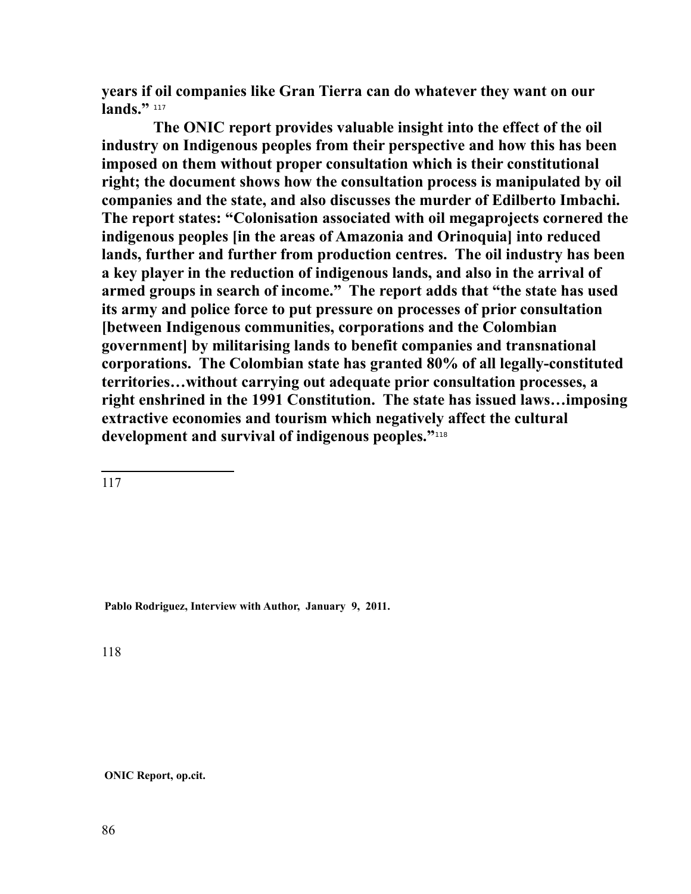**years if oil companies like Gran Tierra can do whatever they want on our lands."** [117]

**The ONIC report provides valuable insight into the effect of the oil industry on Indigenous peoples from their perspective and how this has been imposed on them without proper consultation which is their constitutional right; the document shows how the consultation process is manipulated by oil companies and the state, and also discusses the murder of Edilberto Imbachi. The report states: "Colonisation associated with oil megaprojects cornered the indigenous peoples [in the areas of Amazonia and Orinoquia] into reduced lands, further and further from production centres. The oil industry has been a key player in the reduction of indigenous lands, and also in the arrival of armed groups in search of income." The report adds that "the state has used its army and police force to put pressure on processes of prior consultation [between Indigenous communities, corporations and the Colombian government] by militarising lands to benefit companies and transnational corporations. The Colombian state has granted 80% of all legally-constituted territories…without carrying out adequate prior consultation processes, a right enshrined in the 1991 Constitution. The state has issued laws…imposing extractive economies and tourism which negatively affect the cultural development and survival of indigenous peoples."** [118]

---

117 **Pablo Rodriguez, Interview with Author, January 9, 2011.**

118 **ONIC Report, op.cit.**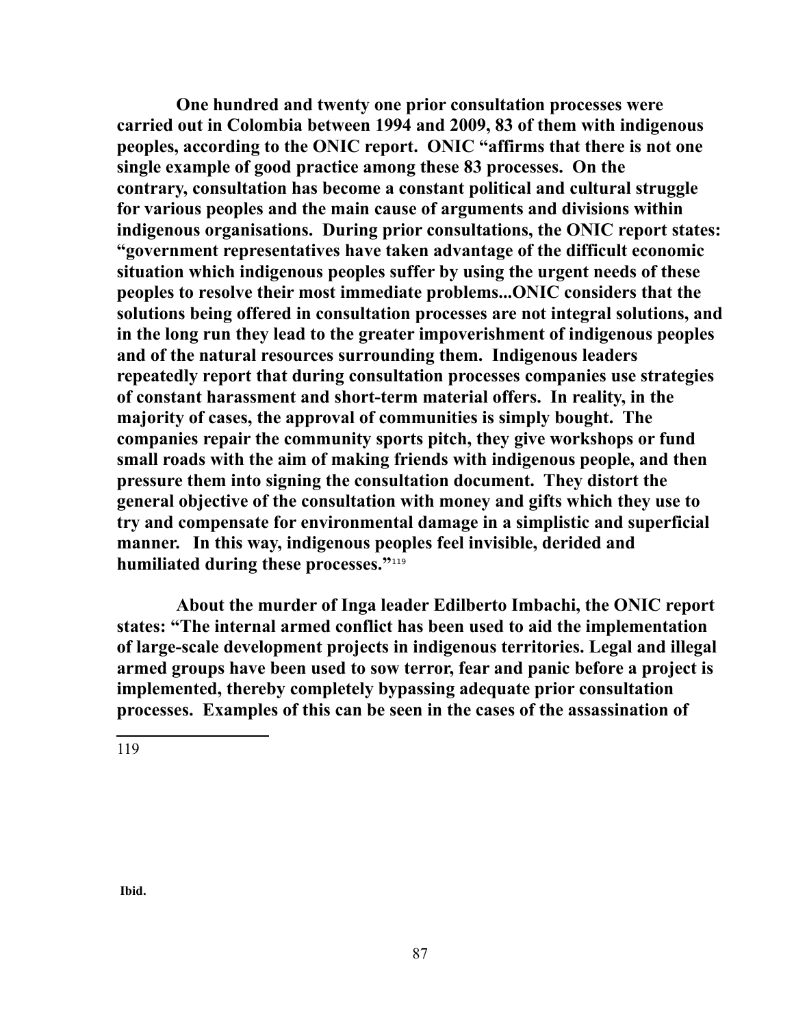**One hundred and twenty one prior consultation processes were carried out in Colombia between 1994 and 2009, 83 of them with indigenous peoples, according to the ONIC report. ONIC "affirms that there is not one single example of good practice among these 83 processes. On the contrary, consultation has become a constant political and cultural struggle for various peoples and the main cause of arguments and divisions within indigenous organisations. During prior consultations, the ONIC report states: "government representatives have taken advantage of the difficult economic situation which indigenous peoples suffer by using the urgent needs of these peoples to resolve their most immediate problems...ONIC considers that the solutions being offered in consultation processes are not integral solutions, and in the long run they lead to the greater impoverishment of indigenous peoples and of the natural resources surrounding them. Indigenous leaders repeatedly report that during consultation processes companies use strategies of constant harassment and short-term material offers. In reality, in the majority of cases, the approval of communities is simply bought. The companies repair the community sports pitch, they give workshops or fund small roads with the aim of making friends with indigenous people, and then pressure them into signing the consultation document. They distort the general objective of the consultation with money and gifts which they use to try and compensate for environmental damage in a simplistic and superficial manner. In this way, indigenous peoples feel invisible, derided and humiliated during these processes."[119]**

**About the murder of Inga leader Edilberto Imbachi, the ONIC report states: "The internal armed conflict has been used to aid the implementation of large-scale development projects in indigenous territories. Legal and illegal armed groups have been used to sow terror, fear and panic before a project is implemented, thereby completely bypassing adequate prior consultation processes. Examples of this can be seen in the cases of the assassination of**

---

119 **Ibid.**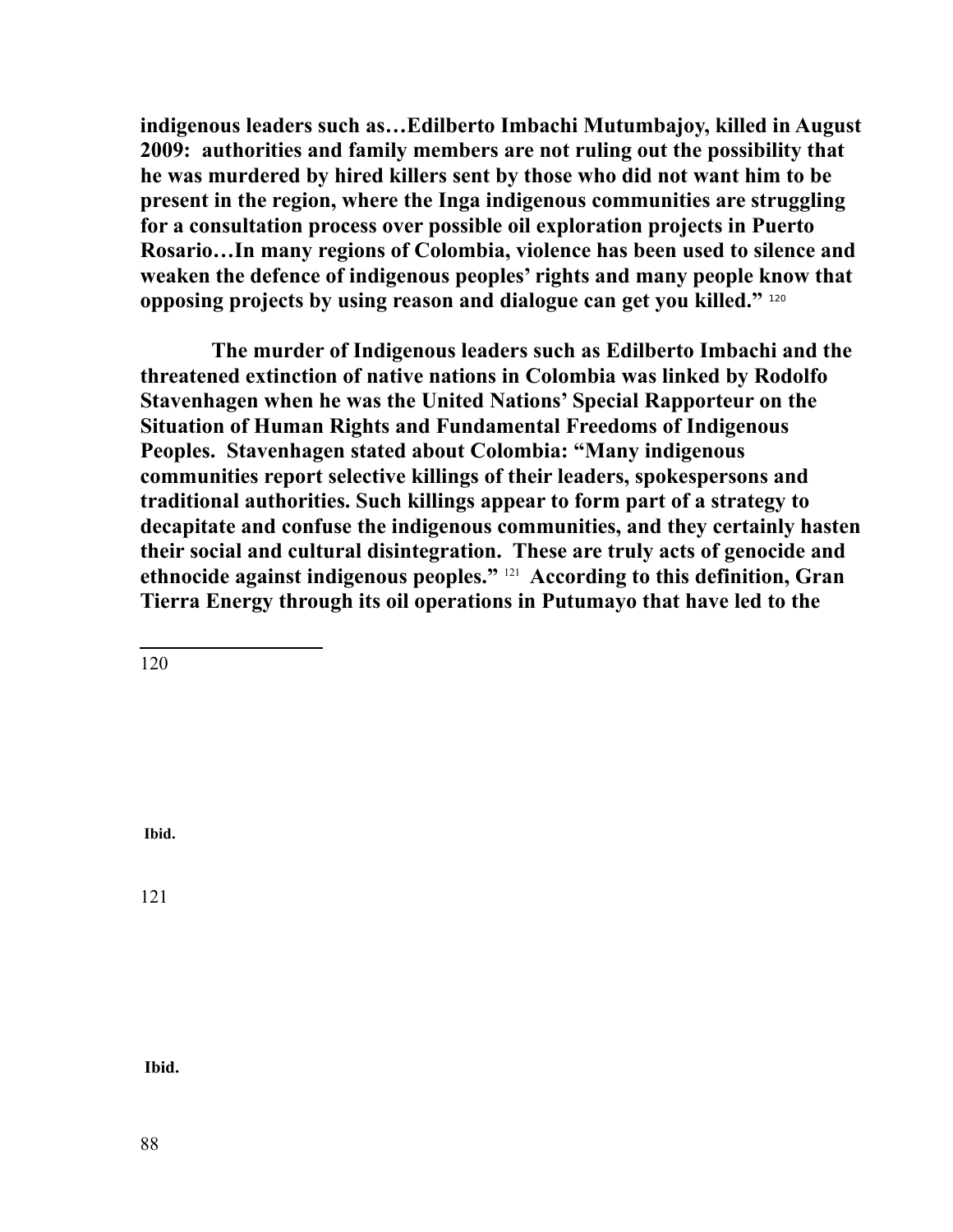**indigenous leaders such as…Edilberto Imbachi Mutumbajoy, killed in August 2009: authorities and family members are not ruling out the possibility that he was murdered by hired killers sent by those who did not want him to be present in the region, where the Inga indigenous communities are struggling for a consultation process over possible oil exploration projects in Puerto Rosario…In many regions of Colombia, violence has been used to silence and weaken the defence of indigenous peoples' rights and many people know that opposing projects by using reason and dialogue can get you killed."** [120]

**The murder of Indigenous leaders such as Edilberto Imbachi and the threatened extinction of native nations in Colombia was linked by Rodolfo Stavenhagen when he was the United Nations' Special Rapporteur on the Situation of Human Rights and Fundamental Freedoms of Indigenous Peoples. Stavenhagen stated about Colombia: "Many indigenous communities report selective killings of their leaders, spokespersons and traditional authorities. Such killings appear to form part of a strategy to decapitate and confuse the indigenous communities, and they certainly hasten their social and cultural disintegration. These are truly acts of genocide and ethnocide against indigenous peoples."** [121] **According to this definition, Gran Tierra Energy through its oil operations in Putumayo that have led to the**

---

120 **Ibid.**

121 **Ibid.**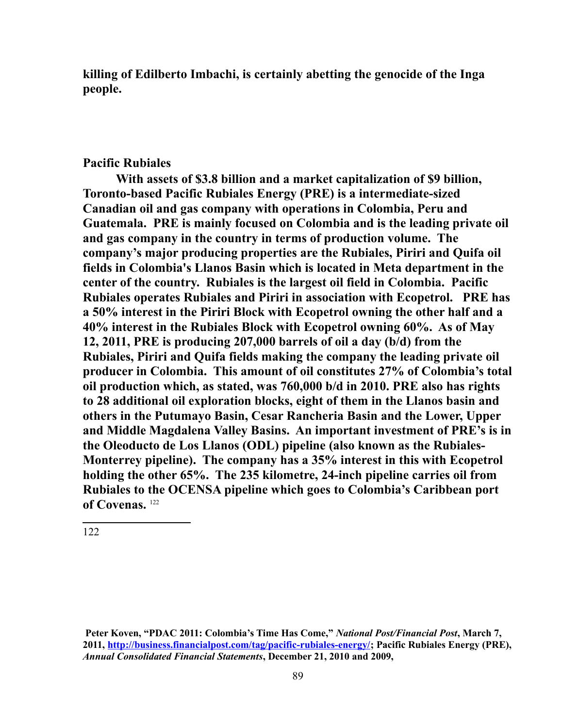**killing of Edilberto Imbachi, is certainly abetting the genocide of the Inga people.**

**Pacific Rubiales**

**With assets of $3.8 billion and a market capitalization of $9 billion, Toronto-based Pacific Rubiales Energy (PRE) is a intermediate-sized Canadian oil and gas company with operations in Colombia, Peru and Guatemala. PRE is mainly focused on Colombia and is the leading private oil and gas company in the country in terms of production volume. The company's major producing properties are the Rubiales, Piriri and Quifa oil fields in Colombia's Llanos Basin which is located in Meta department in the center of the country. Rubiales is the largest oil field in Colombia. Pacific Rubiales operates Rubiales and Piriri in association with Ecopetrol. PRE has a 50% interest in the Piriri Block with Ecopetrol owning the other half and a 40% interest in the Rubiales Block with Ecopetrol owning 60%. As of May 12, 2011, PRE is producing 207,000 barrels of oil a day (b/d) from the Rubiales, Piriri and Quifa fields making the company the leading private oil producer in Colombia. This amount of oil constitutes 27% of Colombia's total oil production which, as stated, was 760,000 b/d in 2010. PRE also has rights to 28 additional oil exploration blocks, eight of them in the Llanos basin and others in the Putumayo Basin, Cesar Rancheria Basin and the Lower, Upper and Middle Magdalena Valley Basins. An important investment of PRE's is in the Oleoducto de Los Llanos (ODL) pipeline (also known as the Rubiales-Monterrey pipeline). The company has a 35% interest in this with Ecopetrol holding the other 65%. The 235 kilometre, 24-inch pipeline carries oil from Rubiales to the OCENSA pipeline which goes to Colombia's Caribbean port of Covenas.** [122]

---

122

**Peter Koven, "PDAC 2011: Colombia's Time Has Come,"** ***National Post/Financial Post*****, March 7, 2011, http://business.financialpost.com/tag/pacific-rubiales-energy/; Pacific Rubiales Energy (PRE),** ***Annual Consolidated Financial Statements*****, December 21, 2010 and 2009,**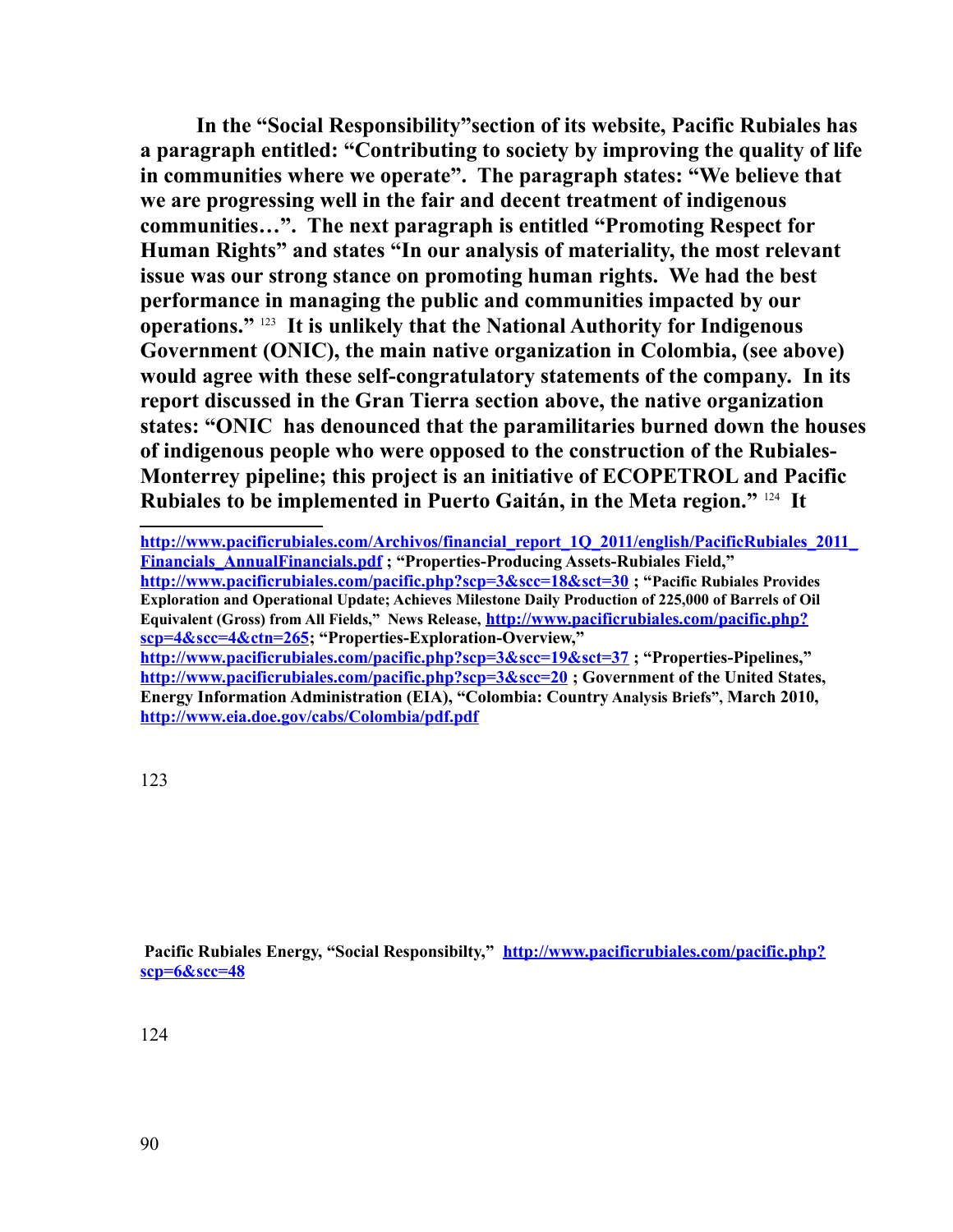**In the "Social Responsibility"section of its website, Pacific Rubiales has a paragraph entitled: "Contributing to society by improving the quality of life in communities where we operate". The paragraph states: "We believe that we are progressing well in the fair and decent treatment of indigenous communities…". The next paragraph is entitled "Promoting Respect for Human Rights" and states "In our analysis of materiality, the most relevant issue was our strong stance on promoting human rights. We had the best performance in managing the public and communities impacted by our operations."** [123] **It is unlikely that the National Authority for Indigenous Government (ONIC), the main native organization in Colombia, (see above) would agree with these self-congratulatory statements of the company. In its report discussed in the Gran Tierra section above, the native organization states: "ONIC has denounced that the paramilitaries burned down the houses of indigenous people who were opposed to the construction of the Rubiales-Monterrey pipeline; this project is an initiative of ECOPETROL and Pacific Rubiales to be implemented in Puerto Gaitán, in the Meta region."** [124] **It**

---

**http://www.pacificrubiales.com/Archivos/financial_report_1Q_2011/english/PacificRubiales_2011_Financials_AnnualFinancials.pdf ; "Properties-Producing Assets-Rubiales Field," http://www.pacificrubiales.com/pacific.php?scp=3&scc=18&sct=30 ; "Pacific Rubiales Provides Exploration and Operational Update; Achieves Milestone Daily Production of 225,000 of Barrels of Oil Equivalent (Gross) from All Fields," News Release, http://www.pacificrubiales.com/pacific.php?scp=4&scc=4&ctn=265; "Properties-Exploration-Overview," http://www.pacificrubiales.com/pacific.php?scp=3&scc=19&sct=37 ; "Properties-Pipelines," http://www.pacificrubiales.com/pacific.php?scp=3&scc=20 ; Government of the United States, Energy Information Administration (EIA), "Colombia: Country Analysis Briefs", March 2010, http://www.eia.doe.gov/cabs/Colombia/pdf.pdf**

123 **Pacific Rubiales Energy, "Social Responsibilty," http://www.pacificrubiales.com/pacific.php?scp=6&scc=48**

124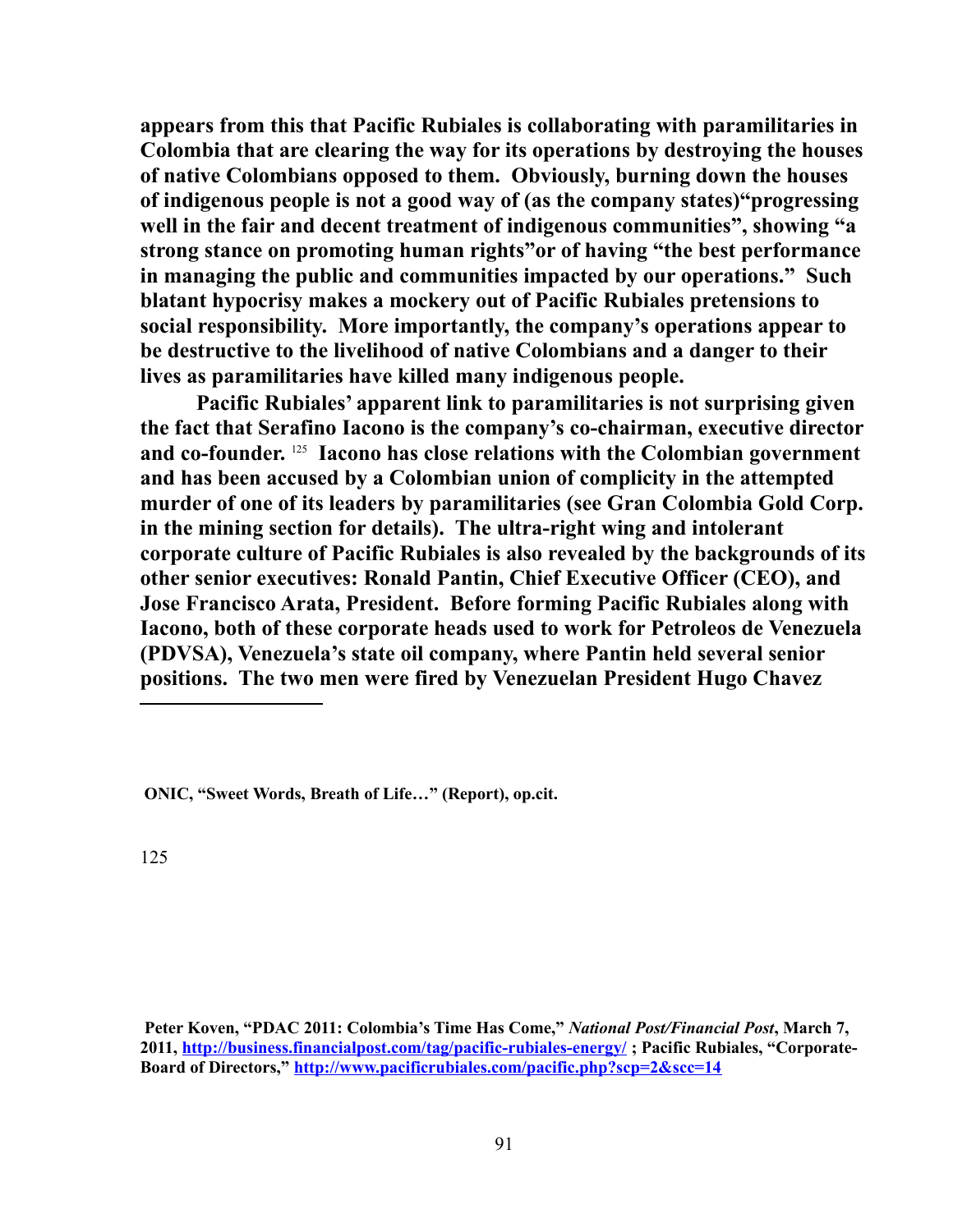**appears from this that Pacific Rubiales is collaborating with paramilitaries in Colombia that are clearing the way for its operations by destroying the houses of native Colombians opposed to them. Obviously, burning down the houses of indigenous people is not a good way of (as the company states)"progressing well in the fair and decent treatment of indigenous communities", showing "a strong stance on promoting human rights"or of having "the best performance in managing the public and communities impacted by our operations." Such blatant hypocrisy makes a mockery out of Pacific Rubiales pretensions to social responsibility. More importantly, the company's operations appear to be destructive to the livelihood of native Colombians and a danger to their lives as paramilitaries have killed many indigenous people.**

**Pacific Rubiales' apparent link to paramilitaries is not surprising given the fact that Serafino Iacono is the company's co-chairman, executive director and co-founder.**[125] **Iacono has close relations with the Colombian government and has been accused by a Colombian union of complicity in the attempted murder of one of its leaders by paramilitaries (see Gran Colombia Gold Corp. in the mining section for details). The ultra-right wing and intolerant corporate culture of Pacific Rubiales is also revealed by the backgrounds of its other senior executives: Ronald Pantin, Chief Executive Officer (CEO), and Jose Francisco Arata, President. Before forming Pacific Rubiales along with Iacono, both of these corporate heads used to work for Petroleos de Venezuela (PDVSA), Venezuela's state oil company, where Pantin held several senior positions. The two men were fired by Venezuelan President Hugo Chavez**

---

**ONIC, "Sweet Words, Breath of Life…" (Report), op.cit.**

125 **Peter Koven, "PDAC 2011: Colombia's Time Has Come,"** ***National Post/Financial Post*****, March 7, 2011, http://business.financialpost.com/tag/pacific-rubiales-energy/ ; Pacific Rubiales, "Corporate-Board of Directors," http://www.pacificrubiales.com/pacific.php?scp=2&scc=14**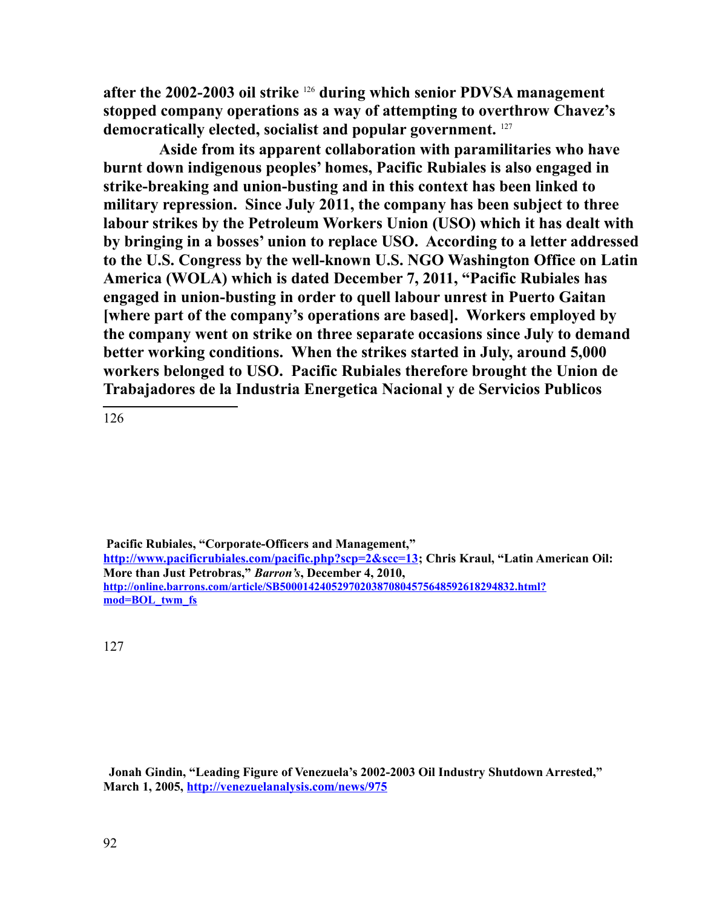**after the 2002-2003 oil strike [126] during which senior PDVSA management stopped company operations as a way of attempting to overthrow Chavez's democratically elected, socialist and popular government. [127]**

**Aside from its apparent collaboration with paramilitaries who have burnt down indigenous peoples' homes, Pacific Rubiales is also engaged in strike-breaking and union-busting and in this context has been linked to military repression. Since July 2011, the company has been subject to three labour strikes by the Petroleum Workers Union (USO) which it has dealt with by bringing in a bosses' union to replace USO. According to a letter addressed to the U.S. Congress by the well-known U.S. NGO Washington Office on Latin America (WOLA) which is dated December 7, 2011, "Pacific Rubiales has engaged in union-busting in order to quell labour unrest in Puerto Gaitan [where part of the company's operations are based]. Workers employed by the company went on strike on three separate occasions since July to demand better working conditions. When the strikes started in July, around 5,000 workers belonged to USO. Pacific Rubiales therefore brought the Union de Trabajadores de la Industria Energetica Nacional y de Servicios Publicos**

---

126 **Pacific Rubiales, "Corporate-Officers and Management," http://www.pacificrubiales.com/pacific.php?scp=2&scc=13; Chris Kraul, "Latin American Oil: More than Just Petrobras,"** ***Barron's*****, December 4, 2010, http://online.barrons.com/article/SB50001424052970203870804575648592618294832.html?mod=BOL_twm_fs**

127 **Jonah Gindin, "Leading Figure of Venezuela's 2002-2003 Oil Industry Shutdown Arrested," March 1, 2005, http://venezuelanalysis.com/news/975**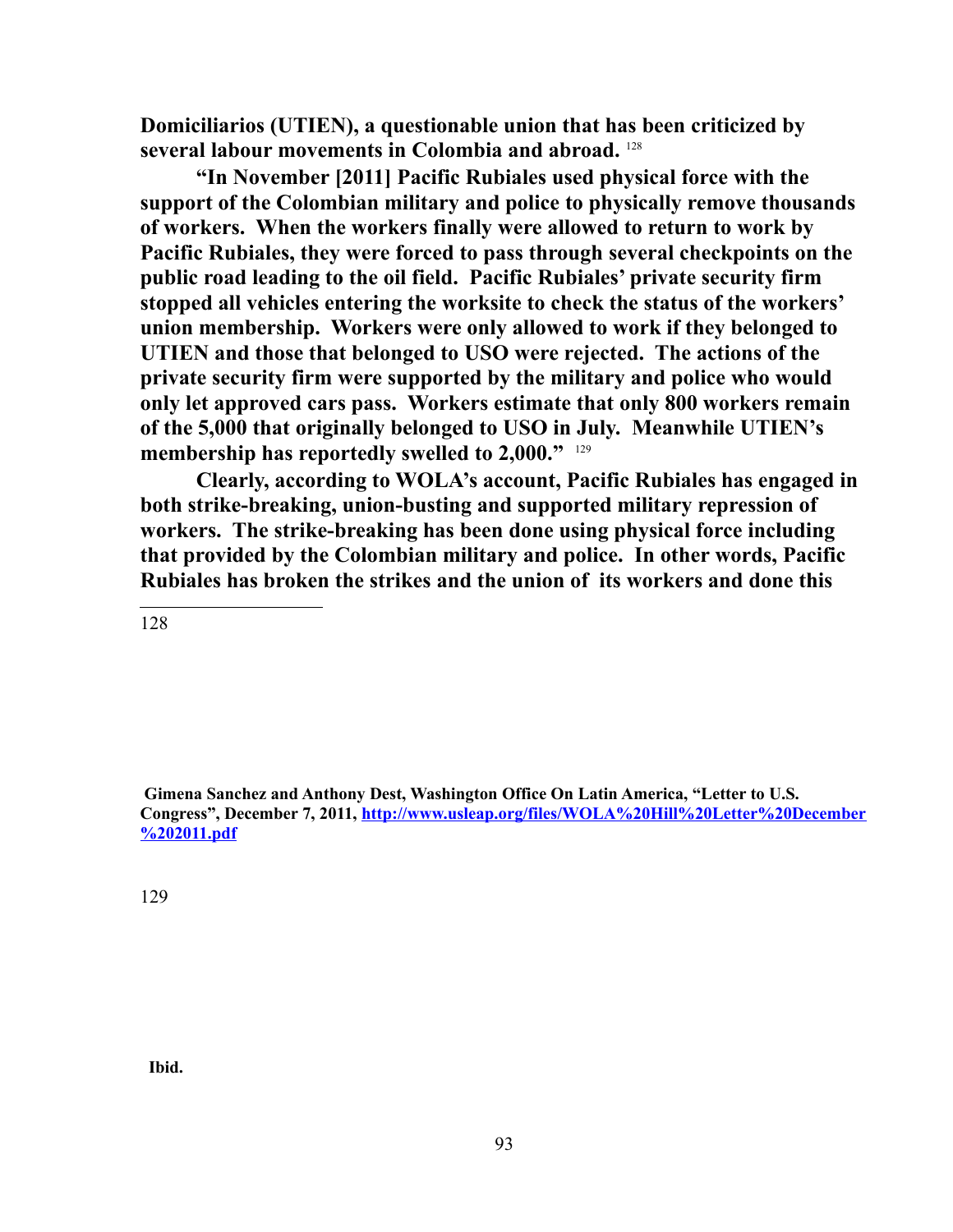**Domiciliarios (UTIEN), a questionable union that has been criticized by several labour movements in Colombia and abroad.** [128]

**"In November [2011] Pacific Rubiales used physical force with the support of the Colombian military and police to physically remove thousands of workers. When the workers finally were allowed to return to work by Pacific Rubiales, they were forced to pass through several checkpoints on the public road leading to the oil field. Pacific Rubiales' private security firm stopped all vehicles entering the worksite to check the status of the workers' union membership. Workers were only allowed to work if they belonged to UTIEN and those that belonged to USO were rejected. The actions of the private security firm were supported by the military and police who would only let approved cars pass. Workers estimate that only 800 workers remain of the 5,000 that originally belonged to USO in July. Meanwhile UTIEN's membership has reportedly swelled to 2,000."** [129]

**Clearly, according to WOLA's account, Pacific Rubiales has engaged in both strike-breaking, union-busting and supported military repression of workers. The strike-breaking has been done using physical force including that provided by the Colombian military and police. In other words, Pacific Rubiales has broken the strikes and the union of its workers and done this**

---

128 **Gimena Sanchez and Anthony Dest, Washington Office On Latin America, "Letter to U.S. Congress", December 7, 2011, [http://www.usleap.org/files/WOLA%20Hill%20Letter%20December%202011.pdf](http://www.usleap.org/files/WOLA%20Hill%20Letter%20December%202011.pdf)**

129 **Ibid.**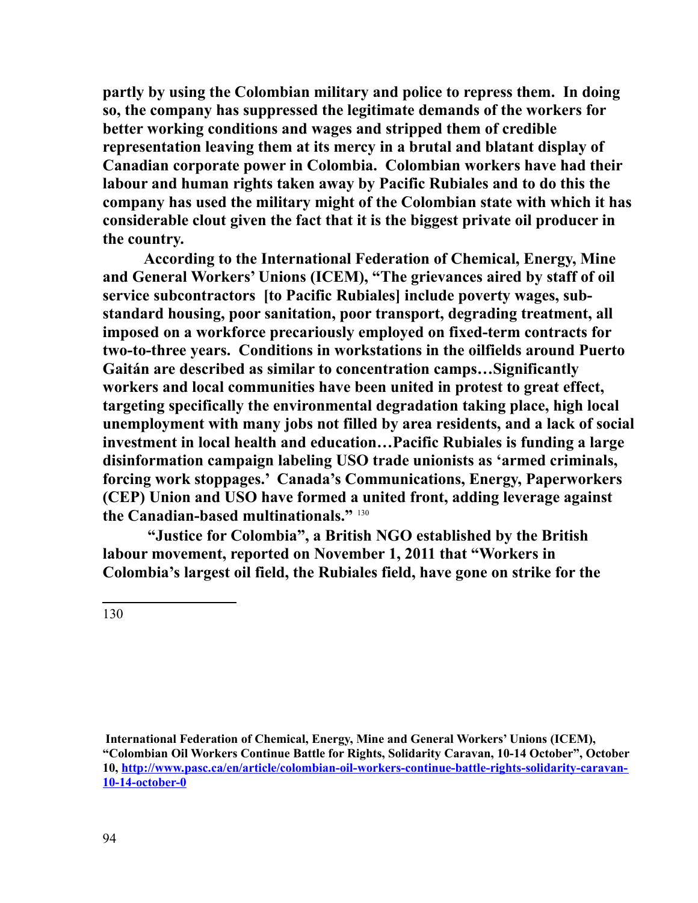**partly by using the Colombian military and police to repress them. In doing so, the company has suppressed the legitimate demands of the workers for better working conditions and wages and stripped them of credible representation leaving them at its mercy in a brutal and blatant display of Canadian corporate power in Colombia. Colombian workers have had their labour and human rights taken away by Pacific Rubiales and to do this the company has used the military might of the Colombian state with which it has considerable clout given the fact that it is the biggest private oil producer in the country.**

**According to the International Federation of Chemical, Energy, Mine and General Workers' Unions (ICEM), "The grievances aired by staff of oil service subcontractors [to Pacific Rubiales] include poverty wages, sub-standard housing, poor sanitation, poor transport, degrading treatment, all imposed on a workforce precariously employed on fixed-term contracts for two-to-three years. Conditions in workstations in the oilfields around Puerto Gaitán are described as similar to concentration camps…Significantly workers and local communities have been united in protest to great effect, targeting specifically the environmental degradation taking place, high local unemployment with many jobs not filled by area residents, and a lack of social investment in local health and education…Pacific Rubiales is funding a large disinformation campaign labeling USO trade unionists as 'armed criminals, forcing work stoppages.' Canada's Communications, Energy, Paperworkers (CEP) Union and USO have formed a united front, adding leverage against the Canadian-based multinationals."** [130]

**"Justice for Colombia", a British NGO established by the British labour movement, reported on November 1, 2011 that "Workers in Colombia's largest oil field, the Rubiales field, have gone on strike for the**

---

130 **International Federation of Chemical, Energy, Mine and General Workers' Unions (ICEM), "Colombian Oil Workers Continue Battle for Rights, Solidarity Caravan, 10-14 October", October 10, http://www.pasc.ca/en/article/colombian-oil-workers-continue-battle-rights-solidarity-caravan-10-14-october-0**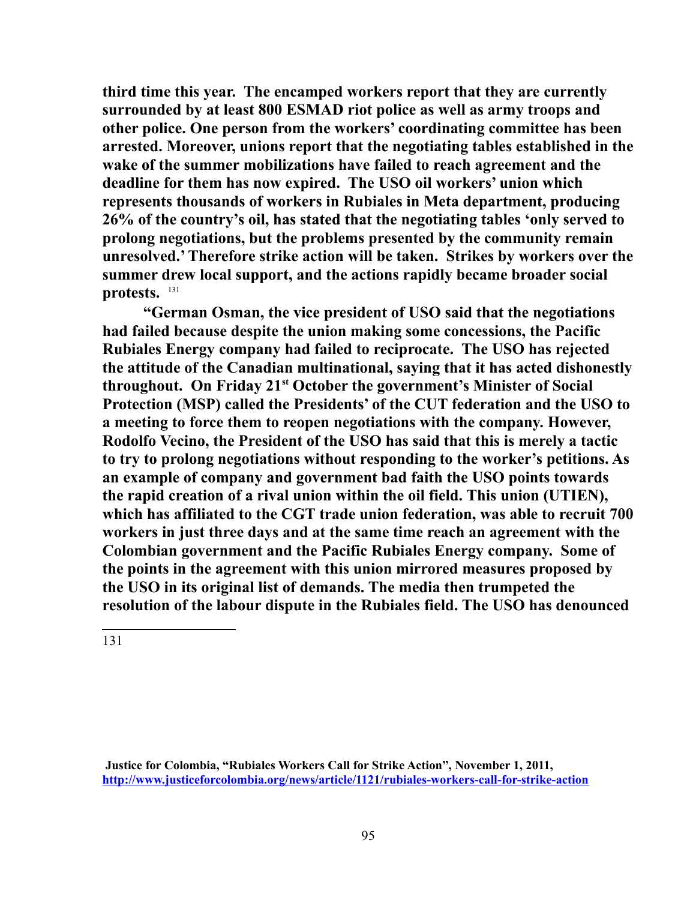**third time this year. The encamped workers report that they are currently surrounded by at least 800 ESMAD riot police as well as army troops and other police. One person from the workers' coordinating committee has been arrested. Moreover, unions report that the negotiating tables established in the wake of the summer mobilizations have failed to reach agreement and the deadline for them has now expired. The USO oil workers' union which represents thousands of workers in Rubiales in Meta department, producing 26% of the country's oil, has stated that the negotiating tables 'only served to prolong negotiations, but the problems presented by the community remain unresolved.' Therefore strike action will be taken. Strikes by workers over the summer drew local support, and the actions rapidly became broader social protests.** [131]

**"German Osman, the vice president of USO said that the negotiations had failed because despite the union making some concessions, the Pacific Rubiales Energy company had failed to reciprocate. The USO has rejected the attitude of the Canadian multinational, saying that it has acted dishonestly throughout. On Friday 21st October the government's Minister of Social Protection (MSP) called the Presidents' of the CUT federation and the USO to a meeting to force them to reopen negotiations with the company. However, Rodolfo Vecino, the President of the USO has said that this is merely a tactic to try to prolong negotiations without responding to the worker's petitions. As an example of company and government bad faith the USO points towards the rapid creation of a rival union within the oil field. This union (UTIEN), which has affiliated to the CGT trade union federation, was able to recruit 700 workers in just three days and at the same time reach an agreement with the Colombian government and the Pacific Rubiales Energy company. Some of the points in the agreement with this union mirrored measures proposed by the USO in its original list of demands. The media then trumpeted the resolution of the labour dispute in the Rubiales field. The USO has denounced**

---

131

**Justice for Colombia, "Rubiales Workers Call for Strike Action", November 1, 2011, http://www.justiceforcolombia.org/news/article/1121/rubiales-workers-call-for-strike-action**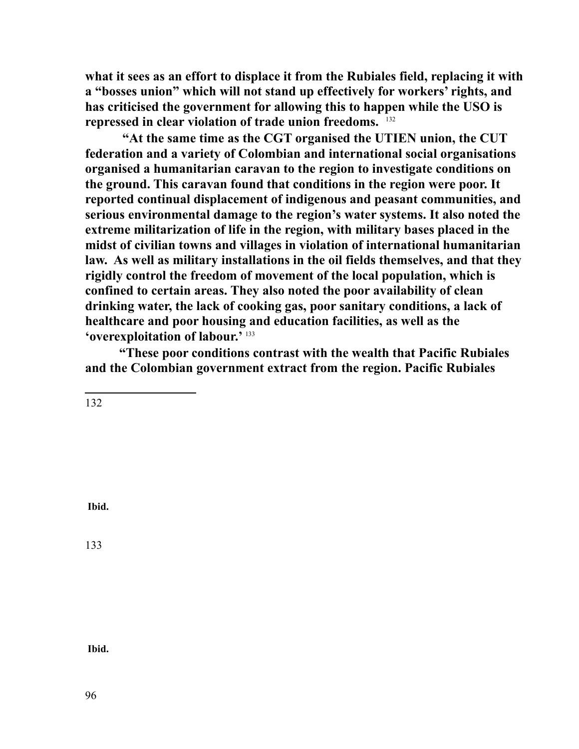**what it sees as an effort to displace it from the Rubiales field, replacing it with a "bosses union" which will not stand up effectively for workers' rights, and has criticised the government for allowing this to happen while the USO is repressed in clear violation of trade union freedoms.** [132]

**"At the same time as the CGT organised the UTIEN union, the CUT federation and a variety of Colombian and international social organisations organised a humanitarian caravan to the region to investigate conditions on the ground. This caravan found that conditions in the region were poor. It reported continual displacement of indigenous and peasant communities, and serious environmental damage to the region's water systems. It also noted the extreme militarization of life in the region, with military bases placed in the midst of civilian towns and villages in violation of international humanitarian law. As well as military installations in the oil fields themselves, and that they rigidly control the freedom of movement of the local population, which is confined to certain areas. They also noted the poor availability of clean drinking water, the lack of cooking gas, poor sanitary conditions, a lack of healthcare and poor housing and education facilities, as well as the 'overexploitation of labour.'** [133]

**"These poor conditions contrast with the wealth that Pacific Rubiales and the Colombian government extract from the region. Pacific Rubiales**

---

132 **Ibid.**

133 **Ibid.**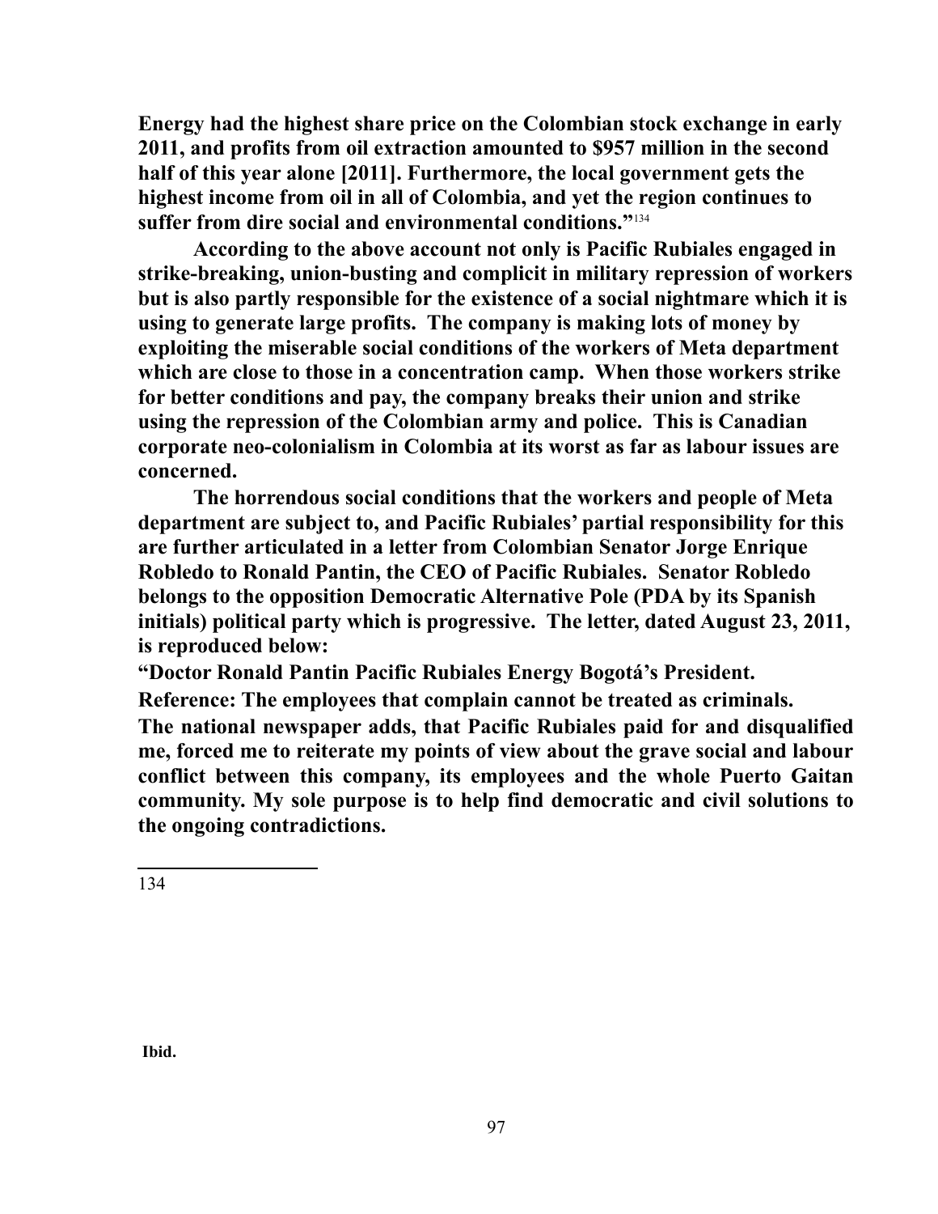**Energy had the highest share price on the Colombian stock exchange in early 2011, and profits from oil extraction amounted to $957 million in the second half of this year alone [2011]. Furthermore, the local government gets the highest income from oil in all of Colombia, and yet the region continues to suffer from dire social and environmental conditions."**[134]

**According to the above account not only is Pacific Rubiales engaged in strike-breaking, union-busting and complicit in military repression of workers but is also partly responsible for the existence of a social nightmare which it is using to generate large profits. The company is making lots of money by exploiting the miserable social conditions of the workers of Meta department which are close to those in a concentration camp. When those workers strike for better conditions and pay, the company breaks their union and strike using the repression of the Colombian army and police. This is Canadian corporate neo-colonialism in Colombia at its worst as far as labour issues are concerned.**

**The horrendous social conditions that the workers and people of Meta department are subject to, and Pacific Rubiales' partial responsibility for this are further articulated in a letter from Colombian Senator Jorge Enrique Robledo to Ronald Pantin, the CEO of Pacific Rubiales. Senator Robledo belongs to the opposition Democratic Alternative Pole (PDA by its Spanish initials) political party which is progressive. The letter, dated August 23, 2011, is reproduced below:**

**"Doctor Ronald Pantin Pacific Rubiales Energy Bogotá's President.**

**Reference: The employees that complain cannot be treated as criminals.**

**The national newspaper adds, that Pacific Rubiales paid for and disqualified me, forced me to reiterate my points of view about the grave social and labour conflict between this company, its employees and the whole Puerto Gaitan community. My sole purpose is to help find democratic and civil solutions to the ongoing contradictions.**

---

134 **Ibid.**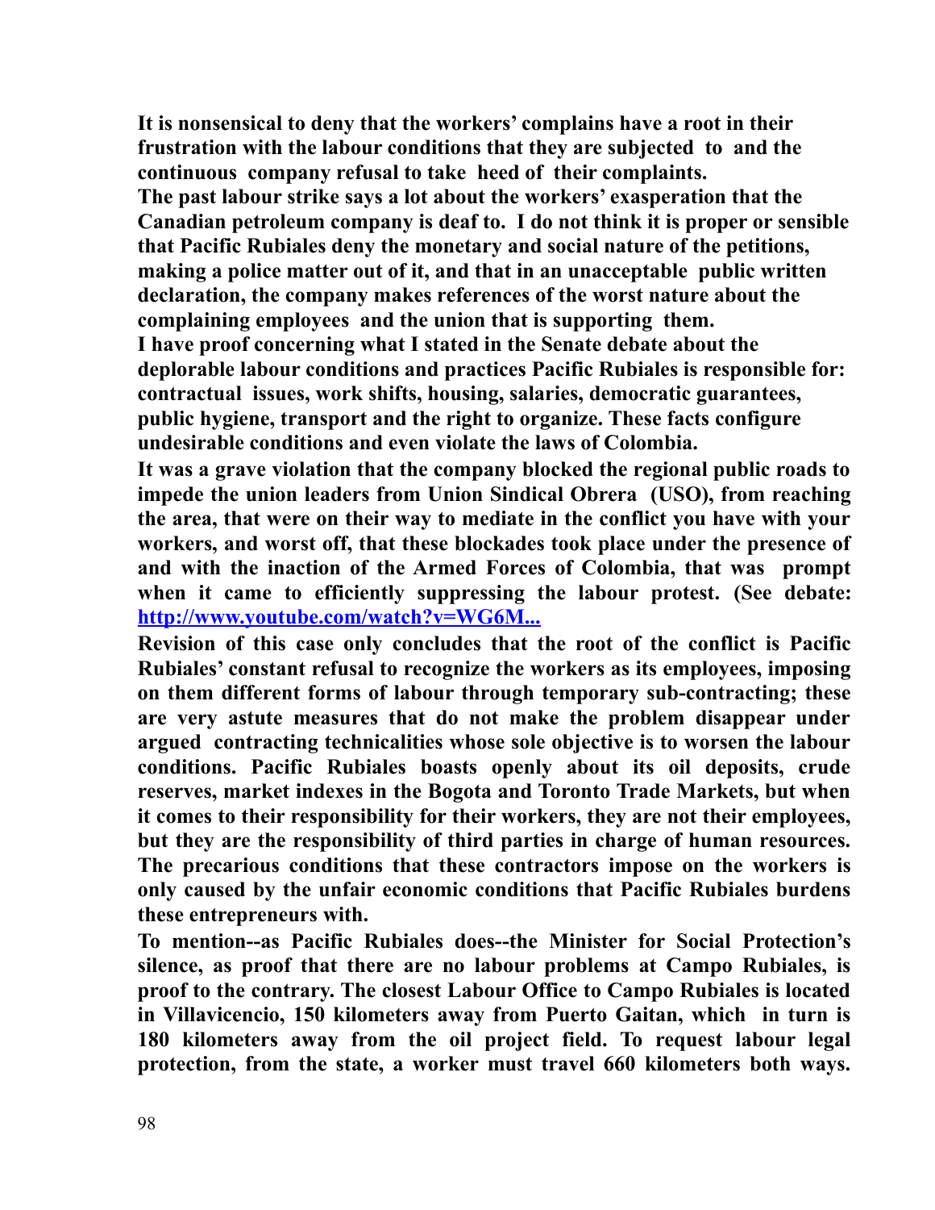**It is nonsensical to deny that the workers' complains have a root in their frustration with the labour conditions that they are subjected to and the continuous company refusal to take heed of their complaints.**

**The past labour strike says a lot about the workers' exasperation that the Canadian petroleum company is deaf to. I do not think it is proper or sensible that Pacific Rubiales deny the monetary and social nature of the petitions, making a police matter out of it, and that in an unacceptable public written declaration, the company makes references of the worst nature about the complaining employees and the union that is supporting them.**

**I have proof concerning what I stated in the Senate debate about the deplorable labour conditions and practices Pacific Rubiales is responsible for: contractual issues, work shifts, housing, salaries, democratic guarantees, public hygiene, transport and the right to organize. These facts configure undesirable conditions and even violate the laws of Colombia.**

**It was a grave violation that the company blocked the regional public roads to impede the union leaders from Union Sindical Obrera (USO), from reaching the area, that were on their way to mediate in the conflict you have with your workers, and worst off, that these blockades took place under the presence of and with the inaction of the Armed Forces of Colombia, that was prompt when it came to efficiently suppressing the labour protest. (See debate: [http://www.youtube.com/watch?v=WG6M...](http://www.youtube.com/watch?v=WG6M...)**

**Revision of this case only concludes that the root of the conflict is Pacific Rubiales' constant refusal to recognize the workers as its employees, imposing on them different forms of labour through temporary sub-contracting; these are very astute measures that do not make the problem disappear under argued contracting technicalities whose sole objective is to worsen the labour conditions. Pacific Rubiales boasts openly about its oil deposits, crude reserves, market indexes in the Bogota and Toronto Trade Markets, but when it comes to their responsibility for their workers, they are not their employees, but they are the responsibility of third parties in charge of human resources. The precarious conditions that these contractors impose on the workers is only caused by the unfair economic conditions that Pacific Rubiales burdens these entrepreneurs with.**

**To mention--as Pacific Rubiales does--the Minister for Social Protection's silence, as proof that there are no labour problems at Campo Rubiales, is proof to the contrary. The closest Labour Office to Campo Rubiales is located in Villavicencio, 150 kilometers away from Puerto Gaitan, which in turn is 180 kilometers away from the oil project field. To request labour legal protection, from the state, a worker must travel 660 kilometers both ways.**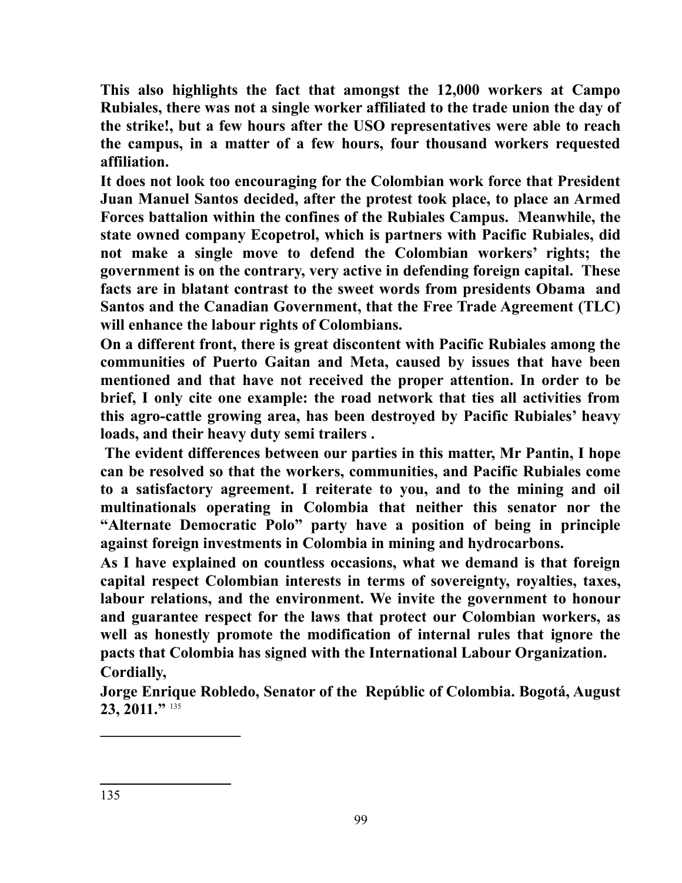**This also highlights the fact that amongst the 12,000 workers at Campo Rubiales, there was not a single worker affiliated to the trade union the day of the strike!, but a few hours after the USO representatives were able to reach the campus, in a matter of a few hours, four thousand workers requested affiliation.**

**It does not look too encouraging for the Colombian work force that President Juan Manuel Santos decided, after the protest took place, to place an Armed Forces battalion within the confines of the Rubiales Campus. Meanwhile, the state owned company Ecopetrol, which is partners with Pacific Rubiales, did not make a single move to defend the Colombian workers' rights; the government is on the contrary, very active in defending foreign capital. These facts are in blatant contrast to the sweet words from presidents Obama and Santos and the Canadian Government, that the Free Trade Agreement (TLC) will enhance the labour rights of Colombians.**

**On a different front, there is great discontent with Pacific Rubiales among the communities of Puerto Gaitan and Meta, caused by issues that have been mentioned and that have not received the proper attention. In order to be brief, I only cite one example: the road network that ties all activities from this agro-cattle growing area, has been destroyed by Pacific Rubiales' heavy loads, and their heavy duty semi trailers .**

**The evident differences between our parties in this matter, Mr Pantin, I hope can be resolved so that the workers, communities, and Pacific Rubiales come to a satisfactory agreement. I reiterate to you, and to the mining and oil multinationals operating in Colombia that neither this senator nor the "Alternate Democratic Polo" party have a position of being in principle against foreign investments in Colombia in mining and hydrocarbons.**

**As I have explained on countless occasions, what we demand is that foreign capital respect Colombian interests in terms of sovereignty, royalties, taxes, labour relations, and the environment. We invite the government to honour and guarantee respect for the laws that protect our Colombian workers, as well as honestly promote the modification of internal rules that ignore the pacts that Colombia has signed with the International Labour Organization.**

**Cordially,**

**Jorge Enrique Robledo, Senator of the Repúblic of Colombia. Bogotá, August 23, 2011."** [135]

---

135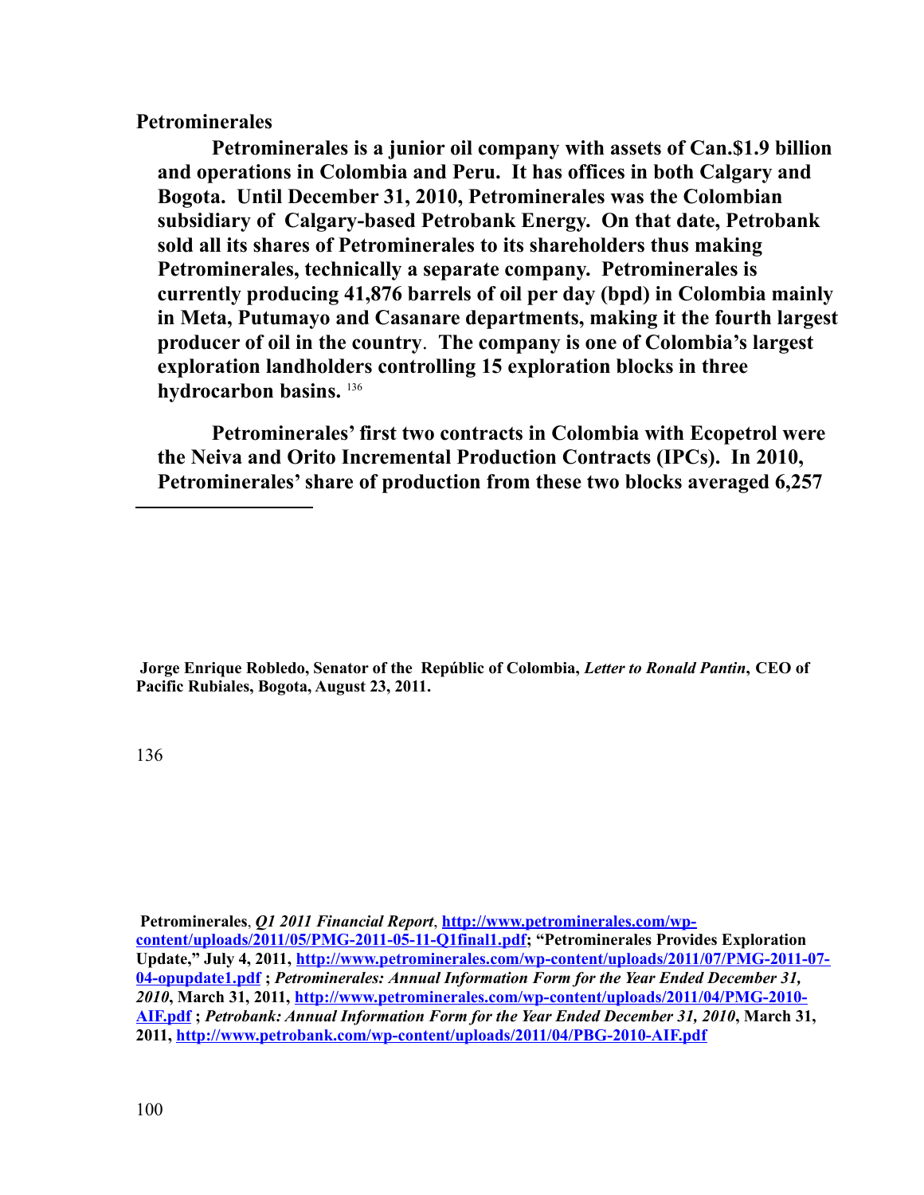**Petrominerales**

**Petrominerales is a junior oil company with assets of Can.$1.9 billion and operations in Colombia and Peru. It has offices in both Calgary and Bogota. Until December 31, 2010, Petrominerales was the Colombian subsidiary of Calgary-based Petrobank Energy. On that date, Petrobank sold all its shares of Petrominerales to its shareholders thus making Petrominerales, technically a separate company. Petrominerales is currently producing 41,876 barrels of oil per day (bpd) in Colombia mainly in Meta, Putumayo and Casanare departments, making it the fourth largest producer of oil in the country. The company is one of Colombia's largest exploration landholders controlling 15 exploration blocks in three hydrocarbon basins.** [136]

**Petrominerales' first two contracts in Colombia with Ecopetrol were the Neiva and Orito Incremental Production Contracts (IPCs). In 2010, Petrominerales' share of production from these two blocks averaged 6,257**

---

**Jorge Enrique Robledo, Senator of the República of Colombia, *Letter to Ronald Pantin*, CEO of Pacific Rubiales, Bogota, August 23, 2011.**

136

**Petrominerales**, ***Q1 2011 Financial Report***, **http://www.petrominerales.com/wp-content/uploads/2011/05/PMG-2011-05-11-Q1final1.pdf; "Petrominerales Provides Exploration Update," July 4, 2011, http://www.petrominerales.com/wp-content/uploads/2011/07/PMG-2011-07-04-opupdate1.pdf ; *Petrominerales: Annual Information Form for the Year Ended December 31, 2010*, March 31, 2011, http://www.petrominerales.com/wp-content/uploads/2011/04/PMG-2010-AIF.pdf ; *Petrobank: Annual Information Form for the Year Ended December 31, 2010*, March 31, 2011, http://www.petrobank.com/wp-content/uploads/2011/04/PBG-2010-AIF.pdf**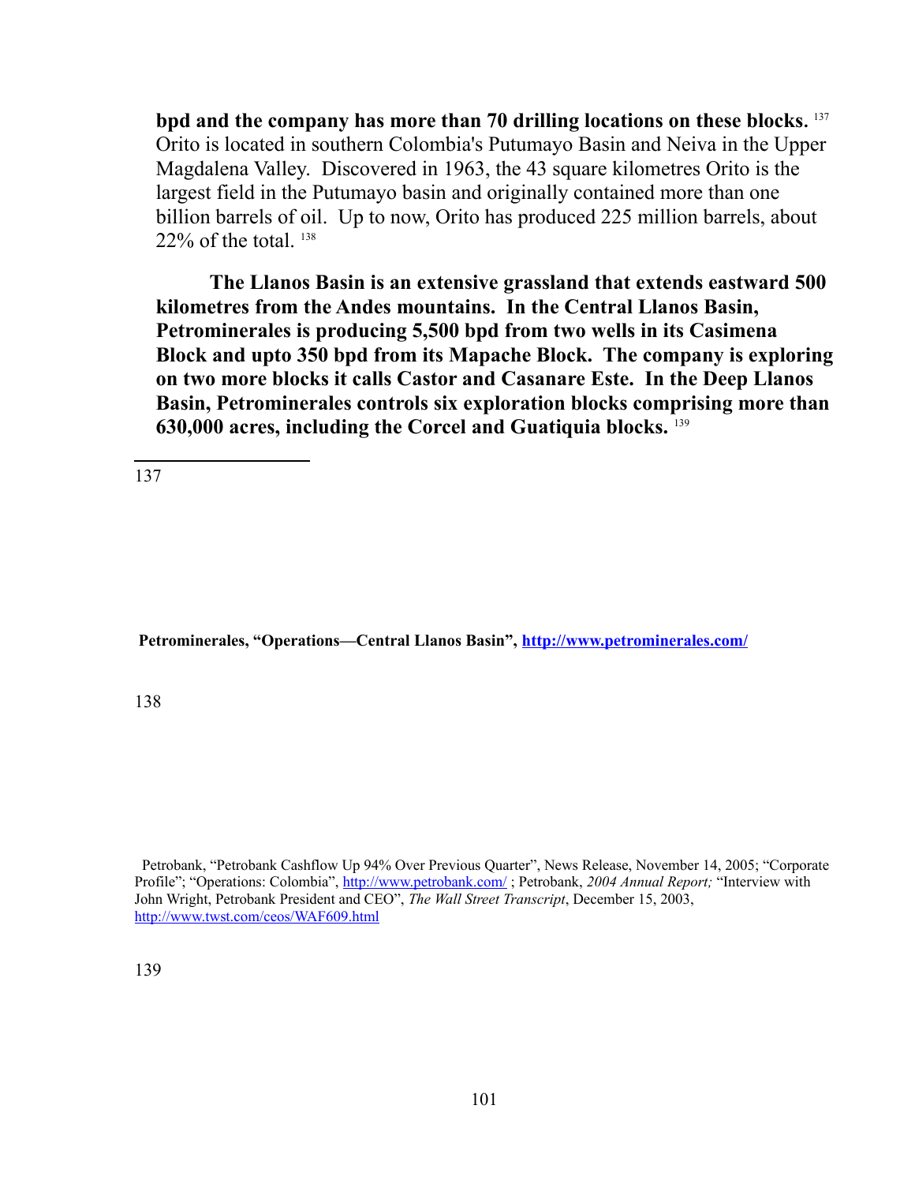**bpd and the company has more than 70 drilling locations on these blocks.** [137] Orito is located in southern Colombia's Putumayo Basin and Neiva in the Upper Magdalena Valley. Discovered in 1963, the 43 square kilometres Orito is the largest field in the Putumayo basin and originally contained more than one billion barrels of oil. Up to now, Orito has produced 225 million barrels, about 22% of the total. [138]

**The Llanos Basin is an extensive grassland that extends eastward 500 kilometres from the Andes mountains. In the Central Llanos Basin, Petrominerales is producing 5,500 bpd from two wells in its Casimena Block and upto 350 bpd from its Mapache Block. The company is exploring on two more blocks it calls Castor and Casanare Este. In the Deep Llanos Basin, Petrominerales controls six exploration blocks comprising more than 630,000 acres, including the Corcel and Guatiquia blocks.** [139]

---

137

**Petrominerales, "Operations—Central Llanos Basin", http://www.petrominerales.com/**

138

Petrobank, "Petrobank Cashflow Up 94% Over Previous Quarter", News Release, November 14, 2005; "Corporate Profile"; "Operations: Colombia", http://www.petrobank.com/ ; Petrobank, *2004 Annual Report;* "Interview with John Wright, Petrobank President and CEO", *The Wall Street Transcript*, December 15, 2003, http://www.twst.com/ceos/WAF609.html

139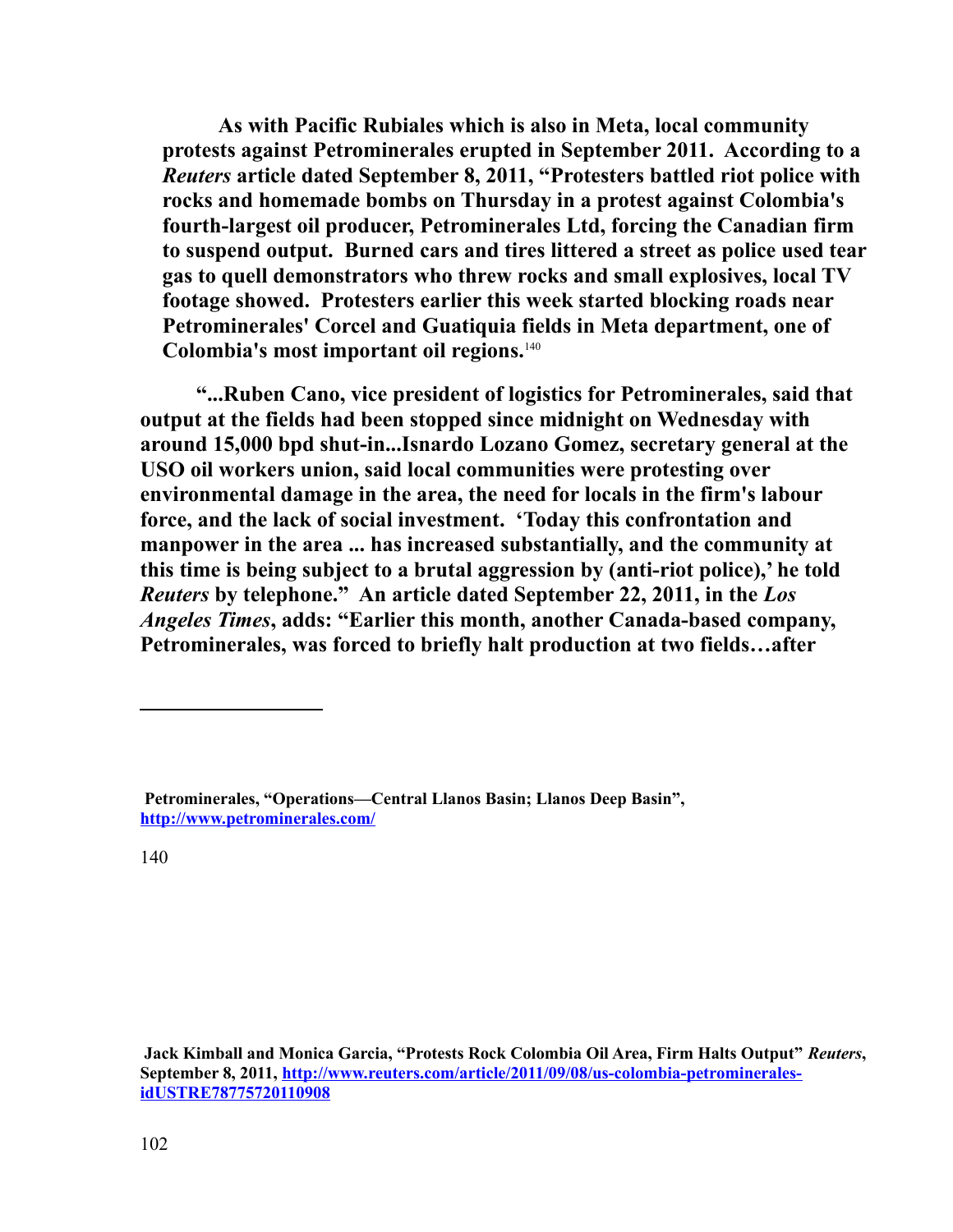**As with Pacific Rubiales which is also in Meta, local community protests against Petrominerales erupted in September 2011. According to a *Reuters* article dated September 8, 2011, "Protesters battled riot police with rocks and homemade bombs on Thursday in a protest against Colombia's fourth-largest oil producer, Petrominerales Ltd, forcing the Canadian firm to suspend output. Burned cars and tires littered a street as police used tear gas to quell demonstrators who threw rocks and small explosives, local TV footage showed. Protesters earlier this week started blocking roads near Petrominerales' Corcel and Guatiquia fields in Meta department, one of Colombia's most important oil regions.**[140]

**"...Ruben Cano, vice president of logistics for Petrominerales, said that output at the fields had been stopped since midnight on Wednesday with around 15,000 bpd shut-in...Isnardo Lozano Gomez, secretary general at the USO oil workers union, said local communities were protesting over environmental damage in the area, the need for locals in the firm's labour force, and the lack of social investment. 'Today this confrontation and manpower in the area ... has increased substantially, and the community at this time is being subject to a brutal aggression by (anti-riot police),' he told *Reuters* by telephone." An article dated September 22, 2011, in the *Los Angeles Times*, adds: "Earlier this month, another Canada-based company, Petrominerales, was forced to briefly halt production at two fields…after**

---

**Petrominerales, "Operations—Central Llanos Basin; Llanos Deep Basin", http://www.petrominerales.com/**

140

**Jack Kimball and Monica Garcia, "Protests Rock Colombia Oil Area, Firm Halts Output" *Reuters*, September 8, 2011, http://www.reuters.com/article/2011/09/08/us-colombia-petrominerales-idUSTRE78775720110908**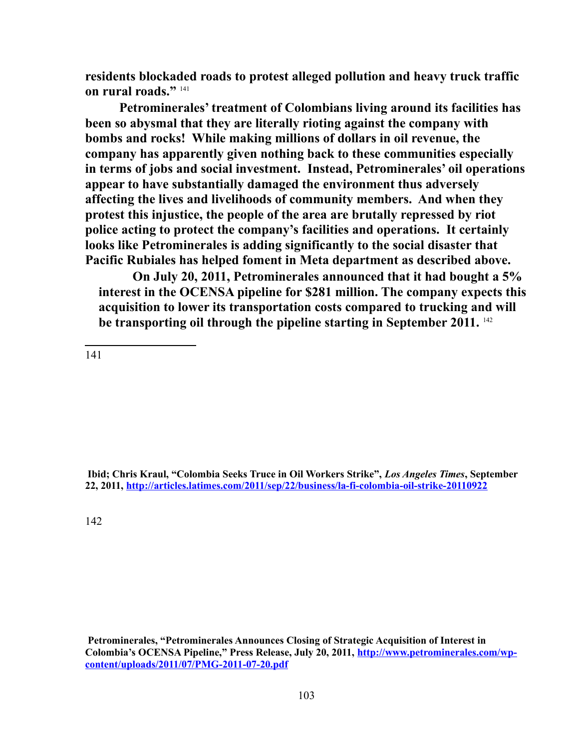**residents blockaded roads to protest alleged pollution and heavy truck traffic on rural roads."** [141]

**Petrominerales' treatment of Colombians living around its facilities has been so abysmal that they are literally rioting against the company with bombs and rocks! While making millions of dollars in oil revenue, the company has apparently given nothing back to these communities especially in terms of jobs and social investment. Instead, Petrominerales' oil operations appear to have substantially damaged the environment thus adversely affecting the lives and livelihoods of community members. And when they protest this injustice, the people of the area are brutally repressed by riot police acting to protect the company's facilities and operations. It certainly looks like Petrominerales is adding significantly to the social disaster that Pacific Rubiales has helped foment in Meta department as described above.**

**On July 20, 2011, Petrominerales announced that it had bought a 5% interest in the OCENSA pipeline for $281 million. The company expects this acquisition to lower its transportation costs compared to trucking and will be transporting oil through the pipeline starting in September 2011.** [142]

---

141 **Ibid; Chris Kraul, "Colombia Seeks Truce in Oil Workers Strike",** ***Los Angeles Times*****, September 22, 2011, http://articles.latimes.com/2011/sep/22/business/la-fi-colombia-oil-strike-20110922**

142 **Petrominerales, "Petrominerales Announces Closing of Strategic Acquisition of Interest in Colombia's OCENSA Pipeline," Press Release, July 20, 2011, http://www.petrominerales.com/wp-content/uploads/2011/07/PMG-2011-07-20.pdf**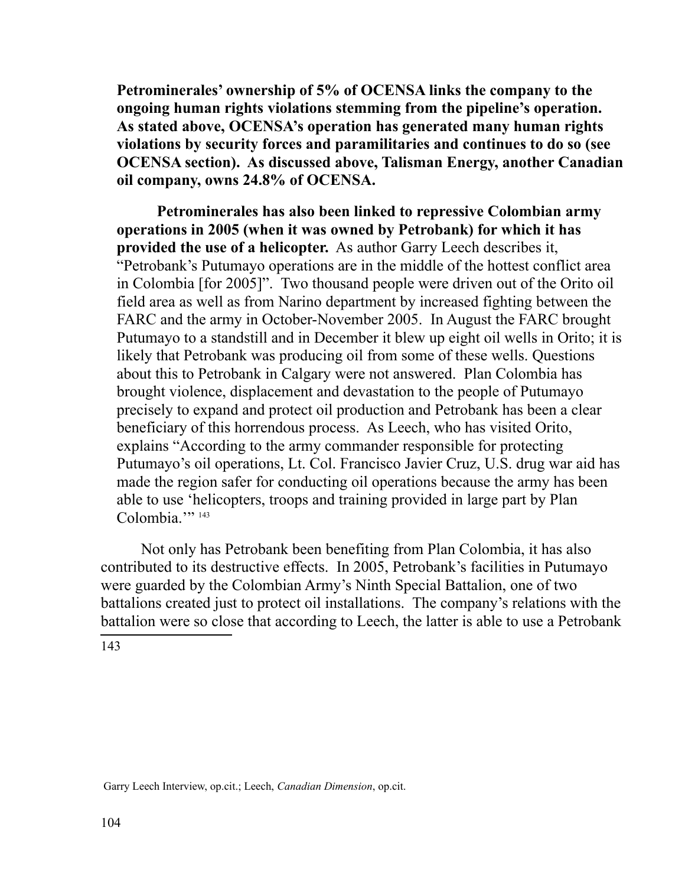**Petrominerales' ownership of 5% of OCENSA links the company to the ongoing human rights violations stemming from the pipeline's operation. As stated above, OCENSA's operation has generated many human rights violations by security forces and paramilitaries and continues to do so (see OCENSA section). As discussed above, Talisman Energy, another Canadian oil company, owns 24.8% of OCENSA.**

**Petrominerales has also been linked to repressive Colombian army operations in 2005 (when it was owned by Petrobank) for which it has provided the use of a helicopter.** As author Garry Leech describes it, "Petrobank's Putumayo operations are in the middle of the hottest conflict area in Colombia [for 2005]". Two thousand people were driven out of the Orito oil field area as well as from Narino department by increased fighting between the FARC and the army in October-November 2005. In August the FARC brought Putumayo to a standstill and in December it blew up eight oil wells in Orito; it is likely that Petrobank was producing oil from some of these wells. Questions about this to Petrobank in Calgary were not answered. Plan Colombia has brought violence, displacement and devastation to the people of Putumayo precisely to expand and protect oil production and Petrobank has been a clear beneficiary of this horrendous process. As Leech, who has visited Orito, explains "According to the army commander responsible for protecting Putumayo's oil operations, Lt. Col. Francisco Javier Cruz, U.S. drug war aid has made the region safer for conducting oil operations because the army has been able to use 'helicopters, troops and training provided in large part by Plan Colombia.'" [143]

Not only has Petrobank been benefiting from Plan Colombia, it has also contributed to its destructive effects. In 2005, Petrobank's facilities in Putumayo were guarded by the Colombian Army's Ninth Special Battalion, one of two battalions created just to protect oil installations. The company's relations with the battalion were so close that according to Leech, the latter is able to use a Petrobank

---

143 Garry Leech Interview, op.cit.; Leech, *Canadian Dimension*, op.cit.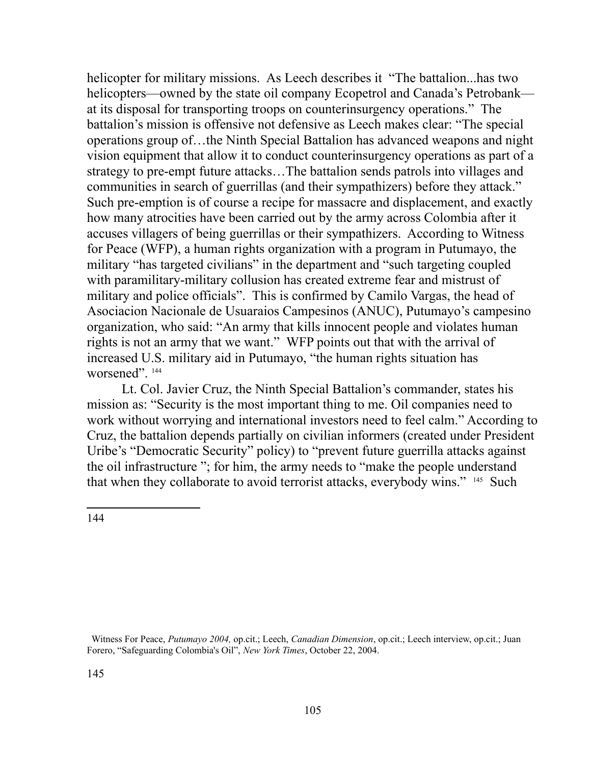helicopter for military missions. As Leech describes it "The battalion...has two helicopters—owned by the state oil company Ecopetrol and Canada's Petrobank—at its disposal for transporting troops on counterinsurgency operations." The battalion's mission is offensive not defensive as Leech makes clear: "The special operations group of…the Ninth Special Battalion has advanced weapons and night vision equipment that allow it to conduct counterinsurgency operations as part of a strategy to pre-empt future attacks…The battalion sends patrols into villages and communities in search of guerrillas (and their sympathizers) before they attack." Such pre-emption is of course a recipe for massacre and displacement, and exactly how many atrocities have been carried out by the army across Colombia after it accuses villagers of being guerrillas or their sympathizers. According to Witness for Peace (WFP), a human rights organization with a program in Putumayo, the military "has targeted civilians" in the department and "such targeting coupled with paramilitary-military collusion has created extreme fear and mistrust of military and police officials". This is confirmed by Camilo Vargas, the head of Asociacion Nacionale de Usuaraios Campesinos (ANUC), Putumayo's campesino organization, who said: "An army that kills innocent people and violates human rights is not an army that we want." WFP points out that with the arrival of increased U.S. military aid in Putumayo, "the human rights situation has worsened". [144]

Lt. Col. Javier Cruz, the Ninth Special Battalion's commander, states his mission as: "Security is the most important thing to me. Oil companies need to work without worrying and international investors need to feel calm." According to Cruz, the battalion depends partially on civilian informers (created under President Uribe's "Democratic Security" policy) to "prevent future guerrilla attacks against the oil infrastructure "; for him, the army needs to "make the people understand that when they collaborate to avoid terrorist attacks, everybody wins." [145] Such

---

144

Witness For Peace, *Putumayo 2004,* op.cit.; Leech, *Canadian Dimension*, op.cit.; Leech interview, op.cit.; Juan Forero, "Safeguarding Colombia's Oil", *New York Times*, October 22, 2004.

145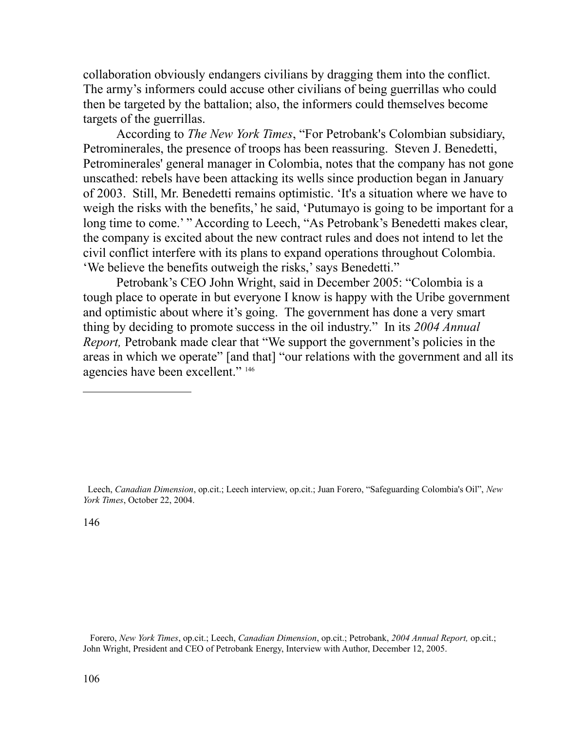collaboration obviously endangers civilians by dragging them into the conflict. The army's informers could accuse other civilians of being guerrillas who could then be targeted by the battalion; also, the informers could themselves become targets of the guerrillas.

According to *The New York Times*, "For Petrobank's Colombian subsidiary, Petrominerales, the presence of troops has been reassuring. Steven J. Benedetti, Petrominerales' general manager in Colombia, notes that the company has not gone unscathed: rebels have been attacking its wells since production began in January of 2003. Still, Mr. Benedetti remains optimistic. 'It's a situation where we have to weigh the risks with the benefits,' he said, 'Putumayo is going to be important for a long time to come.' " According to Leech, "As Petrobank's Benedetti makes clear, the company is excited about the new contract rules and does not intend to let the civil conflict interfere with its plans to expand operations throughout Colombia. 'We believe the benefits outweigh the risks,' says Benedetti."

Petrobank's CEO John Wright, said in December 2005: "Colombia is a tough place to operate in but everyone I know is happy with the Uribe government and optimistic about where it's going. The government has done a very smart thing by deciding to promote success in the oil industry." In its *2004 Annual Report,* Petrobank made clear that "We support the government's policies in the areas in which we operate" [and that] "our relations with the government and all its agencies have been excellent." [146]

---

Leech, *Canadian Dimension*, op.cit.; Leech interview, op.cit.; Juan Forero, "Safeguarding Colombia's Oil", *New York Times*, October 22, 2004.

146

Forero, *New York Times*, op.cit.; Leech, *Canadian Dimension*, op.cit.; Petrobank, *2004 Annual Report,* op.cit.; John Wright, President and CEO of Petrobank Energy, Interview with Author, December 12, 2005.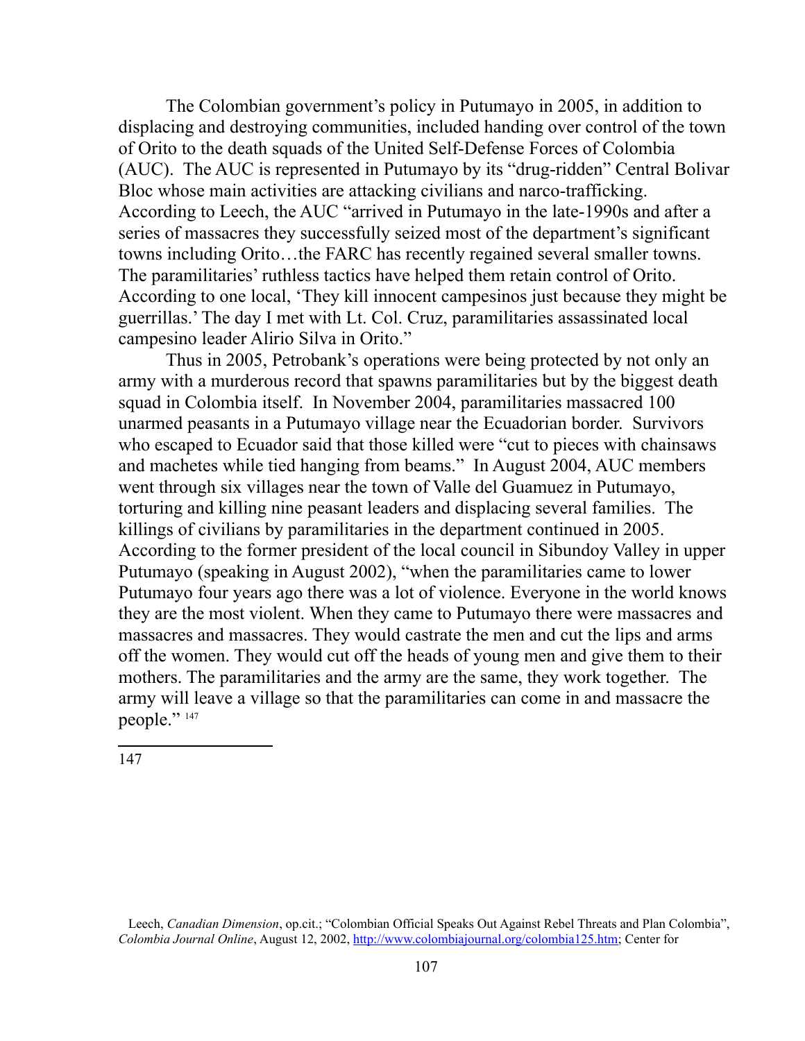The Colombian government's policy in Putumayo in 2005, in addition to displacing and destroying communities, included handing over control of the town of Orito to the death squads of the United Self-Defense Forces of Colombia (AUC). The AUC is represented in Putumayo by its "drug-ridden" Central Bolivar Bloc whose main activities are attacking civilians and narco-trafficking. According to Leech, the AUC "arrived in Putumayo in the late-1990s and after a series of massacres they successfully seized most of the department's significant towns including Orito…the FARC has recently regained several smaller towns. The paramilitaries' ruthless tactics have helped them retain control of Orito. According to one local, 'They kill innocent campesinos just because they might be guerrillas.' The day I met with Lt. Col. Cruz, paramilitaries assassinated local campesino leader Alirio Silva in Orito."

Thus in 2005, Petrobank's operations were being protected by not only an army with a murderous record that spawns paramilitaries but by the biggest death squad in Colombia itself. In November 2004, paramilitaries massacred 100 unarmed peasants in a Putumayo village near the Ecuadorian border. Survivors who escaped to Ecuador said that those killed were "cut to pieces with chainsaws and machetes while tied hanging from beams." In August 2004, AUC members went through six villages near the town of Valle del Guamuez in Putumayo, torturing and killing nine peasant leaders and displacing several families. The killings of civilians by paramilitaries in the department continued in 2005. According to the former president of the local council in Sibundoy Valley in upper Putumayo (speaking in August 2002), "when the paramilitaries came to lower Putumayo four years ago there was a lot of violence. Everyone in the world knows they are the most violent. When they came to Putumayo there were massacres and massacres and massacres. They would castrate the men and cut the lips and arms off the women. They would cut off the heads of young men and give them to their mothers. The paramilitaries and the army are the same, they work together. The army will leave a village so that the paramilitaries can come in and massacre the people." [147]

---

[147] Leech, *Canadian Dimension*, op.cit.; "Colombian Official Speaks Out Against Rebel Threats and Plan Colombia", *Colombia Journal Online*, August 12, 2002, http://www.colombiajournal.org/colombia125.htm; Center for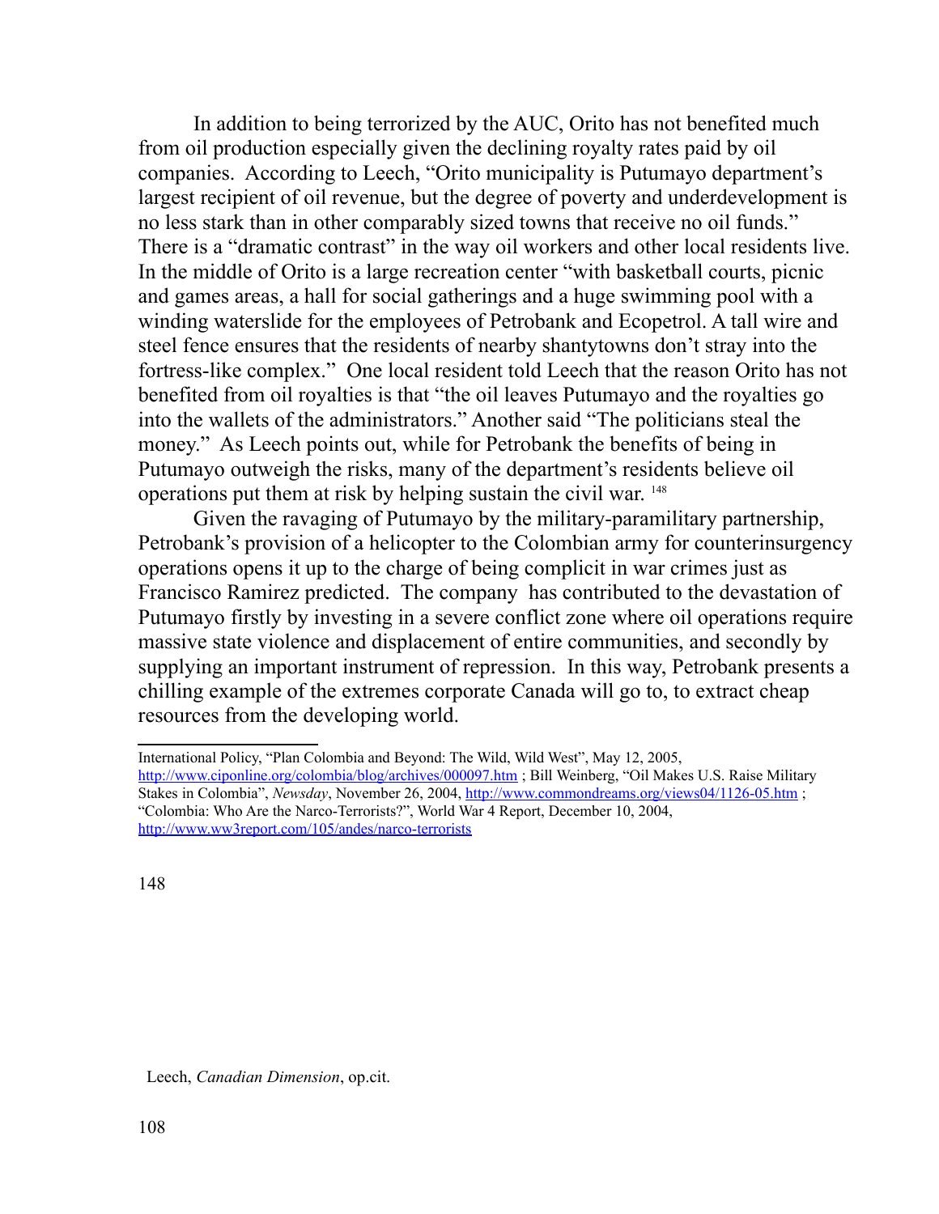In addition to being terrorized by the AUC, Orito has not benefited much from oil production especially given the declining royalty rates paid by oil companies. According to Leech, "Orito municipality is Putumayo department's largest recipient of oil revenue, but the degree of poverty and underdevelopment is no less stark than in other comparably sized towns that receive no oil funds." There is a "dramatic contrast" in the way oil workers and other local residents live. In the middle of Orito is a large recreation center "with basketball courts, picnic and games areas, a hall for social gatherings and a huge swimming pool with a winding waterslide for the employees of Petrobank and Ecopetrol. A tall wire and steel fence ensures that the residents of nearby shantytowns don't stray into the fortress-like complex." One local resident told Leech that the reason Orito has not benefited from oil royalties is that "the oil leaves Putumayo and the royalties go into the wallets of the administrators." Another said "The politicians steal the money." As Leech points out, while for Petrobank the benefits of being in Putumayo outweigh the risks, many of the department's residents believe oil operations put them at risk by helping sustain the civil war. [148]

Given the ravaging of Putumayo by the military-paramilitary partnership, Petrobank's provision of a helicopter to the Colombian army for counterinsurgency operations opens it up to the charge of being complicit in war crimes just as Francisco Ramirez predicted. The company has contributed to the devastation of Putumayo firstly by investing in a severe conflict zone where oil operations require massive state violence and displacement of entire communities, and secondly by supplying an important instrument of repression. In this way, Petrobank presents a chilling example of the extremes corporate Canada will go to, to extract cheap resources from the developing world.

---

International Policy, "Plan Colombia and Beyond: The Wild, Wild West", May 12, 2005, http://www.ciponline.org/colombia/blog/archives/000097.htm ; Bill Weinberg, "Oil Makes U.S. Raise Military Stakes in Colombia", *Newsday*, November 26, 2004, http://www.commondreams.org/views04/1126-05.htm ; "Colombia: Who Are the Narco-Terrorists?", World War 4 Report, December 10, 2004, http://www.ww3report.com/105/andes/narco-terrorists

148 Leech, *Canadian Dimension*, op.cit.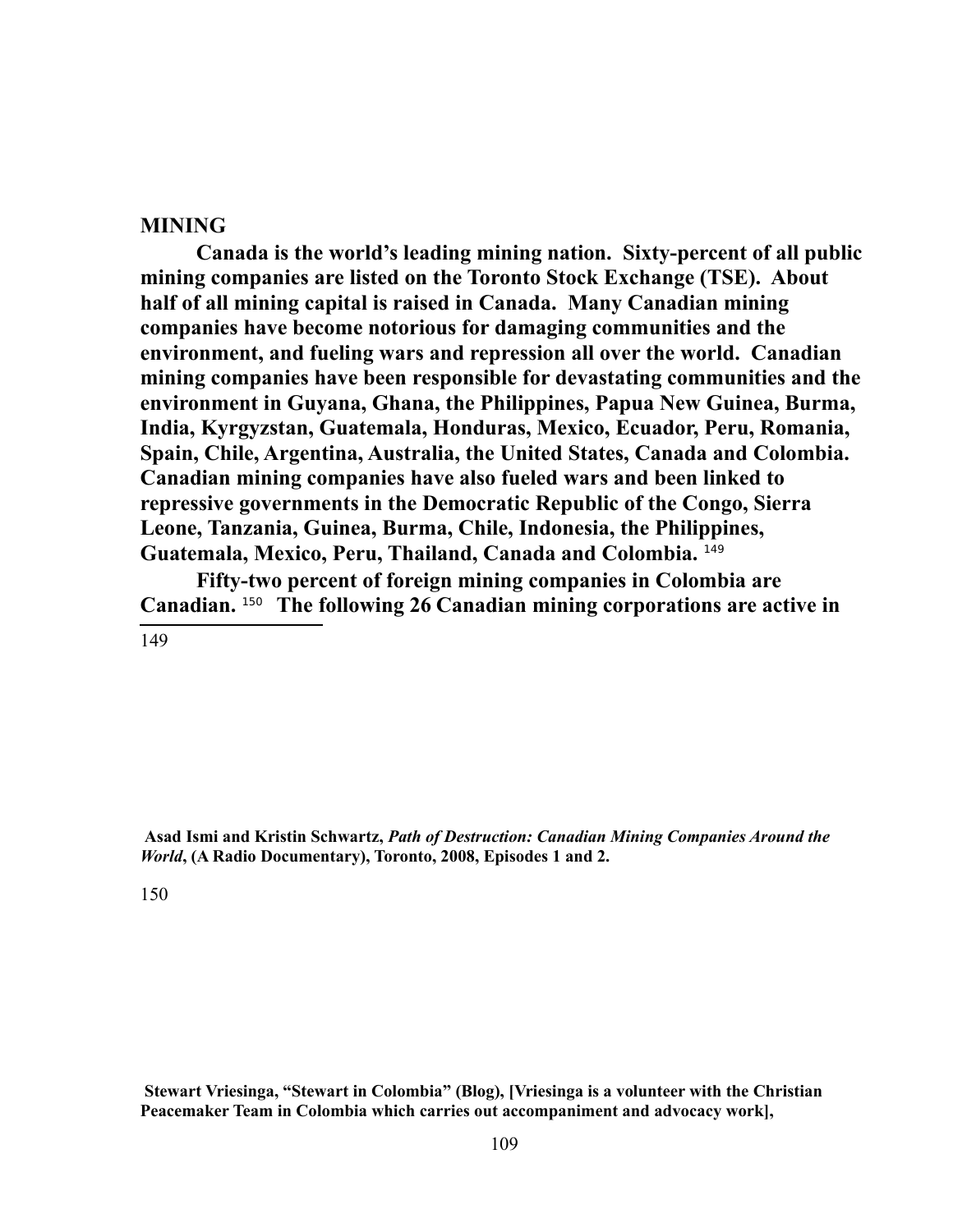## MINING

**Canada is the world's leading mining nation. Sixty-percent of all public mining companies are listed on the Toronto Stock Exchange (TSE). About half of all mining capital is raised in Canada. Many Canadian mining companies have become notorious for damaging communities and the environment, and fueling wars and repression all over the world. Canadian mining companies have been responsible for devastating communities and the environment in Guyana, Ghana, the Philippines, Papua New Guinea, Burma, India, Kyrgyzstan, Guatemala, Honduras, Mexico, Ecuador, Peru, Romania, Spain, Chile, Argentina, Australia, the United States, Canada and Colombia. Canadian mining companies have also fueled wars and been linked to repressive governments in the Democratic Republic of the Congo, Sierra Leone, Tanzania, Guinea, Burma, Chile, Indonesia, the Philippines, Guatemala, Mexico, Peru, Thailand, Canada and Colombia.** [149]

**Fifty-two percent of foreign mining companies in Colombia are Canadian.** [150] **The following 26 Canadian mining corporations are active in**

---

149 **Asad Ismi and Kristin Schwartz, *Path of Destruction: Canadian Mining Companies Around the World*, (A Radio Documentary), Toronto, 2008, Episodes 1 and 2.**

150 **Stewart Vriesinga, "Stewart in Colombia" (Blog), [Vriesinga is a volunteer with the Christian Peacemaker Team in Colombia which carries out accompaniment and advocacy work],**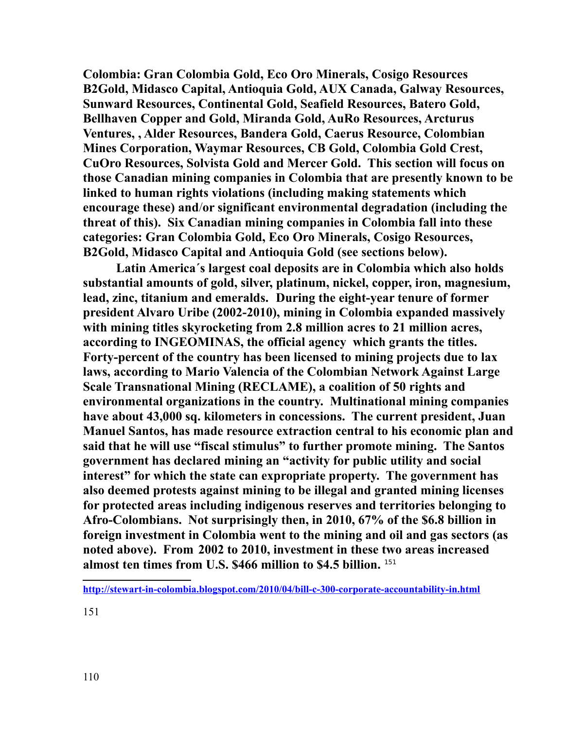**Colombia: Gran Colombia Gold, Eco Oro Minerals, Cosigo Resources B2Gold, Midasco Capital, Antioquia Gold, AUX Canada, Galway Resources, Sunward Resources, Continental Gold, Seafield Resources, Batero Gold, Bellhaven Copper and Gold, Miranda Gold, AuRo Resources, Arcturus Ventures, , Alder Resources, Bandera Gold, Caerus Resource, Colombian Mines Corporation, Waymar Resources, CB Gold, Colombia Gold Crest, CuOro Resources, Solvista Gold and Mercer Gold. This section will focus on those Canadian mining companies in Colombia that are presently known to be linked to human rights violations (including making statements which encourage these) and/or significant environmental degradation (including the threat of this). Six Canadian mining companies in Colombia fall into these categories: Gran Colombia Gold, Eco Oro Minerals, Cosigo Resources, B2Gold, Midasco Capital and Antioquia Gold (see sections below).**

**Latin America´s largest coal deposits are in Colombia which also holds substantial amounts of gold, silver, platinum, nickel, copper, iron, magnesium, lead, zinc, titanium and emeralds. During the eight-year tenure of former president Alvaro Uribe (2002-2010), mining in Colombia expanded massively with mining titles skyrocketing from 2.8 million acres to 21 million acres, according to INGEOMINAS, the official agency which grants the titles. Forty-percent of the country has been licensed to mining projects due to lax laws, according to Mario Valencia of the Colombian Network Against Large Scale Transnational Mining (RECLAME), a coalition of 50 rights and environmental organizations in the country. Multinational mining companies have about 43,000 sq. kilometers in concessions. The current president, Juan Manuel Santos, has made resource extraction central to his economic plan and said that he will use "fiscal stimulus" to further promote mining. The Santos government has declared mining an "activity for public utility and social interest" for which the state can expropriate property. The government has also deemed protests against mining to be illegal and granted mining licenses for protected areas including indigenous reserves and territories belonging to Afro-Colombians. Not surprisingly then, in 2010, 67% of the $6.8 billion in foreign investment in Colombia went to the mining and oil and gas sectors (as noted above). From 2002 to 2010, investment in these two areas increased almost ten times from U.S. $466 million to $4.5 billion.** [151]

---

**http://stewart-in-colombia.blogspot.com/2010/04/bill-c-300-corporate-accountability-in.html**

151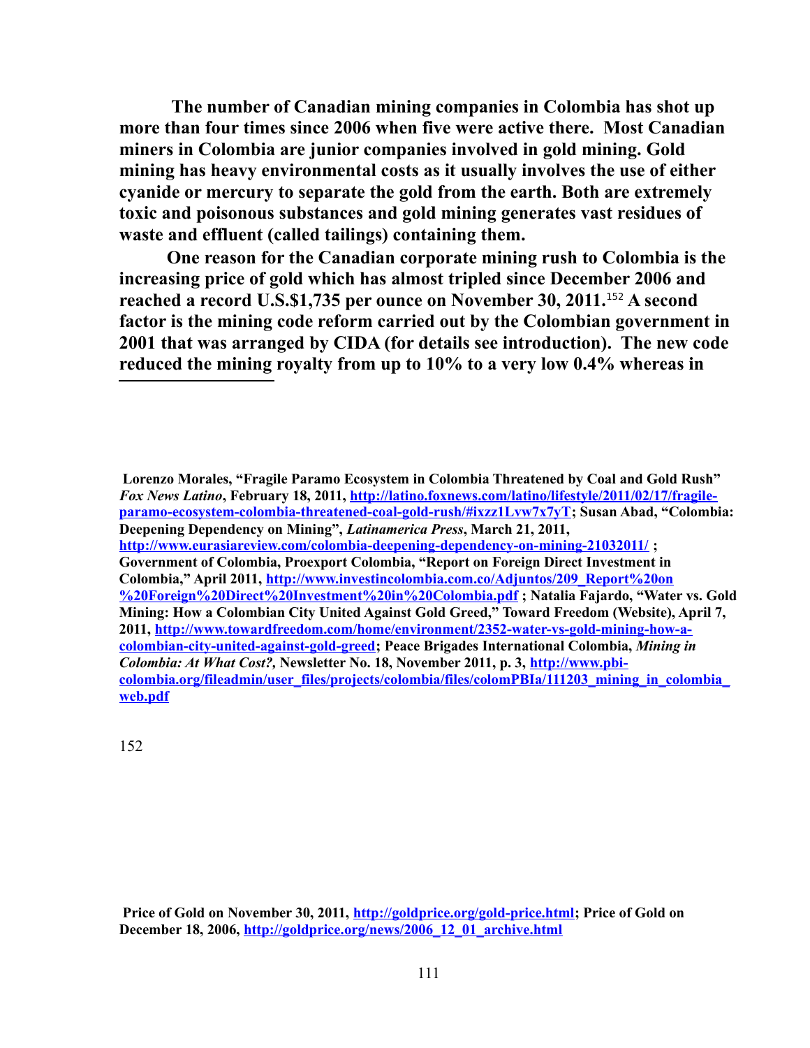**The number of Canadian mining companies in Colombia has shot up more than four times since 2006 when five were active there. Most Canadian miners in Colombia are junior companies involved in gold mining. Gold mining has heavy environmental costs as it usually involves the use of either cyanide or mercury to separate the gold from the earth. Both are extremely toxic and poisonous substances and gold mining generates vast residues of waste and effluent (called tailings) containing them.**

**One reason for the Canadian corporate mining rush to Colombia is the increasing price of gold which has almost tripled since December 2006 and reached a record U.S.$1,735 per ounce on November 30, 2011.[152] A second factor is the mining code reform carried out by the Colombian government in 2001 that was arranged by CIDA (for details see introduction). The new code reduced the mining royalty from up to 10% to a very low 0.4% whereas in**

---

**Lorenzo Morales, "Fragile Paramo Ecosystem in Colombia Threatened by Coal and Gold Rush"** ***Fox News Latino*****, February 18, 2011, http://latino.foxnews.com/latino/lifestyle/2011/02/17/fragile-paramo-ecosystem-colombia-threatened-coal-gold-rush/#ixzz1Lvw7x7yT; Susan Abad, "Colombia: Deepening Dependency on Mining",** ***Latinamerica Press*****, March 21, 2011, http://www.eurasiareview.com/colombia-deepening-dependency-on-mining-21032011/ ; Government of Colombia, Proexport Colombia, "Report on Foreign Direct Investment in Colombia," April 2011, http://www.investincolombia.com.co/Adjuntos/209_Report%20on%20Foreign%20Direct%20Investment%20in%20Colombia.pdf ; Natalia Fajardo, "Water vs. Gold Mining: How a Colombian City United Against Gold Greed," Toward Freedom (Website), April 7, 2011, http://www.towardfreedom.com/home/environment/2352-water-vs-gold-mining-how-a-colombian-city-united-against-gold-greed; Peace Brigades International Colombia,** ***Mining in Colombia: At What Cost?,*** **Newsletter No. 18, November 2011, p. 3, http://www.pbi-colombia.org/fileadmin/user_files/projects/colombia/files/colomPBIa/111203_mining_in_colombia_web.pdf**

152 **Price of Gold on November 30, 2011, http://goldprice.org/gold-price.html; Price of Gold on December 18, 2006, http://goldprice.org/news/2006_12_01_archive.html**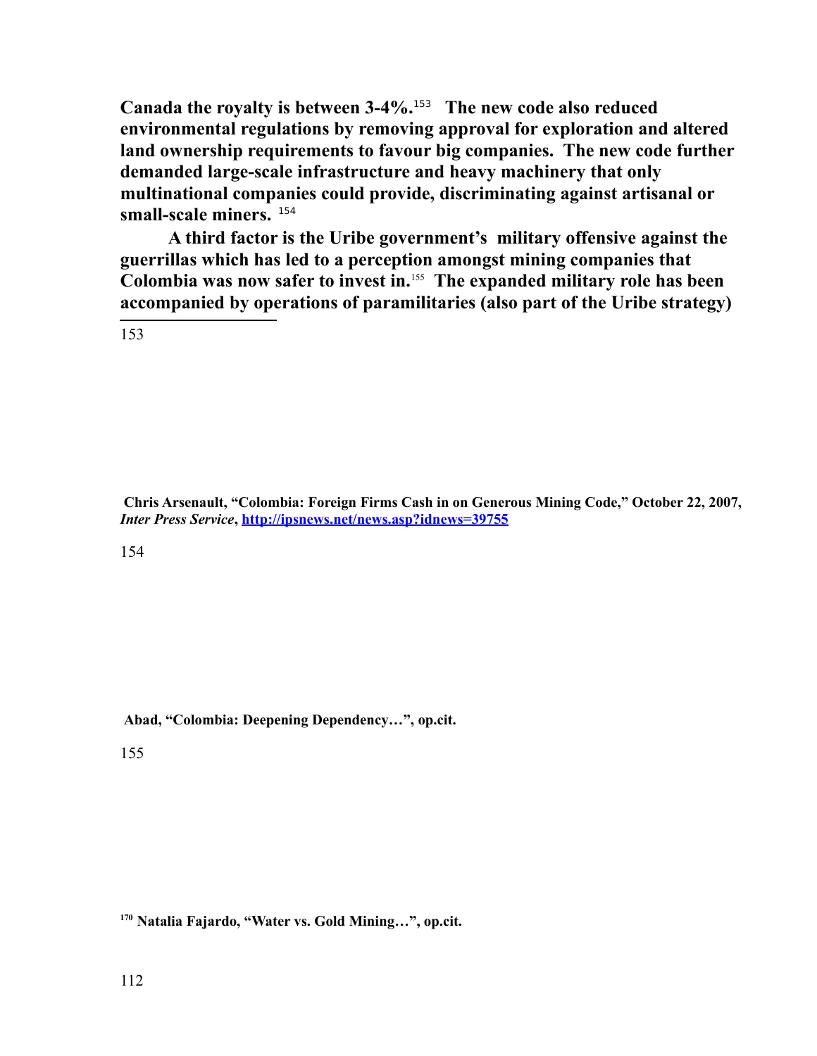**Canada the royalty is between 3-4%.**[153] **The new code also reduced environmental regulations by removing approval for exploration and altered land ownership requirements to favour big companies. The new code further demanded large-scale infrastructure and heavy machinery that only multinational companies could provide, discriminating against artisanal or small-scale miners.** [154]

**A third factor is the Uribe government's military offensive against the guerrillas which has led to a perception amongst mining companies that Colombia was now safer to invest in.**[155] **The expanded military role has been accompanied by operations of paramilitaries (also part of the Uribe strategy)**

---

153 **Chris Arsenault, "Colombia: Foreign Firms Cash in on Generous Mining Code," October 22, 2007, *Inter Press Service*, [http://ipsnews.net/news.asp?idnews=39755](http://ipsnews.net/news.asp?idnews=39755)**

154 **Abad, "Colombia: Deepening Dependency…", op.cit.**

155

**170 Natalia Fajardo, "Water vs. Gold Mining…", op.cit.**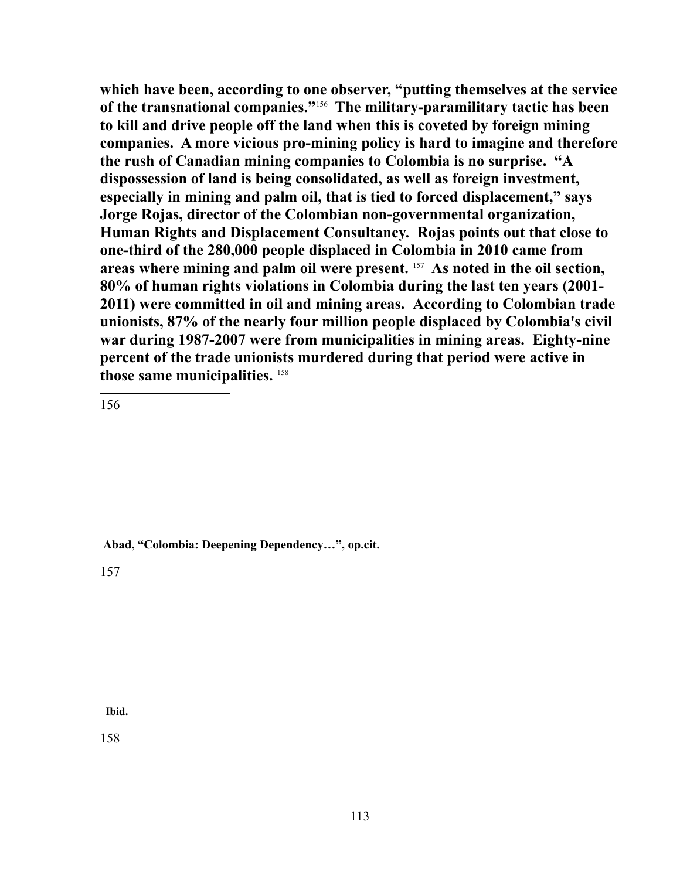**which have been, according to one observer, "putting themselves at the service of the transnational companies."**[156] **The military-paramilitary tactic has been to kill and drive people off the land when this is coveted by foreign mining companies. A more vicious pro-mining policy is hard to imagine and therefore the rush of Canadian mining companies to Colombia is no surprise. "A dispossession of land is being consolidated, as well as foreign investment, especially in mining and palm oil, that is tied to forced displacement," says Jorge Rojas, director of the Colombian non-governmental organization, Human Rights and Displacement Consultancy. Rojas points out that close to one-third of the 280,000 people displaced in Colombia in 2010 came from areas where mining and palm oil were present.** [157] **As noted in the oil section, 80% of human rights violations in Colombia during the last ten years (2001-2011) were committed in oil and mining areas. According to Colombian trade unionists, 87% of the nearly four million people displaced by Colombia's civil war during 1987-2007 were from municipalities in mining areas. Eighty-nine percent of the trade unionists murdered during that period were active in those same municipalities.** [158]

---

156 **Abad, "Colombia: Deepening Dependency…", op.cit.**

157 **Ibid.**

158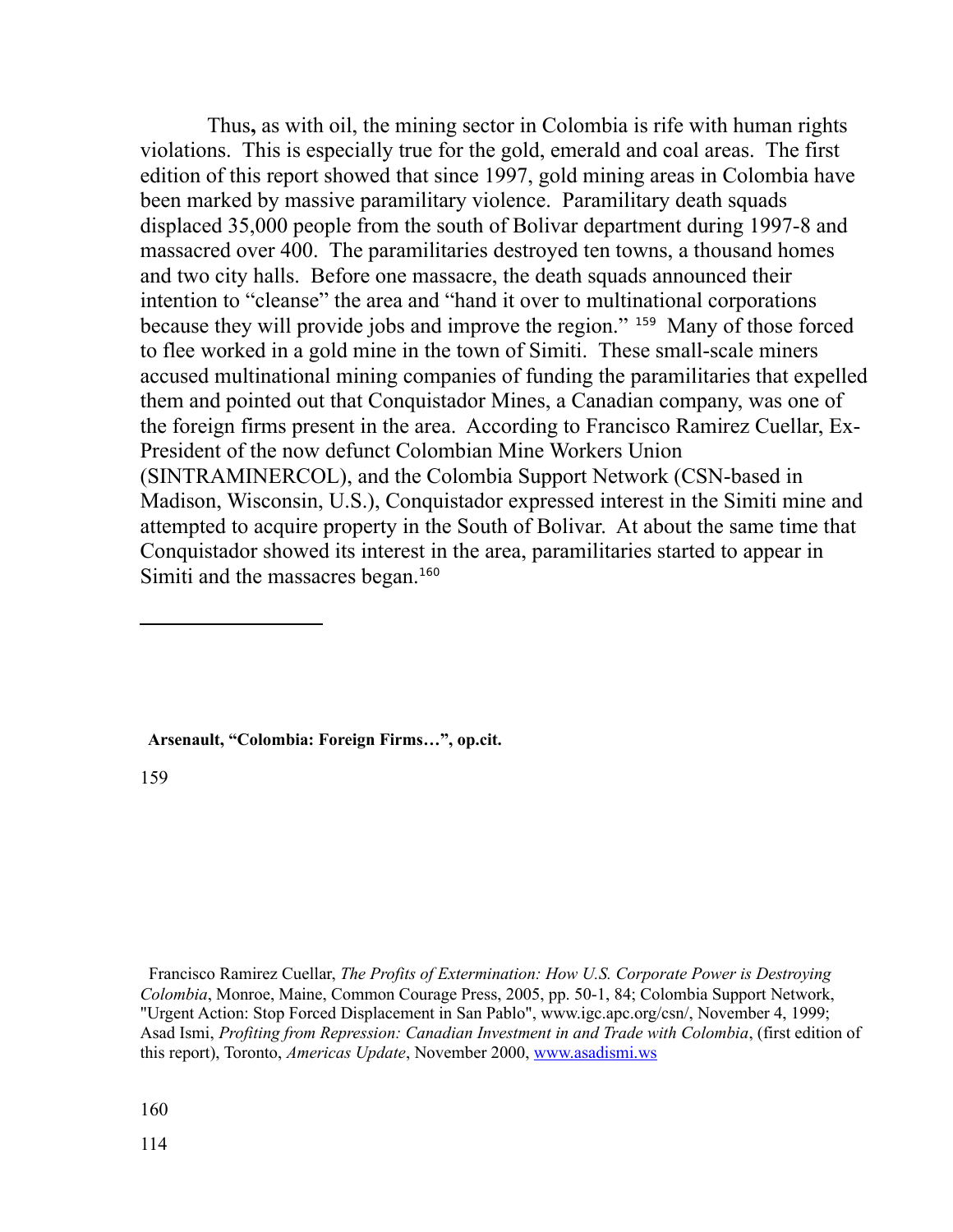Thus**,** as with oil, the mining sector in Colombia is rife with human rights violations. This is especially true for the gold, emerald and coal areas. The first edition of this report showed that since 1997, gold mining areas in Colombia have been marked by massive paramilitary violence. Paramilitary death squads displaced 35,000 people from the south of Bolivar department during 1997-8 and massacred over 400. The paramilitaries destroyed ten towns, a thousand homes and two city halls. Before one massacre, the death squads announced their intention to "cleanse" the area and "hand it over to multinational corporations because they will provide jobs and improve the region." [159] Many of those forced to flee worked in a gold mine in the town of Simiti. These small-scale miners accused multinational mining companies of funding the paramilitaries that expelled them and pointed out that Conquistador Mines, a Canadian company, was one of the foreign firms present in the area. According to Francisco Ramirez Cuellar, Ex-President of the now defunct Colombian Mine Workers Union (SINTRAMINERCOL), and the Colombia Support Network (CSN-based in Madison, Wisconsin, U.S.), Conquistador expressed interest in the Simiti mine and attempted to acquire property in the South of Bolivar. At about the same time that Conquistador showed its interest in the area, paramilitaries started to appear in Simiti and the massacres began.[160]

---

159 **Arsenault, "Colombia: Foreign Firms…", op.cit.**

160 Francisco Ramirez Cuellar, *The Profits of Extermination: How U.S. Corporate Power is Destroying Colombia*, Monroe, Maine, Common Courage Press, 2005, pp. 50-1, 84; Colombia Support Network, "Urgent Action: Stop Forced Displacement in San Pablo", www.igc.apc.org/csn/, November 4, 1999; Asad Ismi, *Profiting from Repression: Canadian Investment in and Trade with Colombia*, (first edition of this report), Toronto, *Americas Update*, November 2000, www.asadismi.ws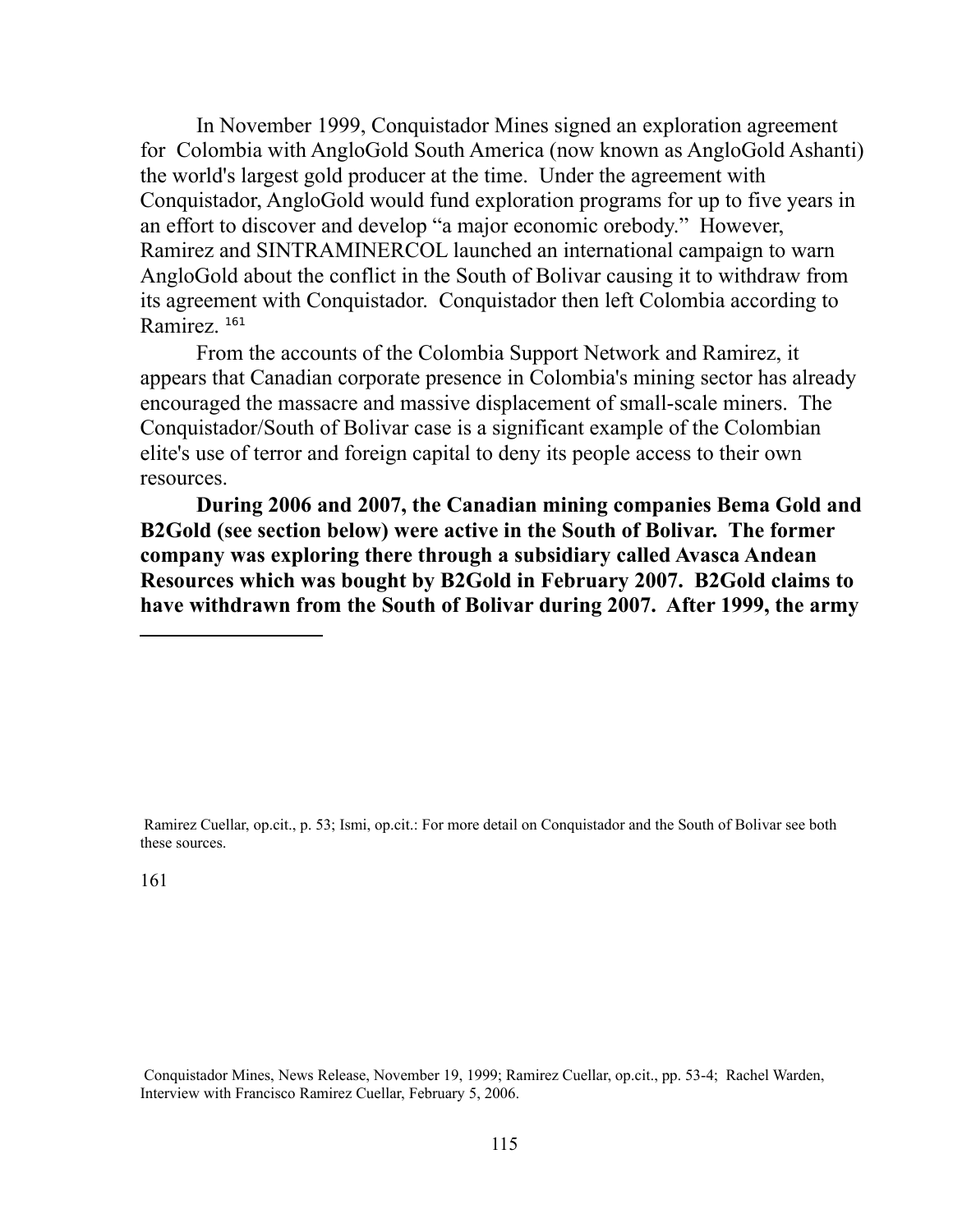In November 1999, Conquistador Mines signed an exploration agreement for Colombia with AngloGold South America (now known as AngloGold Ashanti) the world's largest gold producer at the time. Under the agreement with Conquistador, AngloGold would fund exploration programs for up to five years in an effort to discover and develop "a major economic orebody." However, Ramirez and SINTRAMINERCOL launched an international campaign to warn AngloGold about the conflict in the South of Bolivar causing it to withdraw from its agreement with Conquistador. Conquistador then left Colombia according to Ramirez. [161]

From the accounts of the Colombia Support Network and Ramirez, it appears that Canadian corporate presence in Colombia's mining sector has already encouraged the massacre and massive displacement of small-scale miners. The Conquistador/South of Bolivar case is a significant example of the Colombian elite's use of terror and foreign capital to deny its people access to their own resources.

**During 2006 and 2007, the Canadian mining companies Bema Gold and B2Gold (see section below) were active in the South of Bolivar. The former company was exploring there through a subsidiary called Avasca Andean Resources which was bought by B2Gold in February 2007. B2Gold claims to have withdrawn from the South of Bolivar during 2007. After 1999, the army**

---

Ramirez Cuellar, op.cit., p. 53; Ismi, op.cit.: For more detail on Conquistador and the South of Bolivar see both these sources.

161

Conquistador Mines, News Release, November 19, 1999; Ramirez Cuellar, op.cit., pp. 53-4; Rachel Warden, Interview with Francisco Ramirez Cuellar, February 5, 2006.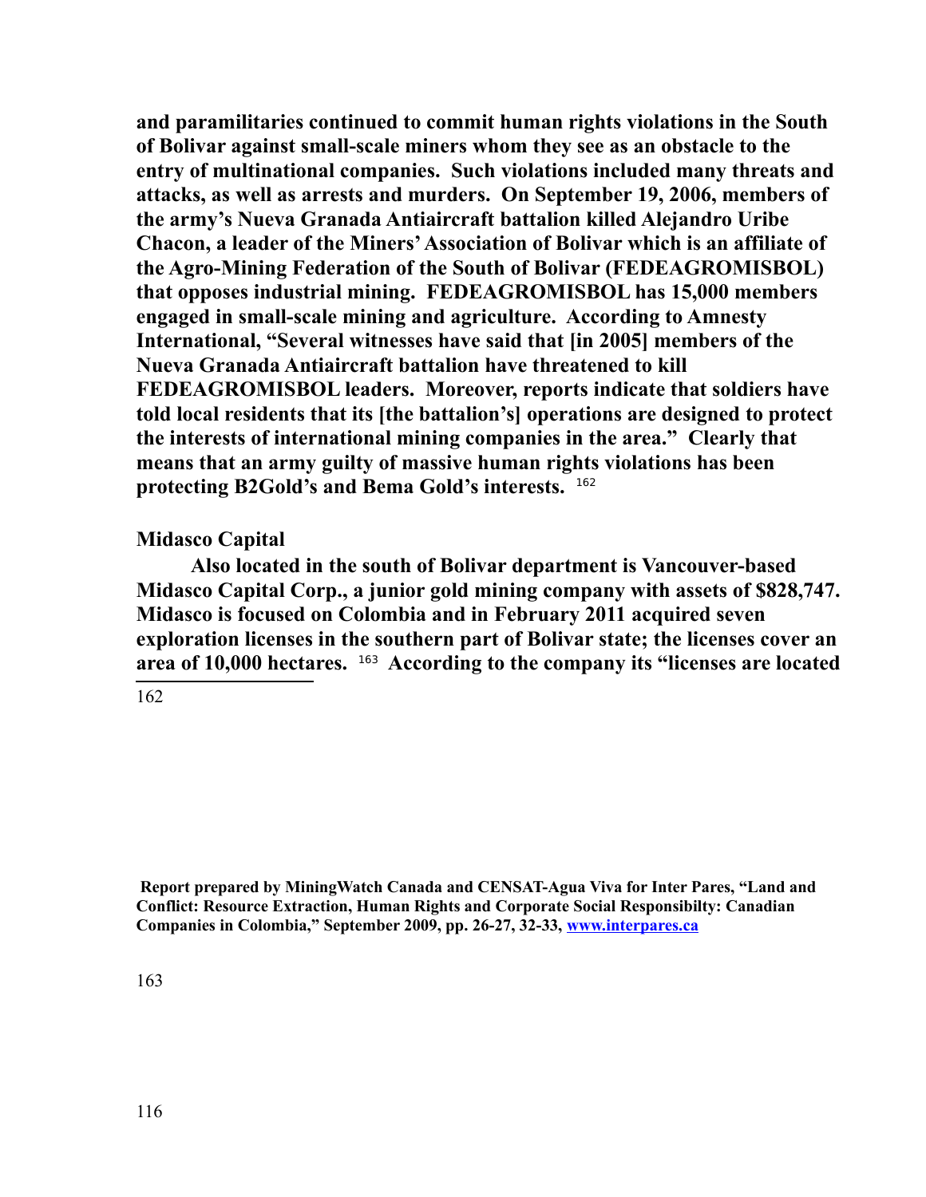**and paramilitaries continued to commit human rights violations in the South of Bolivar against small-scale miners whom they see as an obstacle to the entry of multinational companies. Such violations included many threats and attacks, as well as arrests and murders. On September 19, 2006, members of the army's Nueva Granada Antiaircraft battalion killed Alejandro Uribe Chacon, a leader of the Miners' Association of Bolivar which is an affiliate of the Agro-Mining Federation of the South of Bolivar (FEDEAGROMISBOL) that opposes industrial mining. FEDEAGROMISBOL has 15,000 members engaged in small-scale mining and agriculture. According to Amnesty International, "Several witnesses have said that [in 2005] members of the Nueva Granada Antiaircraft battalion have threatened to kill FEDEAGROMISBOL leaders. Moreover, reports indicate that soldiers have told local residents that its [the battalion's] operations are designed to protect the interests of international mining companies in the area." Clearly that means that an army guilty of massive human rights violations has been protecting B2Gold's and Bema Gold's interests.** [162]

**Midasco Capital**

**Also located in the south of Bolivar department is Vancouver-based Midasco Capital Corp., a junior gold mining company with assets of $828,747. Midasco is focused on Colombia and in February 2011 acquired seven exploration licenses in the southern part of Bolivar state; the licenses cover an area of 10,000 hectares.** [163] **According to the company its "licenses are located**

---

162

**Report prepared by MiningWatch Canada and CENSAT-Agua Viva for Inter Pares, "Land and Conflict: Resource Extraction, Human Rights and Corporate Social Responsibilty: Canadian Companies in Colombia," September 2009, pp. 26-27, 32-33, [www.interpares.ca](http://www.interpares.ca)**

163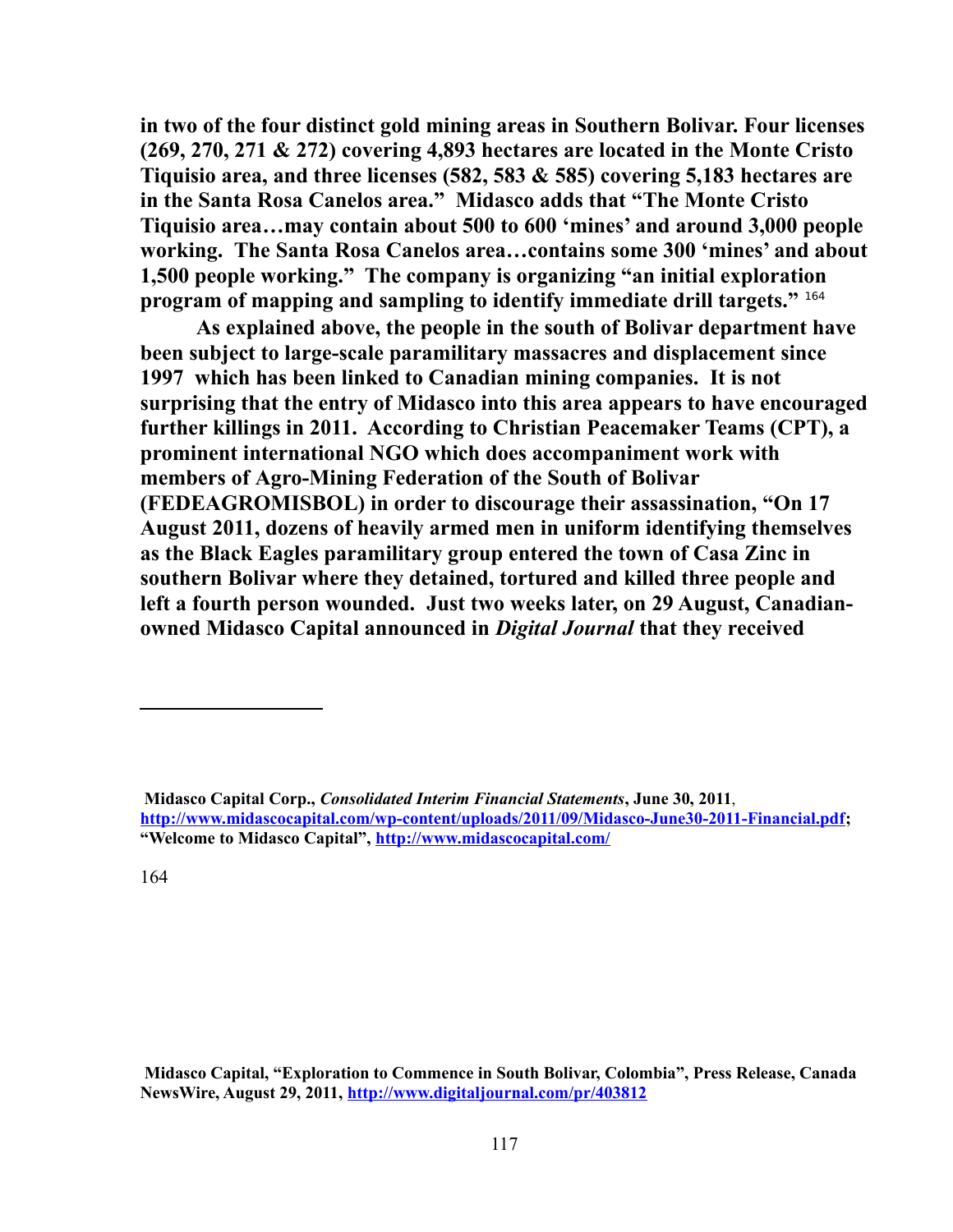**in two of the four distinct gold mining areas in Southern Bolivar. Four licenses (269, 270, 271 & 272) covering 4,893 hectares are located in the Monte Cristo Tiquisio area, and three licenses (582, 583 & 585) covering 5,183 hectares are in the Santa Rosa Canelos area." Midasco adds that "The Monte Cristo Tiquisio area…may contain about 500 to 600 'mines' and around 3,000 people working. The Santa Rosa Canelos area…contains some 300 'mines' and about 1,500 people working." The company is organizing "an initial exploration program of mapping and sampling to identify immediate drill targets."** [164]

**As explained above, the people in the south of Bolivar department have been subject to large-scale paramilitary massacres and displacement since 1997 which has been linked to Canadian mining companies. It is not surprising that the entry of Midasco into this area appears to have encouraged further killings in 2011. According to Christian Peacemaker Teams (CPT), a prominent international NGO which does accompaniment work with members of Agro-Mining Federation of the South of Bolivar (FEDEAGROMISBOL) in order to discourage their assassination, "On 17 August 2011, dozens of heavily armed men in uniform identifying themselves as the Black Eagles paramilitary group entered the town of Casa Zinc in southern Bolivar where they detained, tortured and killed three people and left a fourth person wounded. Just two weeks later, on 29 August, Canadian-owned Midasco Capital announced in *Digital Journal* that they received**

---

**Midasco Capital Corp., *Consolidated Interim Financial Statements*, June 30, 2011**, **http://www.midascocapital.com/wp-content/uploads/2011/09/Midasco-June30-2011-Financial.pdf; "Welcome to Midasco Capital", http://www.midascocapital.com/**

164

**Midasco Capital, "Exploration to Commence in South Bolivar, Colombia", Press Release, Canada NewsWire, August 29, 2011, http://www.digitaljournal.com/pr/403812**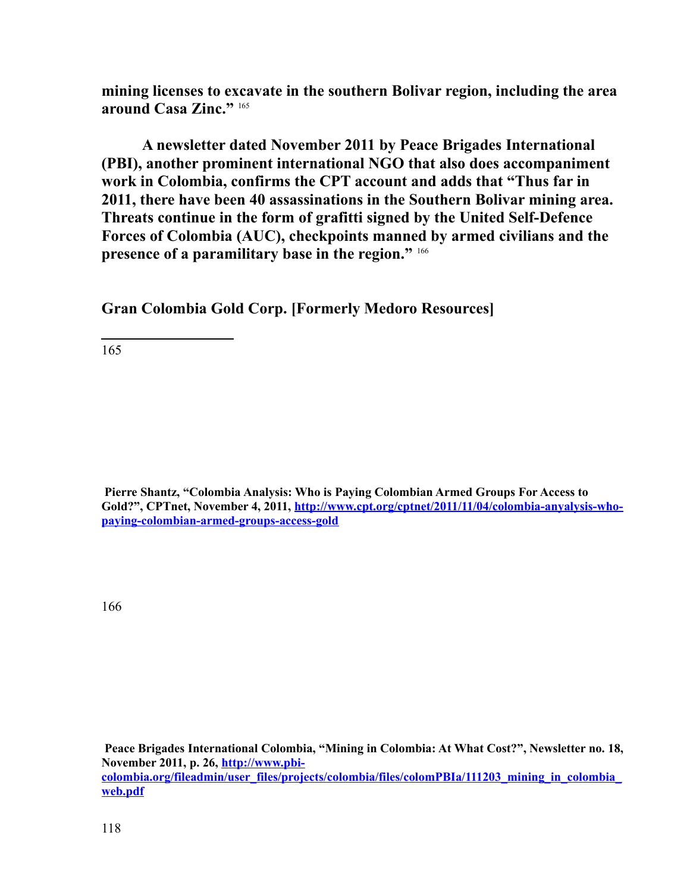**mining licenses to excavate in the southern Bolivar region, including the area around Casa Zinc."** [165]

**A newsletter dated November 2011 by Peace Brigades International (PBI), another prominent international NGO that also does accompaniment work in Colombia, confirms the CPT account and adds that "Thus far in 2011, there have been 40 assassinations in the Southern Bolivar mining area. Threats continue in the form of grafitti signed by the United Self-Defence Forces of Colombia (AUC), checkpoints manned by armed civilians and the presence of a paramilitary base in the region."** [166]

**Gran Colombia Gold Corp. [Formerly Medoro Resources]**

---

165 **Pierre Shantz, "Colombia Analysis: Who is Paying Colombian Armed Groups For Access to Gold?", CPTnet, November 4, 2011, http://www.cpt.org/cptnet/2011/11/04/colombia-anyalysis-who-paying-colombian-armed-groups-access-gold**

166 **Peace Brigades International Colombia, "Mining in Colombia: At What Cost?", Newsletter no. 18, November 2011, p. 26, http://www.pbi-colombia.org/fileadmin/user_files/projects/colombia/files/colomPBIa/111203_mining_in_colombia_web.pdf**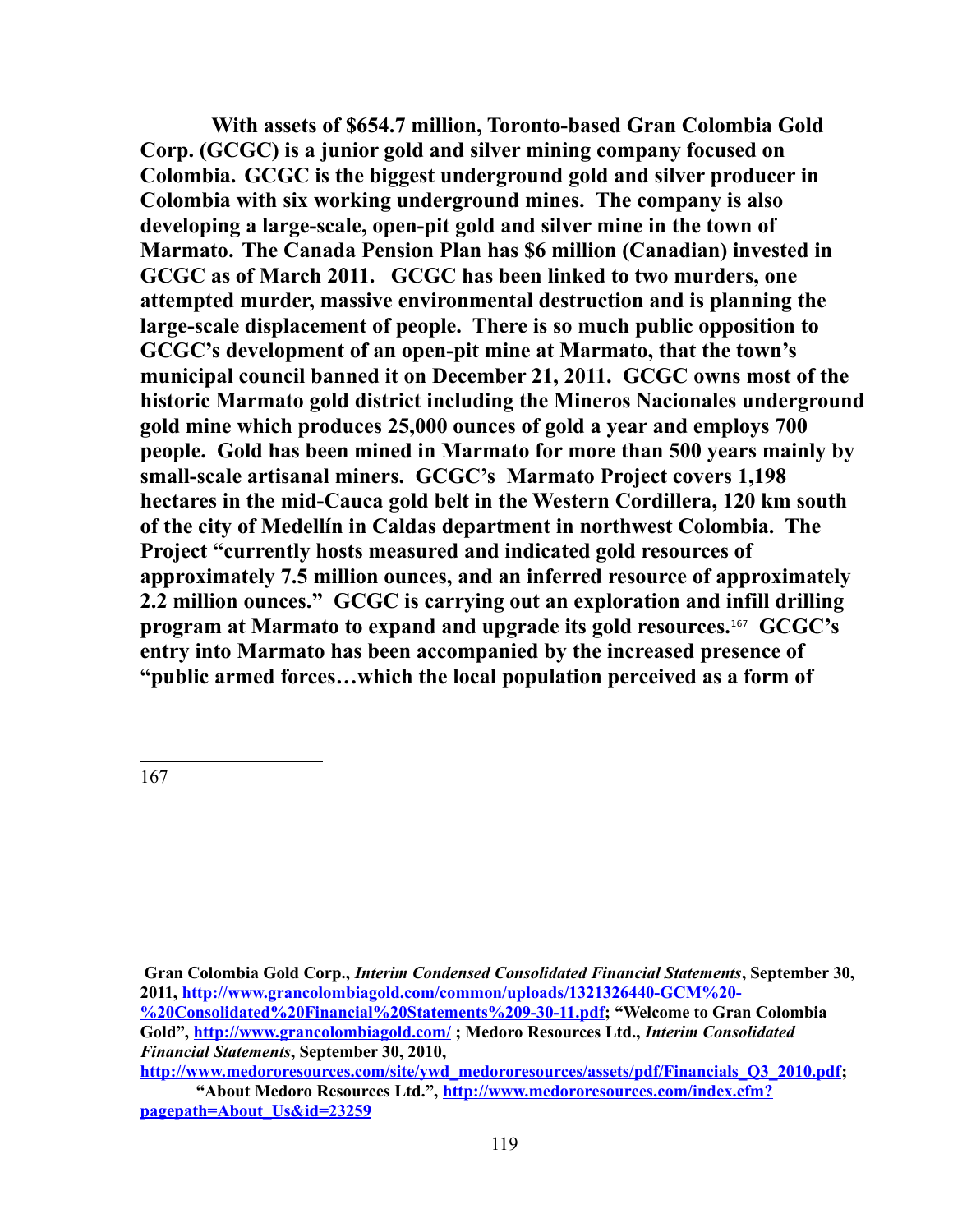**With assets of $654.7 million, Toronto-based Gran Colombia Gold Corp. (GCGC) is a junior gold and silver mining company focused on Colombia. GCGC is the biggest underground gold and silver producer in Colombia with six working underground mines. The company is also developing a large-scale, open-pit gold and silver mine in the town of Marmato. The Canada Pension Plan has $6 million (Canadian) invested in GCGC as of March 2011. GCGC has been linked to two murders, one attempted murder, massive environmental destruction and is planning the large-scale displacement of people. There is so much public opposition to GCGC's development of an open-pit mine at Marmato, that the town's municipal council banned it on December 21, 2011. GCGC owns most of the historic Marmato gold district including the Mineros Nacionales underground gold mine which produces 25,000 ounces of gold a year and employs 700 people. Gold has been mined in Marmato for more than 500 years mainly by small-scale artisanal miners. GCGC's Marmato Project covers 1,198 hectares in the mid-Cauca gold belt in the Western Cordillera, 120 km south of the city of Medellín in Caldas department in northwest Colombia. The Project "currently hosts measured and indicated gold resources of approximately 7.5 million ounces, and an inferred resource of approximately 2.2 million ounces." GCGC is carrying out an exploration and infill drilling program at Marmato to expand and upgrade its gold resources.[167] GCGC's entry into Marmato has been accompanied by the increased presence of "public armed forces…which the local population perceived as a form of**

---

167

**Gran Colombia Gold Corp., *Interim Condensed Consolidated Financial Statements*, September 30, 2011, http://www.grancolombiagold.com/common/uploads/1321326440-GCM%20-%20Consolidated%20Financial%20Statements%209-30-11.pdf; "Welcome to Gran Colombia Gold", http://www.grancolombiagold.com/ ; Medoro Resources Ltd., *Interim Consolidated Financial Statements*, September 30, 2010, http://www.medororesources.com/site/ywd_medororesources/assets/pdf/Financials_Q3_2010.pdf; "About Medoro Resources Ltd.", http://www.medororesources.com/index.cfm?pagepath=About_Us&id=23259**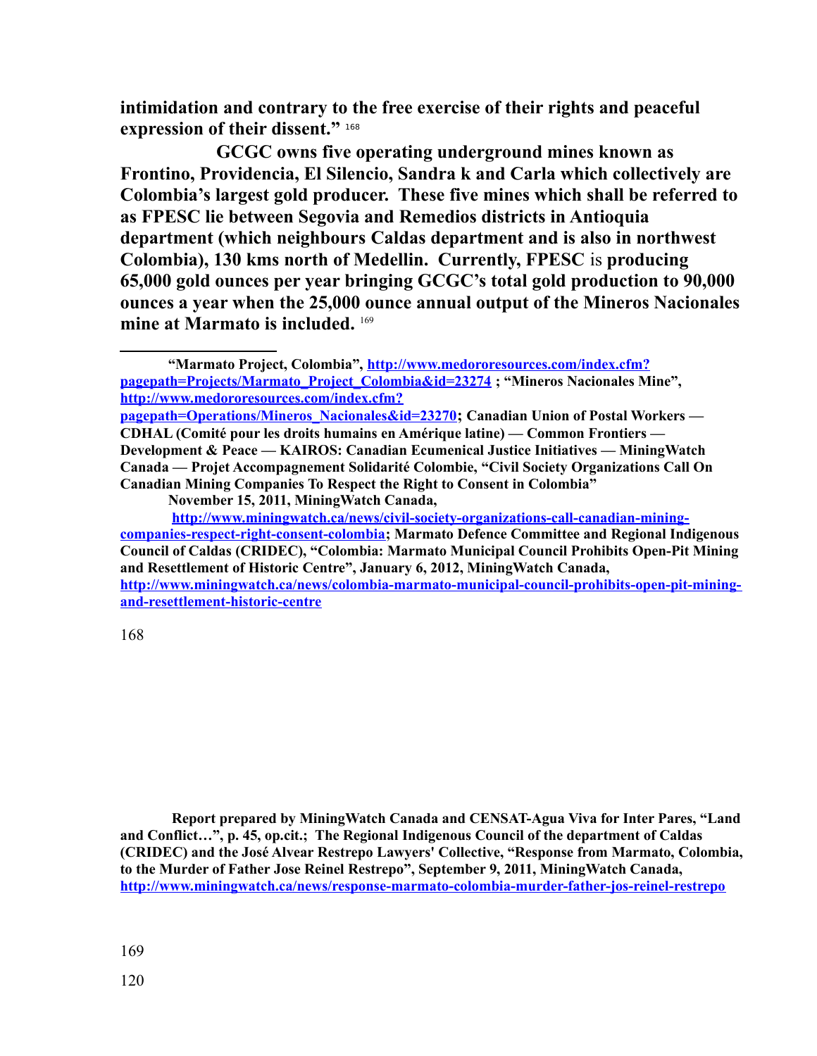**intimidation and contrary to the free exercise of their rights and peaceful expression of their dissent.”** [168]

**GCGC owns five operating underground mines known as Frontino, Providencia, El Silencio, Sandra k and Carla which collectively are Colombia’s largest gold producer. These five mines which shall be referred to as FPESC lie between Segovia and Remedios districts in Antioquia department (which neighbours Caldas department and is also in northwest Colombia), 130 kms north of Medellin. Currently, FPESC** is **producing 65,000 gold ounces per year bringing GCGC’s total gold production to 90,000 ounces a year when the 25,000 ounce annual output of the Mineros Nacionales mine at Marmato is included.** [169]

---

**“Marmato Project, Colombia”, [http://www.medororesources.com/index.cfm?pagepath=Projects/Marmato_Project_Colombia&id=23274](http://www.medororesources.com/index.cfm?pagepath=Projects/Marmato_Project_Colombia&id=23274) ; “Mineros Nacionales Mine”, [http://www.medororesources.com/index.cfm?pagepath=Operations/Mineros_Nacionales&id=23270](http://www.medororesources.com/index.cfm?pagepath=Operations/Mineros_Nacionales&id=23270); Canadian Union of Postal Workers — CDHAL (Comité pour les droits humains en Amérique latine) — Common Frontiers — Development & Peace — KAIROS: Canadian Ecumenical Justice Initiatives — MiningWatch Canada — Projet Accompagnement Solidarité Colombie, “Civil Society Organizations Call On Canadian Mining Companies To Respect the Right to Consent in Colombia” November 15, 2011, MiningWatch Canada, [http://www.miningwatch.ca/news/civil-society-organizations-call-canadian-mining-companies-respect-right-consent-colombia](http://www.miningwatch.ca/news/civil-society-organizations-call-canadian-mining-companies-respect-right-consent-colombia); Marmato Defence Committee and Regional Indigenous Council of Caldas (CRIDEC), “Colombia: Marmato Municipal Council Prohibits Open-Pit Mining and Resettlement of Historic Centre”, January 6, 2012, MiningWatch Canada, [http://www.miningwatch.ca/news/colombia-marmato-municipal-council-prohibits-open-pit-mining-and-resettlement-historic-centre](http://www.miningwatch.ca/news/colombia-marmato-municipal-council-prohibits-open-pit-mining-and-resettlement-historic-centre)**

168

**Report prepared by MiningWatch Canada and CENSAT-Agua Viva for Inter Pares, “Land and Conflict…”, p. 45, op.cit.; The Regional Indigenous Council of the department of Caldas (CRIDEC) and the José Alvear Restrepo Lawyers' Collective, “Response from Marmato, Colombia, to the Murder of Father Jose Reinel Restrepo”, September 9, 2011, MiningWatch Canada, [http://www.miningwatch.ca/news/response-marmato-colombia-murder-father-jos-reinel-restrepo](http://www.miningwatch.ca/news/response-marmato-colombia-murder-father-jos-reinel-restrepo)**

169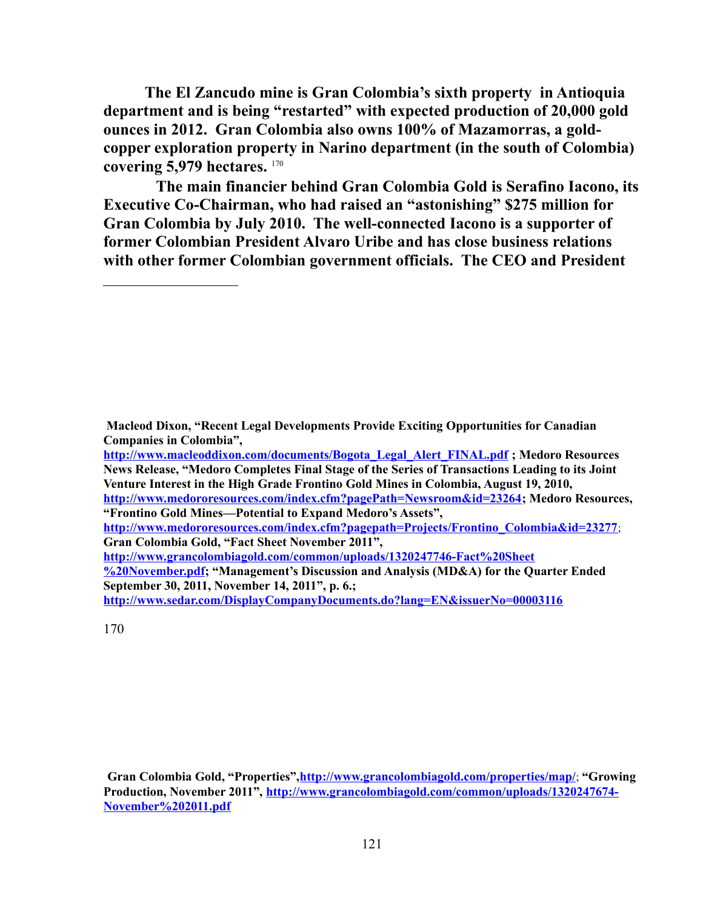**The El Zancudo mine is Gran Colombia's sixth property in Antioquia department and is being "restarted" with expected production of 20,000 gold ounces in 2012. Gran Colombia also owns 100% of Mazamorras, a gold-copper exploration property in Narino department (in the south of Colombia) covering 5,979 hectares.** [170]

**The main financier behind Gran Colombia Gold is Serafino Iacono, its Executive Co-Chairman, who had raised an "astonishing" $275 million for Gran Colombia by July 2010. The well-connected Iacono is a supporter of former Colombian President Alvaro Uribe and has close business relations with other former Colombian government officials. The CEO and President**

---

**Macleod Dixon, "Recent Legal Developments Provide Exciting Opportunities for Canadian Companies in Colombia", http://www.macleoddixon.com/documents/Bogota_Legal_Alert_FINAL.pdf ; Medoro Resources News Release, "Medoro Completes Final Stage of the Series of Transactions Leading to its Joint Venture Interest in the High Grade Frontino Gold Mines in Colombia, August 19, 2010, http://www.medororesources.com/index.cfm?pagePath=Newsroom&id=23264; Medoro Resources, "Frontino Gold Mines—Potential to Expand Medoro's Assets", http://www.medororesources.com/index.cfm?pagepath=Projects/Frontino_Colombia&id=23277; Gran Colombia Gold, "Fact Sheet November 2011", http://www.grancolombiagold.com/common/uploads/1320247746-Fact%20Sheet%20November.pdf; "Management's Discussion and Analysis (MD&A) for the Quarter Ended September 30, 2011, November 14, 2011", p. 6.; http://www.sedar.com/DisplayCompanyDocuments.do?lang=EN&issuerNo=00003116**

170

**Gran Colombia Gold, "Properties", http://www.grancolombiagold.com/properties/map/; "Growing Production, November 2011", http://www.grancolombiagold.com/common/uploads/1320247674-November%202011.pdf**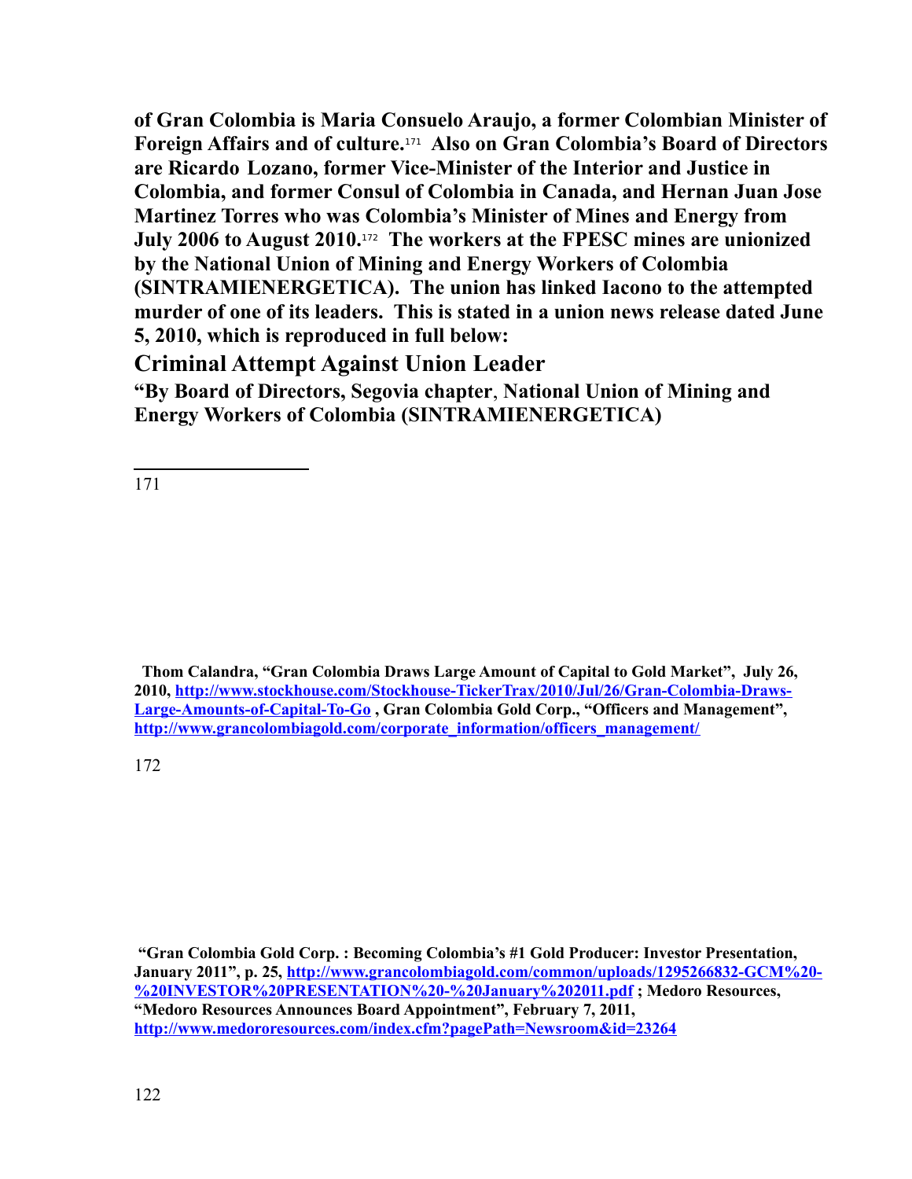**of Gran Colombia is Maria Consuelo Araujo, a former Colombian Minister of Foreign Affairs and of culture.[171] Also on Gran Colombia's Board of Directors are Ricardo Lozano, former Vice-Minister of the Interior and Justice in Colombia, and former Consul of Colombia in Canada, and Hernan Juan Jose Martinez Torres who was Colombia's Minister of Mines and Energy from July 2006 to August 2010.[172] The workers at the FPESC mines are unionized by the National Union of Mining and Energy Workers of Colombia (SINTRAMIENERGETICA). The union has linked Iacono to the attempted murder of one of its leaders. This is stated in a union news release dated June 5, 2010, which is reproduced in full below:**

## Criminal Attempt Against Union Leader

**"By Board of Directors, Segovia chapter, National Union of Mining and Energy Workers of Colombia (SINTRAMIENERGETICA)**

---

171 **Thom Calandra, "Gran Colombia Draws Large Amount of Capital to Gold Market", July 26, 2010, http://www.stockhouse.com/Stockhouse-TickerTrax/2010/Jul/26/Gran-Colombia-Draws-Large-Amounts-of-Capital-To-Go , Gran Colombia Gold Corp., "Officers and Management", http://www.grancolombiagold.com/corporate_information/officers_management/**

172 **"Gran Colombia Gold Corp. : Becoming Colombia's #1 Gold Producer: Investor Presentation, January 2011", p. 25, http://www.grancolombiagold.com/common/uploads/1295266832-GCM%20-%20INVESTOR%20PRESENTATION%20-%20January%202011.pdf ; Medoro Resources, "Medoro Resources Announces Board Appointment", February 7, 2011, http://www.medororesources.com/index.cfm?pagePath=Newsroom&id=23264**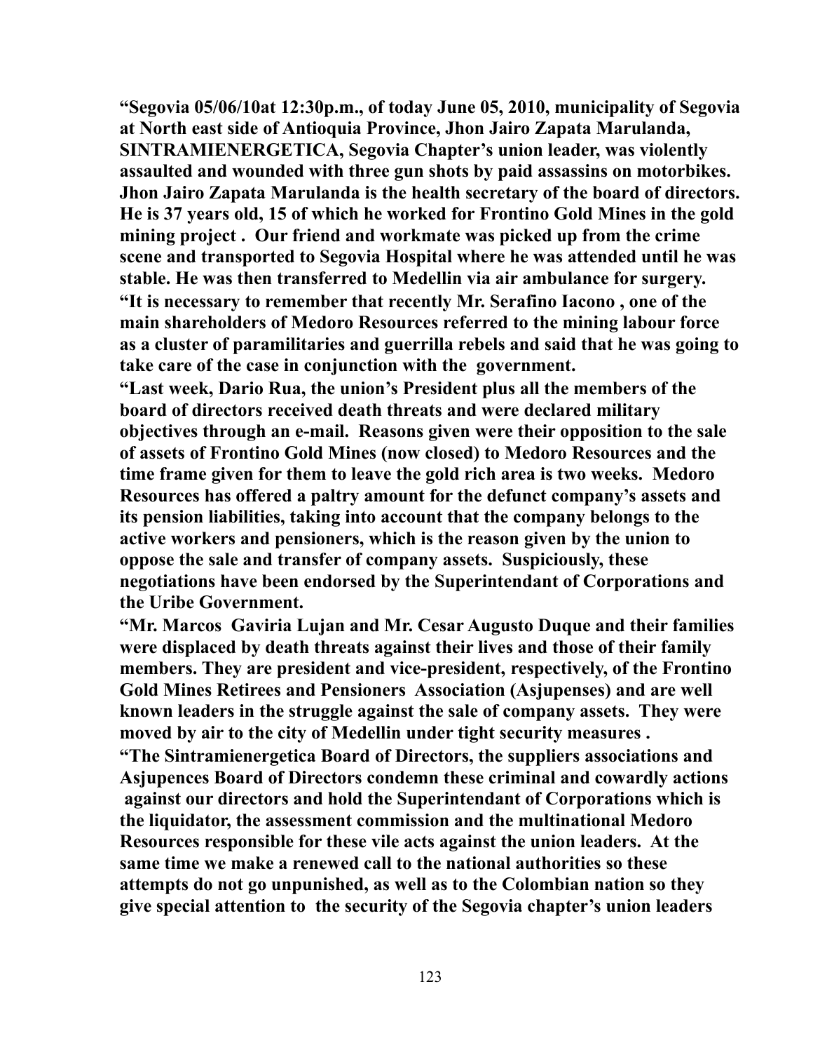**"Segovia 05/06/10at 12:30p.m., of today June 05, 2010, municipality of Segovia at North east side of Antioquia Province, Jhon Jairo Zapata Marulanda, SINTRAMIENERGETICA, Segovia Chapter's union leader, was violently assaulted and wounded with three gun shots by paid assassins on motorbikes. Jhon Jairo Zapata Marulanda is the health secretary of the board of directors. He is 37 years old, 15 of which he worked for Frontino Gold Mines in the gold mining project . Our friend and workmate was picked up from the crime scene and transported to Segovia Hospital where he was attended until he was stable. He was then transferred to Medellin via air ambulance for surgery.**

**"It is necessary to remember that recently Mr. Serafino Iacono , one of the main shareholders of Medoro Resources referred to the mining labour force as a cluster of paramilitaries and guerrilla rebels and said that he was going to take care of the case in conjunction with the government.**

**"Last week, Dario Rua, the union's President plus all the members of the board of directors received death threats and were declared military objectives through an e-mail. Reasons given were their opposition to the sale of assets of Frontino Gold Mines (now closed) to Medoro Resources and the time frame given for them to leave the gold rich area is two weeks. Medoro Resources has offered a paltry amount for the defunct company's assets and its pension liabilities, taking into account that the company belongs to the active workers and pensioners, which is the reason given by the union to oppose the sale and transfer of company assets. Suspiciously, these negotiations have been endorsed by the Superintendant of Corporations and the Uribe Government.**

**"Mr. Marcos Gaviria Lujan and Mr. Cesar Augusto Duque and their families were displaced by death threats against their lives and those of their family members. They are president and vice-president, respectively, of the Frontino Gold Mines Retirees and Pensioners Association (Asjupenses) and are well known leaders in the struggle against the sale of company assets. They were moved by air to the city of Medellin under tight security measures .**

**"The Sintramienergetica Board of Directors, the suppliers associations and Asjupences Board of Directors condemn these criminal and cowardly actions against our directors and hold the Superintendant of Corporations which is the liquidator, the assessment commission and the multinational Medoro Resources responsible for these vile acts against the union leaders. At the same time we make a renewed call to the national authorities so these attempts do not go unpunished, as well as to the Colombian nation so they give special attention to the security of the Segovia chapter's union leaders**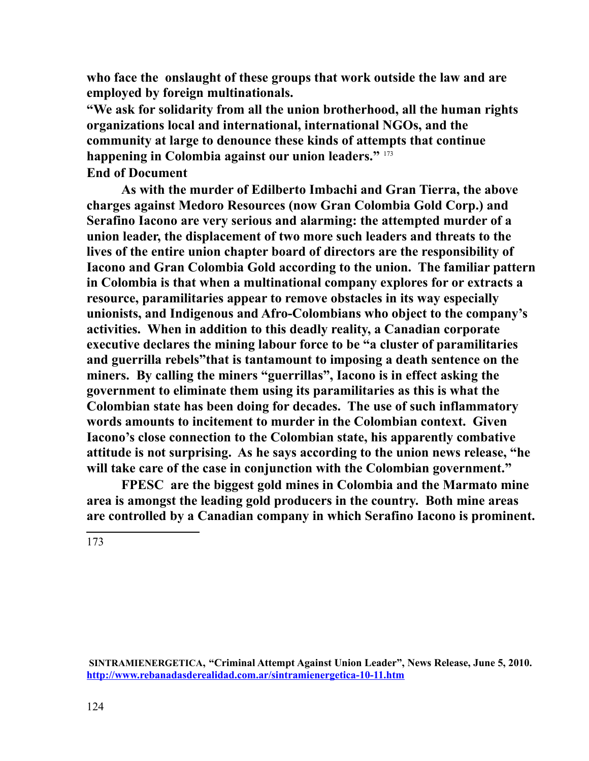**who face the onslaught of these groups that work outside the law and are employed by foreign multinationals.**

**"We ask for solidarity from all the union brotherhood, all the human rights organizations local and international, international NGOs, and the community at large to denounce these kinds of attempts that continue happening in Colombia against our union leaders."** [173]

**End of Document**

**As with the murder of Edilberto Imbachi and Gran Tierra, the above charges against Medoro Resources (now Gran Colombia Gold Corp.) and Serafino Iacono are very serious and alarming: the attempted murder of a union leader, the displacement of two more such leaders and threats to the lives of the entire union chapter board of directors are the responsibility of Iacono and Gran Colombia Gold according to the union. The familiar pattern in Colombia is that when a multinational company explores for or extracts a resource, paramilitaries appear to remove obstacles in its way especially unionists, and Indigenous and Afro-Colombians who object to the company's activities. When in addition to this deadly reality, a Canadian corporate executive declares the mining labour force to be "a cluster of paramilitaries and guerrilla rebels"that is tantamount to imposing a death sentence on the miners. By calling the miners "guerrillas", Iacono is in effect asking the government to eliminate them using its paramilitaries as this is what the Colombian state has been doing for decades. The use of such inflammatory words amounts to incitement to murder in the Colombian context. Given Iacono's close connection to the Colombian state, his apparently combative attitude is not surprising. As he says according to the union news release, "he will take care of the case in conjunction with the Colombian government."**

**FPESC are the biggest gold mines in Colombia and the Marmato mine area is amongst the leading gold producers in the country. Both mine areas are controlled by a Canadian company in which Serafino Iacono is prominent.**

---

173 **SINTRAMIENERGETICA, "Criminal Attempt Against Union Leader", News Release, June 5, 2010. http://www.rebanadasderealidad.com.ar/sintramienergetica-10-11.htm**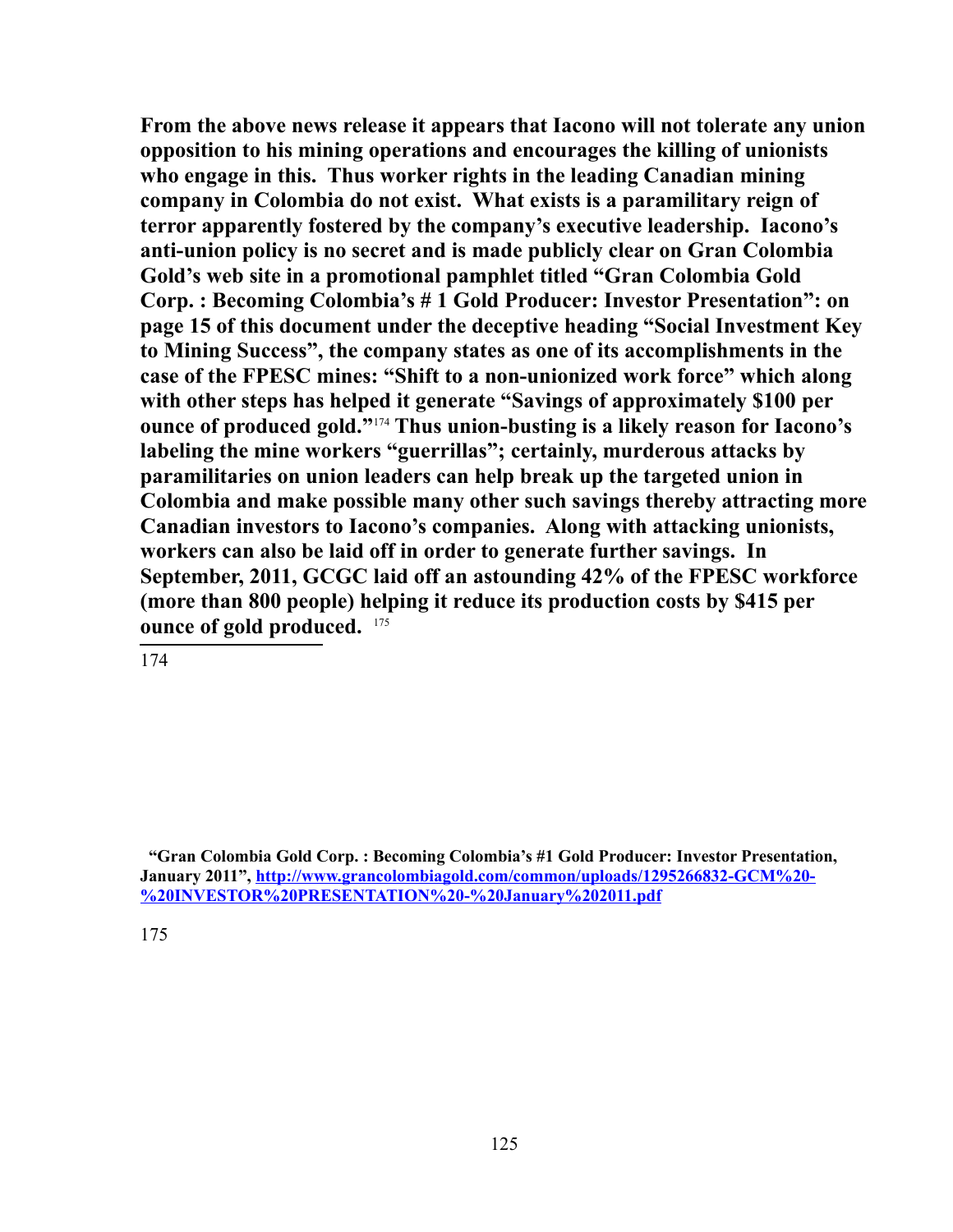**From the above news release it appears that Iacono will not tolerate any union opposition to his mining operations and encourages the killing of unionists who engage in this. Thus worker rights in the leading Canadian mining company in Colombia do not exist. What exists is a paramilitary reign of terror apparently fostered by the company's executive leadership. Iacono's anti-union policy is no secret and is made publicly clear on Gran Colombia Gold's web site in a promotional pamphlet titled "Gran Colombia Gold Corp. : Becoming Colombia's # 1 Gold Producer: Investor Presentation": on page 15 of this document under the deceptive heading "Social Investment Key to Mining Success", the company states as one of its accomplishments in the case of the FPESC mines: "Shift to a non-unionized work force" which along with other steps has helped it generate "Savings of approximately $100 per ounce of produced gold."[174] Thus union-busting is a likely reason for Iacono's labeling the mine workers "guerrillas"; certainly, murderous attacks by paramilitaries on union leaders can help break up the targeted union in Colombia and make possible many other such savings thereby attracting more Canadian investors to Iacono's companies. Along with attacking unionists, workers can also be laid off in order to generate further savings. In September, 2011, GCGC laid off an astounding 42% of the FPESC workforce (more than 800 people) helping it reduce its production costs by $415 per ounce of gold produced.** [175]

---

174 **"Gran Colombia Gold Corp. : Becoming Colombia's #1 Gold Producer: Investor Presentation, January 2011", [http://www.grancolombiagold.com/common/uploads/1295266832-GCM%20-%20INVESTOR%20PRESENTATION%20-%20January%202011.pdf](http://www.grancolombiagold.com/common/uploads/1295266832-GCM%20-%20INVESTOR%20PRESENTATION%20-%20January%202011.pdf)**

175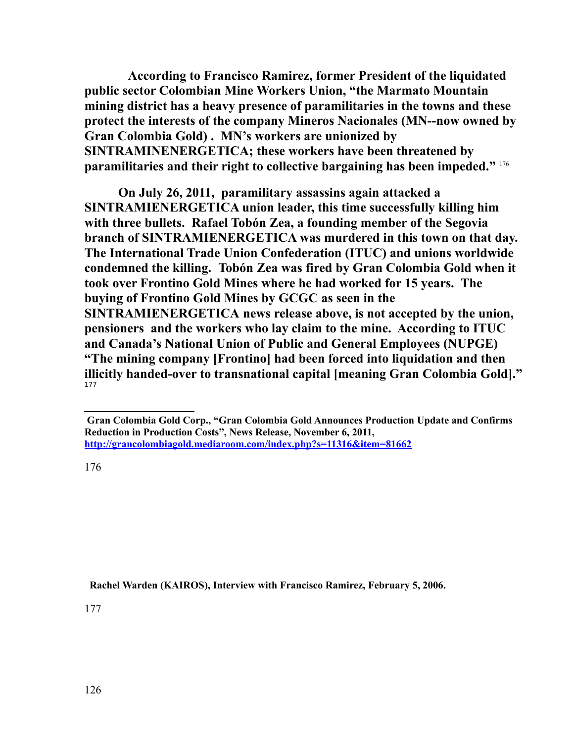**According to Francisco Ramirez, former President of the liquidated public sector Colombian Mine Workers Union, "the Marmato Mountain mining district has a heavy presence of paramilitaries in the towns and these protect the interests of the company Mineros Nacionales (MN--now owned by Gran Colombia Gold) . MN's workers are unionized by SINTRAMINENERGETICA; these workers have been threatened by paramilitaries and their right to collective bargaining has been impeded."** [176]

**On July 26, 2011, paramilitary assassins again attacked a SINTRAMIENERGETICA union leader, this time successfully killing him with three bullets. Rafael Tobón Zea, a founding member of the Segovia branch of SINTRAMIENERGETICA was murdered in this town on that day. The International Trade Union Confederation (ITUC) and unions worldwide condemned the killing. Tobón Zea was fired by Gran Colombia Gold when it took over Frontino Gold Mines where he had worked for 15 years. The buying of Frontino Gold Mines by GCGC as seen in the SINTRAMIENERGETICA news release above, is not accepted by the union, pensioners and the workers who lay claim to the mine. According to ITUC and Canada's National Union of Public and General Employees (NUPGE) "The mining company [Frontino] had been forced into liquidation and then illicitly handed-over to transnational capital [meaning Gran Colombia Gold]."** [177]

---

**Gran Colombia Gold Corp., "Gran Colombia Gold Announces Production Update and Confirms Reduction in Production Costs", News Release, November 6, 2011, http://grancolombiagold.mediaroom.com/index.php?s=11316&item=81662**

176 **Rachel Warden (KAIROS), Interview with Francisco Ramirez, February 5, 2006.**

177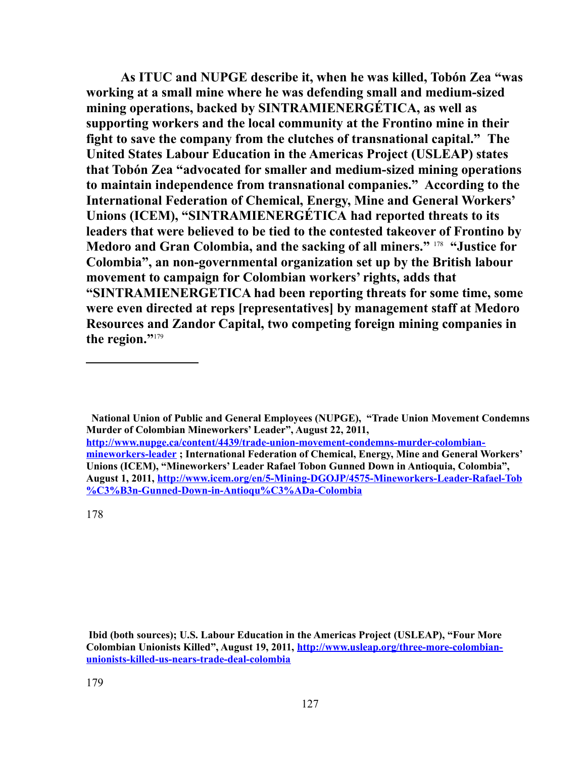**As ITUC and NUPGE describe it, when he was killed, Tobón Zea "was working at a small mine where he was defending small and medium-sized mining operations, backed by SINTRAMIENERGÉTICA, as well as supporting workers and the local community at the Frontino mine in their fight to save the company from the clutches of transnational capital." The United States Labour Education in the Americas Project (USLEAP) states that Tobón Zea "advocated for smaller and medium-sized mining operations to maintain independence from transnational companies." According to the International Federation of Chemical, Energy, Mine and General Workers' Unions (ICEM), "SINTRAMIENERGÉTICA had reported threats to its leaders that were believed to be tied to the contested takeover of Frontino by Medoro and Gran Colombia, and the sacking of all miners."** [178] **"Justice for Colombia", an non-governmental organization set up by the British labour movement to campaign for Colombian workers' rights, adds that "SINTRAMIENERGETICA had been reporting threats for some time, some were even directed at reps [representatives] by management staff at Medoro Resources and Zandor Capital, two competing foreign mining companies in the region."**[179]

---

**National Union of Public and General Employees (NUPGE), "Trade Union Movement Condemns Murder of Colombian Mineworkers' Leader", August 22, 2011, [http://www.nupge.ca/content/4439/trade-union-movement-condemns-murder-colombian-mineworkers-leader](http://www.nupge.ca/content/4439/trade-union-movement-condemns-murder-colombian-mineworkers-leader) ; International Federation of Chemical, Energy, Mine and General Workers' Unions (ICEM), "Mineworkers' Leader Rafael Tobon Gunned Down in Antioquia, Colombia", August 1, 2011, [http://www.icem.org/en/5-Mining-DGOJP/4575-Mineworkers-Leader-Rafael-Tob%C3%B3n-Gunned-Down-in-Antioqu%C3%ADa-Colombia](http://www.icem.org/en/5-Mining-DGOJP/4575-Mineworkers-Leader-Rafael-Tob%C3%B3n-Gunned-Down-in-Antioqu%C3%ADa-Colombia)**

178

**Ibid (both sources); U.S. Labour Education in the Americas Project (USLEAP), "Four More Colombian Unionists Killed", August 19, 2011, [http://www.usleap.org/three-more-colombian-unionists-killed-us-nears-trade-deal-colombia](http://www.usleap.org/three-more-colombian-unionists-killed-us-nears-trade-deal-colombia)**

179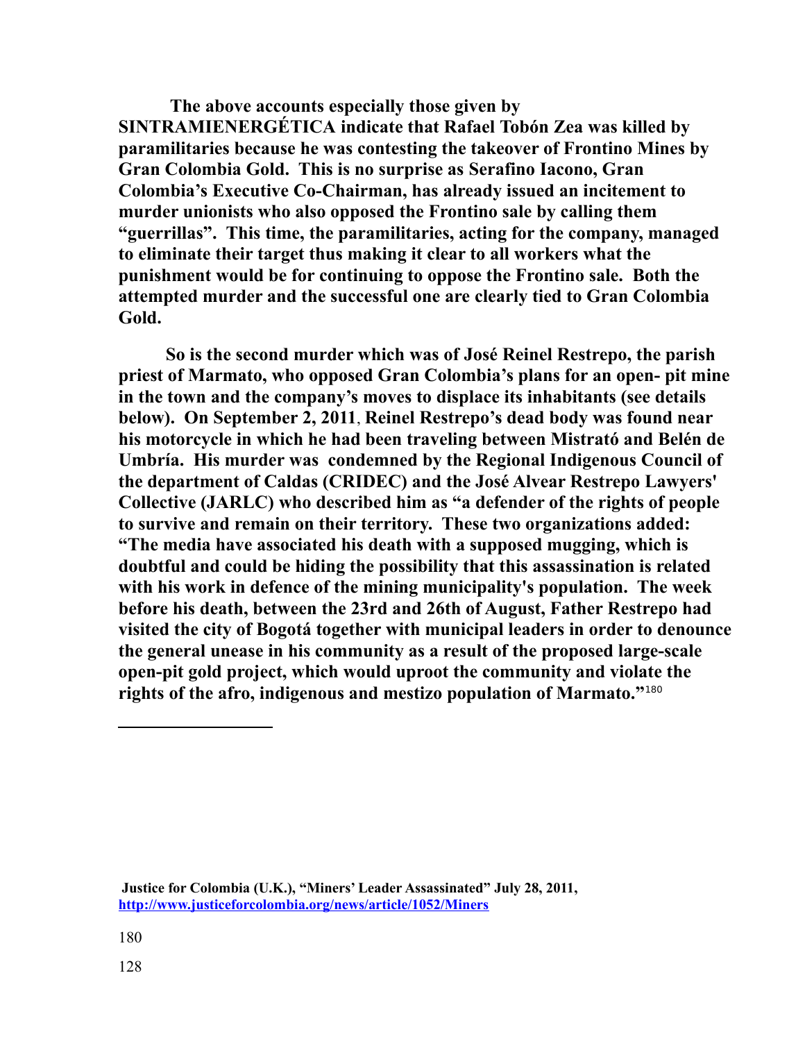**The above accounts especially those given by SINTRAMIENERGÉTICA indicate that Rafael Tobón Zea was killed by paramilitaries because he was contesting the takeover of Frontino Mines by Gran Colombia Gold. This is no surprise as Serafino Iacono, Gran Colombia's Executive Co-Chairman, has already issued an incitement to murder unionists who also opposed the Frontino sale by calling them "guerrillas". This time, the paramilitaries, acting for the company, managed to eliminate their target thus making it clear to all workers what the punishment would be for continuing to oppose the Frontino sale. Both the attempted murder and the successful one are clearly tied to Gran Colombia Gold.**

**So is the second murder which was of José Reinel Restrepo, the parish priest of Marmato, who opposed Gran Colombia's plans for an open- pit mine in the town and the company's moves to displace its inhabitants (see details below). On September 2, 2011, Reinel Restrepo's dead body was found near his motorcycle in which he had been traveling between Mistrató and Belén de Umbría. His murder was condemned by the Regional Indigenous Council of the department of Caldas (CRIDEC) and the José Alvear Restrepo Lawyers' Collective (JARLC) who described him as "a defender of the rights of people to survive and remain on their territory. These two organizations added: "The media have associated his death with a supposed mugging, which is doubtful and could be hiding the possibility that this assassination is related with his work in defence of the mining municipality's population. The week before his death, between the 23rd and 26th of August, Father Restrepo had visited the city of Bogotá together with municipal leaders in order to denounce the general unease in his community as a result of the proposed large-scale open-pit gold project, which would uproot the community and violate the rights of the afro, indigenous and mestizo population of Marmato."**[180]

---

**Justice for Colombia (U.K.), "Miners' Leader Assassinated" July 28, 2011,** http://www.justiceforcolombia.org/news/article/1052/Miners

180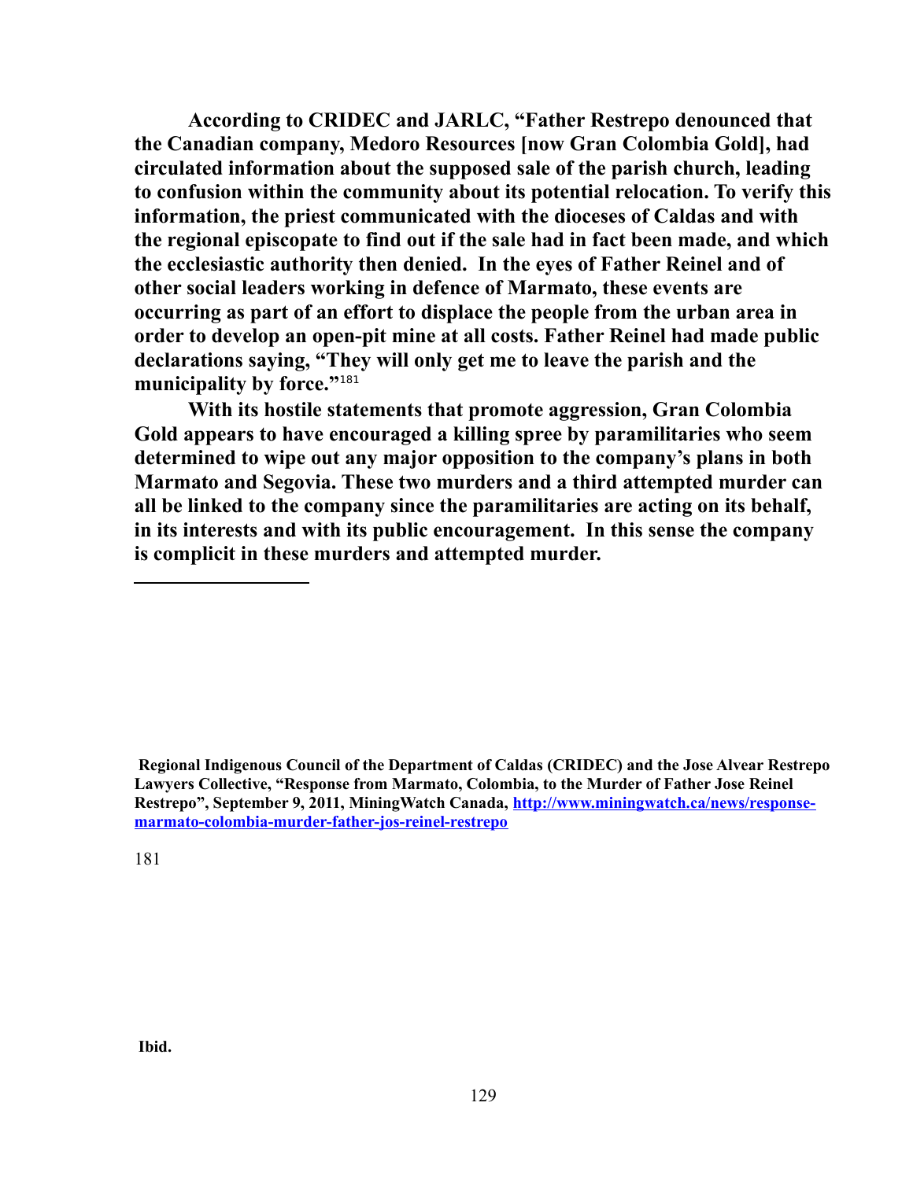**According to CRIDEC and JARLC, "Father Restrepo denounced that the Canadian company, Medoro Resources [now Gran Colombia Gold], had circulated information about the supposed sale of the parish church, leading to confusion within the community about its potential relocation. To verify this information, the priest communicated with the dioceses of Caldas and with the regional episcopate to find out if the sale had in fact been made, and which the ecclesiastic authority then denied. In the eyes of Father Reinel and of other social leaders working in defence of Marmato, these events are occurring as part of an effort to displace the people from the urban area in order to develop an open-pit mine at all costs. Father Reinel had made public declarations saying, "They will only get me to leave the parish and the municipality by force."**[181]

**With its hostile statements that promote aggression, Gran Colombia Gold appears to have encouraged a killing spree by paramilitaries who seem determined to wipe out any major opposition to the company's plans in both Marmato and Segovia. These two murders and a third attempted murder can all be linked to the company since the paramilitaries are acting on its behalf, in its interests and with its public encouragement. In this sense the company is complicit in these murders and attempted murder.**

---

**Regional Indigenous Council of the Department of Caldas (CRIDEC) and the Jose Alvear Restrepo Lawyers Collective, "Response from Marmato, Colombia, to the Murder of Father Jose Reinel Restrepo", September 9, 2011, MiningWatch Canada, [http://www.miningwatch.ca/news/response-marmato-colombia-murder-father-jos-reinel-restepo](http://www.miningwatch.ca/news/response-marmato-colombia-murder-father-jos-reinel-restrepo)**

181 **Ibid.**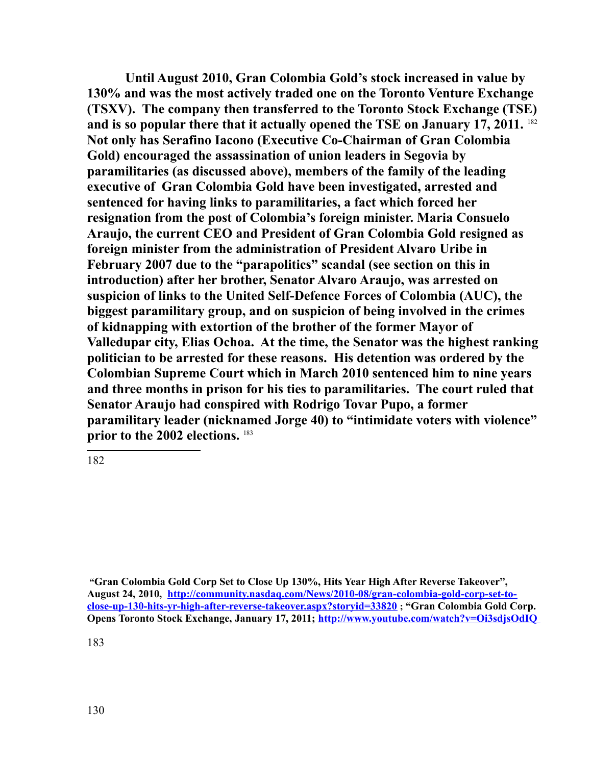**Until August 2010, Gran Colombia Gold's stock increased in value by 130% and was the most actively traded one on the Toronto Venture Exchange (TSXV). The company then transferred to the Toronto Stock Exchange (TSE) and is so popular there that it actually opened the TSE on January 17, 2011.** [182] **Not only has Serafino Iacono (Executive Co-Chairman of Gran Colombia Gold) encouraged the assassination of union leaders in Segovia by paramilitaries (as discussed above), members of the family of the leading executive of Gran Colombia Gold have been investigated, arrested and sentenced for having links to paramilitaries, a fact which forced her resignation from the post of Colombia's foreign minister. Maria Consuelo Araujo, the current CEO and President of Gran Colombia Gold resigned as foreign minister from the administration of President Alvaro Uribe in February 2007 due to the "parapolitics" scandal (see section on this in introduction) after her brother, Senator Alvaro Araujo, was arrested on suspicion of links to the United Self-Defence Forces of Colombia (AUC), the biggest paramilitary group, and on suspicion of being involved in the crimes of kidnapping with extortion of the brother of the former Mayor of Valledupar city, Elias Ochoa. At the time, the Senator was the highest ranking politician to be arrested for these reasons. His detention was ordered by the Colombian Supreme Court which in March 2010 sentenced him to nine years and three months in prison for his ties to paramilitaries. The court ruled that Senator Araujo had conspired with Rodrigo Tovar Pupo, a former paramilitary leader (nicknamed Jorge 40) to "intimidate voters with violence" prior to the 2002 elections.** [183]

---

182

**"Gran Colombia Gold Corp Set to Close Up 130%, Hits Year High After Reverse Takeover", August 24, 2010, [http://community.nasdaq.com/News/2010-08/gran-colombia-gold-corp-set-to-close-up-130-hits-yr-high-after-reverse-takeover.aspx?storyid=33820](http://community.nasdaq.com/News/2010-08/gran-colombia-gold-corp-set-to-close-up-130-hits-yr-high-after-reverse-takeover.aspx?storyid=33820) ; "Gran Colombia Gold Corp. Opens Toronto Stock Exchange, January 17, 2011; [http://www.youtube.com/watch?v=Oi3sdjsOdIQ](http://www.youtube.com/watch?v=Oi3sdjsOdIQ)**

183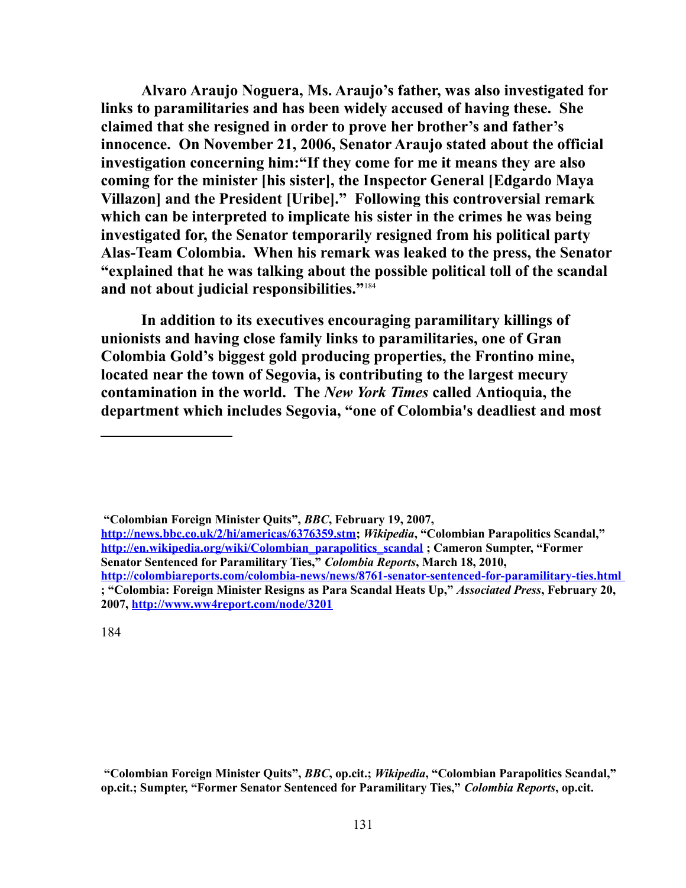**Alvaro Araujo Noguera, Ms. Araujo's father, was also investigated for links to paramilitaries and has been widely accused of having these. She claimed that she resigned in order to prove her brother's and father's innocence. On November 21, 2006, Senator Araujo stated about the official investigation concerning him:"If they come for me it means they are also coming for the minister [his sister], the Inspector General [Edgardo Maya Villazon] and the President [Uribe]." Following this controversial remark which can be interpreted to implicate his sister in the crimes he was being investigated for, the Senator temporarily resigned from his political party Alas-Team Colombia. When his remark was leaked to the press, the Senator "explained that he was talking about the possible political toll of the scandal and not about judicial responsibilities."**[184]

**In addition to its executives encouraging paramilitary killings of unionists and having close family links to paramilitaries, one of Gran Colombia Gold's biggest gold producing properties, the Frontino mine, located near the town of Segovia, is contributing to the largest mecury contamination in the world. The *New York Times* called Antioquia, the department which includes Segovia, "one of Colombia's deadliest and most**

---

**"Colombian Foreign Minister Quits", *BBC*, February 19, 2007, http://news.bbc.co.uk/2/hi/americas/6376359.stm; *Wikipedia*, "Colombian Parapolitics Scandal," http://en.wikipedia.org/wiki/Colombian_parapolitics_scandal ; Cameron Sumpter, "Former Senator Sentenced for Paramilitary Ties," *Colombia Reports*, March 18, 2010, http://colombiareports.com/colombia-news/news/8761-senator-sentenced-for-paramilitary-ties.html ; "Colombia: Foreign Minister Resigns as Para Scandal Heats Up," *Associated Press*, February 20, 2007, http://www.ww4report.com/node/3201**

184 **"Colombian Foreign Minister Quits", *BBC*, op.cit.; *Wikipedia*, "Colombian Parapolitics Scandal," op.cit.; Sumpter, "Former Senator Sentenced for Paramilitary Ties," *Colombia Reports*, op.cit.**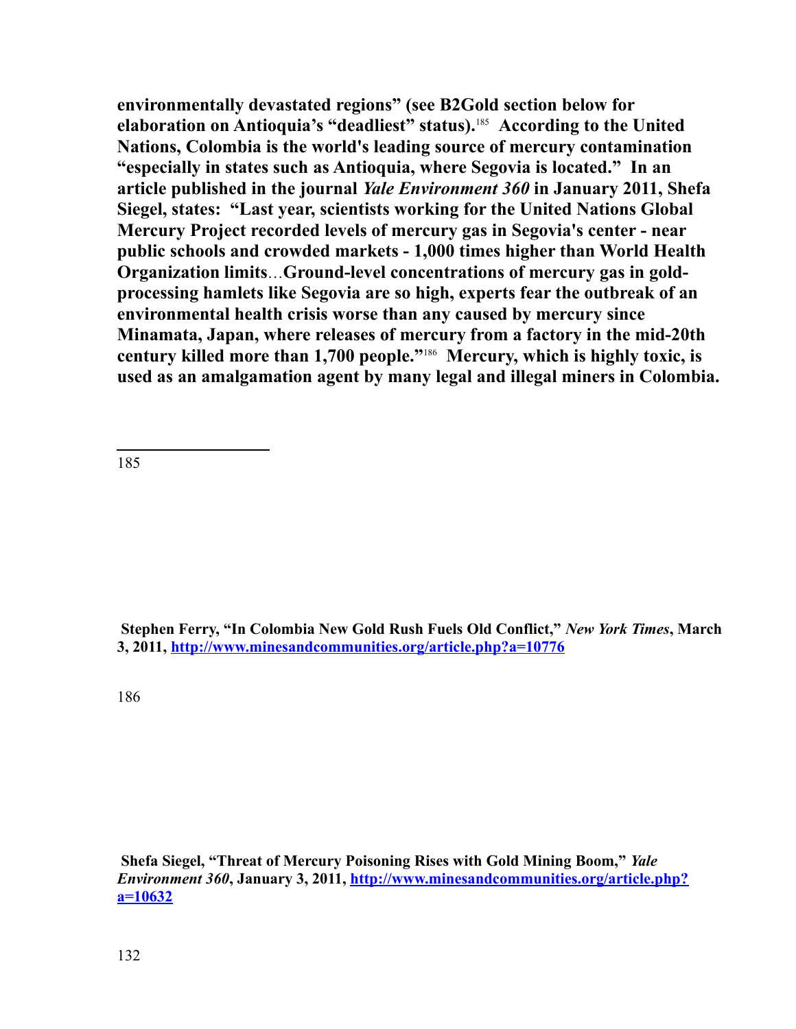**environmentally devastated regions" (see B2Gold section below for elaboration on Antioquia's "deadliest" status).**[185] **According to the United Nations, Colombia is the world's leading source of mercury contamination "especially in states such as Antioquia, where Segovia is located." In an article published in the journal *Yale Environment 360* in January 2011, Shefa Siegel, states: "Last year, scientists working for the United Nations Global Mercury Project recorded levels of mercury gas in Segovia's center - near public schools and crowded markets - 1,000 times higher than World Health Organization limits…Ground-level concentrations of mercury gas in gold-processing hamlets like Segovia are so high, experts fear the outbreak of an environmental health crisis worse than any caused by mercury since Minamata, Japan, where releases of mercury from a factory in the mid-20th century killed more than 1,700 people."**[186] **Mercury, which is highly toxic, is used as an amalgamation agent by many legal and illegal miners in Colombia.**

---

185 **Stephen Ferry, "In Colombia New Gold Rush Fuels Old Conflict," *New York Times*, March 3, 2011, [http://www.minesandcommunities.org/article.php?a=10776](http://www.minesandcommunities.org/article.php?a=10776)**

186 **Shefa Siegel, "Threat of Mercury Poisoning Rises with Gold Mining Boom," *Yale Environment 360*, January 3, 2011, [http://www.minesandcommunities.org/article.php?a=10632](http://www.minesandcommunities.org/article.php?a=10632)**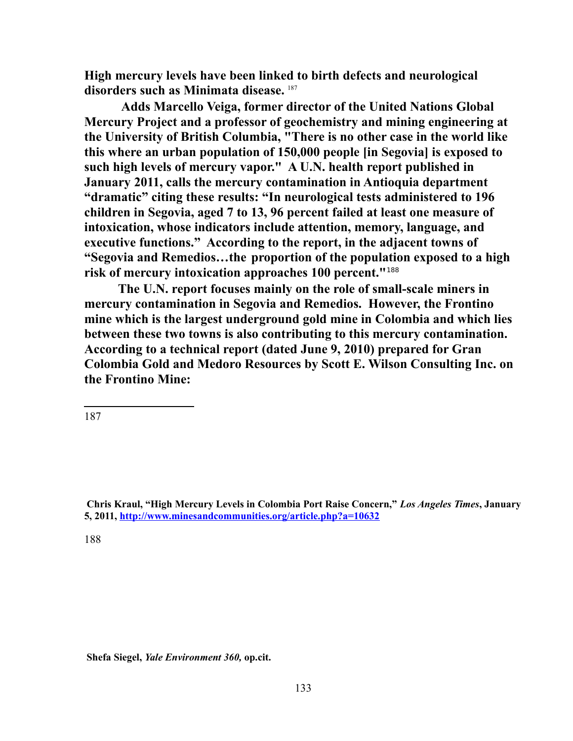**High mercury levels have been linked to birth defects and neurological disorders such as Minimata disease.** [187]

**Adds Marcello Veiga, former director of the United Nations Global Mercury Project and a professor of geochemistry and mining engineering at the University of British Columbia, "There is no other case in the world like this where an urban population of 150,000 people [in Segovia] is exposed to such high levels of mercury vapor." A U.N. health report published in January 2011, calls the mercury contamination in Antioquia department "dramatic" citing these results: "In neurological tests administered to 196 children in Segovia, aged 7 to 13, 96 percent failed at least one measure of intoxication, whose indicators include attention, memory, language, and executive functions." According to the report, in the adjacent towns of "Segovia and Remedios…the proportion of the population exposed to a high risk of mercury intoxication approaches 100 percent."**[188]

**The U.N. report focuses mainly on the role of small-scale miners in mercury contamination in Segovia and Remedios. However, the Frontino mine which is the largest underground gold mine in Colombia and which lies between these two towns is also contributing to this mercury contamination. According to a technical report (dated June 9, 2010) prepared for Gran Colombia Gold and Medoro Resources by Scott E. Wilson Consulting Inc. on the Frontino Mine:**

---

187 **Chris Kraul, "High Mercury Levels in Colombia Port Raise Concern,"** ***Los Angeles Times*****, January 5, 2011, [http://www.minesandcommunities.org/article.php?a=10632](http://www.minesandcommunities.org/article.php?a=10632)**

188 **Shefa Siegel,** ***Yale Environment 360,*** **op.cit.**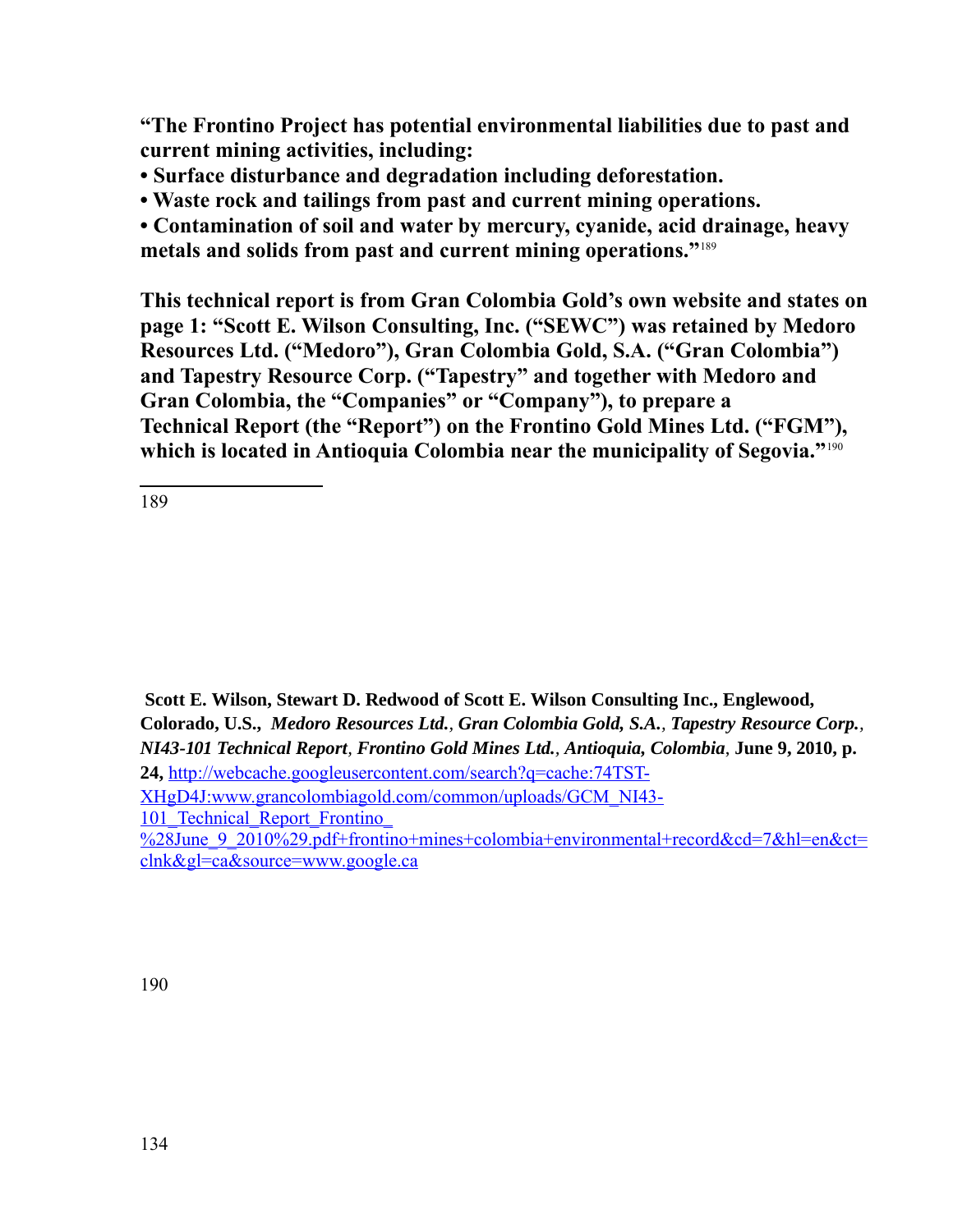**"The Frontino Project has potential environmental liabilities due to past and current mining activities, including:**
**• Surface disturbance and degradation including deforestation.**
**• Waste rock and tailings from past and current mining operations.**
**• Contamination of soil and water by mercury, cyanide, acid drainage, heavy metals and solids from past and current mining operations."**[189]

**This technical report is from Gran Colombia Gold's own website and states on page 1: "Scott E. Wilson Consulting, Inc. ("SEWC") was retained by Medoro Resources Ltd. ("Medoro"), Gran Colombia Gold, S.A. ("Gran Colombia") and Tapestry Resource Corp. ("Tapestry" and together with Medoro and Gran Colombia, the "Companies" or "Company"), to prepare a Technical Report (the "Report") on the Frontino Gold Mines Ltd. ("FGM"), which is located in Antioquia Colombia near the municipality of Segovia."**[190]

---

189

**Scott E. Wilson, Stewart D. Redwood of Scott E. Wilson Consulting Inc., Englewood, Colorado, U.S.,** ***Medoro Resources Ltd.***, ***Gran Colombia Gold, S.A.***, ***Tapestry Resource Corp.***, ***NI43-101 Technical Report***, ***Frontino Gold Mines Ltd.***, ***Antioquia, Colombia***, **June 9, 2010, p. 24,** http://webcache.googleusercontent.com/search?q=cache:74TST-XHgD4J:www.grancolombiagold.com/common/uploads/GCM_NI43-101_Technical_Report_Frontino_%28June_9_2010%29.pdf+frontino+mines+colombia+environmental+record&cd=7&hl=en&ct=clnk&gl=ca&source=www.google.ca

190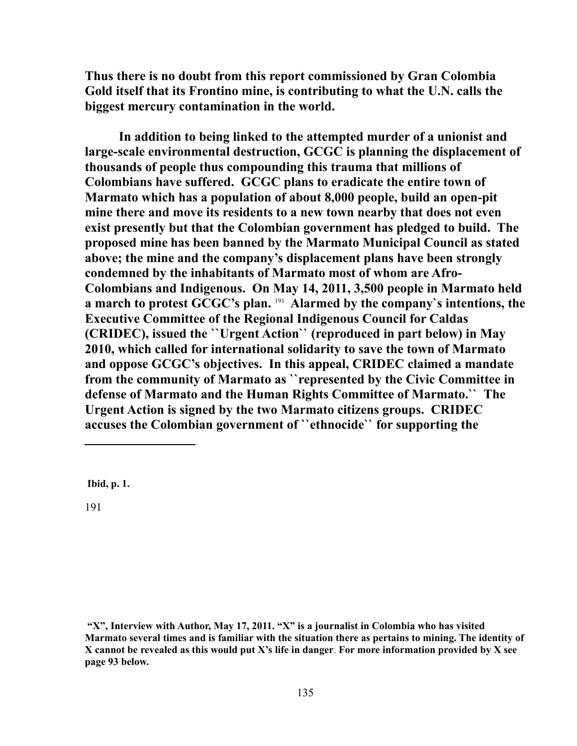**Thus there is no doubt from this report commissioned by Gran Colombia Gold itself that its Frontino mine, is contributing to what the U.N. calls the biggest mercury contamination in the world.**

**In addition to being linked to the attempted murder of a unionist and large-scale environmental destruction, GCGC is planning the displacement of thousands of people thus compounding this trauma that millions of Colombians have suffered. GCGC plans to eradicate the entire town of Marmato which has a population of about 8,000 people, build an open-pit mine there and move its residents to a new town nearby that does not even exist presently but that the Colombian government has pledged to build. The proposed mine has been banned by the Marmato Municipal Council as stated above; the mine and the company's displacement plans have been strongly condemned by the inhabitants of Marmato most of whom are Afro-Colombians and Indigenous. On May 14, 2011, 3,500 people in Marmato held a march to protest GCGC's plan.** [191] **Alarmed by the company`s intentions, the Executive Committee of the Regional Indigenous Council for Caldas (CRIDEC), issued the ``Urgent Action`` (reproduced in part below) in May 2010, which called for international solidarity to save the town of Marmato and oppose GCGC's objectives. In this appeal, CRIDEC claimed a mandate from the community of Marmato as ``represented by the Civic Committee in defense of Marmato and the Human Rights Committee of Marmato.`` The Urgent Action is signed by the two Marmato citizens groups. CRIDEC accuses the Colombian government of ``ethnocide`` for supporting the**

---

**Ibid, p. 1.**

191

**"X", Interview with Author, May 17, 2011. "X" is a journalist in Colombia who has visited Marmato several times and is familiar with the situation there as pertains to mining. The identity of X cannot be revealed as this would put X's life in danger. For more information provided by X see page 93 below.**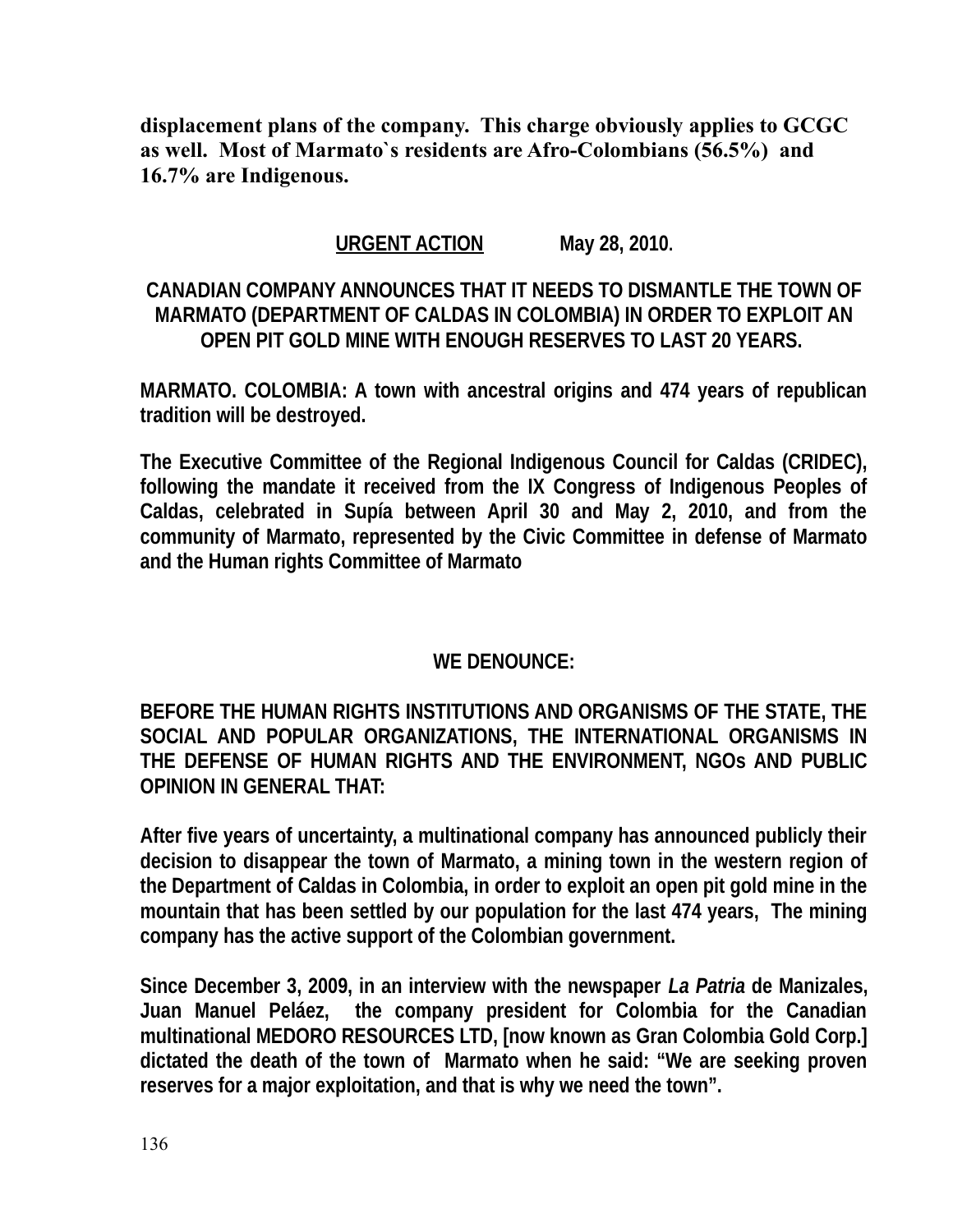**displacement plans of the company. This charge obviously applies to GCGC as well. Most of Marmato`s residents are Afro-Colombians (56.5%) and 16.7% are Indigenous.**

**URGENT ACTION May 28, 2010.**

**CANADIAN COMPANY ANNOUNCES THAT IT NEEDS TO DISMANTLE THE TOWN OF MARMATO (DEPARTMENT OF CALDAS IN COLOMBIA) IN ORDER TO EXPLOIT AN OPEN PIT GOLD MINE WITH ENOUGH RESERVES TO LAST 20 YEARS.**

**MARMATO. COLOMBIA: A town with ancestral origins and 474 years of republican tradition will be destroyed.**

**The Executive Committee of the Regional Indigenous Council for Caldas (CRIDEC), following the mandate it received from the IX Congress of Indigenous Peoples of Caldas, celebrated in Supía between April 30 and May 2, 2010, and from the community of Marmato, represented by the Civic Committee in defense of Marmato and the Human rights Committee of Marmato**

**WE DENOUNCE:**

**BEFORE THE HUMAN RIGHTS INSTITUTIONS AND ORGANISMS OF THE STATE, THE SOCIAL AND POPULAR ORGANIZATIONS, THE INTERNATIONAL ORGANISMS IN THE DEFENSE OF HUMAN RIGHTS AND THE ENVIRONMENT, NGOs AND PUBLIC OPINION IN GENERAL THAT:**

**After five years of uncertainty, a multinational company has announced publicly their decision to disappear the town of Marmato, a mining town in the western region of the Department of Caldas in Colombia, in order to exploit an open pit gold mine in the mountain that has been settled by our population for the last 474 years, The mining company has the active support of the Colombian government.**

**Since December 3, 2009, in an interview with the newspaper *La Patria* de Manizales, Juan Manuel Peláez, the company president for Colombia for the Canadian multinational MEDORO RESOURCES LTD, [now known as Gran Colombia Gold Corp.] dictated the death of the town of Marmato when he said: "We are seeking proven reserves for a major exploitation, and that is why we need the town".**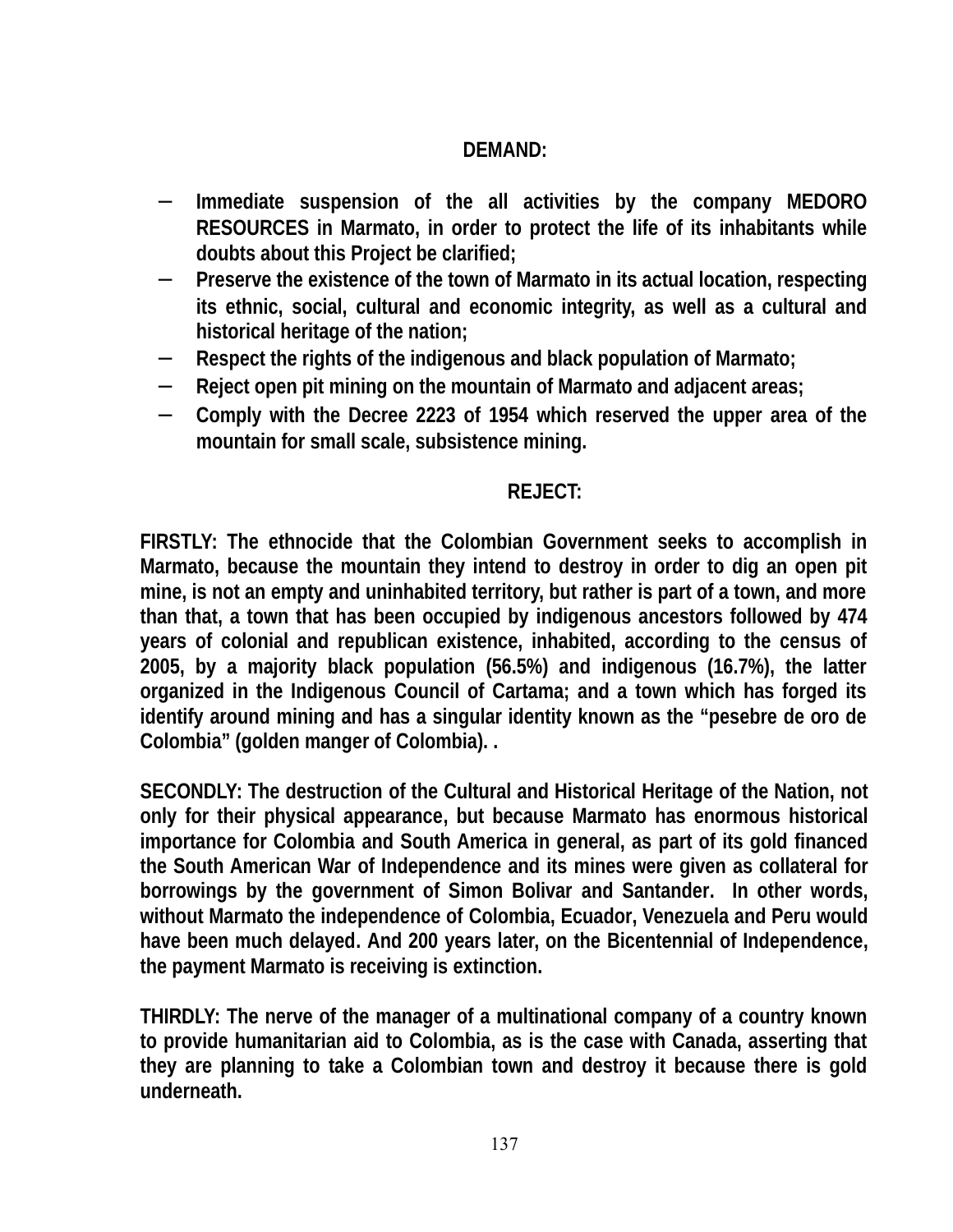**DEMAND:**

- **Immediate suspension of the all activities by the company MEDORO RESOURCES in Marmato, in order to protect the life of its inhabitants while doubts about this Project be clarified;**
- **Preserve the existence of the town of Marmato in its actual location, respecting its ethnic, social, cultural and economic integrity, as well as a cultural and historical heritage of the nation;**
- **Respect the rights of the indigenous and black population of Marmato;**
- **Reject open pit mining on the mountain of Marmato and adjacent areas;**
- **Comply with the Decree 2223 of 1954 which reserved the upper area of the mountain for small scale, subsistence mining.**

**REJECT:**

**FIRSTLY: The ethnocide that the Colombian Government seeks to accomplish in Marmato, because the mountain they intend to destroy in order to dig an open pit mine, is not an empty and uninhabited territory, but rather is part of a town, and more than that, a town that has been occupied by indigenous ancestors followed by 474 years of colonial and republican existence, inhabited, according to the census of 2005, by a majority black population (56.5%) and indigenous (16.7%), the latter organized in the Indigenous Council of Cartama; and a town which has forged its identify around mining and has a singular identity known as the "pesebre de oro de Colombia" (golden manger of Colombia). .**

**SECONDLY: The destruction of the Cultural and Historical Heritage of the Nation, not only for their physical appearance, but because Marmato has enormous historical importance for Colombia and South America in general, as part of its gold financed the South American War of Independence and its mines were given as collateral for borrowings by the government of Simon Bolivar and Santander. In other words, without Marmato the independence of Colombia, Ecuador, Venezuela and Peru would have been much delayed. And 200 years later, on the Bicentennial of Independence, the payment Marmato is receiving is extinction.**

**THIRDLY: The nerve of the manager of a multinational company of a country known to provide humanitarian aid to Colombia, as is the case with Canada, asserting that they are planning to take a Colombian town and destroy it because there is gold underneath.**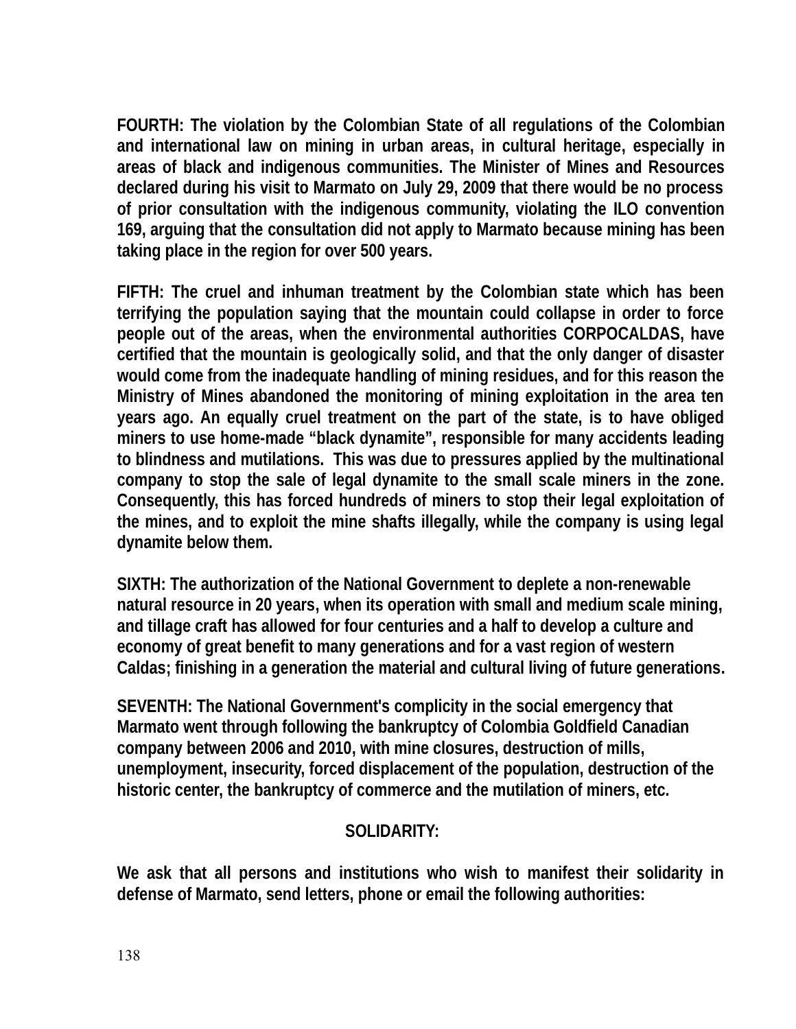**FOURTH: The violation by the Colombian State of all regulations of the Colombian and international law on mining in urban areas, in cultural heritage, especially in areas of black and indigenous communities. The Minister of Mines and Resources declared during his visit to Marmato on July 29, 2009 that there would be no process of prior consultation with the indigenous community, violating the ILO convention 169, arguing that the consultation did not apply to Marmato because mining has been taking place in the region for over 500 years.**

**FIFTH: The cruel and inhuman treatment by the Colombian state which has been terrifying the population saying that the mountain could collapse in order to force people out of the areas, when the environmental authorities CORPOCALDAS, have certified that the mountain is geologically solid, and that the only danger of disaster would come from the inadequate handling of mining residues, and for this reason the Ministry of Mines abandoned the monitoring of mining exploitation in the area ten years ago. An equally cruel treatment on the part of the state, is to have obliged miners to use home-made "black dynamite", responsible for many accidents leading to blindness and mutilations. This was due to pressures applied by the multinational company to stop the sale of legal dynamite to the small scale miners in the zone. Consequently, this has forced hundreds of miners to stop their legal exploitation of the mines, and to exploit the mine shafts illegally, while the company is using legal dynamite below them.**

**SIXTH: The authorization of the National Government to deplete a non-renewable natural resource in 20 years, when its operation with small and medium scale mining, and tillage craft has allowed for four centuries and a half to develop a culture and economy of great benefit to many generations and for a vast region of western Caldas; finishing in a generation the material and cultural living of future generations.**

**SEVENTH: The National Government's complicity in the social emergency that Marmato went through following the bankruptcy of Colombia Goldfield Canadian company between 2006 and 2010, with mine closures, destruction of mills, unemployment, insecurity, forced displacement of the population, destruction of the historic center, the bankruptcy of commerce and the mutilation of miners, etc.**

## SOLIDARITY:

**We ask that all persons and institutions who wish to manifest their solidarity in defense of Marmato, send letters, phone or email the following authorities:**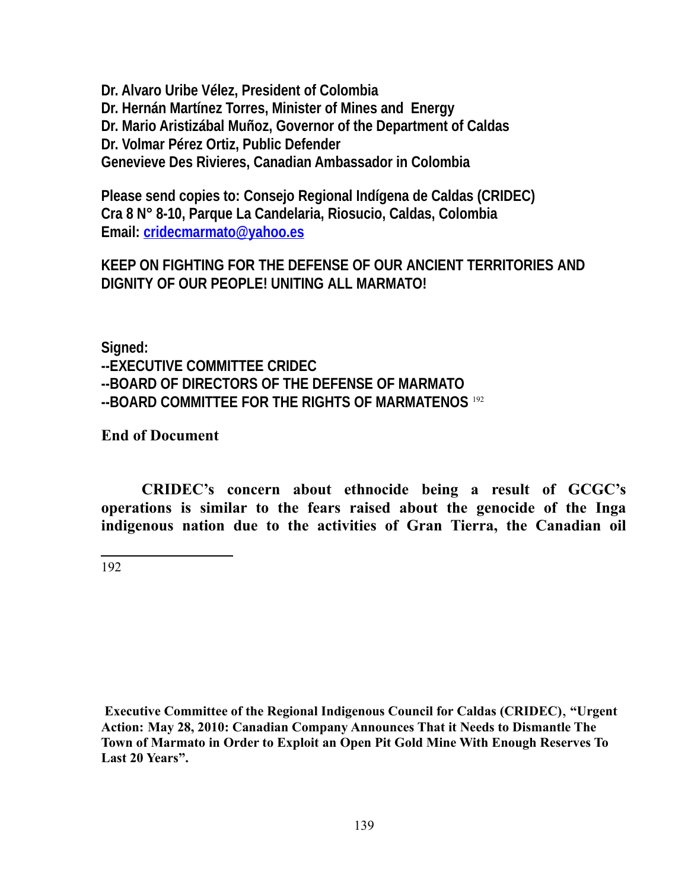**Dr. Alvaro Uribe Vélez, President of Colombia**
**Dr. Hernán Martínez Torres, Minister of Mines and Energy**
**Dr. Mario Aristizábal Muñoz, Governor of the Department of Caldas**
**Dr. Volmar Pérez Ortiz, Public Defender**
**Genevieve Des Rivieres, Canadian Ambassador in Colombia**

**Please send copies to: Consejo Regional Indígena de Caldas (CRIDEC)**
**Cra 8 N° 8-10, Parque La Candelaria, Riosucio, Caldas, Colombia**
**Email: cridecmarmato@yahoo.es**

**KEEP ON FIGHTING FOR THE DEFENSE OF OUR ANCIENT TERRITORIES AND DIGNITY OF OUR PEOPLE! UNITING ALL MARMATO!**

**Signed:**
**--EXECUTIVE COMMITTEE CRIDEC**
**--BOARD OF DIRECTORS OF THE DEFENSE OF MARMATO**
**--BOARD COMMITTEE FOR THE RIGHTS OF MARMATENOS** [192]

**End of Document**

**CRIDEC's concern about ethnocide being a result of GCGC's operations is similar to the fears raised about the genocide of the Inga indigenous nation due to the activities of Gran Tierra, the Canadian oil**

---

192 **Executive Committee of the Regional Indigenous Council for Caldas (CRIDEC), "Urgent Action: May 28, 2010: Canadian Company Announces That it Needs to Dismantle The Town of Marmato in Order to Exploit an Open Pit Gold Mine With Enough Reserves To Last 20 Years".**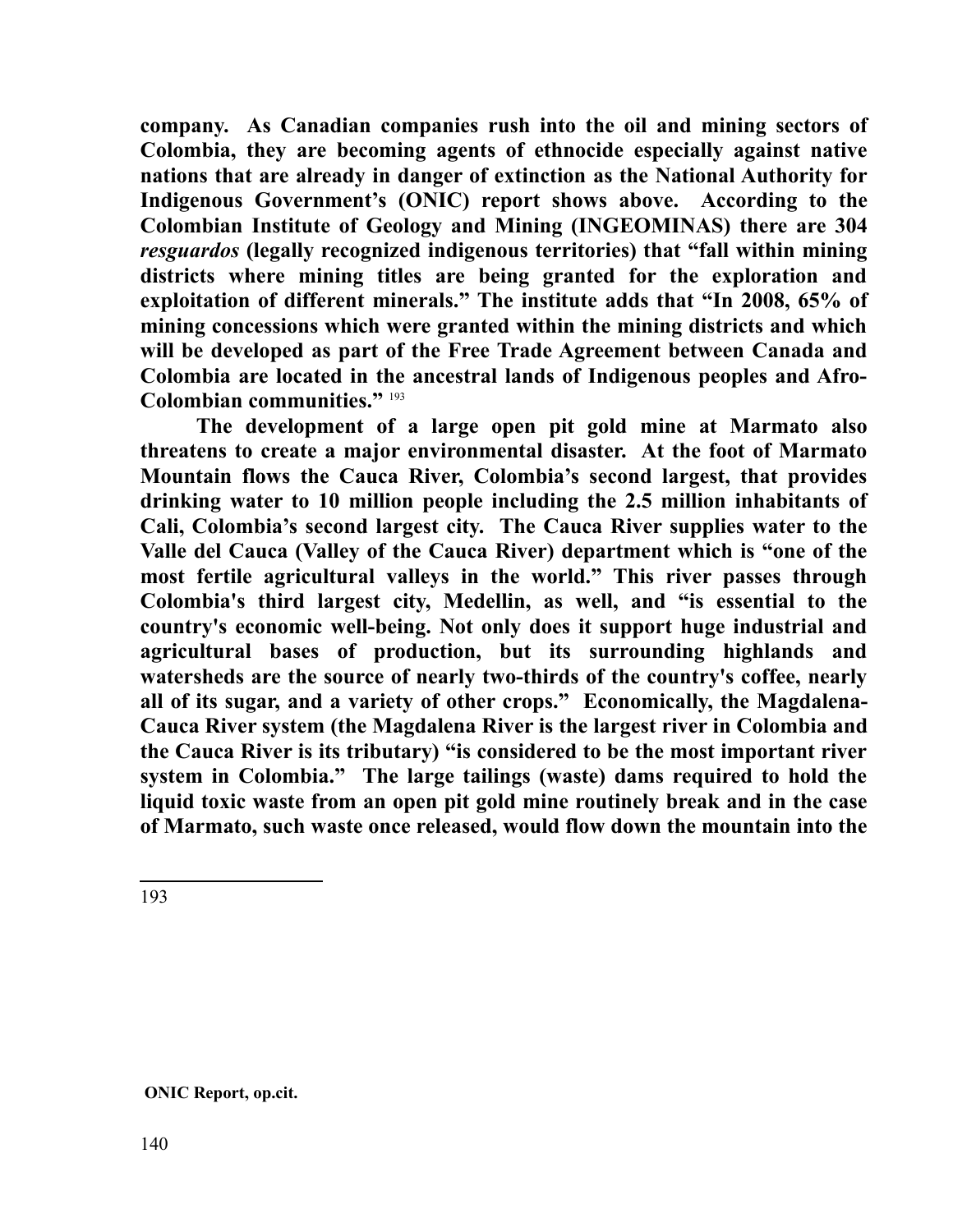**company. As Canadian companies rush into the oil and mining sectors of Colombia, they are becoming agents of ethnocide especially against native nations that are already in danger of extinction as the National Authority for Indigenous Government's (ONIC) report shows above. According to the Colombian Institute of Geology and Mining (INGEOMINAS) there are 304 *resguardos* (legally recognized indigenous territories) that "fall within mining districts where mining titles are being granted for the exploration and exploitation of different minerals." The institute adds that "In 2008, 65% of mining concessions which were granted within the mining districts and which will be developed as part of the Free Trade Agreement between Canada and Colombia are located in the ancestral lands of Indigenous peoples and Afro-Colombian communities."** [193]

**The development of a large open pit gold mine at Marmato also threatens to create a major environmental disaster. At the foot of Marmato Mountain flows the Cauca River, Colombia's second largest, that provides drinking water to 10 million people including the 2.5 million inhabitants of Cali, Colombia's second largest city. The Cauca River supplies water to the Valle del Cauca (Valley of the Cauca River) department which is "one of the most fertile agricultural valleys in the world." This river passes through Colombia's third largest city, Medellin, as well, and "is essential to the country's economic well-being. Not only does it support huge industrial and agricultural bases of production, but its surrounding highlands and watersheds are the source of nearly two-thirds of the country's coffee, nearly all of its sugar, and a variety of other crops." Economically, the Magdalena-Cauca River system (the Magdalena River is the largest river in Colombia and the Cauca River is its tributary) "is considered to be the most important river system in Colombia." The large tailings (waste) dams required to hold the liquid toxic waste from an open pit gold mine routinely break and in the case of Marmato, such waste once released, would flow down the mountain into the**

---

193 **ONIC Report, op.cit.**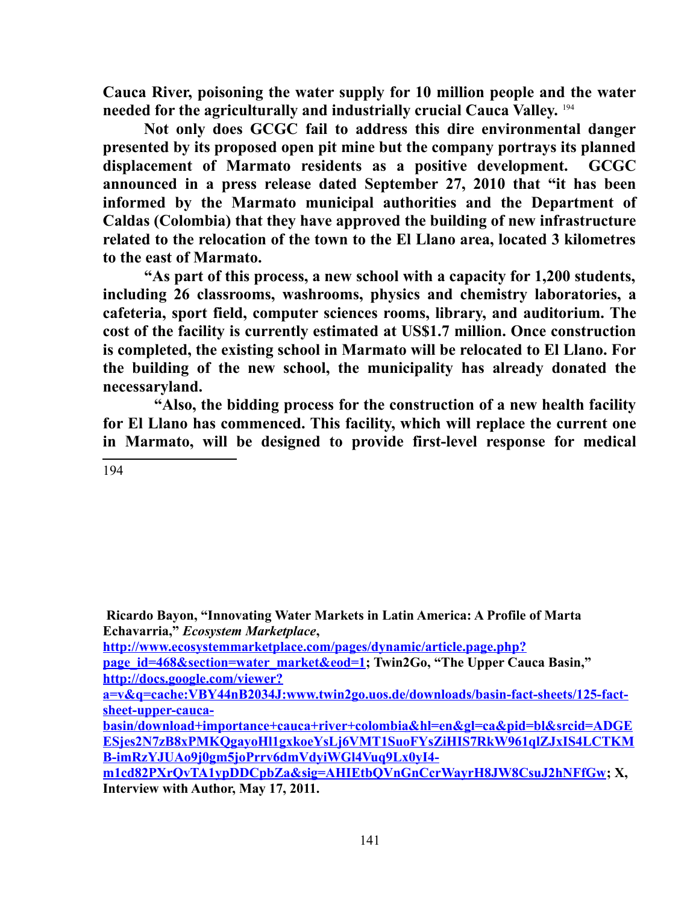**Cauca River, poisoning the water supply for 10 million people and the water needed for the agriculturally and industrially crucial Cauca Valley.** [194]

**Not only does GCGC fail to address this dire environmental danger presented by its proposed open pit mine but the company portrays its planned displacement of Marmato residents as a positive development. GCGC announced in a press release dated September 27, 2010 that "it has been informed by the Marmato municipal authorities and the Department of Caldas (Colombia) that they have approved the building of new infrastructure related to the relocation of the town to the El Llano area, located 3 kilometres to the east of Marmato.**

**"As part of this process, a new school with a capacity for 1,200 students, including 26 classrooms, washrooms, physics and chemistry laboratories, a cafeteria, sport field, computer sciences rooms, library, and auditorium. The cost of the facility is currently estimated at US$1.7 million. Once construction is completed, the existing school in Marmato will be relocated to El Llano. For the building of the new school, the municipality has already donated the necessaryland.**

**"Also, the bidding process for the construction of a new health facility for El Llano has commenced. This facility, which will replace the current one in Marmato, will be designed to provide first-level response for medical**

---

194 **Ricardo Bayon, "Innovating Water Markets in Latin America: A Profile of Marta Echavarria,"** ***Ecosystem Marketplace*****, http://www.ecosystemmarketplace.com/pages/dynamic/article.page.php?page_id=468&section=water_market&eod=1; Twin2Go, "The Upper Cauca Basin," http://docs.google.com/viewer?a=v&q=cache:VBY44nB2034J:www.twin2go.uos.de/downloads/basin-fact-sheets/125-fact-sheet-upper-cauca-basin/download+importance+cauca+river+colombia&hl=en&gl=ca&pid=bl&srcid=ADGEESjes2N7zB8xPMKQgayoHl1gxkoeYsLj6VMT1SuoFYsZiHIS7RkW961qlZJxIS4LCTKMB-imRzYJUAo9j0gm5joPrrv6dmVdyiWGl4Vuq9Lx0yI4-m1cd82PXrQvTA1ypDDCpbZa&sig=AHIEtbQVnGnCcrWayrH8JW8CsuJ2hNFfGw; X, Interview with Author, May 17, 2011.**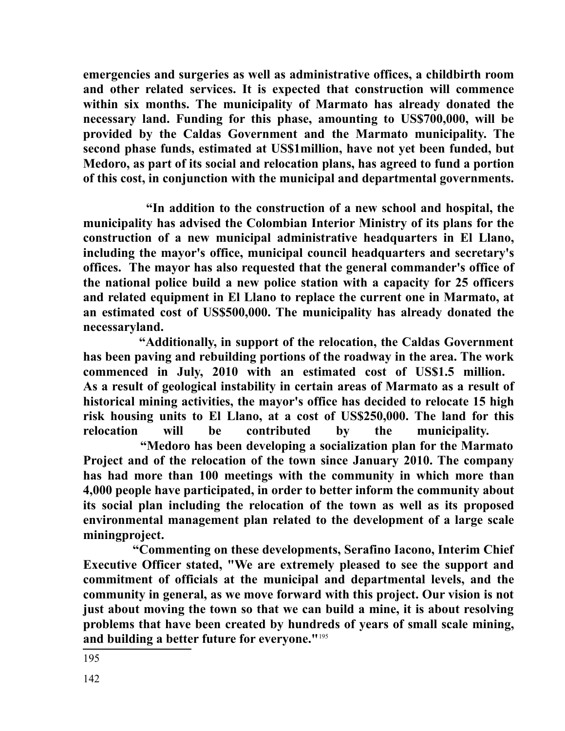**emergencies and surgeries as well as administrative offices, a childbirth room and other related services. It is expected that construction will commence within six months. The municipality of Marmato has already donated the necessary land. Funding for this phase, amounting to US$700,000, will be provided by the Caldas Government and the Marmato municipality. The second phase funds, estimated at US$1million, have not yet been funded, but Medoro, as part of its social and relocation plans, has agreed to fund a portion of this cost, in conjunction with the municipal and departmental governments.**

**"In addition to the construction of a new school and hospital, the municipality has advised the Colombian Interior Ministry of its plans for the construction of a new municipal administrative headquarters in El Llano, including the mayor's office, municipal council headquarters and secretary's offices. The mayor has also requested that the general commander's office of the national police build a new police station with a capacity for 25 officers and related equipment in El Llano to replace the current one in Marmato, at an estimated cost of US$500,000. The municipality has already donated the necessaryland.**

**"Additionally, in support of the relocation, the Caldas Government has been paving and rebuilding portions of the roadway in the area. The work commenced in July, 2010 with an estimated cost of US$1.5 million. As a result of geological instability in certain areas of Marmato as a result of historical mining activities, the mayor's office has decided to relocate 15 high risk housing units to El Llano, at a cost of US$250,000. The land for this relocation will be contributed by the municipality.**

**"Medoro has been developing a socialization plan for the Marmato Project and of the relocation of the town since January 2010. The company has had more than 100 meetings with the community in which more than 4,000 people have participated, in order to better inform the community about its social plan including the relocation of the town as well as its proposed environmental management plan related to the development of a large scale miningproject.**

**"Commenting on these developments, Serafino Iacono, Interim Chief Executive Officer stated, "We are extremely pleased to see the support and commitment of officials at the municipal and departmental levels, and the community in general, as we move forward with this project. Our vision is not just about moving the town so that we can build a mine, it is about resolving problems that have been created by hundreds of years of small scale mining, and building a better future for everyone."**[195]

---

195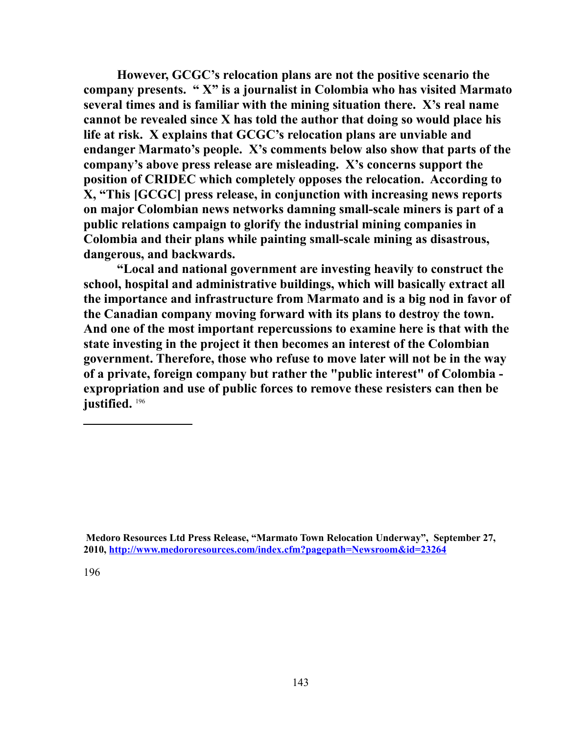**However, GCGC's relocation plans are not the positive scenario the company presents. " X" is a journalist in Colombia who has visited Marmato several times and is familiar with the mining situation there. X's real name cannot be revealed since X has told the author that doing so would place his life at risk. X explains that GCGC's relocation plans are unviable and endanger Marmato's people. X's comments below also show that parts of the company's above press release are misleading. X's concerns support the position of CRIDEC which completely opposes the relocation. According to X, "This [GCGC] press release, in conjunction with increasing news reports on major Colombian news networks damning small-scale miners is part of a public relations campaign to glorify the industrial mining companies in Colombia and their plans while painting small-scale mining as disastrous, dangerous, and backwards.**

**"Local and national government are investing heavily to construct the school, hospital and administrative buildings, which will basically extract all the importance and infrastructure from Marmato and is a big nod in favor of the Canadian company moving forward with its plans to destroy the town. And one of the most important repercussions to examine here is that with the state investing in the project it then becomes an interest of the Colombian government. Therefore, those who refuse to move later will not be in the way of a private, foreign company but rather the "public interest" of Colombia - expropriation and use of public forces to remove these resisters can then be justified.** [196]

---

**Medoro Resources Ltd Press Release, "Marmato Town Relocation Underway", September 27, 2010, http://www.medororesources.com/index.cfm?pagepath=Newsroom&id=23264**

196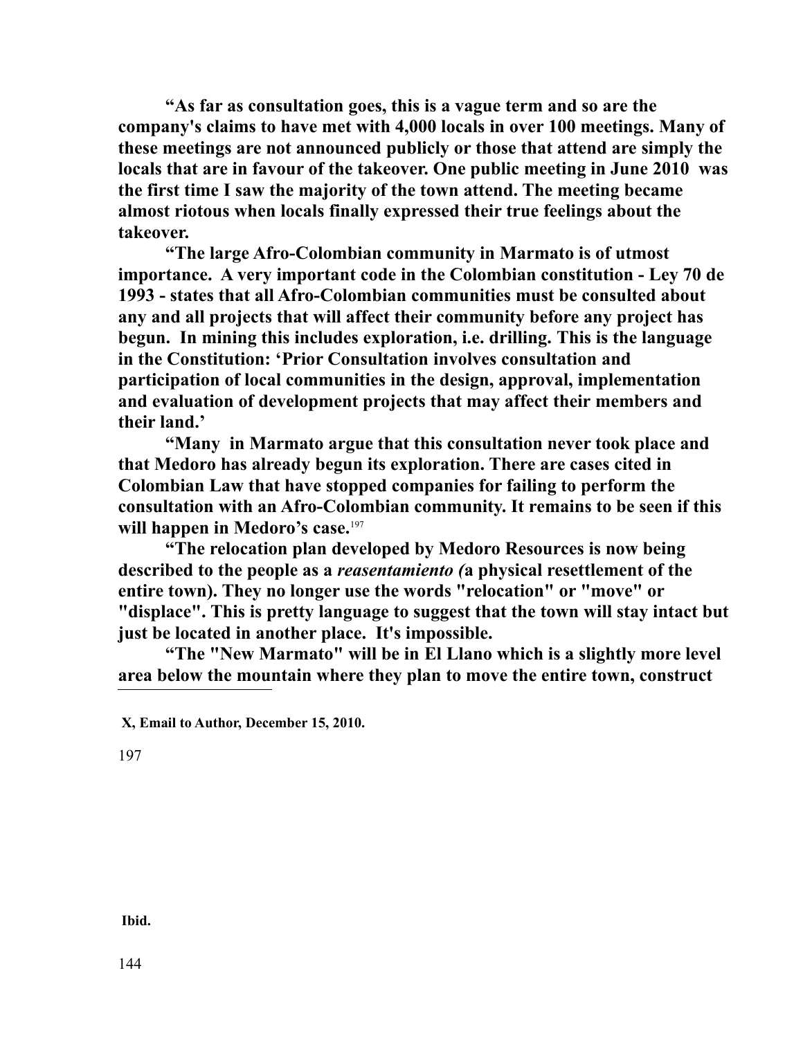**"As far as consultation goes, this is a vague term and so are the company's claims to have met with 4,000 locals in over 100 meetings. Many of these meetings are not announced publicly or those that attend are simply the locals that are in favour of the takeover. One public meeting in June 2010 was the first time I saw the majority of the town attend. The meeting became almost riotous when locals finally expressed their true feelings about the takeover.**

**"The large Afro-Colombian community in Marmato is of utmost importance. A very important code in the Colombian constitution - Ley 70 de 1993 - states that all Afro-Colombian communities must be consulted about any and all projects that will affect their community before any project has begun. In mining this includes exploration, i.e. drilling. This is the language in the Constitution: 'Prior Consultation involves consultation and participation of local communities in the design, approval, implementation and evaluation of development projects that may affect their members and their land.'**

**"Many in Marmato argue that this consultation never took place and that Medoro has already begun its exploration. There are cases cited in Colombian Law that have stopped companies for failing to perform the consultation with an Afro-Colombian community. It remains to be seen if this will happen in Medoro's case.**[197]

**"The relocation plan developed by Medoro Resources is now being described to the people as a *reasentamiento (*a physical resettlement of the entire town). They no longer use the words "relocation" or "move" or "displace". This is pretty language to suggest that the town will stay intact but just be located in another place. It's impossible.**

**"The "New Marmato" will be in El Llano which is a slightly more level area below the mountain where they plan to move the entire town, construct**

---

**X, Email to Author, December 15, 2010.**

197 **Ibid.**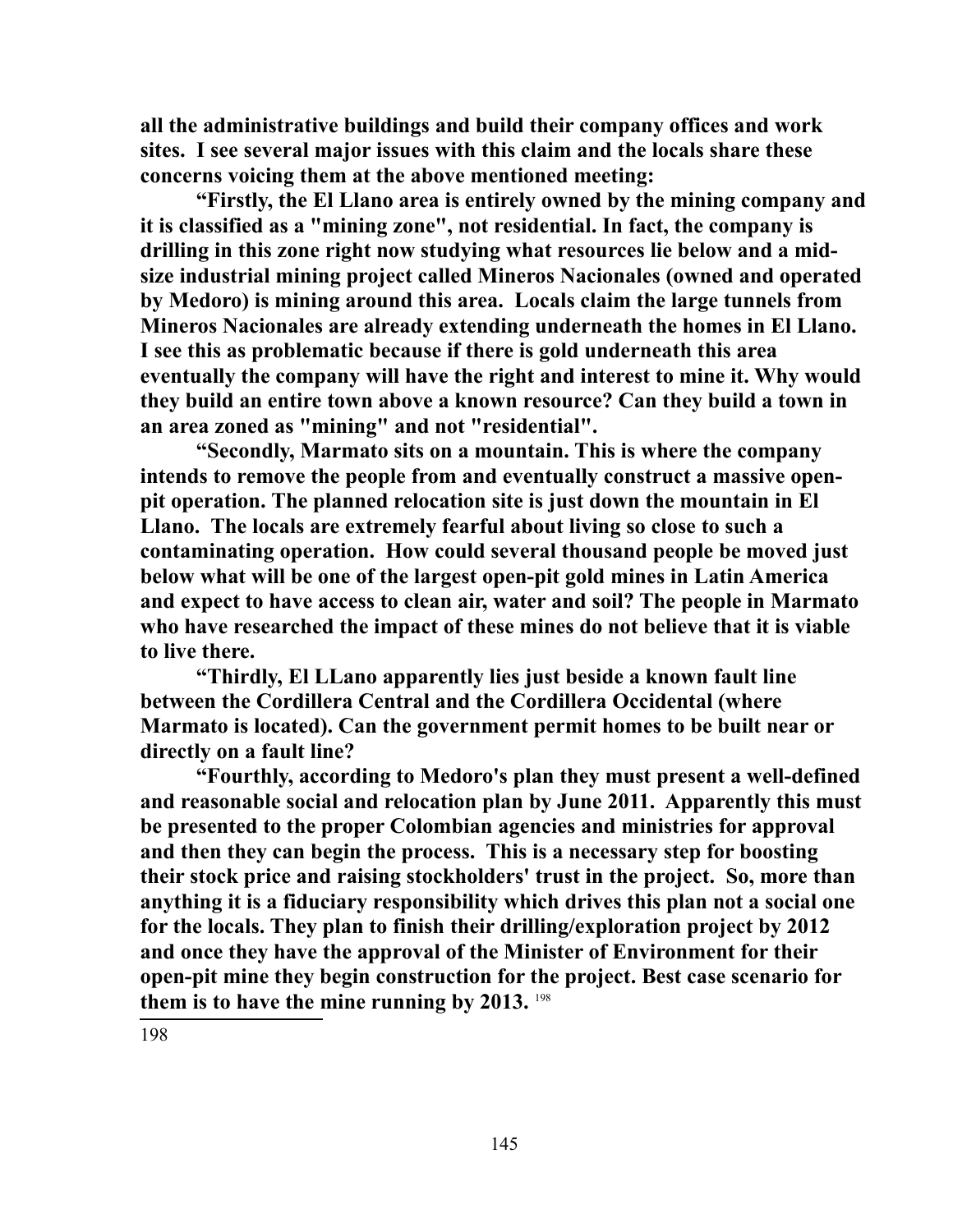**all the administrative buildings and build their company offices and work sites. I see several major issues with this claim and the locals share these concerns voicing them at the above mentioned meeting:**

**“Firstly, the El Llano area is entirely owned by the mining company and it is classified as a "mining zone", not residential. In fact, the company is drilling in this zone right now studying what resources lie below and a mid-size industrial mining project called Mineros Nacionales (owned and operated by Medoro) is mining around this area. Locals claim the large tunnels from Mineros Nacionales are already extending underneath the homes in El Llano. I see this as problematic because if there is gold underneath this area eventually the company will have the right and interest to mine it. Why would they build an entire town above a known resource? Can they build a town in an area zoned as "mining" and not "residential".**

**“Secondly, Marmato sits on a mountain. This is where the company intends to remove the people from and eventually construct a massive open-pit operation. The planned relocation site is just down the mountain in El Llano. The locals are extremely fearful about living so close to such a contaminating operation. How could several thousand people be moved just below what will be one of the largest open-pit gold mines in Latin America and expect to have access to clean air, water and soil? The people in Marmato who have researched the impact of these mines do not believe that it is viable to live there.**

**“Thirdly, El LLano apparently lies just beside a known fault line between the Cordillera Central and the Cordillera Occidental (where Marmato is located). Can the government permit homes to be built near or directly on a fault line?**

**“Fourthly, according to Medoro's plan they must present a well-defined and reasonable social and relocation plan by June 2011. Apparently this must be presented to the proper Colombian agencies and ministries for approval and then they can begin the process. This is a necessary step for boosting their stock price and raising stockholders' trust in the project. So, more than anything it is a fiduciary responsibility which drives this plan not a social one for the locals. They plan to finish their drilling/exploration project by 2012 and once they have the approval of the Minister of Environment for their open-pit mine they begin construction for the project. Best case scenario for them is to have the mine running by 2013.** [198]

---

198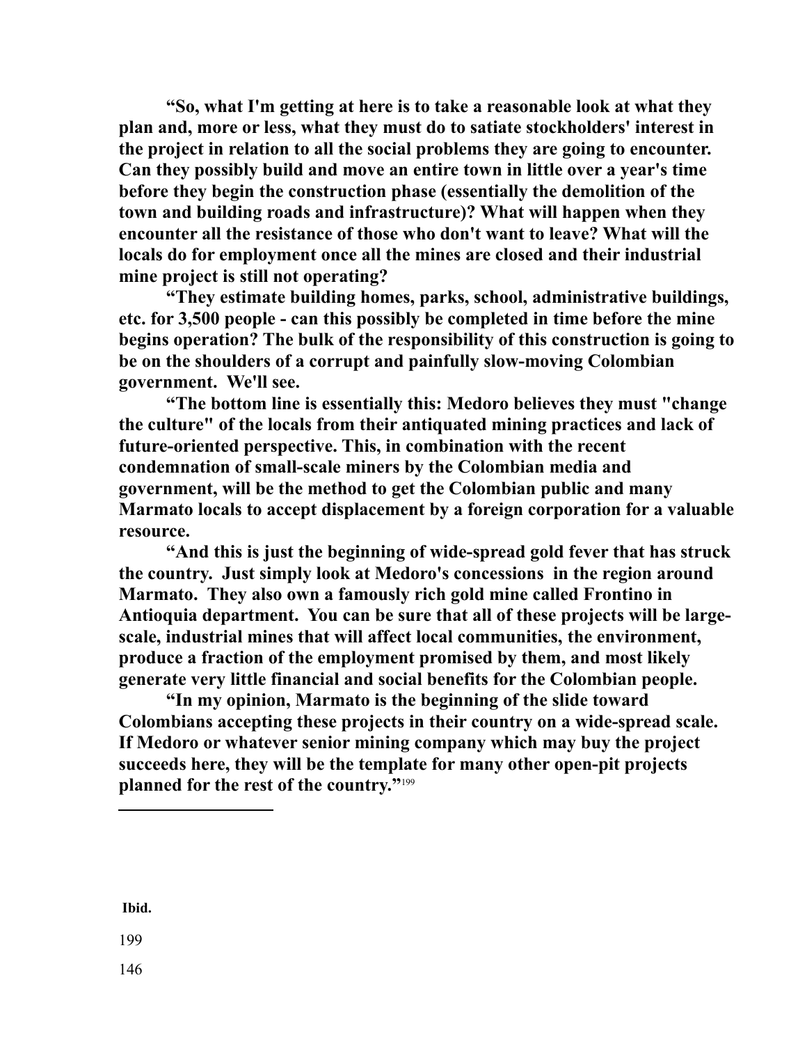**“So, what I'm getting at here is to take a reasonable look at what they plan and, more or less, what they must do to satiate stockholders' interest in the project in relation to all the social problems they are going to encounter. Can they possibly build and move an entire town in little over a year's time before they begin the construction phase (essentially the demolition of the town and building roads and infrastructure)? What will happen when they encounter all the resistance of those who don't want to leave? What will the locals do for employment once all the mines are closed and their industrial mine project is still not operating?**

**“They estimate building homes, parks, school, administrative buildings, etc. for 3,500 people - can this possibly be completed in time before the mine begins operation? The bulk of the responsibility of this construction is going to be on the shoulders of a corrupt and painfully slow-moving Colombian government. We'll see.**

**“The bottom line is essentially this: Medoro believes they must "change the culture" of the locals from their antiquated mining practices and lack of future-oriented perspective. This, in combination with the recent condemnation of small-scale miners by the Colombian media and government, will be the method to get the Colombian public and many Marmato locals to accept displacement by a foreign corporation for a valuable resource.**

**“And this is just the beginning of wide-spread gold fever that has struck the country. Just simply look at Medoro's concessions in the region around Marmato. They also own a famously rich gold mine called Frontino in Antioquia department. You can be sure that all of these projects will be large-scale, industrial mines that will affect local communities, the environment, produce a fraction of the employment promised by them, and most likely generate very little financial and social benefits for the Colombian people.**

**“In my opinion, Marmato is the beginning of the slide toward Colombians accepting these projects in their country on a wide-spread scale. If Medoro or whatever senior mining company which may buy the project succeeds here, they will be the template for many other open-pit projects planned for the rest of the country.”**[199]

---

[199] **Ibid.**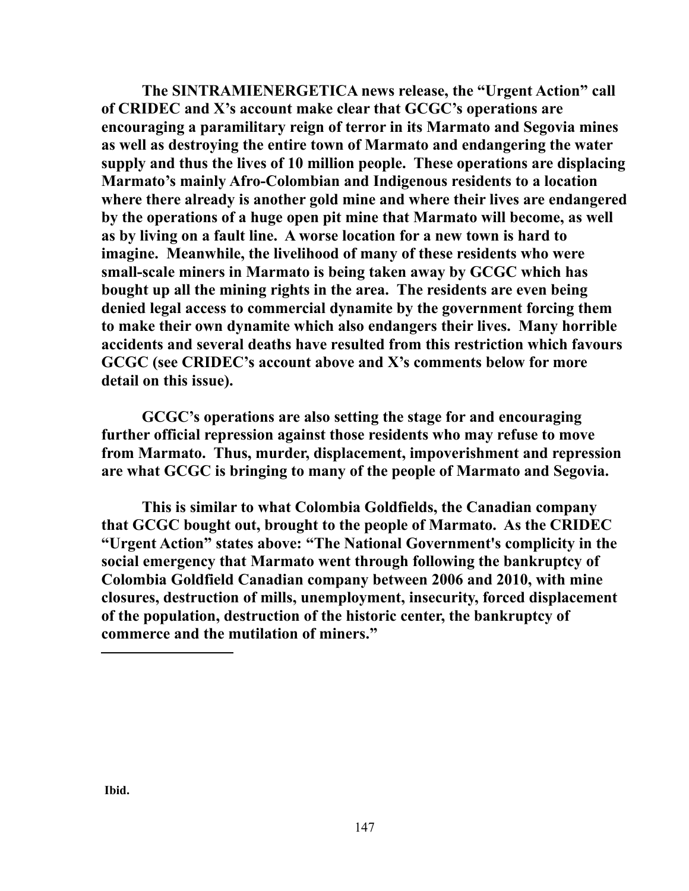**The SINTRAMIENERGETICA news release, the "Urgent Action" call of CRIDEC and X's account make clear that GCGC's operations are encouraging a paramilitary reign of terror in its Marmato and Segovia mines as well as destroying the entire town of Marmato and endangering the water supply and thus the lives of 10 million people. These operations are displacing Marmato's mainly Afro-Colombian and Indigenous residents to a location where there already is another gold mine and where their lives are endangered by the operations of a huge open pit mine that Marmato will become, as well as by living on a fault line. A worse location for a new town is hard to imagine. Meanwhile, the livelihood of many of these residents who were small-scale miners in Marmato is being taken away by GCGC which has bought up all the mining rights in the area. The residents are even being denied legal access to commercial dynamite by the government forcing them to make their own dynamite which also endangers their lives. Many horrible accidents and several deaths have resulted from this restriction which favours GCGC (see CRIDEC's account above and X's comments below for more detail on this issue).**

**GCGC's operations are also setting the stage for and encouraging further official repression against those residents who may refuse to move from Marmato. Thus, murder, displacement, impoverishment and repression are what GCGC is bringing to many of the people of Marmato and Segovia.**

**This is similar to what Colombia Goldfields, the Canadian company that GCGC bought out, brought to the people of Marmato. As the CRIDEC "Urgent Action" states above: "The National Government's complicity in the social emergency that Marmato went through following the bankruptcy of Colombia Goldfield Canadian company between 2006 and 2010, with mine closures, destruction of mills, unemployment, insecurity, forced displacement of the population, destruction of the historic center, the bankruptcy of commerce and the mutilation of miners."**

---

**Ibid.**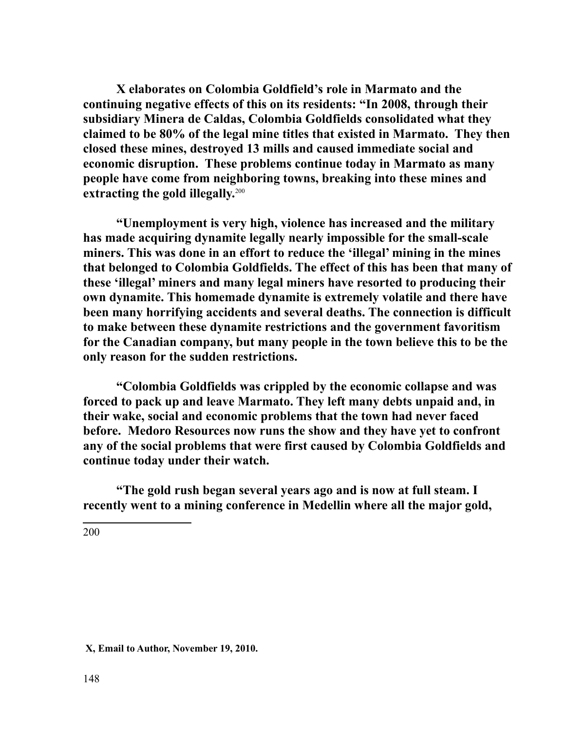**X elaborates on Colombia Goldfield's role in Marmato and the continuing negative effects of this on its residents: "In 2008, through their subsidiary Minera de Caldas, Colombia Goldfields consolidated what they claimed to be 80% of the legal mine titles that existed in Marmato. They then closed these mines, destroyed 13 mills and caused immediate social and economic disruption. These problems continue today in Marmato as many people have come from neighboring towns, breaking into these mines and extracting the gold illegally.**[200]

**"Unemployment is very high, violence has increased and the military has made acquiring dynamite legally nearly impossible for the small-scale miners. This was done in an effort to reduce the 'illegal' mining in the mines that belonged to Colombia Goldfields. The effect of this has been that many of these 'illegal' miners and many legal miners have resorted to producing their own dynamite. This homemade dynamite is extremely volatile and there have been many horrifying accidents and several deaths. The connection is difficult to make between these dynamite restrictions and the government favoritism for the Canadian company, but many people in the town believe this to be the only reason for the sudden restrictions.**

**"Colombia Goldfields was crippled by the economic collapse and was forced to pack up and leave Marmato. They left many debts unpaid and, in their wake, social and economic problems that the town had never faced before. Medoro Resources now runs the show and they have yet to confront any of the social problems that were first caused by Colombia Goldfields and continue today under their watch.**

**"The gold rush began several years ago and is now at full steam. I recently went to a mining conference in Medellin where all the major gold,**

---

200 **X, Email to Author, November 19, 2010.**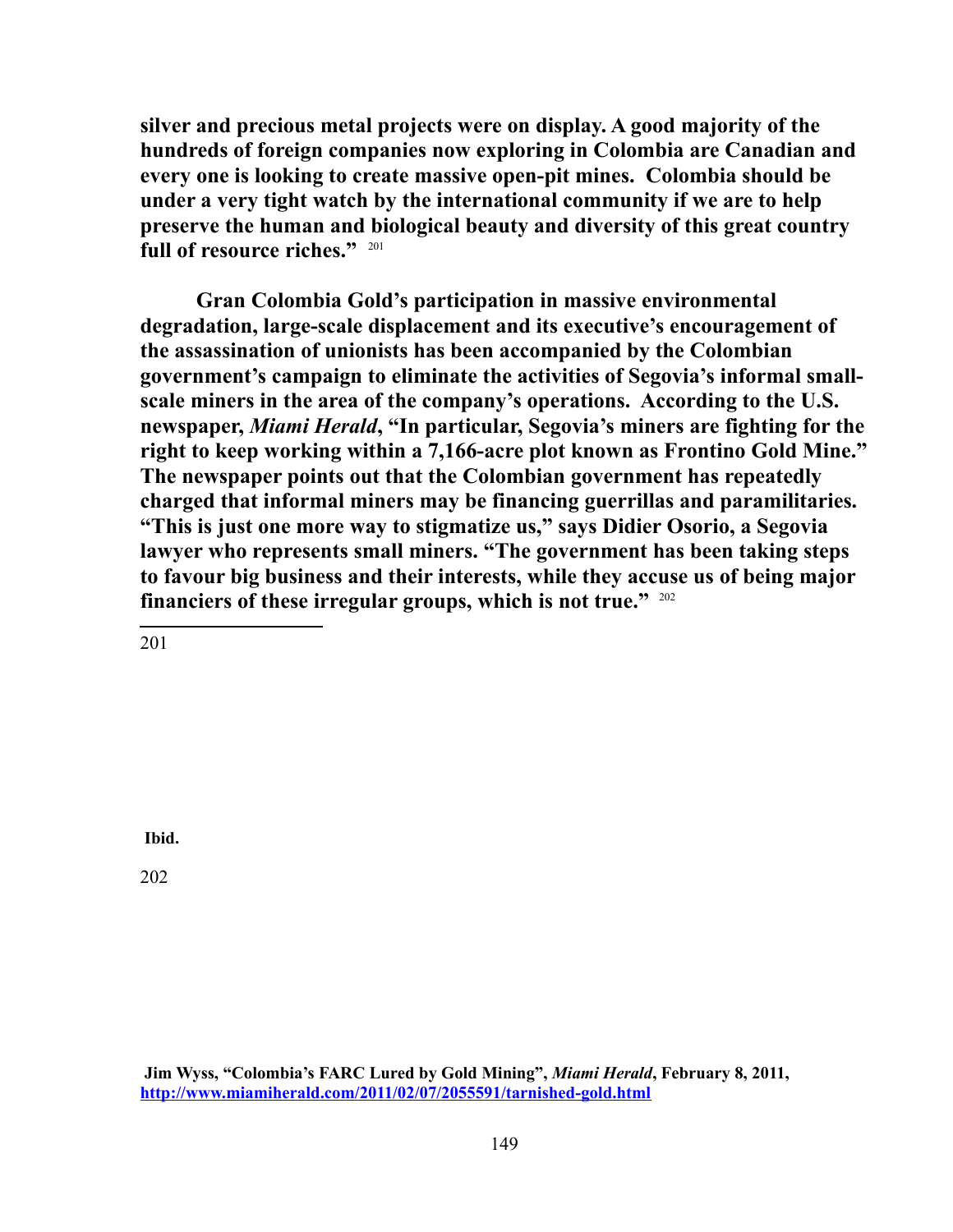**silver and precious metal projects were on display. A good majority of the hundreds of foreign companies now exploring in Colombia are Canadian and every one is looking to create massive open-pit mines. Colombia should be under a very tight watch by the international community if we are to help preserve the human and biological beauty and diversity of this great country full of resource riches."** [201]

**Gran Colombia Gold's participation in massive environmental degradation, large-scale displacement and its executive's encouragement of the assassination of unionists has been accompanied by the Colombian government's campaign to eliminate the activities of Segovia's informal small-scale miners in the area of the company's operations. According to the U.S. newspaper, *Miami Herald*, "In particular, Segovia's miners are fighting for the right to keep working within a 7,166-acre plot known as Frontino Gold Mine." The newspaper points out that the Colombian government has repeatedly charged that informal miners may be financing guerrillas and paramilitaries. "This is just one more way to stigmatize us," says Didier Osorio, a Segovia lawyer who represents small miners. "The government has been taking steps to favour big business and their interests, while they accuse us of being major financiers of these irregular groups, which is not true."** [202]

---

201 **Ibid.**

202 **Jim Wyss, "Colombia's FARC Lured by Gold Mining", *Miami Herald*, February 8, 2011, http://www.miamiherald.com/2011/02/07/2055591/tarnished-gold.html**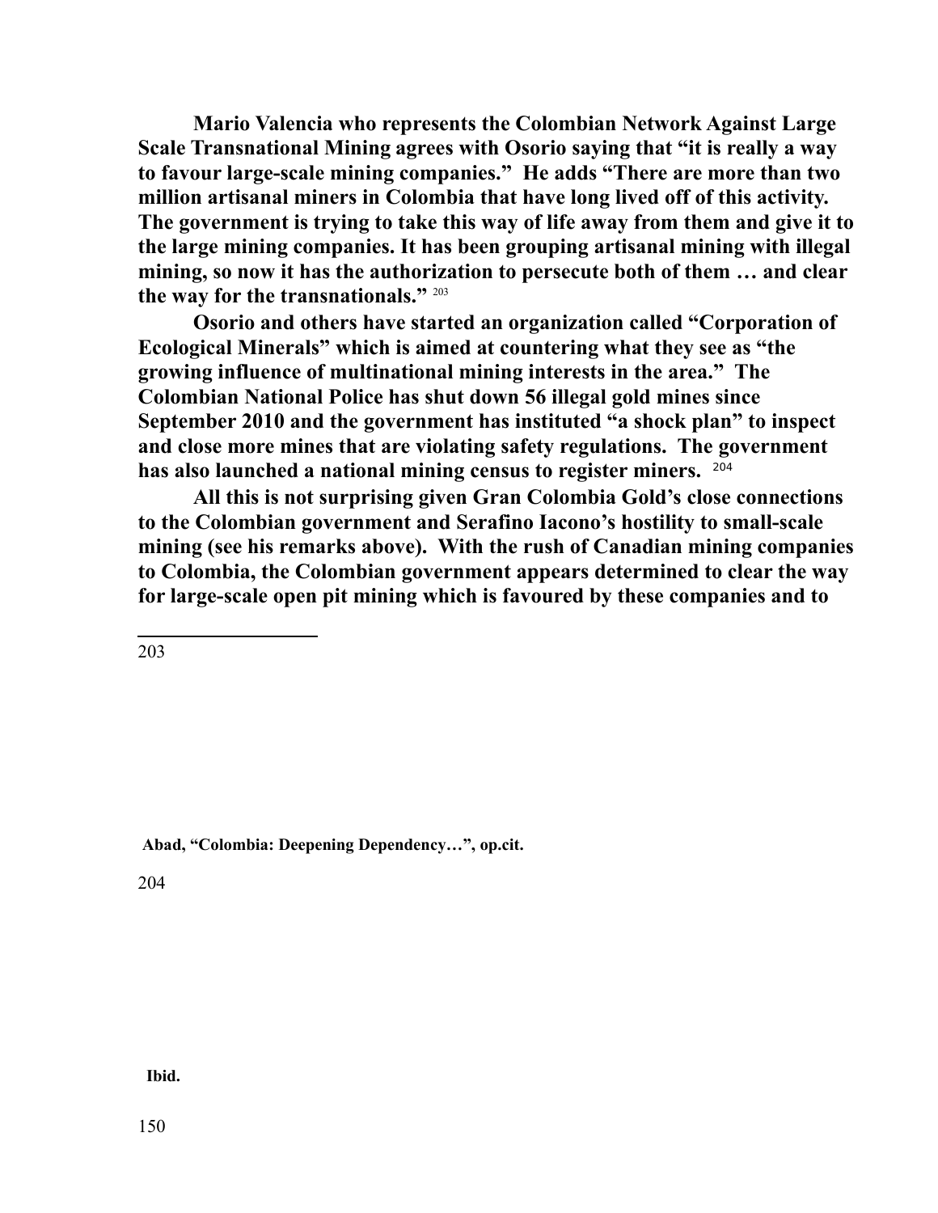**Mario Valencia who represents the Colombian Network Against Large Scale Transnational Mining agrees with Osorio saying that "it is really a way to favour large-scale mining companies." He adds "There are more than two million artisanal miners in Colombia that have long lived off of this activity. The government is trying to take this way of life away from them and give it to the large mining companies. It has been grouping artisanal mining with illegal mining, so now it has the authorization to persecute both of them … and clear the way for the transnationals."** [203]

**Osorio and others have started an organization called "Corporation of Ecological Minerals" which is aimed at countering what they see as "the growing influence of multinational mining interests in the area." The Colombian National Police has shut down 56 illegal gold mines since September 2010 and the government has instituted "a shock plan" to inspect and close more mines that are violating safety regulations. The government has also launched a national mining census to register miners.** [204]

**All this is not surprising given Gran Colombia Gold's close connections to the Colombian government and Serafino Iacono's hostility to small-scale mining (see his remarks above). With the rush of Canadian mining companies to Colombia, the Colombian government appears determined to clear the way for large-scale open pit mining which is favoured by these companies and to**

---

203 **Abad, "Colombia: Deepening Dependency…", op.cit.**

204 **Ibid.**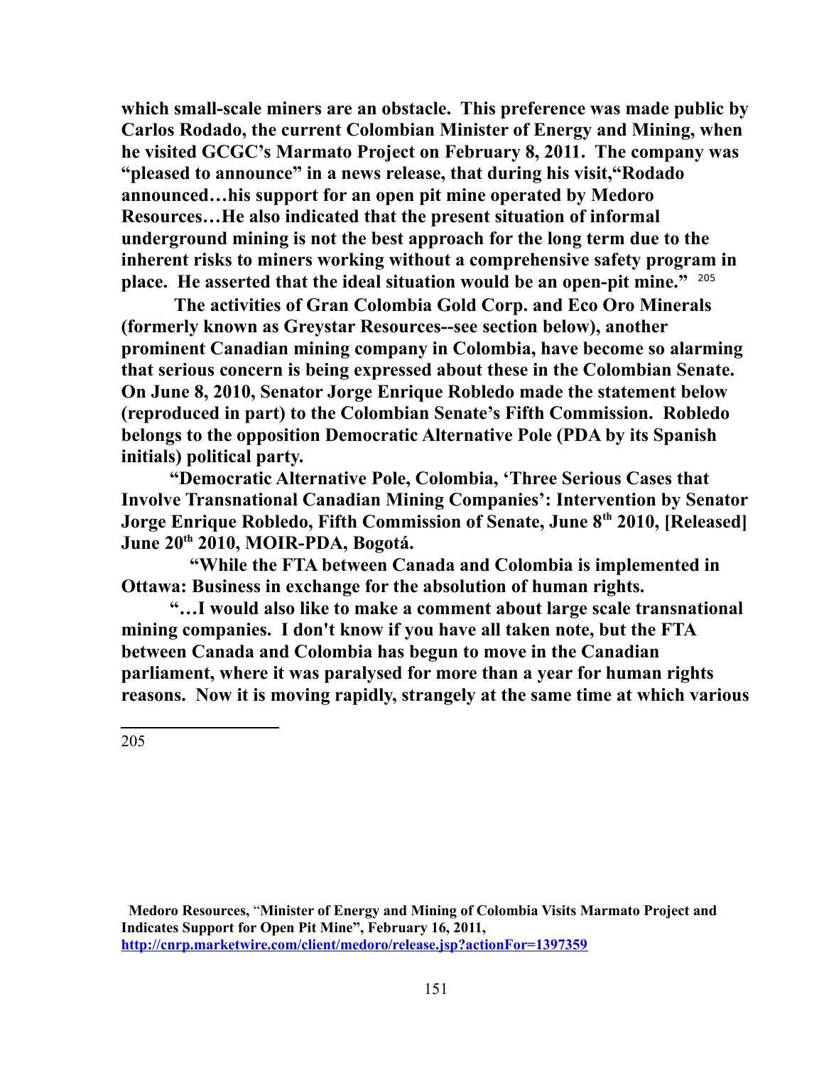**which small-scale miners are an obstacle. This preference was made public by Carlos Rodado, the current Colombian Minister of Energy and Mining, when he visited GCGC's Marmato Project on February 8, 2011. The company was "pleased to announce" in a news release, that during his visit,"Rodado announced…his support for an open pit mine operated by Medoro Resources…He also indicated that the present situation of informal underground mining is not the best approach for the long term due to the inherent risks to miners working without a comprehensive safety program in place. He asserted that the ideal situation would be an open-pit mine."** [205]

**The activities of Gran Colombia Gold Corp. and Eco Oro Minerals (formerly known as Greystar Resources--see section below), another prominent Canadian mining company in Colombia, have become so alarming that serious concern is being expressed about these in the Colombian Senate. On June 8, 2010, Senator Jorge Enrique Robledo made the statement below (reproduced in part) to the Colombian Senate's Fifth Commission. Robledo belongs to the opposition Democratic Alternative Pole (PDA by its Spanish initials) political party.**

**"Democratic Alternative Pole, Colombia, 'Three Serious Cases that Involve Transnational Canadian Mining Companies': Intervention by Senator Jorge Enrique Robledo, Fifth Commission of Senate, June 8th 2010, [Released] June 20th 2010, MOIR-PDA, Bogotá.**

**"While the FTA between Canada and Colombia is implemented in Ottawa: Business in exchange for the absolution of human rights.**

**"…I would also like to make a comment about large scale transnational mining companies. I don't know if you have all taken note, but the FTA between Canada and Colombia has begun to move in the Canadian parliament, where it was paralysed for more than a year for human rights reasons. Now it is moving rapidly, strangely at the same time at which various**

---

205 **Medoro Resources,** "**Minister of Energy and Mining of Colombia Visits Marmato Project and Indicates Support for Open Pit Mine", February 16, 2011,** **http://cnrp.marketwire.com/client/medoro/release.jsp?actionFor=1397359**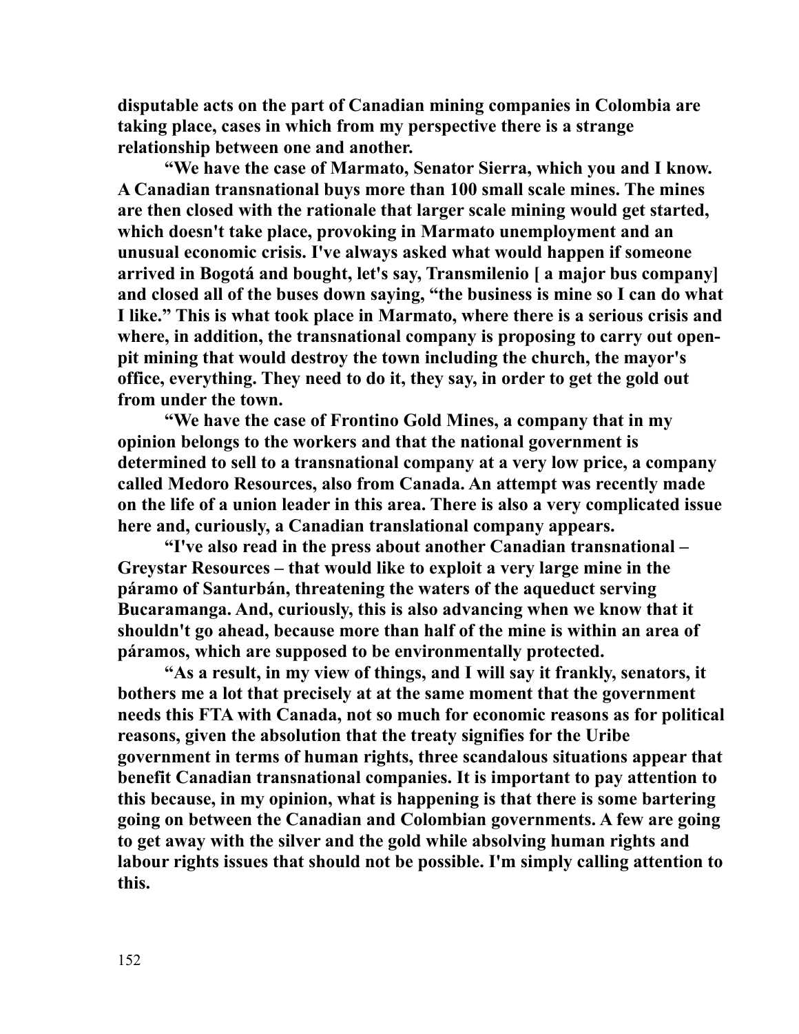**disputable acts on the part of Canadian mining companies in Colombia are taking place, cases in which from my perspective there is a strange relationship between one and another.**

**"We have the case of Marmato, Senator Sierra, which you and I know. A Canadian transnational buys more than 100 small scale mines. The mines are then closed with the rationale that larger scale mining would get started, which doesn't take place, provoking in Marmato unemployment and an unusual economic crisis. I've always asked what would happen if someone arrived in Bogotá and bought, let's say, Transmilenio [ a major bus company] and closed all of the buses down saying, "the business is mine so I can do what I like." This is what took place in Marmato, where there is a serious crisis and where, in addition, the transnational company is proposing to carry out open-pit mining that would destroy the town including the church, the mayor's office, everything. They need to do it, they say, in order to get the gold out from under the town.**

**"We have the case of Frontino Gold Mines, a company that in my opinion belongs to the workers and that the national government is determined to sell to a transnational company at a very low price, a company called Medoro Resources, also from Canada. An attempt was recently made on the life of a union leader in this area. There is also a very complicated issue here and, curiously, a Canadian translational company appears.**

**"I've also read in the press about another Canadian transnational – Greystar Resources – that would like to exploit a very large mine in the páramo of Santurbán, threatening the waters of the aqueduct serving Bucaramanga. And, curiously, this is also advancing when we know that it shouldn't go ahead, because more than half of the mine is within an area of páramos, which are supposed to be environmentally protected.**

**"As a result, in my view of things, and I will say it frankly, senators, it bothers me a lot that precisely at at the same moment that the government needs this FTA with Canada, not so much for economic reasons as for political reasons, given the absolution that the treaty signifies for the Uribe government in terms of human rights, three scandalous situations appear that benefit Canadian transnational companies. It is important to pay attention to this because, in my opinion, what is happening is that there is some bartering going on between the Canadian and Colombian governments. A few are going to get away with the silver and the gold while absolving human rights and labour rights issues that should not be possible. I'm simply calling attention to this.**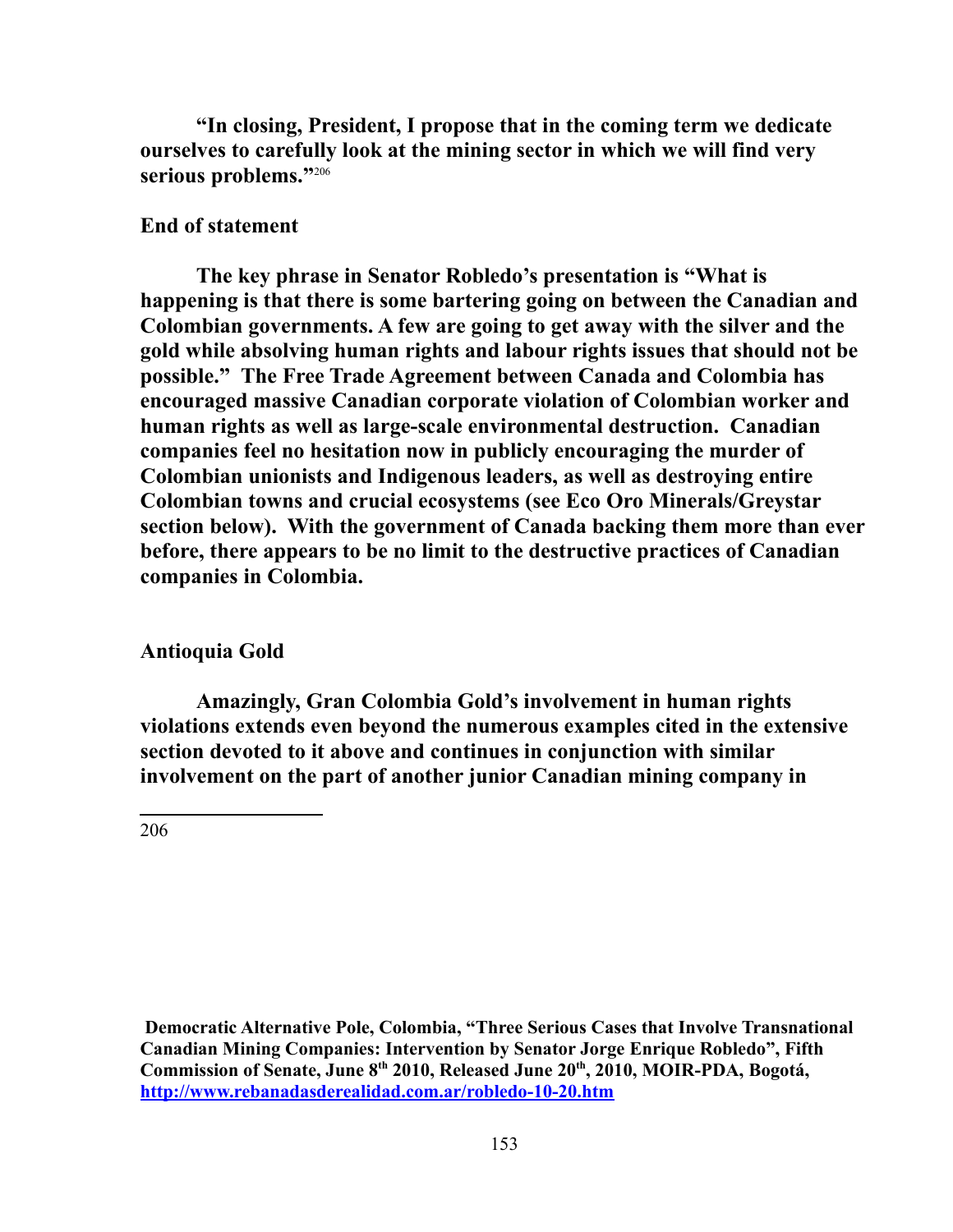**"In closing, President, I propose that in the coming term we dedicate ourselves to carefully look at the mining sector in which we will find very serious problems."**[206]

**End of statement**

**The key phrase in Senator Robledo's presentation is "What is happening is that there is some bartering going on between the Canadian and Colombian governments. A few are going to get away with the silver and the gold while absolving human rights and labour rights issues that should not be possible." The Free Trade Agreement between Canada and Colombia has encouraged massive Canadian corporate violation of Colombian worker and human rights as well as large-scale environmental destruction. Canadian companies feel no hesitation now in publicly encouraging the murder of Colombian unionists and Indigenous leaders, as well as destroying entire Colombian towns and crucial ecosystems (see Eco Oro Minerals/Greystar section below). With the government of Canada backing them more than ever before, there appears to be no limit to the destructive practices of Canadian companies in Colombia.**

**Antioquia Gold**

**Amazingly, Gran Colombia Gold's involvement in human rights violations extends even beyond the numerous examples cited in the extensive section devoted to it above and continues in conjunction with similar involvement on the part of another junior Canadian mining company in**

---

206 **Democratic Alternative Pole, Colombia, "Three Serious Cases that Involve Transnational Canadian Mining Companies: Intervention by Senator Jorge Enrique Robledo", Fifth Commission of Senate, June 8th 2010, Released June 20th, 2010, MOIR-PDA, Bogotá, http://www.rebanadasderealidad.com.ar/robledo-10-20.htm**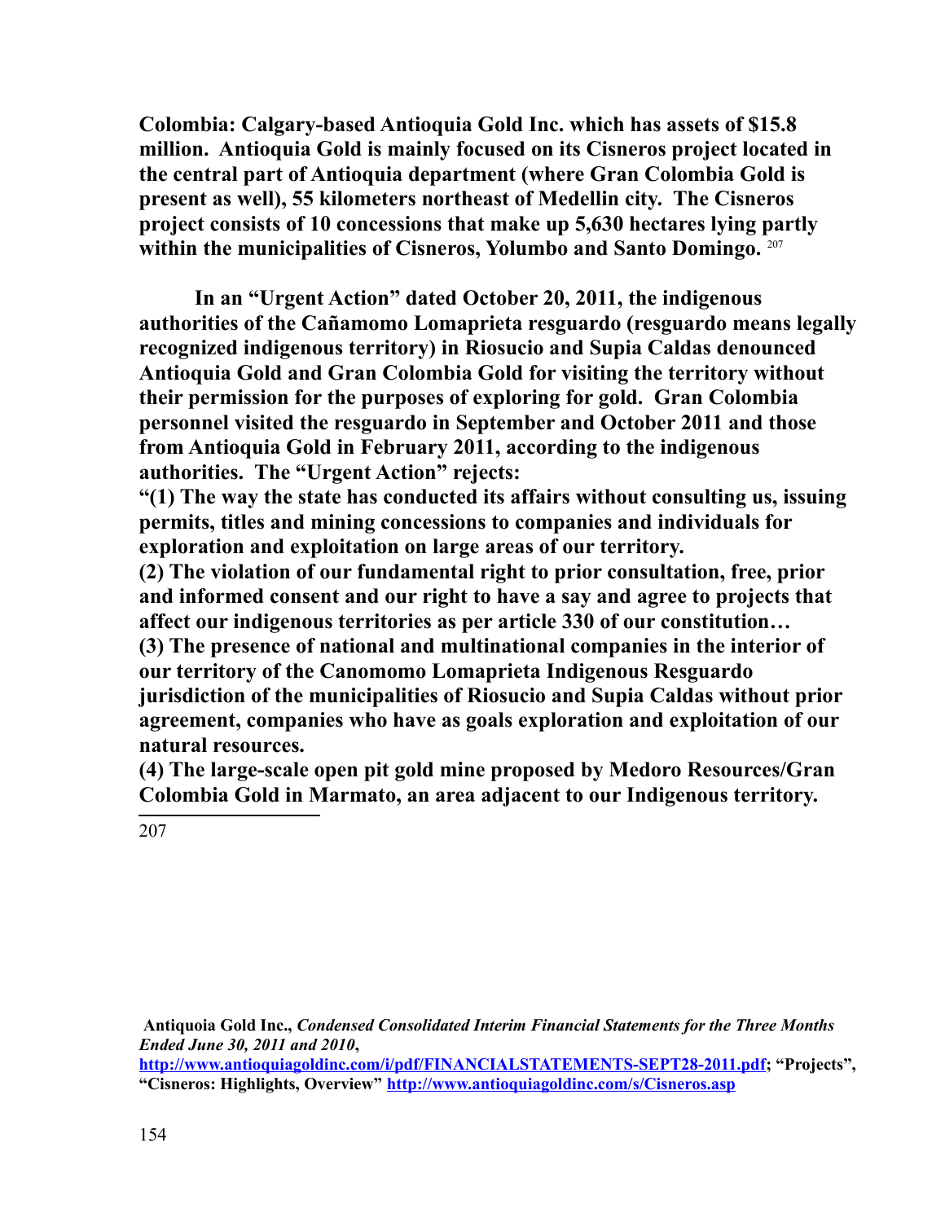**Colombia: Calgary-based Antioquia Gold Inc. which has assets of $15.8 million. Antioquia Gold is mainly focused on its Cisneros project located in the central part of Antioquia department (where Gran Colombia Gold is present as well), 55 kilometers northeast of Medellin city. The Cisneros project consists of 10 concessions that make up 5,630 hectares lying partly within the municipalities of Cisneros, Yolumbo and Santo Domingo.** [207]

**In an "Urgent Action" dated October 20, 2011, the indigenous authorities of the Cañamomo Lomaprieta resguardo (resguardo means legally recognized indigenous territory) in Riosucio and Supia Caldas denounced Antioquia Gold and Gran Colombia Gold for visiting the territory without their permission for the purposes of exploring for gold. Gran Colombia personnel visited the resguardo in September and October 2011 and those from Antioquia Gold in February 2011, according to the indigenous authorities. The "Urgent Action" rejects:**

**"(1) The way the state has conducted its affairs without consulting us, issuing permits, titles and mining concessions to companies and individuals for exploration and exploitation on large areas of our territory.**

**(2) The violation of our fundamental right to prior consultation, free, prior and informed consent and our right to have a say and agree to projects that affect our indigenous territories as per article 330 of our constitution…**

**(3) The presence of national and multinational companies in the interior of our territory of the Canomomo Lomaprieta Indigenous Resguardo jurisdiction of the municipalities of Riosucio and Supia Caldas without prior agreement, companies who have as goals exploration and exploitation of our natural resources.**

**(4) The large-scale open pit gold mine proposed by Medoro Resources/Gran Colombia Gold in Marmato, an area adjacent to our Indigenous territory.**

---

207 **Antiquoia Gold Inc.,** ***Condensed Consolidated Interim Financial Statements for the Three Months Ended June 30, 2011 and 2010*****,** **http://www.antioquiagoldinc.com/i/pdf/FINANCIALSTATEMENTS-SEPT28-2011.pdf; "Projects", "Cisneros: Highlights, Overview" http://www.antioquiagoldinc.com/s/Cisneros.asp**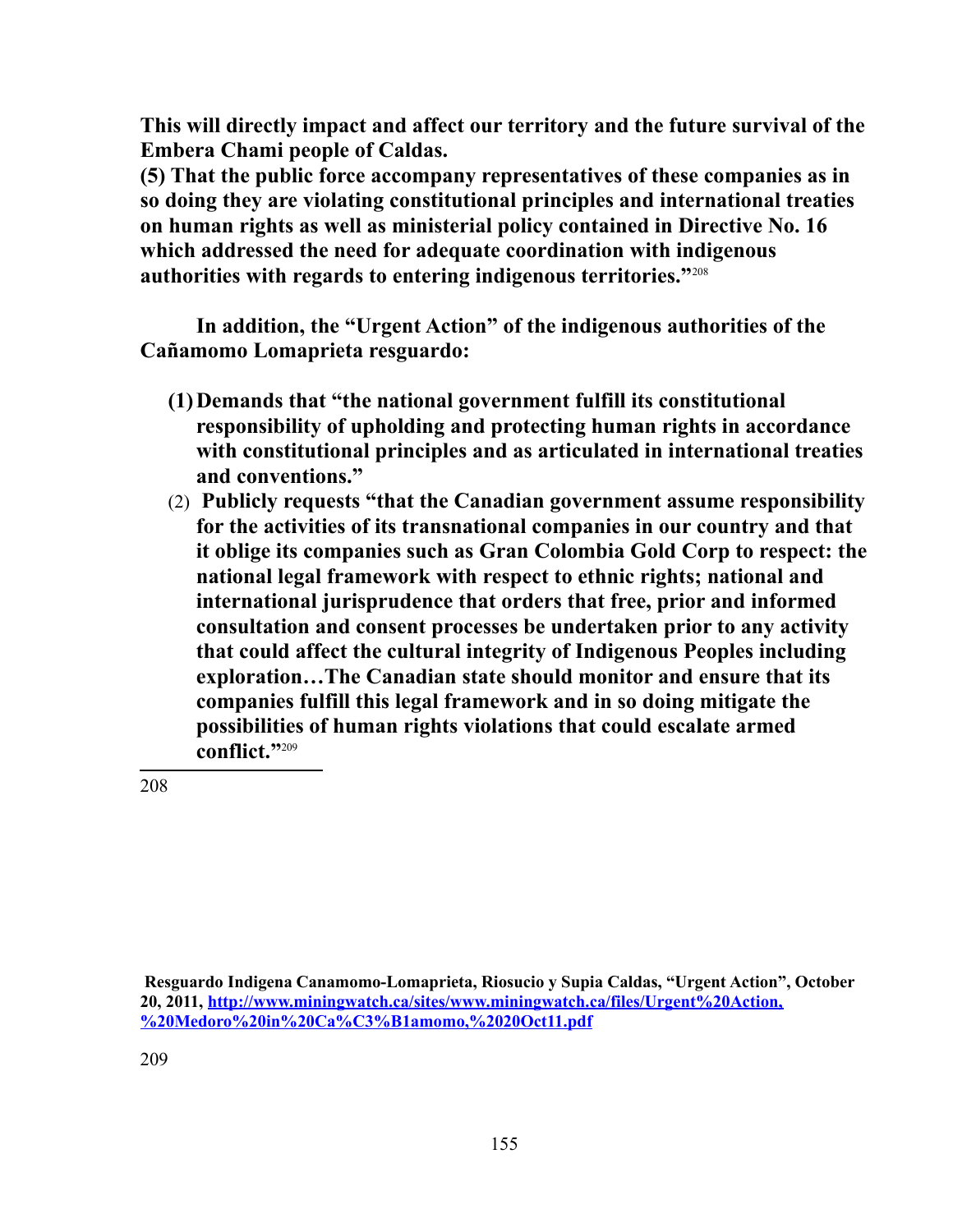**This will directly impact and affect our territory and the future survival of the Embera Chami people of Caldas.**

**(5) That the public force accompany representatives of these companies as in so doing they are violating constitutional principles and international treaties on human rights as well as ministerial policy contained in Directive No. 16 which addressed the need for adequate coordination with indigenous authorities with regards to entering indigenous territories."**[208]

**In addition, the "Urgent Action" of the indigenous authorities of the Cañamomo Lomaprieta resguardo:**

1. **Demands that "the national government fulfill its constitutional responsibility of upholding and protecting human rights in accordance with constitutional principles and as articulated in international treaties and conventions."**
2. **Publicly requests "that the Canadian government assume responsibility for the activities of its transnational companies in our country and that it oblige its companies such as Gran Colombia Gold Corp to respect: the national legal framework with respect to ethnic rights; national and international jurisprudence that orders that free, prior and informed consultation and consent processes be undertaken prior to any activity that could affect the cultural integrity of Indigenous Peoples including exploration…The Canadian state should monitor and ensure that its companies fulfill this legal framework and in so doing mitigate the possibilities of human rights violations that could escalate armed conflict."**[209]

---

208

**Resguardo Indigena Canamomo-Lomaprieta, Riosucio y Supia Caldas, "Urgent Action", October 20, 2011, [http://www.miningwatch.ca/sites/www.miningwatch.ca/files/Urgent%20Action,%20Medoro%20in%20Ca%C3%B1amomo,%2020Oct11.pdf](http://www.miningwatch.ca/sites/www.miningwatch.ca/files/Urgent%20Action,%20Medoro%20in%20Ca%C3%B1amomo,%2020Oct11.pdf)**

209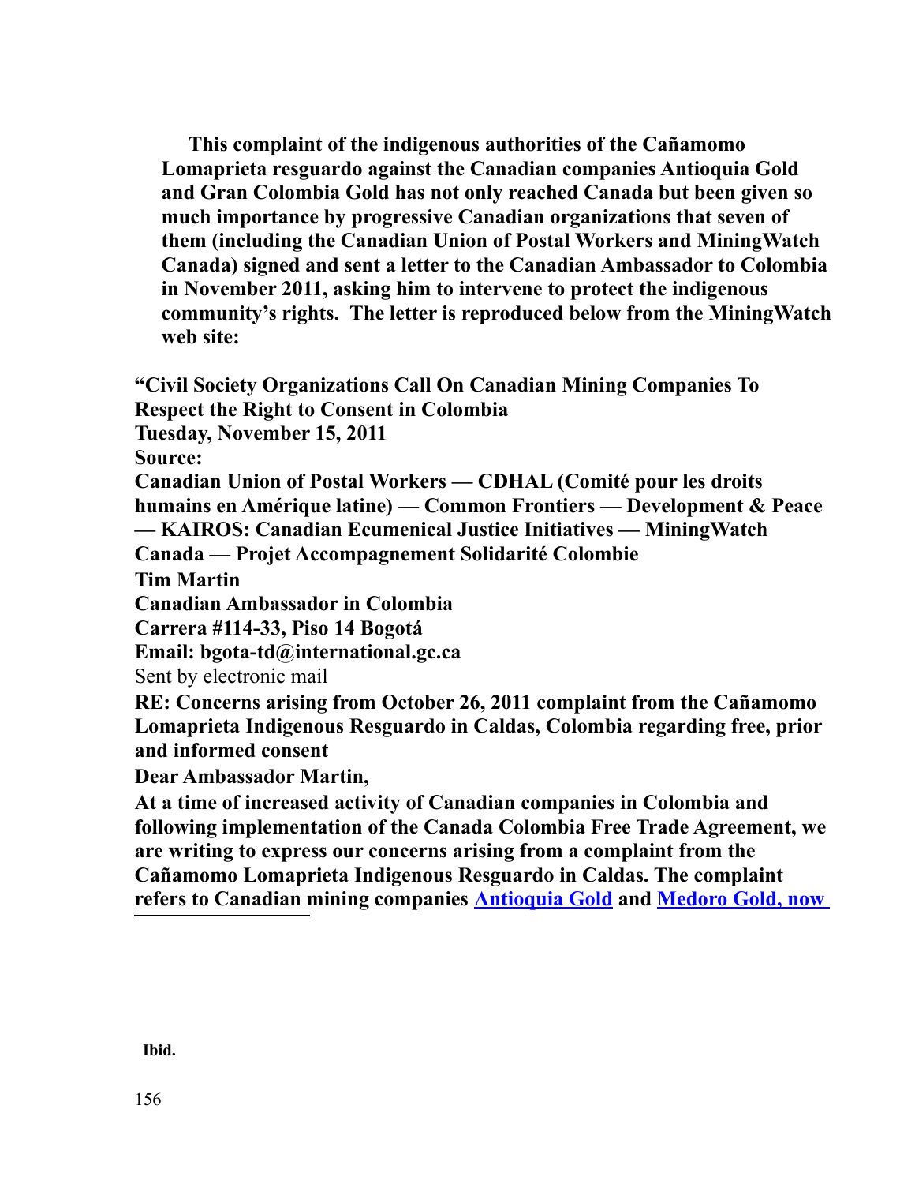**This complaint of the indigenous authorities of the Cañamomo Lomaprieta resguardo against the Canadian companies Antioquia Gold and Gran Colombia Gold has not only reached Canada but been given so much importance by progressive Canadian organizations that seven of them (including the Canadian Union of Postal Workers and MiningWatch Canada) signed and sent a letter to the Canadian Ambassador to Colombia in November 2011, asking him to intervene to protect the indigenous community's rights. The letter is reproduced below from the MiningWatch web site:**

**"Civil Society Organizations Call On Canadian Mining Companies To Respect the Right to Consent in Colombia**
**Tuesday, November 15, 2011**
**Source:**
**Canadian Union of Postal Workers — CDHAL (Comité pour les droits humains en Amérique latine) — Common Frontiers — Development & Peace — KAIROS: Canadian Ecumenical Justice Initiatives — MiningWatch Canada — Projet Accompagnement Solidarité Colombie**
**Tim Martin**
**Canadian Ambassador in Colombia**
**Carrera #114-33, Piso 14 Bogotá**
**Email: bgota-td@international.gc.ca**
Sent by electronic mail
**RE: Concerns arising from October 26, 2011 complaint from the Cañamomo Lomaprieta Indigenous Resguardo in Caldas, Colombia regarding free, prior and informed consent**
**Dear Ambassador Martin,**
**At a time of increased activity of Canadian companies in Colombia and following implementation of the Canada Colombia Free Trade Agreement, we are writing to express our concerns arising from a complaint from the Cañamomo Lomaprieta Indigenous Resguardo in Caldas. The complaint refers to Canadian mining companies Antioquia Gold and Medoro Gold, now**

---

**Ibid.**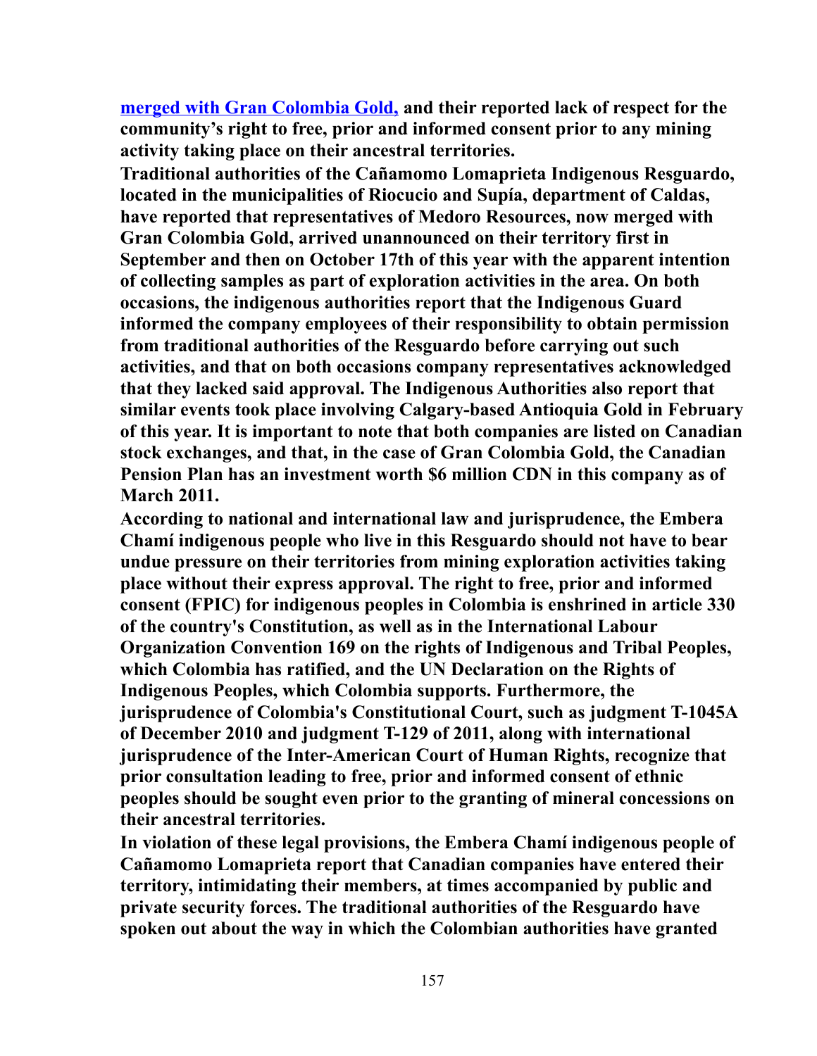**[merged with Gran Colombia Gold,](#) and their reported lack of respect for the community's right to free, prior and informed consent prior to any mining activity taking place on their ancestral territories.**

**Traditional authorities of the Cañamomo Lomaprieta Indigenous Resguardo, located in the municipalities of Riocucio and Supía, department of Caldas, have reported that representatives of Medoro Resources, now merged with Gran Colombia Gold, arrived unannounced on their territory first in September and then on October 17th of this year with the apparent intention of collecting samples as part of exploration activities in the area. On both occasions, the indigenous authorities report that the Indigenous Guard informed the company employees of their responsibility to obtain permission from traditional authorities of the Resguardo before carrying out such activities, and that on both occasions company representatives acknowledged that they lacked said approval. The Indigenous Authorities also report that similar events took place involving Calgary-based Antioquia Gold in February of this year. It is important to note that both companies are listed on Canadian stock exchanges, and that, in the case of Gran Colombia Gold, the Canadian Pension Plan has an investment worth $6 million CDN in this company as of March 2011.**

**According to national and international law and jurisprudence, the Embera Chamí indigenous people who live in this Resguardo should not have to bear undue pressure on their territories from mining exploration activities taking place without their express approval. The right to free, prior and informed consent (FPIC) for indigenous peoples in Colombia is enshrined in article 330 of the country's Constitution, as well as in the International Labour Organization Convention 169 on the rights of Indigenous and Tribal Peoples, which Colombia has ratified, and the UN Declaration on the Rights of Indigenous Peoples, which Colombia supports. Furthermore, the jurisprudence of Colombia's Constitutional Court, such as judgment T-1045A of December 2010 and judgment T-129 of 2011, along with international jurisprudence of the Inter-American Court of Human Rights, recognize that prior consultation leading to free, prior and informed consent of ethnic peoples should be sought even prior to the granting of mineral concessions on their ancestral territories.**

**In violation of these legal provisions, the Embera Chamí indigenous people of Cañamomo Lomaprieta report that Canadian companies have entered their territory, intimidating their members, at times accompanied by public and private security forces. The traditional authorities of the Resguardo have spoken out about the way in which the Colombian authorities have granted**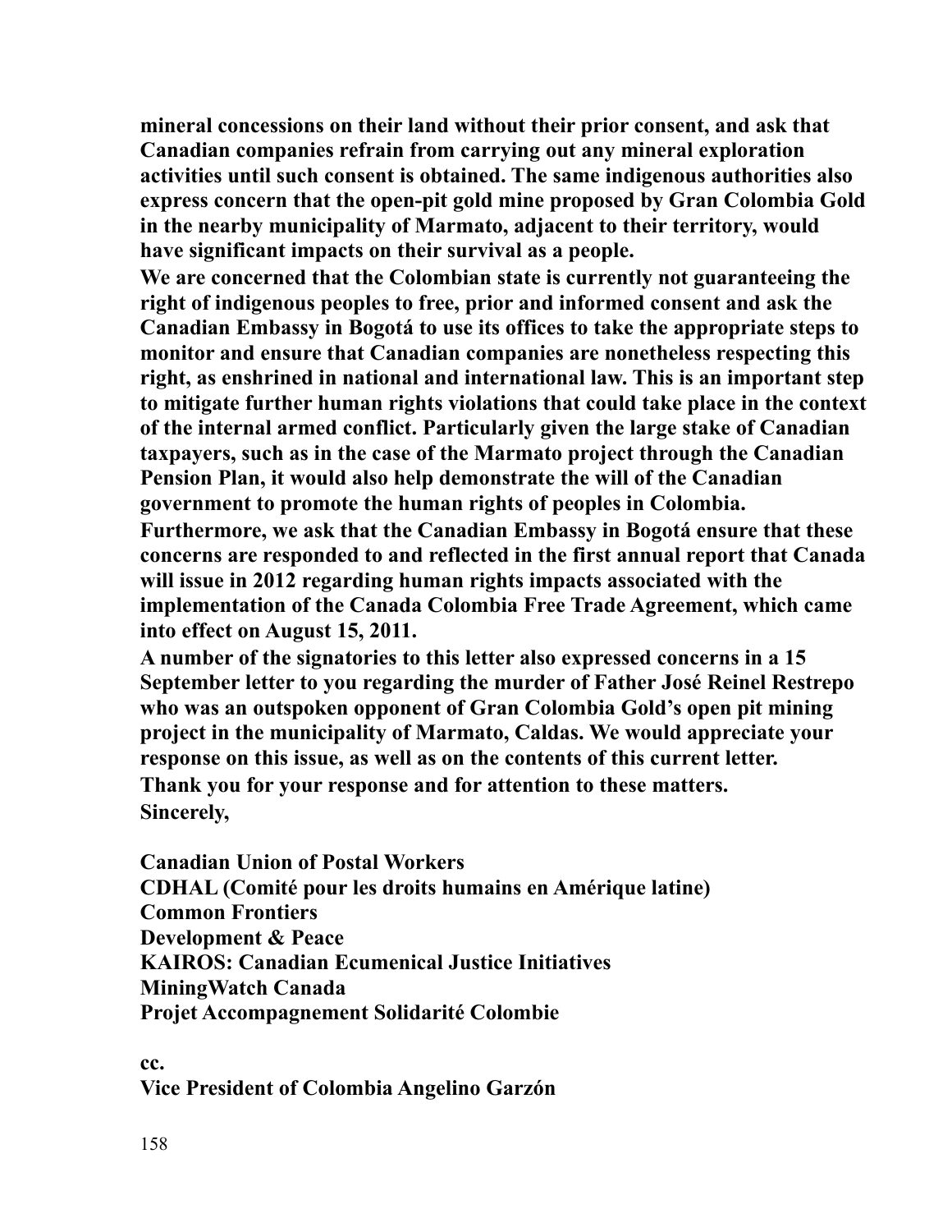**mineral concessions on their land without their prior consent, and ask that Canadian companies refrain from carrying out any mineral exploration activities until such consent is obtained. The same indigenous authorities also express concern that the open-pit gold mine proposed by Gran Colombia Gold in the nearby municipality of Marmato, adjacent to their territory, would have significant impacts on their survival as a people.**

**We are concerned that the Colombian state is currently not guaranteeing the right of indigenous peoples to free, prior and informed consent and ask the Canadian Embassy in Bogotá to use its offices to take the appropriate steps to monitor and ensure that Canadian companies are nonetheless respecting this right, as enshrined in national and international law. This is an important step to mitigate further human rights violations that could take place in the context of the internal armed conflict. Particularly given the large stake of Canadian taxpayers, such as in the case of the Marmato project through the Canadian Pension Plan, it would also help demonstrate the will of the Canadian government to promote the human rights of peoples in Colombia.**

**Furthermore, we ask that the Canadian Embassy in Bogotá ensure that these concerns are responded to and reflected in the first annual report that Canada will issue in 2012 regarding human rights impacts associated with the implementation of the Canada Colombia Free Trade Agreement, which came into effect on August 15, 2011.**

**A number of the signatories to this letter also expressed concerns in a 15 September letter to you regarding the murder of Father José Reinel Restrepo who was an outspoken opponent of Gran Colombia Gold's open pit mining project in the municipality of Marmato, Caldas. We would appreciate your response on this issue, as well as on the contents of this current letter.**

**Thank you for your response and for attention to these matters.**

**Sincerely,**

**Canadian Union of Postal Workers**
**CDHAL (Comité pour les droits humains en Amérique latine)**
**Common Frontiers**
**Development & Peace**
**KAIROS: Canadian Ecumenical Justice Initiatives**
**MiningWatch Canada**
**Projet Accompagnement Solidarité Colombie**

**cc.**
**Vice President of Colombia Angelino Garzón**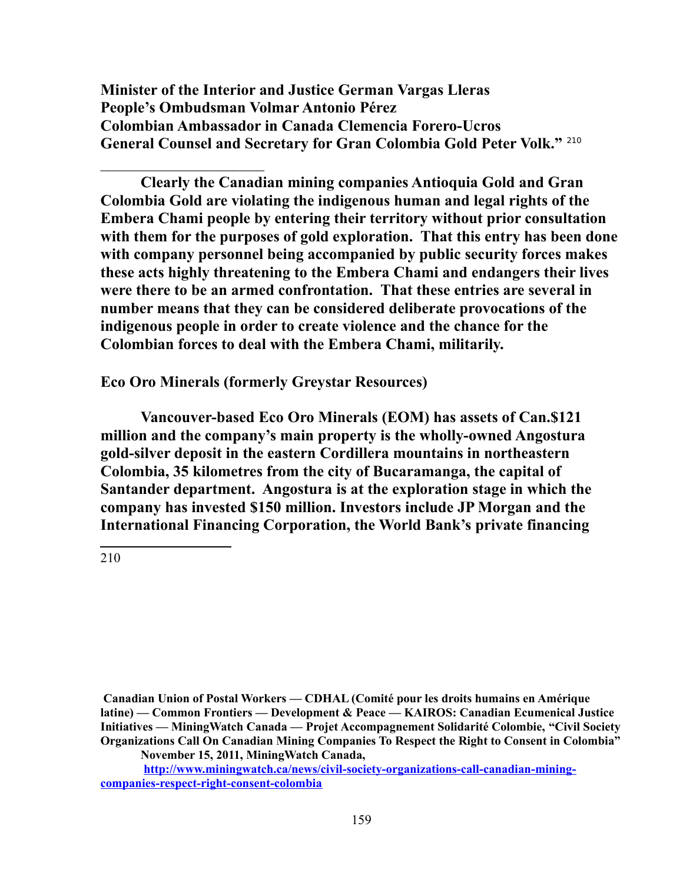**Minister of the Interior and Justice German Vargas Lleras**
**People's Ombudsman Volmar Antonio Pérez**
**Colombian Ambassador in Canada Clemencia Forero-Ucros**
**General Counsel and Secretary for Gran Colombia Gold Peter Volk."** [210]

______________________

**Clearly the Canadian mining companies Antioquia Gold and Gran Colombia Gold are violating the indigenous human and legal rights of the Embera Chami people by entering their territory without prior consultation with them for the purposes of gold exploration. That this entry has been done with company personnel being accompanied by public security forces makes these acts highly threatening to the Embera Chami and endangers their lives were there to be an armed confrontation. That these entries are several in number means that they can be considered deliberate provocations of the indigenous people in order to create violence and the chance for the Colombian forces to deal with the Embera Chami, militarily.**

**Eco Oro Minerals (formerly Greystar Resources)**

**Vancouver-based Eco Oro Minerals (EOM) has assets of Can.$121 million and the company's main property is the wholly-owned Angostura gold-silver deposit in the eastern Cordillera mountains in northeastern Colombia, 35 kilometres from the city of Bucaramanga, the capital of Santander department. Angostura is at the exploration stage in which the company has invested $150 million. Investors include JP Morgan and the International Financing Corporation, the World Bank's private financing**

---

210

**Canadian Union of Postal Workers — CDHAL (Comité pour les droits humains en Amérique latine) — Common Frontiers — Development & Peace — KAIROS: Canadian Ecumenical Justice Initiatives — MiningWatch Canada — Projet Accompagnement Solidarité Colombie, "Civil Society Organizations Call On Canadian Mining Companies To Respect the Right to Consent in Colombia" November 15, 2011, MiningWatch Canada,**
**http://www.miningwatch.ca/news/civil-society-organizations-call-canadian-mining-companies-respect-right-consent-colombia**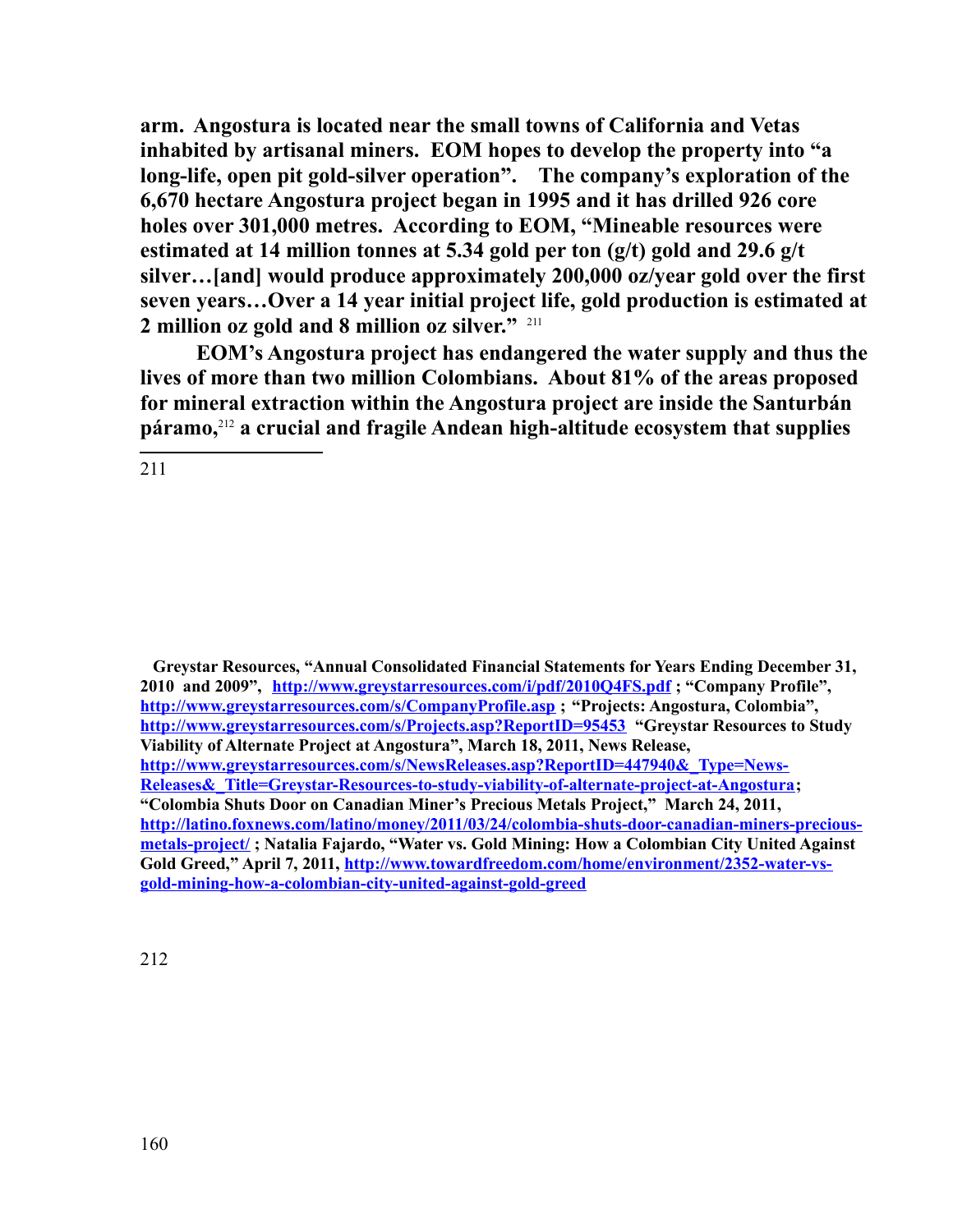**arm. Angostura is located near the small towns of California and Vetas inhabited by artisanal miners. EOM hopes to develop the property into "a long-life, open pit gold-silver operation". The company's exploration of the 6,670 hectare Angostura project began in 1995 and it has drilled 926 core holes over 301,000 metres. According to EOM, "Mineable resources were estimated at 14 million tonnes at 5.34 gold per ton (g/t) gold and 29.6 g/t silver…[and] would produce approximately 200,000 oz/year gold over the first seven years…Over a 14 year initial project life, gold production is estimated at 2 million oz gold and 8 million oz silver."** [211]

**EOM's Angostura project has endangered the water supply and thus the lives of more than two million Colombians. About 81% of the areas proposed for mineral extraction within the Angostura project are inside the Santurbán páramo,**[212] **a crucial and fragile Andean high-altitude ecosystem that supplies**

---

211

**Greystar Resources, "Annual Consolidated Financial Statements for Years Ending December 31, 2010 and 2009", http://www.greystarresources.com/i/pdf/2010Q4FS.pdf ; "Company Profile", http://www.greystarresources.com/s/CompanyProfile.asp ; "Projects: Angostura, Colombia", http://www.greystarresources.com/s/Projects.asp?ReportID=95453 "Greystar Resources to Study Viability of Alternate Project at Angostura", March 18, 2011, News Release, http://www.greystarresources.com/s/NewsReleases.asp?ReportID=447940&_Type=News-Releases&_Title=Greystar-Resources-to-study-viability-of-alternate-project-at-Angostura; "Colombia Shuts Door on Canadian Miner's Precious Metals Project," March 24, 2011, http://latino.foxnews.com/latino/money/2011/03/24/colombia-shuts-door-canadian-miners-precious-metals-project/ ; Natalia Fajardo, "Water vs. Gold Mining: How a Colombian City United Against Gold Greed," April 7, 2011, http://www.towardfreedom.com/home/environment/2352-water-vs-gold-mining-how-a-colombian-city-united-against-gold-greed**

212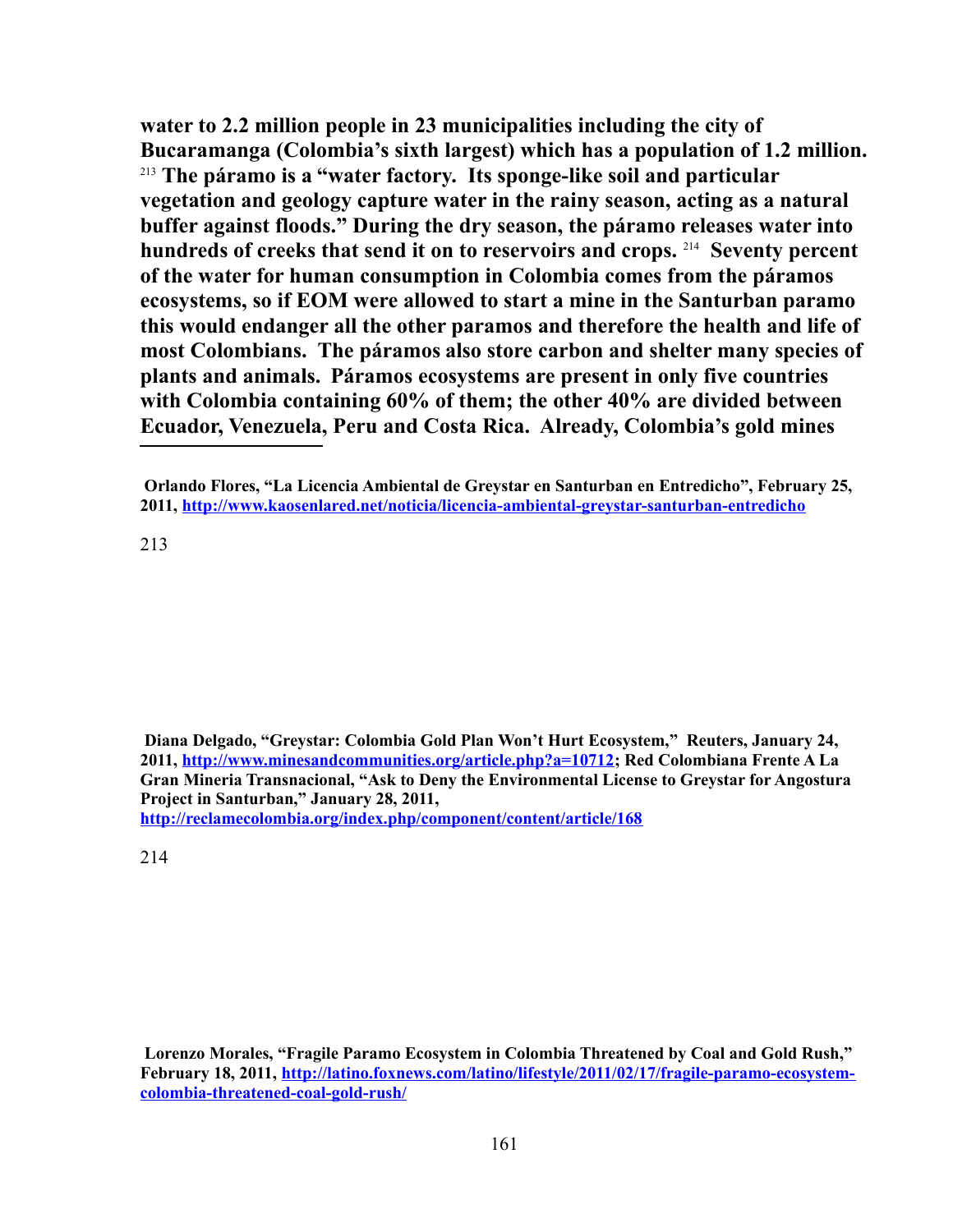**water to 2.2 million people in 23 municipalities including the city of Bucaramanga (Colombia's sixth largest) which has a population of 1.2 million.** [213] **The páramo is a "water factory. Its sponge-like soil and particular vegetation and geology capture water in the rainy season, acting as a natural buffer against floods." During the dry season, the páramo releases water into hundreds of creeks that send it on to reservoirs and crops.** [214] **Seventy percent of the water for human consumption in Colombia comes from the páramos ecosystems, so if EOM were allowed to start a mine in the Santurban paramo this would endanger all the other paramos and therefore the health and life of most Colombians. The páramos also store carbon and shelter many species of plants and animals. Páramos ecosystems are present in only five countries with Colombia containing 60% of them; the other 40% are divided between Ecuador, Venezuela, Peru and Costa Rica. Already, Colombia's gold mines**

---

**Orlando Flores, "La Licencia Ambiental de Greystar en Santurban en Entredicho", February 25, 2011, http://www.kaosenlared.net/noticia/licencia-ambiental-greystar-santurban-entredicho**

213 **Diana Delgado, "Greystar: Colombia Gold Plan Won't Hurt Ecosystem," Reuters, January 24, 2011, http://www.minesandcommunities.org/article.php?a=10712; Red Colombiana Frente A La Gran Mineria Transnacional, "Ask to Deny the Environmental License to Greystar for Angostura Project in Santurban," January 28, 2011, http://reclamecolombia.org/index.php/component/content/article/168**

214 **Lorenzo Morales, "Fragile Paramo Ecosystem in Colombia Threatened by Coal and Gold Rush," February 18, 2011, http://latino.foxnews.com/latino/lifestyle/2011/02/17/fragile-paramo-ecosystem-colombia-threatened-coal-gold-rush/**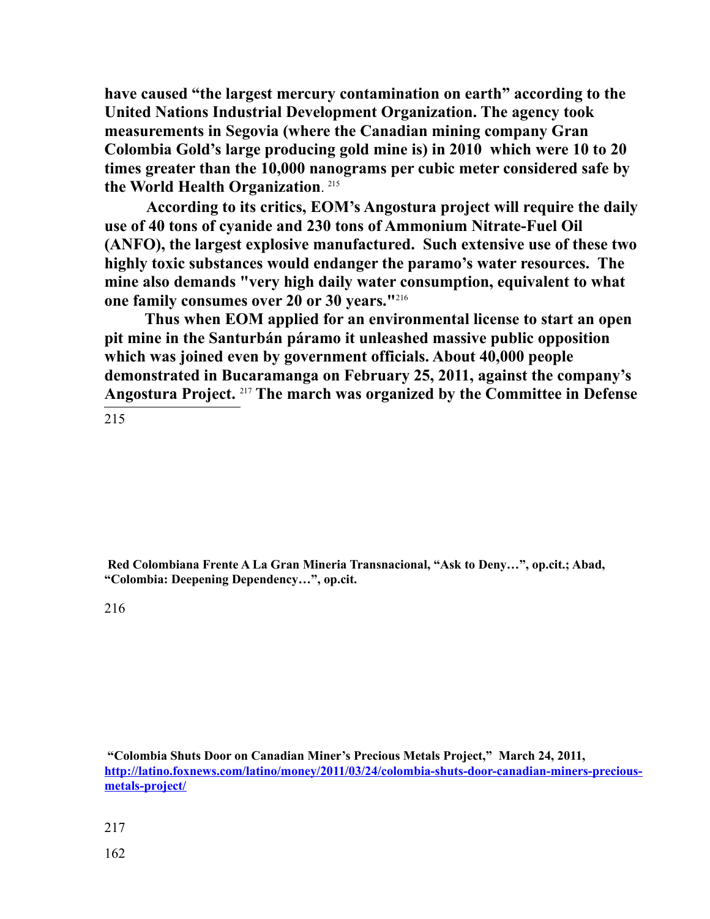**have caused "the largest mercury contamination on earth" according to the United Nations Industrial Development Organization. The agency took measurements in Segovia (where the Canadian mining company Gran Colombia Gold's large producing gold mine is) in 2010 which were 10 to 20 times greater than the 10,000 nanograms per cubic meter considered safe by the World Health Organization**. [215]

**According to its critics, EOM's Angostura project will require the daily use of 40 tons of cyanide and 230 tons of Ammonium Nitrate-Fuel Oil (ANFO), the largest explosive manufactured. Such extensive use of these two highly toxic substances would endanger the paramo's water resources. The mine also demands "very high daily water consumption, equivalent to what one family consumes over 20 or 30 years."**[216]

**Thus when EOM applied for an environmental license to start an open pit mine in the Santurbán páramo it unleashed massive public opposition which was joined even by government officials. About 40,000 people demonstrated in Bucaramanga on February 25, 2011, against the company's Angostura Project.** [217] **The march was organized by the Committee in Defense**

---

[215] **Red Colombiana Frente A La Gran Mineria Transnacional, "Ask to Deny…", op.cit.; Abad, "Colombia: Deepening Dependency…", op.cit.**

[216] **"Colombia Shuts Door on Canadian Miner's Precious Metals Project," March 24, 2011, [http://latino.foxnews.com/latino/money/2011/03/24/colombia-shuts-door-canadian-miners-precious-metals-project/](http://latino.foxnews.com/latino/money/2011/03/24/colombia-shuts-door-canadian-miners-precious-metals-project/)**

[217]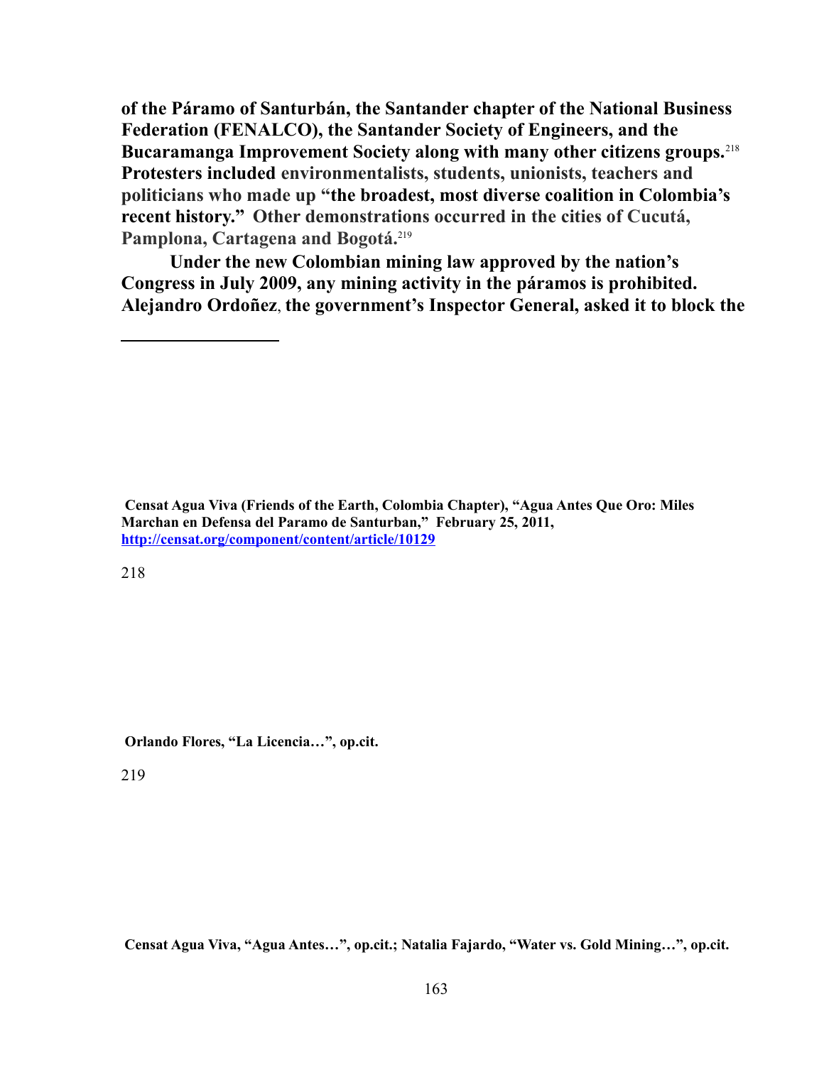**of the Páramo of Santurbán, the Santander chapter of the National Business Federation (FENALCO), the Santander Society of Engineers, and the Bucaramanga Improvement Society along with many other citizens groups.**[218] **Protesters included environmentalists, students, unionists, teachers and politicians who made up "the broadest, most diverse coalition in Colombia's recent history." Other demonstrations occurred in the cities of Cucutá, Pamplona, Cartagena and Bogotá.**[219]

**Under the new Colombian mining law approved by the nation's Congress in July 2009, any mining activity in the páramos is prohibited. Alejandro Ordoñez, the government's Inspector General, asked it to block the**

---

**Censat Agua Viva (Friends of the Earth, Colombia Chapter), "Agua Antes Que Oro: Miles Marchan en Defensa del Paramo de Santurban," February 25, 2011, [http://censat.org/component/content/article/10129](http://censat.org/component/content/article/10129)**

218 **Orlando Flores, "La Licencia…", op.cit.**

219 **Censat Agua Viva, "Agua Antes…", op.cit.; Natalia Fajardo, "Water vs. Gold Mining…", op.cit.**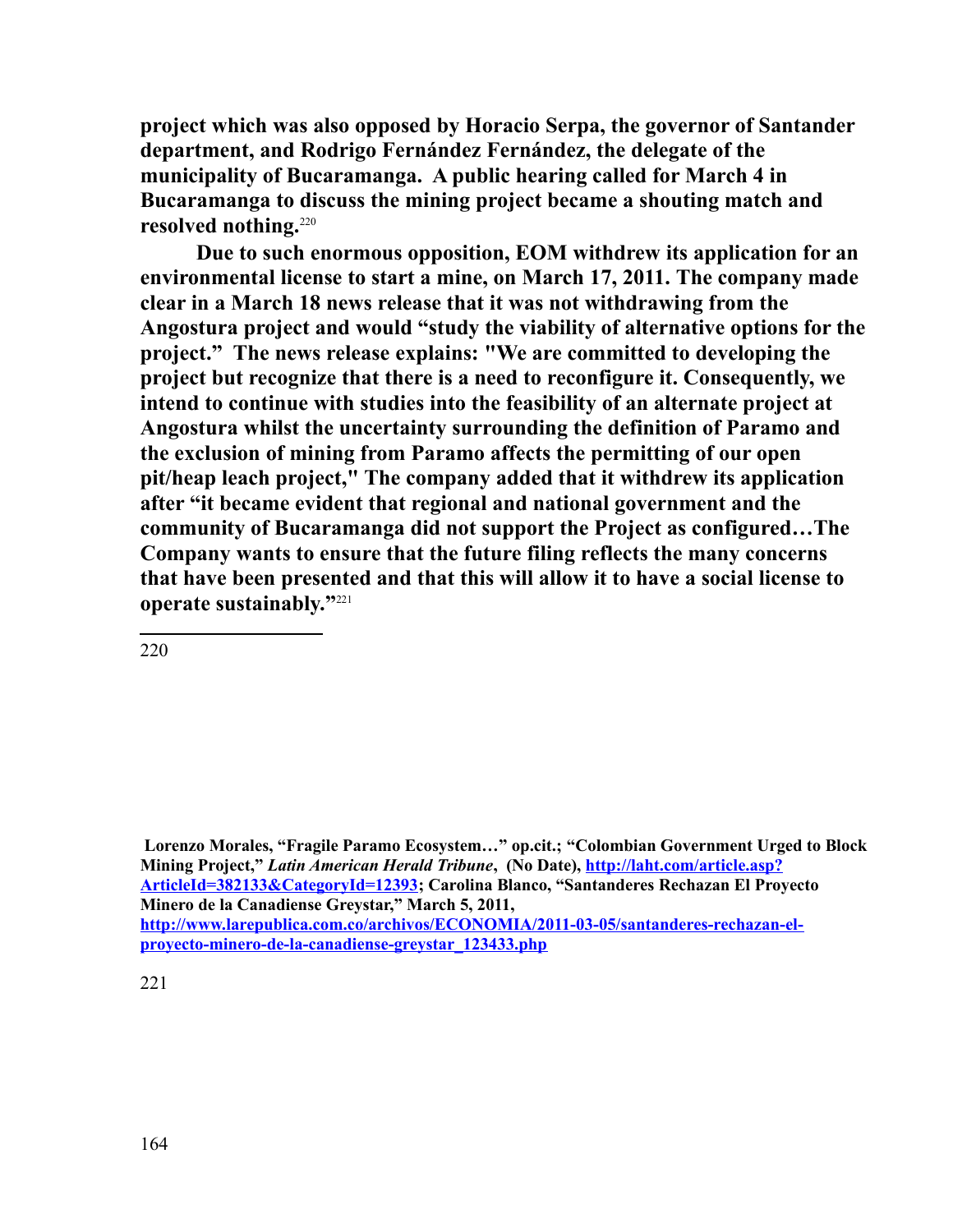**project which was also opposed by Horacio Serpa, the governor of Santander department, and Rodrigo Fernández Fernández, the delegate of the municipality of Bucaramanga. A public hearing called for March 4 in Bucaramanga to discuss the mining project became a shouting match and resolved nothing.**[220]

**Due to such enormous opposition, EOM withdrew its application for an environmental license to start a mine, on March 17, 2011. The company made clear in a March 18 news release that it was not withdrawing from the Angostura project and would "study the viability of alternative options for the project." The news release explains: "We are committed to developing the project but recognize that there is a need to reconfigure it. Consequently, we intend to continue with studies into the feasibility of an alternate project at Angostura whilst the uncertainty surrounding the definition of Paramo and the exclusion of mining from Paramo affects the permitting of our open pit/heap leach project," The company added that it withdrew its application after "it became evident that regional and national government and the community of Bucaramanga did not support the Project as configured…The Company wants to ensure that the future filing reflects the many concerns that have been presented and that this will allow it to have a social license to operate sustainably."**[221]

---

220

**Lorenzo Morales, "Fragile Paramo Ecosystem…" op.cit.; "Colombian Government Urged to Block Mining Project,"** ***Latin American Herald Tribune*****, (No Date), [http://laht.com/article.asp?ArticleId=382133&CategoryId=12393](http://laht.com/article.asp?ArticleId=382133&CategoryId=12393); Carolina Blanco, "Santanderes Rechazan El Proyecto Minero de la Canadiense Greystar," March 5, 2011, [http://www.larepublica.com.co/archivos/ECONOMIA/2011-03-05/santanderes-rechazan-el-proyecto-minero-de-la-canadiense-greystar_123433.php](http://www.larepublica.com.co/archivos/ECONOMIA/2011-03-05/santanderes-rechazan-el-proyecto-minero-de-la-canadiense-greystar_123433.php)**

221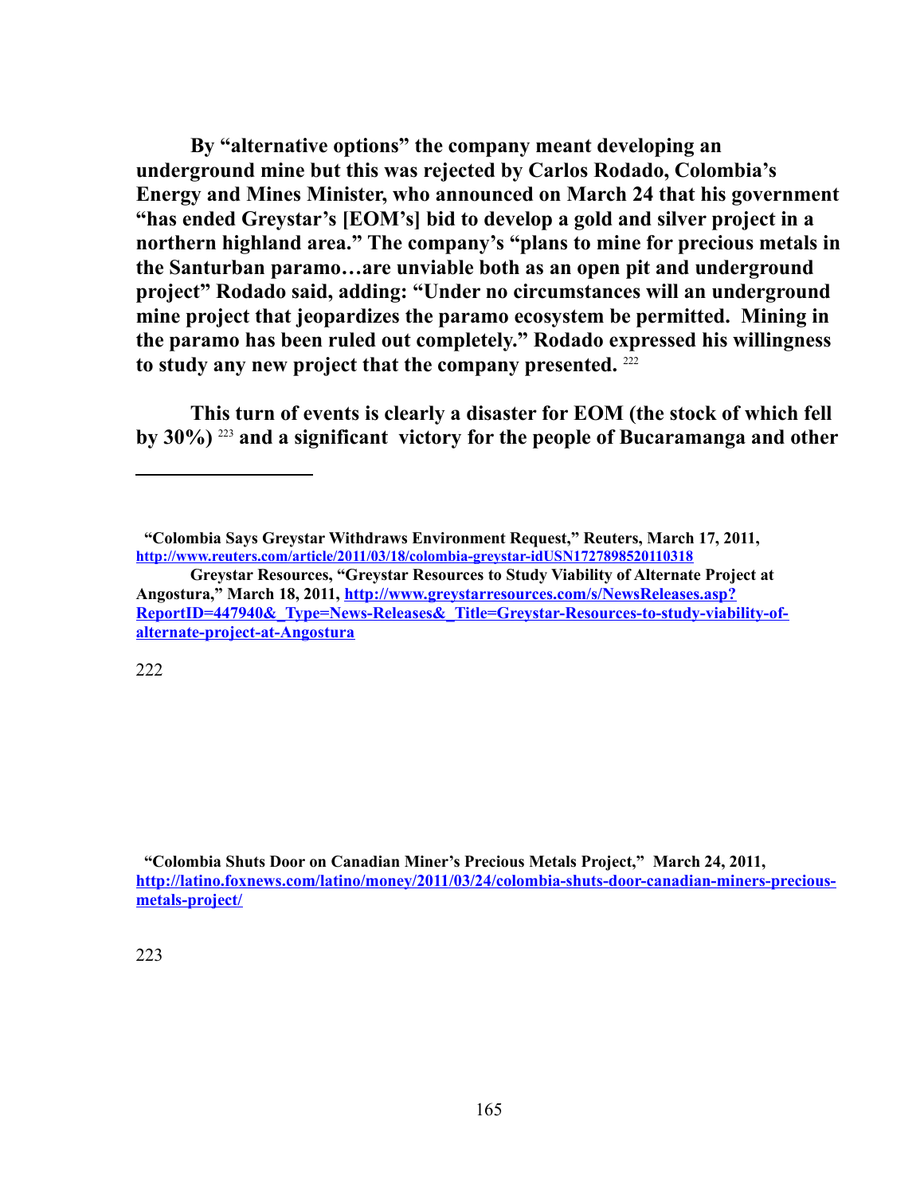**By "alternative options" the company meant developing an underground mine but this was rejected by Carlos Rodado, Colombia's Energy and Mines Minister, who announced on March 24 that his government "has ended Greystar's [EOM's] bid to develop a gold and silver project in a northern highland area." The company's "plans to mine for precious metals in the Santurban paramo…are unviable both as an open pit and underground project" Rodado said, adding: "Under no circumstances will an underground mine project that jeopardizes the paramo ecosystem be permitted. Mining in the paramo has been ruled out completely." Rodado expressed his willingness to study any new project that the company presented.** [222]

**This turn of events is clearly a disaster for EOM (the stock of which fell by 30%)** [223] **and a significant victory for the people of Bucaramanga and other**

---

**"Colombia Says Greystar Withdraws Environment Request," Reuters, March 17, 2011, [http://www.reuters.com/article/2011/03/18/colombia-greystar-idUSN1727898520110318](http://www.reuters.com/article/2011/03/18/colombia-greystar-idUSN1727898520110318)**

**Greystar Resources, "Greystar Resources to Study Viability of Alternate Project at Angostura," March 18, 2011, [http://www.greystarresources.com/s/NewsReleases.asp?ReportID=447940&_Type=News-Releases&_Title=Greystar-Resources-to-study-viability-of-alternate-project-at-Angostura](http://www.greystarresources.com/s/NewsReleases.asp?ReportID=447940&_Type=News-Releases&_Title=Greystar-Resources-to-study-viability-of-alternate-project-at-Angostura)**

222

**"Colombia Shuts Door on Canadian Miner's Precious Metals Project," March 24, 2011, [http://latino.foxnews.com/latino/money/2011/03/24/colombia-shuts-door-canadian-miners-precious-metals-project/](http://latino.foxnews.com/latino/money/2011/03/24/colombia-shuts-door-canadian-miners-precious-metals-project/)**

223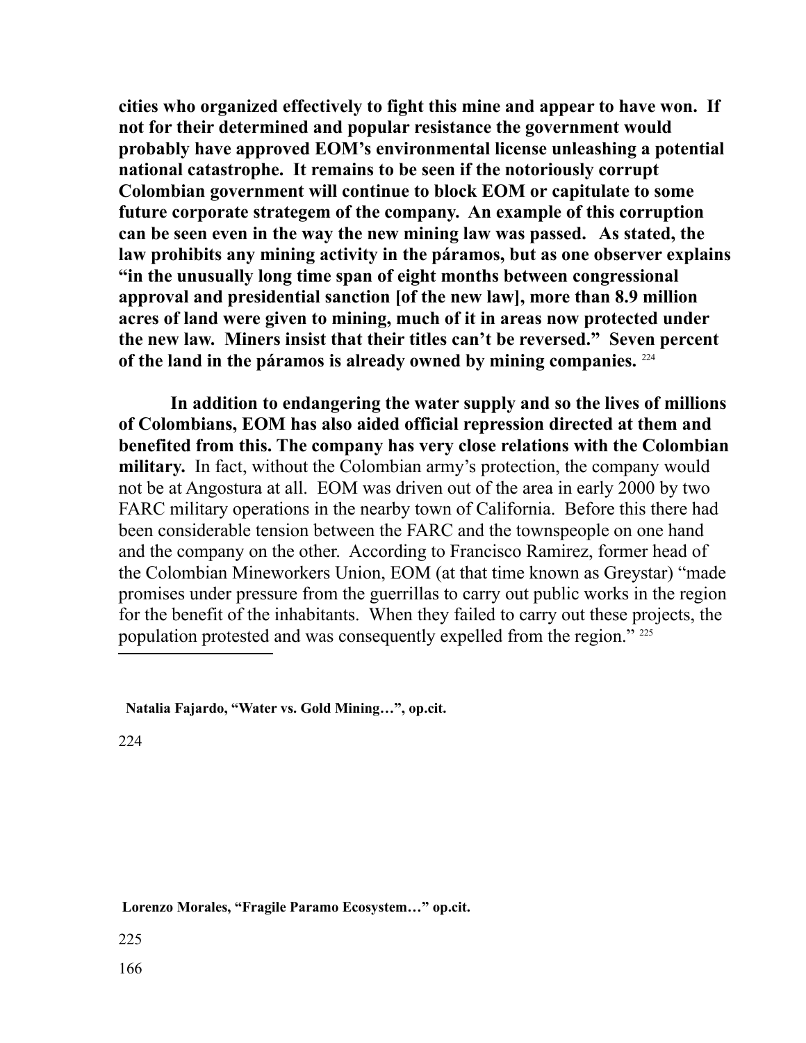**cities who organized effectively to fight this mine and appear to have won. If not for their determined and popular resistance the government would probably have approved EOM's environmental license unleashing a potential national catastrophe. It remains to be seen if the notoriously corrupt Colombian government will continue to block EOM or capitulate to some future corporate strategem of the company. An example of this corruption can be seen even in the way the new mining law was passed. As stated, the law prohibits any mining activity in the páramos, but as one observer explains "in the unusually long time span of eight months between congressional approval and presidential sanction [of the new law], more than 8.9 million acres of land were given to mining, much of it in areas now protected under the new law. Miners insist that their titles can't be reversed." Seven percent of the land in the páramos is already owned by mining companies.** [224]

**In addition to endangering the water supply and so the lives of millions of Colombians, EOM has also aided official repression directed at them and benefited from this. The company has very close relations with the Colombian military.** In fact, without the Colombian army's protection, the company would not be at Angostura at all. EOM was driven out of the area in early 2000 by two FARC military operations in the nearby town of California. Before this there had been considerable tension between the FARC and the townspeople on one hand and the company on the other. According to Francisco Ramirez, former head of the Colombian Mineworkers Union, EOM (at that time known as Greystar) "made promises under pressure from the guerrillas to carry out public works in the region for the benefit of the inhabitants. When they failed to carry out these projects, the population protested and was consequently expelled from the region." [225]

---

224 **Natalia Fajardo, "Water vs. Gold Mining…", op.cit.**

225 **Lorenzo Morales, "Fragile Paramo Ecosystem…" op.cit.**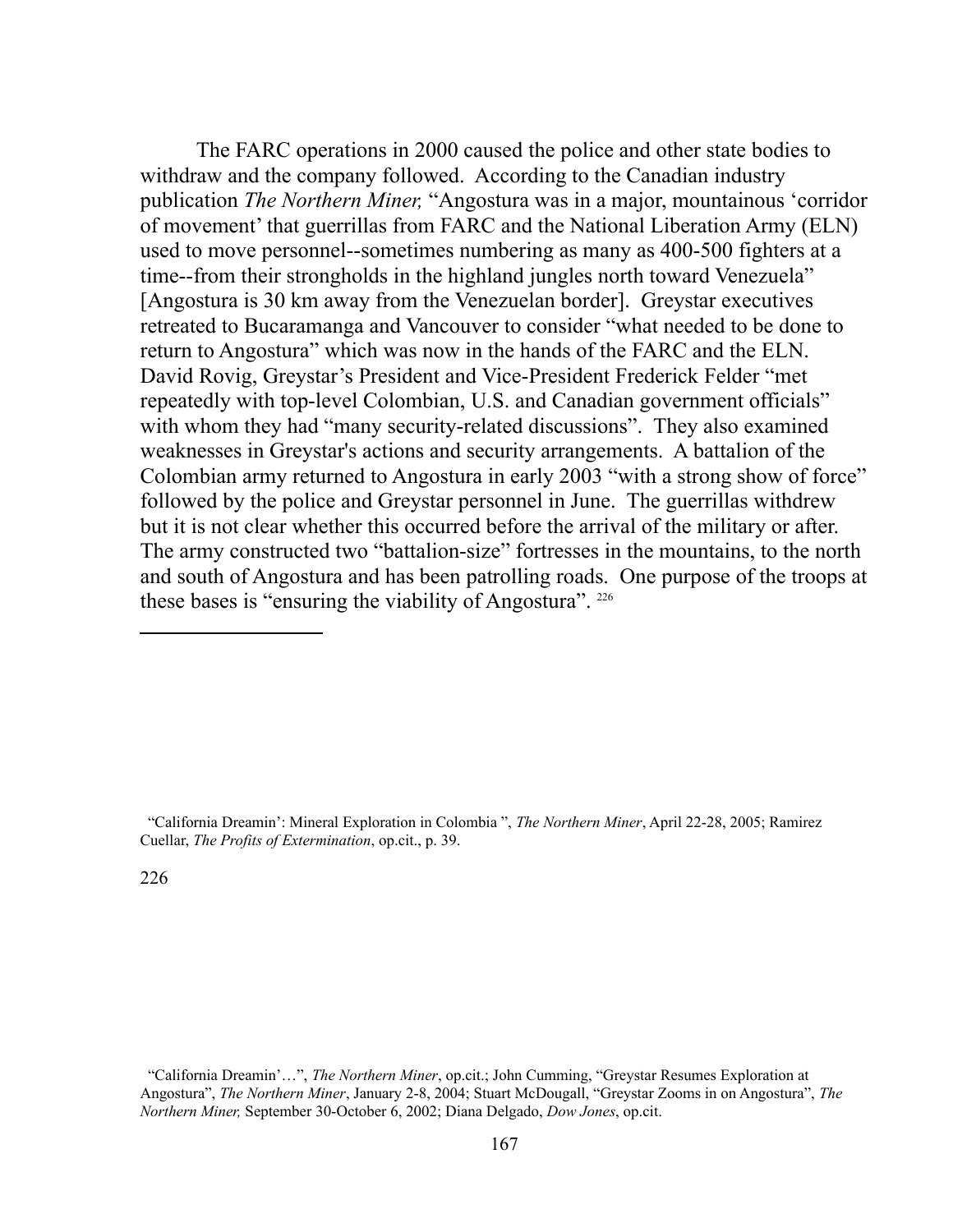The FARC operations in 2000 caused the police and other state bodies to withdraw and the company followed. According to the Canadian industry publication *The Northern Miner,* "Angostura was in a major, mountainous 'corridor of movement' that guerrillas from FARC and the National Liberation Army (ELN) used to move personnel--sometimes numbering as many as 400-500 fighters at a time--from their strongholds in the highland jungles north toward Venezuela" [Angostura is 30 km away from the Venezuelan border]. Greystar executives retreated to Bucaramanga and Vancouver to consider "what needed to be done to return to Angostura" which was now in the hands of the FARC and the ELN. David Rovig, Greystar's President and Vice-President Frederick Felder "met repeatedly with top-level Colombian, U.S. and Canadian government officials" with whom they had "many security-related discussions". They also examined weaknesses in Greystar's actions and security arrangements. A battalion of the Colombian army returned to Angostura in early 2003 "with a strong show of force" followed by the police and Greystar personnel in June. The guerrillas withdrew but it is not clear whether this occurred before the arrival of the military or after. The army constructed two "battalion-size" fortresses in the mountains, to the north and south of Angostura and has been patrolling roads. One purpose of the troops at these bases is "ensuring the viability of Angostura". [226]

---

"California Dreamin': Mineral Exploration in Colombia ", *The Northern Miner*, April 22-28, 2005; Ramirez Cuellar, *The Profits of Extermination*, op.cit., p. 39.

226

"California Dreamin'…", *The Northern Miner*, op.cit.; John Cumming, "Greystar Resumes Exploration at Angostura", *The Northern Miner*, January 2-8, 2004; Stuart McDougall, "Greystar Zooms in on Angostura", *The Northern Miner,* September 30-October 6, 2002; Diana Delgado, *Dow Jones*, op.cit.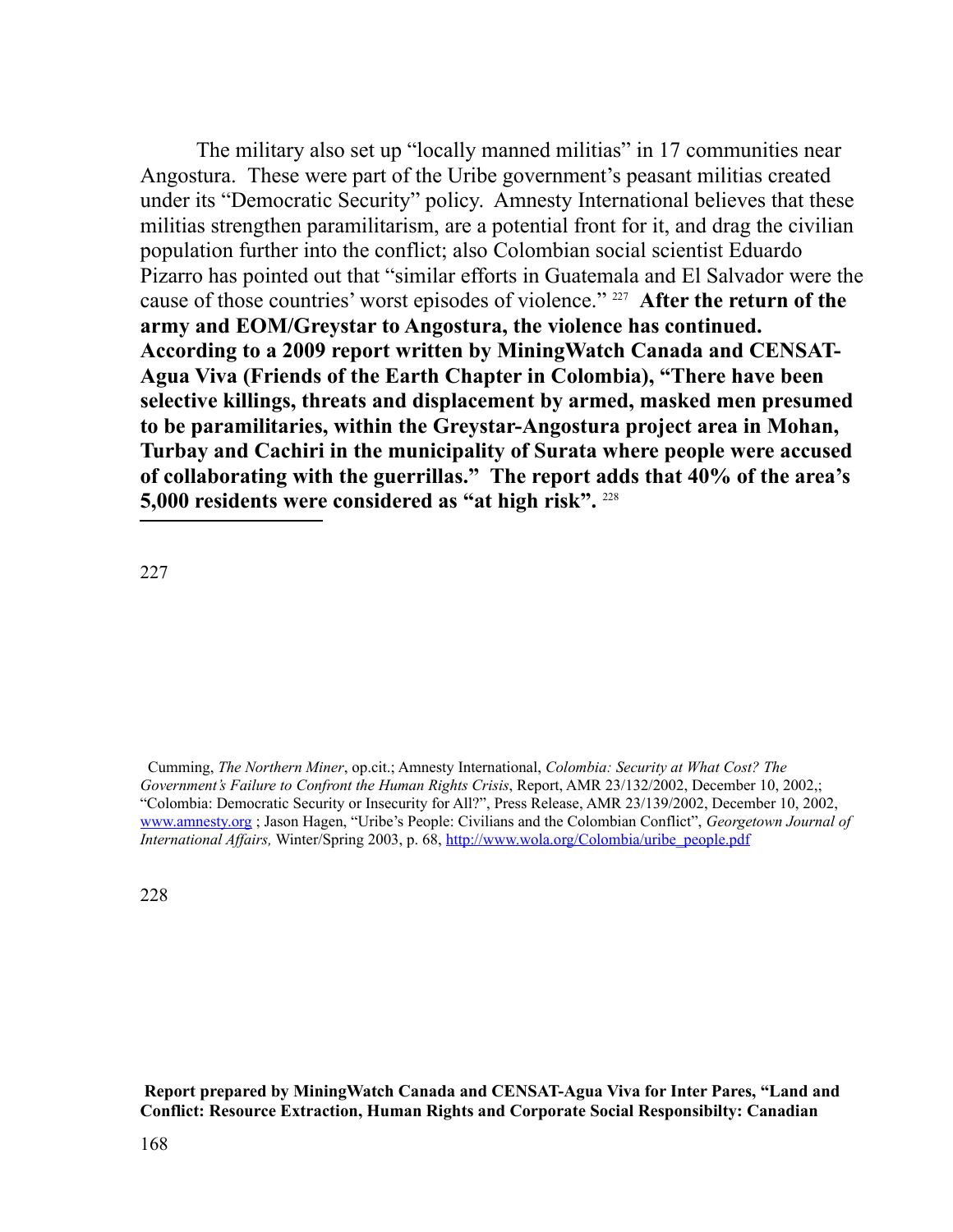The military also set up "locally manned militias" in 17 communities near Angostura. These were part of the Uribe government's peasant militias created under its "Democratic Security" policy. Amnesty International believes that these militias strengthen paramilitarism, are a potential front for it, and drag the civilian population further into the conflict; also Colombian social scientist Eduardo Pizarro has pointed out that "similar efforts in Guatemala and El Salvador were the cause of those countries' worst episodes of violence." [227] **After the return of the army and EOM/Greystar to Angostura, the violence has continued. According to a 2009 report written by MiningWatch Canada and CENSAT-Agua Viva (Friends of the Earth Chapter in Colombia), "There have been selective killings, threats and displacement by armed, masked men presumed to be paramilitaries, within the Greystar-Angostura project area in Mohan, Turbay and Cachiri in the municipality of Surata where people were accused of collaborating with the guerrillas." The report adds that 40% of the area's 5,000 residents were considered as "at high risk".** [228]

---

227 Cumming, *The Northern Miner*, op.cit.; Amnesty International, *Colombia: Security at What Cost? The Government's Failure to Confront the Human Rights Crisis*, Report, AMR 23/132/2002, December 10, 2002,; "Colombia: Democratic Security or Insecurity for All?", Press Release, AMR 23/139/2002, December 10, 2002, www.amnesty.org ; Jason Hagen, "Uribe's People: Civilians and the Colombian Conflict", *Georgetown Journal of International Affairs,* Winter/Spring 2003, p. 68, http://www.wola.org/Colombia/uribe_people.pdf

228 **Report prepared by MiningWatch Canada and CENSAT-Agua Viva for Inter Pares, "Land and Conflict: Resource Extraction, Human Rights and Corporate Social Responsibilty: Canadian**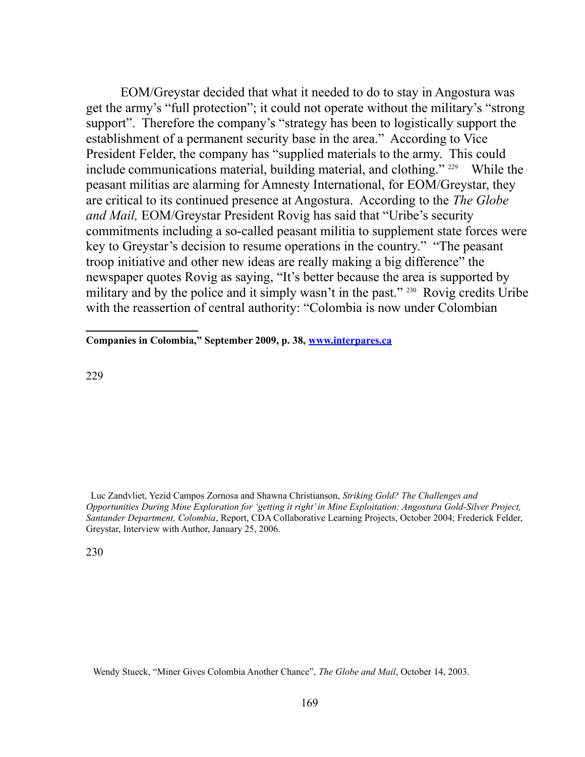EOM/Greystar decided that what it needed to do to stay in Angostura was get the army's "full protection"; it could not operate without the military's "strong support". Therefore the company's "strategy has been to logistically support the establishment of a permanent security base in the area." According to Vice President Felder, the company has "supplied materials to the army. This could include communications material, building material, and clothing." [229] While the peasant militias are alarming for Amnesty International, for EOM/Greystar, they are critical to its continued presence at Angostura. According to the *The Globe and Mail,* EOM/Greystar President Rovig has said that "Uribe's security commitments including a so-called peasant militia to supplement state forces were key to Greystar's decision to resume operations in the country." "The peasant troop initiative and other new ideas are really making a big difference" the newspaper quotes Rovig as saying, "It's better because the area is supported by military and by the police and it simply wasn't in the past." [230] Rovig credits Uribe with the reassertion of central authority: "Colombia is now under Colombian

---

**Companies in Colombia," September 2009, p. 38, [www.interpares.ca](http://www.interpares.ca)**

229 Luc Zandvliet, Yezid Campos Zornosa and Shawna Christianson, *Striking Gold? The Challenges and Opportunities During Mine Exploration for 'getting it right' in Mine Exploitation: Angostura Gold-Silver Project, Santander Department, Colombia*, Report, CDA Collaborative Learning Projects, October 2004; Frederick Felder, Greystar, Interview with Author, January 25, 2006.

230 Wendy Stueck, "Miner Gives Colombia Another Chance", *The Globe and Mail*, October 14, 2003.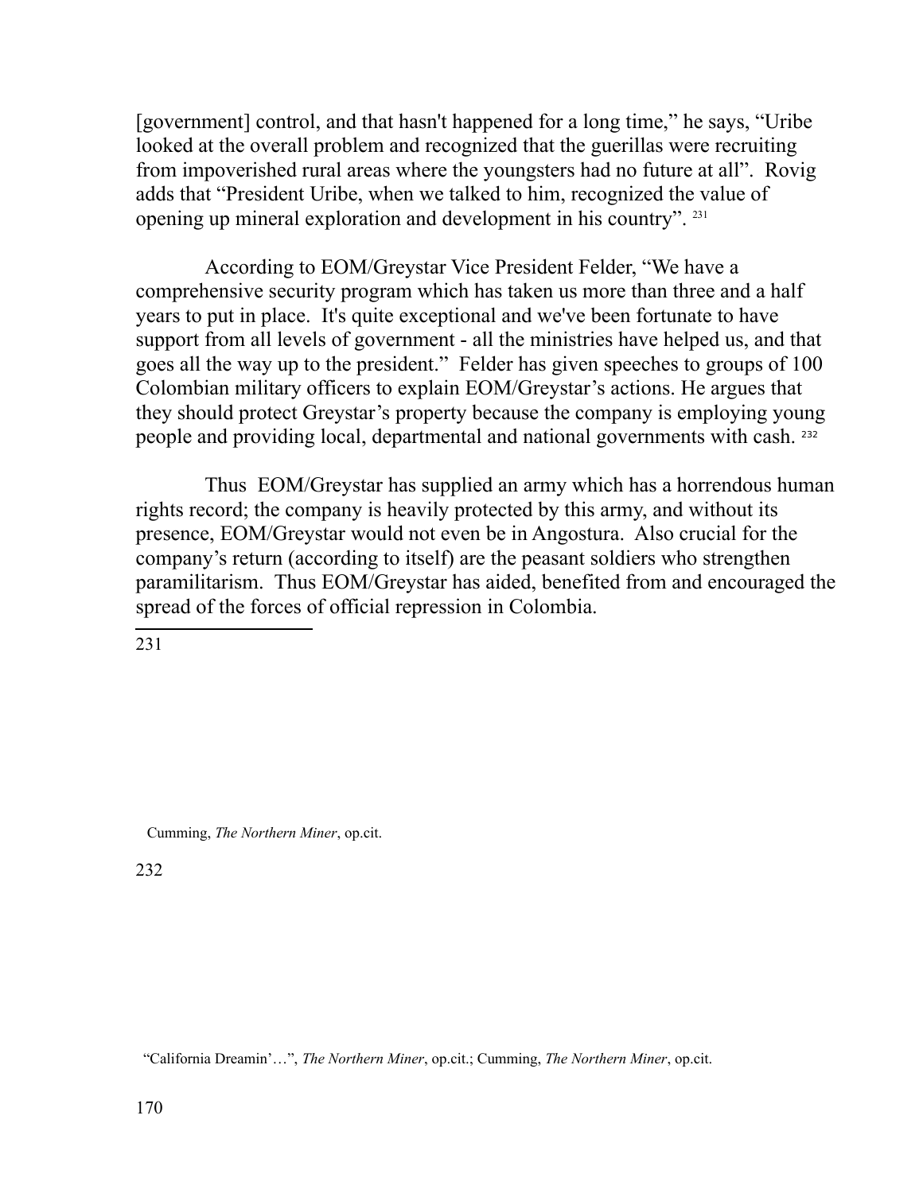[government] control, and that hasn't happened for a long time," he says, "Uribe looked at the overall problem and recognized that the guerillas were recruiting from impoverished rural areas where the youngsters had no future at all". Rovig adds that "President Uribe, when we talked to him, recognized the value of opening up mineral exploration and development in his country". [231]

According to EOM/Greystar Vice President Felder, "We have a comprehensive security program which has taken us more than three and a half years to put in place. It's quite exceptional and we've been fortunate to have support from all levels of government - all the ministries have helped us, and that goes all the way up to the president." Felder has given speeches to groups of 100 Colombian military officers to explain EOM/Greystar's actions. He argues that they should protect Greystar's property because the company is employing young people and providing local, departmental and national governments with cash. [232]

Thus EOM/Greystar has supplied an army which has a horrendous human rights record; the company is heavily protected by this army, and without its presence, EOM/Greystar would not even be in Angostura. Also crucial for the company's return (according to itself) are the peasant soldiers who strengthen paramilitarism. Thus EOM/Greystar has aided, benefited from and encouraged the spread of the forces of official repression in Colombia.

---

231 Cumming, *The Northern Miner*, op.cit.

232 "California Dreamin'…", *The Northern Miner*, op.cit.; Cumming, *The Northern Miner*, op.cit.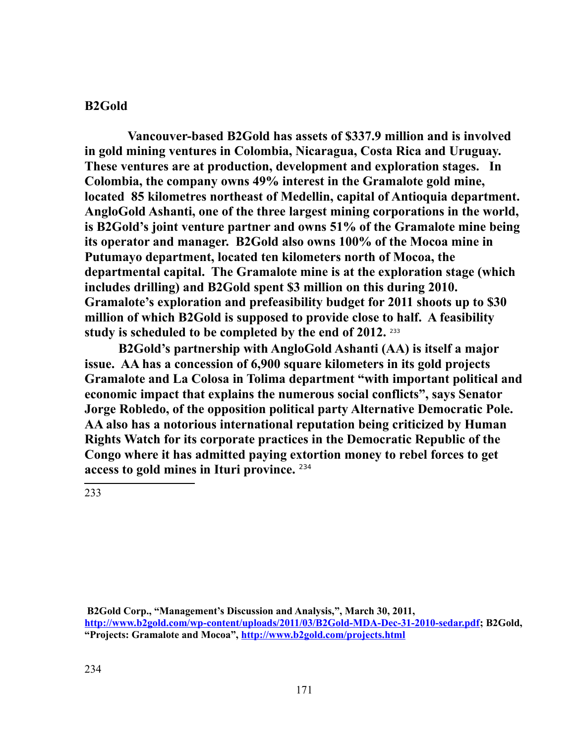## B2Gold

**Vancouver-based B2Gold has assets of $337.9 million and is involved in gold mining ventures in Colombia, Nicaragua, Costa Rica and Uruguay. These ventures are at production, development and exploration stages. In Colombia, the company owns 49% interest in the Gramalote gold mine, located 85 kilometres northeast of Medellin, capital of Antioquia department. AngloGold Ashanti, one of the three largest mining corporations in the world, is B2Gold's joint venture partner and owns 51% of the Gramalote mine being its operator and manager. B2Gold also owns 100% of the Mocoa mine in Putumayo department, located ten kilometers north of Mocoa, the departmental capital. The Gramalote mine is at the exploration stage (which includes drilling) and B2Gold spent $3 million on this during 2010. Gramalote's exploration and prefeasibility budget for 2011 shoots up to $30 million of which B2Gold is supposed to provide close to half. A feasibility study is scheduled to be completed by the end of 2012.** [233]

**B2Gold's partnership with AngloGold Ashanti (AA) is itself a major issue. AA has a concession of 6,900 square kilometers in its gold projects Gramalote and La Colosa in Tolima department "with important political and economic impact that explains the numerous social conflicts", says Senator Jorge Robledo, of the opposition political party Alternative Democratic Pole. AA also has a notorious international reputation being criticized by Human Rights Watch for its corporate practices in the Democratic Republic of the Congo where it has admitted paying extortion money to rebel forces to get access to gold mines in Ituri province.** [234]

---

233 **B2Gold Corp., "Management's Discussion and Analysis,", March 30, 2011, http://www.b2gold.com/wp-content/uploads/2011/03/B2Gold-MDA-Dec-31-2010-sedar.pdf; B2Gold, "Projects: Gramalote and Mocoa", http://www.b2gold.com/projects.html**

234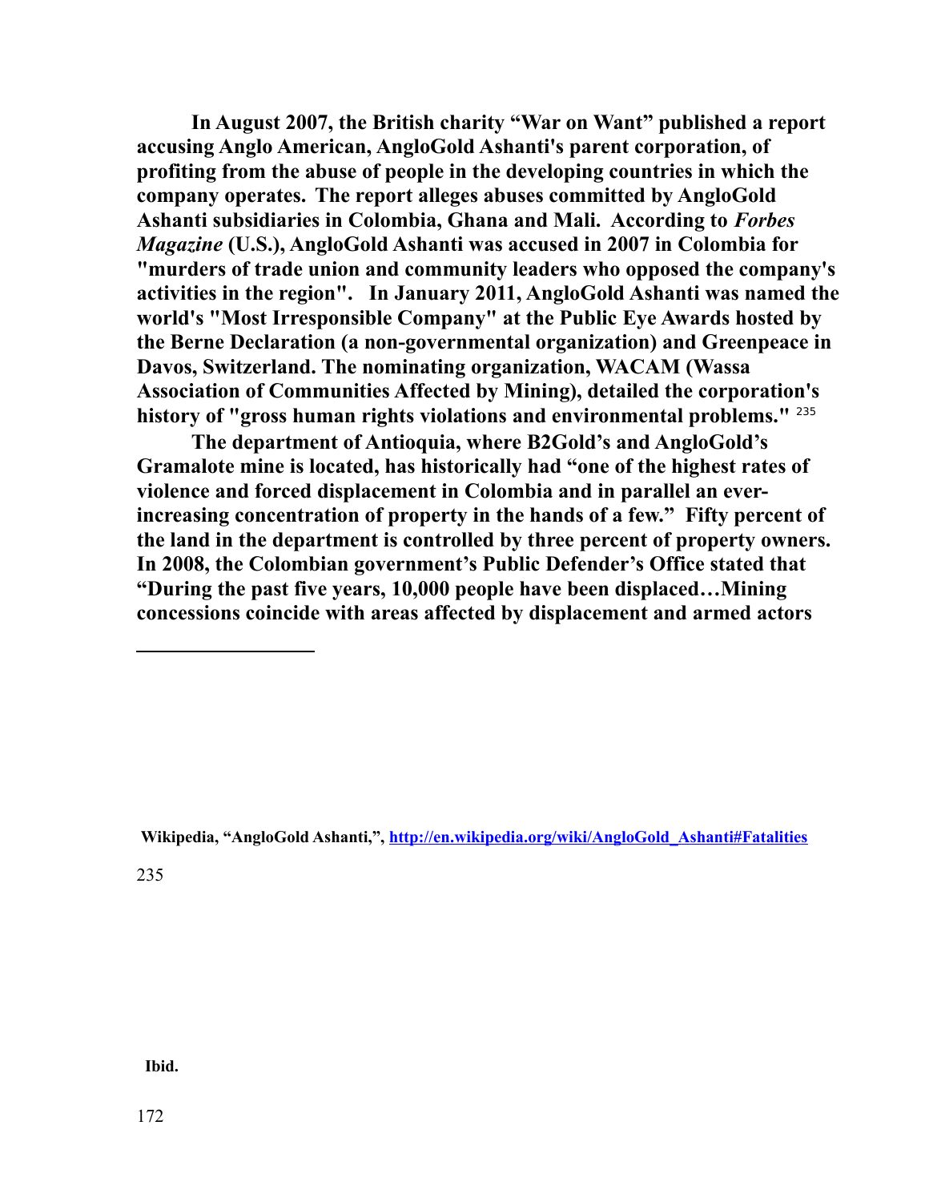**In August 2007, the British charity "War on Want" published a report accusing Anglo American, AngloGold Ashanti's parent corporation, of profiting from the abuse of people in the developing countries in which the company operates. The report alleges abuses committed by AngloGold Ashanti subsidiaries in Colombia, Ghana and Mali. According to *Forbes Magazine* (U.S.), AngloGold Ashanti was accused in 2007 in Colombia for "murders of trade union and community leaders who opposed the company's activities in the region". In January 2011, AngloGold Ashanti was named the world's "Most Irresponsible Company" at the Public Eye Awards hosted by the Berne Declaration (a non-governmental organization) and Greenpeace in Davos, Switzerland. The nominating organization, WACAM (Wassa Association of Communities Affected by Mining), detailed the corporation's history of "gross human rights violations and environmental problems."** [235]

**The department of Antioquia, where B2Gold's and AngloGold's Gramalote mine is located, has historically had "one of the highest rates of violence and forced displacement in Colombia and in parallel an ever-increasing concentration of property in the hands of a few." Fifty percent of the land in the department is controlled by three percent of property owners. In 2008, the Colombian government's Public Defender's Office stated that "During the past five years, 10,000 people have been displaced…Mining concessions coincide with areas affected by displacement and armed actors**

---

**Wikipedia, "AngloGold Ashanti,", http://en.wikipedia.org/wiki/AngloGold_Ashanti#Fatalities**

235 **Ibid.**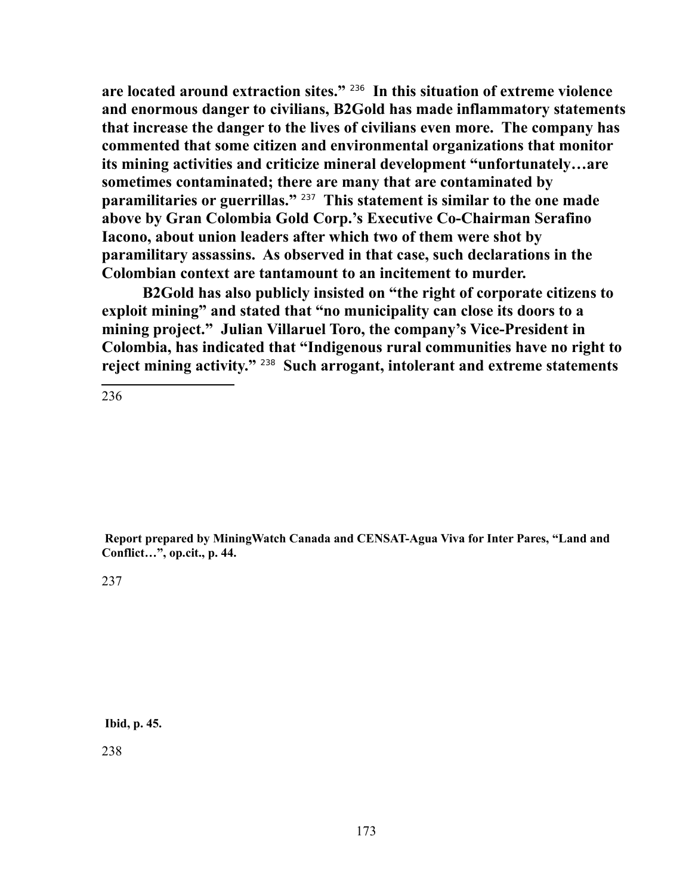**are located around extraction sites."** [236] **In this situation of extreme violence and enormous danger to civilians, B2Gold has made inflammatory statements that increase the danger to the lives of civilians even more. The company has commented that some citizen and environmental organizations that monitor its mining activities and criticize mineral development "unfortunately…are sometimes contaminated; there are many that are contaminated by paramilitaries or guerrillas."** [237] **This statement is similar to the one made above by Gran Colombia Gold Corp.'s Executive Co-Chairman Serafino Iacono, about union leaders after which two of them were shot by paramilitary assassins. As observed in that case, such declarations in the Colombian context are tantamount to an incitement to murder.**

**B2Gold has also publicly insisted on "the right of corporate citizens to exploit mining" and stated that "no municipality can close its doors to a mining project." Julian Villaruel Toro, the company's Vice-President in Colombia, has indicated that "Indigenous rural communities have no right to reject mining activity."** [238] **Such arrogant, intolerant and extreme statements**

---

236 **Report prepared by MiningWatch Canada and CENSAT-Agua Viva for Inter Pares, "Land and Conflict…", op.cit., p. 44.**

237 **Ibid, p. 45.**

238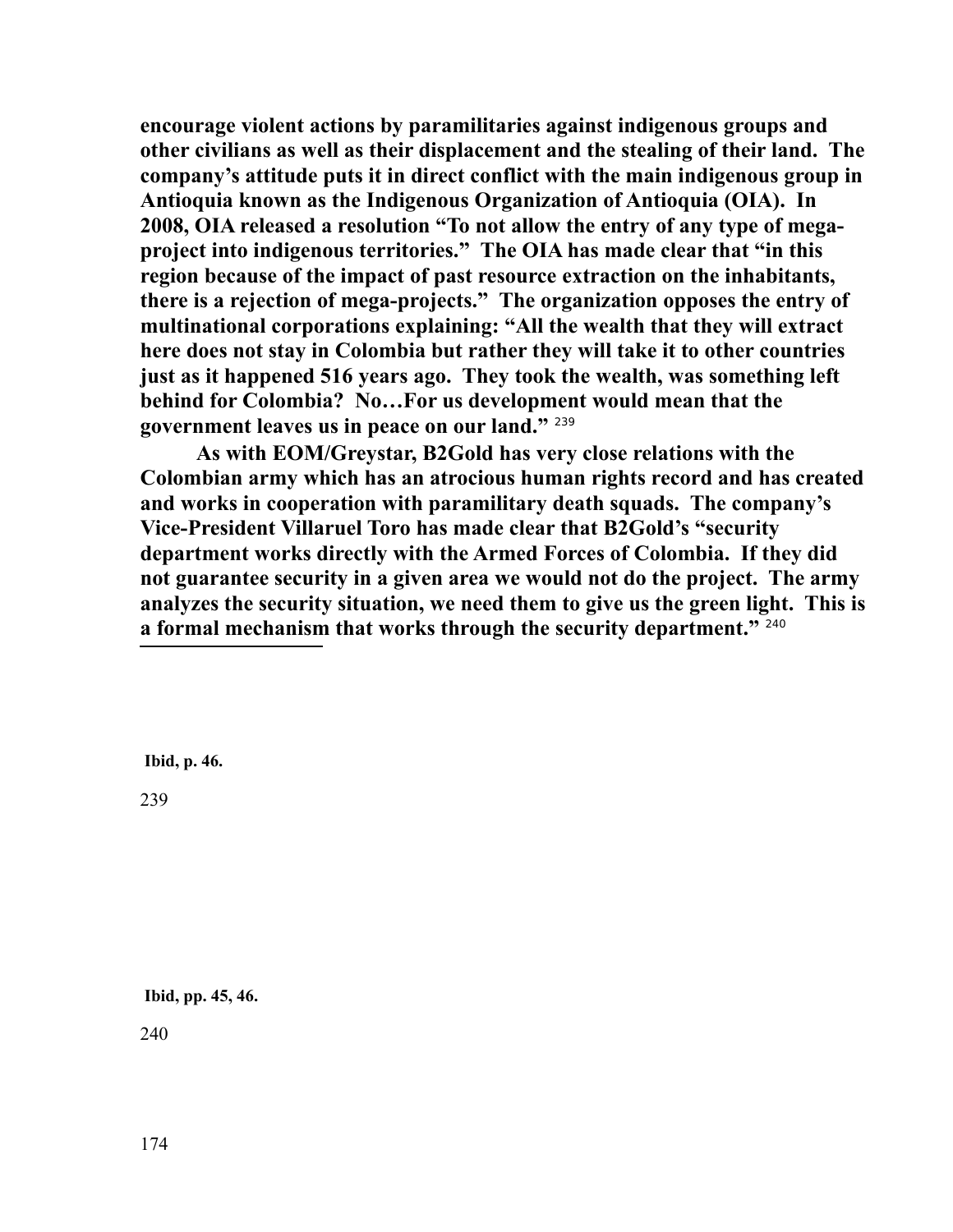**encourage violent actions by paramilitaries against indigenous groups and other civilians as well as their displacement and the stealing of their land. The company's attitude puts it in direct conflict with the main indigenous group in Antioquia known as the Indigenous Organization of Antioquia (OIA). In 2008, OIA released a resolution "To not allow the entry of any type of mega-project into indigenous territories." The OIA has made clear that "in this region because of the impact of past resource extraction on the inhabitants, there is a rejection of mega-projects." The organization opposes the entry of multinational corporations explaining: "All the wealth that they will extract here does not stay in Colombia but rather they will take it to other countries just as it happened 516 years ago. They took the wealth, was something left behind for Colombia? No…For us development would mean that the government leaves us in peace on our land."** [239]

**As with EOM/Greystar, B2Gold has very close relations with the Colombian army which has an atrocious human rights record and has created and works in cooperation with paramilitary death squads. The company's Vice-President Villaruel Toro has made clear that B2Gold's "security department works directly with the Armed Forces of Colombia. If they did not guarantee security in a given area we would not do the project. The army analyzes the security situation, we need them to give us the green light. This is a formal mechanism that works through the security department."** [240]

---

[239] **Ibid, p. 46.**

[240] **Ibid, pp. 45, 46.**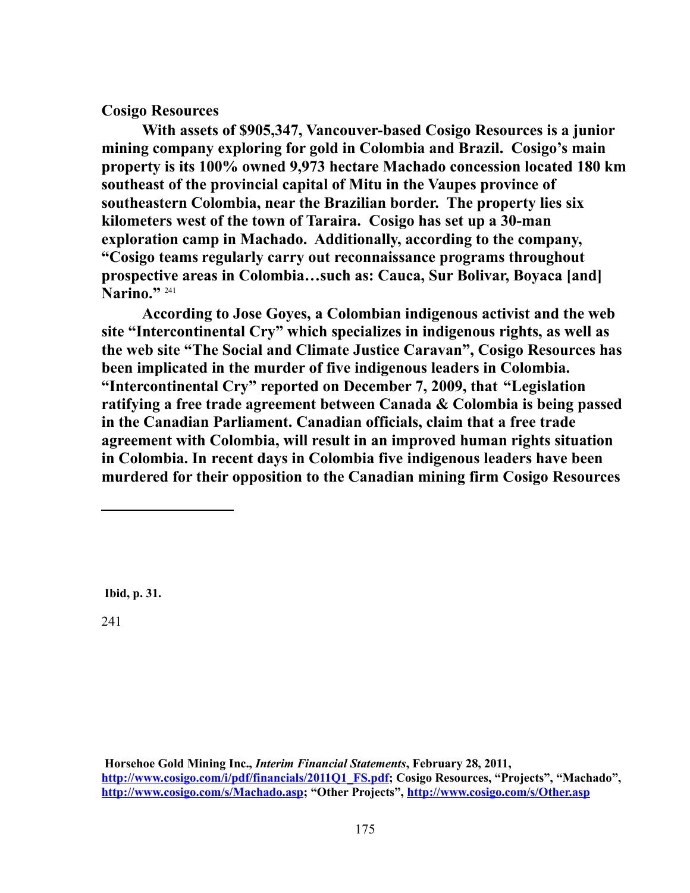**Cosigo Resources**

**With assets of $905,347, Vancouver-based Cosigo Resources is a junior mining company exploring for gold in Colombia and Brazil. Cosigo's main property is its 100% owned 9,973 hectare Machado concession located 180 km southeast of the provincial capital of Mitu in the Vaupes province of southeastern Colombia, near the Brazilian border. The property lies six kilometers west of the town of Taraira. Cosigo has set up a 30-man exploration camp in Machado. Additionally, according to the company, "Cosigo teams regularly carry out reconnaissance programs throughout prospective areas in Colombia…such as: Cauca, Sur Bolivar, Boyaca [and] Narino."** [241]

**According to Jose Goyes, a Colombian indigenous activist and the web site "Intercontinental Cry" which specializes in indigenous rights, as well as the web site "The Social and Climate Justice Caravan", Cosigo Resources has been implicated in the murder of five indigenous leaders in Colombia. "Intercontinental Cry" reported on December 7, 2009, that "Legislation ratifying a free trade agreement between Canada & Colombia is being passed in the Canadian Parliament. Canadian officials, claim that a free trade agreement with Colombia, will result in an improved human rights situation in Colombia. In recent days in Colombia five indigenous leaders have been murdered for their opposition to the Canadian mining firm Cosigo Resources**

---

**Ibid, p. 31.**

241

**Horsehoe Gold Mining Inc., *Interim Financial Statements*, February 28, 2011, http://www.cosigo.com/i/pdf/financials/2011Q1_FS.pdf; Cosigo Resources, "Projects", "Machado", http://www.cosigo.com/s/Machado.asp; "Other Projects", http://www.cosigo.com/s/Other.asp**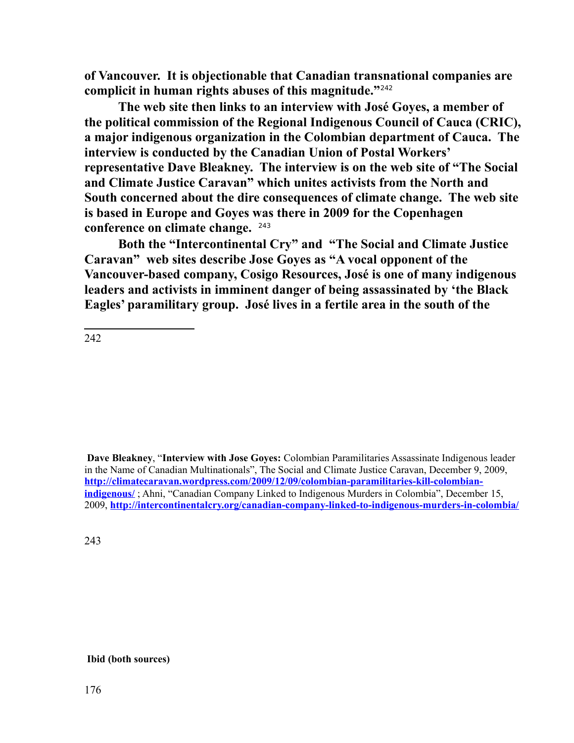**of Vancouver. It is objectionable that Canadian transnational companies are complicit in human rights abuses of this magnitude."**[242]

**The web site then links to an interview with José Goyes, a member of the political commission of the Regional Indigenous Council of Cauca (CRIC), a major indigenous organization in the Colombian department of Cauca. The interview is conducted by the Canadian Union of Postal Workers' representative Dave Bleakney. The interview is on the web site of "The Social and Climate Justice Caravan" which unites activists from the North and South concerned about the dire consequences of climate change. The web site is based in Europe and Goyes was there in 2009 for the Copenhagen conference on climate change.** [243]

**Both the "Intercontinental Cry" and "The Social and Climate Justice Caravan" web sites describe Jose Goyes as "A vocal opponent of the Vancouver-based company, Cosigo Resources, José is one of many indigenous leaders and activists in imminent danger of being assassinated by 'the Black Eagles' paramilitary group. José lives in a fertile area in the south of the**

---

242 **Dave Bleakney**, "**Interview with Jose Goyes:** Colombian Paramilitaries Assassinate Indigenous leader in the Name of Canadian Multinationals", The Social and Climate Justice Caravan, December 9, 2009, **http://climatecaravan.wordpress.com/2009/12/09/colombian-paramilitaries-kill-colombian-indigenous/** ; Ahni, "Canadian Company Linked to Indigenous Murders in Colombia", December 15, 2009, **http://intercontinentalcry.org/canadian-company-linked-to-indigenous-murders-in-colombia/**

243 **Ibid (both sources)**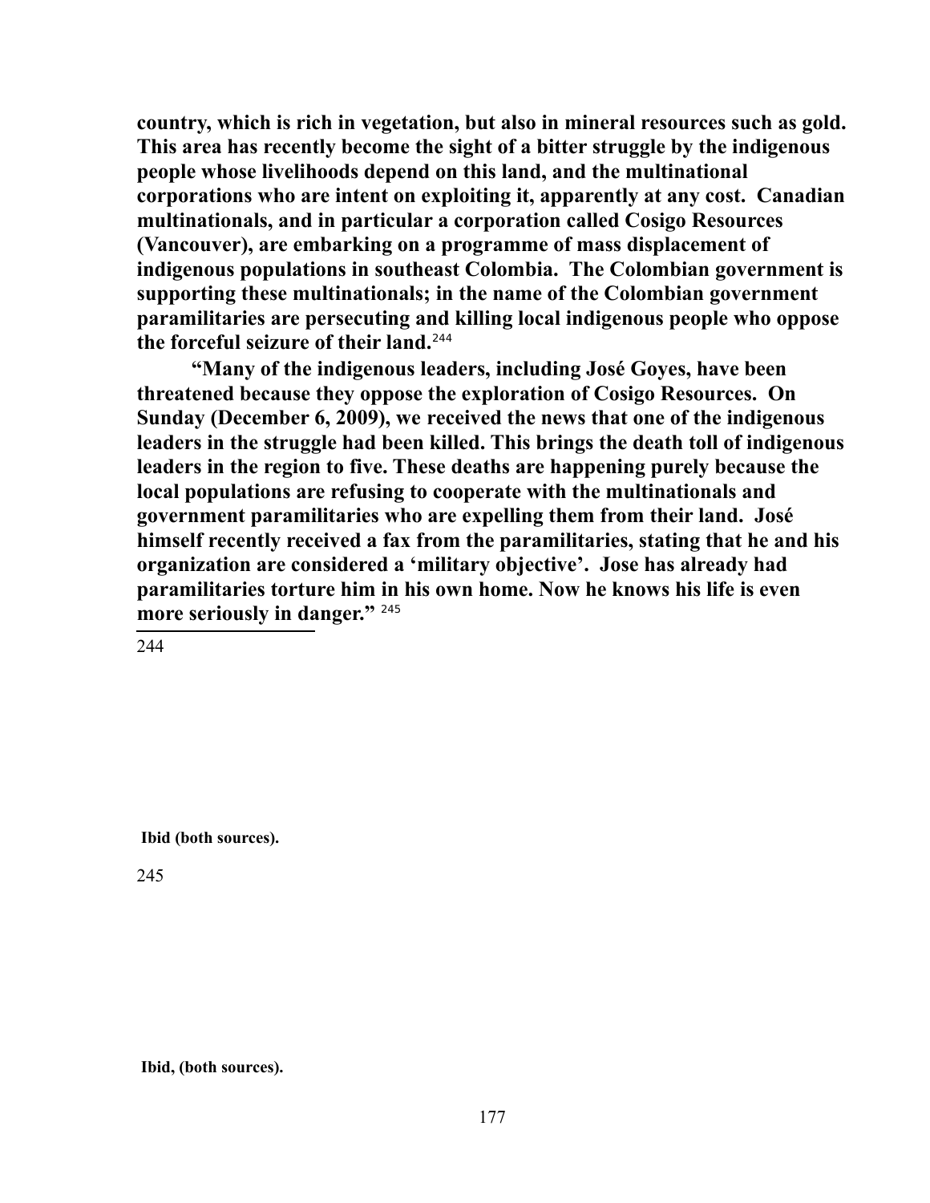**country, which is rich in vegetation, but also in mineral resources such as gold. This area has recently become the sight of a bitter struggle by the indigenous people whose livelihoods depend on this land, and the multinational corporations who are intent on exploiting it, apparently at any cost. Canadian multinationals, and in particular a corporation called Cosigo Resources (Vancouver), are embarking on a programme of mass displacement of indigenous populations in southeast Colombia. The Colombian government is supporting these multinationals; in the name of the Colombian government paramilitaries are persecuting and killing local indigenous people who oppose the forceful seizure of their land.**[244]

**"Many of the indigenous leaders, including José Goyes, have been threatened because they oppose the exploration of Cosigo Resources. On Sunday (December 6, 2009), we received the news that one of the indigenous leaders in the struggle had been killed. This brings the death toll of indigenous leaders in the region to five. These deaths are happening purely because the local populations are refusing to cooperate with the multinationals and government paramilitaries who are expelling them from their land. José himself recently received a fax from the paramilitaries, stating that he and his organization are considered a 'military objective'. Jose has already had paramilitaries torture him in his own home. Now he knows his life is even more seriously in danger."** [245]

---

244 **Ibid (both sources).**

245 **Ibid, (both sources).**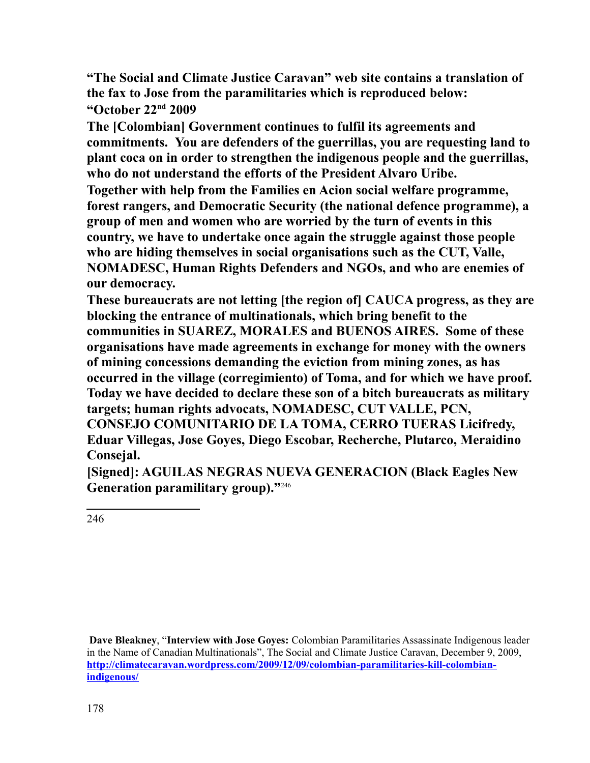**"The Social and Climate Justice Caravan" web site contains a translation of the fax to Jose from the paramilitaries which is reproduced below:**

**"October 22nd 2009**

**The [Colombian] Government continues to fulfil its agreements and commitments. You are defenders of the guerrillas, you are requesting land to plant coca on in order to strengthen the indigenous people and the guerrillas, who do not understand the efforts of the President Alvaro Uribe.**

**Together with help from the Families en Acion social welfare programme, forest rangers, and Democratic Security (the national defence programme), a group of men and women who are worried by the turn of events in this country, we have to undertake once again the struggle against those people who are hiding themselves in social organisations such as the CUT, Valle, NOMADESC, Human Rights Defenders and NGOs, and who are enemies of our democracy.**

**These bureaucrats are not letting [the region of] CAUCA progress, as they are blocking the entrance of multinationals, which bring benefit to the communities in SUAREZ, MORALES and BUENOS AIRES. Some of these organisations have made agreements in exchange for money with the owners of mining concessions demanding the eviction from mining zones, as has occurred in the village (corregimiento) of Toma, and for which we have proof. Today we have decided to declare these son of a bitch bureaucrats as military targets; human rights advocats, NOMADESC, CUT VALLE, PCN, CONSEJO COMUNITARIO DE LA TOMA, CERRO TUERAS Licifredy, Eduar Villegas, Jose Goyes, Diego Escobar, Recherche, Plutarco, Meraidino Consejal.**

**[Signed]: AGUILAS NEGRAS NUEVA GENERACION (Black Eagles New Generation paramilitary group)."**[246]

---

246 **Dave Bleakney**, "**Interview with Jose Goyes:** Colombian Paramilitaries Assassinate Indigenous leader in the Name of Canadian Multinationals", The Social and Climate Justice Caravan, December 9, 2009, **http://climatecaravan.wordpress.com/2009/12/09/colombian-paramilitaries-kill-colombian-indigenous/**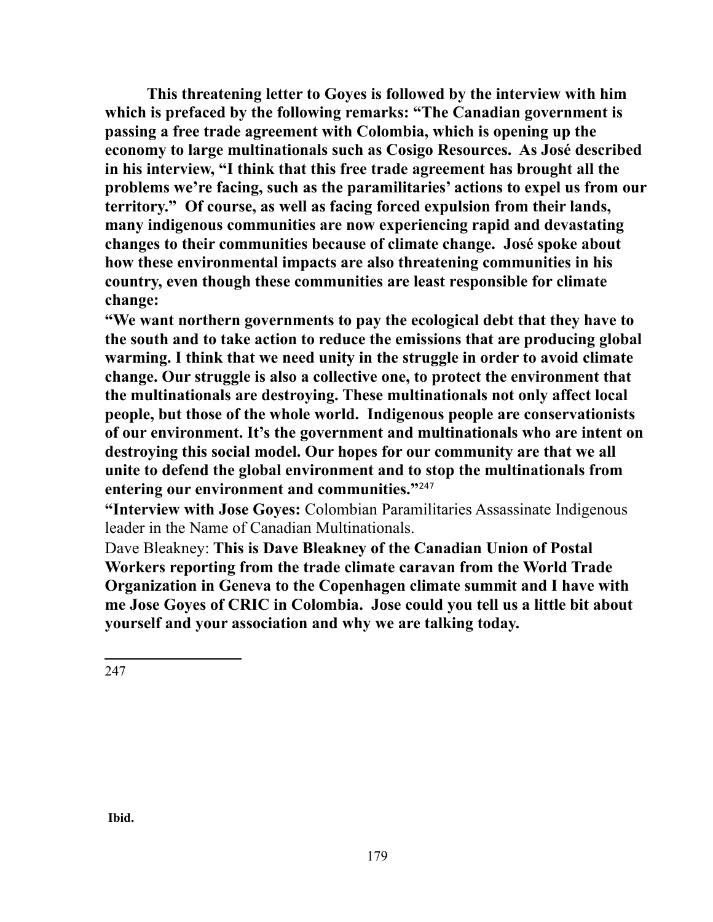**This threatening letter to Goyes is followed by the interview with him which is prefaced by the following remarks: "The Canadian government is passing a free trade agreement with Colombia, which is opening up the economy to large multinationals such as Cosigo Resources. As José described in his interview, "I think that this free trade agreement has brought all the problems we're facing, such as the paramilitaries' actions to expel us from our territory." Of course, as well as facing forced expulsion from their lands, many indigenous communities are now experiencing rapid and devastating changes to their communities because of climate change. José spoke about how these environmental impacts are also threatening communities in his country, even though these communities are least responsible for climate change:**

**"We want northern governments to pay the ecological debt that they have to the south and to take action to reduce the emissions that are producing global warming. I think that we need unity in the struggle in order to avoid climate change. Our struggle is also a collective one, to protect the environment that the multinationals are destroying. These multinationals not only affect local people, but those of the whole world. Indigenous people are conservationists of our environment. It's the government and multinationals who are intent on destroying this social model. Our hopes for our community are that we all unite to defend the global environment and to stop the multinationals from entering our environment and communities."**[247]

**"Interview with Jose Goyes:** Colombian Paramilitaries Assassinate Indigenous leader in the Name of Canadian Multinationals.

Dave Bleakney: **This is Dave Bleakney of the Canadian Union of Postal Workers reporting from the trade climate caravan from the World Trade Organization in Geneva to the Copenhagen climate summit and I have with me Jose Goyes of CRIC in Colombia. Jose could you tell us a little bit about yourself and your association and why we are talking today.**

---

247 **Ibid.**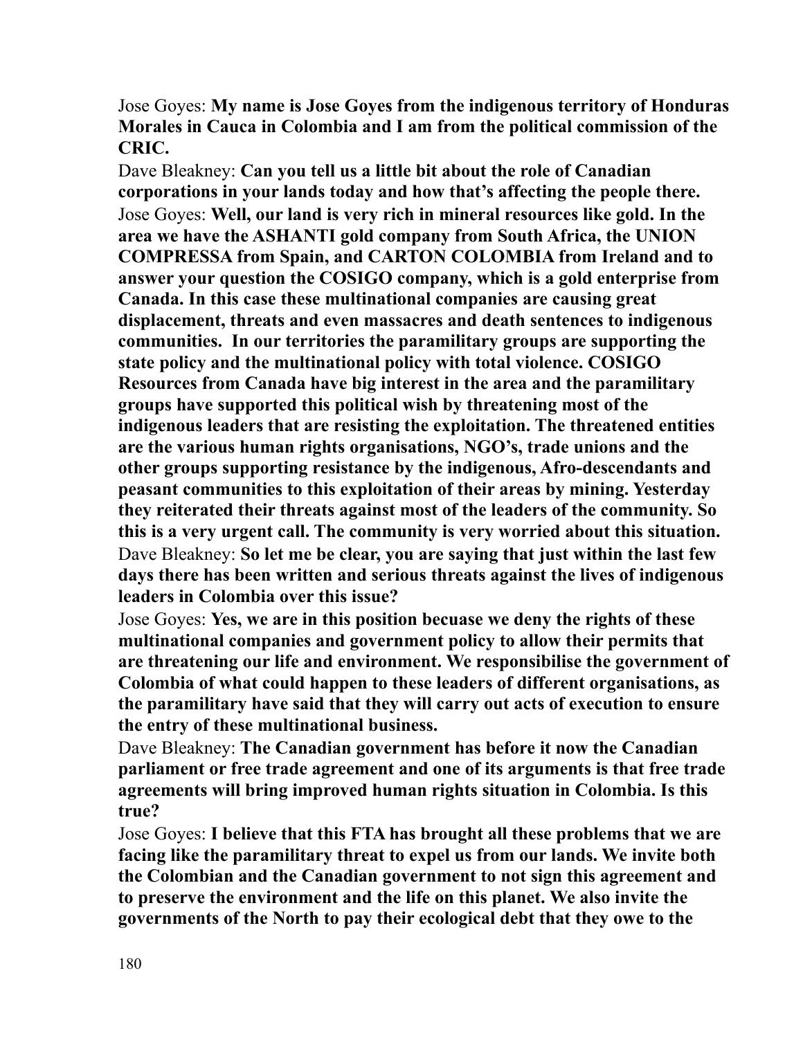Jose Goyes: **My name is Jose Goyes from the indigenous territory of Honduras Morales in Cauca in Colombia and I am from the political commission of the CRIC.**

Dave Bleakney: **Can you tell us a little bit about the role of Canadian corporations in your lands today and how that's affecting the people there.**

Jose Goyes: **Well, our land is very rich in mineral resources like gold. In the area we have the ASHANTI gold company from South Africa, the UNION COMPRESSA from Spain, and CARTON COLOMBIA from Ireland and to answer your question the COSIGO company, which is a gold enterprise from Canada. In this case these multinational companies are causing great displacement, threats and even massacres and death sentences to indigenous communities. In our territories the paramilitary groups are supporting the state policy and the multinational policy with total violence. COSIGO Resources from Canada have big interest in the area and the paramilitary groups have supported this political wish by threatening most of the indigenous leaders that are resisting the exploitation. The threatened entities are the various human rights organisations, NGO's, trade unions and the other groups supporting resistance by the indigenous, Afro-descendants and peasant communities to this exploitation of their areas by mining. Yesterday they reiterated their threats against most of the leaders of the community. So this is a very urgent call. The community is very worried about this situation.**

Dave Bleakney: **So let me be clear, you are saying that just within the last few days there has been written and serious threats against the lives of indigenous leaders in Colombia over this issue?**

Jose Goyes: **Yes, we are in this position becuase we deny the rights of these multinational companies and government policy to allow their permits that are threatening our life and environment. We responsibilise the government of Colombia of what could happen to these leaders of different organisations, as the paramilitary have said that they will carry out acts of execution to ensure the entry of these multinational business.**

Dave Bleakney: **The Canadian government has before it now the Canadian parliament or free trade agreement and one of its arguments is that free trade agreements will bring improved human rights situation in Colombia. Is this true?**

Jose Goyes: **I believe that this FTA has brought all these problems that we are facing like the paramilitary threat to expel us from our lands. We invite both the Colombian and the Canadian government to not sign this agreement and to preserve the environment and the life on this planet. We also invite the governments of the North to pay their ecological debt that they owe to the**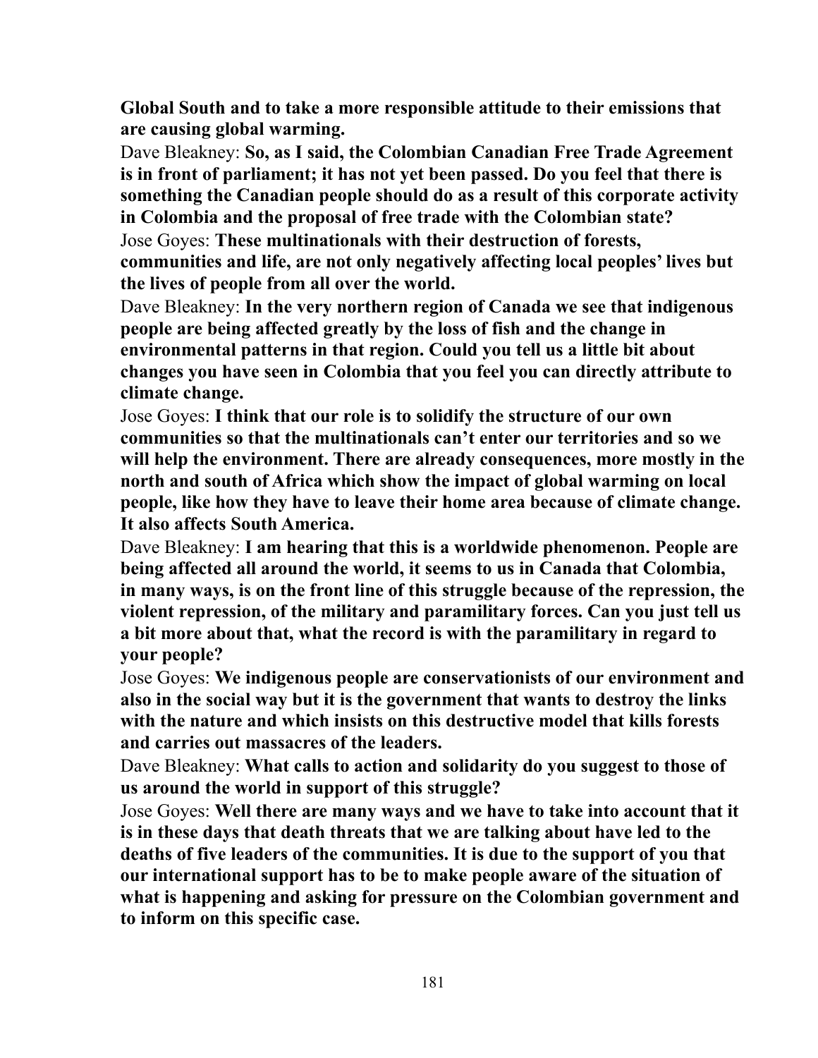**Global South and to take a more responsible attitude to their emissions that are causing global warming.**

Dave Bleakney: **So, as I said, the Colombian Canadian Free Trade Agreement is in front of parliament; it has not yet been passed. Do you feel that there is something the Canadian people should do as a result of this corporate activity in Colombia and the proposal of free trade with the Colombian state?**

Jose Goyes: **These multinationals with their destruction of forests, communities and life, are not only negatively affecting local peoples' lives but the lives of people from all over the world.**

Dave Bleakney: **In the very northern region of Canada we see that indigenous people are being affected greatly by the loss of fish and the change in environmental patterns in that region. Could you tell us a little bit about changes you have seen in Colombia that you feel you can directly attribute to climate change.**

Jose Goyes: **I think that our role is to solidify the structure of our own communities so that the multinationals can't enter our territories and so we will help the environment. There are already consequences, more mostly in the north and south of Africa which show the impact of global warming on local people, like how they have to leave their home area because of climate change. It also affects South America.**

Dave Bleakney: **I am hearing that this is a worldwide phenomenon. People are being affected all around the world, it seems to us in Canada that Colombia, in many ways, is on the front line of this struggle because of the repression, the violent repression, of the military and paramilitary forces. Can you just tell us a bit more about that, what the record is with the paramilitary in regard to your people?**

Jose Goyes: **We indigenous people are conservationists of our environment and also in the social way but it is the government that wants to destroy the links with the nature and which insists on this destructive model that kills forests and carries out massacres of the leaders.**

Dave Bleakney: **What calls to action and solidarity do you suggest to those of us around the world in support of this struggle?**

Jose Goyes: **Well there are many ways and we have to take into account that it is in these days that death threats that we are talking about have led to the deaths of five leaders of the communities. It is due to the support of you that our international support has to be to make people aware of the situation of what is happening and asking for pressure on the Colombian government and to inform on this specific case.**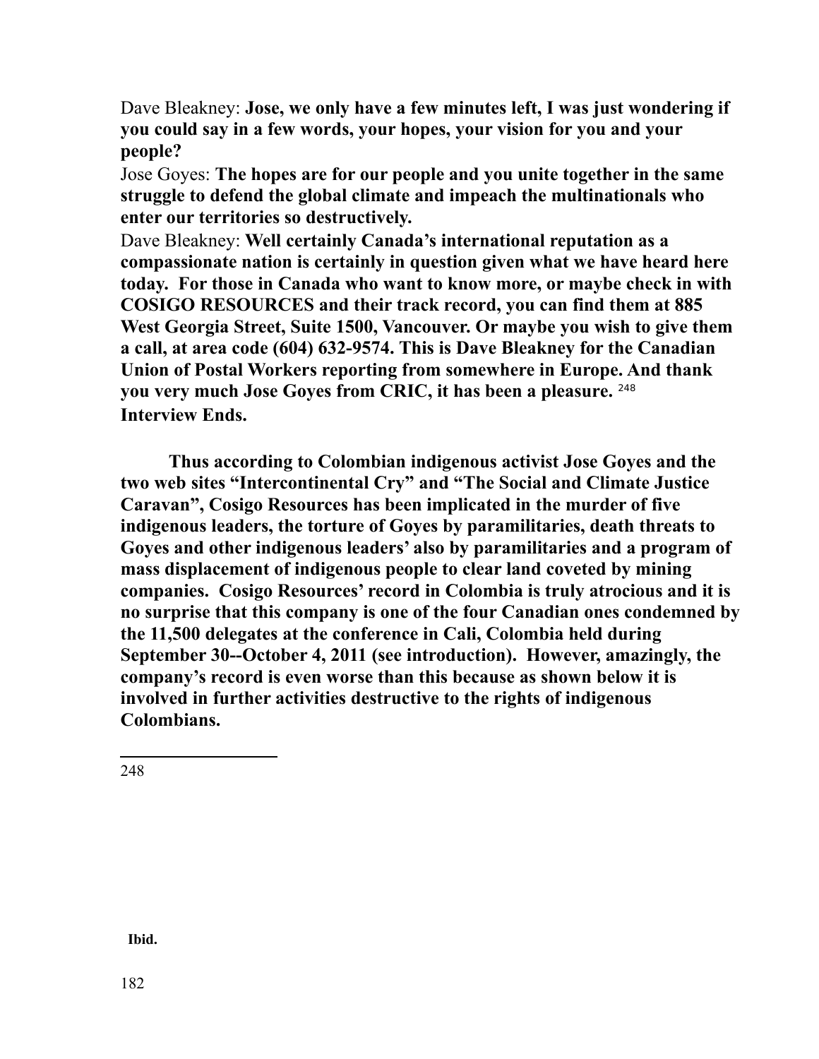Dave Bleakney: **Jose, we only have a few minutes left, I was just wondering if you could say in a few words, your hopes, your vision for you and your people?**

Jose Goyes: **The hopes are for our people and you unite together in the same struggle to defend the global climate and impeach the multinationals who enter our territories so destructively.**

Dave Bleakney: **Well certainly Canada's international reputation as a compassionate nation is certainly in question given what we have heard here today. For those in Canada who want to know more, or maybe check in with COSIGO RESOURCES and their track record, you can find them at 885 West Georgia Street, Suite 1500, Vancouver. Or maybe you wish to give them a call, at area code (604) 632-9574. This is Dave Bleakney for the Canadian Union of Postal Workers reporting from somewhere in Europe. And thank you very much Jose Goyes from CRIC, it has been a pleasure.** [248]

**Interview Ends.**

**Thus according to Colombian indigenous activist Jose Goyes and the two web sites "Intercontinental Cry" and "The Social and Climate Justice Caravan", Cosigo Resources has been implicated in the murder of five indigenous leaders, the torture of Goyes by paramilitaries, death threats to Goyes and other indigenous leaders' also by paramilitaries and a program of mass displacement of indigenous people to clear land coveted by mining companies. Cosigo Resources' record in Colombia is truly atrocious and it is no surprise that this company is one of the four Canadian ones condemned by the 11,500 delegates at the conference in Cali, Colombia held during September 30--October 4, 2011 (see introduction). However, amazingly, the company's record is even worse than this because as shown below it is involved in further activities destructive to the rights of indigenous Colombians.**

---

248 **Ibid.**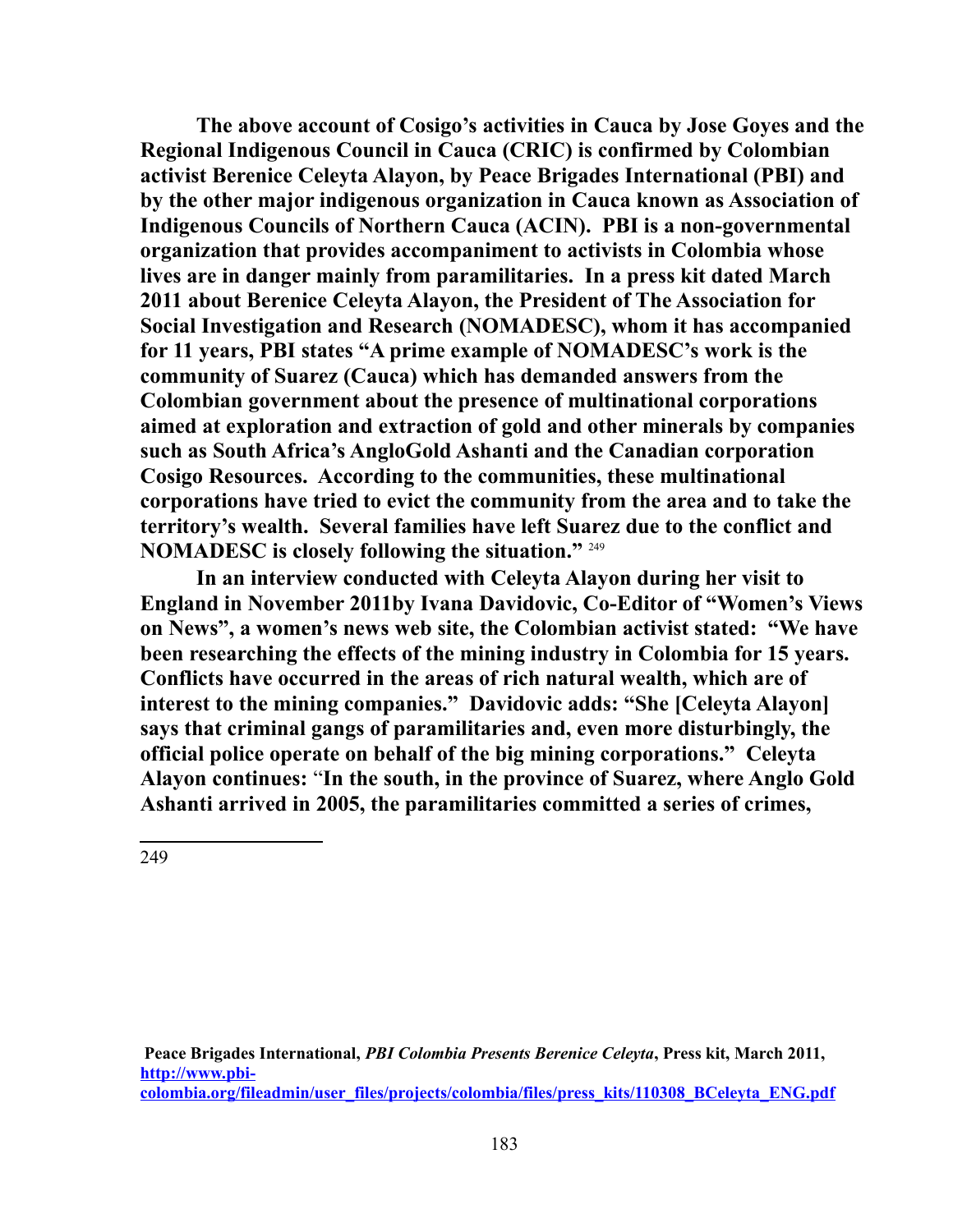**The above account of Cosigo's activities in Cauca by Jose Goyes and the Regional Indigenous Council in Cauca (CRIC) is confirmed by Colombian activist Berenice Celeyta Alayon, by Peace Brigades International (PBI) and by the other major indigenous organization in Cauca known as Association of Indigenous Councils of Northern Cauca (ACIN). PBI is a non-governmental organization that provides accompaniment to activists in Colombia whose lives are in danger mainly from paramilitaries. In a press kit dated March 2011 about Berenice Celeyta Alayon, the President of The Association for Social Investigation and Research (NOMADESC), whom it has accompanied for 11 years, PBI states "A prime example of NOMADESC's work is the community of Suarez (Cauca) which has demanded answers from the Colombian government about the presence of multinational corporations aimed at exploration and extraction of gold and other minerals by companies such as South Africa's AngloGold Ashanti and the Canadian corporation Cosigo Resources. According to the communities, these multinational corporations have tried to evict the community from the area and to take the territory's wealth. Several families have left Suarez due to the conflict and NOMADESC is closely following the situation."** [249]

**In an interview conducted with Celeyta Alayon during her visit to England in November 2011by Ivana Davidovic, Co-Editor of "Women's Views on News", a women's news web site, the Colombian activist stated: "We have been researching the effects of the mining industry in Colombia for 15 years. Conflicts have occurred in the areas of rich natural wealth, which are of interest to the mining companies." Davidovic adds: "She [Celeyta Alayon] says that criminal gangs of paramilitaries and, even more disturbingly, the official police operate on behalf of the big mining corporations." Celeyta Alayon continues: "In the south, in the province of Suarez, where Anglo Gold Ashanti arrived in 2005, the paramilitaries committed a series of crimes,**

---

249 **Peace Brigades International, *PBI Colombia Presents Berenice Celeyta*, Press kit, March 2011, [http://www.pbi-colombia.org/fileadmin/user_files/projects/colombia/files/press_kits/110308_BCeleyta_ENG.pdf](http://www.pbi-colombia.org/fileadmin/user_files/projects/colombia/files/press_kits/110308_BCeleyta_ENG.pdf)**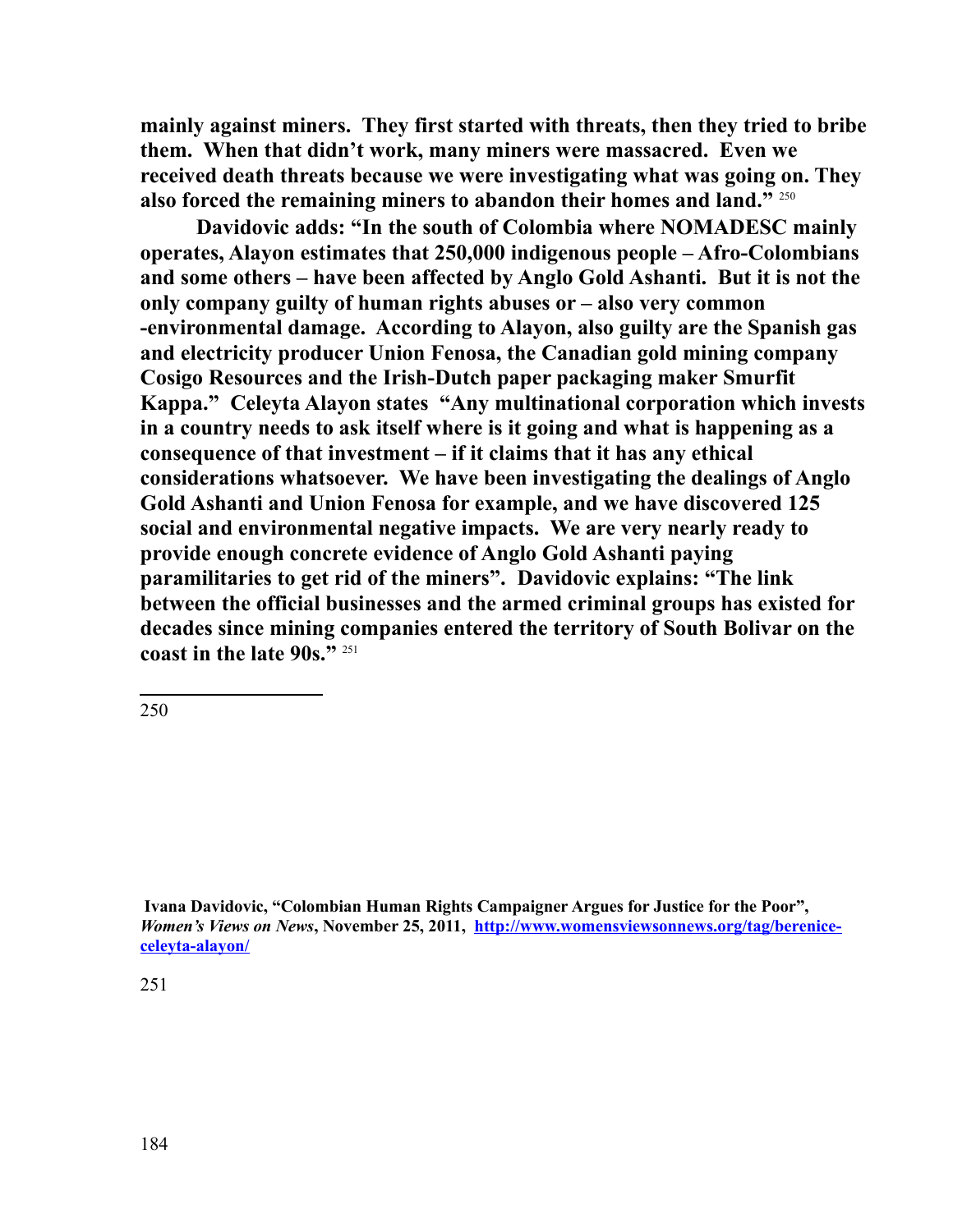**mainly against miners. They first started with threats, then they tried to bribe them. When that didn't work, many miners were massacred. Even we received death threats because we were investigating what was going on. They also forced the remaining miners to abandon their homes and land."** [250]

**Davidovic adds: "In the south of Colombia where NOMADESC mainly operates, Alayon estimates that 250,000 indigenous people – Afro-Colombians and some others – have been affected by Anglo Gold Ashanti. But it is not the only company guilty of human rights abuses or – also very common -environmental damage. According to Alayon, also guilty are the Spanish gas and electricity producer Union Fenosa, the Canadian gold mining company Cosigo Resources and the Irish-Dutch paper packaging maker Smurfit Kappa." Celeyta Alayon states "Any multinational corporation which invests in a country needs to ask itself where is it going and what is happening as a consequence of that investment – if it claims that it has any ethical considerations whatsoever. We have been investigating the dealings of Anglo Gold Ashanti and Union Fenosa for example, and we have discovered 125 social and environmental negative impacts. We are very nearly ready to provide enough concrete evidence of Anglo Gold Ashanti paying paramilitaries to get rid of the miners". Davidovic explains: "The link between the official businesses and the armed criminal groups has existed for decades since mining companies entered the territory of South Bolivar on the coast in the late 90s."** [251]

---

250

**Ivana Davidovic, "Colombian Human Rights Campaigner Argues for Justice for the Poor",** ***Women's Views on News*****, November 25, 2011, [http://www.womensviewsonnews.org/tag/berenice-celeyta-alayon/](http://www.womensviewsonnews.org/tag/berenice-celeyta-alayon/)**

251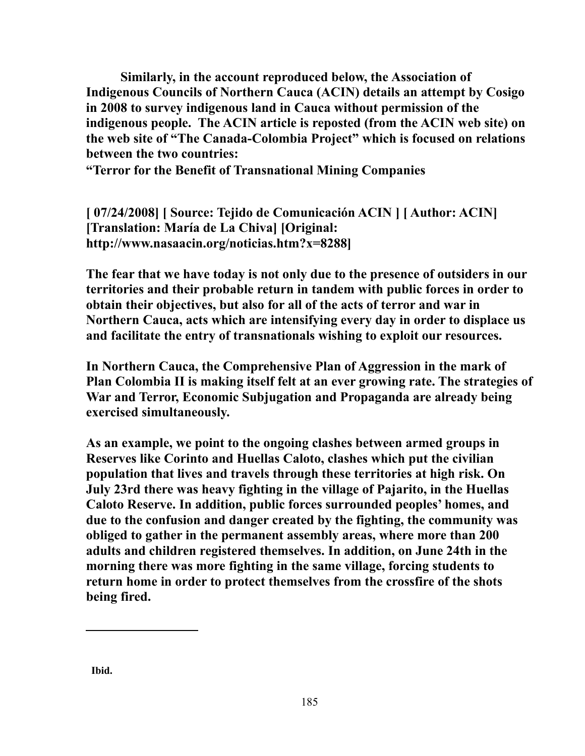**Similarly, in the account reproduced below, the Association of Indigenous Councils of Northern Cauca (ACIN) details an attempt by Cosigo in 2008 to survey indigenous land in Cauca without permission of the indigenous people. The ACIN article is reposted (from the ACIN web site) on the web site of "The Canada-Colombia Project" which is focused on relations between the two countries:**

**"Terror for the Benefit of Transnational Mining Companies**

**[ 07/24/2008] [ Source: Tejido de Comunicación ACIN ] [ Author: ACIN] [Translation: María de La Chiva] [Original: http://www.nasaacin.org/noticias.htm?x=8288]**

**The fear that we have today is not only due to the presence of outsiders in our territories and their probable return in tandem with public forces in order to obtain their objectives, but also for all of the acts of terror and war in Northern Cauca, acts which are intensifying every day in order to displace us and facilitate the entry of transnationals wishing to exploit our resources.**

**In Northern Cauca, the Comprehensive Plan of Aggression in the mark of Plan Colombia II is making itself felt at an ever growing rate. The strategies of War and Terror, Economic Subjugation and Propaganda are already being exercised simultaneously.**

**As an example, we point to the ongoing clashes between armed groups in Reserves like Corinto and Huellas Caloto, clashes which put the civilian population that lives and travels through these territories at high risk. On July 23rd there was heavy fighting in the village of Pajarito, in the Huellas Caloto Reserve. In addition, public forces surrounded peoples' homes, and due to the confusion and danger created by the fighting, the community was obliged to gather in the permanent assembly areas, where more than 200 adults and children registered themselves. In addition, on June 24th in the morning there was more fighting in the same village, forcing students to return home in order to protect themselves from the crossfire of the shots being fired.**

---

**Ibid.**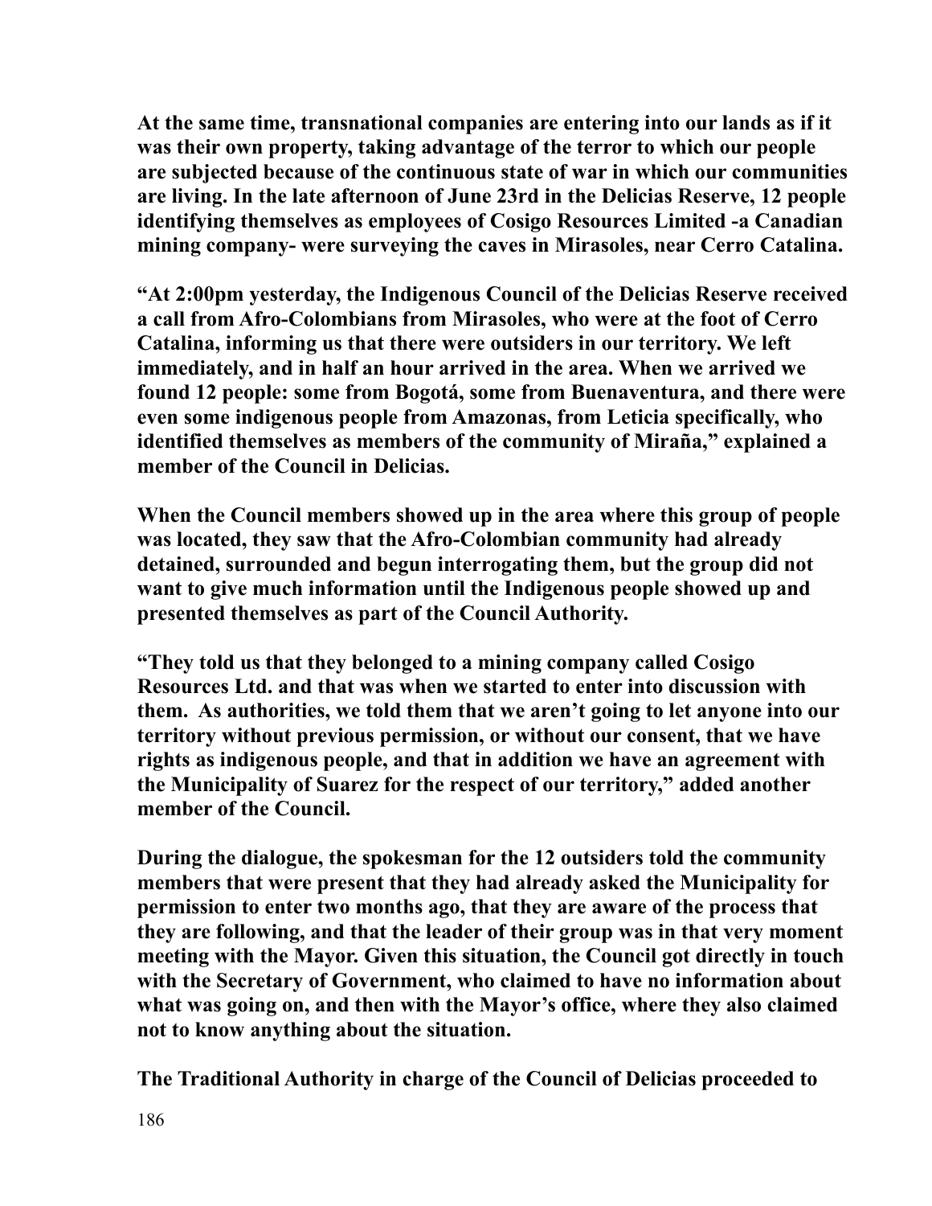**At the same time, transnational companies are entering into our lands as if it was their own property, taking advantage of the terror to which our people are subjected because of the continuous state of war in which our communities are living. In the late afternoon of June 23rd in the Delicias Reserve, 12 people identifying themselves as employees of Cosigo Resources Limited -a Canadian mining company- were surveying the caves in Mirasoles, near Cerro Catalina.**

**"At 2:00pm yesterday, the Indigenous Council of the Delicias Reserve received a call from Afro-Colombians from Mirasoles, who were at the foot of Cerro Catalina, informing us that there were outsiders in our territory. We left immediately, and in half an hour arrived in the area. When we arrived we found 12 people: some from Bogotá, some from Buenaventura, and there were even some indigenous people from Amazonas, from Leticia specifically, who identified themselves as members of the community of Miraña," explained a member of the Council in Delicias.**

**When the Council members showed up in the area where this group of people was located, they saw that the Afro-Colombian community had already detained, surrounded and begun interrogating them, but the group did not want to give much information until the Indigenous people showed up and presented themselves as part of the Council Authority.**

**"They told us that they belonged to a mining company called Cosigo Resources Ltd. and that was when we started to enter into discussion with them. As authorities, we told them that we aren't going to let anyone into our territory without previous permission, or without our consent, that we have rights as indigenous people, and that in addition we have an agreement with the Municipality of Suarez for the respect of our territory," added another member of the Council.**

**During the dialogue, the spokesman for the 12 outsiders told the community members that were present that they had already asked the Municipality for permission to enter two months ago, that they are aware of the process that they are following, and that the leader of their group was in that very moment meeting with the Mayor. Given this situation, the Council got directly in touch with the Secretary of Government, who claimed to have no information about what was going on, and then with the Mayor's office, where they also claimed not to know anything about the situation.**

**The Traditional Authority in charge of the Council of Delicias proceeded to**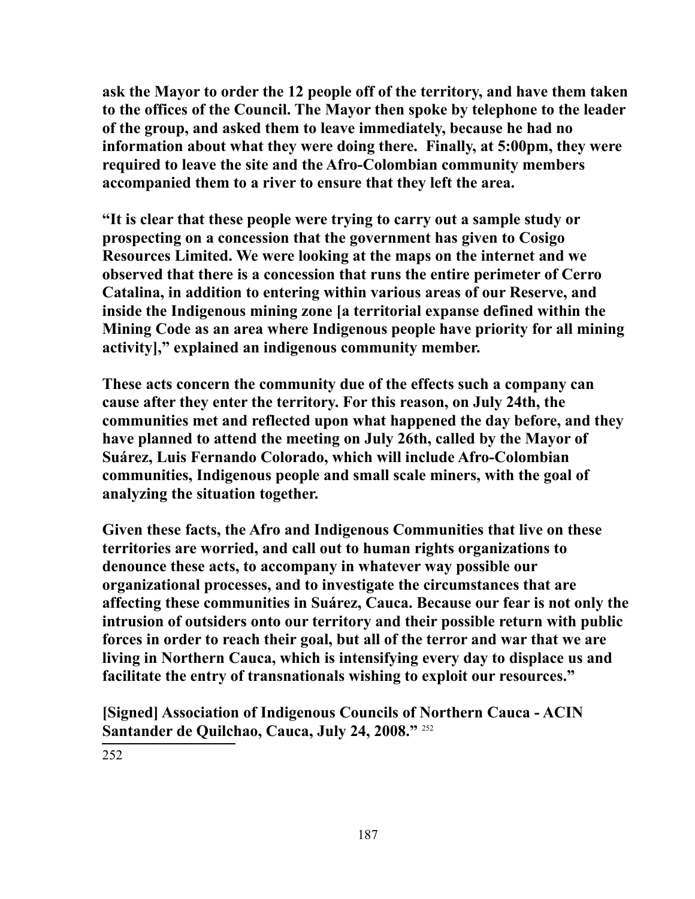**ask the Mayor to order the 12 people off of the territory, and have them taken to the offices of the Council. The Mayor then spoke by telephone to the leader of the group, and asked them to leave immediately, because he had no information about what they were doing there. Finally, at 5:00pm, they were required to leave the site and the Afro-Colombian community members accompanied them to a river to ensure that they left the area.**

**"It is clear that these people were trying to carry out a sample study or prospecting on a concession that the government has given to Cosigo Resources Limited. We were looking at the maps on the internet and we observed that there is a concession that runs the entire perimeter of Cerro Catalina, in addition to entering within various areas of our Reserve, and inside the Indigenous mining zone [a territorial expanse defined within the Mining Code as an area where Indigenous people have priority for all mining activity]," explained an indigenous community member.**

**These acts concern the community due of the effects such a company can cause after they enter the territory. For this reason, on July 24th, the communities met and reflected upon what happened the day before, and they have planned to attend the meeting on July 26th, called by the Mayor of Suárez, Luis Fernando Colorado, which will include Afro-Colombian communities, Indigenous people and small scale miners, with the goal of analyzing the situation together.**

**Given these facts, the Afro and Indigenous Communities that live on these territories are worried, and call out to human rights organizations to denounce these acts, to accompany in whatever way possible our organizational processes, and to investigate the circumstances that are affecting these communities in Suárez, Cauca. Because our fear is not only the intrusion of outsiders onto our territory and their possible return with public forces in order to reach their goal, but all of the terror and war that we are living in Northern Cauca, which is intensifying every day to displace us and facilitate the entry of transnationals wishing to exploit our resources."**

**[Signed] Association of Indigenous Councils of Northern Cauca - ACIN Santander de Quilchao, Cauca, July 24, 2008."** [252]

---

252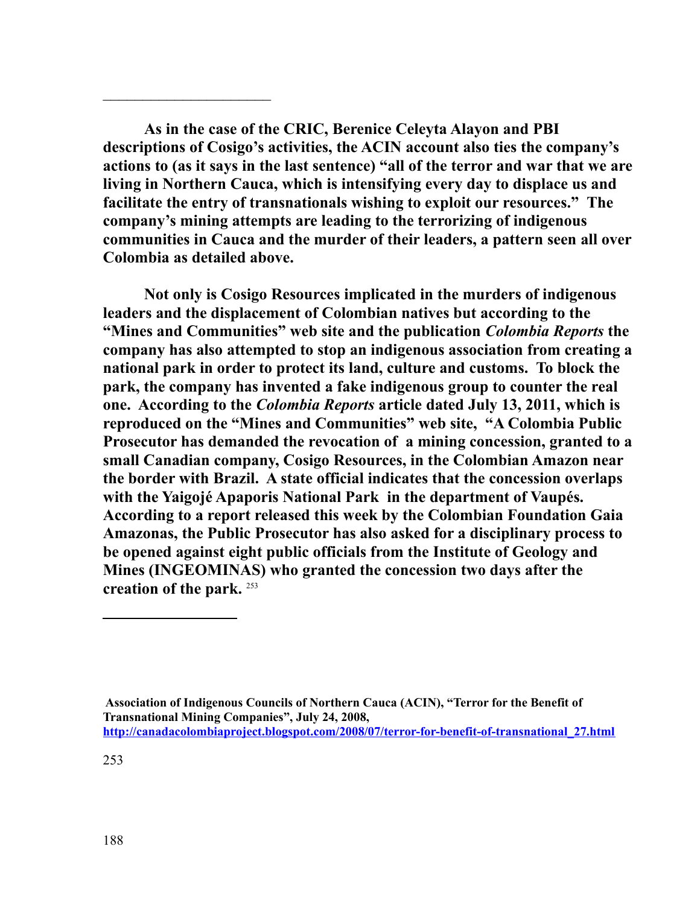**As in the case of the CRIC, Berenice Celeyta Alayon and PBI descriptions of Cosigo's activities, the ACIN account also ties the company's actions to (as it says in the last sentence) "all of the terror and war that we are living in Northern Cauca, which is intensifying every day to displace us and facilitate the entry of transnationals wishing to exploit our resources." The company's mining attempts are leading to the terrorizing of indigenous communities in Cauca and the murder of their leaders, a pattern seen all over Colombia as detailed above.**

**Not only is Cosigo Resources implicated in the murders of indigenous leaders and the displacement of Colombian natives but according to the "Mines and Communities" web site and the publication *Colombia Reports* the company has also attempted to stop an indigenous association from creating a national park in order to protect its land, culture and customs. To block the park, the company has invented a fake indigenous group to counter the real one. According to the *Colombia Reports* article dated July 13, 2011, which is reproduced on the "Mines and Communities" web site, "A Colombia Public Prosecutor has demanded the revocation of a mining concession, granted to a small Canadian company, Cosigo Resources, in the Colombian Amazon near the border with Brazil. A state official indicates that the concession overlaps with the Yaigojé Apaporis National Park in the department of Vaupés. According to a report released this week by the Colombian Foundation Gaia Amazonas, the Public Prosecutor has also asked for a disciplinary process to be opened against eight public officials from the Institute of Geology and Mines (INGEOMINAS) who granted the concession two days after the creation of the park.** [253]

---

**Association of Indigenous Councils of Northern Cauca (ACIN), "Terror for the Benefit of Transnational Mining Companies", July 24, 2008, http://canadacolombiaproject.blogspot.com/2008/07/terror-for-benefit-of-transnational_27.html**

253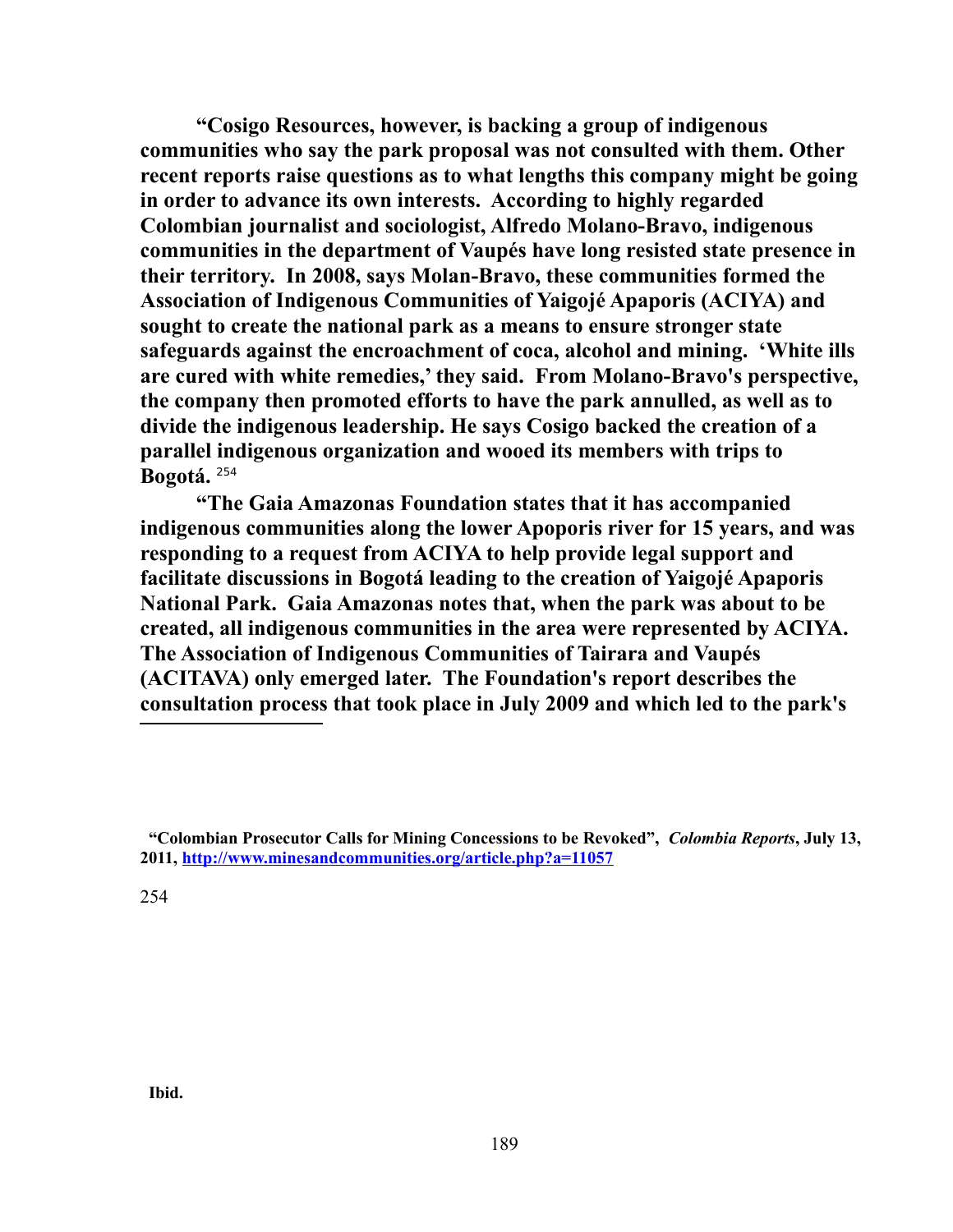**"Cosigo Resources, however, is backing a group of indigenous communities who say the park proposal was not consulted with them. Other recent reports raise questions as to what lengths this company might be going in order to advance its own interests. According to highly regarded Colombian journalist and sociologist, Alfredo Molano-Bravo, indigenous communities in the department of Vaupés have long resisted state presence in their territory. In 2008, says Molan-Bravo, these communities formed the Association of Indigenous Communities of Yaigojé Apaporis (ACIYA) and sought to create the national park as a means to ensure stronger state safeguards against the encroachment of coca, alcohol and mining. 'White ills are cured with white remedies,' they said. From Molano-Bravo's perspective, the company then promoted efforts to have the park annulled, as well as to divide the indigenous leadership. He says Cosigo backed the creation of a parallel indigenous organization and wooed its members with trips to Bogotá.** [254]

**"The Gaia Amazonas Foundation states that it has accompanied indigenous communities along the lower Apoporis river for 15 years, and was responding to a request from ACIYA to help provide legal support and facilitate discussions in Bogotá leading to the creation of Yaigojé Apaporis National Park. Gaia Amazonas notes that, when the park was about to be created, all indigenous communities in the area were represented by ACIYA. The Association of Indigenous Communities of Tairara and Vaupés (ACITAVA) only emerged later. The Foundation's report describes the consultation process that took place in July 2009 and which led to the park's**

---

**"Colombian Prosecutor Calls for Mining Concessions to be Revoked",** ***Colombia Reports*****, July 13, 2011, [http://www.minesandcommunities.org/article.php?a=11057](http://www.minesandcommunities.org/article.php?a=11057)**

254

**Ibid.**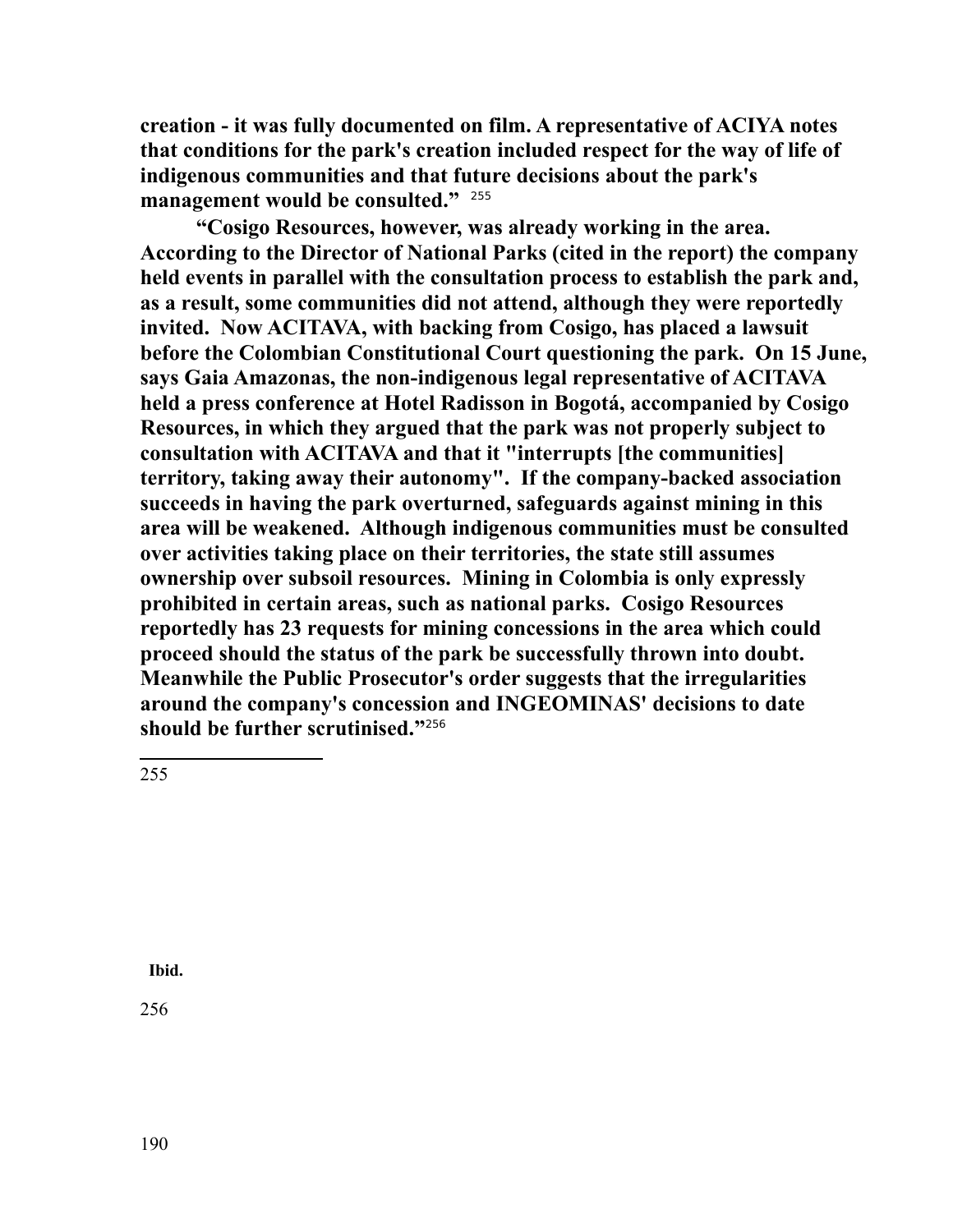**creation - it was fully documented on film. A representative of ACIYA notes that conditions for the park's creation included respect for the way of life of indigenous communities and that future decisions about the park's management would be consulted."** [255]

**"Cosigo Resources, however, was already working in the area. According to the Director of National Parks (cited in the report) the company held events in parallel with the consultation process to establish the park and, as a result, some communities did not attend, although they were reportedly invited. Now ACITAVA, with backing from Cosigo, has placed a lawsuit before the Colombian Constitutional Court questioning the park. On 15 June, says Gaia Amazonas, the non-indigenous legal representative of ACITAVA held a press conference at Hotel Radisson in Bogotá, accompanied by Cosigo Resources, in which they argued that the park was not properly subject to consultation with ACITAVA and that it "interrupts [the communities] territory, taking away their autonomy". If the company-backed association succeeds in having the park overturned, safeguards against mining in this area will be weakened. Although indigenous communities must be consulted over activities taking place on their territories, the state still assumes ownership over subsoil resources. Mining in Colombia is only expressly prohibited in certain areas, such as national parks. Cosigo Resources reportedly has 23 requests for mining concessions in the area which could proceed should the status of the park be successfully thrown into doubt. Meanwhile the Public Prosecutor's order suggests that the irregularities around the company's concession and INGEOMINAS' decisions to date should be further scrutinised."**[256]

---

255

**Ibid.**

256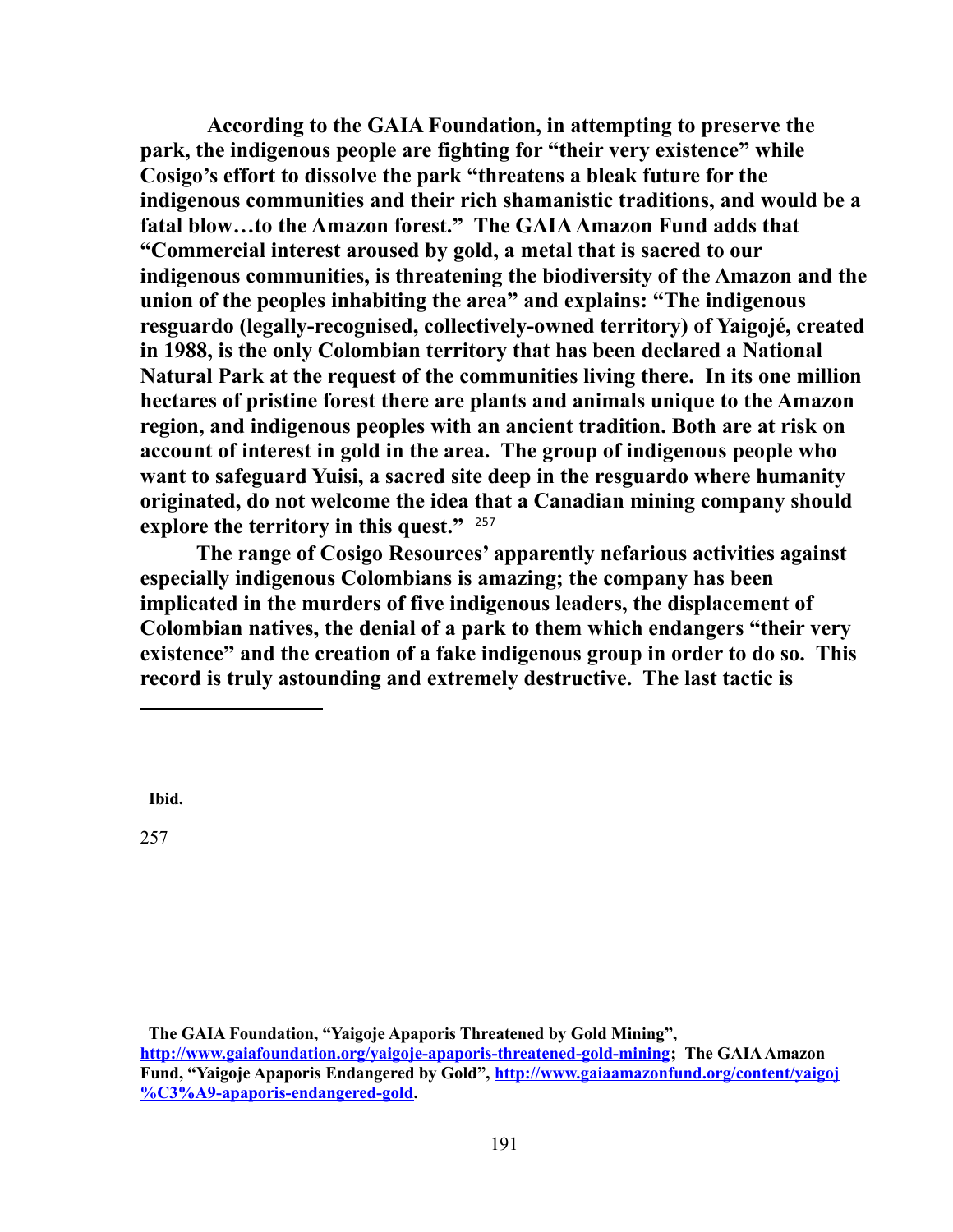**According to the GAIA Foundation, in attempting to preserve the park, the indigenous people are fighting for "their very existence" while Cosigo's effort to dissolve the park "threatens a bleak future for the indigenous communities and their rich shamanistic traditions, and would be a fatal blow…to the Amazon forest." The GAIA Amazon Fund adds that "Commercial interest aroused by gold, a metal that is sacred to our indigenous communities, is threatening the biodiversity of the Amazon and the union of the peoples inhabiting the area" and explains: "The indigenous resguardo (legally-recognised, collectively-owned territory) of Yaigojé, created in 1988, is the only Colombian territory that has been declared a National Natural Park at the request of the communities living there. In its one million hectares of pristine forest there are plants and animals unique to the Amazon region, and indigenous peoples with an ancient tradition. Both are at risk on account of interest in gold in the area. The group of indigenous people who want to safeguard Yuisi, a sacred site deep in the resguardo where humanity originated, do not welcome the idea that a Canadian mining company should explore the territory in this quest."** [257]

**The range of Cosigo Resources' apparently nefarious activities against especially indigenous Colombians is amazing; the company has been implicated in the murders of five indigenous leaders, the displacement of Colombian natives, the denial of a park to them which endangers "their very existence" and the creation of a fake indigenous group in order to do so. This record is truly astounding and extremely destructive. The last tactic is**

---

**Ibid.**

257

**The GAIA Foundation, "Yaigoje Apaporis Threatened by Gold Mining", [http://www.gaiafoundation.org/yaigoje-apaporis-threatened-gold-mining](http://www.gaiafoundation.org/yaigoje-apaporis-threatened-gold-mining); The GAIA Amazon Fund, "Yaigoje Apaporis Endangered by Gold", [http://www.gaiaamazonfund.org/content/yaigoj%C3%A9-apaporis-endangered-gold](http://www.gaiaamazonfund.org/content/yaigoj%C3%A9-apaporis-endangered-gold).**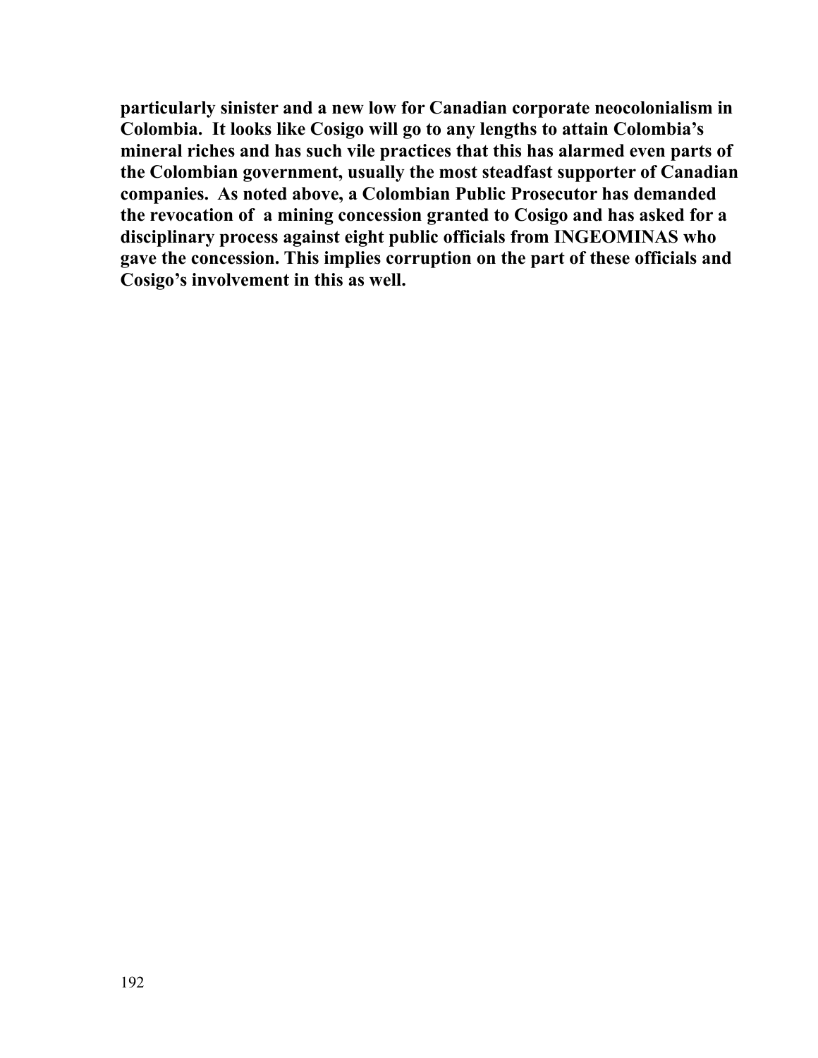**particularly sinister and a new low for Canadian corporate neocolonialism in Colombia. It looks like Cosigo will go to any lengths to attain Colombia's mineral riches and has such vile practices that this has alarmed even parts of the Colombian government, usually the most steadfast supporter of Canadian companies. As noted above, a Colombian Public Prosecutor has demanded the revocation of a mining concession granted to Cosigo and has asked for a disciplinary process against eight public officials from INGEOMINAS who gave the concession. This implies corruption on the part of these officials and Cosigo's involvement in this as well.**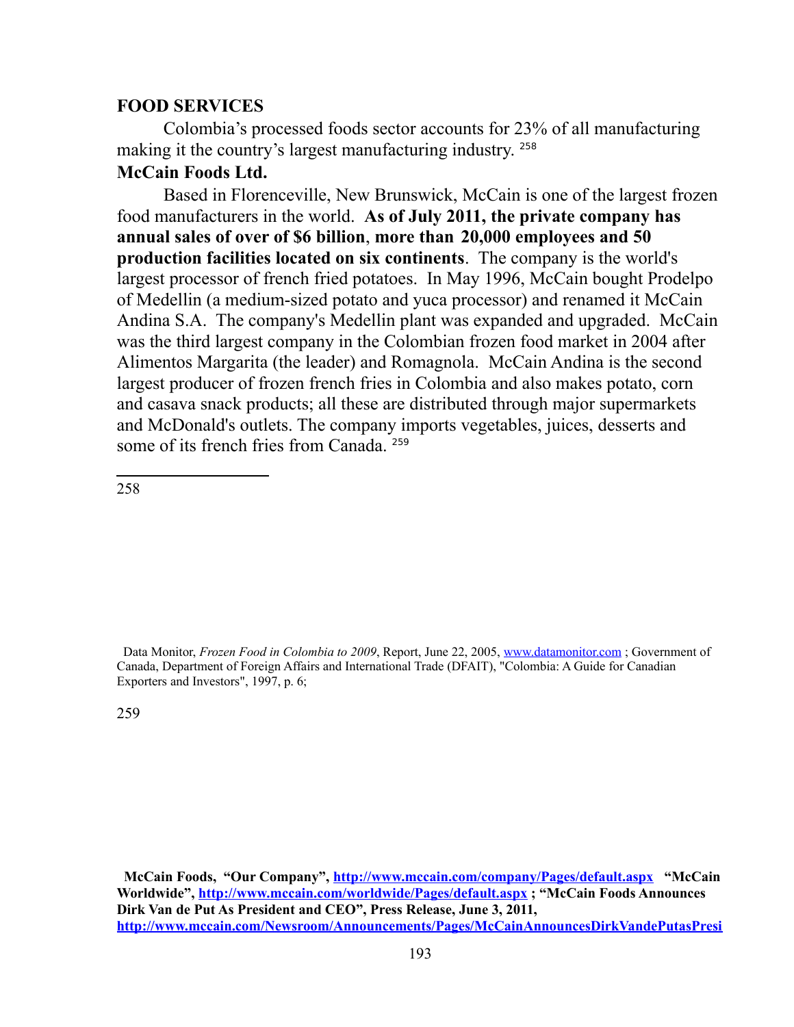## FOOD SERVICES

Colombia's processed foods sector accounts for 23% of all manufacturing making it the country's largest manufacturing industry. [258]

### McCain Foods Ltd.

Based in Florenceville, New Brunswick, McCain is one of the largest frozen food manufacturers in the world. **As of July 2011, the private company has annual sales of over of $6 billion**, **more than 20,000 employees and 50 production facilities located on six continents**. The company is the world's largest processor of french fried potatoes. In May 1996, McCain bought Prodelpo of Medellin (a medium-sized potato and yuca processor) and renamed it McCain Andina S.A. The company's Medellin plant was expanded and upgraded. McCain was the third largest company in the Colombian frozen food market in 2004 after Alimentos Margarita (the leader) and Romagnola. McCain Andina is the second largest producer of frozen french fries in Colombia and also makes potato, corn and casava snack products; all these are distributed through major supermarkets and McDonald's outlets. The company imports vegetables, juices, desserts and some of its french fries from Canada. [259]

---

258

Data Monitor, *Frozen Food in Colombia to 2009*, Report, June 22, 2005, www.datamonitor.com ; Government of Canada, Department of Foreign Affairs and International Trade (DFAIT), "Colombia: A Guide for Canadian Exporters and Investors", 1997, p. 6;

259

**McCain Foods, "Our Company", http://www.mccain.com/company/Pages/default.aspx "McCain Worldwide", http://www.mccain.com/worldwide/Pages/default.aspx ; "McCain Foods Announces Dirk Van de Put As President and CEO", Press Release, June 3, 2011, http://www.mccain.com/Newsroom/Announcements/Pages/McCainAnnouncesDirkVandePutasPresi**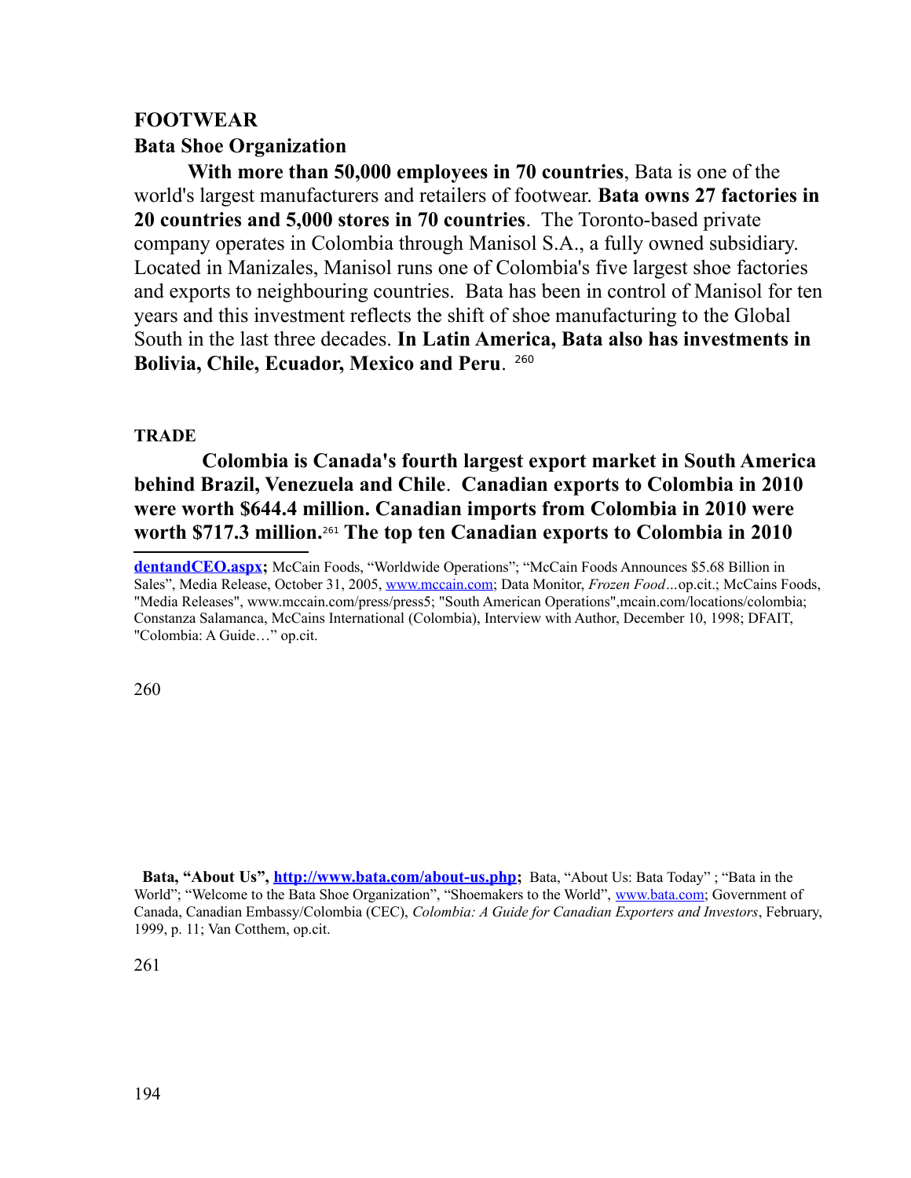## FOOTWEAR

### Bata Shoe Organization

**With more than 50,000 employees in 70 countries**, Bata is one of the world's largest manufacturers and retailers of footwear. **Bata owns 27 factories in 20 countries and 5,000 stores in 70 countries**. The Toronto-based private company operates in Colombia through Manisol S.A., a fully owned subsidiary. Located in Manizales, Manisol runs one of Colombia's five largest shoe factories and exports to neighbouring countries. Bata has been in control of Manisol for ten years and this investment reflects the shift of shoe manufacturing to the Global South in the last three decades. **In Latin America, Bata also has investments in Bolivia, Chile, Ecuador, Mexico and Peru**. [260]

## TRADE

**Colombia is Canada's fourth largest export market in South America behind Brazil, Venezuela and Chile**. **Canadian exports to Colombia in 2010 were worth $644.4 million. Canadian imports from Colombia in 2010 were worth $717.3 million.**[261] **The top ten Canadian exports to Colombia in 2010**

---

**dentandCEO.aspx;** McCain Foods, "Worldwide Operations"; "McCain Foods Announces $5.68 Billion in Sales", Media Release, October 31, 2005, www.mccain.com; Data Monitor, *Frozen Food…*op.cit.; McCains Foods, "Media Releases", www.mccain.com/press/press5; "South American Operations",mcain.com/locations/colombia; Constanza Salamanca, McCains International (Colombia), Interview with Author, December 10, 1998; DFAIT, "Colombia: A Guide…" op.cit.

260 **Bata, "About Us", http://www.bata.com/about-us.php;** Bata, "About Us: Bata Today" ; "Bata in the World"; "Welcome to the Bata Shoe Organization", "Shoemakers to the World", www.bata.com; Government of Canada, Canadian Embassy/Colombia (CEC), *Colombia: A Guide for Canadian Exporters and Investors*, February, 1999, p. 11; Van Cotthem, op.cit.

261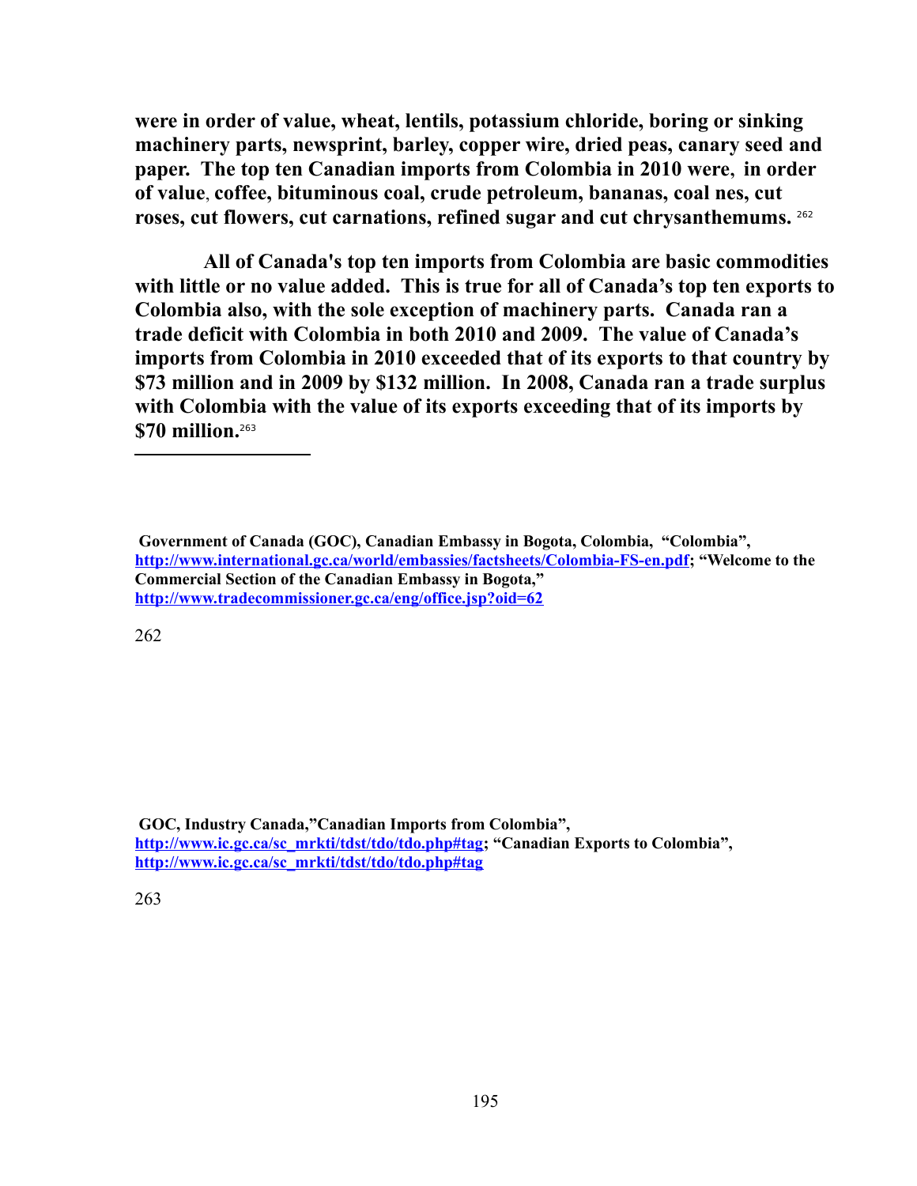**were in order of value, wheat, lentils, potassium chloride, boring or sinking machinery parts, newsprint, barley, copper wire, dried peas, canary seed and paper. The top ten Canadian imports from Colombia in 2010 were, in order of value, coffee, bituminous coal, crude petroleum, bananas, coal nes, cut roses, cut flowers, cut carnations, refined sugar and cut chrysanthemums.** [262]

**All of Canada's top ten imports from Colombia are basic commodities with little or no value added. This is true for all of Canada's top ten exports to Colombia also, with the sole exception of machinery parts. Canada ran a trade deficit with Colombia in both 2010 and 2009. The value of Canada's imports from Colombia in 2010 exceeded that of its exports to that country by $73 million and in 2009 by $132 million. In 2008, Canada ran a trade surplus with Colombia with the value of its exports exceeding that of its imports by $70 million.**[263]

---

262 **Government of Canada (GOC), Canadian Embassy in Bogota, Colombia, "Colombia", http://www.international.gc.ca/world/embassies/factsheets/Colombia-FS-en.pdf; "Welcome to the Commercial Section of the Canadian Embassy in Bogota," http://www.tradecommissioner.gc.ca/eng/office.jsp?oid=62**

263 **GOC, Industry Canada,"Canadian Imports from Colombia", http://www.ic.gc.ca/sc_mrkti/tdst/tdo/tdo.php#tag; "Canadian Exports to Colombia", http://www.ic.gc.ca/sc_mrkti/tdst/tdo/tdo.php#tag**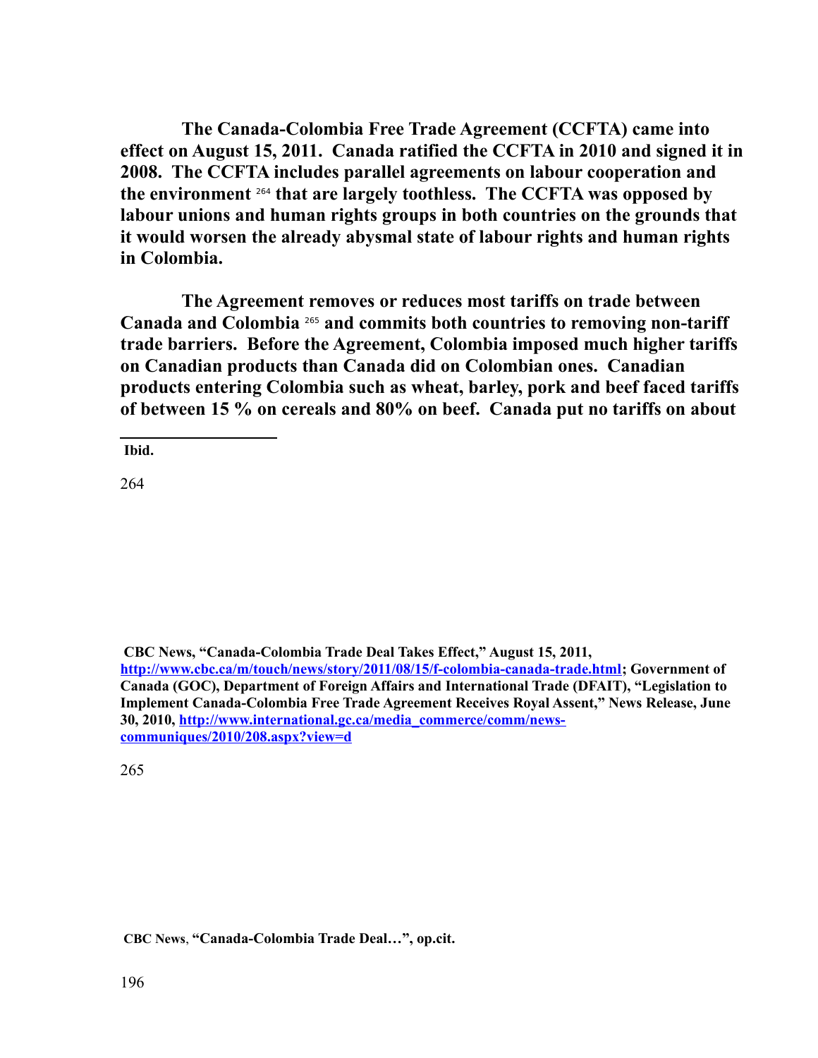**The Canada-Colombia Free Trade Agreement (CCFTA) came into effect on August 15, 2011. Canada ratified the CCFTA in 2010 and signed it in 2008. The CCFTA includes parallel agreements on labour cooperation and the environment [264] that are largely toothless. The CCFTA was opposed by labour unions and human rights groups in both countries on the grounds that it would worsen the already abysmal state of labour rights and human rights in Colombia.**

**The Agreement removes or reduces most tariffs on trade between Canada and Colombia [265] and commits both countries to removing non-tariff trade barriers. Before the Agreement, Colombia imposed much higher tariffs on Canadian products than Canada did on Colombian ones. Canadian products entering Colombia such as wheat, barley, pork and beef faced tariffs of between 15 % on cereals and 80% on beef. Canada put no tariffs on about**

---

**Ibid.**

264 **CBC News, "Canada-Colombia Trade Deal Takes Effect," August 15, 2011, [http://www.cbc.ca/m/touch/news/story/2011/08/15/f-colombia-canada-trade.html](http://www.cbc.ca/m/touch/news/story/2011/08/15/f-colombia-canada-trade.html); Government of Canada (GOC), Department of Foreign Affairs and International Trade (DFAIT), "Legislation to Implement Canada-Colombia Free Trade Agreement Receives Royal Assent," News Release, June 30, 2010, [http://www.international.gc.ca/media_commerce/comm/news-communiques/2010/208.aspx?view=d](http://www.international.gc.ca/media_commerce/comm/news-communiques/2010/208.aspx?view=d)**

265 **CBC News, "Canada-Colombia Trade Deal…", op.cit.**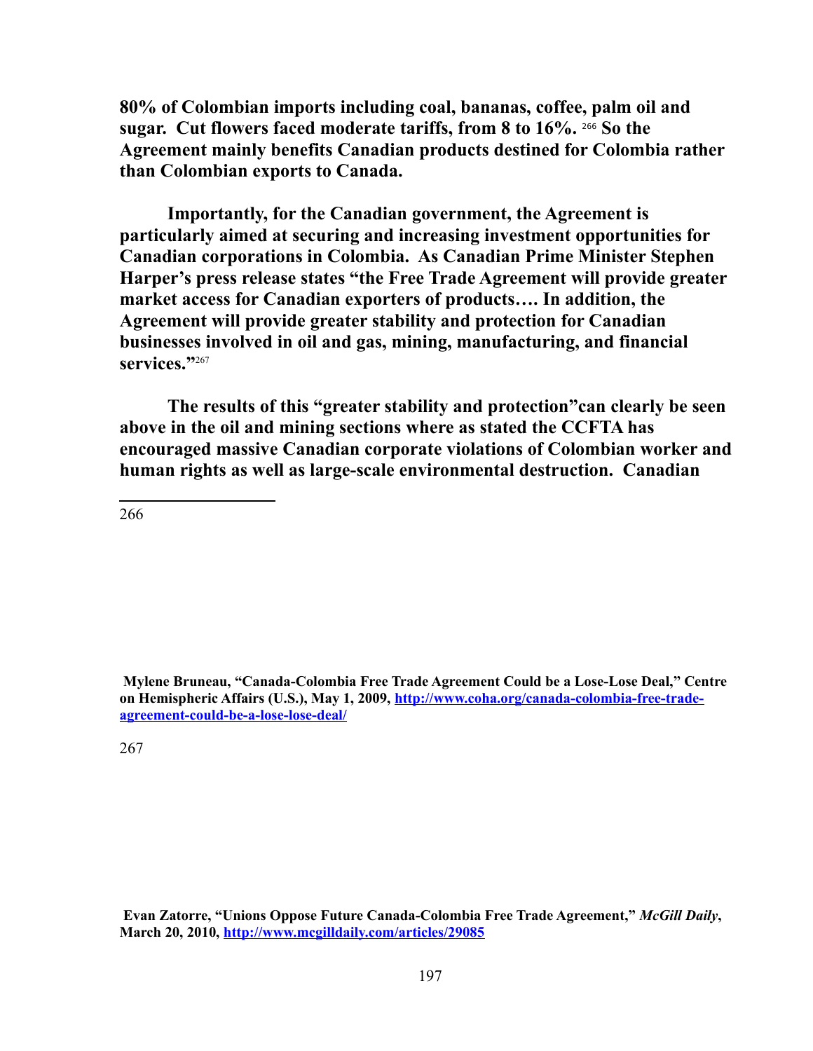**80% of Colombian imports including coal, bananas, coffee, palm oil and sugar. Cut flowers faced moderate tariffs, from 8 to 16%.** [266] **So the Agreement mainly benefits Canadian products destined for Colombia rather than Colombian exports to Canada.**

**Importantly, for the Canadian government, the Agreement is particularly aimed at securing and increasing investment opportunities for Canadian corporations in Colombia. As Canadian Prime Minister Stephen Harper's press release states "the Free Trade Agreement will provide greater market access for Canadian exporters of products…. In addition, the Agreement will provide greater stability and protection for Canadian businesses involved in oil and gas, mining, manufacturing, and financial services."**[267]

**The results of this "greater stability and protection"can clearly be seen above in the oil and mining sections where as stated the CCFTA has encouraged massive Canadian corporate violations of Colombian worker and human rights as well as large-scale environmental destruction. Canadian**

---

266 **Mylene Bruneau, "Canada-Colombia Free Trade Agreement Could be a Lose-Lose Deal," Centre on Hemispheric Affairs (U.S.), May 1, 2009, http://www.coha.org/canada-colombia-free-trade-agreement-could-be-a-lose-lose-deal/**

267 **Evan Zatorre, "Unions Oppose Future Canada-Colombia Free Trade Agreement,"** ***McGill Daily*****, March 20, 2010, http://www.mcgilldaily.com/articles/29085**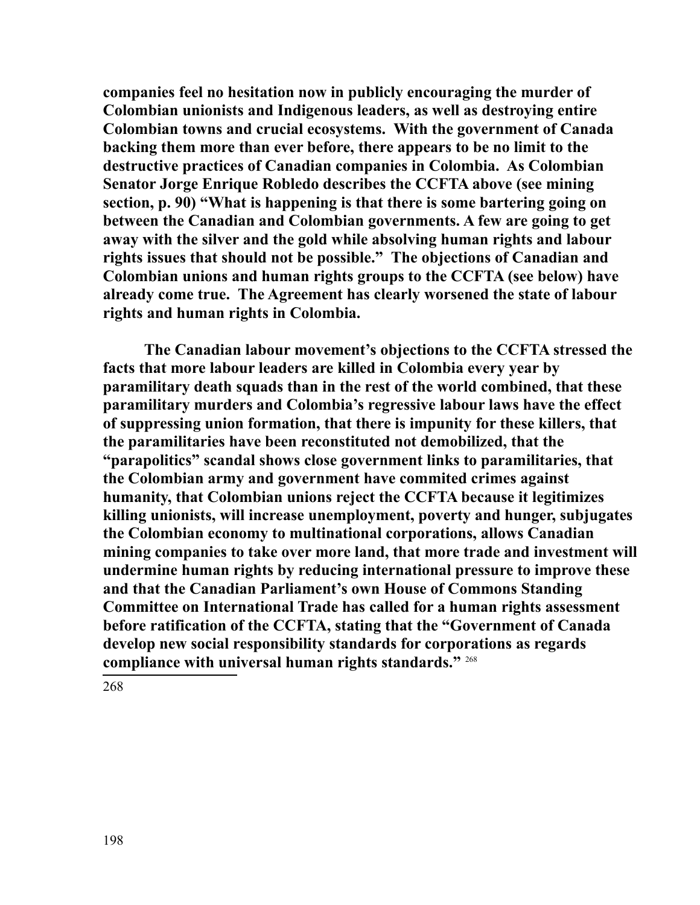**companies feel no hesitation now in publicly encouraging the murder of Colombian unionists and Indigenous leaders, as well as destroying entire Colombian towns and crucial ecosystems. With the government of Canada backing them more than ever before, there appears to be no limit to the destructive practices of Canadian companies in Colombia. As Colombian Senator Jorge Enrique Robledo describes the CCFTA above (see mining section, p. 90) "What is happening is that there is some bartering going on between the Canadian and Colombian governments. A few are going to get away with the silver and the gold while absolving human rights and labour rights issues that should not be possible." The objections of Canadian and Colombian unions and human rights groups to the CCFTA (see below) have already come true. The Agreement has clearly worsened the state of labour rights and human rights in Colombia.**

**The Canadian labour movement's objections to the CCFTA stressed the facts that more labour leaders are killed in Colombia every year by paramilitary death squads than in the rest of the world combined, that these paramilitary murders and Colombia's regressive labour laws have the effect of suppressing union formation, that there is impunity for these killers, that the paramilitaries have been reconstituted not demobilized, that the "parapolitics" scandal shows close government links to paramilitaries, that the Colombian army and government have commited crimes against humanity, that Colombian unions reject the CCFTA because it legitimizes killing unionists, will increase unemployment, poverty and hunger, subjugates the Colombian economy to multinational corporations, allows Canadian mining companies to take over more land, that more trade and investment will undermine human rights by reducing international pressure to improve these and that the Canadian Parliament's own House of Commons Standing Committee on International Trade has called for a human rights assessment before ratification of the CCFTA, stating that the "Government of Canada develop new social responsibility standards for corporations as regards compliance with universal human rights standards."** [268]

---

268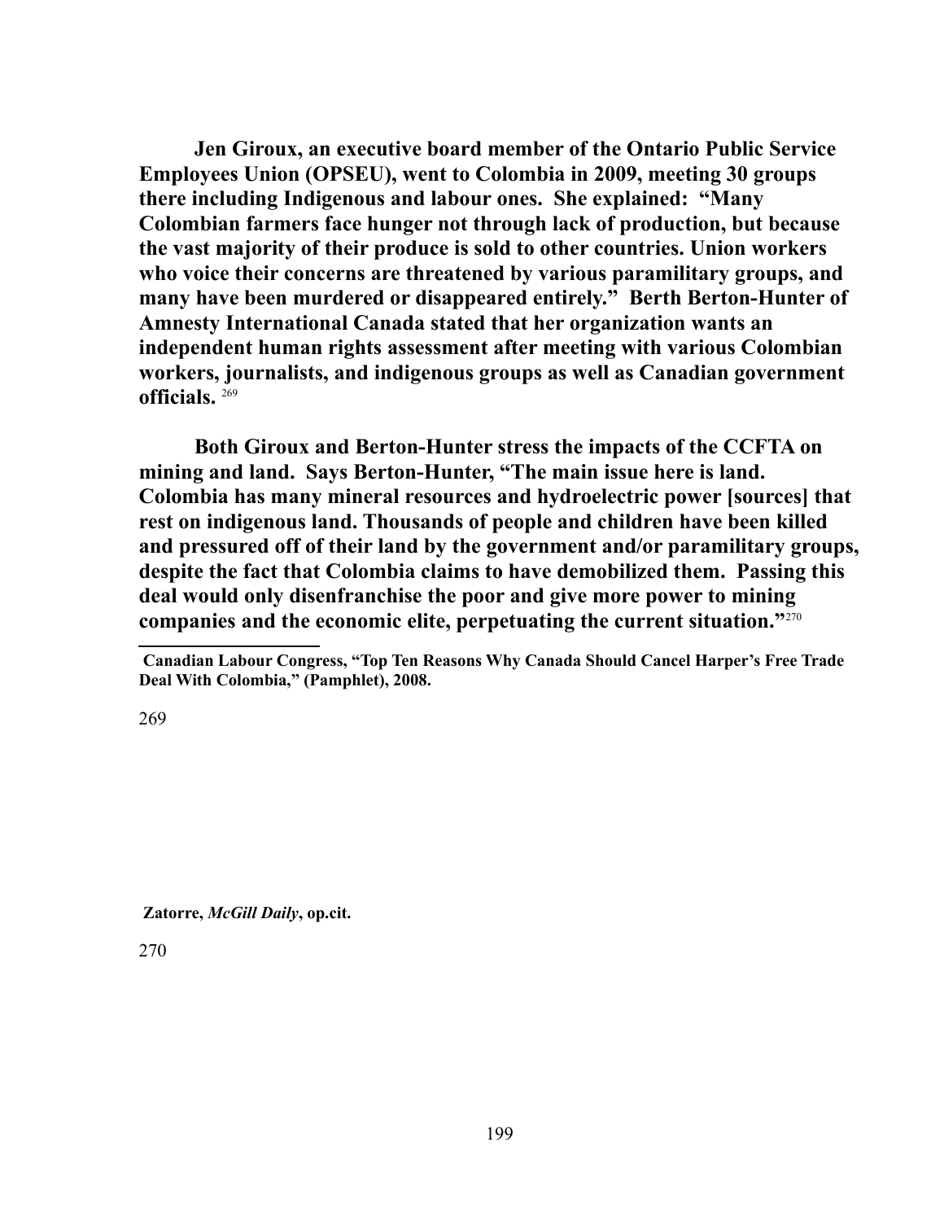**Jen Giroux, an executive board member of the Ontario Public Service Employees Union (OPSEU), went to Colombia in 2009, meeting 30 groups there including Indigenous and labour ones. She explained: "Many Colombian farmers face hunger not through lack of production, but because the vast majority of their produce is sold to other countries. Union workers who voice their concerns are threatened by various paramilitary groups, and many have been murdered or disappeared entirely." Berth Berton-Hunter of Amnesty International Canada stated that her organization wants an independent human rights assessment after meeting with various Colombian workers, journalists, and indigenous groups as well as Canadian government officials.** [269]

**Both Giroux and Berton-Hunter stress the impacts of the CCFTA on mining and land. Says Berton-Hunter, "The main issue here is land. Colombia has many mineral resources and hydroelectric power [sources] that rest on indigenous land. Thousands of people and children have been killed and pressured off of their land by the government and/or paramilitary groups, despite the fact that Colombia claims to have demobilized them. Passing this deal would only disenfranchise the poor and give more power to mining companies and the economic elite, perpetuating the current situation."**[270]

---

[269] **Canadian Labour Congress, "Top Ten Reasons Why Canada Should Cancel Harper's Free Trade Deal With Colombia," (Pamphlet), 2008.**

[270] **Zatorre, *McGill Daily*, op.cit.**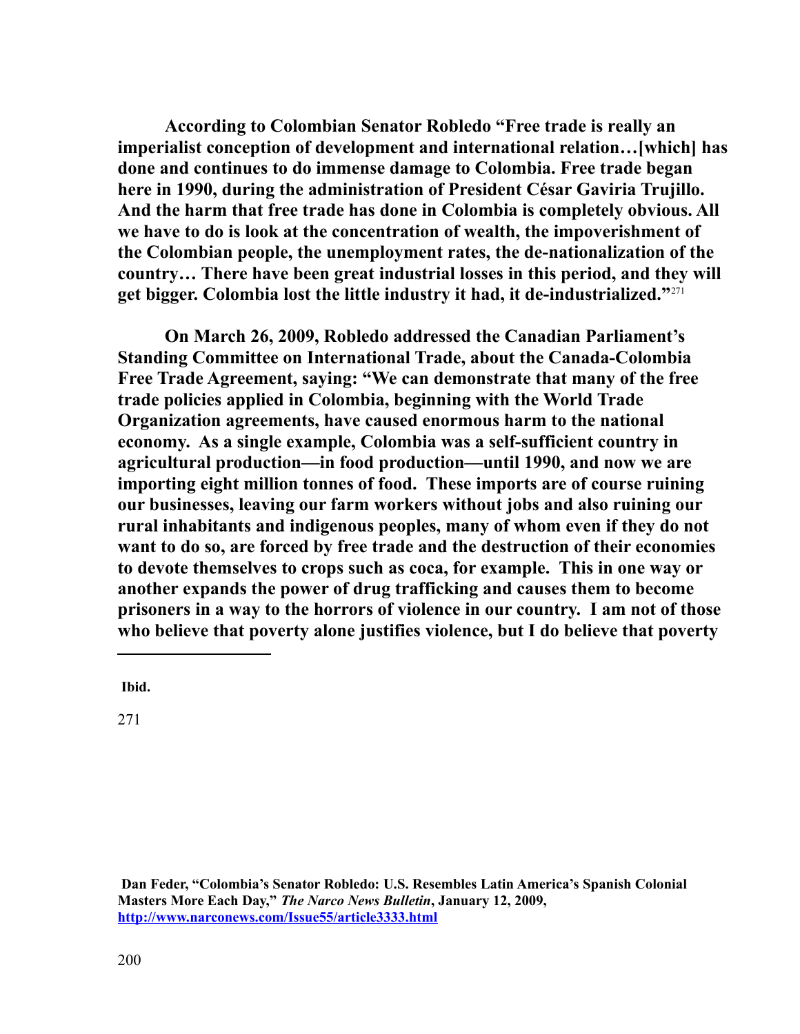**According to Colombian Senator Robledo "Free trade is really an imperialist conception of development and international relation…[which] has done and continues to do immense damage to Colombia. Free trade began here in 1990, during the administration of President César Gaviria Trujillo. And the harm that free trade has done in Colombia is completely obvious. All we have to do is look at the concentration of wealth, the impoverishment of the Colombian people, the unemployment rates, the de-nationalization of the country… There have been great industrial losses in this period, and they will get bigger. Colombia lost the little industry it had, it de-industrialized."**[271]

**On March 26, 2009, Robledo addressed the Canadian Parliament's Standing Committee on International Trade, about the Canada-Colombia Free Trade Agreement, saying: "We can demonstrate that many of the free trade policies applied in Colombia, beginning with the World Trade Organization agreements, have caused enormous harm to the national economy. As a single example, Colombia was a self-sufficient country in agricultural production—in food production—until 1990, and now we are importing eight million tonnes of food. These imports are of course ruining our businesses, leaving our farm workers without jobs and also ruining our rural inhabitants and indigenous peoples, many of whom even if they do not want to do so, are forced by free trade and the destruction of their economies to devote themselves to crops such as coca, for example. This in one way or another expands the power of drug trafficking and causes them to become prisoners in a way to the horrors of violence in our country. I am not of those who believe that poverty alone justifies violence, but I do believe that poverty**

---

**Ibid.**

271

**Dan Feder, "Colombia's Senator Robledo: U.S. Resembles Latin America's Spanish Colonial Masters More Each Day,"** ***The Narco News Bulletin*****, January 12, 2009, http://www.narconews.com/Issue55/article3333.html**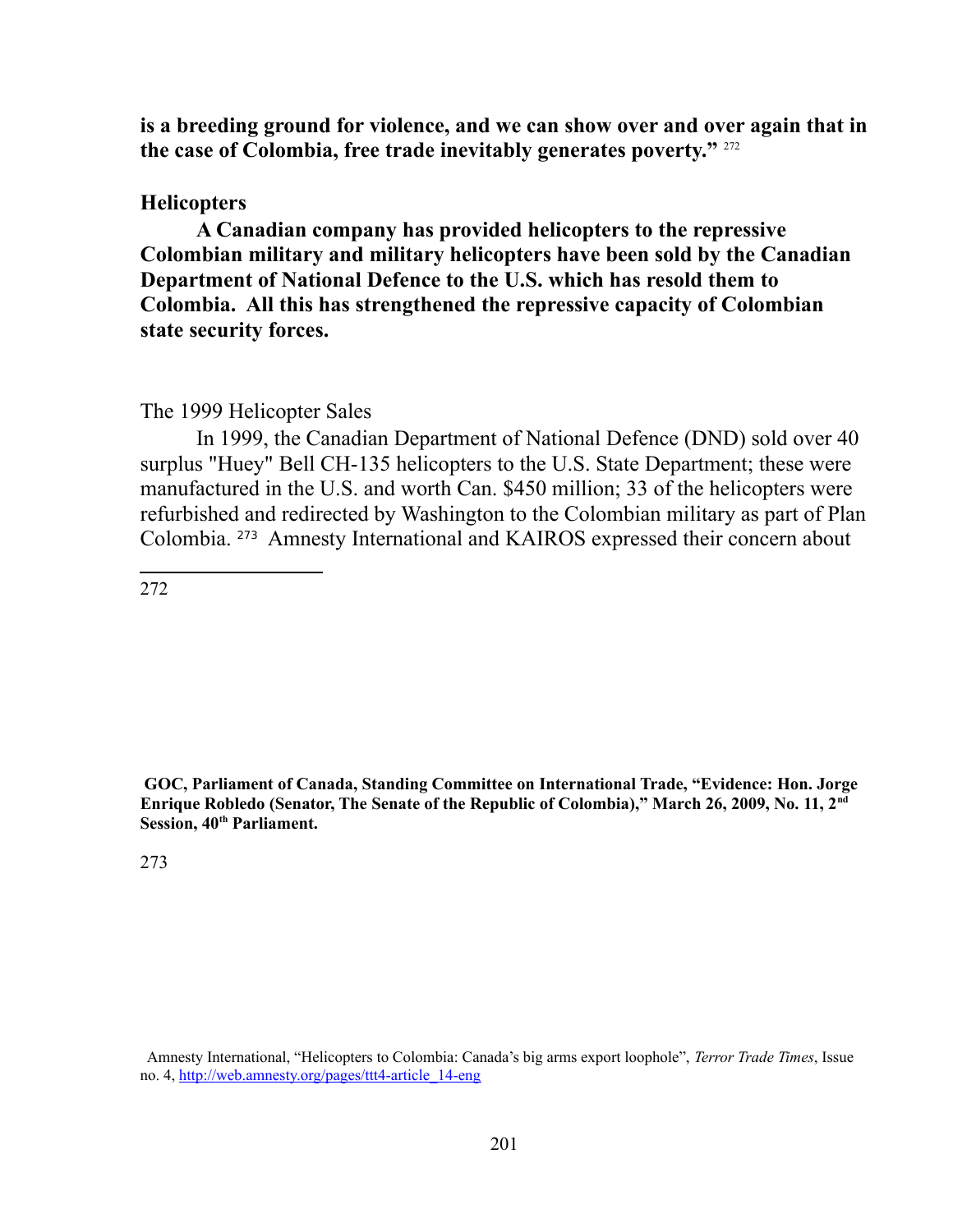**is a breeding ground for violence, and we can show over and over again that in the case of Colombia, free trade inevitably generates poverty."** [272]

**Helicopters**

**A Canadian company has provided helicopters to the repressive Colombian military and military helicopters have been sold by the Canadian Department of National Defence to the U.S. which has resold them to Colombia. All this has strengthened the repressive capacity of Colombian state security forces.**

The 1999 Helicopter Sales

In 1999, the Canadian Department of National Defence (DND) sold over 40 surplus "Huey" Bell CH-135 helicopters to the U.S. State Department; these were manufactured in the U.S. and worth Can. $450 million; 33 of the helicopters were refurbished and redirected by Washington to the Colombian military as part of Plan Colombia. [273] Amnesty International and KAIROS expressed their concern about

---

272 **GOC, Parliament of Canada, Standing Committee on International Trade, "Evidence: Hon. Jorge Enrique Robledo (Senator, The Senate of the Republic of Colombia)," March 26, 2009, No. 11, 2nd Session, 40th Parliament.**

273 Amnesty International, "Helicopters to Colombia: Canada's big arms export loophole", *Terror Trade Times*, Issue no. 4, http://web.amnesty.org/pages/ttt4-article_14-eng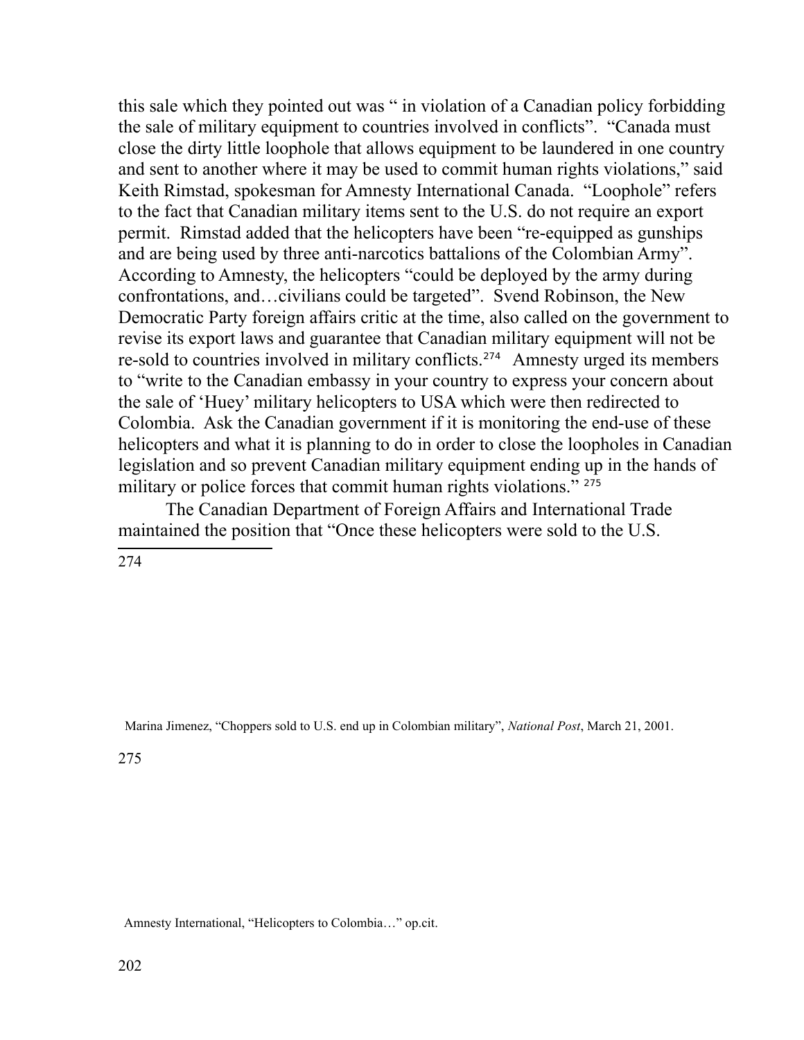this sale which they pointed out was " in violation of a Canadian policy forbidding the sale of military equipment to countries involved in conflicts". "Canada must close the dirty little loophole that allows equipment to be laundered in one country and sent to another where it may be used to commit human rights violations," said Keith Rimstad, spokesman for Amnesty International Canada. "Loophole" refers to the fact that Canadian military items sent to the U.S. do not require an export permit. Rimstad added that the helicopters have been "re-equipped as gunships and are being used by three anti-narcotics battalions of the Colombian Army". According to Amnesty, the helicopters "could be deployed by the army during confrontations, and…civilians could be targeted". Svend Robinson, the New Democratic Party foreign affairs critic at the time, also called on the government to revise its export laws and guarantee that Canadian military equipment will not be re-sold to countries involved in military conflicts.[274] Amnesty urged its members to "write to the Canadian embassy in your country to express your concern about the sale of 'Huey' military helicopters to USA which were then redirected to Colombia. Ask the Canadian government if it is monitoring the end-use of these helicopters and what it is planning to do in order to close the loopholes in Canadian legislation and so prevent Canadian military equipment ending up in the hands of military or police forces that commit human rights violations." [275]

The Canadian Department of Foreign Affairs and International Trade maintained the position that "Once these helicopters were sold to the U.S.

---

[274] Marina Jimenez, "Choppers sold to U.S. end up in Colombian military", *National Post*, March 21, 2001.

[275] Amnesty International, "Helicopters to Colombia…" op.cit.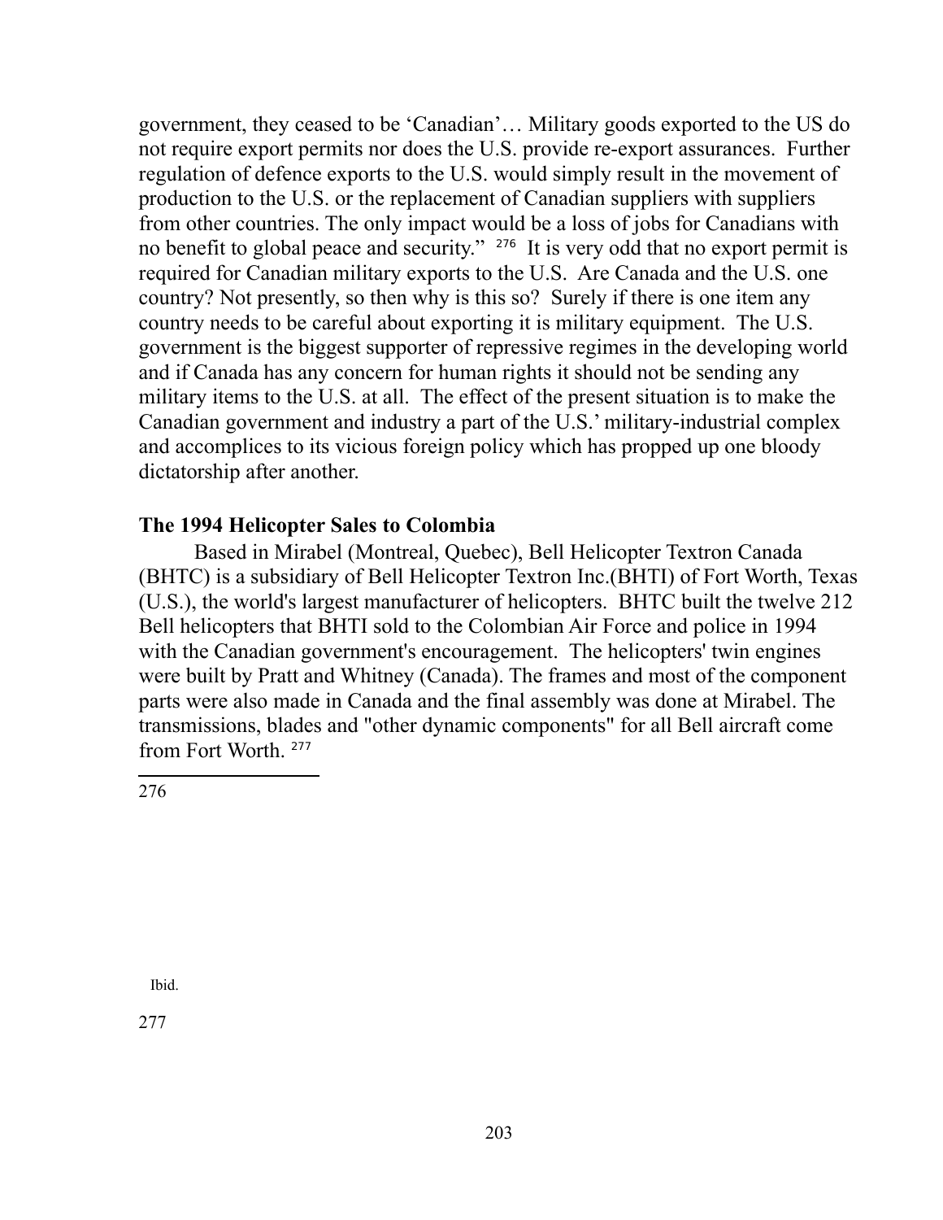government, they ceased to be 'Canadian'… Military goods exported to the US do not require export permits nor does the U.S. provide re-export assurances. Further regulation of defence exports to the U.S. would simply result in the movement of production to the U.S. or the replacement of Canadian suppliers with suppliers from other countries. The only impact would be a loss of jobs for Canadians with no benefit to global peace and security." [276] It is very odd that no export permit is required for Canadian military exports to the U.S. Are Canada and the U.S. one country? Not presently, so then why is this so? Surely if there is one item any country needs to be careful about exporting it is military equipment. The U.S. government is the biggest supporter of repressive regimes in the developing world and if Canada has any concern for human rights it should not be sending any military items to the U.S. at all. The effect of the present situation is to make the Canadian government and industry a part of the U.S.' military-industrial complex and accomplices to its vicious foreign policy which has propped up one bloody dictatorship after another.

**The 1994 Helicopter Sales to Colombia**

Based in Mirabel (Montreal, Quebec), Bell Helicopter Textron Canada (BHTC) is a subsidiary of Bell Helicopter Textron Inc.(BHTI) of Fort Worth, Texas (U.S.), the world's largest manufacturer of helicopters. BHTC built the twelve 212 Bell helicopters that BHTI sold to the Colombian Air Force and police in 1994 with the Canadian government's encouragement. The helicopters' twin engines were built by Pratt and Whitney (Canada). The frames and most of the component parts were also made in Canada and the final assembly was done at Mirabel. The transmissions, blades and "other dynamic components" for all Bell aircraft come from Fort Worth. [277]

---

276 Ibid.

277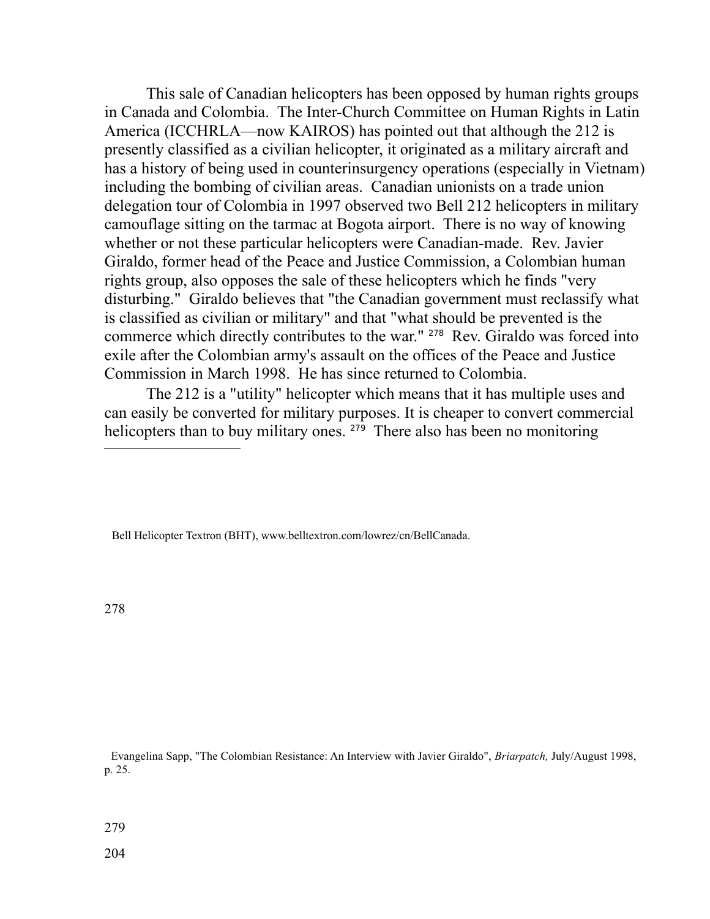This sale of Canadian helicopters has been opposed by human rights groups in Canada and Colombia. The Inter-Church Committee on Human Rights in Latin America (ICCHRLA—now KAIROS) has pointed out that although the 212 is presently classified as a civilian helicopter, it originated as a military aircraft and has a history of being used in counterinsurgency operations (especially in Vietnam) including the bombing of civilian areas. Canadian unionists on a trade union delegation tour of Colombia in 1997 observed two Bell 212 helicopters in military camouflage sitting on the tarmac at Bogota airport. There is no way of knowing whether or not these particular helicopters were Canadian-made. Rev. Javier Giraldo, former head of the Peace and Justice Commission, a Colombian human rights group, also opposes the sale of these helicopters which he finds "very disturbing." Giraldo believes that "the Canadian government must reclassify what is classified as civilian or military" and that "what should be prevented is the commerce which directly contributes to the war." [278] Rev. Giraldo was forced into exile after the Colombian army's assault on the offices of the Peace and Justice Commission in March 1998. He has since returned to Colombia.

The 212 is a "utility" helicopter which means that it has multiple uses and can easily be converted for military purposes. It is cheaper to convert commercial helicopters than to buy military ones. [279] There also has been no monitoring

---

Bell Helicopter Textron (BHT), www.belltextron.com/lowrez/cn/BellCanada.

278 Evangelina Sapp, "The Colombian Resistance: An Interview with Javier Giraldo", *Briarpatch,* July/August 1998, p. 25.

279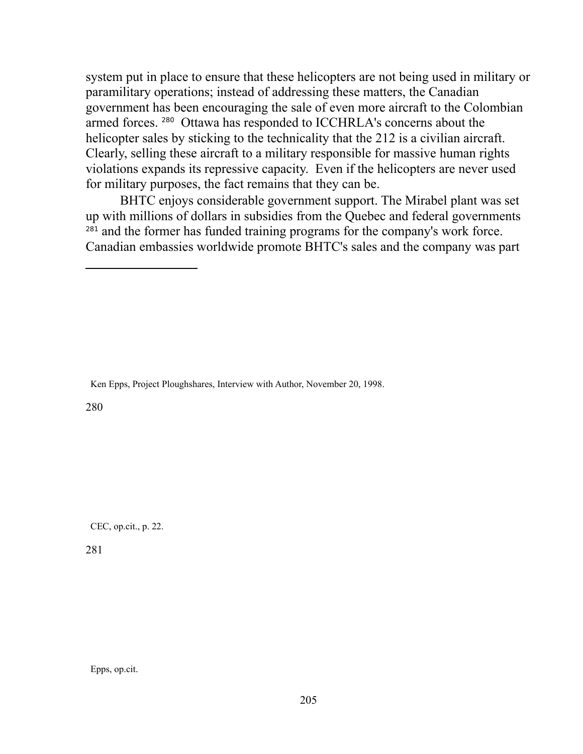system put in place to ensure that these helicopters are not being used in military or paramilitary operations; instead of addressing these matters, the Canadian government has been encouraging the sale of even more aircraft to the Colombian armed forces. [280] Ottawa has responded to ICCHRLA's concerns about the helicopter sales by sticking to the technicality that the 212 is a civilian aircraft. Clearly, selling these aircraft to a military responsible for massive human rights violations expands its repressive capacity. Even if the helicopters are never used for military purposes, the fact remains that they can be.

BHTC enjoys considerable government support. The Mirabel plant was set up with millions of dollars in subsidies from the Quebec and federal governments [281] and the former has funded training programs for the company's work force. Canadian embassies worldwide promote BHTC's sales and the company was part

---

Ken Epps, Project Ploughshares, Interview with Author, November 20, 1998.

280 CEC, op.cit., p. 22.

281 Epps, op.cit.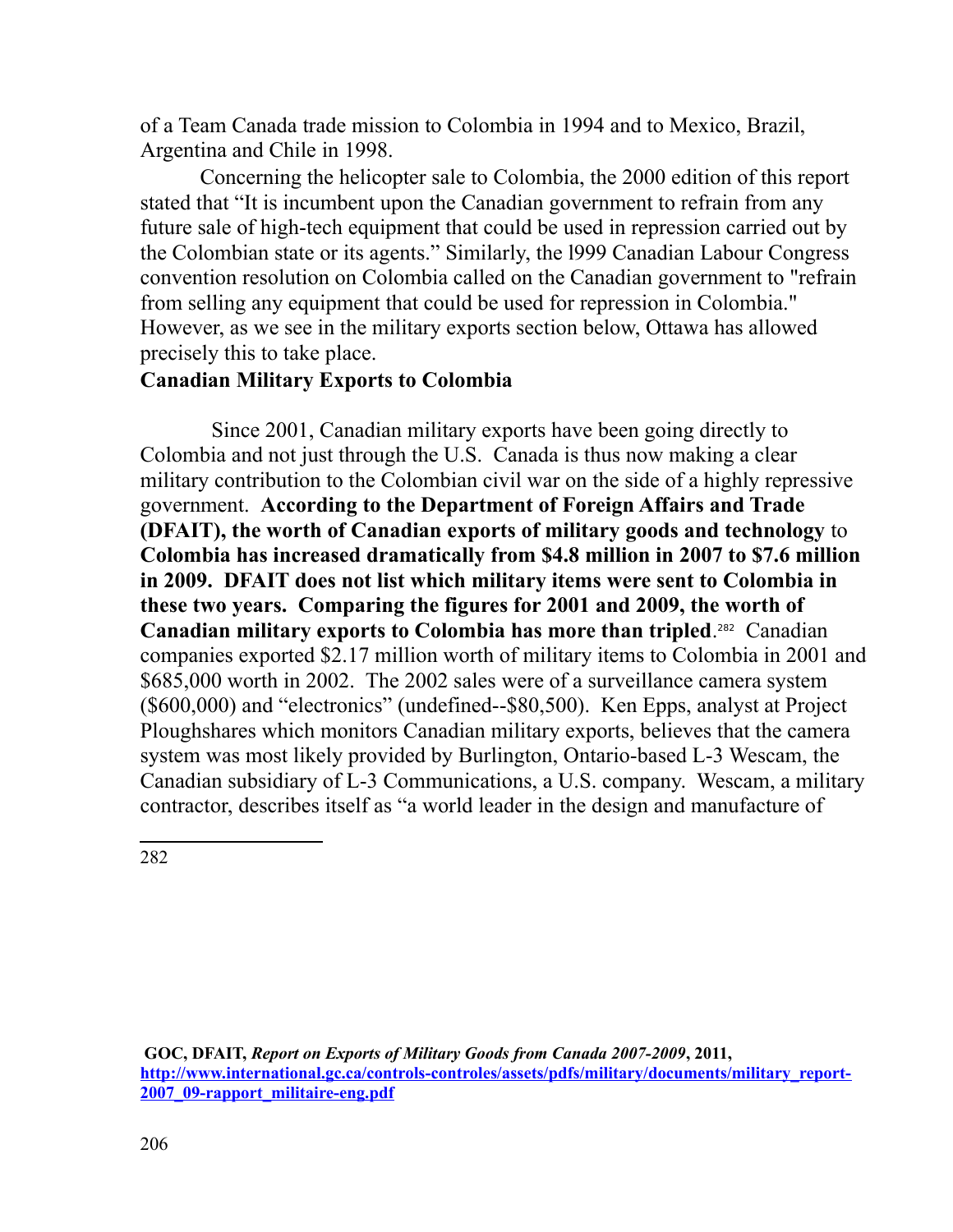of a Team Canada trade mission to Colombia in 1994 and to Mexico, Brazil, Argentina and Chile in 1998.

Concerning the helicopter sale to Colombia, the 2000 edition of this report stated that "It is incumbent upon the Canadian government to refrain from any future sale of high-tech equipment that could be used in repression carried out by the Colombian state or its agents." Similarly, the l999 Canadian Labour Congress convention resolution on Colombia called on the Canadian government to "refrain from selling any equipment that could be used for repression in Colombia." However, as we see in the military exports section below, Ottawa has allowed precisely this to take place.

**Canadian Military Exports to Colombia**

Since 2001, Canadian military exports have been going directly to Colombia and not just through the U.S. Canada is thus now making a clear military contribution to the Colombian civil war on the side of a highly repressive government. **According to the Department of Foreign Affairs and Trade (DFAIT), the worth of Canadian exports of military goods and technology** to **Colombia has increased dramatically from $4.8 million in 2007 to $7.6 million in 2009. DFAIT does not list which military items were sent to Colombia in these two years. Comparing the figures for 2001 and 2009, the worth of Canadian military exports to Colombia has more than tripled**.[282] Canadian companies exported $2.17 million worth of military items to Colombia in 2001 and $685,000 worth in 2002. The 2002 sales were of a surveillance camera system ($600,000) and "electronics" (undefined--$80,500). Ken Epps, analyst at Project Ploughshares which monitors Canadian military exports, believes that the camera system was most likely provided by Burlington, Ontario-based L-3 Wescam, the Canadian subsidiary of L-3 Communications, a U.S. company. Wescam, a military contractor, describes itself as "a world leader in the design and manufacture of

---

282 **GOC, DFAIT, *Report on Exports of Military Goods from Canada 2007-2009*, 2011, http://www.international.gc.ca/controls-controles/assets/pdfs/military/documents/military_report-2007_09-rapport_militaire-eng.pdf**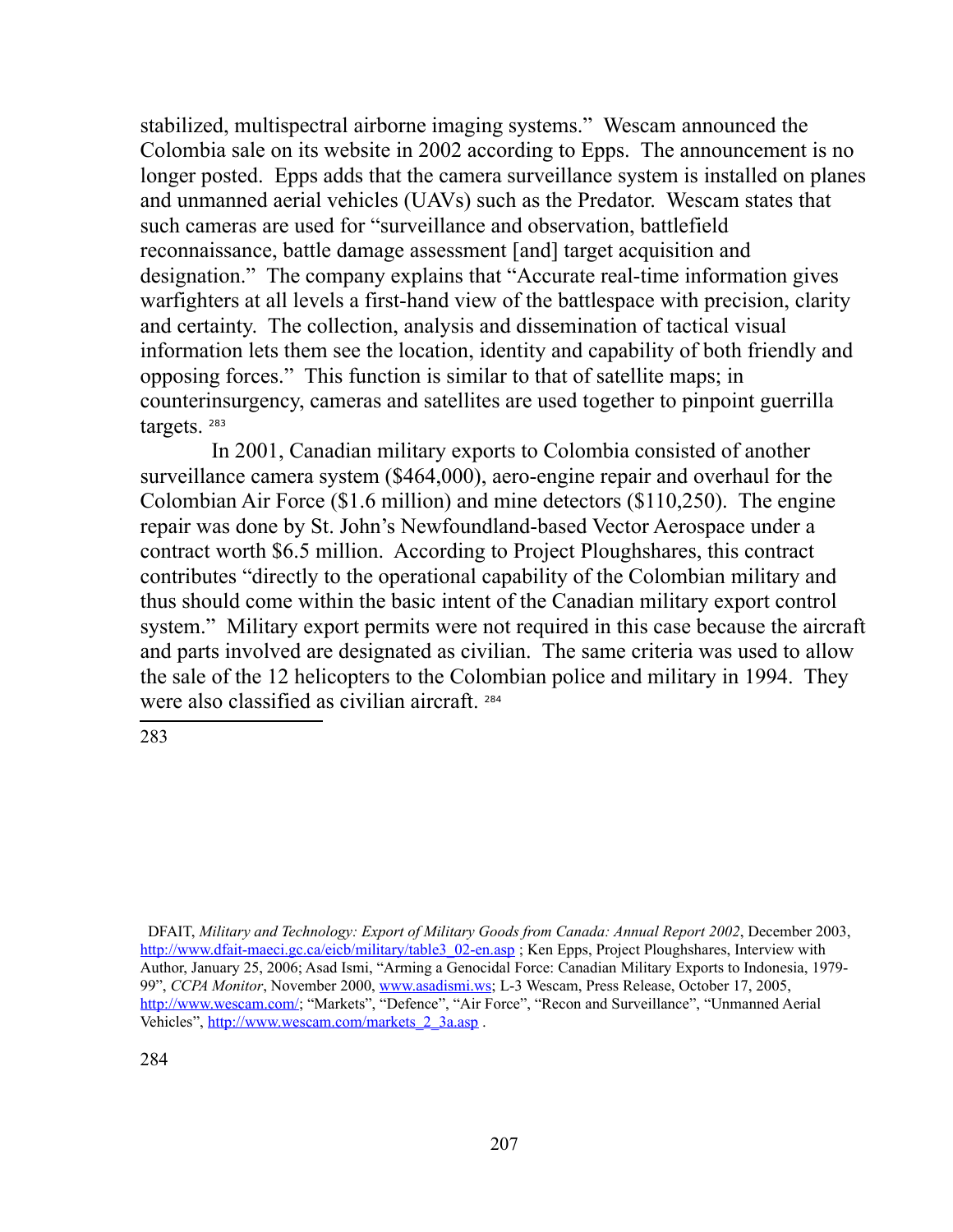stabilized, multispectral airborne imaging systems." Wescam announced the Colombia sale on its website in 2002 according to Epps. The announcement is no longer posted. Epps adds that the camera surveillance system is installed on planes and unmanned aerial vehicles (UAVs) such as the Predator. Wescam states that such cameras are used for "surveillance and observation, battlefield reconnaissance, battle damage assessment [and] target acquisition and designation." The company explains that "Accurate real-time information gives warfighters at all levels a first-hand view of the battlespace with precision, clarity and certainty. The collection, analysis and dissemination of tactical visual information lets them see the location, identity and capability of both friendly and opposing forces." This function is similar to that of satellite maps; in counterinsurgency, cameras and satellites are used together to pinpoint guerrilla targets. [283]

In 2001, Canadian military exports to Colombia consisted of another surveillance camera system ($464,000), aero-engine repair and overhaul for the Colombian Air Force ($1.6 million) and mine detectors ($110,250). The engine repair was done by St. John's Newfoundland-based Vector Aerospace under a contract worth $6.5 million. According to Project Ploughshares, this contract contributes "directly to the operational capability of the Colombian military and thus should come within the basic intent of the Canadian military export control system." Military export permits were not required in this case because the aircraft and parts involved are designated as civilian. The same criteria was used to allow the sale of the 12 helicopters to the Colombian police and military in 1994. They were also classified as civilian aircraft. [284]

---

283

DFAIT, *Military and Technology: Export of Military Goods from Canada: Annual Report 2002*, December 2003, http://www.dfait-maeci.gc.ca/eicb/military/table3_02-en.asp ; Ken Epps, Project Ploughshares, Interview with Author, January 25, 2006; Asad Ismi, "Arming a Genocidal Force: Canadian Military Exports to Indonesia, 1979-99", *CCPA Monitor*, November 2000, www.asadismi.ws; L-3 Wescam, Press Release, October 17, 2005, http://www.wescam.com/; "Markets", "Defence", "Air Force", "Recon and Surveillance", "Unmanned Aerial Vehicles", http://www.wescam.com/markets_2_3a.asp .

284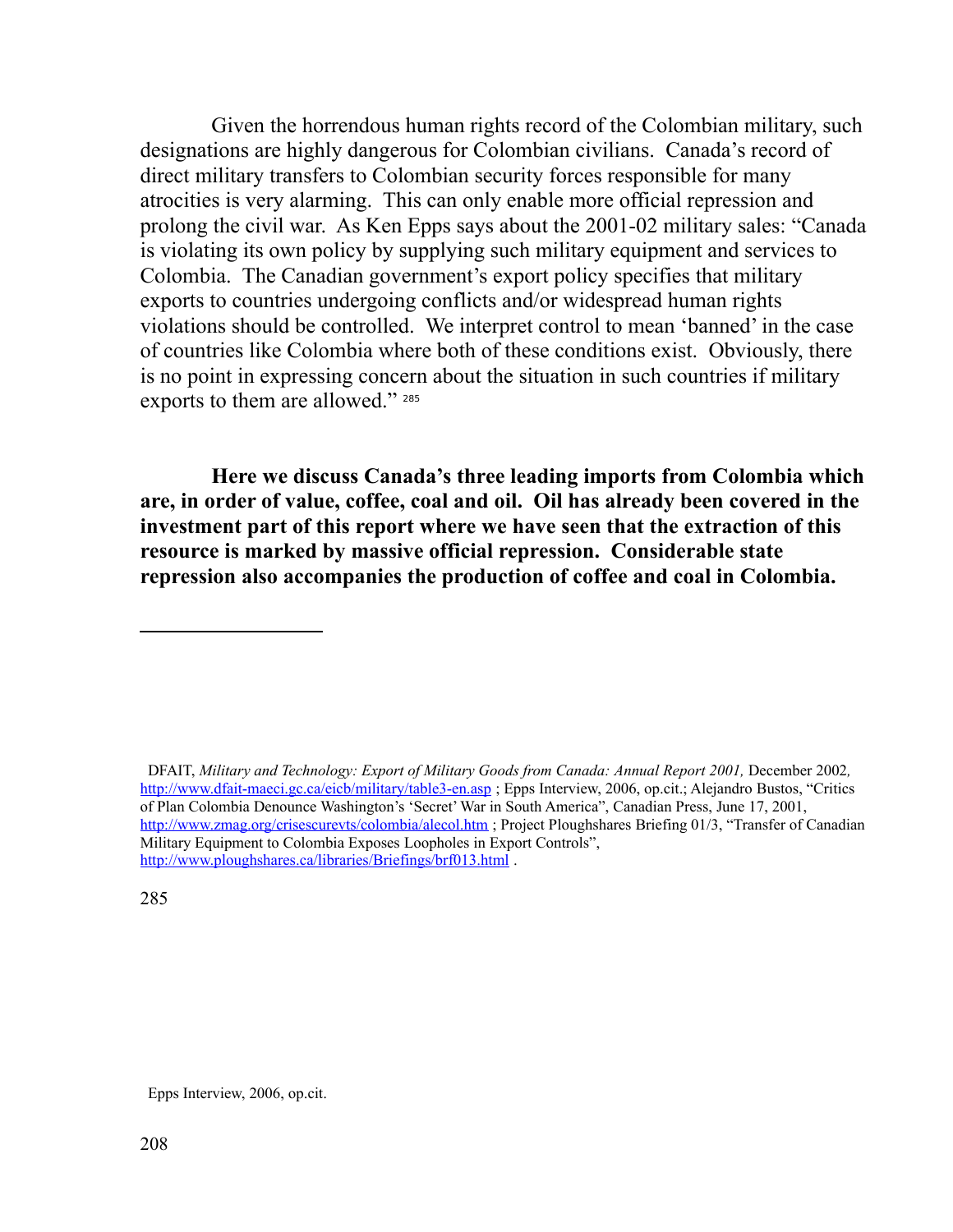Given the horrendous human rights record of the Colombian military, such designations are highly dangerous for Colombian civilians. Canada's record of direct military transfers to Colombian security forces responsible for many atrocities is very alarming. This can only enable more official repression and prolong the civil war. As Ken Epps says about the 2001-02 military sales: "Canada is violating its own policy by supplying such military equipment and services to Colombia. The Canadian government's export policy specifies that military exports to countries undergoing conflicts and/or widespread human rights violations should be controlled. We interpret control to mean 'banned' in the case of countries like Colombia where both of these conditions exist. Obviously, there is no point in expressing concern about the situation in such countries if military exports to them are allowed." [285]

**Here we discuss Canada's three leading imports from Colombia which are, in order of value, coffee, coal and oil. Oil has already been covered in the investment part of this report where we have seen that the extraction of this resource is marked by massive official repression. Considerable state repression also accompanies the production of coffee and coal in Colombia.**

---

DFAIT, *Military and Technology: Export of Military Goods from Canada: Annual Report 2001,* December 2002, http://www.dfait-maeci.gc.ca/eicb/military/table3-en.asp ; Epps Interview, 2006, op.cit.; Alejandro Bustos, "Critics of Plan Colombia Denounce Washington's 'Secret' War in South America", Canadian Press, June 17, 2001, http://www.zmag.org/crisescurevts/colombia/alecol.htm ; Project Ploughshares Briefing 01/3, "Transfer of Canadian Military Equipment to Colombia Exposes Loopholes in Export Controls", http://www.ploughshares.ca/libraries/Briefings/brf013.html .

285

Epps Interview, 2006, op.cit.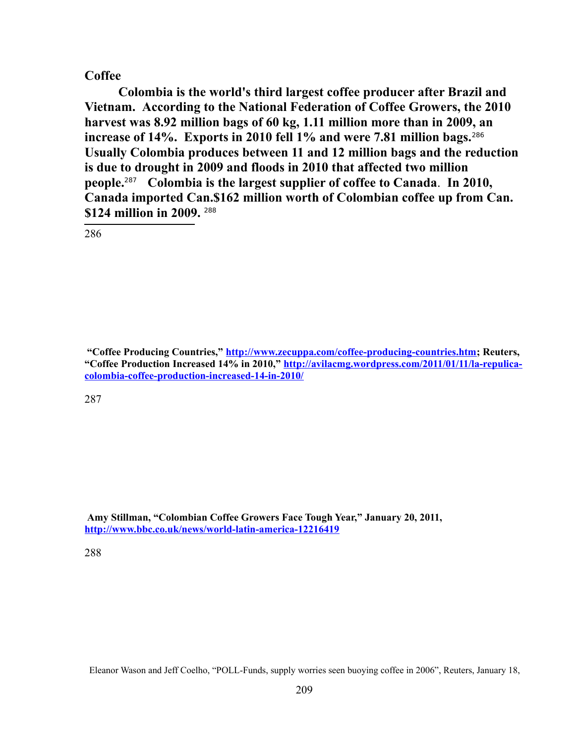**Coffee**

**Colombia is the world's third largest coffee producer after Brazil and Vietnam. According to the National Federation of Coffee Growers, the 2010 harvest was 8.92 million bags of 60 kg, 1.11 million more than in 2009, an increase of 14%. Exports in 2010 fell 1% and were 7.81 million bags.**[286] **Usually Colombia produces between 11 and 12 million bags and the reduction is due to drought in 2009 and floods in 2010 that affected two million people.**[287] **Colombia is the largest supplier of coffee to Canada. In 2010, Canada imported Can.$162 million worth of Colombian coffee up from Can. $124 million in 2009.** [288]

---

286 **"Coffee Producing Countries," http://www.zecuppa.com/coffee-producing-countries.htm; Reuters, "Coffee Production Increased 14% in 2010," http://avilacmg.wordpress.com/2011/01/11/la-repulica-colombia-coffee-production-increased-14-in-2010/**

287 **Amy Stillman, "Colombian Coffee Growers Face Tough Year," January 20, 2011, http://www.bbc.co.uk/news/world-latin-america-12216419**

288 Eleanor Wason and Jeff Coelho, "POLL-Funds, supply worries seen buoying coffee in 2006", Reuters, January 18,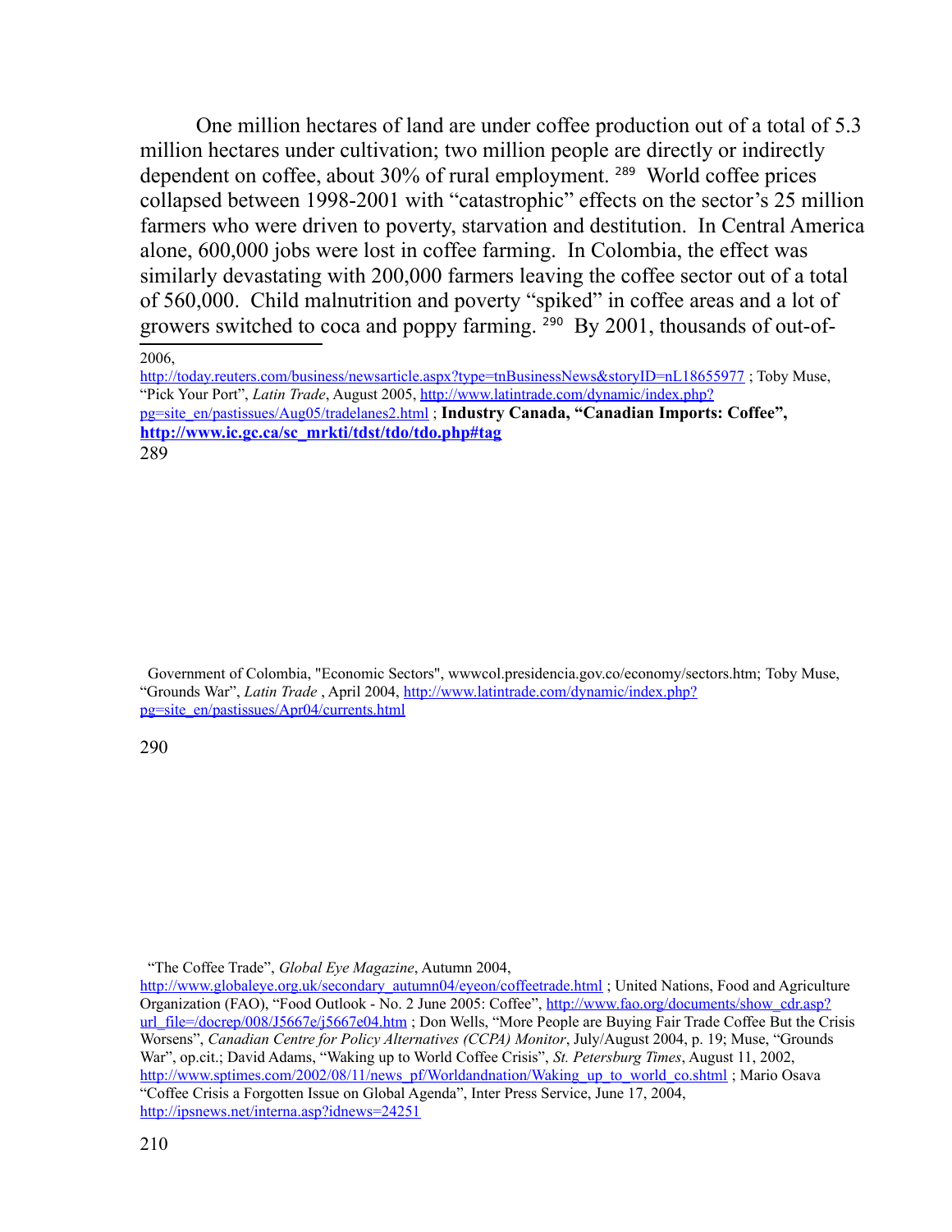One million hectares of land are under coffee production out of a total of 5.3 million hectares under cultivation; two million people are directly or indirectly dependent on coffee, about 30% of rural employment. [289] World coffee prices collapsed between 1998-2001 with "catastrophic" effects on the sector's 25 million farmers who were driven to poverty, starvation and destitution. In Central America alone, 600,000 jobs were lost in coffee farming. In Colombia, the effect was similarly devastating with 200,000 farmers leaving the coffee sector out of a total of 560,000. Child malnutrition and poverty "spiked" in coffee areas and a lot of growers switched to coca and poppy farming. [290] By 2001, thousands of out-of-

---

2006, http://today.reuters.com/business/newsarticle.aspx?type=tnBusinessNews&storyID=nL18655977 ; Toby Muse, "Pick Your Port", *Latin Trade*, August 2005, http://www.latintrade.com/dynamic/index.php?pg=site_en/pastissues/Aug05/tradelanes2.html ; **Industry Canada, "Canadian Imports: Coffee", http://www.ic.gc.ca/sc_mrkti/tdst/tdo/tdo.php#tag**

289 Government of Colombia, "Economic Sectors", wwwcol.presidencia.gov.co/economy/sectors.htm; Toby Muse, "Grounds War", *Latin Trade* , April 2004, http://www.latintrade.com/dynamic/index.php?pg=site_en/pastissues/Apr04/currents.html

290 "The Coffee Trade", *Global Eye Magazine*, Autumn 2004, http://www.globaleye.org.uk/secondary_autumn04/eyeon/coffeetrade.html ; United Nations, Food and Agriculture Organization (FAO), "Food Outlook - No. 2 June 2005: Coffee", http://www.fao.org/documents/show_cdr.asp?url_file=/docrep/008/J5667e/j5667e04.htm ; Don Wells, "More People are Buying Fair Trade Coffee But the Crisis Worsens", *Canadian Centre for Policy Alternatives (CCPA) Monitor*, July/August 2004, p. 19; Muse, "Grounds War", op.cit.; David Adams, "Waking up to World Coffee Crisis", *St. Petersburg Times*, August 11, 2002, http://www.sptimes.com/2002/08/11/news_pf/Worldandnation/Waking_up_to_world_co.shtml ; Mario Osava "Coffee Crisis a Forgotten Issue on Global Agenda", Inter Press Service, June 17, 2004, http://ipsnews.net/interna.asp?idnews=24251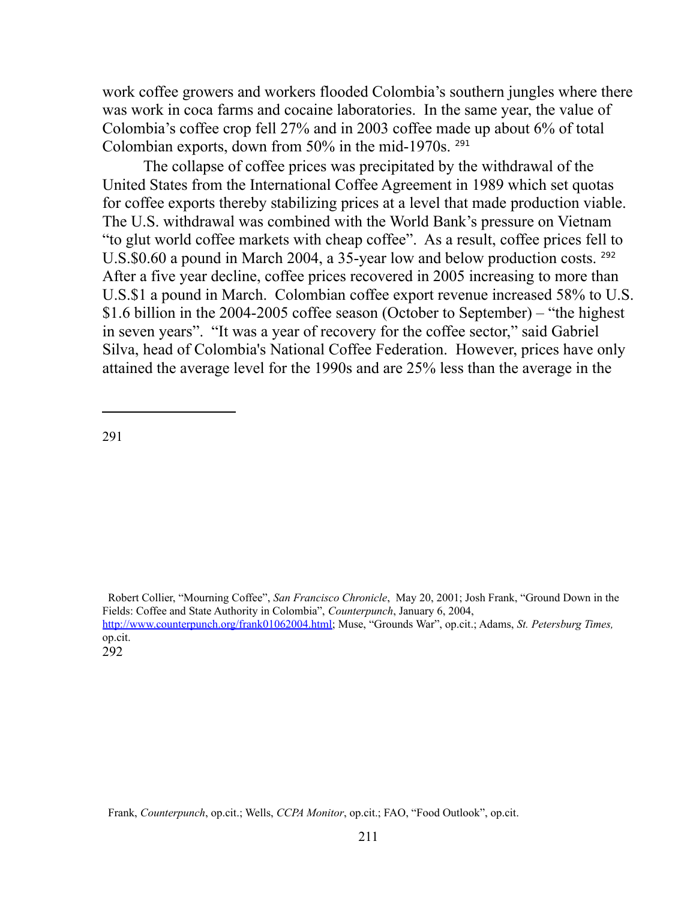work coffee growers and workers flooded Colombia's southern jungles where there was work in coca farms and cocaine laboratories. In the same year, the value of Colombia's coffee crop fell 27% and in 2003 coffee made up about 6% of total Colombian exports, down from 50% in the mid-1970s. [291]

The collapse of coffee prices was precipitated by the withdrawal of the United States from the International Coffee Agreement in 1989 which set quotas for coffee exports thereby stabilizing prices at a level that made production viable. The U.S. withdrawal was combined with the World Bank's pressure on Vietnam "to glut world coffee markets with cheap coffee". As a result, coffee prices fell to U.S.$0.60 a pound in March 2004, a 35-year low and below production costs. [292] After a five year decline, coffee prices recovered in 2005 increasing to more than U.S.$1 a pound in March. Colombian coffee export revenue increased 58% to U.S. $1.6 billion in the 2004-2005 coffee season (October to September) – "the highest in seven years". "It was a year of recovery for the coffee sector," said Gabriel Silva, head of Colombia's National Coffee Federation. However, prices have only attained the average level for the 1990s and are 25% less than the average in the

---

291 Robert Collier, "Mourning Coffee", *San Francisco Chronicle*, May 20, 2001; Josh Frank, "Ground Down in the Fields: Coffee and State Authority in Colombia", *Counterpunch*, January 6, 2004, http://www.counterpunch.org/frank01062004.html; Muse, "Grounds War", op.cit.; Adams, *St. Petersburg Times,* op.cit.

292 Frank, *Counterpunch*, op.cit.; Wells, *CCPA Monitor*, op.cit.; FAO, "Food Outlook", op.cit.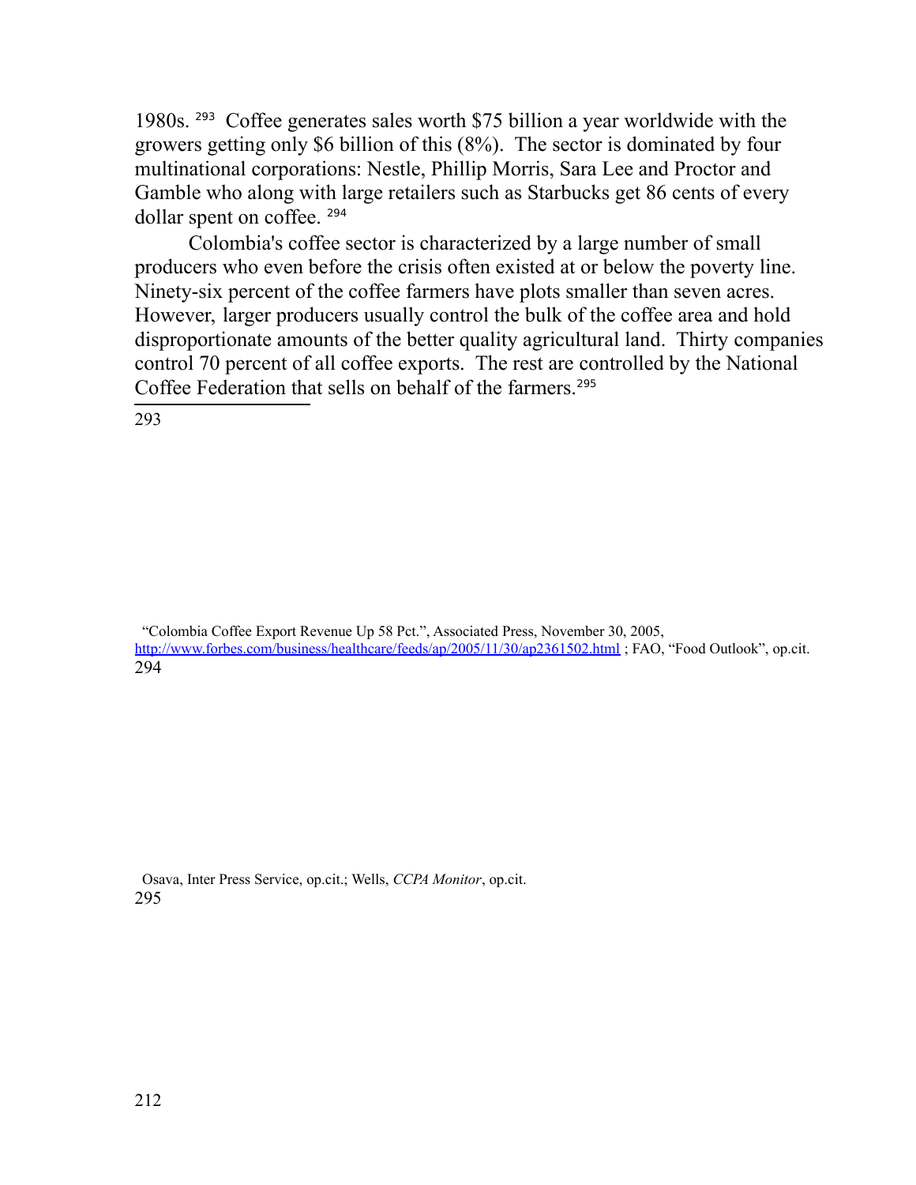1980s. [293] Coffee generates sales worth $75 billion a year worldwide with the growers getting only $6 billion of this (8%). The sector is dominated by four multinational corporations: Nestle, Phillip Morris, Sara Lee and Proctor and Gamble who along with large retailers such as Starbucks get 86 cents of every dollar spent on coffee. [294]

Colombia's coffee sector is characterized by a large number of small producers who even before the crisis often existed at or below the poverty line. Ninety-six percent of the coffee farmers have plots smaller than seven acres. However, larger producers usually control the bulk of the coffee area and hold disproportionate amounts of the better quality agricultural land. Thirty companies control 70 percent of all coffee exports. The rest are controlled by the National Coffee Federation that sells on behalf of the farmers.[295]

---

293 "Colombia Coffee Export Revenue Up 58 Pct.", Associated Press, November 30, 2005, http://www.forbes.com/business/healthcare/feeds/ap/2005/11/30/ap2361502.html ; FAO, "Food Outlook", op.cit.

294 Osava, Inter Press Service, op.cit.; Wells, *CCPA Monitor*, op.cit.

295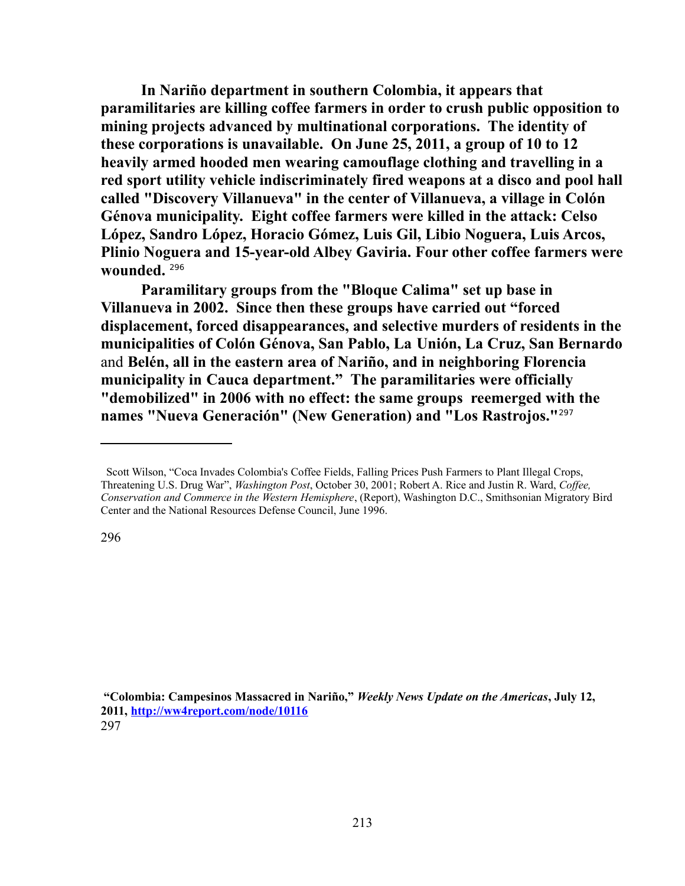**In Nariño department in southern Colombia, it appears that paramilitaries are killing coffee farmers in order to crush public opposition to mining projects advanced by multinational corporations. The identity of these corporations is unavailable. On June 25, 2011, a group of 10 to 12 heavily armed hooded men wearing camouflage clothing and travelling in a red sport utility vehicle indiscriminately fired weapons at a disco and pool hall called "Discovery Villanueva" in the center of Villanueva, a village in Colón Génova municipality. Eight coffee farmers were killed in the attack: Celso López, Sandro López, Horacio Gómez, Luis Gil, Libio Noguera, Luis Arcos, Plinio Noguera and 15-year-old Albey Gaviria. Four other coffee farmers were wounded.** [296]

**Paramilitary groups from the "Bloque Calima" set up base in Villanueva in 2002. Since then these groups have carried out "forced displacement, forced disappearances, and selective murders of residents in the municipalities of Colón Génova, San Pablo, La Unión, La Cruz, San Bernardo** and **Belén, all in the eastern area of Nariño, and in neighboring Florencia municipality in Cauca department." The paramilitaries were officially "demobilized" in 2006 with no effect: the same groups reemerged with the names "Nueva Generación" (New Generation) and "Los Rastrojos."** [297]

---

Scott Wilson, "Coca Invades Colombia's Coffee Fields, Falling Prices Push Farmers to Plant Illegal Crops, Threatening U.S. Drug War", *Washington Post*, October 30, 2001; Robert A. Rice and Justin R. Ward, *Coffee, Conservation and Commerce in the Western Hemisphere*, (Report), Washington D.C., Smithsonian Migratory Bird Center and the National Resources Defense Council, June 1996.

296

**"Colombia: Campesinos Massacred in Nariño,"** ***Weekly News Update on the Americas*****, July 12, 2011, [http://ww4report.com/node/10116](http://ww4report.com/node/10116)**

297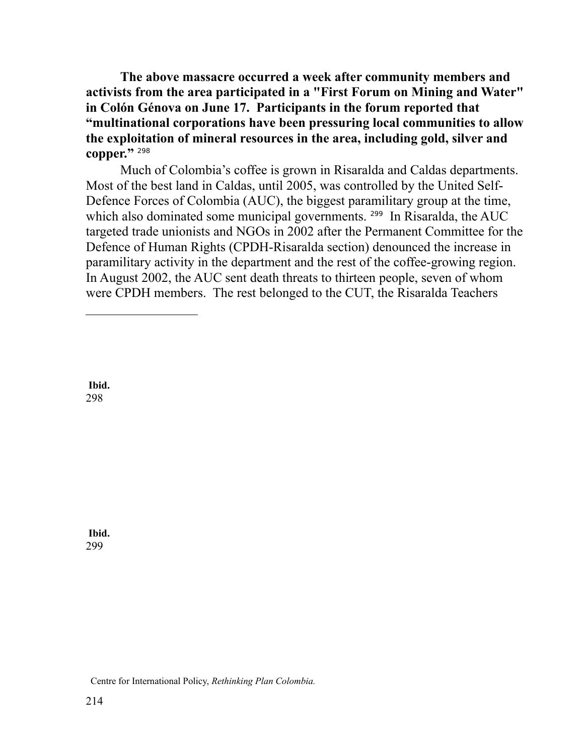**The above massacre occurred a week after community members and activists from the area participated in a "First Forum on Mining and Water" in Colón Génova on June 17. Participants in the forum reported that "multinational corporations have been pressuring local communities to allow the exploitation of mineral resources in the area, including gold, silver and copper."** [298]

Much of Colombia's coffee is grown in Risaralda and Caldas departments. Most of the best land in Caldas, until 2005, was controlled by the United Self-Defence Forces of Colombia (AUC), the biggest paramilitary group at the time, which also dominated some municipal governments. [299] In Risaralda, the AUC targeted trade unionists and NGOs in 2002 after the Permanent Committee for the Defence of Human Rights (CPDH-Risaralda section) denounced the increase in paramilitary activity in the department and the rest of the coffee-growing region. In August 2002, the AUC sent death threats to thirteen people, seven of whom were CPDH members. The rest belonged to the CUT, the Risaralda Teachers

---

298 **Ibid.**

299 **Ibid.**

Centre for International Policy, *Rethinking Plan Colombia.*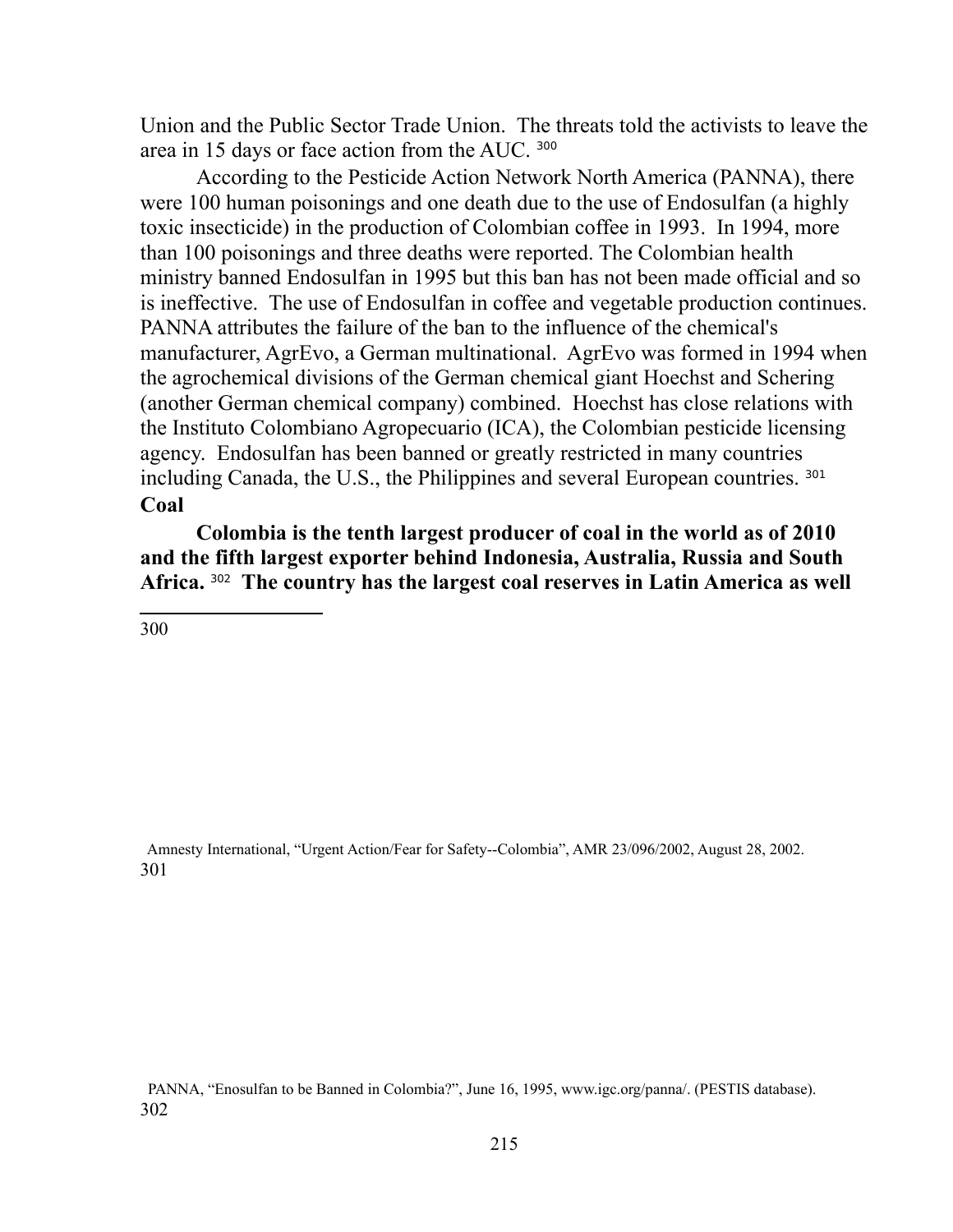Union and the Public Sector Trade Union. The threats told the activists to leave the area in 15 days or face action from the AUC. [300]

According to the Pesticide Action Network North America (PANNA), there were 100 human poisonings and one death due to the use of Endosulfan (a highly toxic insecticide) in the production of Colombian coffee in 1993. In 1994, more than 100 poisonings and three deaths were reported. The Colombian health ministry banned Endosulfan in 1995 but this ban has not been made official and so is ineffective. The use of Endosulfan in coffee and vegetable production continues. PANNA attributes the failure of the ban to the influence of the chemical's manufacturer, AgrEvo, a German multinational. AgrEvo was formed in 1994 when the agrochemical divisions of the German chemical giant Hoechst and Schering (another German chemical company) combined. Hoechst has close relations with the Instituto Colombiano Agropecuario (ICA), the Colombian pesticide licensing agency. Endosulfan has been banned or greatly restricted in many countries including Canada, the U.S., the Philippines and several European countries. [301]

**Coal**

**Colombia is the tenth largest producer of coal in the world as of 2010 and the fifth largest exporter behind Indonesia, Australia, Russia and South Africa.** [302] **The country has the largest coal reserves in Latin America as well**

---

[300] Amnesty International, "Urgent Action/Fear for Safety--Colombia", AMR 23/096/2002, August 28, 2002.

[301] PANNA, "Enosulfan to be Banned in Colombia?", June 16, 1995, www.igc.org/panna/. (PESTIS database).

[302]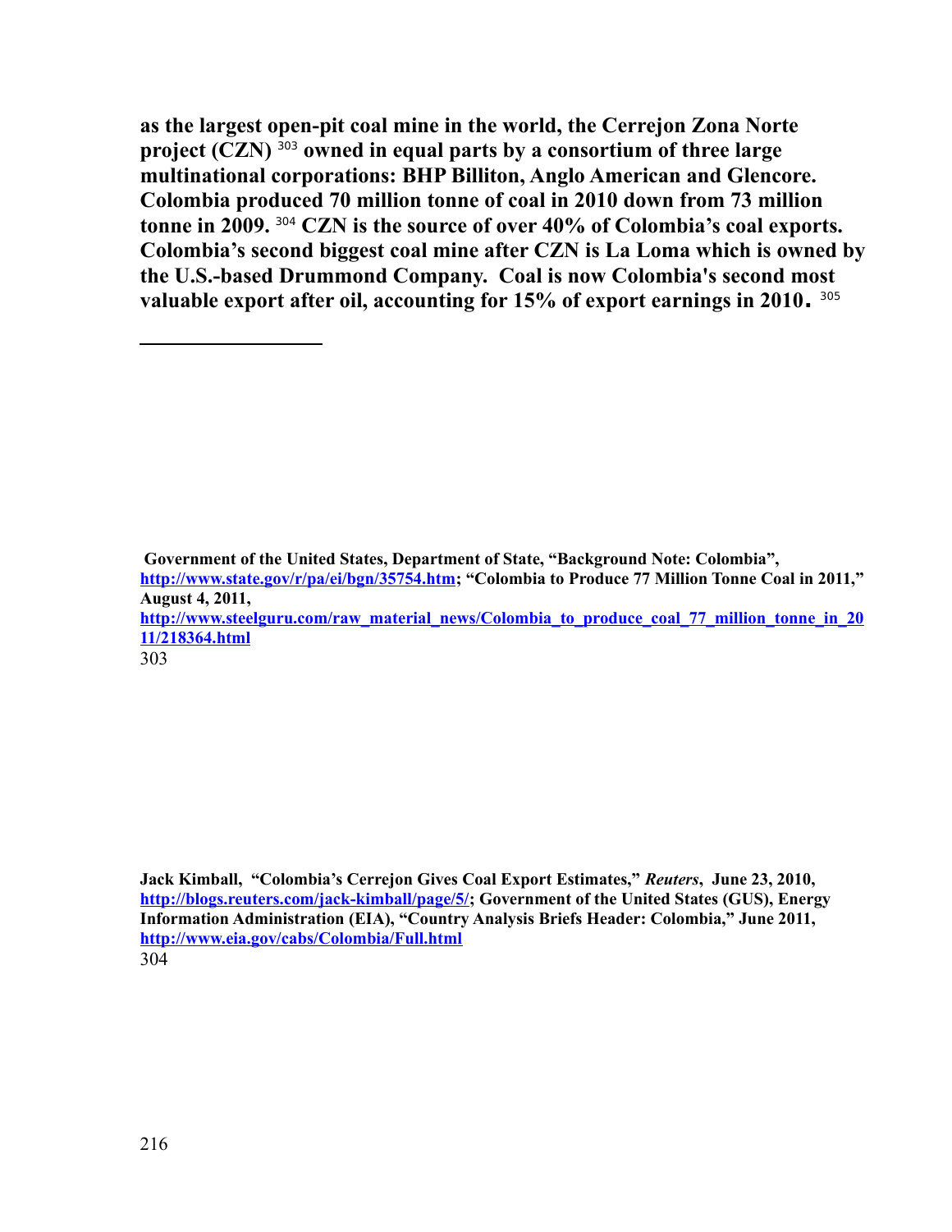**as the largest open-pit coal mine in the world, the Cerrejon Zona Norte project (CZN)** [303] **owned in equal parts by a consortium of three large multinational corporations: BHP Billiton, Anglo American and Glencore. Colombia produced 70 million tonne of coal in 2010 down from 73 million tonne in 2009.** [304] **CZN is the source of over 40% of Colombia's coal exports. Colombia's second biggest coal mine after CZN is La Loma which is owned by the U.S.-based Drummond Company. Coal is now Colombia's second most valuable export after oil, accounting for 15% of export earnings in 2010.** [305]

---

[303] **Government of the United States, Department of State, "Background Note: Colombia", http://www.state.gov/r/pa/ei/bgn/35754.htm; "Colombia to Produce 77 Million Tonne Coal in 2011," August 4, 2011, http://www.steelguru.com/raw_material_news/Colombia_to_produce_coal_77_million_tonne_in_2011/218364.html**

[304] **Jack Kimball, "Colombia's Cerrejon Gives Coal Export Estimates,"** ***Reuters*****, June 23, 2010, http://blogs.reuters.com/jack-kimball/page/5/; Government of the United States (GUS), Energy Information Administration (EIA), "Country Analysis Briefs Header: Colombia," June 2011, http://www.eia.gov/cabs/Colombia/Full.html**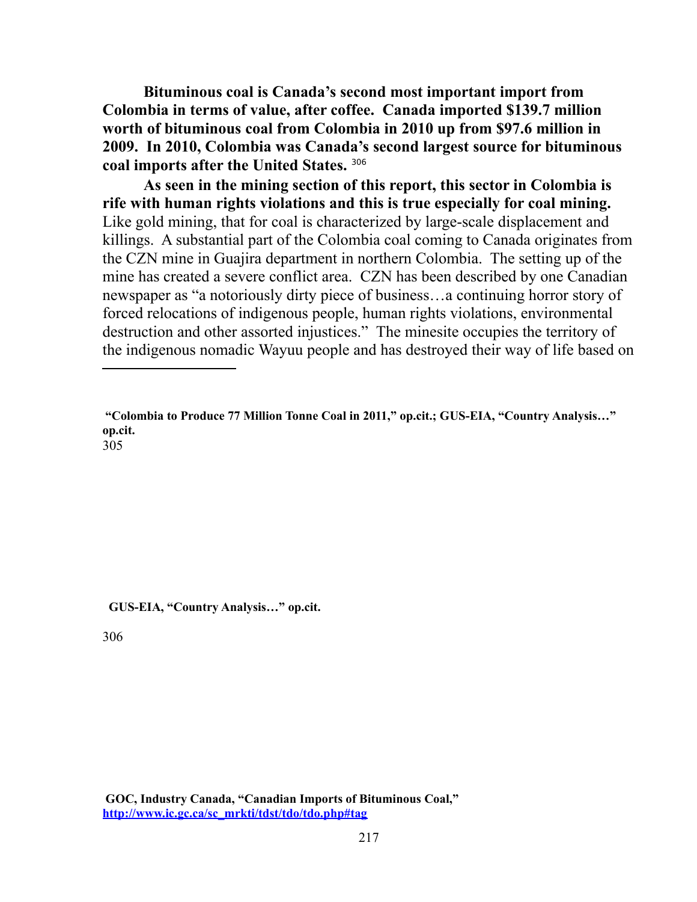**Bituminous coal is Canada's second most important import from Colombia in terms of value, after coffee. Canada imported $139.7 million worth of bituminous coal from Colombia in 2010 up from $97.6 million in 2009. In 2010, Colombia was Canada's second largest source for bituminous coal imports after the United States.** [306]

**As seen in the mining section of this report, this sector in Colombia is rife with human rights violations and this is true especially for coal mining.** Like gold mining, that for coal is characterized by large-scale displacement and killings. A substantial part of the Colombia coal coming to Canada originates from the CZN mine in Guajira department in northern Colombia. The setting up of the mine has created a severe conflict area. CZN has been described by one Canadian newspaper as "a notoriously dirty piece of business…a continuing horror story of forced relocations of indigenous people, human rights violations, environmental destruction and other assorted injustices." The minesite occupies the territory of the indigenous nomadic Wayuu people and has destroyed their way of life based on

---

**"Colombia to Produce 77 Million Tonne Coal in 2011," op.cit.; GUS-EIA, "Country Analysis…" op.cit.**

305 **GUS-EIA, "Country Analysis…" op.cit.**

306 **GOC, Industry Canada, "Canadian Imports of Bituminous Coal," [http://www.ic.gc.ca/sc_mrkti/tdst/tdo/tdo.php#tag](http://www.ic.gc.ca/sc_mrkti/tdst/tdo/tdo.php#tag)**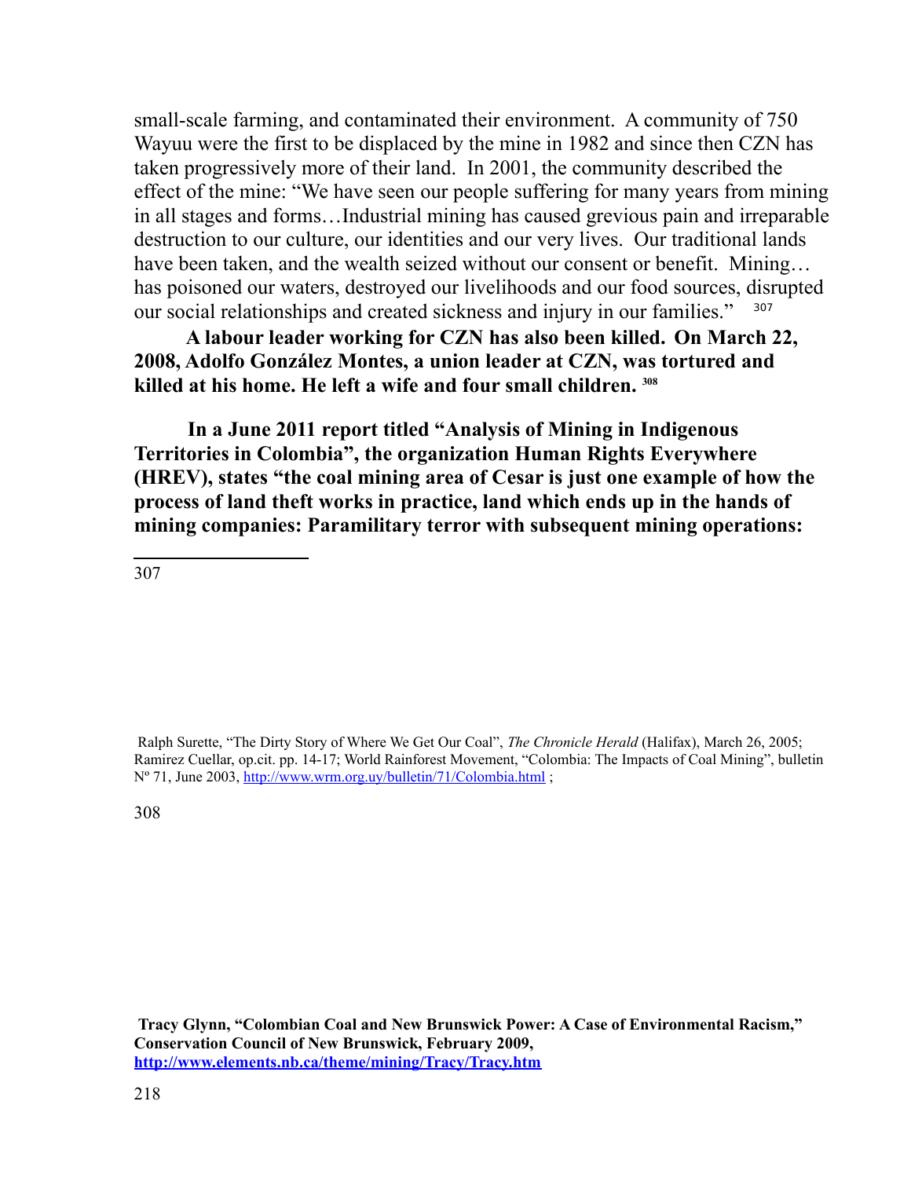small-scale farming, and contaminated their environment. A community of 750 Wayuu were the first to be displaced by the mine in 1982 and since then CZN has taken progressively more of their land. In 2001, the community described the effect of the mine: "We have seen our people suffering for many years from mining in all stages and forms…Industrial mining has caused grevious pain and irreparable destruction to our culture, our identities and our very lives. Our traditional lands have been taken, and the wealth seized without our consent or benefit. Mining… has poisoned our waters, destroyed our livelihoods and our food sources, disrupted our social relationships and created sickness and injury in our families." [307]

**A labour leader working for CZN has also been killed. On March 22, 2008, Adolfo González Montes, a union leader at CZN, was tortured and killed at his home. He left a wife and four small children.** [308]

**In a June 2011 report titled "Analysis of Mining in Indigenous Territories in Colombia", the organization Human Rights Everywhere (HREV), states "the coal mining area of Cesar is just one example of how the process of land theft works in practice, land which ends up in the hands of mining companies: Paramilitary terror with subsequent mining operations:**

---

307 Ralph Surette, "The Dirty Story of Where We Get Our Coal", *The Chronicle Herald* (Halifax), March 26, 2005; Ramirez Cuellar, op.cit. pp. 14-17; World Rainforest Movement, "Colombia: The Impacts of Coal Mining", bulletin Nº 71, June 2003, http://www.wrm.org.uy/bulletin/71/Colombia.html ;

308 **Tracy Glynn, "Colombian Coal and New Brunswick Power: A Case of Environmental Racism," Conservation Council of New Brunswick, February 2009, http://www.elements.nb.ca/theme/mining/Tracy/Tracy.htm**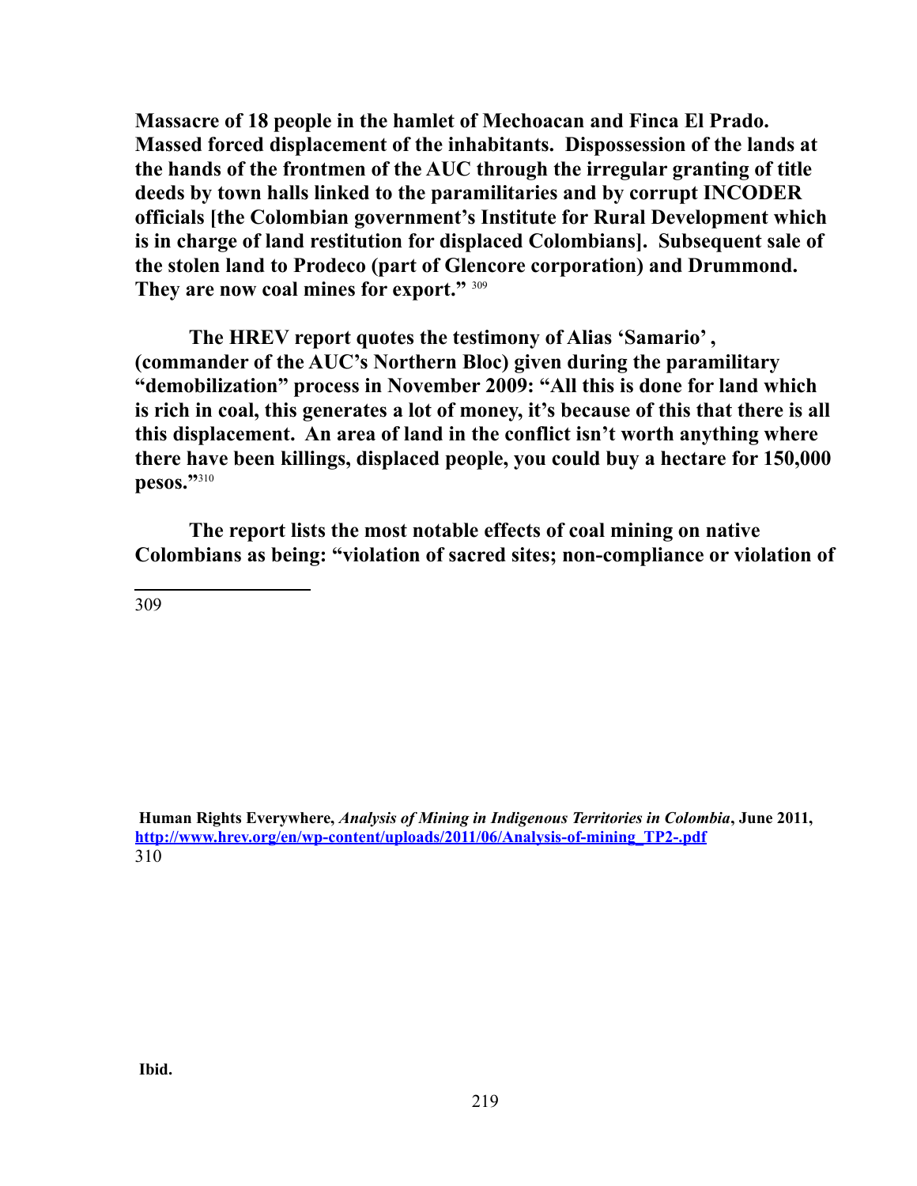**Massacre of 18 people in the hamlet of Mechoacan and Finca El Prado. Massed forced displacement of the inhabitants. Dispossession of the lands at the hands of the frontmen of the AUC through the irregular granting of title deeds by town halls linked to the paramilitaries and by corrupt INCODER officials [the Colombian government's Institute for Rural Development which is in charge of land restitution for displaced Colombians]. Subsequent sale of the stolen land to Prodeco (part of Glencore corporation) and Drummond. They are now coal mines for export."** [309]

**The HREV report quotes the testimony of Alias 'Samario' , (commander of the AUC's Northern Bloc) given during the paramilitary "demobilization" process in November 2009: "All this is done for land which is rich in coal, this generates a lot of money, it's because of this that there is all this displacement. An area of land in the conflict isn't worth anything where there have been killings, displaced people, you could buy a hectare for 150,000 pesos."**[310]

**The report lists the most notable effects of coal mining on native Colombians as being: "violation of sacred sites; non-compliance or violation of**

---

309 **Human Rights Everywhere,** ***Analysis of Mining in Indigenous Territories in Colombia*****, June 2011,** **[http://www.hrev.org/en/wp-content/uploads/2011/06/Analysis-of-mining_TP2-.pdf](http://www.hrev.org/en/wp-content/uploads/2011/06/Analysis-of-mining_TP2-.pdf)**

310 **Ibid.**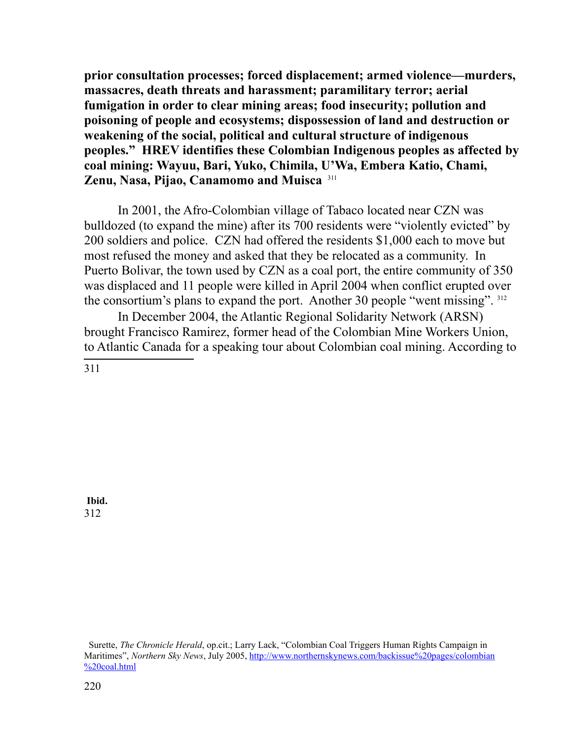**prior consultation processes; forced displacement; armed violence—murders, massacres, death threats and harassment; paramilitary terror; aerial fumigation in order to clear mining areas; food insecurity; pollution and poisoning of people and ecosystems; dispossession of land and destruction or weakening of the social, political and cultural structure of indigenous peoples." HREV identifies these Colombian Indigenous peoples as affected by coal mining: Wayuu, Bari, Yuko, Chimila, U'Wa, Embera Katio, Chami, Zenu, Nasa, Pijao, Canamomo and Muisca** [311]

In 2001, the Afro-Colombian village of Tabaco located near CZN was bulldozed (to expand the mine) after its 700 residents were "violently evicted" by 200 soldiers and police. CZN had offered the residents $1,000 each to move but most refused the money and asked that they be relocated as a community. In Puerto Bolivar, the town used by CZN as a coal port, the entire community of 350 was displaced and 11 people were killed in April 2004 when conflict erupted over the consortium's plans to expand the port. Another 30 people "went missing". [312]

In December 2004, the Atlantic Regional Solidarity Network (ARSN) brought Francisco Ramirez, former head of the Colombian Mine Workers Union, to Atlantic Canada for a speaking tour about Colombian coal mining. According to

---

311 **Ibid.**

312 Surette, *The Chronicle Herald*, op.cit.; Larry Lack, "Colombian Coal Triggers Human Rights Campaign in Maritimes", *Northern Sky News*, July 2005, http://www.northernskynews.com/backissue%20pages/colombian%20coal.html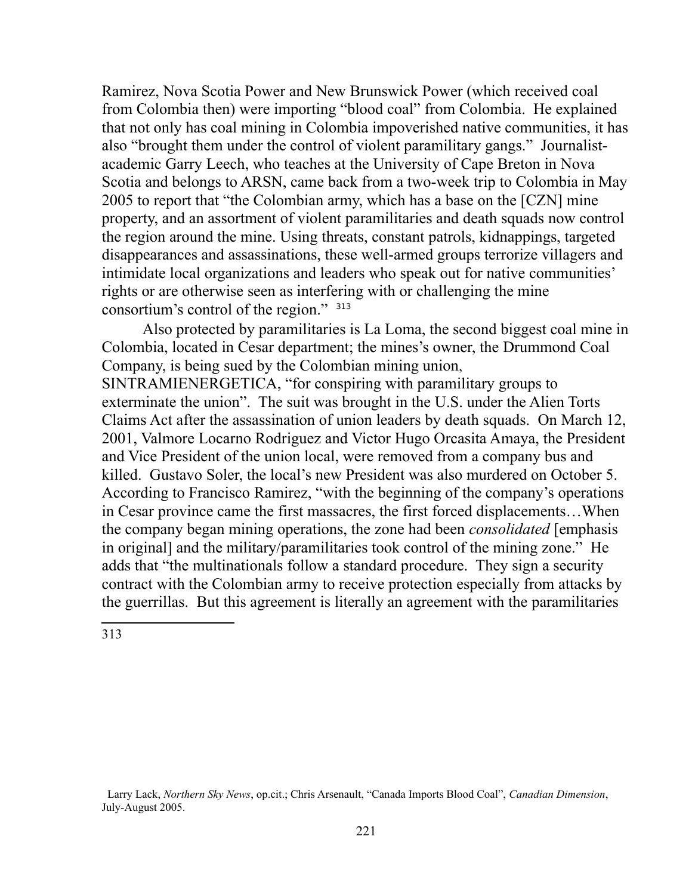Ramirez, Nova Scotia Power and New Brunswick Power (which received coal from Colombia then) were importing "blood coal" from Colombia. He explained that not only has coal mining in Colombia impoverished native communities, it has also "brought them under the control of violent paramilitary gangs." Journalist-academic Garry Leech, who teaches at the University of Cape Breton in Nova Scotia and belongs to ARSN, came back from a two-week trip to Colombia in May 2005 to report that "the Colombian army, which has a base on the [CZN] mine property, and an assortment of violent paramilitaries and death squads now control the region around the mine. Using threats, constant patrols, kidnappings, targeted disappearances and assassinations, these well-armed groups terrorize villagers and intimidate local organizations and leaders who speak out for native communities' rights or are otherwise seen as interfering with or challenging the mine consortium's control of the region." [313]

Also protected by paramilitaries is La Loma, the second biggest coal mine in Colombia, located in Cesar department; the mines's owner, the Drummond Coal Company, is being sued by the Colombian mining union, SINTRAMIENERGETICA, "for conspiring with paramilitary groups to exterminate the union". The suit was brought in the U.S. under the Alien Torts Claims Act after the assassination of union leaders by death squads. On March 12, 2001, Valmore Locarno Rodriguez and Victor Hugo Orcasita Amaya, the President and Vice President of the union local, were removed from a company bus and killed. Gustavo Soler, the local's new President was also murdered on October 5. According to Francisco Ramirez, "with the beginning of the company's operations in Cesar province came the first massacres, the first forced displacements…When the company began mining operations, the zone had been *consolidated* [emphasis in original] and the military/paramilitaries took control of the mining zone." He adds that "the multinationals follow a standard procedure. They sign a security contract with the Colombian army to receive protection especially from attacks by the guerrillas. But this agreement is literally an agreement with the paramilitaries

---

[313] Larry Lack, *Northern Sky News*, op.cit.; Chris Arsenault, "Canada Imports Blood Coal", *Canadian Dimension*, July-August 2005.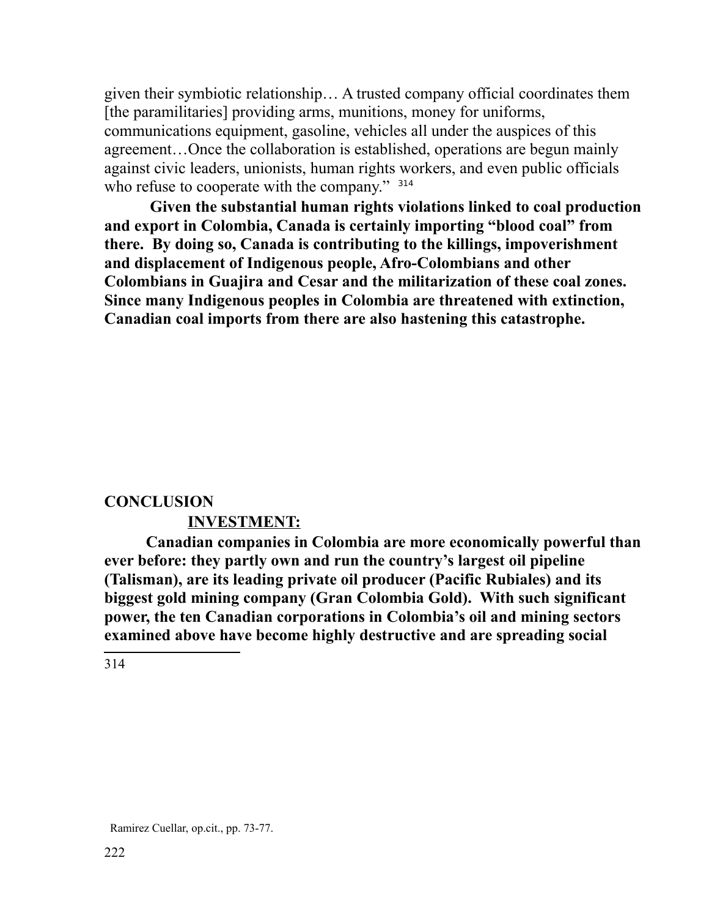given their symbiotic relationship… A trusted company official coordinates them [the paramilitaries] providing arms, munitions, money for uniforms, communications equipment, gasoline, vehicles all under the auspices of this agreement…Once the collaboration is established, operations are begun mainly against civic leaders, unionists, human rights workers, and even public officials who refuse to cooperate with the company." [314]

**Given the substantial human rights violations linked to coal production and export in Colombia, Canada is certainly importing "blood coal" from there. By doing so, Canada is contributing to the killings, impoverishment and displacement of Indigenous people, Afro-Colombians and other Colombians in Guajira and Cesar and the militarization of these coal zones. Since many Indigenous peoples in Colombia are threatened with extinction, Canadian coal imports from there are also hastening this catastrophe.**

## CONCLUSION

### <u>INVESTMENT:</u>

**Canadian companies in Colombia are more economically powerful than ever before: they partly own and run the country's largest oil pipeline (Talisman), are its leading private oil producer (Pacific Rubiales) and its biggest gold mining company (Gran Colombia Gold). With such significant power, the ten Canadian corporations in Colombia's oil and mining sectors examined above have become highly destructive and are spreading social**

---

[314] Ramirez Cuellar, op.cit., pp. 73-77.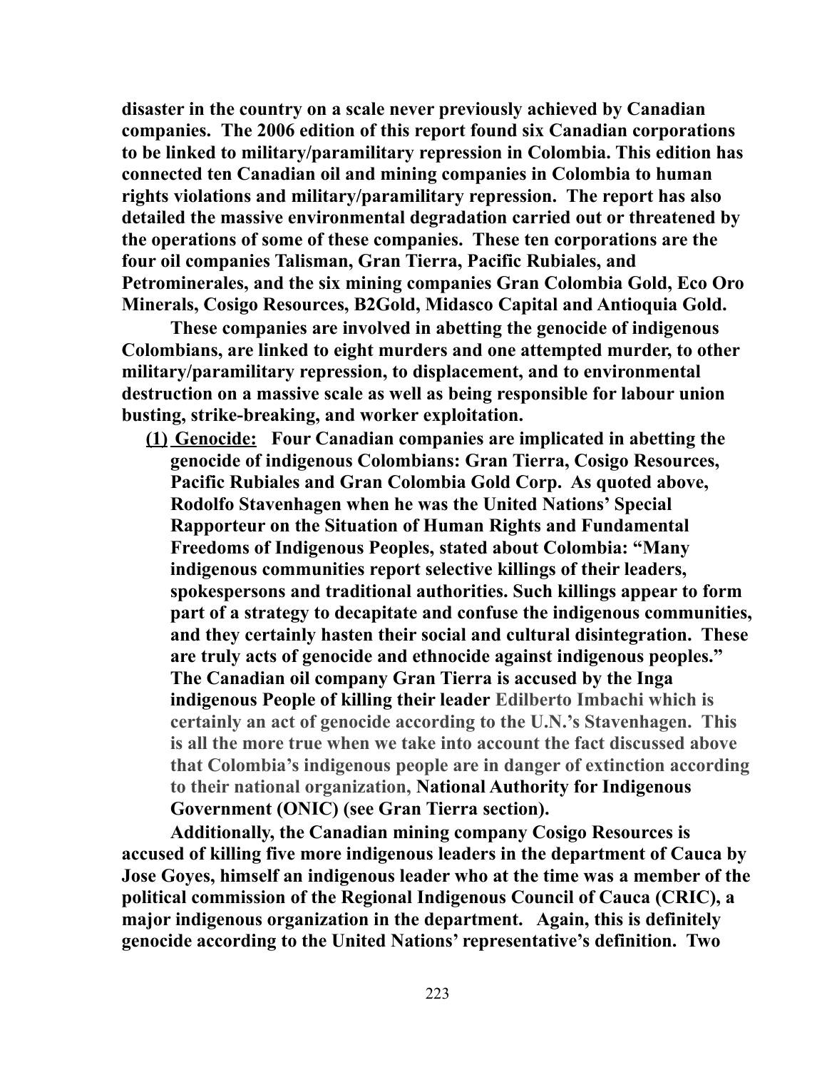**disaster in the country on a scale never previously achieved by Canadian companies. The 2006 edition of this report found six Canadian corporations to be linked to military/paramilitary repression in Colombia. This edition has connected ten Canadian oil and mining companies in Colombia to human rights violations and military/paramilitary repression. The report has also detailed the massive environmental degradation carried out or threatened by the operations of some of these companies. These ten corporations are the four oil companies Talisman, Gran Tierra, Pacific Rubiales, and Petrominerales, and the six mining companies Gran Colombia Gold, Eco Oro Minerals, Cosigo Resources, B2Gold, Midasco Capital and Antioquia Gold.**

**These companies are involved in abetting the genocide of indigenous Colombians, are linked to eight murders and one attempted murder, to other military/paramilitary repression, to displacement, and to environmental destruction on a massive scale as well as being responsible for labour union busting, strike-breaking, and worker exploitation.**

**(1) <u>Genocide:</u> Four Canadian companies are implicated in abetting the genocide of indigenous Colombians: Gran Tierra, Cosigo Resources, Pacific Rubiales and Gran Colombia Gold Corp. As quoted above, Rodolfo Stavenhagen when he was the United Nations' Special Rapporteur on the Situation of Human Rights and Fundamental Freedoms of Indigenous Peoples, stated about Colombia: "Many indigenous communities report selective killings of their leaders, spokespersons and traditional authorities. Such killings appear to form part of a strategy to decapitate and confuse the indigenous communities, and they certainly hasten their social and cultural disintegration. These are truly acts of genocide and ethnocide against indigenous peoples." The Canadian oil company Gran Tierra is accused by the Inga indigenous People of killing their leader Edilberto Imbachi which is certainly an act of genocide according to the U.N.'s Stavenhagen. This is all the more true when we take into account the fact discussed above that Colombia's indigenous people are in danger of extinction according to their national organization, National Authority for Indigenous Government (ONIC) (see Gran Tierra section).**

**Additionally, the Canadian mining company Cosigo Resources is accused of killing five more indigenous leaders in the department of Cauca by Jose Goyes, himself an indigenous leader who at the time was a member of the political commission of the Regional Indigenous Council of Cauca (CRIC), a major indigenous organization in the department. Again, this is definitely genocide according to the United Nations' representative's definition. Two**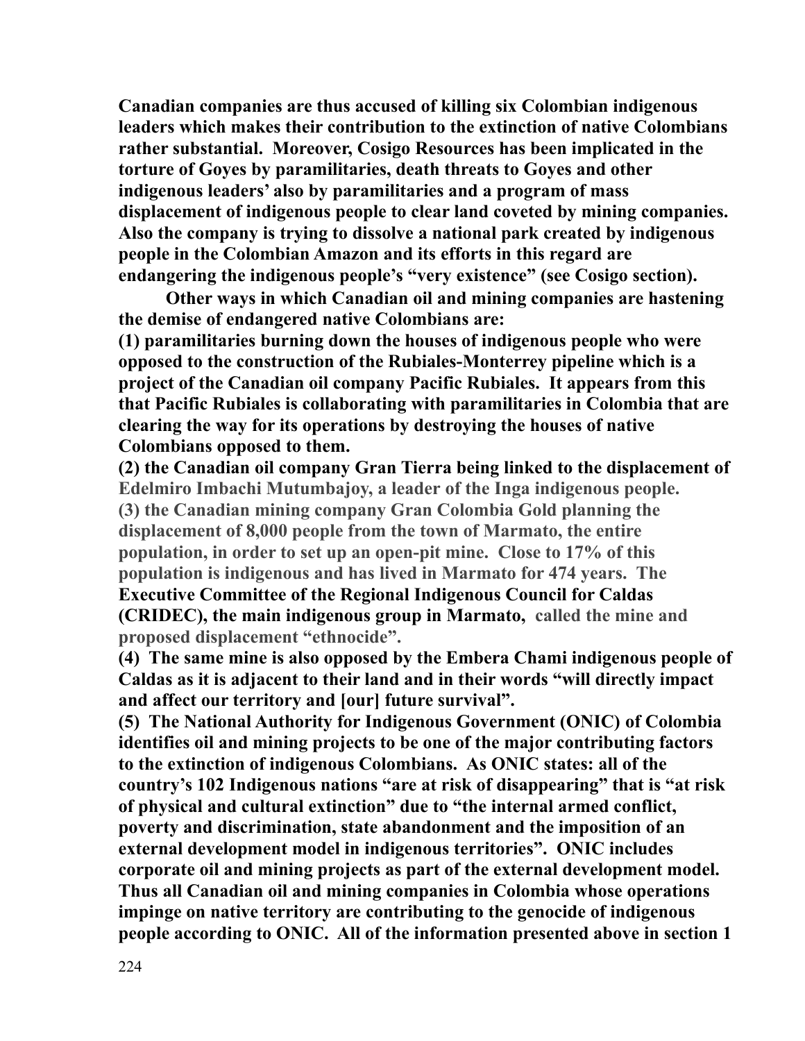**Canadian companies are thus accused of killing six Colombian indigenous leaders which makes their contribution to the extinction of native Colombians rather substantial. Moreover, Cosigo Resources has been implicated in the torture of Goyes by paramilitaries, death threats to Goyes and other indigenous leaders' also by paramilitaries and a program of mass displacement of indigenous people to clear land coveted by mining companies. Also the company is trying to dissolve a national park created by indigenous people in the Colombian Amazon and its efforts in this regard are endangering the indigenous people's "very existence" (see Cosigo section).**

**Other ways in which Canadian oil and mining companies are hastening the demise of endangered native Colombians are:**

**(1) paramilitaries burning down the houses of indigenous people who were opposed to the construction of the Rubiales-Monterrey pipeline which is a project of the Canadian oil company Pacific Rubiales. It appears from this that Pacific Rubiales is collaborating with paramilitaries in Colombia that are clearing the way for its operations by destroying the houses of native Colombians opposed to them.**

**(2) the Canadian oil company Gran Tierra being linked to the displacement of Edelmiro Imbachi Mutumbajoy, a leader of the Inga indigenous people.**

**(3) the Canadian mining company Gran Colombia Gold planning the displacement of 8,000 people from the town of Marmato, the entire population, in order to set up an open-pit mine. Close to 17% of this population is indigenous and has lived in Marmato for 474 years. The Executive Committee of the Regional Indigenous Council for Caldas (CRIDEC), the main indigenous group in Marmato, called the mine and proposed displacement "ethnocide".**

**(4) The same mine is also opposed by the Embera Chami indigenous people of Caldas as it is adjacent to their land and in their words "will directly impact and affect our territory and [our] future survival".**

**(5) The National Authority for Indigenous Government (ONIC) of Colombia identifies oil and mining projects to be one of the major contributing factors to the extinction of indigenous Colombians. As ONIC states: all of the country's 102 Indigenous nations "are at risk of disappearing" that is "at risk of physical and cultural extinction" due to "the internal armed conflict, poverty and discrimination, state abandonment and the imposition of an external development model in indigenous territories". ONIC includes corporate oil and mining projects as part of the external development model. Thus all Canadian oil and mining companies in Colombia whose operations impinge on native territory are contributing to the genocide of indigenous people according to ONIC. All of the information presented above in section 1**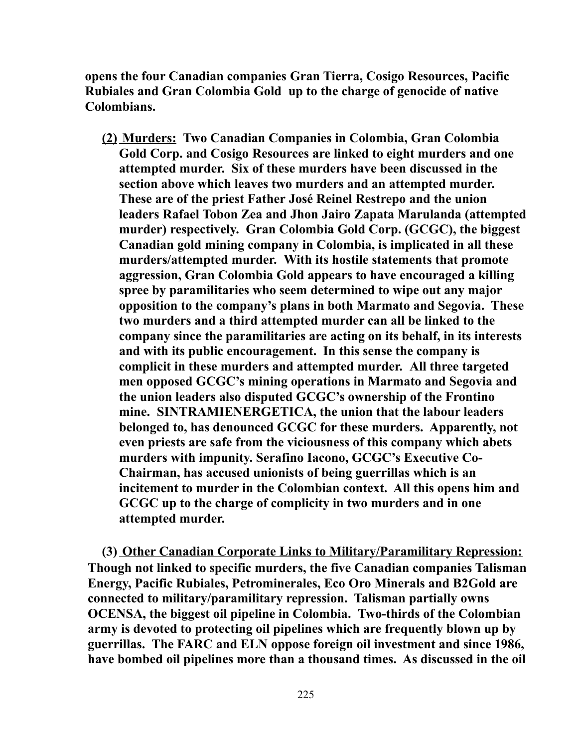**opens the four Canadian companies Gran Tierra, Cosigo Resources, Pacific Rubiales and Gran Colombia Gold up to the charge of genocide of native Colombians.**

**(2) <u>Murders:</u> Two Canadian Companies in Colombia, Gran Colombia Gold Corp. and Cosigo Resources are linked to eight murders and one attempted murder. Six of these murders have been discussed in the section above which leaves two murders and an attempted murder. These are of the priest Father José Reinel Restrepo and the union leaders Rafael Tobon Zea and Jhon Jairo Zapata Marulanda (attempted murder) respectively. Gran Colombia Gold Corp. (GCGC), the biggest Canadian gold mining company in Colombia, is implicated in all these murders/attempted murder. With its hostile statements that promote aggression, Gran Colombia Gold appears to have encouraged a killing spree by paramilitaries who seem determined to wipe out any major opposition to the company's plans in both Marmato and Segovia. These two murders and a third attempted murder can all be linked to the company since the paramilitaries are acting on its behalf, in its interests and with its public encouragement. In this sense the company is complicit in these murders and attempted murder. All three targeted men opposed GCGC's mining operations in Marmato and Segovia and the union leaders also disputed GCGC's ownership of the Frontino mine. SINTRAMIENERGETICA, the union that the labour leaders belonged to, has denounced GCGC for these murders. Apparently, not even priests are safe from the viciousness of this company which abets murders with impunity. Serafino Iacono, GCGC's Executive Co-Chairman, has accused unionists of being guerrillas which is an incitement to murder in the Colombian context. All this opens him and GCGC up to the charge of complicity in two murders and in one attempted murder.**

**(3) <u>Other Canadian Corporate Links to Military/Paramilitary Repression:</u> Though not linked to specific murders, the five Canadian companies Talisman Energy, Pacific Rubiales, Petrominerales, Eco Oro Minerals and B2Gold are connected to military/paramilitary repression. Talisman partially owns OCENSA, the biggest oil pipeline in Colombia. Two-thirds of the Colombian army is devoted to protecting oil pipelines which are frequently blown up by guerrillas. The FARC and ELN oppose foreign oil investment and since 1986, have bombed oil pipelines more than a thousand times. As discussed in the oil**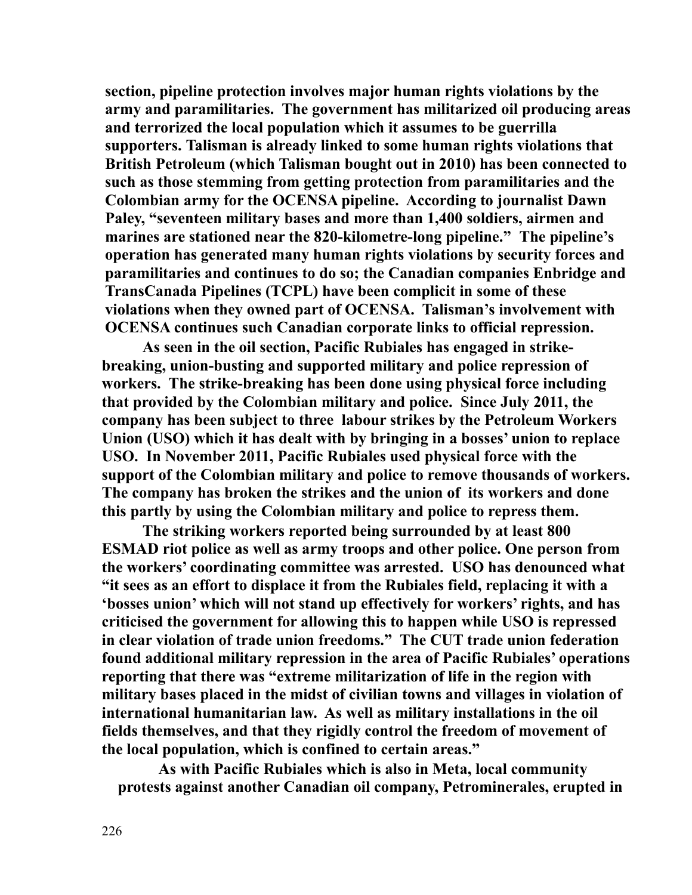**section, pipeline protection involves major human rights violations by the army and paramilitaries. The government has militarized oil producing areas and terrorized the local population which it assumes to be guerrilla supporters. Talisman is already linked to some human rights violations that British Petroleum (which Talisman bought out in 2010) has been connected to such as those stemming from getting protection from paramilitaries and the Colombian army for the OCENSA pipeline. According to journalist Dawn Paley, "seventeen military bases and more than 1,400 soldiers, airmen and marines are stationed near the 820-kilometre-long pipeline." The pipeline's operation has generated many human rights violations by security forces and paramilitaries and continues to do so; the Canadian companies Enbridge and TransCanada Pipelines (TCPL) have been complicit in some of these violations when they owned part of OCENSA. Talisman's involvement with OCENSA continues such Canadian corporate links to official repression.**

**As seen in the oil section, Pacific Rubiales has engaged in strike-breaking, union-busting and supported military and police repression of workers. The strike-breaking has been done using physical force including that provided by the Colombian military and police. Since July 2011, the company has been subject to three labour strikes by the Petroleum Workers Union (USO) which it has dealt with by bringing in a bosses' union to replace USO. In November 2011, Pacific Rubiales used physical force with the support of the Colombian military and police to remove thousands of workers. The company has broken the strikes and the union of its workers and done this partly by using the Colombian military and police to repress them.**

**The striking workers reported being surrounded by at least 800 ESMAD riot police as well as army troops and other police. One person from the workers' coordinating committee was arrested. USO has denounced what "it sees as an effort to displace it from the Rubiales field, replacing it with a 'bosses union' which will not stand up effectively for workers' rights, and has criticised the government for allowing this to happen while USO is repressed in clear violation of trade union freedoms." The CUT trade union federation found additional military repression in the area of Pacific Rubiales' operations reporting that there was "extreme militarization of life in the region with military bases placed in the midst of civilian towns and villages in violation of international humanitarian law. As well as military installations in the oil fields themselves, and that they rigidly control the freedom of movement of the local population, which is confined to certain areas."**

**As with Pacific Rubiales which is also in Meta, local community protests against another Canadian oil company, Petrominerales, erupted in**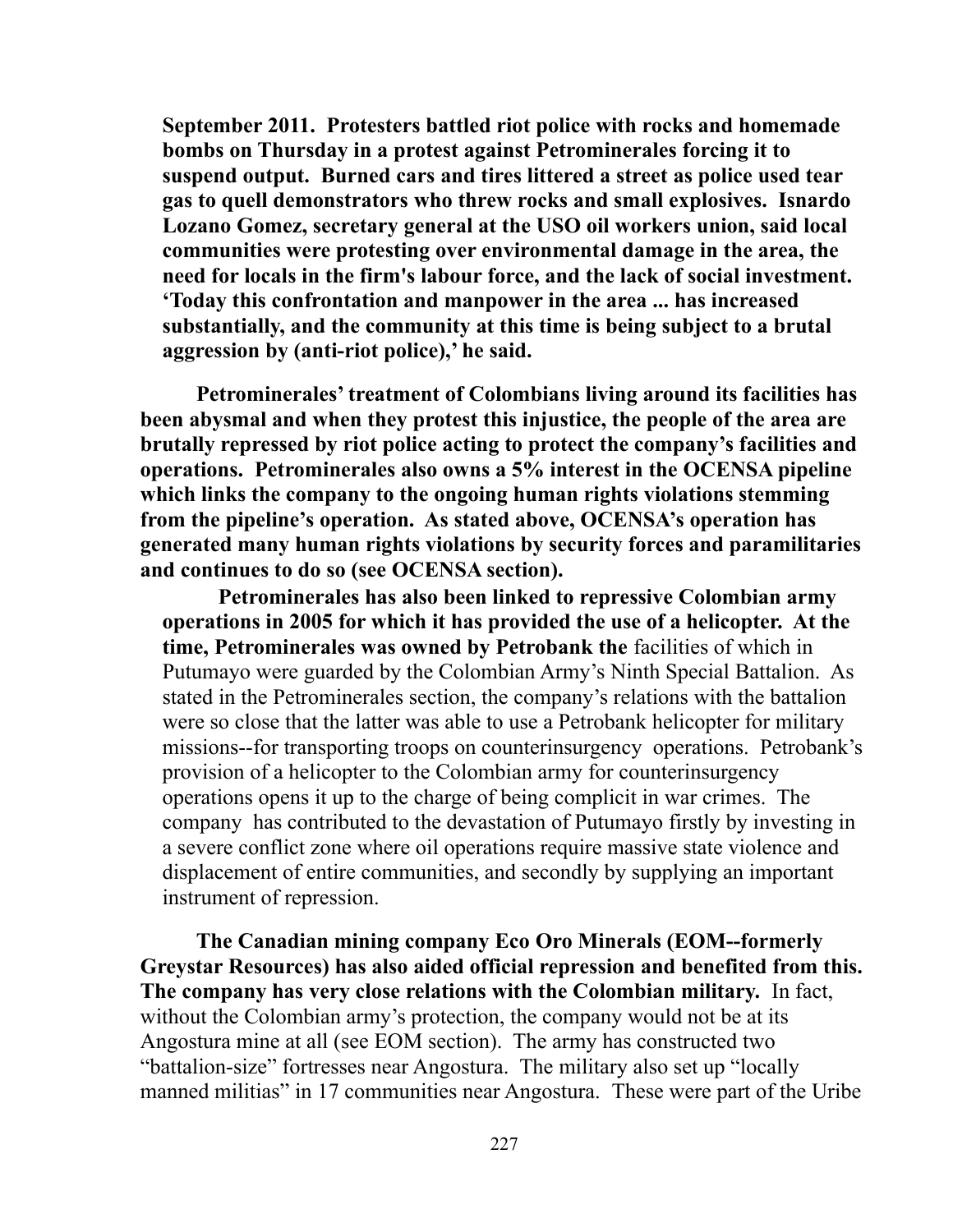**September 2011. Protesters battled riot police with rocks and homemade bombs on Thursday in a protest against Petrominerales forcing it to suspend output. Burned cars and tires littered a street as police used tear gas to quell demonstrators who threw rocks and small explosives. Isnardo Lozano Gomez, secretary general at the USO oil workers union, said local communities were protesting over environmental damage in the area, the need for locals in the firm's labour force, and the lack of social investment. 'Today this confrontation and manpower in the area ... has increased substantially, and the community at this time is being subject to a brutal aggression by (anti-riot police),' he said.**

**Petrominerales' treatment of Colombians living around its facilities has been abysmal and when they protest this injustice, the people of the area are brutally repressed by riot police acting to protect the company's facilities and operations. Petrominerales also owns a 5% interest in the OCENSA pipeline which links the company to the ongoing human rights violations stemming from the pipeline's operation. As stated above, OCENSA's operation has generated many human rights violations by security forces and paramilitaries and continues to do so (see OCENSA section).**

**Petrominerales has also been linked to repressive Colombian army operations in 2005 for which it has provided the use of a helicopter. At the time, Petrominerales was owned by Petrobank the** facilities of which in Putumayo were guarded by the Colombian Army's Ninth Special Battalion. As stated in the Petrominerales section, the company's relations with the battalion were so close that the latter was able to use a Petrobank helicopter for military missions--for transporting troops on counterinsurgency operations. Petrobank's provision of a helicopter to the Colombian army for counterinsurgency operations opens it up to the charge of being complicit in war crimes. The company has contributed to the devastation of Putumayo firstly by investing in a severe conflict zone where oil operations require massive state violence and displacement of entire communities, and secondly by supplying an important instrument of repression.

**The Canadian mining company Eco Oro Minerals (EOM--formerly Greystar Resources) has also aided official repression and benefited from this. The company has very close relations with the Colombian military.** In fact, without the Colombian army's protection, the company would not be at its Angostura mine at all (see EOM section). The army has constructed two "battalion-size" fortresses near Angostura. The military also set up "locally manned militias" in 17 communities near Angostura. These were part of the Uribe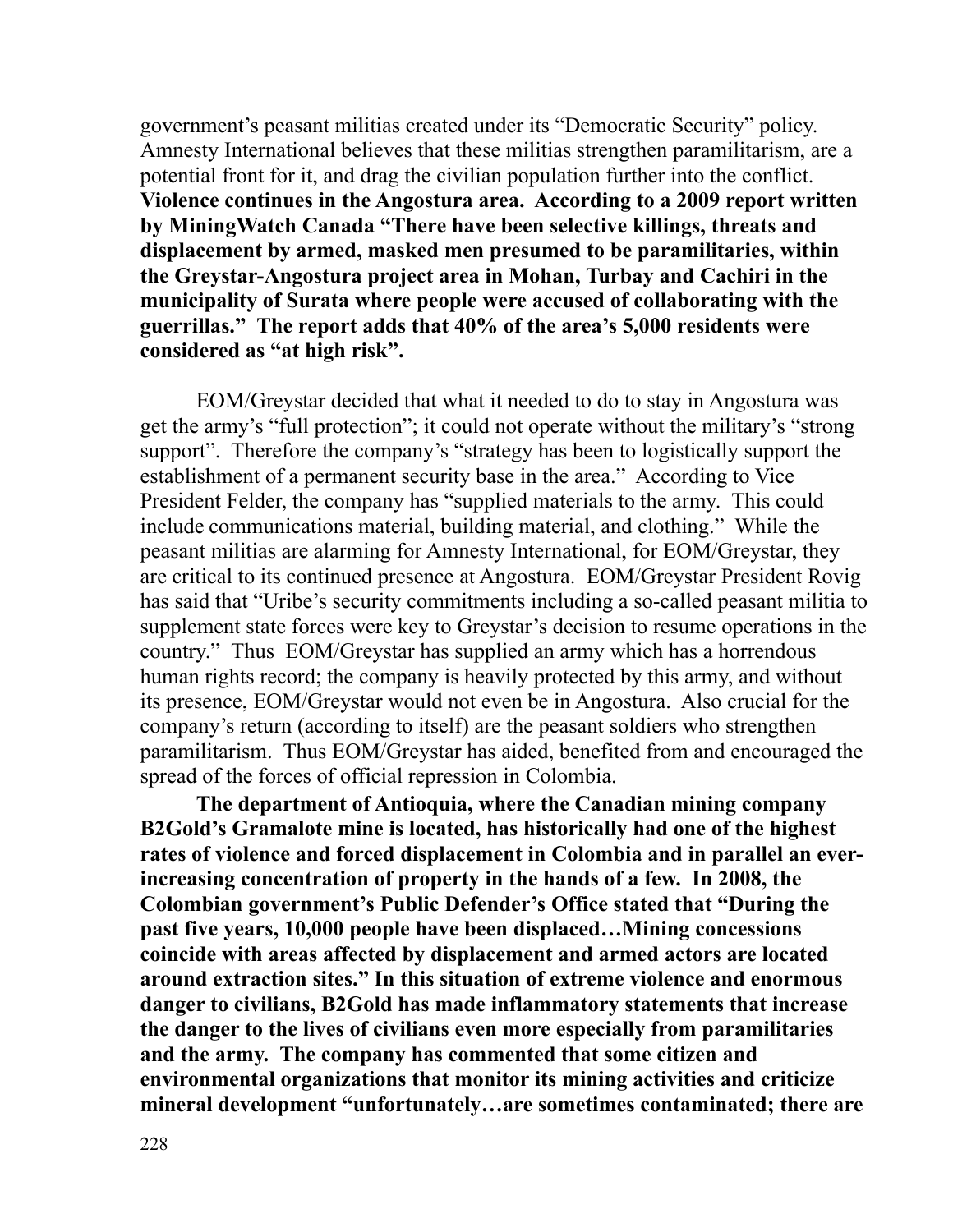government's peasant militias created under its "Democratic Security" policy. Amnesty International believes that these militias strengthen paramilitarism, are a potential front for it, and drag the civilian population further into the conflict. **Violence continues in the Angostura area. According to a 2009 report written by MiningWatch Canada "There have been selective killings, threats and displacement by armed, masked men presumed to be paramilitaries, within the Greystar-Angostura project area in Mohan, Turbay and Cachiri in the municipality of Surata where people were accused of collaborating with the guerrillas." The report adds that 40% of the area's 5,000 residents were considered as "at high risk".**

EOM/Greystar decided that what it needed to do to stay in Angostura was get the army's "full protection"; it could not operate without the military's "strong support". Therefore the company's "strategy has been to logistically support the establishment of a permanent security base in the area." According to Vice President Felder, the company has "supplied materials to the army. This could include communications material, building material, and clothing." While the peasant militias are alarming for Amnesty International, for EOM/Greystar, they are critical to its continued presence at Angostura. EOM/Greystar President Rovig has said that "Uribe's security commitments including a so-called peasant militia to supplement state forces were key to Greystar's decision to resume operations in the country." Thus EOM/Greystar has supplied an army which has a horrendous human rights record; the company is heavily protected by this army, and without its presence, EOM/Greystar would not even be in Angostura. Also crucial for the company's return (according to itself) are the peasant soldiers who strengthen paramilitarism. Thus EOM/Greystar has aided, benefited from and encouraged the spread of the forces of official repression in Colombia.

**The department of Antioquia, where the Canadian mining company B2Gold's Gramalote mine is located, has historically had one of the highest rates of violence and forced displacement in Colombia and in parallel an ever-increasing concentration of property in the hands of a few. In 2008, the Colombian government's Public Defender's Office stated that "During the past five years, 10,000 people have been displaced…Mining concessions coincide with areas affected by displacement and armed actors are located around extraction sites." In this situation of extreme violence and enormous danger to civilians, B2Gold has made inflammatory statements that increase the danger to the lives of civilians even more especially from paramilitaries and the army. The company has commented that some citizen and environmental organizations that monitor its mining activities and criticize mineral development "unfortunately…are sometimes contaminated; there are**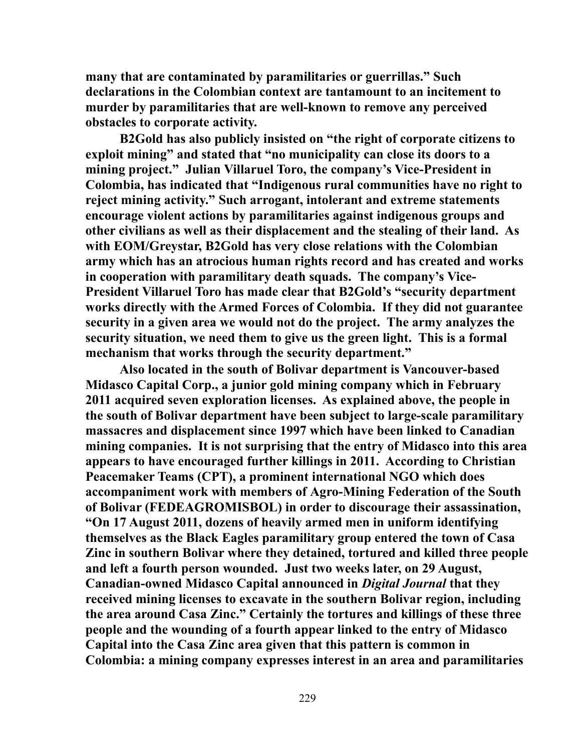**many that are contaminated by paramilitaries or guerrillas." Such declarations in the Colombian context are tantamount to an incitement to murder by paramilitaries that are well-known to remove any perceived obstacles to corporate activity.**

**B2Gold has also publicly insisted on "the right of corporate citizens to exploit mining" and stated that "no municipality can close its doors to a mining project." Julian Villaruel Toro, the company's Vice-President in Colombia, has indicated that "Indigenous rural communities have no right to reject mining activity." Such arrogant, intolerant and extreme statements encourage violent actions by paramilitaries against indigenous groups and other civilians as well as their displacement and the stealing of their land. As with EOM/Greystar, B2Gold has very close relations with the Colombian army which has an atrocious human rights record and has created and works in cooperation with paramilitary death squads. The company's Vice-President Villaruel Toro has made clear that B2Gold's "security department works directly with the Armed Forces of Colombia. If they did not guarantee security in a given area we would not do the project. The army analyzes the security situation, we need them to give us the green light. This is a formal mechanism that works through the security department."**

**Also located in the south of Bolivar department is Vancouver-based Midasco Capital Corp., a junior gold mining company which in February 2011 acquired seven exploration licenses. As explained above, the people in the south of Bolivar department have been subject to large-scale paramilitary massacres and displacement since 1997 which have been linked to Canadian mining companies. It is not surprising that the entry of Midasco into this area appears to have encouraged further killings in 2011. According to Christian Peacemaker Teams (CPT), a prominent international NGO which does accompaniment work with members of Agro-Mining Federation of the South of Bolivar (FEDEAGROMISBOL) in order to discourage their assassination, "On 17 August 2011, dozens of heavily armed men in uniform identifying themselves as the Black Eagles paramilitary group entered the town of Casa Zinc in southern Bolivar where they detained, tortured and killed three people and left a fourth person wounded. Just two weeks later, on 29 August, Canadian-owned Midasco Capital announced in *Digital Journal* that they received mining licenses to excavate in the southern Bolivar region, including the area around Casa Zinc." Certainly the tortures and killings of these three people and the wounding of a fourth appear linked to the entry of Midasco Capital into the Casa Zinc area given that this pattern is common in Colombia: a mining company expresses interest in an area and paramilitaries**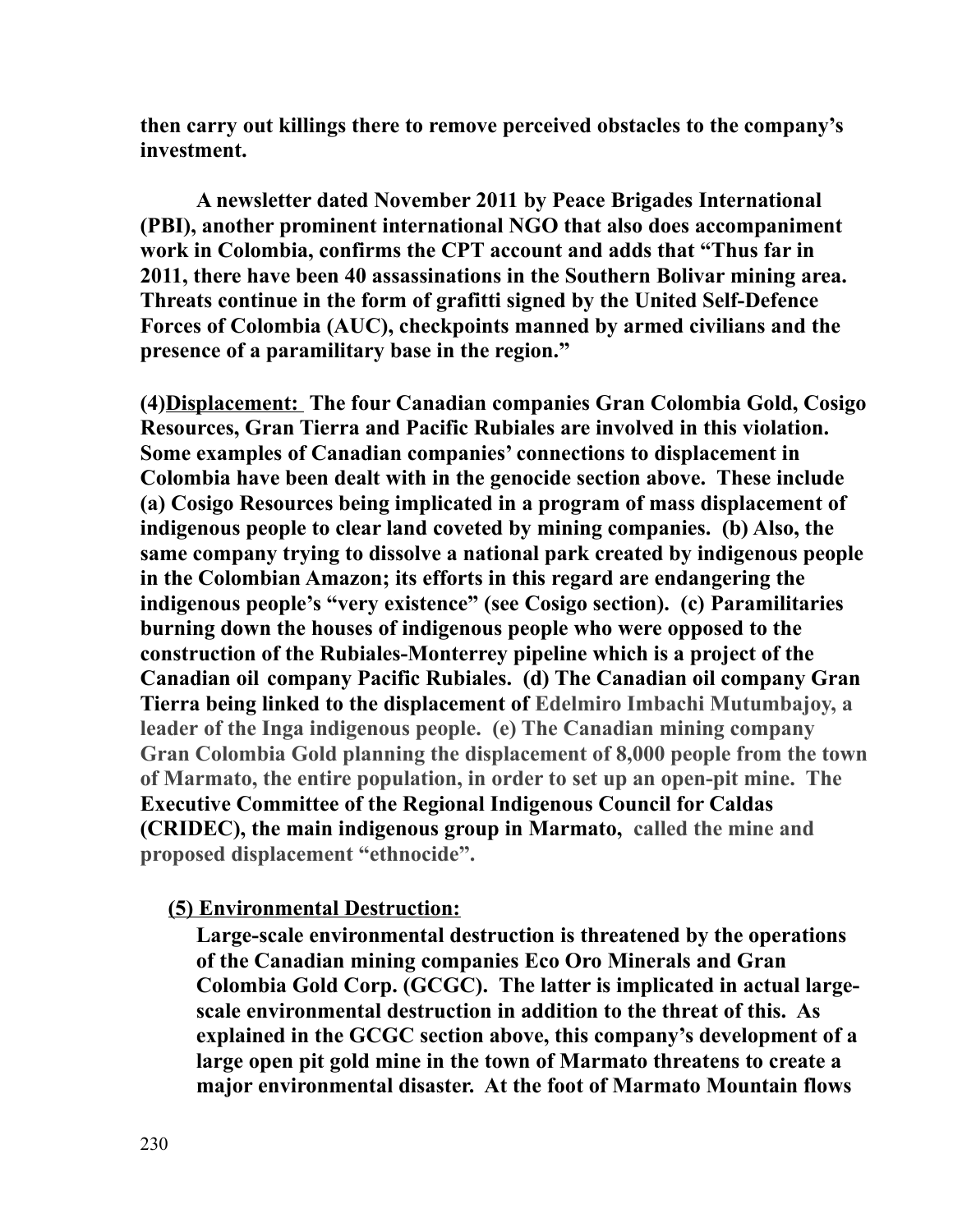**then carry out killings there to remove perceived obstacles to the company's investment.**

**A newsletter dated November 2011 by Peace Brigades International (PBI), another prominent international NGO that also does accompaniment work in Colombia, confirms the CPT account and adds that "Thus far in 2011, there have been 40 assassinations in the Southern Bolivar mining area. Threats continue in the form of grafitti signed by the United Self-Defence Forces of Colombia (AUC), checkpoints manned by armed civilians and the presence of a paramilitary base in the region."**

**(4)<u>Displacement:</u> The four Canadian companies Gran Colombia Gold, Cosigo Resources, Gran Tierra and Pacific Rubiales are involved in this violation. Some examples of Canadian companies' connections to displacement in Colombia have been dealt with in the genocide section above. These include (a) Cosigo Resources being implicated in a program of mass displacement of indigenous people to clear land coveted by mining companies. (b) Also, the same company trying to dissolve a national park created by indigenous people in the Colombian Amazon; its efforts in this regard are endangering the indigenous people's "very existence" (see Cosigo section). (c) Paramilitaries burning down the houses of indigenous people who were opposed to the construction of the Rubiales-Monterrey pipeline which is a project of the Canadian oil company Pacific Rubiales. (d) The Canadian oil company Gran Tierra being linked to the displacement of Edelmiro Imbachi Mutumbajoy, a leader of the Inga indigenous people. (e) The Canadian mining company Gran Colombia Gold planning the displacement of 8,000 people from the town of Marmato, the entire population, in order to set up an open-pit mine. The Executive Committee of the Regional Indigenous Council for Caldas (CRIDEC), the main indigenous group in Marmato, called the mine and proposed displacement "ethnocide".**

**<u>(5) Environmental Destruction:</u>**

**Large-scale environmental destruction is threatened by the operations of the Canadian mining companies Eco Oro Minerals and Gran Colombia Gold Corp. (GCGC). The latter is implicated in actual large-scale environmental destruction in addition to the threat of this. As explained in the GCGC section above, this company's development of a large open pit gold mine in the town of Marmato threatens to create a major environmental disaster. At the foot of Marmato Mountain flows**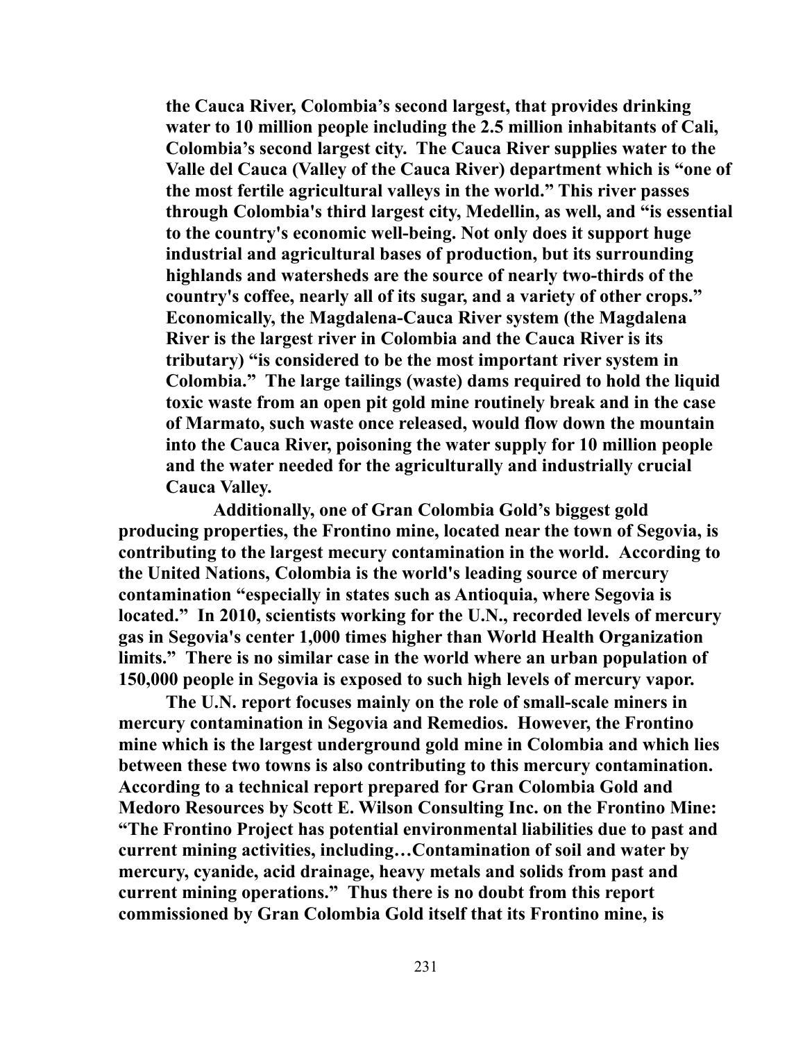**the Cauca River, Colombia's second largest, that provides drinking water to 10 million people including the 2.5 million inhabitants of Cali, Colombia's second largest city. The Cauca River supplies water to the Valle del Cauca (Valley of the Cauca River) department which is "one of the most fertile agricultural valleys in the world." This river passes through Colombia's third largest city, Medellin, as well, and "is essential to the country's economic well-being. Not only does it support huge industrial and agricultural bases of production, but its surrounding highlands and watersheds are the source of nearly two-thirds of the country's coffee, nearly all of its sugar, and a variety of other crops." Economically, the Magdalena-Cauca River system (the Magdalena River is the largest river in Colombia and the Cauca River is its tributary) "is considered to be the most important river system in Colombia." The large tailings (waste) dams required to hold the liquid toxic waste from an open pit gold mine routinely break and in the case of Marmato, such waste once released, would flow down the mountain into the Cauca River, poisoning the water supply for 10 million people and the water needed for the agriculturally and industrially crucial Cauca Valley.**

**Additionally, one of Gran Colombia Gold's biggest gold producing properties, the Frontino mine, located near the town of Segovia, is contributing to the largest mecury contamination in the world. According to the United Nations, Colombia is the world's leading source of mercury contamination "especially in states such as Antioquia, where Segovia is located." In 2010, scientists working for the U.N., recorded levels of mercury gas in Segovia's center 1,000 times higher than World Health Organization limits." There is no similar case in the world where an urban population of 150,000 people in Segovia is exposed to such high levels of mercury vapor.**

**The U.N. report focuses mainly on the role of small-scale miners in mercury contamination in Segovia and Remedios. However, the Frontino mine which is the largest underground gold mine in Colombia and which lies between these two towns is also contributing to this mercury contamination. According to a technical report prepared for Gran Colombia Gold and Medoro Resources by Scott E. Wilson Consulting Inc. on the Frontino Mine: "The Frontino Project has potential environmental liabilities due to past and current mining activities, including…Contamination of soil and water by mercury, cyanide, acid drainage, heavy metals and solids from past and current mining operations." Thus there is no doubt from this report commissioned by Gran Colombia Gold itself that its Frontino mine, is**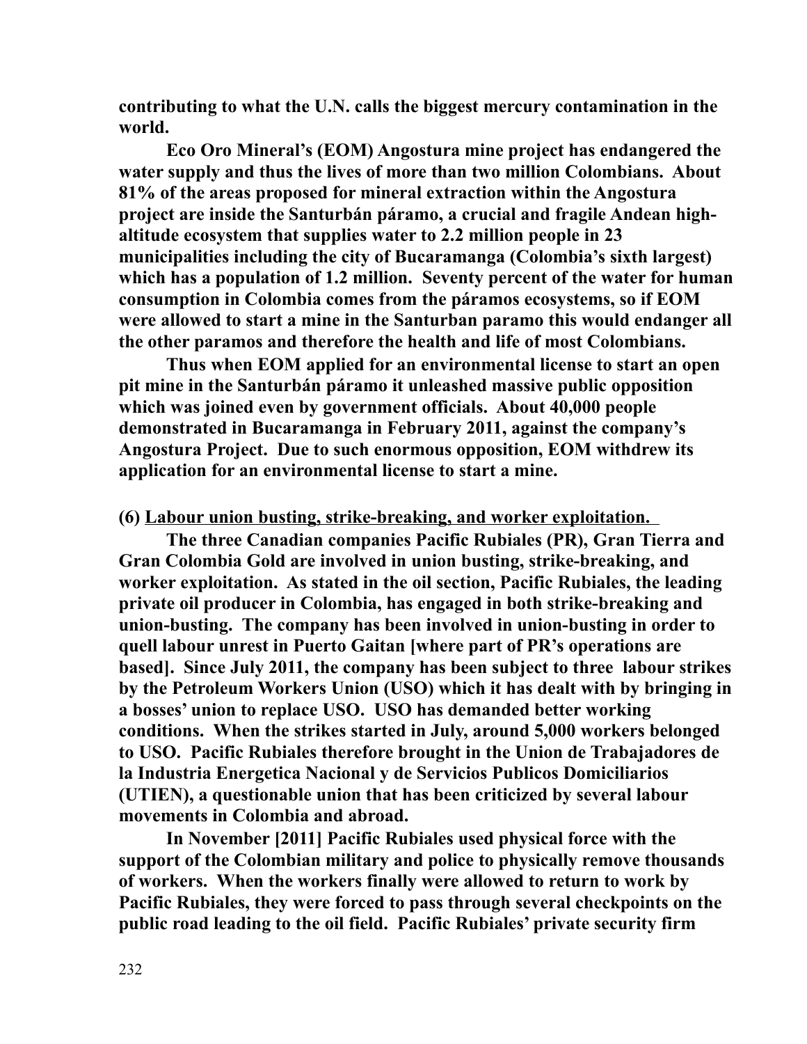**contributing to what the U.N. calls the biggest mercury contamination in the world.**

**Eco Oro Mineral's (EOM) Angostura mine project has endangered the water supply and thus the lives of more than two million Colombians. About 81% of the areas proposed for mineral extraction within the Angostura project are inside the Santurbán páramo, a crucial and fragile Andean high-altitude ecosystem that supplies water to 2.2 million people in 23 municipalities including the city of Bucaramanga (Colombia's sixth largest) which has a population of 1.2 million. Seventy percent of the water for human consumption in Colombia comes from the páramos ecosystems, so if EOM were allowed to start a mine in the Santurban paramo this would endanger all the other paramos and therefore the health and life of most Colombians.**

**Thus when EOM applied for an environmental license to start an open pit mine in the Santurbán páramo it unleashed massive public opposition which was joined even by government officials. About 40,000 people demonstrated in Bucaramanga in February 2011, against the company's Angostura Project. Due to such enormous opposition, EOM withdrew its application for an environmental license to start a mine.**

**(6) <u>Labour union busting, strike-breaking, and worker exploitation.</u>**

**The three Canadian companies Pacific Rubiales (PR), Gran Tierra and Gran Colombia Gold are involved in union busting, strike-breaking, and worker exploitation. As stated in the oil section, Pacific Rubiales, the leading private oil producer in Colombia, has engaged in both strike-breaking and union-busting. The company has been involved in union-busting in order to quell labour unrest in Puerto Gaitan [where part of PR's operations are based]. Since July 2011, the company has been subject to three labour strikes by the Petroleum Workers Union (USO) which it has dealt with by bringing in a bosses' union to replace USO. USO has demanded better working conditions. When the strikes started in July, around 5,000 workers belonged to USO. Pacific Rubiales therefore brought in the Union de Trabajadores de la Industria Energetica Nacional y de Servicios Publicos Domiciliarios (UTIEN), a questionable union that has been criticized by several labour movements in Colombia and abroad.**

**In November [2011] Pacific Rubiales used physical force with the support of the Colombian military and police to physically remove thousands of workers. When the workers finally were allowed to return to work by Pacific Rubiales, they were forced to pass through several checkpoints on the public road leading to the oil field. Pacific Rubiales' private security firm**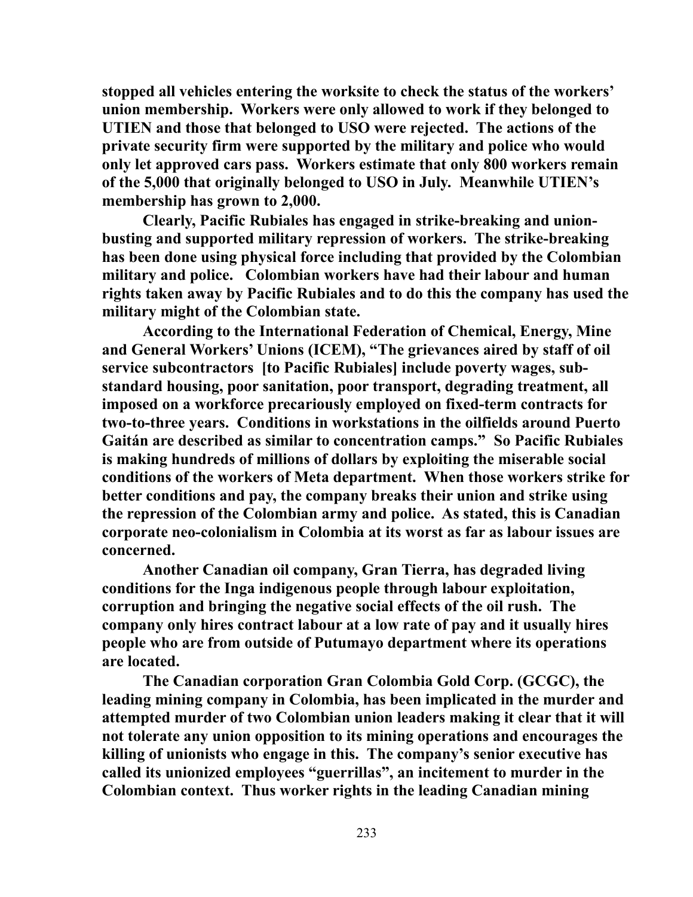**stopped all vehicles entering the worksite to check the status of the workers' union membership. Workers were only allowed to work if they belonged to UTIEN and those that belonged to USO were rejected. The actions of the private security firm were supported by the military and police who would only let approved cars pass. Workers estimate that only 800 workers remain of the 5,000 that originally belonged to USO in July. Meanwhile UTIEN's membership has grown to 2,000.**

**Clearly, Pacific Rubiales has engaged in strike-breaking and union-busting and supported military repression of workers. The strike-breaking has been done using physical force including that provided by the Colombian military and police. Colombian workers have had their labour and human rights taken away by Pacific Rubiales and to do this the company has used the military might of the Colombian state.**

**According to the International Federation of Chemical, Energy, Mine and General Workers' Unions (ICEM), "The grievances aired by staff of oil service subcontractors [to Pacific Rubiales] include poverty wages, sub-standard housing, poor sanitation, poor transport, degrading treatment, all imposed on a workforce precariously employed on fixed-term contracts for two-to-three years. Conditions in workstations in the oilfields around Puerto Gaitán are described as similar to concentration camps." So Pacific Rubiales is making hundreds of millions of dollars by exploiting the miserable social conditions of the workers of Meta department. When those workers strike for better conditions and pay, the company breaks their union and strike using the repression of the Colombian army and police. As stated, this is Canadian corporate neo-colonialism in Colombia at its worst as far as labour issues are concerned.**

**Another Canadian oil company, Gran Tierra, has degraded living conditions for the Inga indigenous people through labour exploitation, corruption and bringing the negative social effects of the oil rush. The company only hires contract labour at a low rate of pay and it usually hires people who are from outside of Putumayo department where its operations are located.**

**The Canadian corporation Gran Colombia Gold Corp. (GCGC), the leading mining company in Colombia, has been implicated in the murder and attempted murder of two Colombian union leaders making it clear that it will not tolerate any union opposition to its mining operations and encourages the killing of unionists who engage in this. The company's senior executive has called its unionized employees "guerrillas", an incitement to murder in the Colombian context. Thus worker rights in the leading Canadian mining**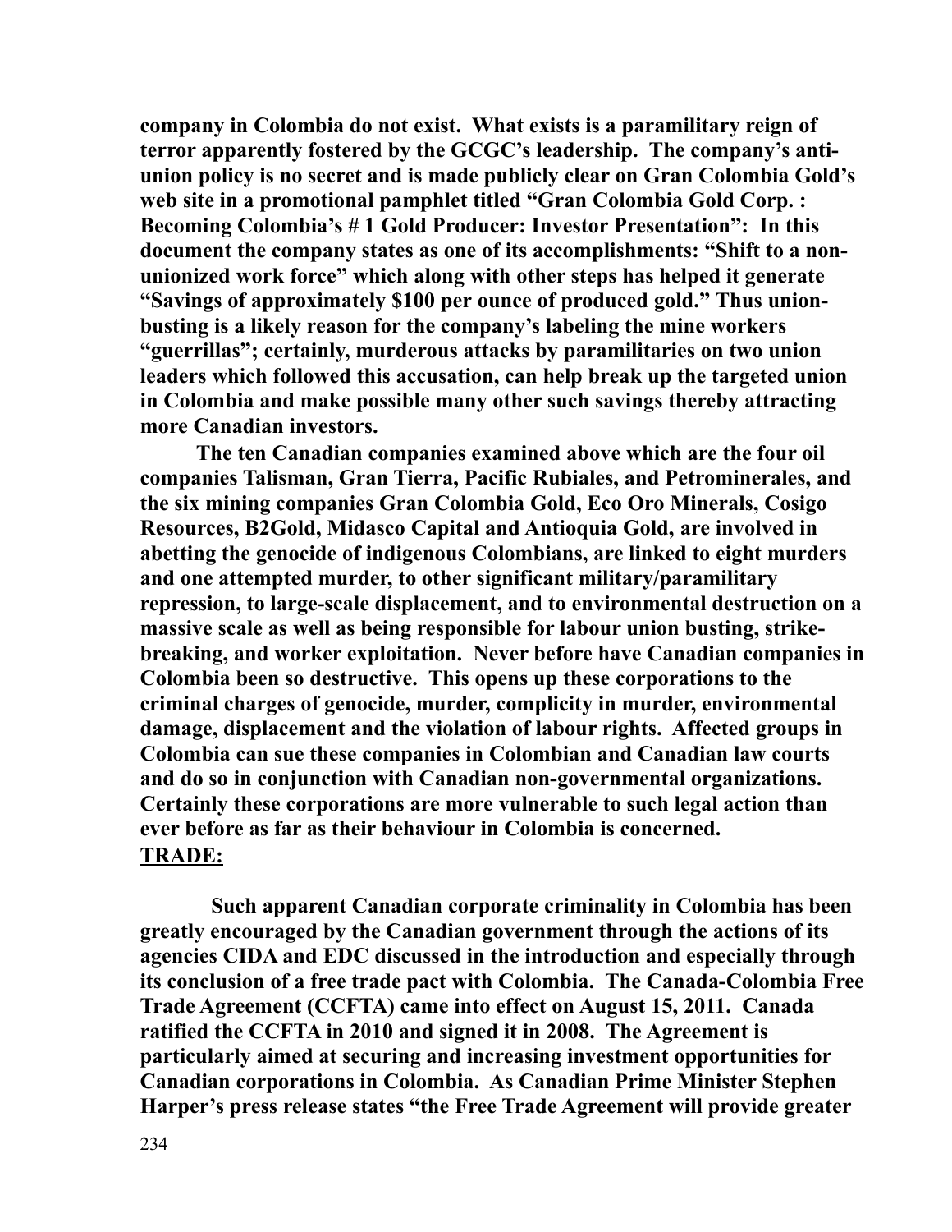**company in Colombia do not exist. What exists is a paramilitary reign of terror apparently fostered by the GCGC's leadership. The company's anti-union policy is no secret and is made publicly clear on Gran Colombia Gold's web site in a promotional pamphlet titled "Gran Colombia Gold Corp. : Becoming Colombia's # 1 Gold Producer: Investor Presentation": In this document the company states as one of its accomplishments: "Shift to a non-unionized work force" which along with other steps has helped it generate "Savings of approximately $100 per ounce of produced gold." Thus union-busting is a likely reason for the company's labeling the mine workers "guerrillas"; certainly, murderous attacks by paramilitaries on two union leaders which followed this accusation, can help break up the targeted union in Colombia and make possible many other such savings thereby attracting more Canadian investors.**

**The ten Canadian companies examined above which are the four oil companies Talisman, Gran Tierra, Pacific Rubiales, and Petrominerales, and the six mining companies Gran Colombia Gold, Eco Oro Minerals, Cosigo Resources, B2Gold, Midasco Capital and Antioquia Gold, are involved in abetting the genocide of indigenous Colombians, are linked to eight murders and one attempted murder, to other significant military/paramilitary repression, to large-scale displacement, and to environmental destruction on a massive scale as well as being responsible for labour union busting, strike-breaking, and worker exploitation. Never before have Canadian companies in Colombia been so destructive. This opens up these corporations to the criminal charges of genocide, murder, complicity in murder, environmental damage, displacement and the violation of labour rights. Affected groups in Colombia can sue these companies in Colombian and Canadian law courts and do so in conjunction with Canadian non-governmental organizations. Certainly these corporations are more vulnerable to such legal action than ever before as far as their behaviour in Colombia is concerned.**

**TRADE:**

**Such apparent Canadian corporate criminality in Colombia has been greatly encouraged by the Canadian government through the actions of its agencies CIDA and EDC discussed in the introduction and especially through its conclusion of a free trade pact with Colombia. The Canada-Colombia Free Trade Agreement (CCFTA) came into effect on August 15, 2011. Canada ratified the CCFTA in 2010 and signed it in 2008. The Agreement is particularly aimed at securing and increasing investment opportunities for Canadian corporations in Colombia. As Canadian Prime Minister Stephen Harper's press release states "the Free Trade Agreement will provide greater**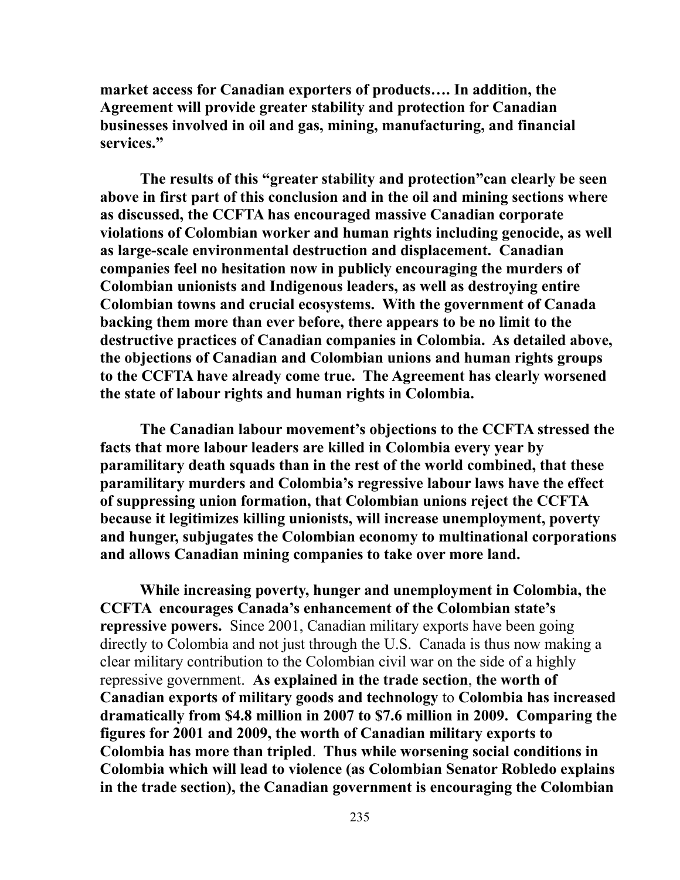**market access for Canadian exporters of products…. In addition, the Agreement will provide greater stability and protection for Canadian businesses involved in oil and gas, mining, manufacturing, and financial services."**

**The results of this "greater stability and protection"can clearly be seen above in first part of this conclusion and in the oil and mining sections where as discussed, the CCFTA has encouraged massive Canadian corporate violations of Colombian worker and human rights including genocide, as well as large-scale environmental destruction and displacement. Canadian companies feel no hesitation now in publicly encouraging the murders of Colombian unionists and Indigenous leaders, as well as destroying entire Colombian towns and crucial ecosystems. With the government of Canada backing them more than ever before, there appears to be no limit to the destructive practices of Canadian companies in Colombia. As detailed above, the objections of Canadian and Colombian unions and human rights groups to the CCFTA have already come true. The Agreement has clearly worsened the state of labour rights and human rights in Colombia.**

**The Canadian labour movement's objections to the CCFTA stressed the facts that more labour leaders are killed in Colombia every year by paramilitary death squads than in the rest of the world combined, that these paramilitary murders and Colombia's regressive labour laws have the effect of suppressing union formation, that Colombian unions reject the CCFTA because it legitimizes killing unionists, will increase unemployment, poverty and hunger, subjugates the Colombian economy to multinational corporations and allows Canadian mining companies to take over more land.**

**While increasing poverty, hunger and unemployment in Colombia, the CCFTA encourages Canada's enhancement of the Colombian state's repressive powers.** Since 2001, Canadian military exports have been going directly to Colombia and not just through the U.S. Canada is thus now making a clear military contribution to the Colombian civil war on the side of a highly repressive government. **As explained in the trade section**, **the worth of Canadian exports of military goods and technology** to **Colombia has increased dramatically from $4.8 million in 2007 to $7.6 million in 2009. Comparing the figures for 2001 and 2009, the worth of Canadian military exports to Colombia has more than tripled**. **Thus while worsening social conditions in Colombia which will lead to violence (as Colombian Senator Robledo explains in the trade section), the Canadian government is encouraging the Colombian**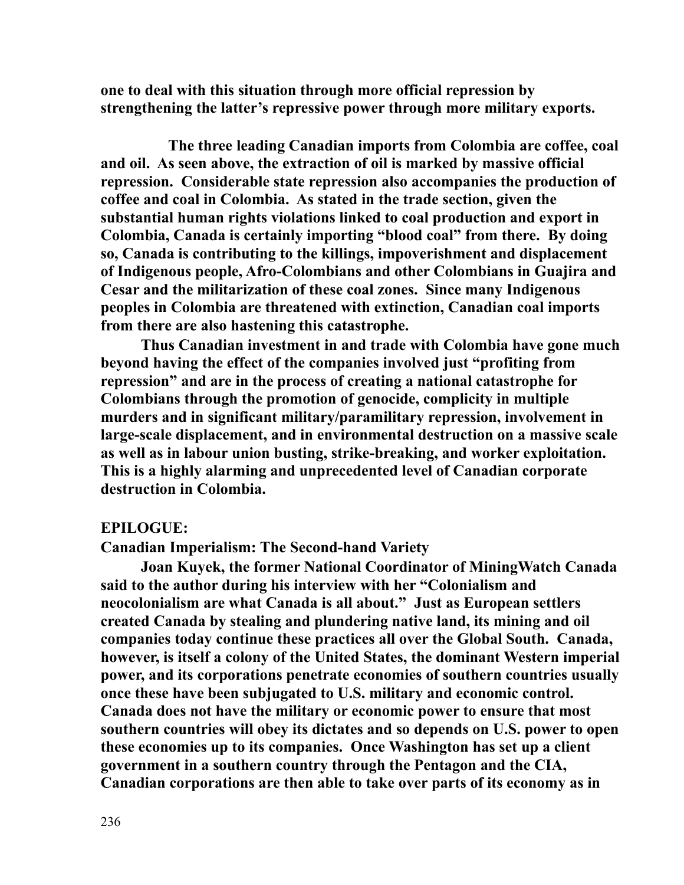**one to deal with this situation through more official repression by strengthening the latter's repressive power through more military exports.**

**The three leading Canadian imports from Colombia are coffee, coal and oil. As seen above, the extraction of oil is marked by massive official repression. Considerable state repression also accompanies the production of coffee and coal in Colombia. As stated in the trade section, given the substantial human rights violations linked to coal production and export in Colombia, Canada is certainly importing "blood coal" from there. By doing so, Canada is contributing to the killings, impoverishment and displacement of Indigenous people, Afro-Colombians and other Colombians in Guajira and Cesar and the militarization of these coal zones. Since many Indigenous peoples in Colombia are threatened with extinction, Canadian coal imports from there are also hastening this catastrophe.**

**Thus Canadian investment in and trade with Colombia have gone much beyond having the effect of the companies involved just "profiting from repression" and are in the process of creating a national catastrophe for Colombians through the promotion of genocide, complicity in multiple murders and in significant military/paramilitary repression, involvement in large-scale displacement, and in environmental destruction on a massive scale as well as in labour union busting, strike-breaking, and worker exploitation. This is a highly alarming and unprecedented level of Canadian corporate destruction in Colombia.**

## EPILOGUE:

### Canadian Imperialism: The Second-hand Variety

**Joan Kuyek, the former National Coordinator of MiningWatch Canada said to the author during his interview with her "Colonialism and neocolonialism are what Canada is all about." Just as European settlers created Canada by stealing and plundering native land, its mining and oil companies today continue these practices all over the Global South. Canada, however, is itself a colony of the United States, the dominant Western imperial power, and its corporations penetrate economies of southern countries usually once these have been subjugated to U.S. military and economic control. Canada does not have the military or economic power to ensure that most southern countries will obey its dictates and so depends on U.S. power to open these economies up to its companies. Once Washington has set up a client government in a southern country through the Pentagon and the CIA, Canadian corporations are then able to take over parts of its economy as in**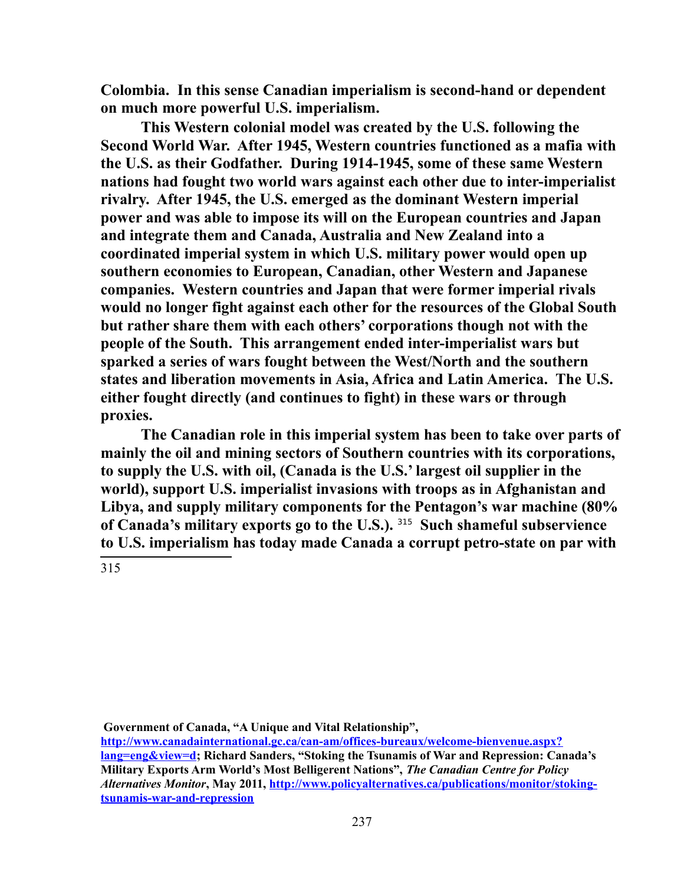**Colombia. In this sense Canadian imperialism is second-hand or dependent on much more powerful U.S. imperialism.**

**This Western colonial model was created by the U.S. following the Second World War. After 1945, Western countries functioned as a mafia with the U.S. as their Godfather. During 1914-1945, some of these same Western nations had fought two world wars against each other due to inter-imperialist rivalry. After 1945, the U.S. emerged as the dominant Western imperial power and was able to impose its will on the European countries and Japan and integrate them and Canada, Australia and New Zealand into a coordinated imperial system in which U.S. military power would open up southern economies to European, Canadian, other Western and Japanese companies. Western countries and Japan that were former imperial rivals would no longer fight against each other for the resources of the Global South but rather share them with each others' corporations though not with the people of the South. This arrangement ended inter-imperialist wars but sparked a series of wars fought between the West/North and the southern states and liberation movements in Asia, Africa and Latin America. The U.S. either fought directly (and continues to fight) in these wars or through proxies.**

**The Canadian role in this imperial system has been to take over parts of mainly the oil and mining sectors of Southern countries with its corporations, to supply the U.S. with oil, (Canada is the U.S.' largest oil supplier in the world), support U.S. imperialist invasions with troops as in Afghanistan and Libya, and supply military components for the Pentagon's war machine (80% of Canada's military exports go to the U.S.).** [315] **Such shameful subservience to U.S. imperialism has today made Canada a corrupt petro-state on par with**

---

315 **Government of Canada, "A Unique and Vital Relationship", http://www.canadainternational.gc.ca/can-am/offices-bureaux/welcome-bienvenue.aspx?lang=eng&view=d; Richard Sanders, "Stoking the Tsunamis of War and Repression: Canada's Military Exports Arm World's Most Belligerent Nations",** ***The Canadian Centre for Policy Alternatives Monitor*****, May 2011, http://www.policyalternatives.ca/publications/monitor/stoking-tsunamis-war-and-repression**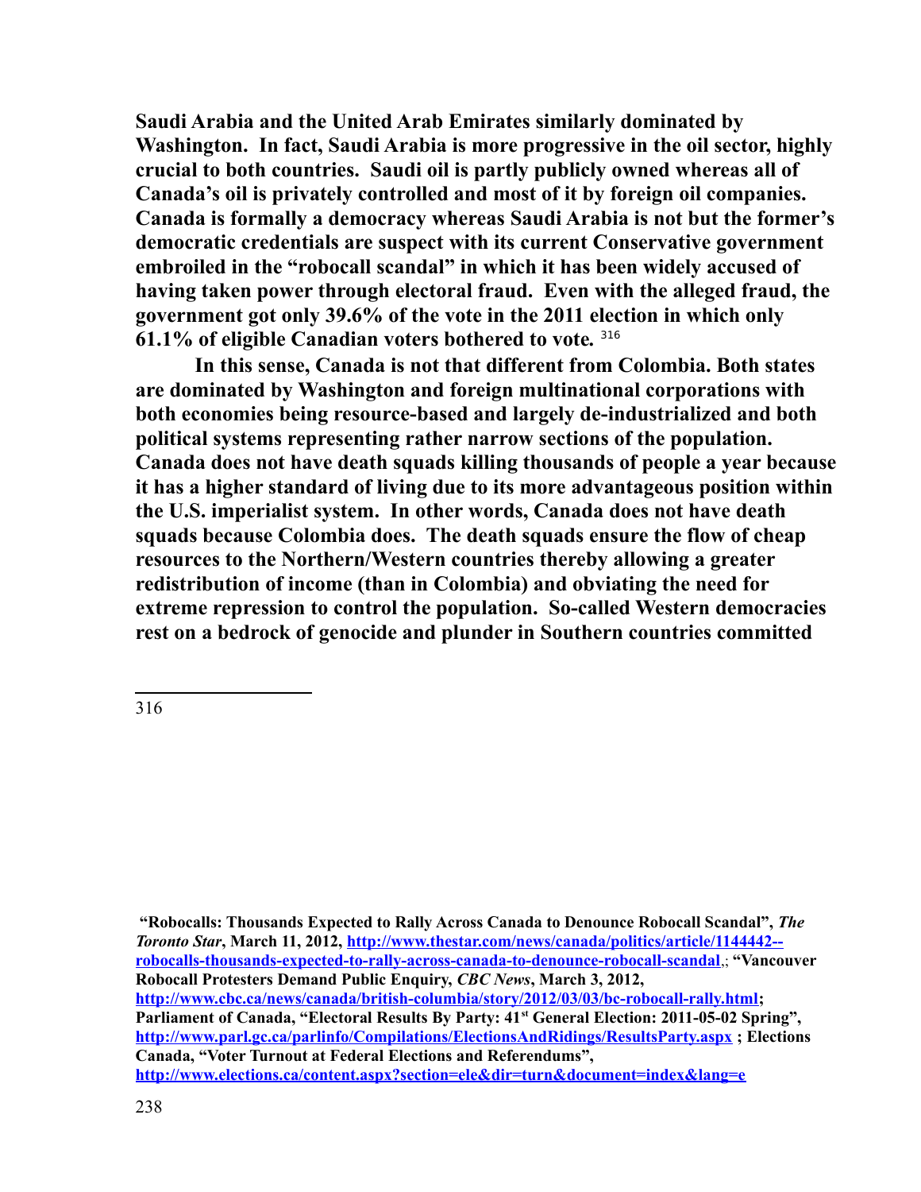**Saudi Arabia and the United Arab Emirates similarly dominated by Washington. In fact, Saudi Arabia is more progressive in the oil sector, highly crucial to both countries. Saudi oil is partly publicly owned whereas all of Canada's oil is privately controlled and most of it by foreign oil companies. Canada is formally a democracy whereas Saudi Arabia is not but the former's democratic credentials are suspect with its current Conservative government embroiled in the "robocall scandal" in which it has been widely accused of having taken power through electoral fraud. Even with the alleged fraud, the government got only 39.6% of the vote in the 2011 election in which only 61.1% of eligible Canadian voters bothered to vote.** [316]

**In this sense, Canada is not that different from Colombia. Both states are dominated by Washington and foreign multinational corporations with both economies being resource-based and largely de-industrialized and both political systems representing rather narrow sections of the population. Canada does not have death squads killing thousands of people a year because it has a higher standard of living due to its more advantageous position within the U.S. imperialist system. In other words, Canada does not have death squads because Colombia does. The death squads ensure the flow of cheap resources to the Northern/Western countries thereby allowing a greater redistribution of income (than in Colombia) and obviating the need for extreme repression to control the population. So-called Western democracies rest on a bedrock of genocide and plunder in Southern countries committed**

---

316 **"Robocalls: Thousands Expected to Rally Across Canada to Denounce Robocall Scandal",** ***The Toronto Star*****, March 11, 2012, http://www.thestar.com/news/canada/politics/article/1144442--robocalls-thousands-expected-to-rally-across-canada-to-denounce-robocall-scandal,; "Vancouver Robocall Protesters Demand Public Enquiry,** ***CBC News*****, March 3, 2012, http://www.cbc.ca/news/canada/british-columbia/story/2012/03/03/bc-robocall-rally.html; Parliament of Canada, "Electoral Results By Party: 41st General Election: 2011-05-02 Spring", http://www.parl.gc.ca/parlinfo/Compilations/ElectionsAndRidings/ResultsParty.aspx ; Elections Canada, "Voter Turnout at Federal Elections and Referendums", http://www.elections.ca/content.aspx?section=ele&dir=turn&document=index&lang=e**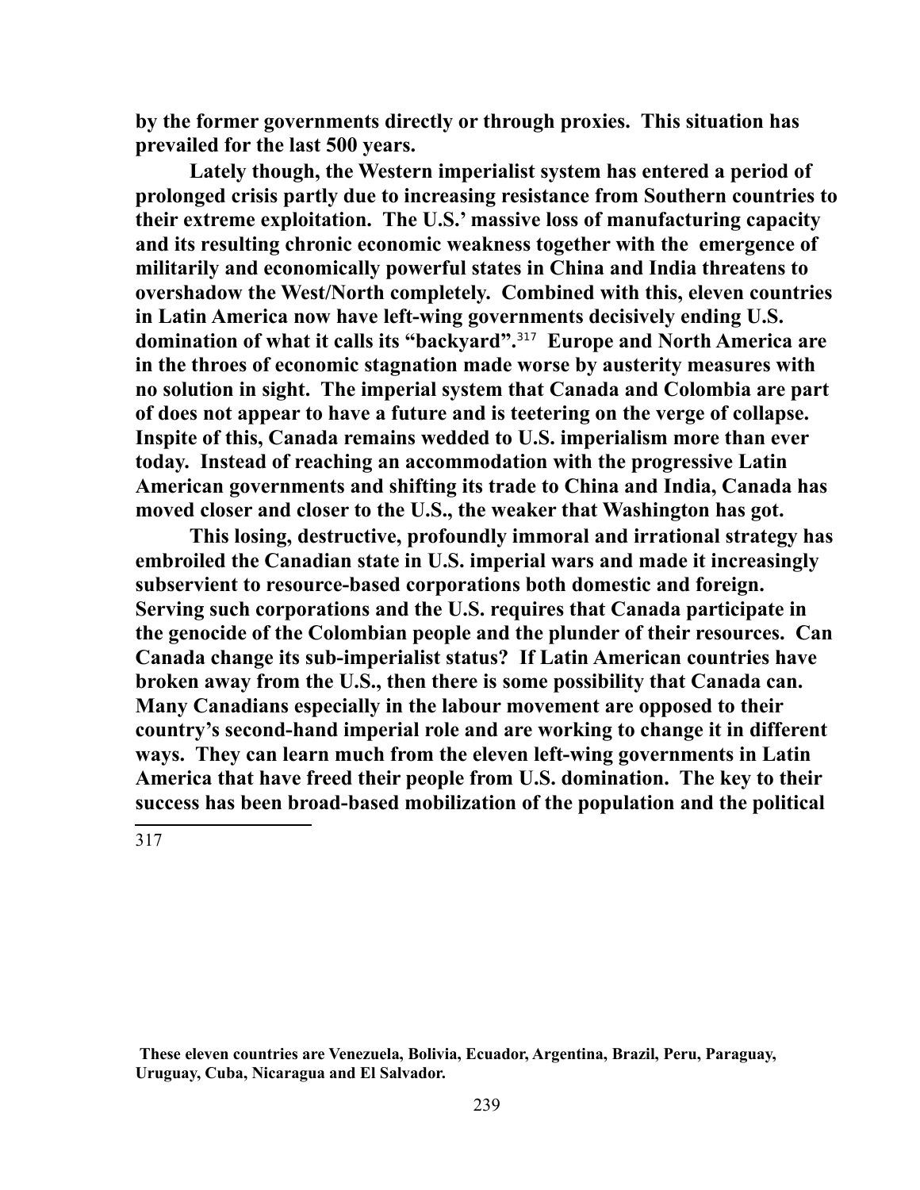**by the former governments directly or through proxies. This situation has prevailed for the last 500 years.**

**Lately though, the Western imperialist system has entered a period of prolonged crisis partly due to increasing resistance from Southern countries to their extreme exploitation. The U.S.' massive loss of manufacturing capacity and its resulting chronic economic weakness together with the emergence of militarily and economically powerful states in China and India threatens to overshadow the West/North completely. Combined with this, eleven countries in Latin America now have left-wing governments decisively ending U.S. domination of what it calls its "backyard".[317] Europe and North America are in the throes of economic stagnation made worse by austerity measures with no solution in sight. The imperial system that Canada and Colombia are part of does not appear to have a future and is teetering on the verge of collapse. Inspite of this, Canada remains wedded to U.S. imperialism more than ever today. Instead of reaching an accommodation with the progressive Latin American governments and shifting its trade to China and India, Canada has moved closer and closer to the U.S., the weaker that Washington has got.**

**This losing, destructive, profoundly immoral and irrational strategy has embroiled the Canadian state in U.S. imperial wars and made it increasingly subservient to resource-based corporations both domestic and foreign. Serving such corporations and the U.S. requires that Canada participate in the genocide of the Colombian people and the plunder of their resources. Can Canada change its sub-imperialist status? If Latin American countries have broken away from the U.S., then there is some possibility that Canada can. Many Canadians especially in the labour movement are opposed to their country's second-hand imperial role and are working to change it in different ways. They can learn much from the eleven left-wing governments in Latin America that have freed their people from U.S. domination. The key to their success has been broad-based mobilization of the population and the political**

---

317 **These eleven countries are Venezuela, Bolivia, Ecuador, Argentina, Brazil, Peru, Paraguay, Uruguay, Cuba, Nicaragua and El Salvador.**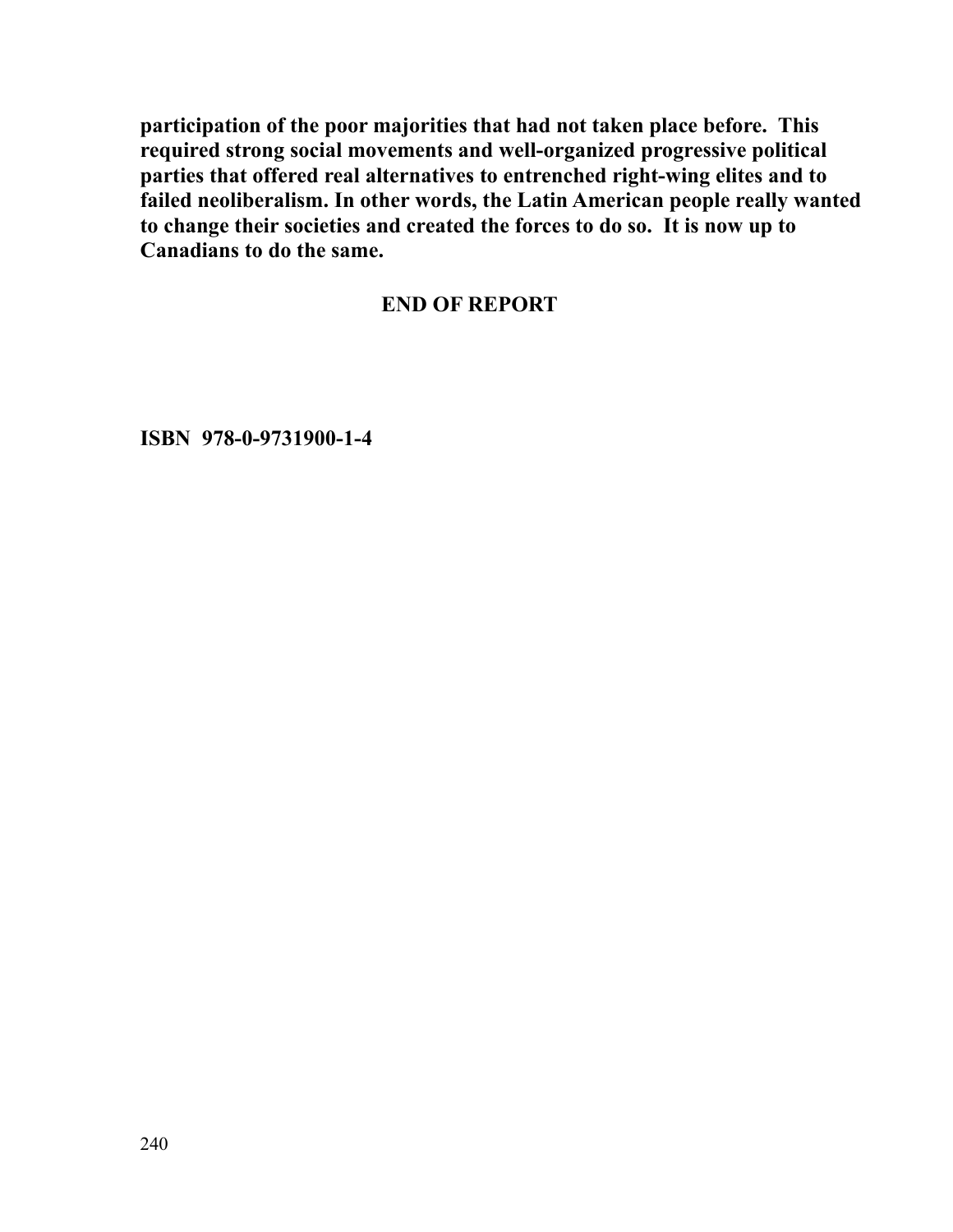**participation of the poor majorities that had not taken place before. This required strong social movements and well-organized progressive political parties that offered real alternatives to entrenched right-wing elites and to failed neoliberalism. In other words, the Latin American people really wanted to change their societies and created the forces to do so. It is now up to Canadians to do the same.**

**END OF REPORT**

**ISBN 978-0-9731900-1-4**